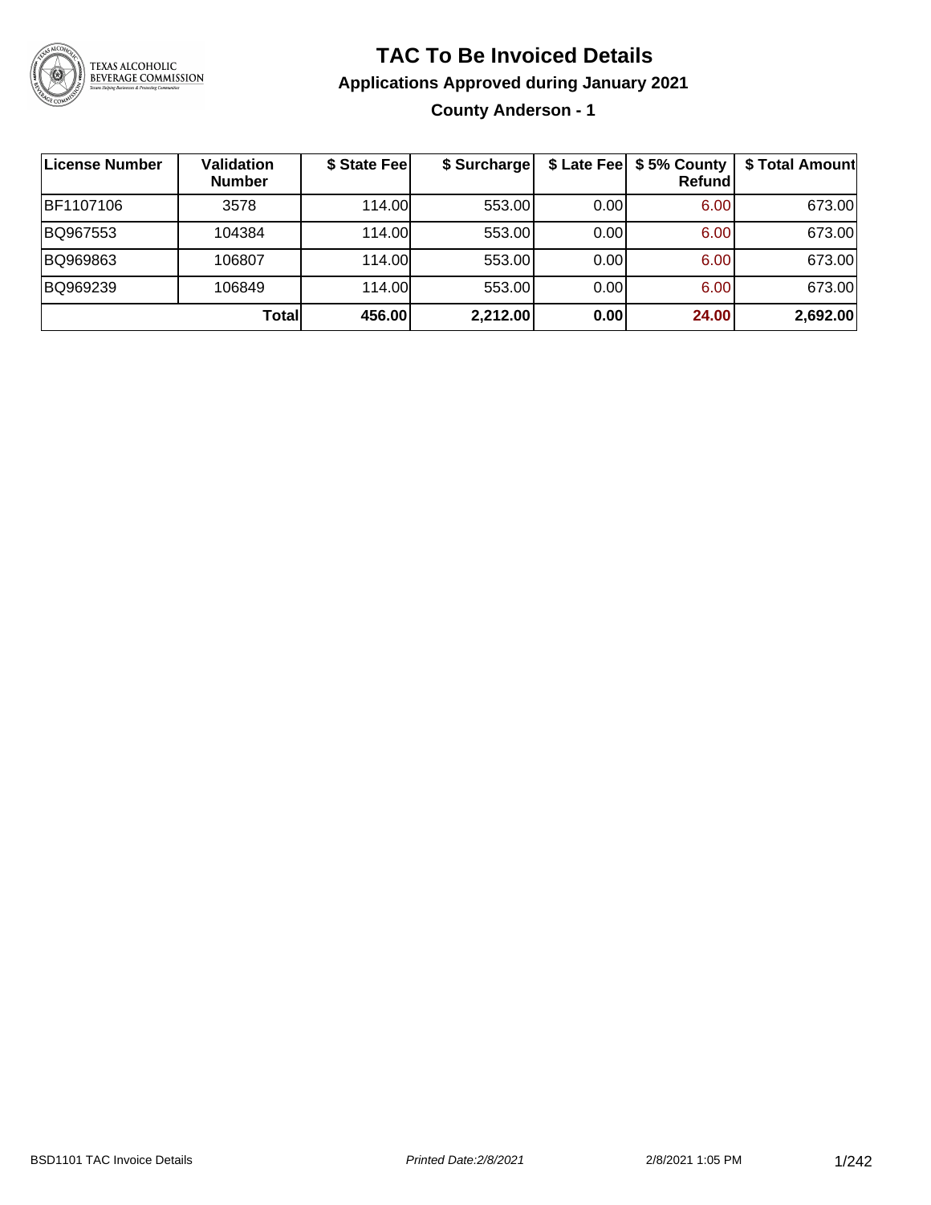# TAC To Be Invoiced Details

## Applications Approved during January 2021

### County Anderson - 1

| License Number | Validation Number | $ State Fee | $ Surcharge | $ Late Fee | $ 5% County Refund | $ Total Amount |
|---|---|---|---|---|---|---|
| BF1107106 | 3578 | 114.00 | 553.00 | 0.00 | 6.00 | 673.00 |
| BQ967553 | 104384 | 114.00 | 553.00 | 0.00 | 6.00 | 673.00 |
| BQ969863 | 106807 | 114.00 | 553.00 | 0.00 | 6.00 | 673.00 |
| BQ969239 | 106849 | 114.00 | 553.00 | 0.00 | 6.00 | 673.00 |
| | **Total** | **456.00** | **2,212.00** | **0.00** | **24.00** | **2,692.00** |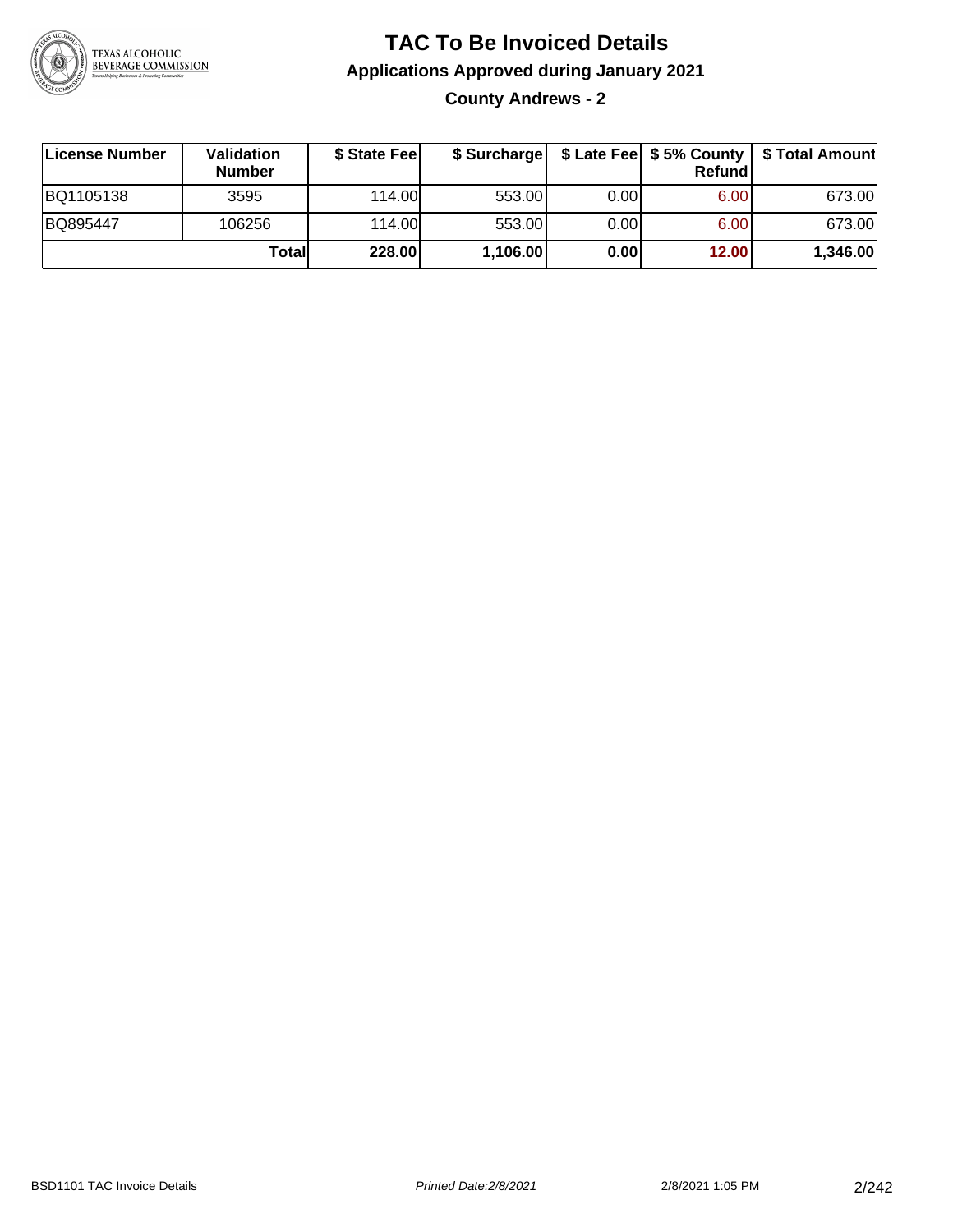# TAC To Be Invoiced Details

## Applications Approved during January 2021

### County Andrews - 2

| License Number | Validation Number | $ State Fee | $ Surcharge | $ Late Fee | $ 5% County Refund | $ Total Amount |
|---|---|---|---|---|---|---|
| BQ1105138 | 3595 | 114.00 | 553.00 | 0.00 | 6.00 | 673.00 |
| BQ895447 | 106256 | 114.00 | 553.00 | 0.00 | 6.00 | 673.00 |
| | **Total** | **228.00** | **1,106.00** | **0.00** | **12.00** | **1,346.00** |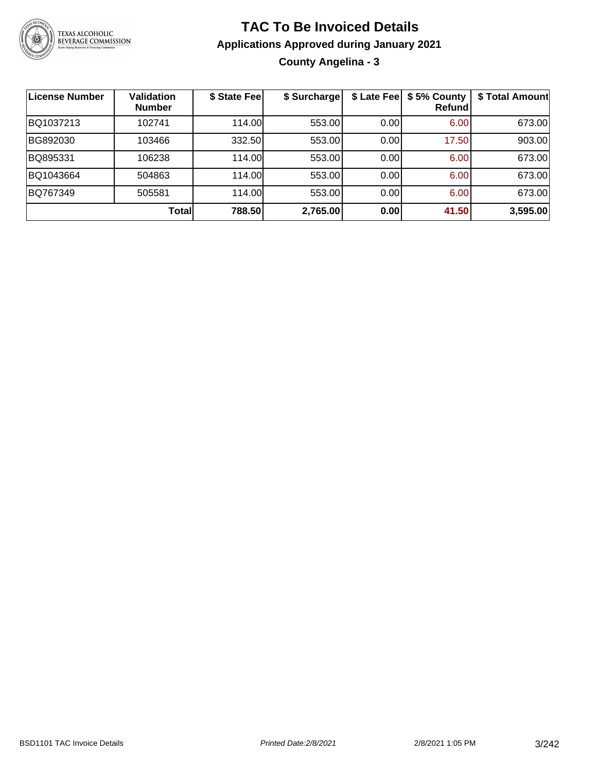# TAC To Be Invoiced Details

## Applications Approved during January 2021

### County Angelina - 3

| License Number | Validation Number | $ State Fee | $ Surcharge | $ Late Fee | $ 5% County Refund | $ Total Amount |
|---|---|---|---|---|---|---|
| BQ1037213 | 102741 | 114.00 | 553.00 | 0.00 | 6.00 | 673.00 |
| BG892030 | 103466 | 332.50 | 553.00 | 0.00 | 17.50 | 903.00 |
| BQ895331 | 106238 | 114.00 | 553.00 | 0.00 | 6.00 | 673.00 |
| BQ1043664 | 504863 | 114.00 | 553.00 | 0.00 | 6.00 | 673.00 |
| BQ767349 | 505581 | 114.00 | 553.00 | 0.00 | 6.00 | 673.00 |
| | **Total** | **788.50** | **2,765.00** | **0.00** | **41.50** | **3,595.00** |

BSD1101 TAC Invoice Details    *Printed Date:2/8/2021*    2/8/2021 1:05 PM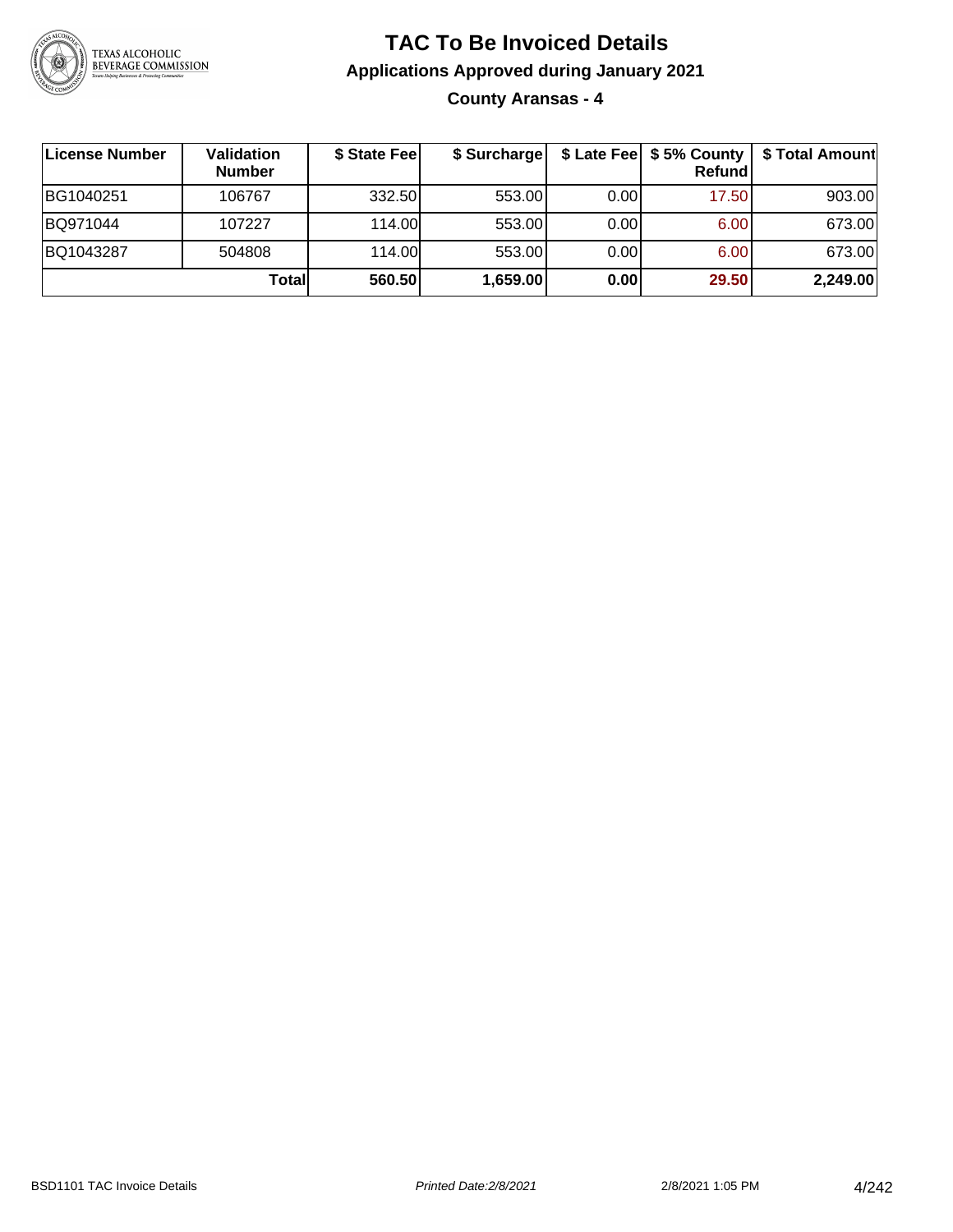# TAC To Be Invoiced Details

## Applications Approved during January 2021

### County Aransas - 4

| License Number | Validation Number | $ State Fee | $ Surcharge | $ Late Fee | $ 5% County Refund | $ Total Amount |
|---|---|---|---|---|---|---|
| BG1040251 | 106767 | 332.50 | 553.00 | 0.00 | 17.50 | 903.00 |
| BQ971044 | 107227 | 114.00 | 553.00 | 0.00 | 6.00 | 673.00 |
| BQ1043287 | 504808 | 114.00 | 553.00 | 0.00 | 6.00 | 673.00 |
| | **Total** | **560.50** | **1,659.00** | **0.00** | **29.50** | **2,249.00** |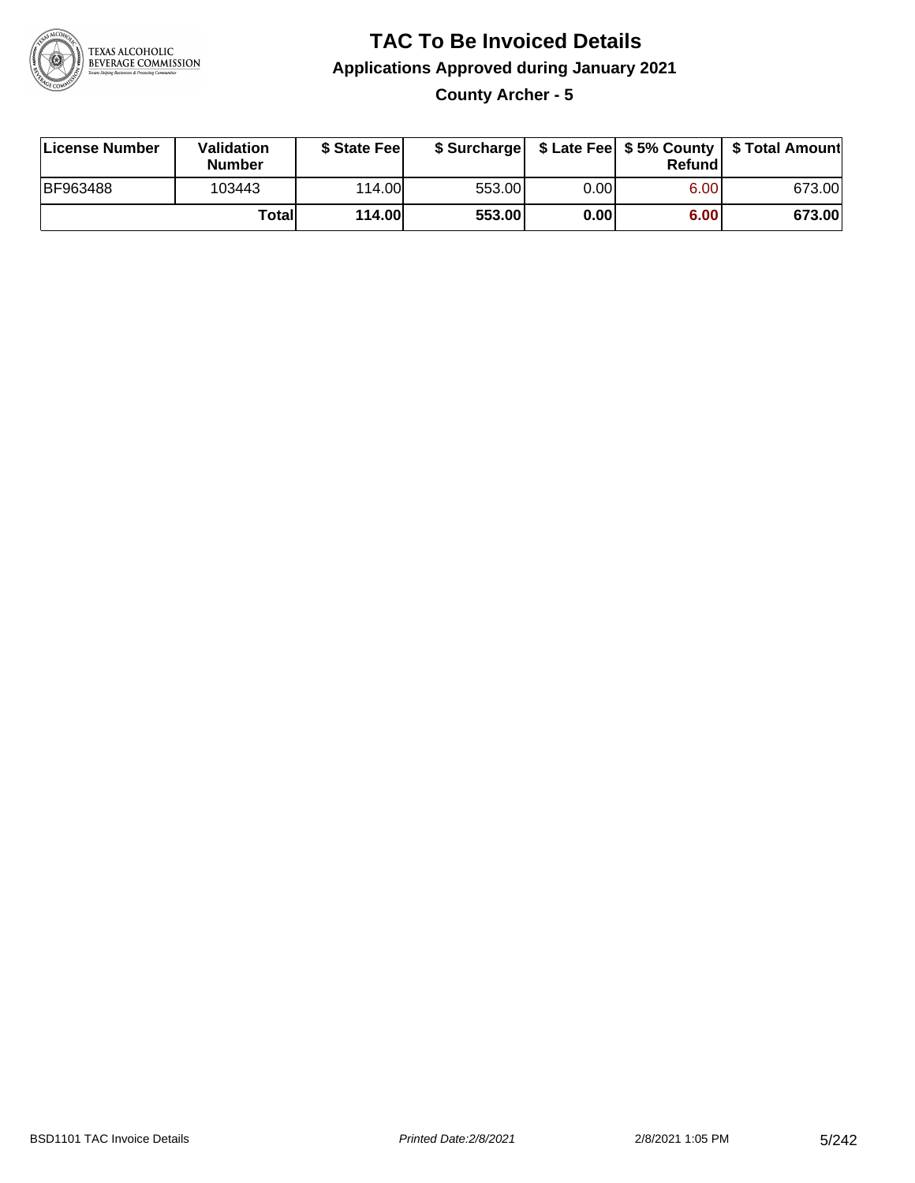# TAC To Be Invoiced Details

## Applications Approved during January 2021

### County Archer - 5

| License Number | Validation Number | $ State Fee | $ Surcharge | $ Late Fee | $ 5% County Refund | $ Total Amount |
|---|---|---|---|---|---|---|
| BF963488 | 103443 | 114.00 | 553.00 | 0.00 | 6.00 | 673.00 |
| | **Total** | **114.00** | **553.00** | **0.00** | **6.00** | **673.00** |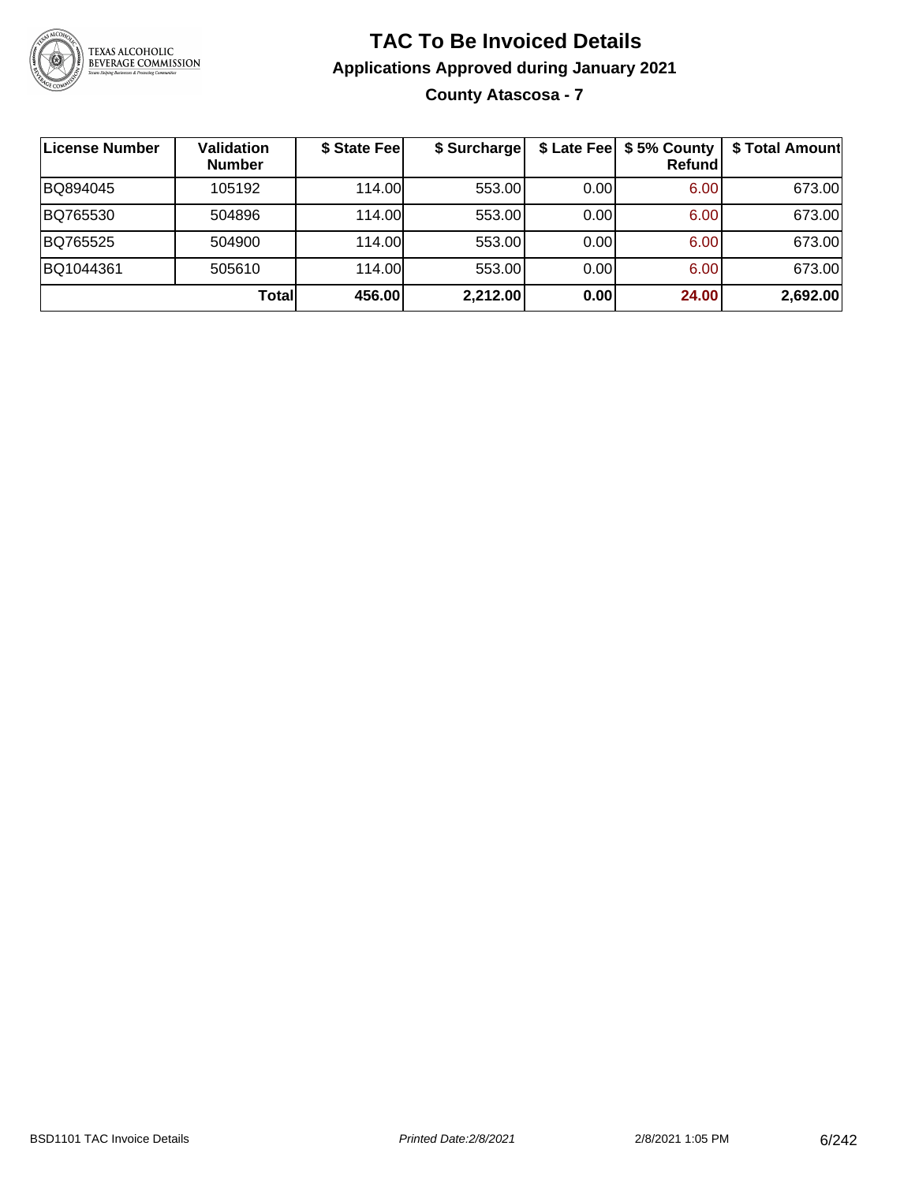# TAC To Be Invoiced Details

## Applications Approved during January 2021

### County Atascosa - 7

| License Number | Validation Number | $ State Fee | $ Surcharge | $ Late Fee | $ 5% County Refund | $ Total Amount |
|---|---|---|---|---|---|---|
| BQ894045 | 105192 | 114.00 | 553.00 | 0.00 | 6.00 | 673.00 |
| BQ765530 | 504896 | 114.00 | 553.00 | 0.00 | 6.00 | 673.00 |
| BQ765525 | 504900 | 114.00 | 553.00 | 0.00 | 6.00 | 673.00 |
| BQ1044361 | 505610 | 114.00 | 553.00 | 0.00 | 6.00 | 673.00 |
| | **Total** | **456.00** | **2,212.00** | **0.00** | **24.00** | **2,692.00** |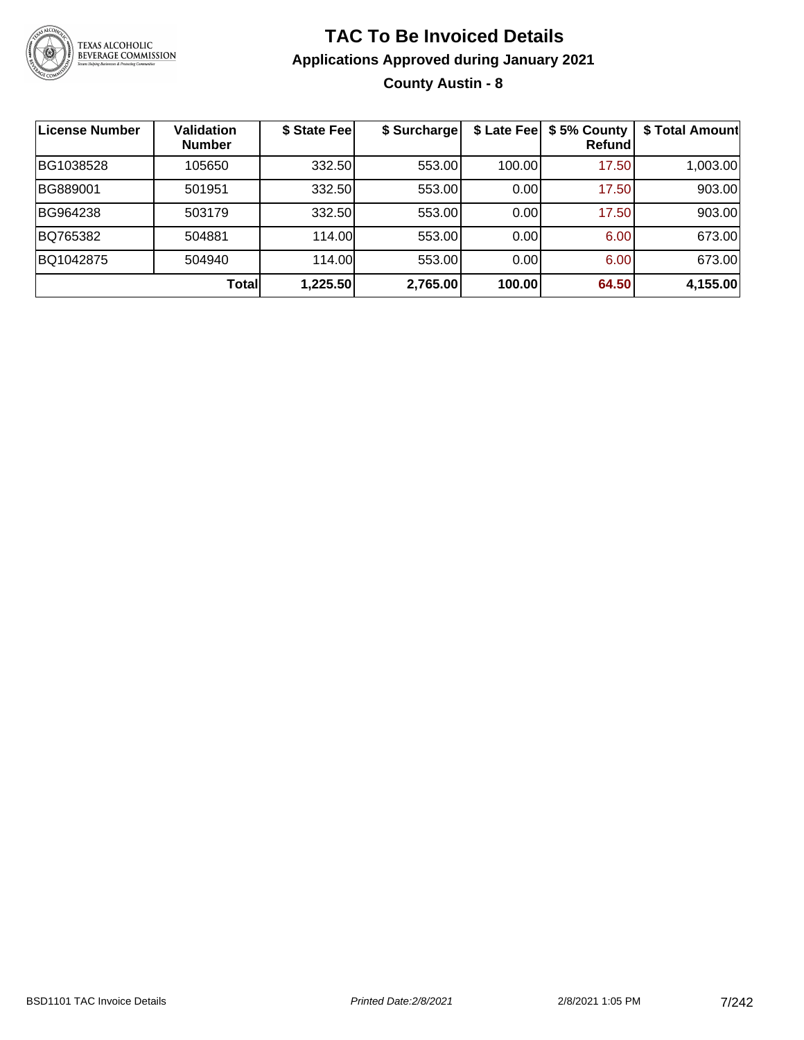# TAC To Be Invoiced Details

## Applications Approved during January 2021

### County Austin - 8

| License Number | Validation Number | $ State Fee | $ Surcharge | $ Late Fee | $ 5% County Refund | $ Total Amount |
|---|---|---|---|---|---|---|
| BG1038528 | 105650 | 332.50 | 553.00 | 100.00 | 17.50 | 1,003.00 |
| BG889001 | 501951 | 332.50 | 553.00 | 0.00 | 17.50 | 903.00 |
| BG964238 | 503179 | 332.50 | 553.00 | 0.00 | 17.50 | 903.00 |
| BQ765382 | 504881 | 114.00 | 553.00 | 0.00 | 6.00 | 673.00 |
| BQ1042875 | 504940 | 114.00 | 553.00 | 0.00 | 6.00 | 673.00 |
| | **Total** | **1,225.50** | **2,765.00** | **100.00** | **64.50** | **4,155.00** |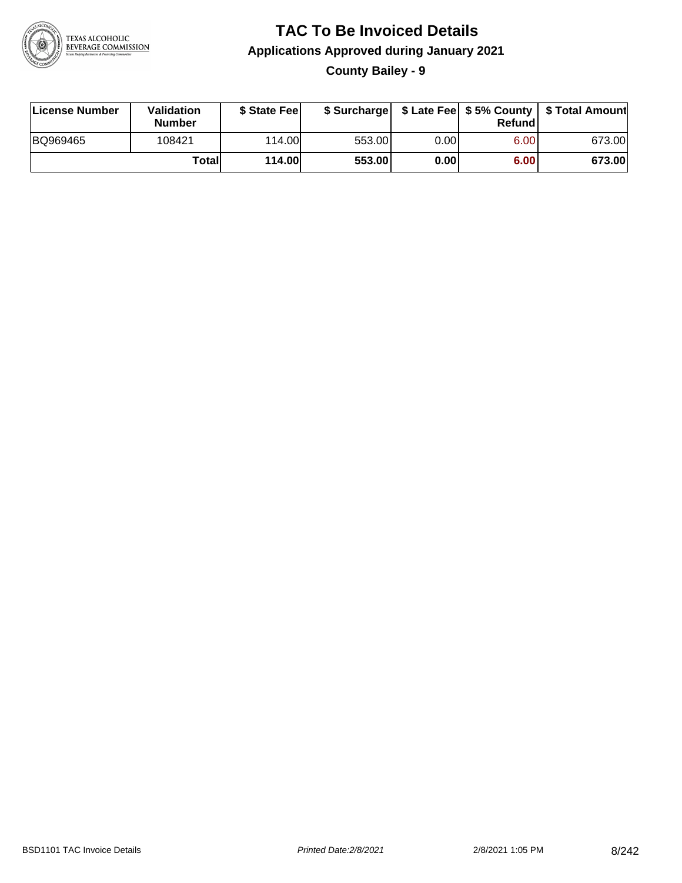# TAC To Be Invoiced Details

## Applications Approved during January 2021

### County Bailey - 9

| License Number | Validation Number | $ State Fee | $ Surcharge | $ Late Fee | $ 5% County Refund | $ Total Amount |
|---|---|---|---|---|---|---|
| BQ969465 | 108421 | 114.00 | 553.00 | 0.00 | 6.00 | 673.00 |
| | **Total** | **114.00** | **553.00** | **0.00** | **6.00** | **673.00** |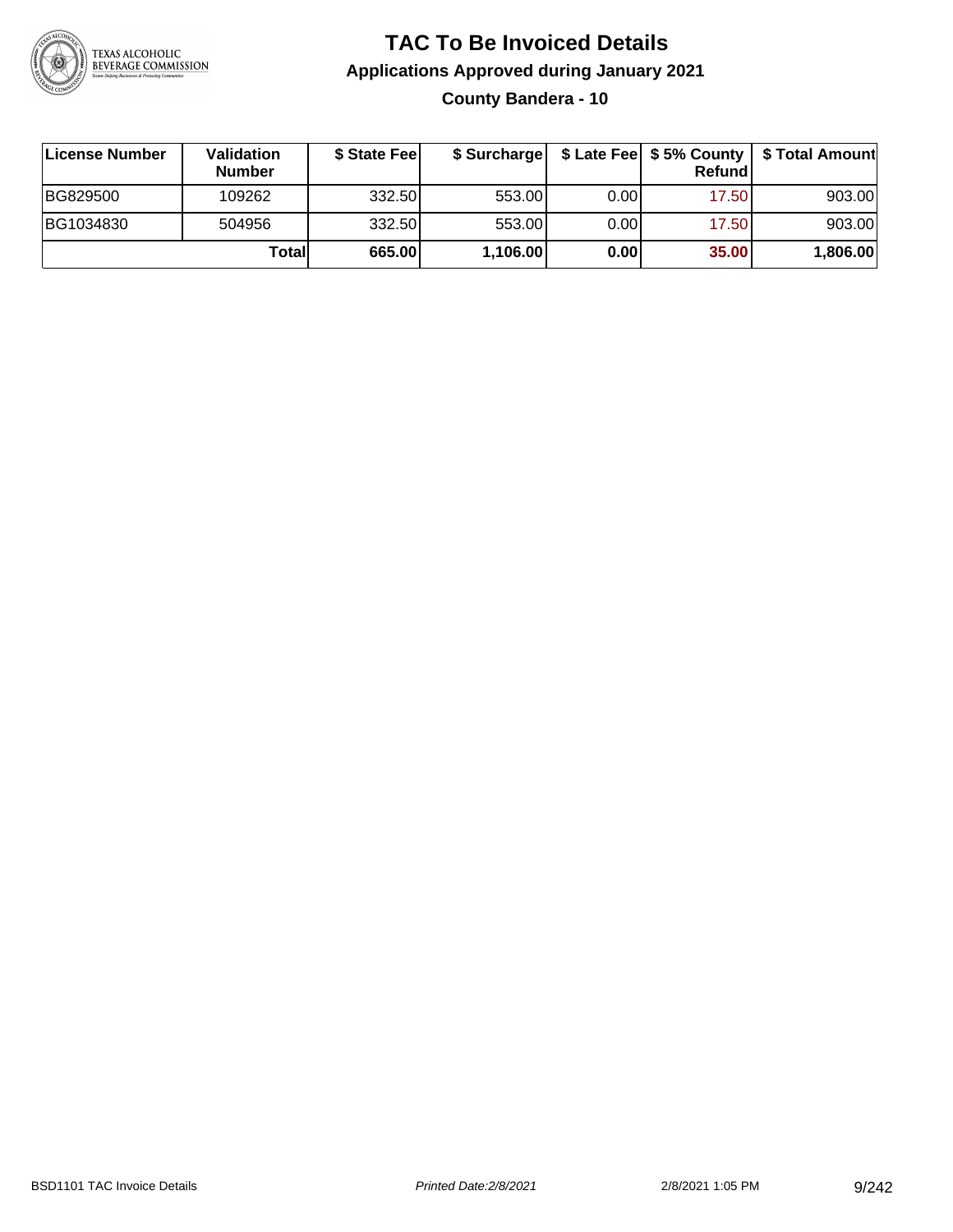# TAC To Be Invoiced Details

## Applications Approved during January 2021

### County Bandera - 10

| License Number | Validation Number | $ State Fee | $ Surcharge | $ Late Fee | $ 5% County Refund | $ Total Amount |
|---|---|---|---|---|---|---|
| BG829500 | 109262 | 332.50 | 553.00 | 0.00 | 17.50 | 903.00 |
| BG1034830 | 504956 | 332.50 | 553.00 | 0.00 | 17.50 | 903.00 |
| | **Total** | **665.00** | **1,106.00** | **0.00** | **35.00** | **1,806.00** |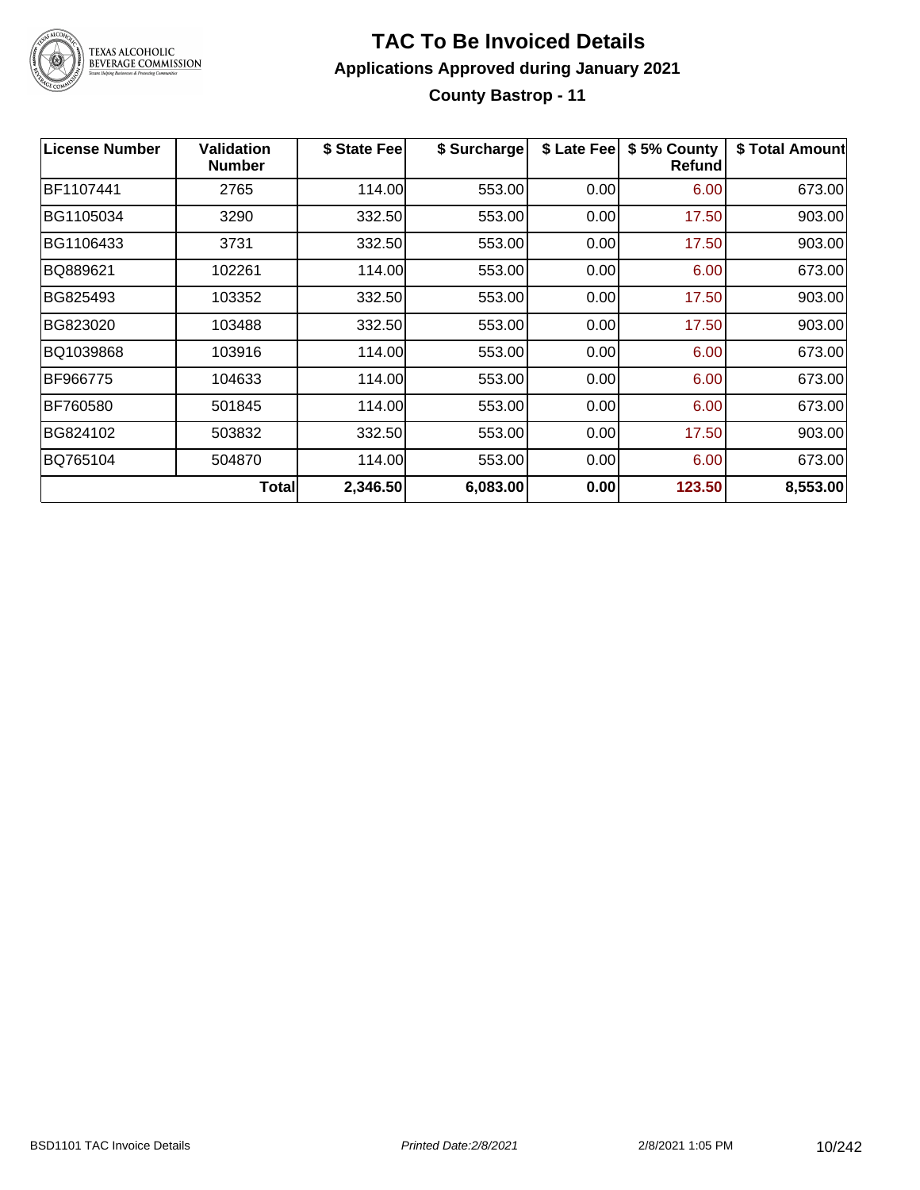# TAC To Be Invoiced Details

## Applications Approved during January 2021

### County Bastrop - 11

| License Number | Validation Number | $ State Fee | $ Surcharge | $ Late Fee | $ 5% County Refund | $ Total Amount |
|---|---|---|---|---|---|---|
| BF1107441 | 2765 | 114.00 | 553.00 | 0.00 | 6.00 | 673.00 |
| BG1105034 | 3290 | 332.50 | 553.00 | 0.00 | 17.50 | 903.00 |
| BG1106433 | 3731 | 332.50 | 553.00 | 0.00 | 17.50 | 903.00 |
| BQ889621 | 102261 | 114.00 | 553.00 | 0.00 | 6.00 | 673.00 |
| BG825493 | 103352 | 332.50 | 553.00 | 0.00 | 17.50 | 903.00 |
| BG823020 | 103488 | 332.50 | 553.00 | 0.00 | 17.50 | 903.00 |
| BQ1039868 | 103916 | 114.00 | 553.00 | 0.00 | 6.00 | 673.00 |
| BF966775 | 104633 | 114.00 | 553.00 | 0.00 | 6.00 | 673.00 |
| BF760580 | 501845 | 114.00 | 553.00 | 0.00 | 6.00 | 673.00 |
| BG824102 | 503832 | 332.50 | 553.00 | 0.00 | 17.50 | 903.00 |
| BQ765104 | 504870 | 114.00 | 553.00 | 0.00 | 6.00 | 673.00 |
| | **Total** | **2,346.50** | **6,083.00** | **0.00** | **123.50** | **8,553.00** |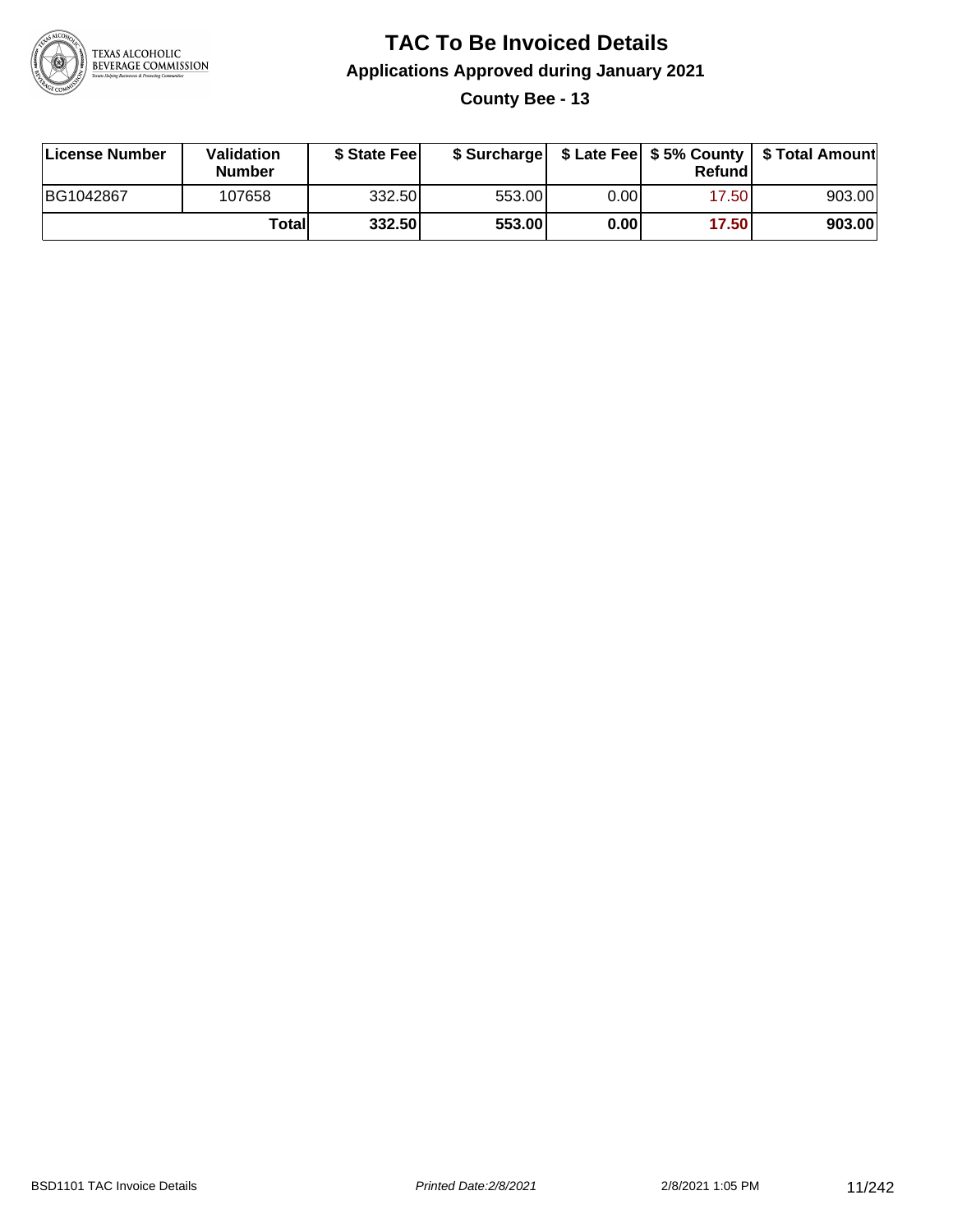# TAC To Be Invoiced Details

## Applications Approved during January 2021

### County Bee - 13

| License Number | Validation Number | $ State Fee | $ Surcharge | $ Late Fee | $ 5% County Refund | $ Total Amount |
|---|---|---|---|---|---|---|
| BG1042867 | 107658 | 332.50 | 553.00 | 0.00 | 17.50 | 903.00 |
| | **Total** | **332.50** | **553.00** | **0.00** | **17.50** | **903.00** |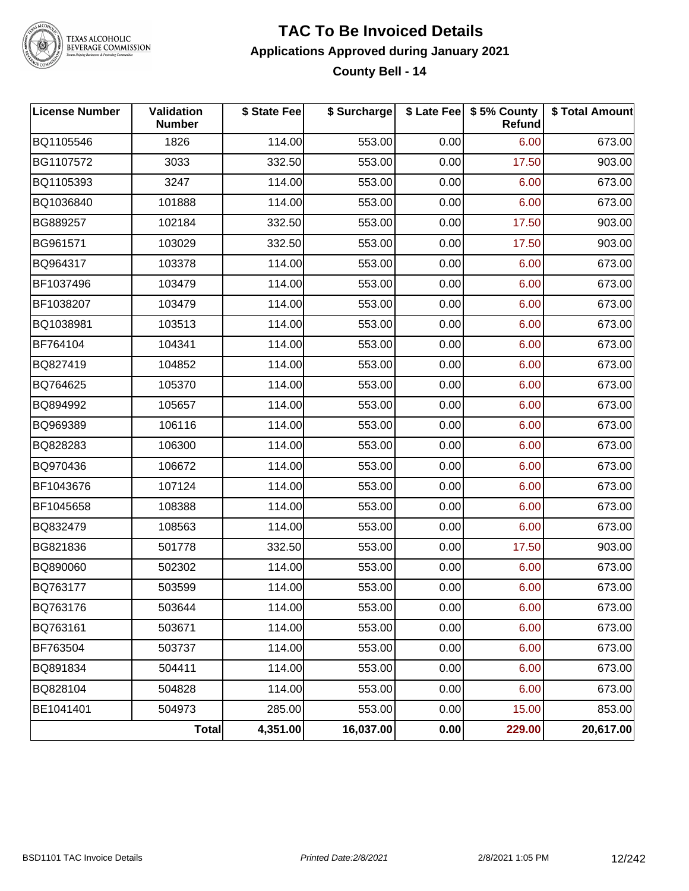# TAC To Be Invoiced Details

## Applications Approved during January 2021

### County Bell - 14

| License Number | Validation Number | $ State Fee | $ Surcharge | $ Late Fee | $ 5% County Refund | $ Total Amount |
|---|---|---|---|---|---|---|
| BQ1105546 | 1826 | 114.00 | 553.00 | 0.00 | 6.00 | 673.00 |
| BG1107572 | 3033 | 332.50 | 553.00 | 0.00 | 17.50 | 903.00 |
| BQ1105393 | 3247 | 114.00 | 553.00 | 0.00 | 6.00 | 673.00 |
| BQ1036840 | 101888 | 114.00 | 553.00 | 0.00 | 6.00 | 673.00 |
| BG889257 | 102184 | 332.50 | 553.00 | 0.00 | 17.50 | 903.00 |
| BG961571 | 103029 | 332.50 | 553.00 | 0.00 | 17.50 | 903.00 |
| BQ964317 | 103378 | 114.00 | 553.00 | 0.00 | 6.00 | 673.00 |
| BF1037496 | 103479 | 114.00 | 553.00 | 0.00 | 6.00 | 673.00 |
| BF1038207 | 103479 | 114.00 | 553.00 | 0.00 | 6.00 | 673.00 |
| BQ1038981 | 103513 | 114.00 | 553.00 | 0.00 | 6.00 | 673.00 |
| BF764104 | 104341 | 114.00 | 553.00 | 0.00 | 6.00 | 673.00 |
| BQ827419 | 104852 | 114.00 | 553.00 | 0.00 | 6.00 | 673.00 |
| BQ764625 | 105370 | 114.00 | 553.00 | 0.00 | 6.00 | 673.00 |
| BQ894992 | 105657 | 114.00 | 553.00 | 0.00 | 6.00 | 673.00 |
| BQ969389 | 106116 | 114.00 | 553.00 | 0.00 | 6.00 | 673.00 |
| BQ828283 | 106300 | 114.00 | 553.00 | 0.00 | 6.00 | 673.00 |
| BQ970436 | 106672 | 114.00 | 553.00 | 0.00 | 6.00 | 673.00 |
| BF1043676 | 107124 | 114.00 | 553.00 | 0.00 | 6.00 | 673.00 |
| BF1045658 | 108388 | 114.00 | 553.00 | 0.00 | 6.00 | 673.00 |
| BQ832479 | 108563 | 114.00 | 553.00 | 0.00 | 6.00 | 673.00 |
| BG821836 | 501778 | 332.50 | 553.00 | 0.00 | 17.50 | 903.00 |
| BQ890060 | 502302 | 114.00 | 553.00 | 0.00 | 6.00 | 673.00 |
| BQ763177 | 503599 | 114.00 | 553.00 | 0.00 | 6.00 | 673.00 |
| BQ763176 | 503644 | 114.00 | 553.00 | 0.00 | 6.00 | 673.00 |
| BQ763161 | 503671 | 114.00 | 553.00 | 0.00 | 6.00 | 673.00 |
| BF763504 | 503737 | 114.00 | 553.00 | 0.00 | 6.00 | 673.00 |
| BQ891834 | 504411 | 114.00 | 553.00 | 0.00 | 6.00 | 673.00 |
| BQ828104 | 504828 | 114.00 | 553.00 | 0.00 | 6.00 | 673.00 |
| BE1041401 | 504973 | 285.00 | 553.00 | 0.00 | 15.00 | 853.00 |
| | **Total** | **4,351.00** | **16,037.00** | **0.00** | **229.00** | **20,617.00** |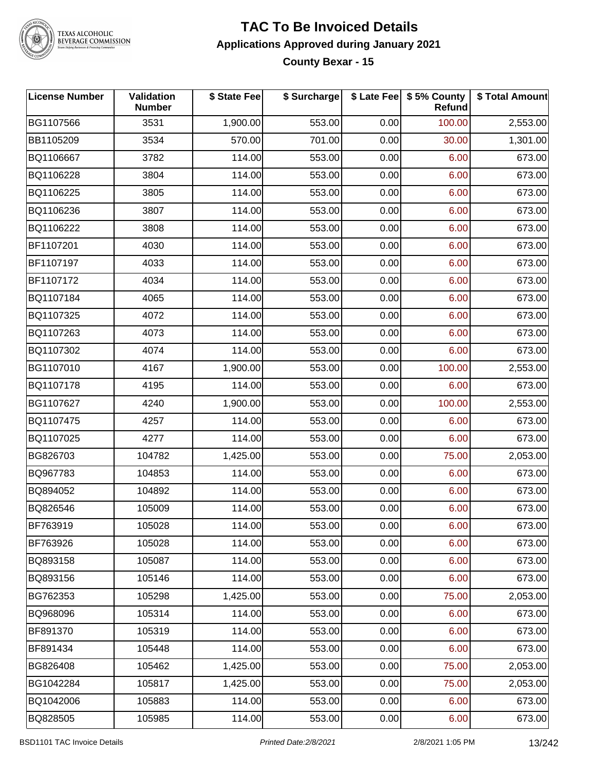# TAC To Be Invoiced Details

## Applications Approved during January 2021

### County Bexar - 15

| License Number | Validation Number | $ State Fee | $ Surcharge | $ Late Fee | $ 5% County Refund | $ Total Amount |
|---|---|---|---|---|---|---|
| BG1107566 | 3531 | 1,900.00 | 553.00 | 0.00 | 100.00 | 2,553.00 |
| BB1105209 | 3534 | 570.00 | 701.00 | 0.00 | 30.00 | 1,301.00 |
| BQ1106667 | 3782 | 114.00 | 553.00 | 0.00 | 6.00 | 673.00 |
| BQ1106228 | 3804 | 114.00 | 553.00 | 0.00 | 6.00 | 673.00 |
| BQ1106225 | 3805 | 114.00 | 553.00 | 0.00 | 6.00 | 673.00 |
| BQ1106236 | 3807 | 114.00 | 553.00 | 0.00 | 6.00 | 673.00 |
| BQ1106222 | 3808 | 114.00 | 553.00 | 0.00 | 6.00 | 673.00 |
| BF1107201 | 4030 | 114.00 | 553.00 | 0.00 | 6.00 | 673.00 |
| BF1107197 | 4033 | 114.00 | 553.00 | 0.00 | 6.00 | 673.00 |
| BF1107172 | 4034 | 114.00 | 553.00 | 0.00 | 6.00 | 673.00 |
| BQ1107184 | 4065 | 114.00 | 553.00 | 0.00 | 6.00 | 673.00 |
| BQ1107325 | 4072 | 114.00 | 553.00 | 0.00 | 6.00 | 673.00 |
| BQ1107263 | 4073 | 114.00 | 553.00 | 0.00 | 6.00 | 673.00 |
| BQ1107302 | 4074 | 114.00 | 553.00 | 0.00 | 6.00 | 673.00 |
| BG1107010 | 4167 | 1,900.00 | 553.00 | 0.00 | 100.00 | 2,553.00 |
| BQ1107178 | 4195 | 114.00 | 553.00 | 0.00 | 6.00 | 673.00 |
| BG1107627 | 4240 | 1,900.00 | 553.00 | 0.00 | 100.00 | 2,553.00 |
| BQ1107475 | 4257 | 114.00 | 553.00 | 0.00 | 6.00 | 673.00 |
| BQ1107025 | 4277 | 114.00 | 553.00 | 0.00 | 6.00 | 673.00 |
| BG826703 | 104782 | 1,425.00 | 553.00 | 0.00 | 75.00 | 2,053.00 |
| BQ967783 | 104853 | 114.00 | 553.00 | 0.00 | 6.00 | 673.00 |
| BQ894052 | 104892 | 114.00 | 553.00 | 0.00 | 6.00 | 673.00 |
| BQ826546 | 105009 | 114.00 | 553.00 | 0.00 | 6.00 | 673.00 |
| BF763919 | 105028 | 114.00 | 553.00 | 0.00 | 6.00 | 673.00 |
| BF763926 | 105028 | 114.00 | 553.00 | 0.00 | 6.00 | 673.00 |
| BQ893158 | 105087 | 114.00 | 553.00 | 0.00 | 6.00 | 673.00 |
| BQ893156 | 105146 | 114.00 | 553.00 | 0.00 | 6.00 | 673.00 |
| BG762353 | 105298 | 1,425.00 | 553.00 | 0.00 | 75.00 | 2,053.00 |
| BQ968096 | 105314 | 114.00 | 553.00 | 0.00 | 6.00 | 673.00 |
| BF891370 | 105319 | 114.00 | 553.00 | 0.00 | 6.00 | 673.00 |
| BF891434 | 105448 | 114.00 | 553.00 | 0.00 | 6.00 | 673.00 |
| BG826408 | 105462 | 1,425.00 | 553.00 | 0.00 | 75.00 | 2,053.00 |
| BG1042284 | 105817 | 1,425.00 | 553.00 | 0.00 | 75.00 | 2,053.00 |
| BQ1042006 | 105883 | 114.00 | 553.00 | 0.00 | 6.00 | 673.00 |
| BQ828505 | 105985 | 114.00 | 553.00 | 0.00 | 6.00 | 673.00 |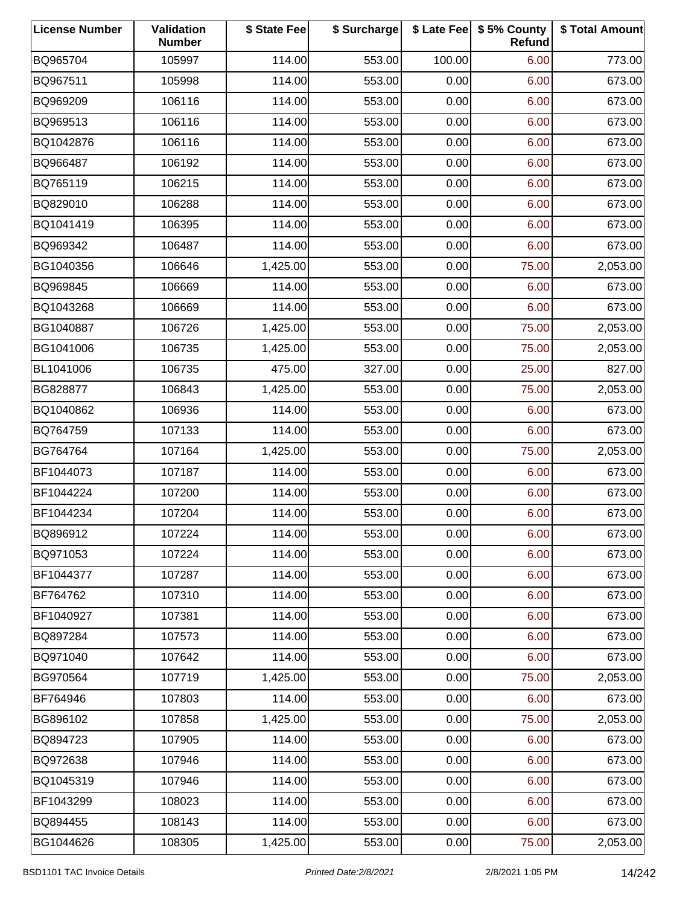| License Number | Validation Number | $ State Fee | $ Surcharge | $ Late Fee | $ 5% County Refund | $ Total Amount |
|---|---|---|---|---|---|---|
| BQ965704 | 105997 | 114.00 | 553.00 | 100.00 | 6.00 | 773.00 |
| BQ967511 | 105998 | 114.00 | 553.00 | 0.00 | 6.00 | 673.00 |
| BQ969209 | 106116 | 114.00 | 553.00 | 0.00 | 6.00 | 673.00 |
| BQ969513 | 106116 | 114.00 | 553.00 | 0.00 | 6.00 | 673.00 |
| BQ1042876 | 106116 | 114.00 | 553.00 | 0.00 | 6.00 | 673.00 |
| BQ966487 | 106192 | 114.00 | 553.00 | 0.00 | 6.00 | 673.00 |
| BQ765119 | 106215 | 114.00 | 553.00 | 0.00 | 6.00 | 673.00 |
| BQ829010 | 106288 | 114.00 | 553.00 | 0.00 | 6.00 | 673.00 |
| BQ1041419 | 106395 | 114.00 | 553.00 | 0.00 | 6.00 | 673.00 |
| BQ969342 | 106487 | 114.00 | 553.00 | 0.00 | 6.00 | 673.00 |
| BG1040356 | 106646 | 1,425.00 | 553.00 | 0.00 | 75.00 | 2,053.00 |
| BQ969845 | 106669 | 114.00 | 553.00 | 0.00 | 6.00 | 673.00 |
| BQ1043268 | 106669 | 114.00 | 553.00 | 0.00 | 6.00 | 673.00 |
| BG1040887 | 106726 | 1,425.00 | 553.00 | 0.00 | 75.00 | 2,053.00 |
| BG1041006 | 106735 | 1,425.00 | 553.00 | 0.00 | 75.00 | 2,053.00 |
| BL1041006 | 106735 | 475.00 | 327.00 | 0.00 | 25.00 | 827.00 |
| BG828877 | 106843 | 1,425.00 | 553.00 | 0.00 | 75.00 | 2,053.00 |
| BQ1040862 | 106936 | 114.00 | 553.00 | 0.00 | 6.00 | 673.00 |
| BQ764759 | 107133 | 114.00 | 553.00 | 0.00 | 6.00 | 673.00 |
| BG764764 | 107164 | 1,425.00 | 553.00 | 0.00 | 75.00 | 2,053.00 |
| BF1044073 | 107187 | 114.00 | 553.00 | 0.00 | 6.00 | 673.00 |
| BF1044224 | 107200 | 114.00 | 553.00 | 0.00 | 6.00 | 673.00 |
| BF1044234 | 107204 | 114.00 | 553.00 | 0.00 | 6.00 | 673.00 |
| BQ896912 | 107224 | 114.00 | 553.00 | 0.00 | 6.00 | 673.00 |
| BQ971053 | 107224 | 114.00 | 553.00 | 0.00 | 6.00 | 673.00 |
| BF1044377 | 107287 | 114.00 | 553.00 | 0.00 | 6.00 | 673.00 |
| BF764762 | 107310 | 114.00 | 553.00 | 0.00 | 6.00 | 673.00 |
| BF1040927 | 107381 | 114.00 | 553.00 | 0.00 | 6.00 | 673.00 |
| BQ897284 | 107573 | 114.00 | 553.00 | 0.00 | 6.00 | 673.00 |
| BQ971040 | 107642 | 114.00 | 553.00 | 0.00 | 6.00 | 673.00 |
| BG970564 | 107719 | 1,425.00 | 553.00 | 0.00 | 75.00 | 2,053.00 |
| BF764946 | 107803 | 114.00 | 553.00 | 0.00 | 6.00 | 673.00 |
| BG896102 | 107858 | 1,425.00 | 553.00 | 0.00 | 75.00 | 2,053.00 |
| BQ894723 | 107905 | 114.00 | 553.00 | 0.00 | 6.00 | 673.00 |
| BQ972638 | 107946 | 114.00 | 553.00 | 0.00 | 6.00 | 673.00 |
| BQ1045319 | 107946 | 114.00 | 553.00 | 0.00 | 6.00 | 673.00 |
| BF1043299 | 108023 | 114.00 | 553.00 | 0.00 | 6.00 | 673.00 |
| BQ894455 | 108143 | 114.00 | 553.00 | 0.00 | 6.00 | 673.00 |
| BG1044626 | 108305 | 1,425.00 | 553.00 | 0.00 | 75.00 | 2,053.00 |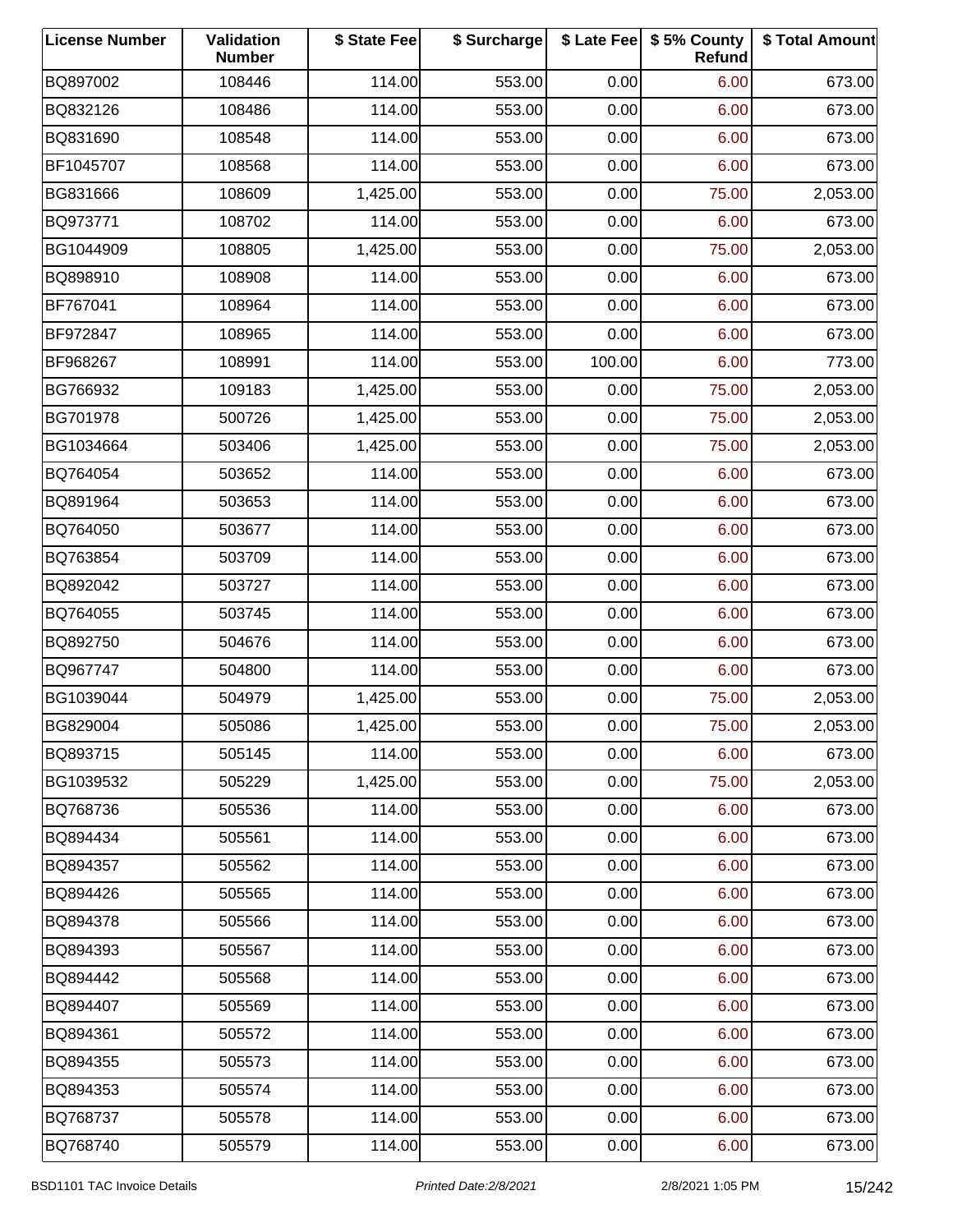| License Number | Validation Number | $ State Fee | $ Surcharge | $ Late Fee | $ 5% County Refund | $ Total Amount |
|---|---|---|---|---|---|---|
| BQ897002 | 108446 | 114.00 | 553.00 | 0.00 | 6.00 | 673.00 |
| BQ832126 | 108486 | 114.00 | 553.00 | 0.00 | 6.00 | 673.00 |
| BQ831690 | 108548 | 114.00 | 553.00 | 0.00 | 6.00 | 673.00 |
| BF1045707 | 108568 | 114.00 | 553.00 | 0.00 | 6.00 | 673.00 |
| BG831666 | 108609 | 1,425.00 | 553.00 | 0.00 | 75.00 | 2,053.00 |
| BQ973771 | 108702 | 114.00 | 553.00 | 0.00 | 6.00 | 673.00 |
| BG1044909 | 108805 | 1,425.00 | 553.00 | 0.00 | 75.00 | 2,053.00 |
| BQ898910 | 108908 | 114.00 | 553.00 | 0.00 | 6.00 | 673.00 |
| BF767041 | 108964 | 114.00 | 553.00 | 0.00 | 6.00 | 673.00 |
| BF972847 | 108965 | 114.00 | 553.00 | 0.00 | 6.00 | 673.00 |
| BF968267 | 108991 | 114.00 | 553.00 | 100.00 | 6.00 | 773.00 |
| BG766932 | 109183 | 1,425.00 | 553.00 | 0.00 | 75.00 | 2,053.00 |
| BG701978 | 500726 | 1,425.00 | 553.00 | 0.00 | 75.00 | 2,053.00 |
| BG1034664 | 503406 | 1,425.00 | 553.00 | 0.00 | 75.00 | 2,053.00 |
| BQ764054 | 503652 | 114.00 | 553.00 | 0.00 | 6.00 | 673.00 |
| BQ891964 | 503653 | 114.00 | 553.00 | 0.00 | 6.00 | 673.00 |
| BQ764050 | 503677 | 114.00 | 553.00 | 0.00 | 6.00 | 673.00 |
| BQ763854 | 503709 | 114.00 | 553.00 | 0.00 | 6.00 | 673.00 |
| BQ892042 | 503727 | 114.00 | 553.00 | 0.00 | 6.00 | 673.00 |
| BQ764055 | 503745 | 114.00 | 553.00 | 0.00 | 6.00 | 673.00 |
| BQ892750 | 504676 | 114.00 | 553.00 | 0.00 | 6.00 | 673.00 |
| BQ967747 | 504800 | 114.00 | 553.00 | 0.00 | 6.00 | 673.00 |
| BG1039044 | 504979 | 1,425.00 | 553.00 | 0.00 | 75.00 | 2,053.00 |
| BG829004 | 505086 | 1,425.00 | 553.00 | 0.00 | 75.00 | 2,053.00 |
| BQ893715 | 505145 | 114.00 | 553.00 | 0.00 | 6.00 | 673.00 |
| BG1039532 | 505229 | 1,425.00 | 553.00 | 0.00 | 75.00 | 2,053.00 |
| BQ768736 | 505536 | 114.00 | 553.00 | 0.00 | 6.00 | 673.00 |
| BQ894434 | 505561 | 114.00 | 553.00 | 0.00 | 6.00 | 673.00 |
| BQ894357 | 505562 | 114.00 | 553.00 | 0.00 | 6.00 | 673.00 |
| BQ894426 | 505565 | 114.00 | 553.00 | 0.00 | 6.00 | 673.00 |
| BQ894378 | 505566 | 114.00 | 553.00 | 0.00 | 6.00 | 673.00 |
| BQ894393 | 505567 | 114.00 | 553.00 | 0.00 | 6.00 | 673.00 |
| BQ894442 | 505568 | 114.00 | 553.00 | 0.00 | 6.00 | 673.00 |
| BQ894407 | 505569 | 114.00 | 553.00 | 0.00 | 6.00 | 673.00 |
| BQ894361 | 505572 | 114.00 | 553.00 | 0.00 | 6.00 | 673.00 |
| BQ894355 | 505573 | 114.00 | 553.00 | 0.00 | 6.00 | 673.00 |
| BQ894353 | 505574 | 114.00 | 553.00 | 0.00 | 6.00 | 673.00 |
| BQ768737 | 505578 | 114.00 | 553.00 | 0.00 | 6.00 | 673.00 |
| BQ768740 | 505579 | 114.00 | 553.00 | 0.00 | 6.00 | 673.00 |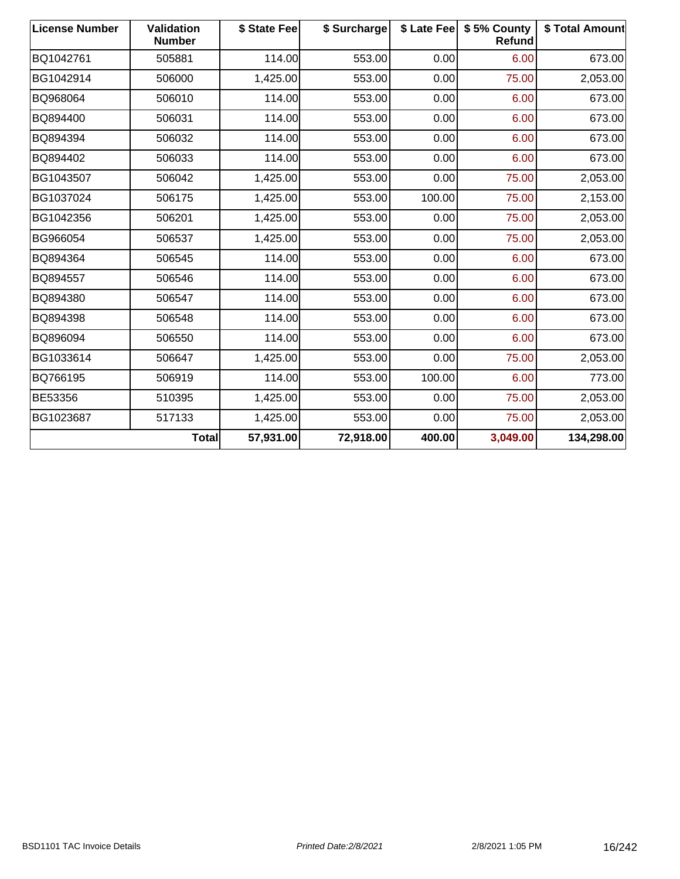| License Number | Validation Number | $ State Fee | $ Surcharge | $ Late Fee | $ 5% County Refund | $ Total Amount |
|---|---|---|---|---|---|---|
| BQ1042761 | 505881 | 114.00 | 553.00 | 0.00 | 6.00 | 673.00 |
| BG1042914 | 506000 | 1,425.00 | 553.00 | 0.00 | 75.00 | 2,053.00 |
| BQ968064 | 506010 | 114.00 | 553.00 | 0.00 | 6.00 | 673.00 |
| BQ894400 | 506031 | 114.00 | 553.00 | 0.00 | 6.00 | 673.00 |
| BQ894394 | 506032 | 114.00 | 553.00 | 0.00 | 6.00 | 673.00 |
| BQ894402 | 506033 | 114.00 | 553.00 | 0.00 | 6.00 | 673.00 |
| BG1043507 | 506042 | 1,425.00 | 553.00 | 0.00 | 75.00 | 2,053.00 |
| BG1037024 | 506175 | 1,425.00 | 553.00 | 100.00 | 75.00 | 2,153.00 |
| BG1042356 | 506201 | 1,425.00 | 553.00 | 0.00 | 75.00 | 2,053.00 |
| BG966054 | 506537 | 1,425.00 | 553.00 | 0.00 | 75.00 | 2,053.00 |
| BQ894364 | 506545 | 114.00 | 553.00 | 0.00 | 6.00 | 673.00 |
| BQ894557 | 506546 | 114.00 | 553.00 | 0.00 | 6.00 | 673.00 |
| BQ894380 | 506547 | 114.00 | 553.00 | 0.00 | 6.00 | 673.00 |
| BQ894398 | 506548 | 114.00 | 553.00 | 0.00 | 6.00 | 673.00 |
| BQ896094 | 506550 | 114.00 | 553.00 | 0.00 | 6.00 | 673.00 |
| BG1033614 | 506647 | 1,425.00 | 553.00 | 0.00 | 75.00 | 2,053.00 |
| BQ766195 | 506919 | 114.00 | 553.00 | 100.00 | 6.00 | 773.00 |
| BE53356 | 510395 | 1,425.00 | 553.00 | 0.00 | 75.00 | 2,053.00 |
| BG1023687 | 517133 | 1,425.00 | 553.00 | 0.00 | 75.00 | 2,053.00 |
| | **Total** | **57,931.00** | **72,918.00** | **400.00** | **3,049.00** | **134,298.00** |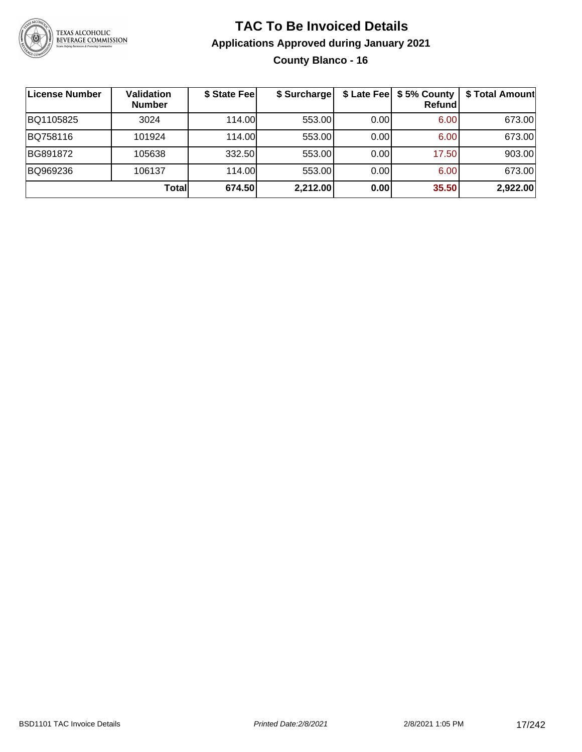# TAC To Be Invoiced Details

## Applications Approved during January 2021

### County Blanco - 16

| License Number | Validation Number | $ State Fee | $ Surcharge | $ Late Fee | $ 5% County Refund | $ Total Amount |
|---|---|---|---|---|---|---|
| BQ1105825 | 3024 | 114.00 | 553.00 | 0.00 | 6.00 | 673.00 |
| BQ758116 | 101924 | 114.00 | 553.00 | 0.00 | 6.00 | 673.00 |
| BG891872 | 105638 | 332.50 | 553.00 | 0.00 | 17.50 | 903.00 |
| BQ969236 | 106137 | 114.00 | 553.00 | 0.00 | 6.00 | 673.00 |
| | **Total** | **674.50** | **2,212.00** | **0.00** | **35.50** | **2,922.00** |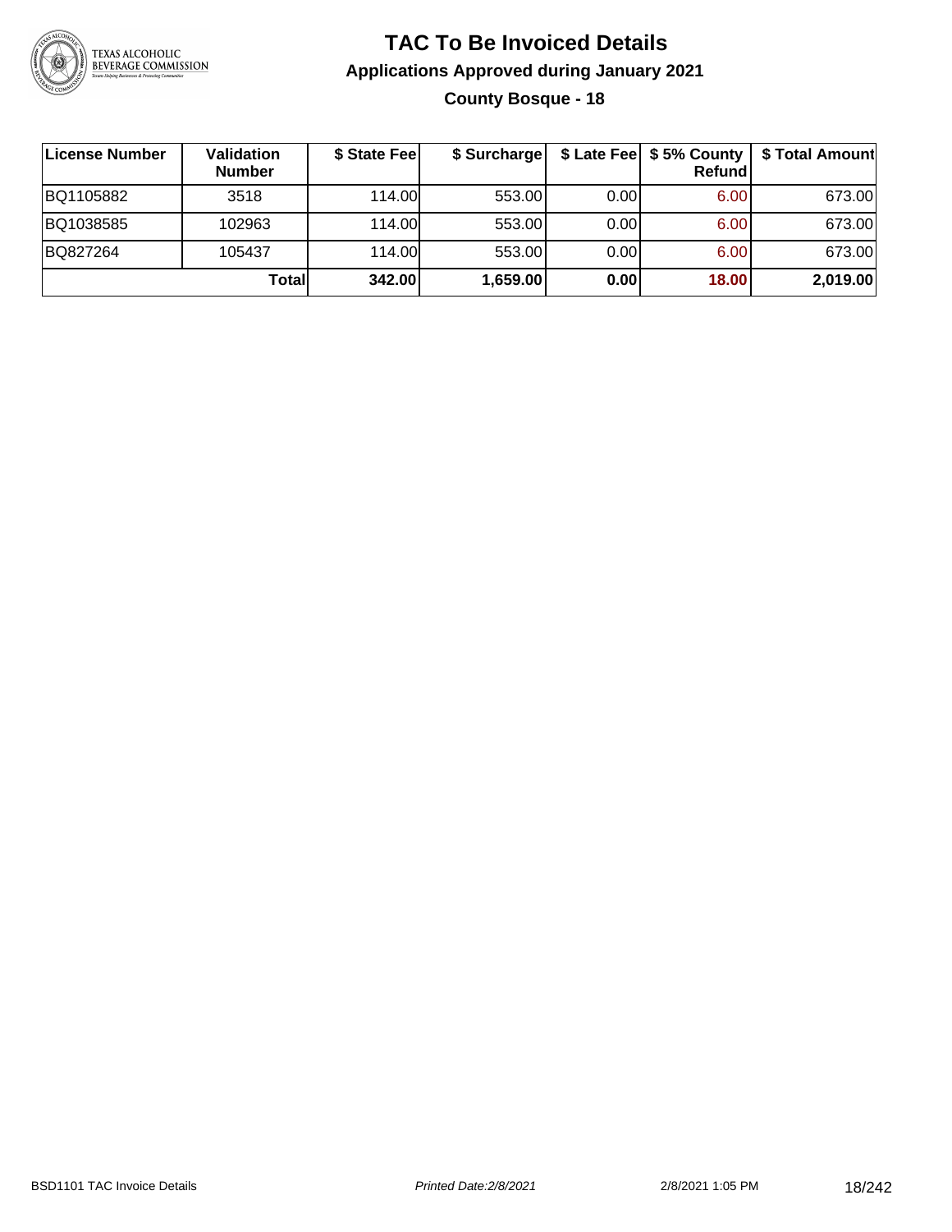# TAC To Be Invoiced Details

## Applications Approved during January 2021

### County Bosque - 18

| License Number | Validation Number | $ State Fee | $ Surcharge | $ Late Fee | $ 5% County Refund | $ Total Amount |
|---|---|---|---|---|---|---|
| BQ1105882 | 3518 | 114.00 | 553.00 | 0.00 | 6.00 | 673.00 |
| BQ1038585 | 102963 | 114.00 | 553.00 | 0.00 | 6.00 | 673.00 |
| BQ827264 | 105437 | 114.00 | 553.00 | 0.00 | 6.00 | 673.00 |
| | **Total** | **342.00** | **1,659.00** | **0.00** | **18.00** | **2,019.00** |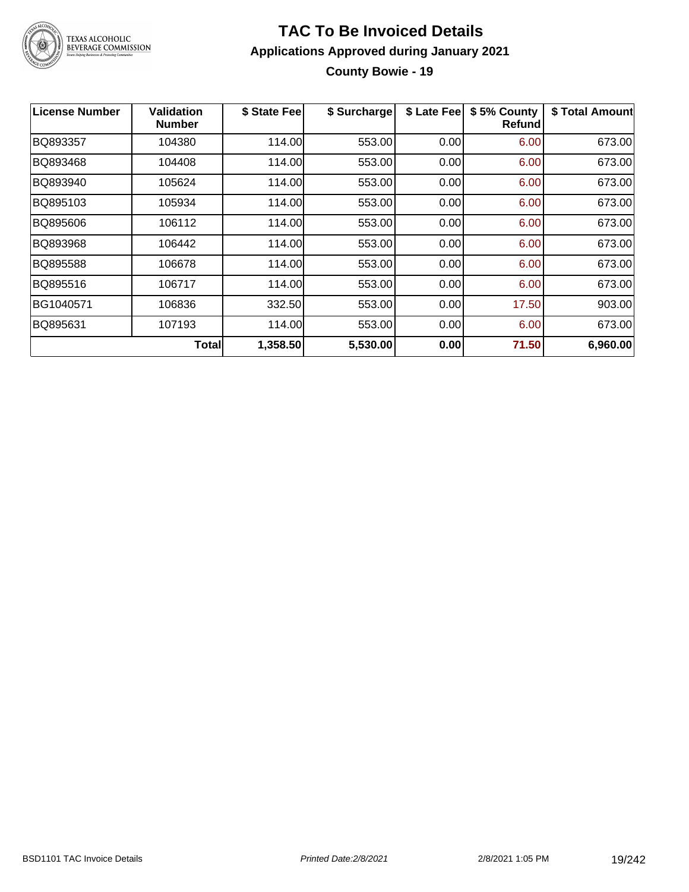# TAC To Be Invoiced Details

## Applications Approved during January 2021

### County Bowie - 19

| License Number | Validation Number | $ State Fee | $ Surcharge | $ Late Fee | $ 5% County Refund | $ Total Amount |
|---|---|---|---|---|---|---|
| BQ893357 | 104380 | 114.00 | 553.00 | 0.00 | 6.00 | 673.00 |
| BQ893468 | 104408 | 114.00 | 553.00 | 0.00 | 6.00 | 673.00 |
| BQ893940 | 105624 | 114.00 | 553.00 | 0.00 | 6.00 | 673.00 |
| BQ895103 | 105934 | 114.00 | 553.00 | 0.00 | 6.00 | 673.00 |
| BQ895606 | 106112 | 114.00 | 553.00 | 0.00 | 6.00 | 673.00 |
| BQ893968 | 106442 | 114.00 | 553.00 | 0.00 | 6.00 | 673.00 |
| BQ895588 | 106678 | 114.00 | 553.00 | 0.00 | 6.00 | 673.00 |
| BQ895516 | 106717 | 114.00 | 553.00 | 0.00 | 6.00 | 673.00 |
| BG1040571 | 106836 | 332.50 | 553.00 | 0.00 | 17.50 | 903.00 |
| BQ895631 | 107193 | 114.00 | 553.00 | 0.00 | 6.00 | 673.00 |
| | **Total** | **1,358.50** | **5,530.00** | **0.00** | **71.50** | **6,960.00** |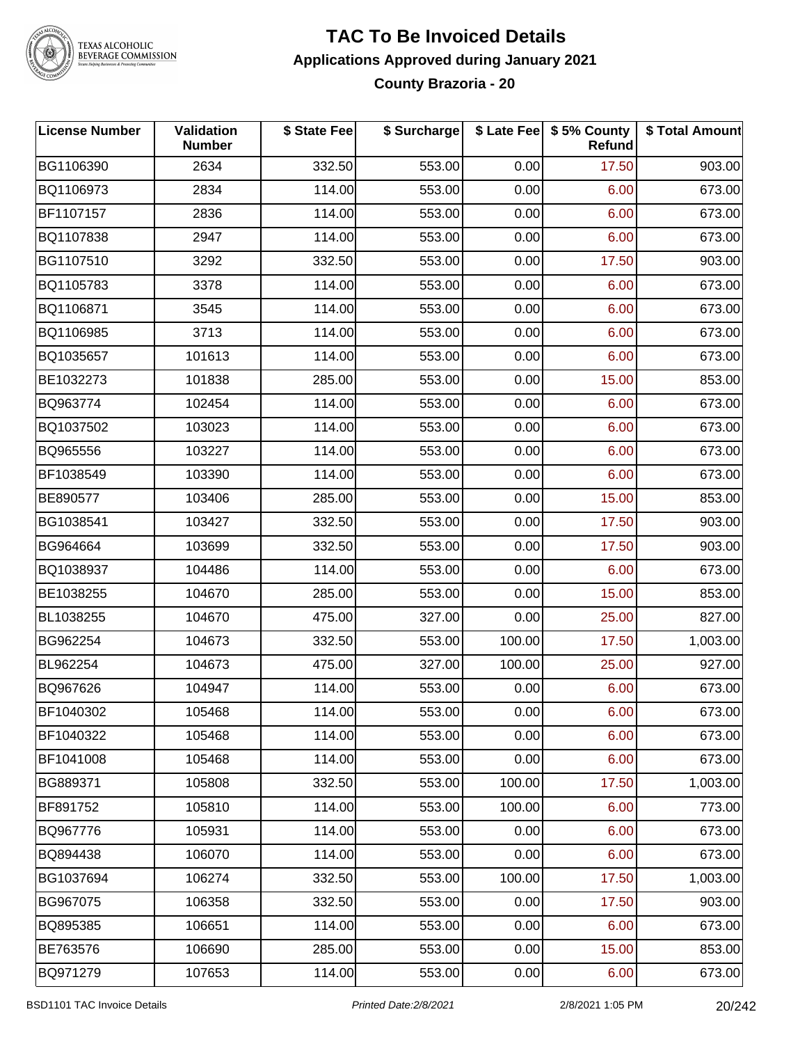# TAC To Be Invoiced Details

## Applications Approved during January 2021

### County Brazoria - 20

| License Number | Validation Number | $ State Fee | $ Surcharge | $ Late Fee | $ 5% County Refund | $ Total Amount |
|---|---|---|---|---|---|---|
| BG1106390 | 2634 | 332.50 | 553.00 | 0.00 | 17.50 | 903.00 |
| BQ1106973 | 2834 | 114.00 | 553.00 | 0.00 | 6.00 | 673.00 |
| BF1107157 | 2836 | 114.00 | 553.00 | 0.00 | 6.00 | 673.00 |
| BQ1107838 | 2947 | 114.00 | 553.00 | 0.00 | 6.00 | 673.00 |
| BG1107510 | 3292 | 332.50 | 553.00 | 0.00 | 17.50 | 903.00 |
| BQ1105783 | 3378 | 114.00 | 553.00 | 0.00 | 6.00 | 673.00 |
| BQ1106871 | 3545 | 114.00 | 553.00 | 0.00 | 6.00 | 673.00 |
| BQ1106985 | 3713 | 114.00 | 553.00 | 0.00 | 6.00 | 673.00 |
| BQ1035657 | 101613 | 114.00 | 553.00 | 0.00 | 6.00 | 673.00 |
| BE1032273 | 101838 | 285.00 | 553.00 | 0.00 | 15.00 | 853.00 |
| BQ963774 | 102454 | 114.00 | 553.00 | 0.00 | 6.00 | 673.00 |
| BQ1037502 | 103023 | 114.00 | 553.00 | 0.00 | 6.00 | 673.00 |
| BQ965556 | 103227 | 114.00 | 553.00 | 0.00 | 6.00 | 673.00 |
| BF1038549 | 103390 | 114.00 | 553.00 | 0.00 | 6.00 | 673.00 |
| BE890577 | 103406 | 285.00 | 553.00 | 0.00 | 15.00 | 853.00 |
| BG1038541 | 103427 | 332.50 | 553.00 | 0.00 | 17.50 | 903.00 |
| BG964664 | 103699 | 332.50 | 553.00 | 0.00 | 17.50 | 903.00 |
| BQ1038937 | 104486 | 114.00 | 553.00 | 0.00 | 6.00 | 673.00 |
| BE1038255 | 104670 | 285.00 | 553.00 | 0.00 | 15.00 | 853.00 |
| BL1038255 | 104670 | 475.00 | 327.00 | 0.00 | 25.00 | 827.00 |
| BG962254 | 104673 | 332.50 | 553.00 | 100.00 | 17.50 | 1,003.00 |
| BL962254 | 104673 | 475.00 | 327.00 | 100.00 | 25.00 | 927.00 |
| BQ967626 | 104947 | 114.00 | 553.00 | 0.00 | 6.00 | 673.00 |
| BF1040302 | 105468 | 114.00 | 553.00 | 0.00 | 6.00 | 673.00 |
| BF1040322 | 105468 | 114.00 | 553.00 | 0.00 | 6.00 | 673.00 |
| BF1041008 | 105468 | 114.00 | 553.00 | 0.00 | 6.00 | 673.00 |
| BG889371 | 105808 | 332.50 | 553.00 | 100.00 | 17.50 | 1,003.00 |
| BF891752 | 105810 | 114.00 | 553.00 | 100.00 | 6.00 | 773.00 |
| BQ967776 | 105931 | 114.00 | 553.00 | 0.00 | 6.00 | 673.00 |
| BQ894438 | 106070 | 114.00 | 553.00 | 0.00 | 6.00 | 673.00 |
| BG1037694 | 106274 | 332.50 | 553.00 | 100.00 | 17.50 | 1,003.00 |
| BG967075 | 106358 | 332.50 | 553.00 | 0.00 | 17.50 | 903.00 |
| BQ895385 | 106651 | 114.00 | 553.00 | 0.00 | 6.00 | 673.00 |
| BE763576 | 106690 | 285.00 | 553.00 | 0.00 | 15.00 | 853.00 |
| BQ971279 | 107653 | 114.00 | 553.00 | 0.00 | 6.00 | 673.00 |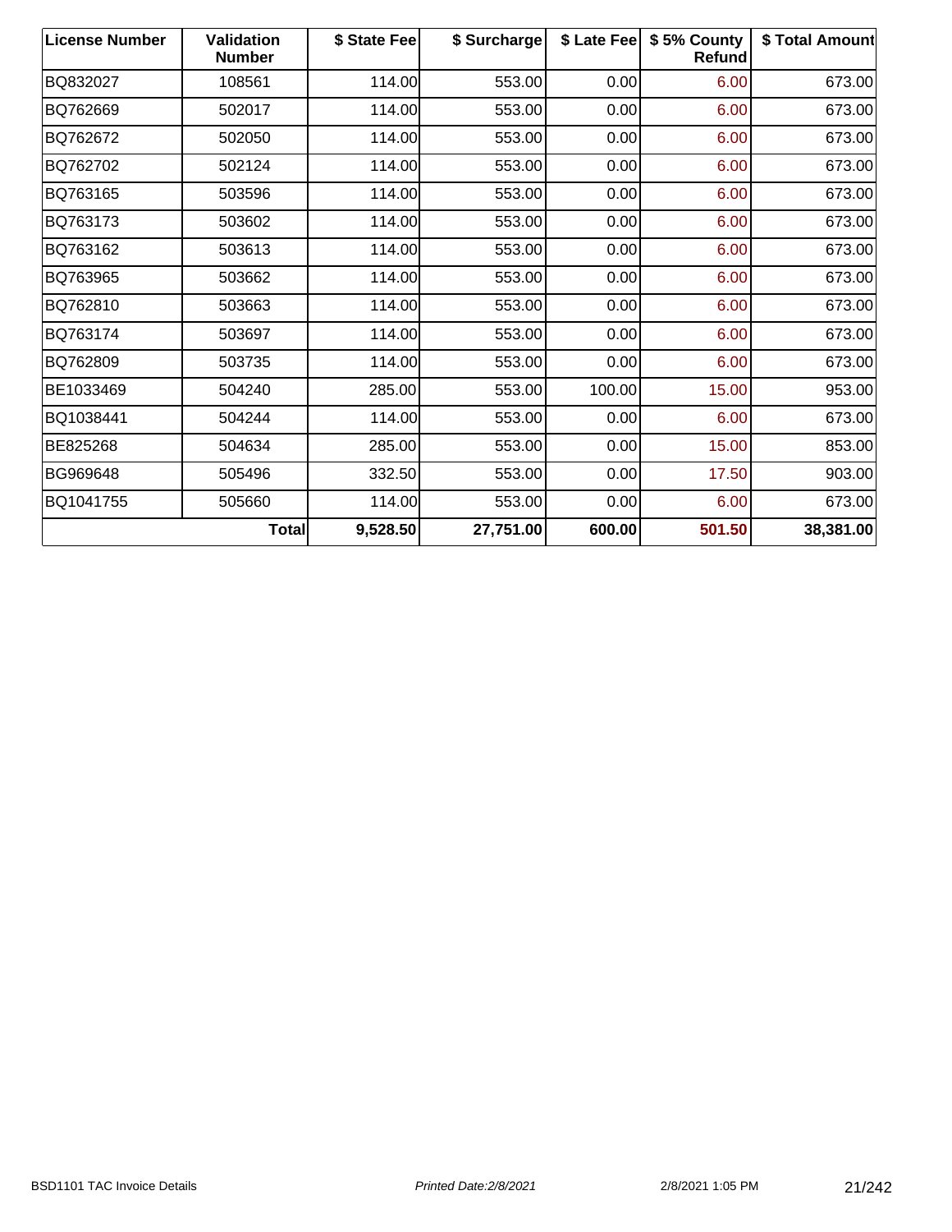| License Number | Validation Number | $ State Fee | $ Surcharge | $ Late Fee | $ 5% County Refund | $ Total Amount |
|---|---|---|---|---|---|---|
| BQ832027 | 108561 | 114.00 | 553.00 | 0.00 | 6.00 | 673.00 |
| BQ762669 | 502017 | 114.00 | 553.00 | 0.00 | 6.00 | 673.00 |
| BQ762672 | 502050 | 114.00 | 553.00 | 0.00 | 6.00 | 673.00 |
| BQ762702 | 502124 | 114.00 | 553.00 | 0.00 | 6.00 | 673.00 |
| BQ763165 | 503596 | 114.00 | 553.00 | 0.00 | 6.00 | 673.00 |
| BQ763173 | 503602 | 114.00 | 553.00 | 0.00 | 6.00 | 673.00 |
| BQ763162 | 503613 | 114.00 | 553.00 | 0.00 | 6.00 | 673.00 |
| BQ763965 | 503662 | 114.00 | 553.00 | 0.00 | 6.00 | 673.00 |
| BQ762810 | 503663 | 114.00 | 553.00 | 0.00 | 6.00 | 673.00 |
| BQ763174 | 503697 | 114.00 | 553.00 | 0.00 | 6.00 | 673.00 |
| BQ762809 | 503735 | 114.00 | 553.00 | 0.00 | 6.00 | 673.00 |
| BE1033469 | 504240 | 285.00 | 553.00 | 100.00 | 15.00 | 953.00 |
| BQ1038441 | 504244 | 114.00 | 553.00 | 0.00 | 6.00 | 673.00 |
| BE825268 | 504634 | 285.00 | 553.00 | 0.00 | 15.00 | 853.00 |
| BG969648 | 505496 | 332.50 | 553.00 | 0.00 | 17.50 | 903.00 |
| BQ1041755 | 505660 | 114.00 | 553.00 | 0.00 | 6.00 | 673.00 |
| | **Total** | **9,528.50** | **27,751.00** | **600.00** | **501.50** | **38,381.00** |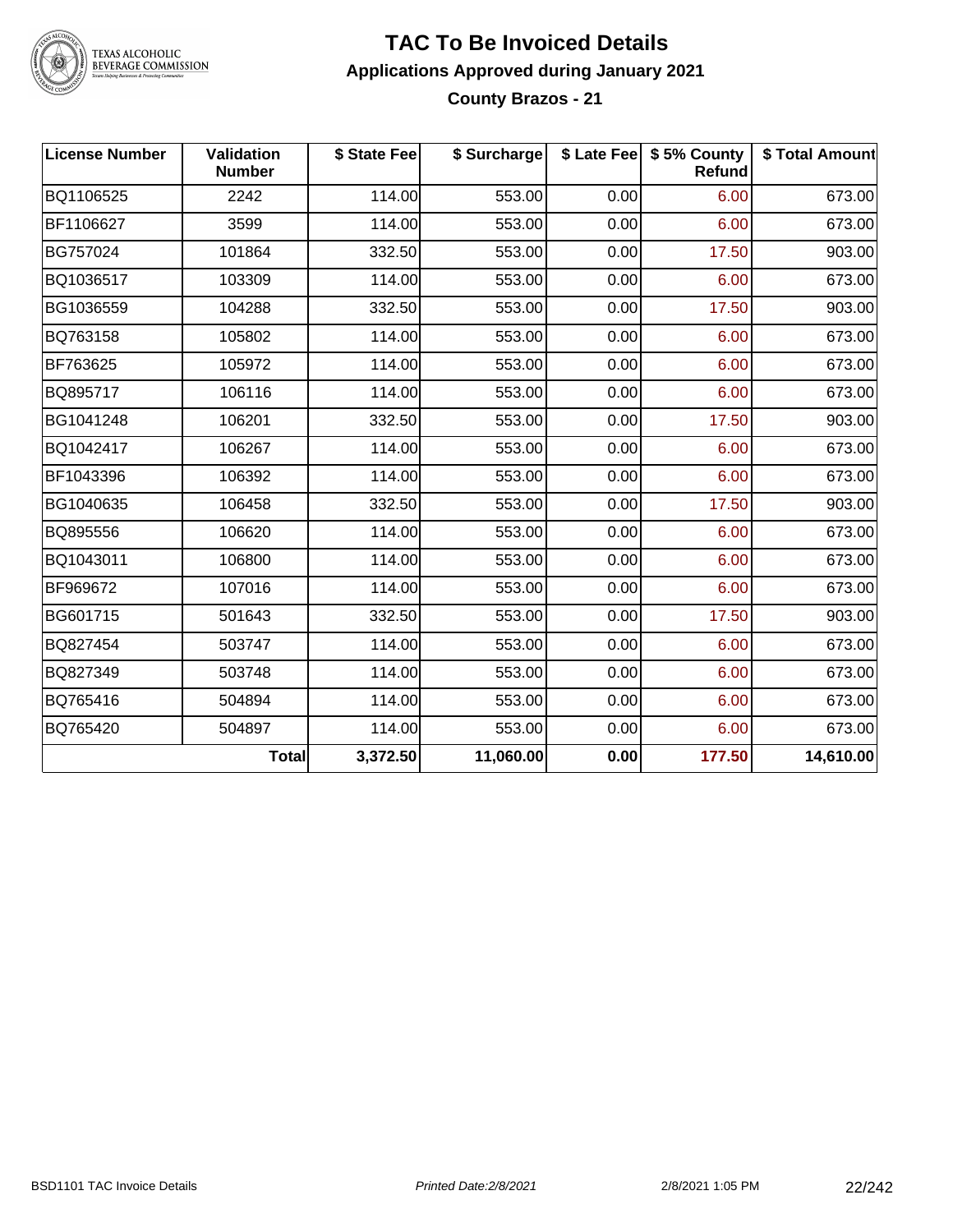# TAC To Be Invoiced Details

## Applications Approved during January 2021

### County Brazos - 21

| License Number | Validation Number | $ State Fee | $ Surcharge | $ Late Fee | $ 5% County Refund | $ Total Amount |
|---|---|---|---|---|---|---|
| BQ1106525 | 2242 | 114.00 | 553.00 | 0.00 | 6.00 | 673.00 |
| BF1106627 | 3599 | 114.00 | 553.00 | 0.00 | 6.00 | 673.00 |
| BG757024 | 101864 | 332.50 | 553.00 | 0.00 | 17.50 | 903.00 |
| BQ1036517 | 103309 | 114.00 | 553.00 | 0.00 | 6.00 | 673.00 |
| BG1036559 | 104288 | 332.50 | 553.00 | 0.00 | 17.50 | 903.00 |
| BQ763158 | 105802 | 114.00 | 553.00 | 0.00 | 6.00 | 673.00 |
| BF763625 | 105972 | 114.00 | 553.00 | 0.00 | 6.00 | 673.00 |
| BQ895717 | 106116 | 114.00 | 553.00 | 0.00 | 6.00 | 673.00 |
| BG1041248 | 106201 | 332.50 | 553.00 | 0.00 | 17.50 | 903.00 |
| BQ1042417 | 106267 | 114.00 | 553.00 | 0.00 | 6.00 | 673.00 |
| BF1043396 | 106392 | 114.00 | 553.00 | 0.00 | 6.00 | 673.00 |
| BG1040635 | 106458 | 332.50 | 553.00 | 0.00 | 17.50 | 903.00 |
| BQ895556 | 106620 | 114.00 | 553.00 | 0.00 | 6.00 | 673.00 |
| BQ1043011 | 106800 | 114.00 | 553.00 | 0.00 | 6.00 | 673.00 |
| BF969672 | 107016 | 114.00 | 553.00 | 0.00 | 6.00 | 673.00 |
| BG601715 | 501643 | 332.50 | 553.00 | 0.00 | 17.50 | 903.00 |
| BQ827454 | 503747 | 114.00 | 553.00 | 0.00 | 6.00 | 673.00 |
| BQ827349 | 503748 | 114.00 | 553.00 | 0.00 | 6.00 | 673.00 |
| BQ765416 | 504894 | 114.00 | 553.00 | 0.00 | 6.00 | 673.00 |
| BQ765420 | 504897 | 114.00 | 553.00 | 0.00 | 6.00 | 673.00 |
| | **Total** | **3,372.50** | **11,060.00** | **0.00** | **177.50** | **14,610.00** |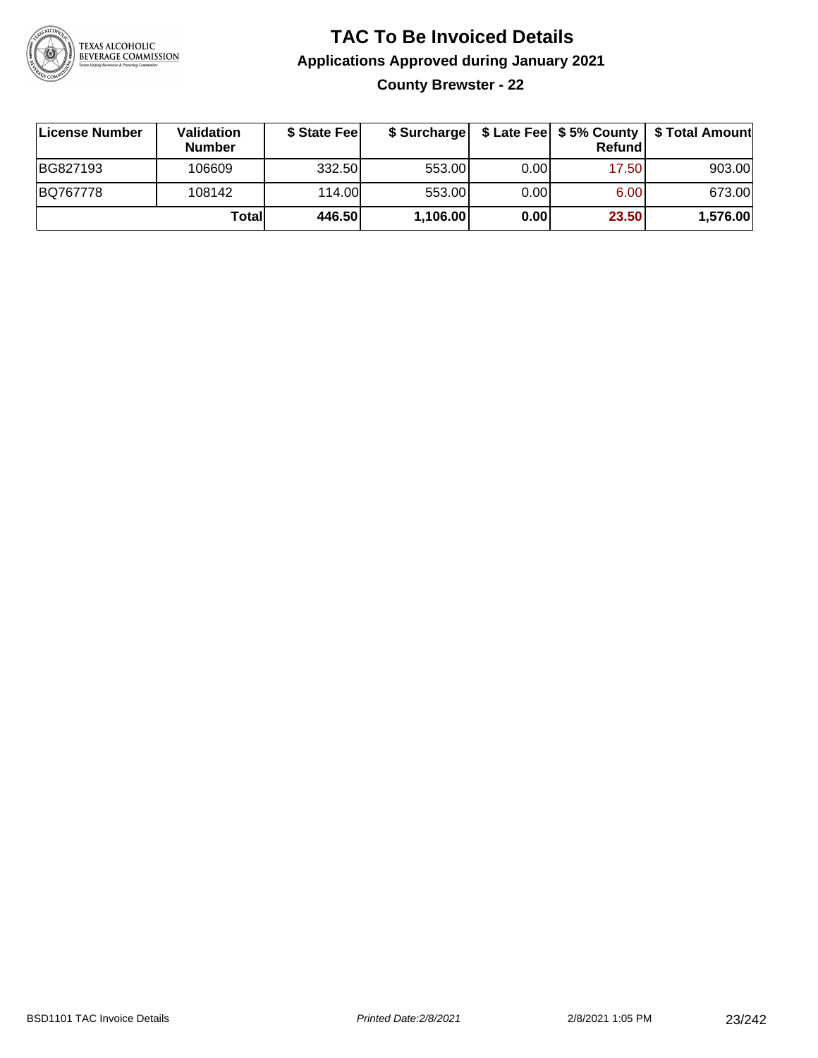# TAC To Be Invoiced Details

## Applications Approved during January 2021

### County Brewster - 22

| License Number | Validation Number | $ State Fee | $ Surcharge | $ Late Fee | $ 5% County Refund | $ Total Amount |
|---|---|---|---|---|---|---|
| BG827193 | 106609 | 332.50 | 553.00 | 0.00 | 17.50 | 903.00 |
| BQ767778 | 108142 | 114.00 | 553.00 | 0.00 | 6.00 | 673.00 |
| | **Total** | **446.50** | **1,106.00** | **0.00** | **23.50** | **1,576.00** |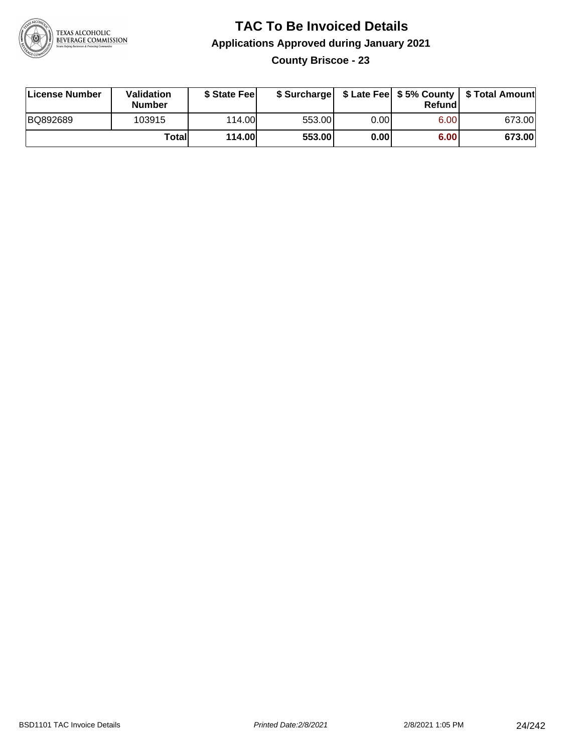# TAC To Be Invoiced Details

## Applications Approved during January 2021

### County Briscoe - 23

| License Number | Validation Number | $ State Fee | $ Surcharge | $ Late Fee | $ 5% County Refund | $ Total Amount |
|---|---|---|---|---|---|---|
| BQ892689 | 103915 | 114.00 | 553.00 | 0.00 | 6.00 | 673.00 |
| | **Total** | **114.00** | **553.00** | **0.00** | **6.00** | **673.00** |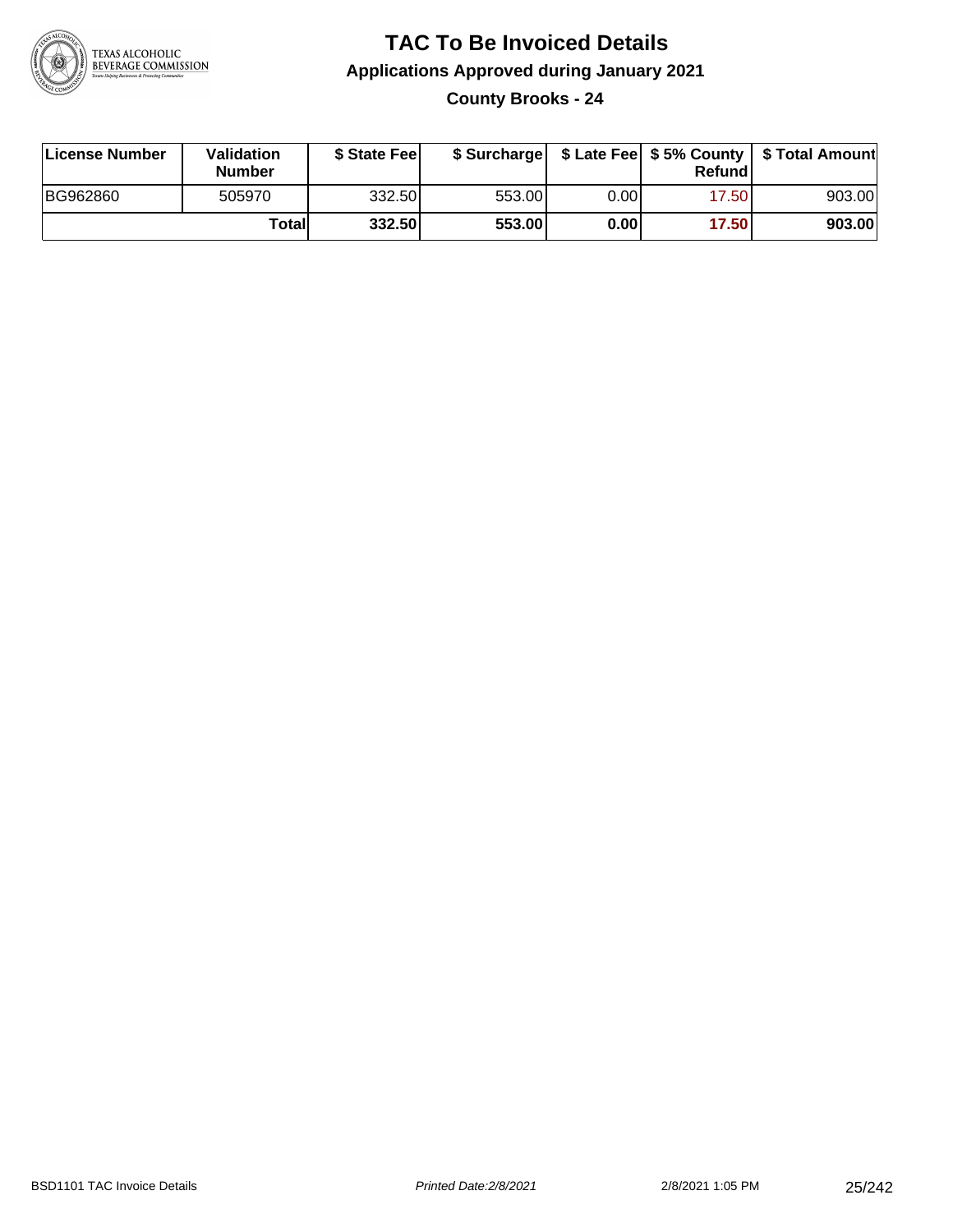# TAC To Be Invoiced Details

## Applications Approved during January 2021

### County Brooks - 24

| License Number | Validation Number | $ State Fee | $ Surcharge | $ Late Fee | $ 5% County Refund | $ Total Amount |
|---|---|---|---|---|---|---|
| BG962860 | 505970 | 332.50 | 553.00 | 0.00 | 17.50 | 903.00 |
| | **Total** | **332.50** | **553.00** | **0.00** | **17.50** | **903.00** |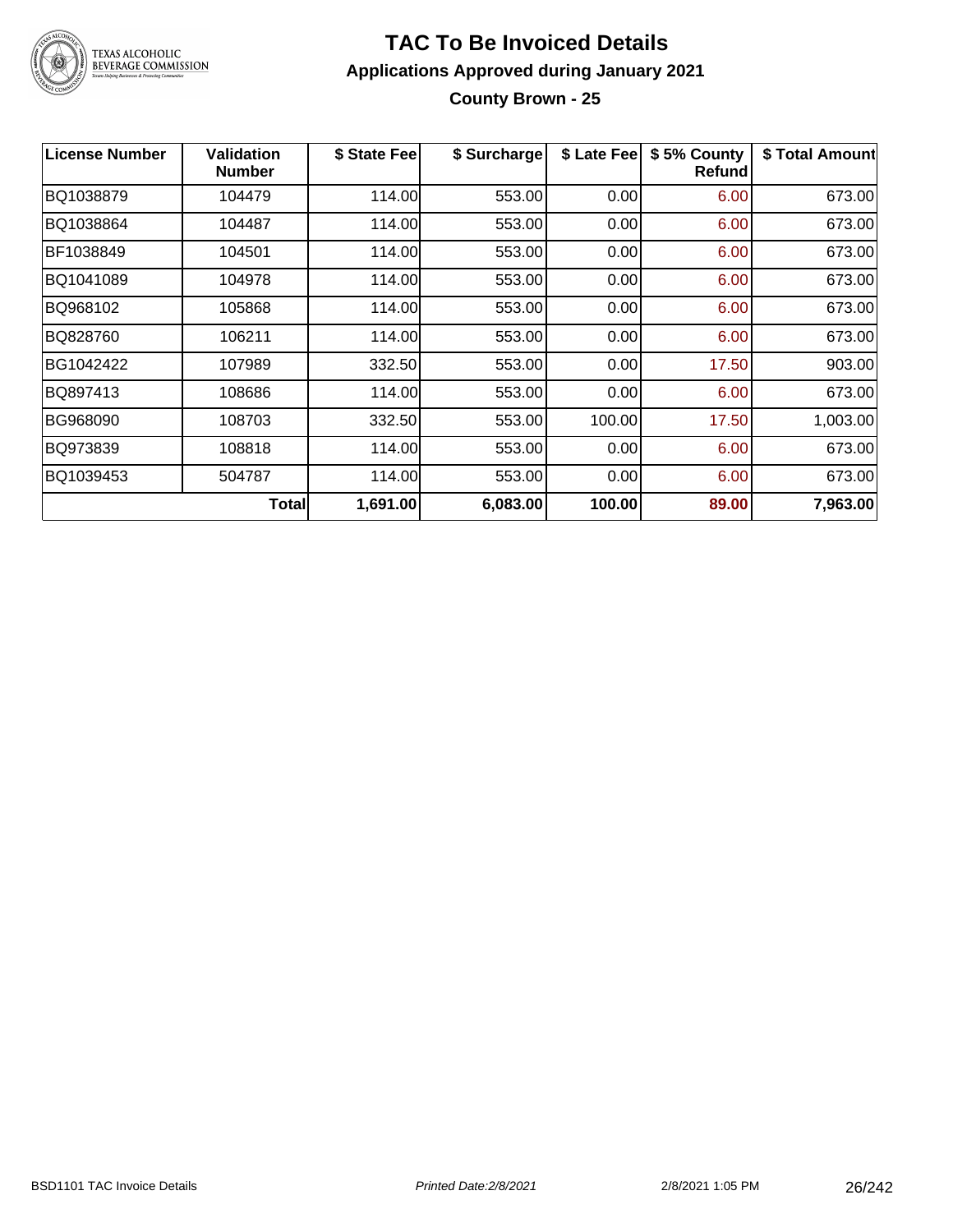# TAC To Be Invoiced Details

## Applications Approved during January 2021

### County Brown - 25

| License Number | Validation Number | $ State Fee | $ Surcharge | $ Late Fee | $ 5% County Refund | $ Total Amount |
|---|---|---|---|---|---|---|
| BQ1038879 | 104479 | 114.00 | 553.00 | 0.00 | 6.00 | 673.00 |
| BQ1038864 | 104487 | 114.00 | 553.00 | 0.00 | 6.00 | 673.00 |
| BF1038849 | 104501 | 114.00 | 553.00 | 0.00 | 6.00 | 673.00 |
| BQ1041089 | 104978 | 114.00 | 553.00 | 0.00 | 6.00 | 673.00 |
| BQ968102 | 105868 | 114.00 | 553.00 | 0.00 | 6.00 | 673.00 |
| BQ828760 | 106211 | 114.00 | 553.00 | 0.00 | 6.00 | 673.00 |
| BG1042422 | 107989 | 332.50 | 553.00 | 0.00 | 17.50 | 903.00 |
| BQ897413 | 108686 | 114.00 | 553.00 | 0.00 | 6.00 | 673.00 |
| BG968090 | 108703 | 332.50 | 553.00 | 100.00 | 17.50 | 1,003.00 |
| BQ973839 | 108818 | 114.00 | 553.00 | 0.00 | 6.00 | 673.00 |
| BQ1039453 | 504787 | 114.00 | 553.00 | 0.00 | 6.00 | 673.00 |
| | **Total** | **1,691.00** | **6,083.00** | **100.00** | **89.00** | **7,963.00** |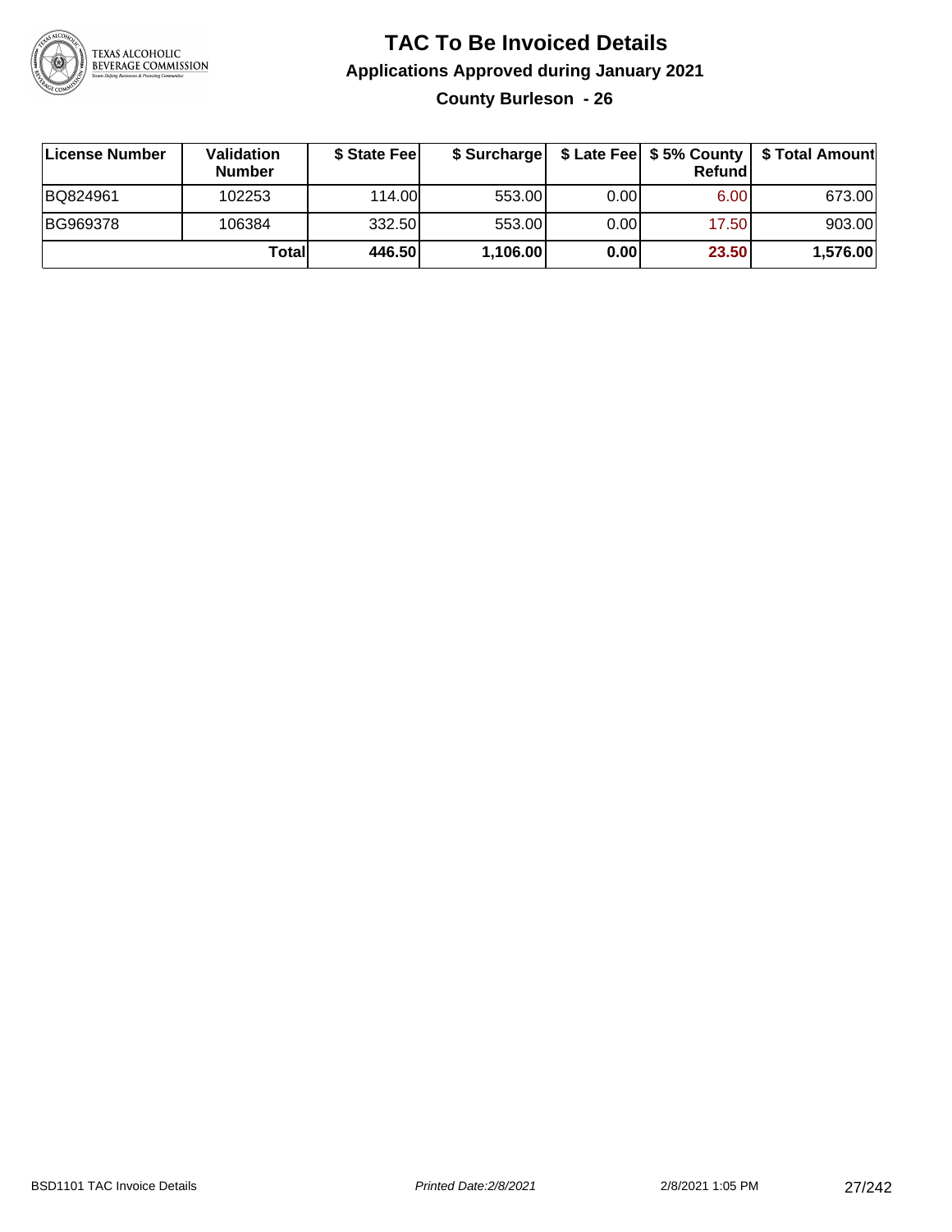# TAC To Be Invoiced Details

## Applications Approved during January 2021

### County Burleson - 26

| License Number | Validation Number | $ State Fee | $ Surcharge | $ Late Fee | $ 5% County Refund | $ Total Amount |
|---|---|---|---|---|---|---|
| BQ824961 | 102253 | 114.00 | 553.00 | 0.00 | 6.00 | 673.00 |
| BG969378 | 106384 | 332.50 | 553.00 | 0.00 | 17.50 | 903.00 |
| | **Total** | **446.50** | **1,106.00** | **0.00** | **23.50** | **1,576.00** |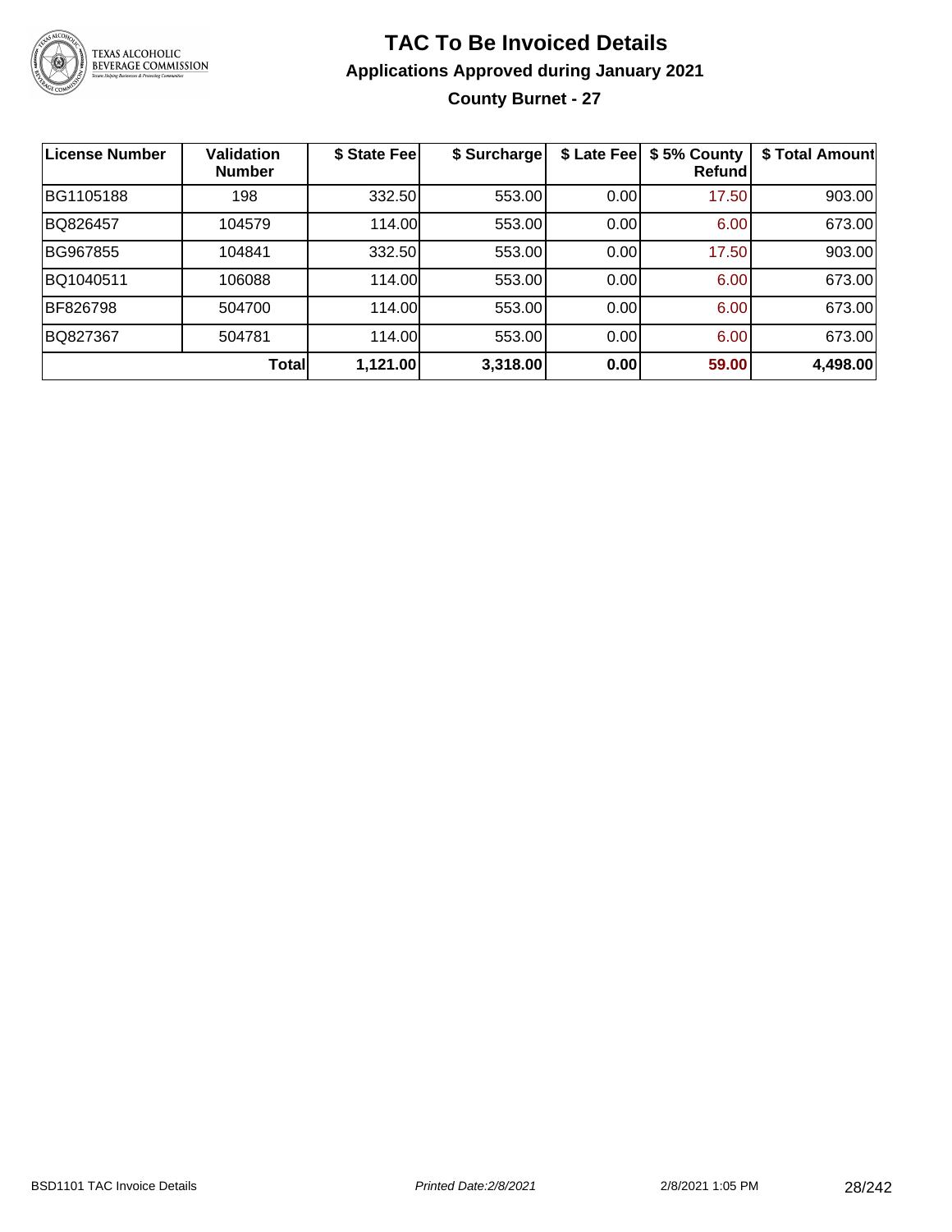# TAC To Be Invoiced Details

## Applications Approved during January 2021

### County Burnet - 27

| License Number | Validation Number | $ State Fee | $ Surcharge | $ Late Fee | $ 5% County Refund | $ Total Amount |
|---|---|---|---|---|---|---|
| BG1105188 | 198 | 332.50 | 553.00 | 0.00 | 17.50 | 903.00 |
| BQ826457 | 104579 | 114.00 | 553.00 | 0.00 | 6.00 | 673.00 |
| BG967855 | 104841 | 332.50 | 553.00 | 0.00 | 17.50 | 903.00 |
| BQ1040511 | 106088 | 114.00 | 553.00 | 0.00 | 6.00 | 673.00 |
| BF826798 | 504700 | 114.00 | 553.00 | 0.00 | 6.00 | 673.00 |
| BQ827367 | 504781 | 114.00 | 553.00 | 0.00 | 6.00 | 673.00 |
| | **Total** | **1,121.00** | **3,318.00** | **0.00** | **59.00** | **4,498.00** |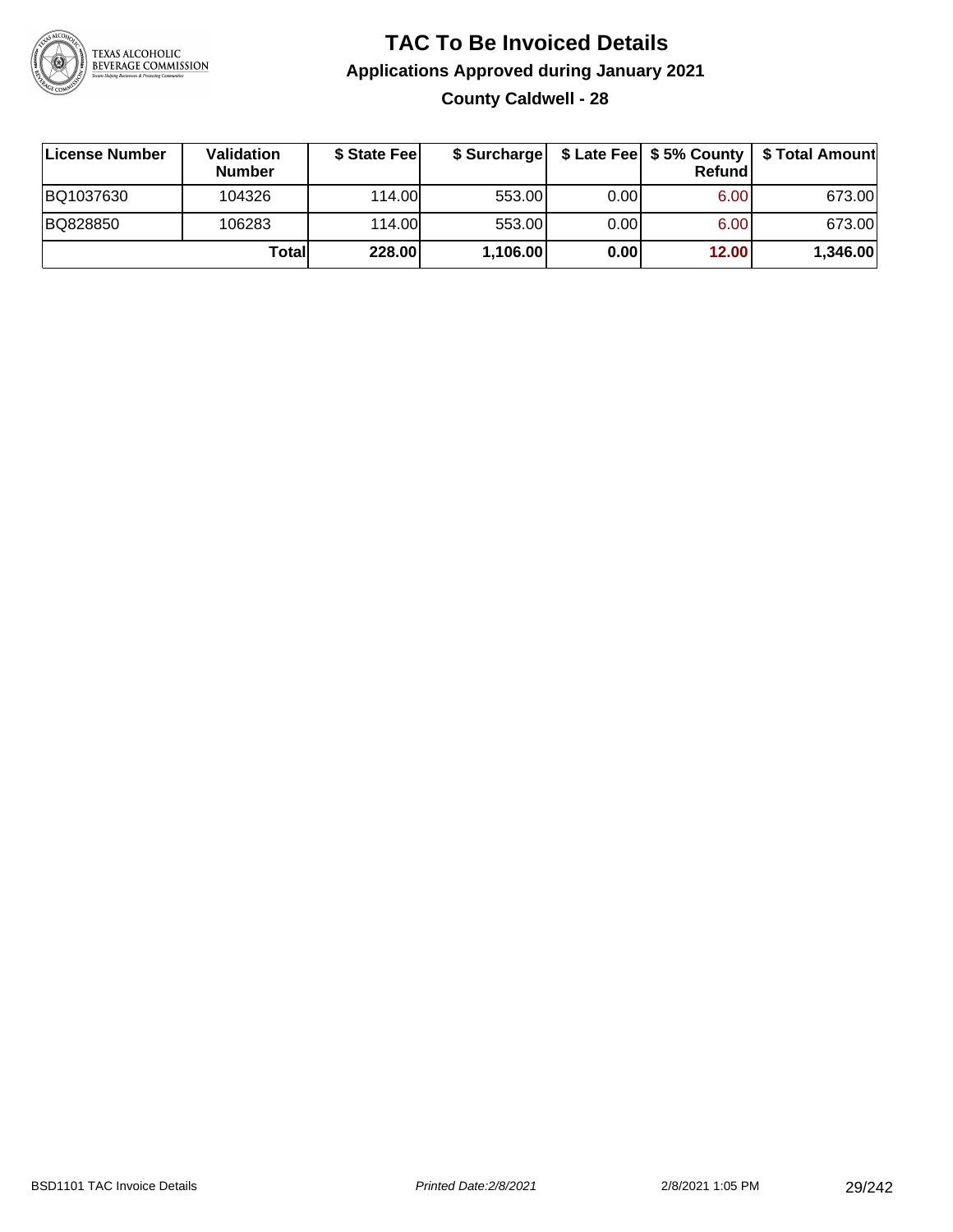# TAC To Be Invoiced Details

## Applications Approved during January 2021

### County Caldwell - 28

| License Number | Validation Number | $ State Fee | $ Surcharge | $ Late Fee | $ 5% County Refund | $ Total Amount |
|---|---|---|---|---|---|---|
| BQ1037630 | 104326 | 114.00 | 553.00 | 0.00 | 6.00 | 673.00 |
| BQ828850 | 106283 | 114.00 | 553.00 | 0.00 | 6.00 | 673.00 |
| | **Total** | **228.00** | **1,106.00** | **0.00** | **12.00** | **1,346.00** |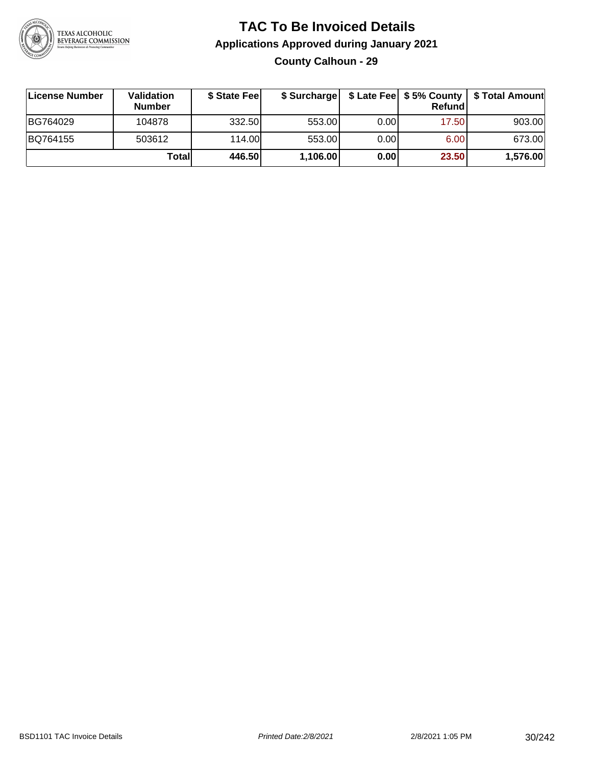# TAC To Be Invoiced Details

## Applications Approved during January 2021

### County Calhoun - 29

| License Number | Validation Number | $ State Fee | $ Surcharge | $ Late Fee | $ 5% County Refund | $ Total Amount |
|---|---|---|---|---|---|---|
| BG764029 | 104878 | 332.50 | 553.00 | 0.00 | 17.50 | 903.00 |
| BQ764155 | 503612 | 114.00 | 553.00 | 0.00 | 6.00 | 673.00 |
| | **Total** | **446.50** | **1,106.00** | **0.00** | **23.50** | **1,576.00** |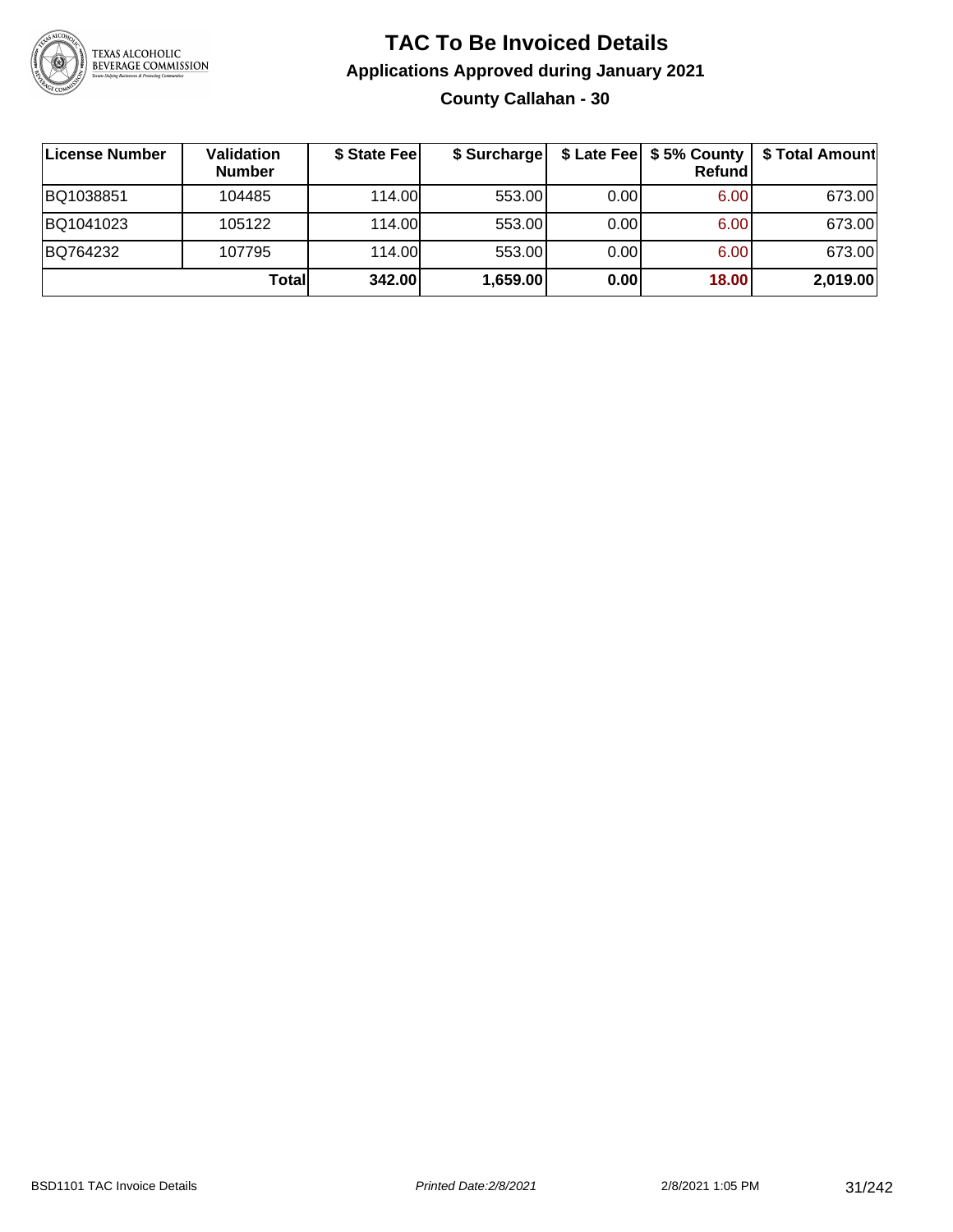# TAC To Be Invoiced Details

## Applications Approved during January 2021

### County Callahan - 30

| License Number | Validation Number | $ State Fee | $ Surcharge | $ Late Fee | $ 5% County Refund | $ Total Amount |
| --- | --- | --- | --- | --- | --- | --- |
| BQ1038851 | 104485 | 114.00 | 553.00 | 0.00 | 6.00 | 673.00 |
| BQ1041023 | 105122 | 114.00 | 553.00 | 0.00 | 6.00 | 673.00 |
| BQ764232 | 107795 | 114.00 | 553.00 | 0.00 | 6.00 | 673.00 |
| | **Total** | **342.00** | **1,659.00** | **0.00** | **18.00** | **2,019.00** |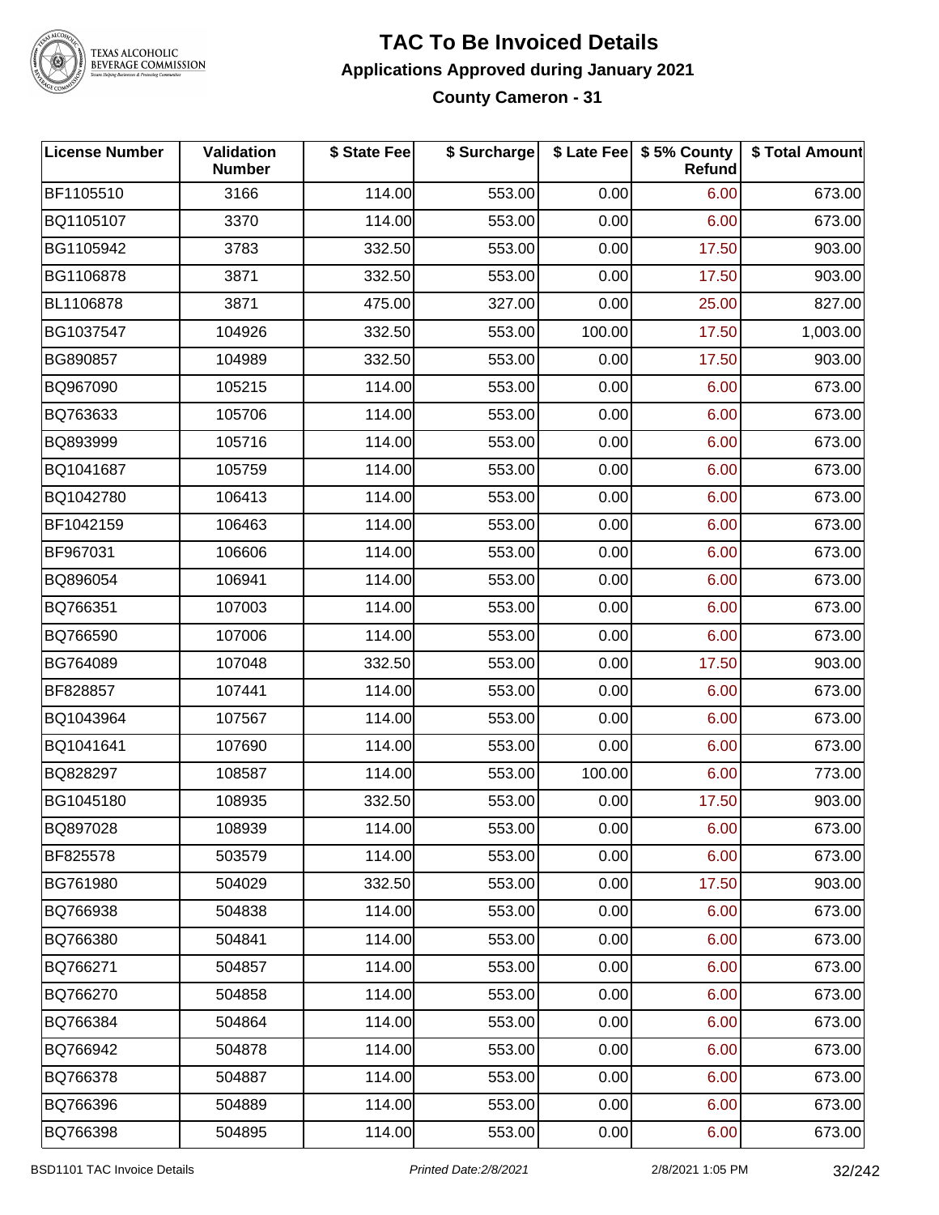# TAC To Be Invoiced Details

## Applications Approved during January 2021

### County Cameron - 31

| License Number | Validation Number | $ State Fee | $ Surcharge | $ Late Fee | $ 5% County Refund | $ Total Amount |
|---|---|---|---|---|---|---|
| BF1105510 | 3166 | 114.00 | 553.00 | 0.00 | 6.00 | 673.00 |
| BQ1105107 | 3370 | 114.00 | 553.00 | 0.00 | 6.00 | 673.00 |
| BG1105942 | 3783 | 332.50 | 553.00 | 0.00 | 17.50 | 903.00 |
| BG1106878 | 3871 | 332.50 | 553.00 | 0.00 | 17.50 | 903.00 |
| BL1106878 | 3871 | 475.00 | 327.00 | 0.00 | 25.00 | 827.00 |
| BG1037547 | 104926 | 332.50 | 553.00 | 100.00 | 17.50 | 1,003.00 |
| BG890857 | 104989 | 332.50 | 553.00 | 0.00 | 17.50 | 903.00 |
| BQ967090 | 105215 | 114.00 | 553.00 | 0.00 | 6.00 | 673.00 |
| BQ763633 | 105706 | 114.00 | 553.00 | 0.00 | 6.00 | 673.00 |
| BQ893999 | 105716 | 114.00 | 553.00 | 0.00 | 6.00 | 673.00 |
| BQ1041687 | 105759 | 114.00 | 553.00 | 0.00 | 6.00 | 673.00 |
| BQ1042780 | 106413 | 114.00 | 553.00 | 0.00 | 6.00 | 673.00 |
| BF1042159 | 106463 | 114.00 | 553.00 | 0.00 | 6.00 | 673.00 |
| BF967031 | 106606 | 114.00 | 553.00 | 0.00 | 6.00 | 673.00 |
| BQ896054 | 106941 | 114.00 | 553.00 | 0.00 | 6.00 | 673.00 |
| BQ766351 | 107003 | 114.00 | 553.00 | 0.00 | 6.00 | 673.00 |
| BQ766590 | 107006 | 114.00 | 553.00 | 0.00 | 6.00 | 673.00 |
| BG764089 | 107048 | 332.50 | 553.00 | 0.00 | 17.50 | 903.00 |
| BF828857 | 107441 | 114.00 | 553.00 | 0.00 | 6.00 | 673.00 |
| BQ1043964 | 107567 | 114.00 | 553.00 | 0.00 | 6.00 | 673.00 |
| BQ1041641 | 107690 | 114.00 | 553.00 | 0.00 | 6.00 | 673.00 |
| BQ828297 | 108587 | 114.00 | 553.00 | 100.00 | 6.00 | 773.00 |
| BG1045180 | 108935 | 332.50 | 553.00 | 0.00 | 17.50 | 903.00 |
| BQ897028 | 108939 | 114.00 | 553.00 | 0.00 | 6.00 | 673.00 |
| BF825578 | 503579 | 114.00 | 553.00 | 0.00 | 6.00 | 673.00 |
| BG761980 | 504029 | 332.50 | 553.00 | 0.00 | 17.50 | 903.00 |
| BQ766938 | 504838 | 114.00 | 553.00 | 0.00 | 6.00 | 673.00 |
| BQ766380 | 504841 | 114.00 | 553.00 | 0.00 | 6.00 | 673.00 |
| BQ766271 | 504857 | 114.00 | 553.00 | 0.00 | 6.00 | 673.00 |
| BQ766270 | 504858 | 114.00 | 553.00 | 0.00 | 6.00 | 673.00 |
| BQ766384 | 504864 | 114.00 | 553.00 | 0.00 | 6.00 | 673.00 |
| BQ766942 | 504878 | 114.00 | 553.00 | 0.00 | 6.00 | 673.00 |
| BQ766378 | 504887 | 114.00 | 553.00 | 0.00 | 6.00 | 673.00 |
| BQ766396 | 504889 | 114.00 | 553.00 | 0.00 | 6.00 | 673.00 |
| BQ766398 | 504895 | 114.00 | 553.00 | 0.00 | 6.00 | 673.00 |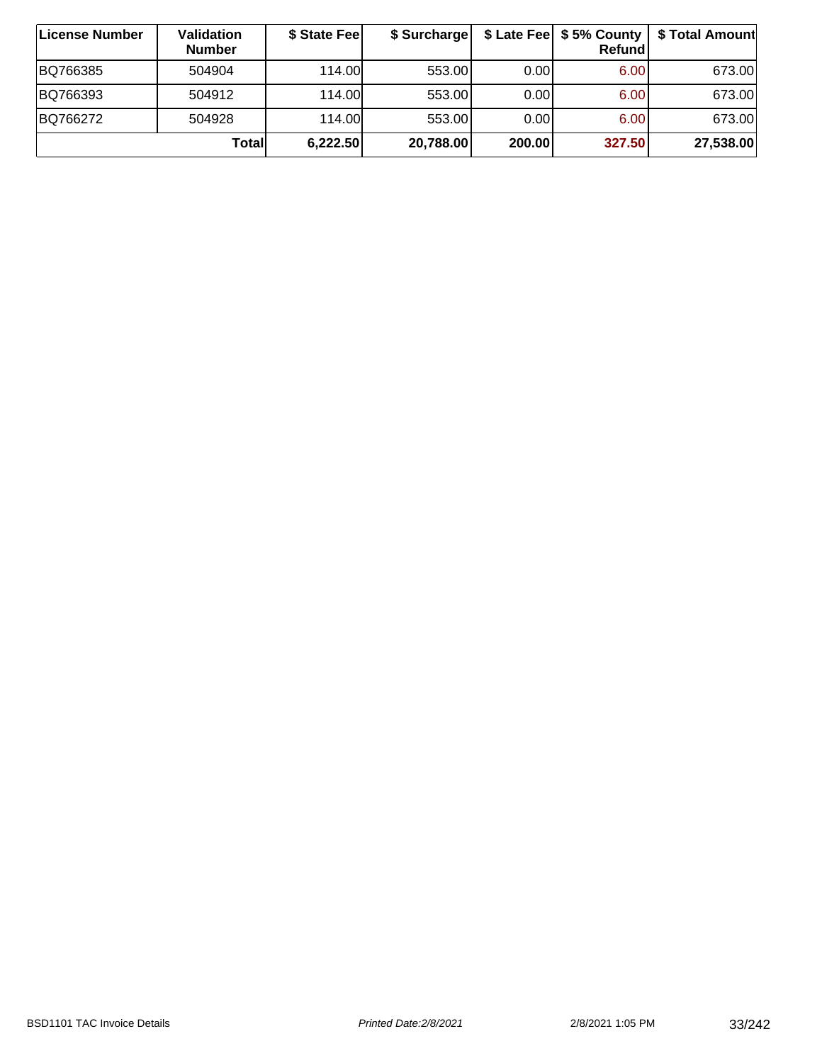| License Number | Validation Number | $ State Fee | $ Surcharge | $ Late Fee | $ 5% County Refund | $ Total Amount |
|---|---|---|---|---|---|---|
| BQ766385 | 504904 | 114.00 | 553.00 | 0.00 | 6.00 | 673.00 |
| BQ766393 | 504912 | 114.00 | 553.00 | 0.00 | 6.00 | 673.00 |
| BQ766272 | 504928 | 114.00 | 553.00 | 0.00 | 6.00 | 673.00 |
| **Total** | | **6,222.50** | **20,788.00** | **200.00** | **327.50** | **27,538.00** |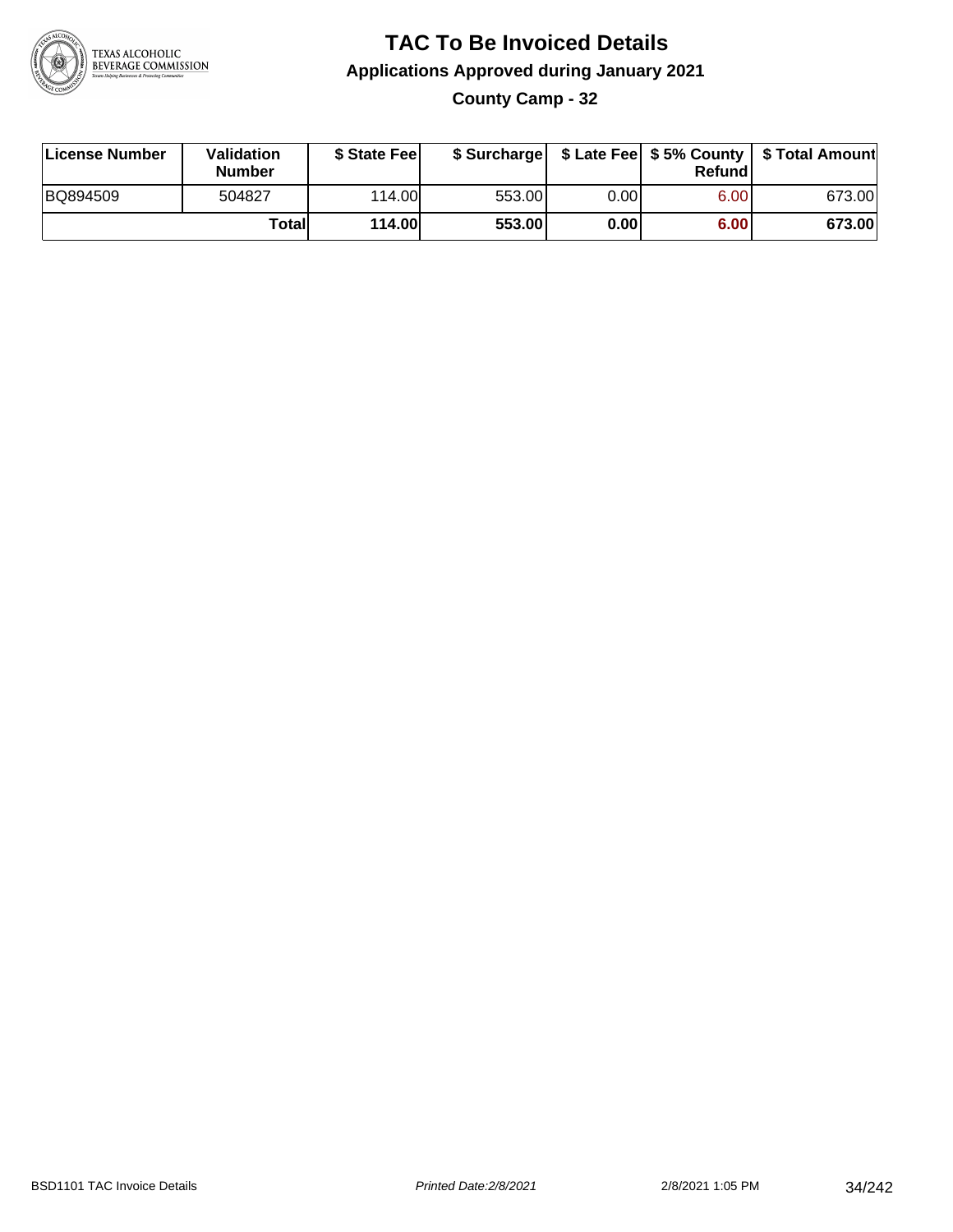# TAC To Be Invoiced Details

## Applications Approved during January 2021

### County Camp - 32

| License Number | Validation Number | $ State Fee | $ Surcharge | $ Late Fee | $ 5% County Refund | $ Total Amount |
| --- | --- | --- | --- | --- | --- | --- |
| BQ894509 | 504827 | 114.00 | 553.00 | 0.00 | 6.00 | 673.00 |
| | **Total** | **114.00** | **553.00** | **0.00** | **6.00** | **673.00** |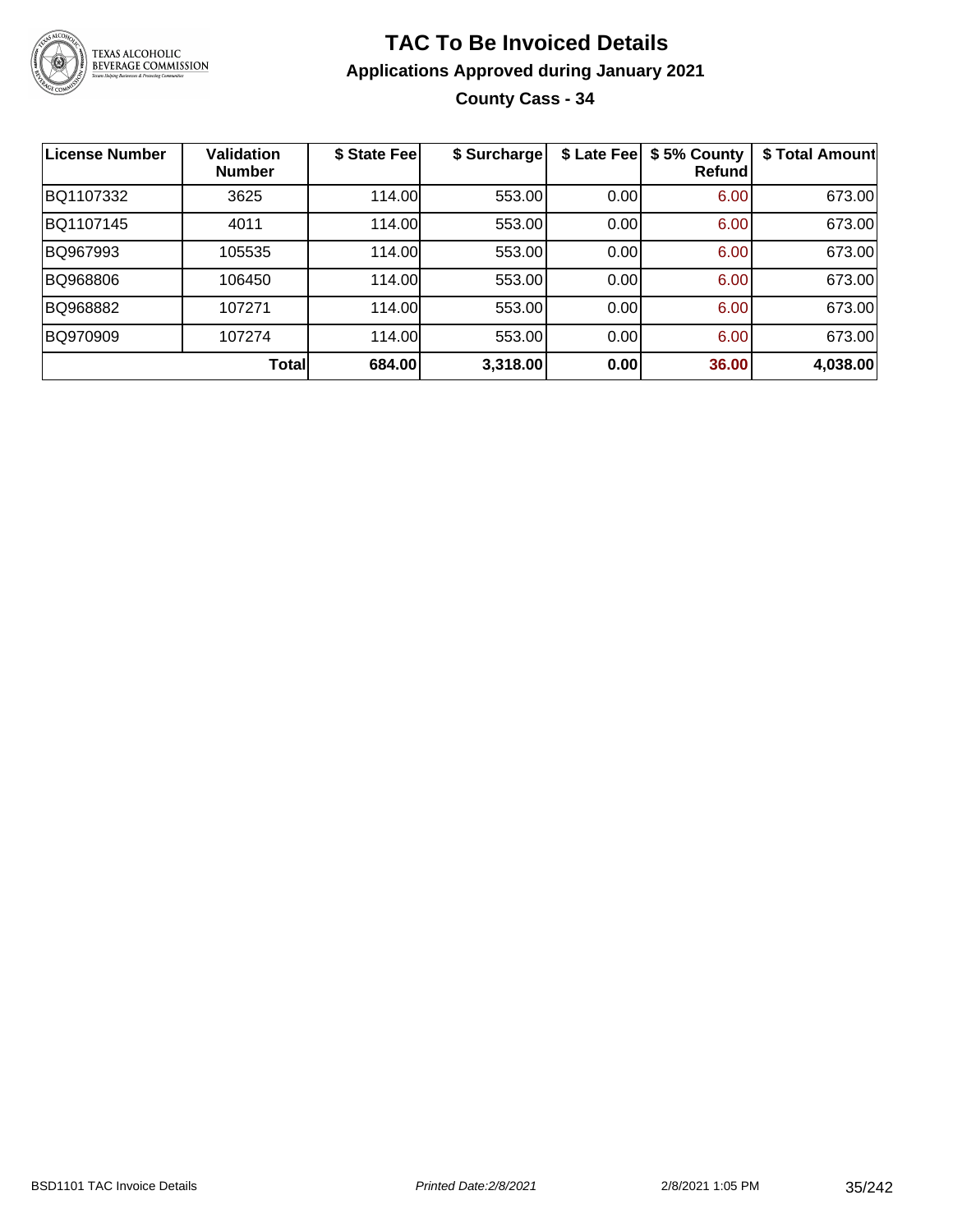# TAC To Be Invoiced Details

## Applications Approved during January 2021

### County Cass - 34

| License Number | Validation Number | $ State Fee | $ Surcharge | $ Late Fee | $ 5% County Refund | $ Total Amount |
|---|---|---|---|---|---|---|
| BQ1107332 | 3625 | 114.00 | 553.00 | 0.00 | 6.00 | 673.00 |
| BQ1107145 | 4011 | 114.00 | 553.00 | 0.00 | 6.00 | 673.00 |
| BQ967993 | 105535 | 114.00 | 553.00 | 0.00 | 6.00 | 673.00 |
| BQ968806 | 106450 | 114.00 | 553.00 | 0.00 | 6.00 | 673.00 |
| BQ968882 | 107271 | 114.00 | 553.00 | 0.00 | 6.00 | 673.00 |
| BQ970909 | 107274 | 114.00 | 553.00 | 0.00 | 6.00 | 673.00 |
| | **Total** | **684.00** | **3,318.00** | **0.00** | **36.00** | **4,038.00** |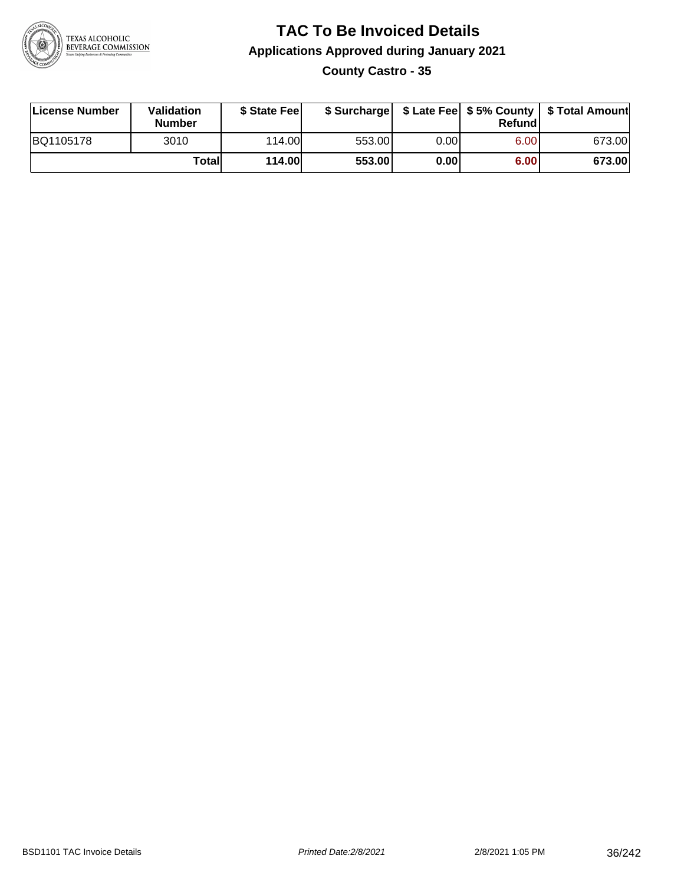# TAC To Be Invoiced Details

## Applications Approved during January 2021

### County Castro - 35

| License Number | Validation Number | $ State Fee | $ Surcharge | $ Late Fee | $ 5% County Refund | $ Total Amount |
|---|---|---|---|---|---|---|
| BQ1105178 | 3010 | 114.00 | 553.00 | 0.00 | 6.00 | 673.00 |
| | **Total** | **114.00** | **553.00** | **0.00** | **6.00** | **673.00** |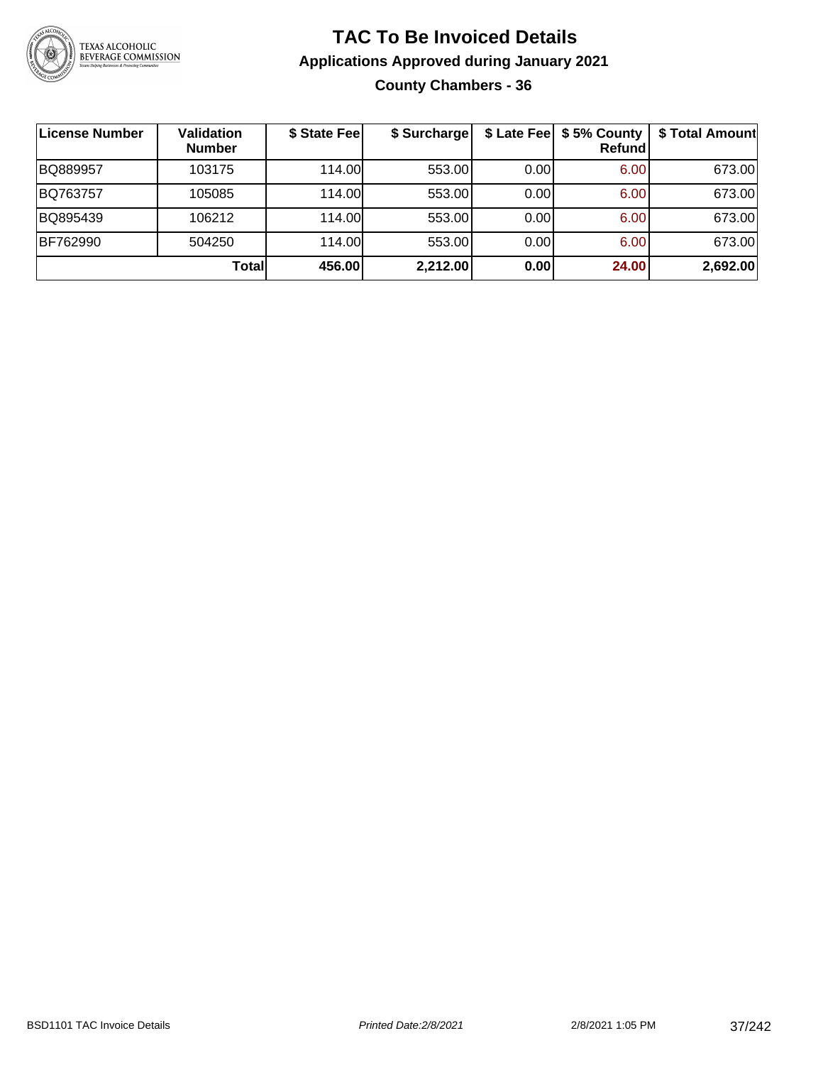# TAC To Be Invoiced Details

## Applications Approved during January 2021

### County Chambers - 36

| License Number | Validation Number | $ State Fee | $ Surcharge | $ Late Fee | $ 5% County Refund | $ Total Amount |
|---|---|---|---|---|---|---|
| BQ889957 | 103175 | 114.00 | 553.00 | 0.00 | 6.00 | 673.00 |
| BQ763757 | 105085 | 114.00 | 553.00 | 0.00 | 6.00 | 673.00 |
| BQ895439 | 106212 | 114.00 | 553.00 | 0.00 | 6.00 | 673.00 |
| BF762990 | 504250 | 114.00 | 553.00 | 0.00 | 6.00 | 673.00 |
| | **Total** | **456.00** | **2,212.00** | **0.00** | **24.00** | **2,692.00** |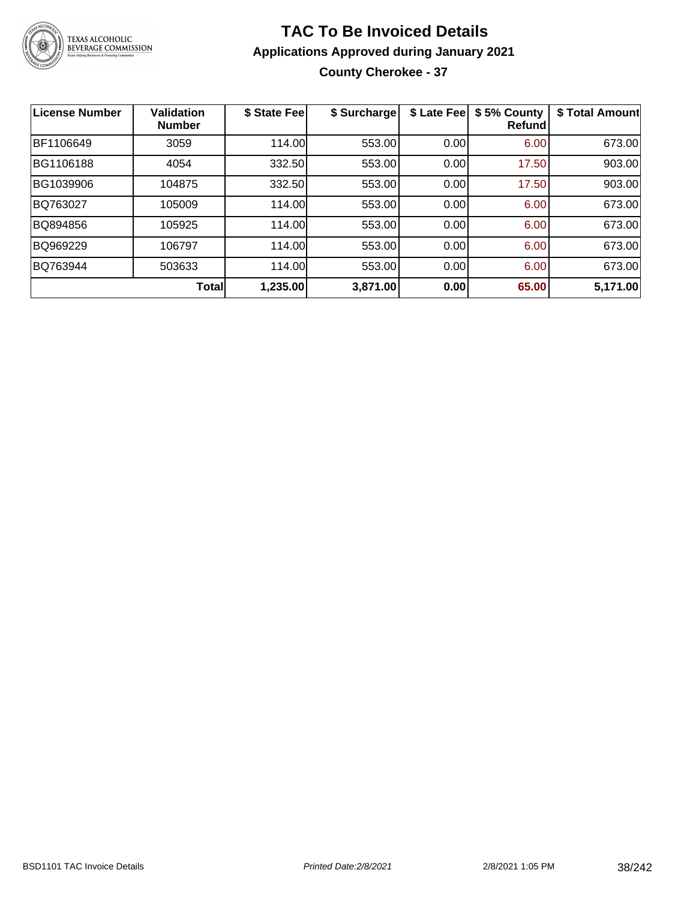# TAC To Be Invoiced Details

## Applications Approved during January 2021

### County Cherokee - 37

| License Number | Validation Number | $ State Fee | $ Surcharge | $ Late Fee | $ 5% County Refund | $ Total Amount |
|---|---|---|---|---|---|---|
| BF1106649 | 3059 | 114.00 | 553.00 | 0.00 | 6.00 | 673.00 |
| BG1106188 | 4054 | 332.50 | 553.00 | 0.00 | 17.50 | 903.00 |
| BG1039906 | 104875 | 332.50 | 553.00 | 0.00 | 17.50 | 903.00 |
| BQ763027 | 105009 | 114.00 | 553.00 | 0.00 | 6.00 | 673.00 |
| BQ894856 | 105925 | 114.00 | 553.00 | 0.00 | 6.00 | 673.00 |
| BQ969229 | 106797 | 114.00 | 553.00 | 0.00 | 6.00 | 673.00 |
| BQ763944 | 503633 | 114.00 | 553.00 | 0.00 | 6.00 | 673.00 |
| | **Total** | **1,235.00** | **3,871.00** | **0.00** | **65.00** | **5,171.00** |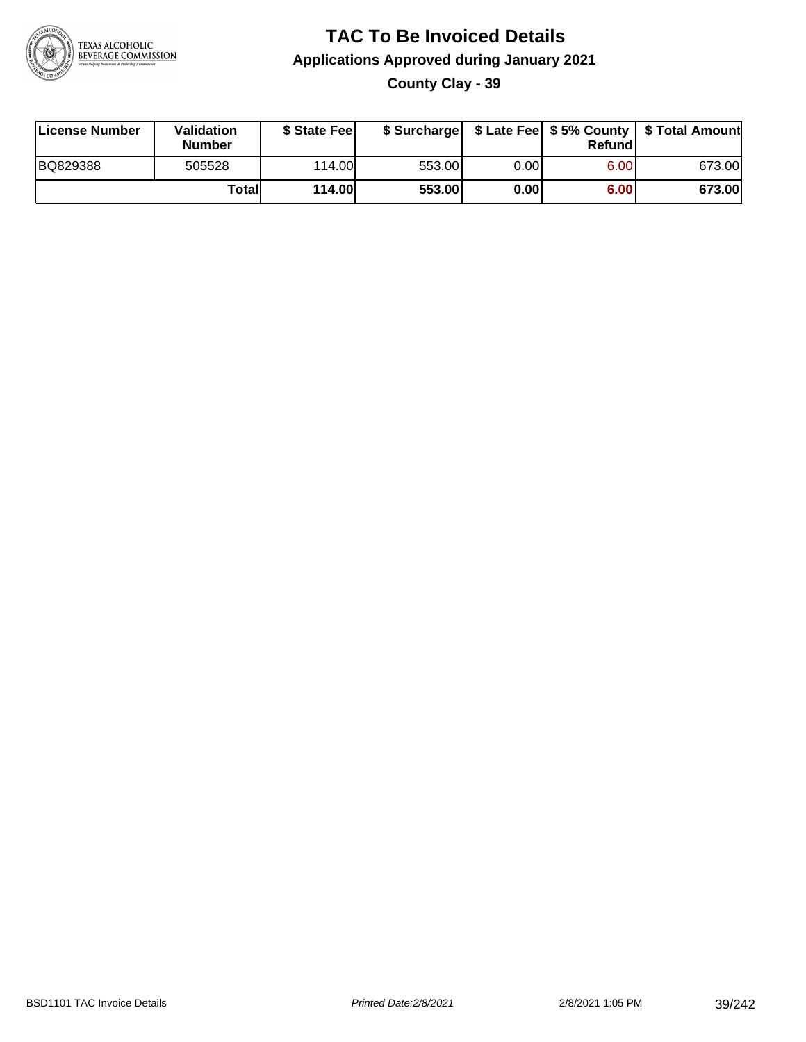# TAC To Be Invoiced Details

## Applications Approved during January 2021

### County Clay - 39

| License Number | Validation Number | \$ State Fee | \$ Surcharge | \$ Late Fee | \$ 5% County Refund | \$ Total Amount |
|---|---|---|---|---|---|---|
| BQ829388 | 505528 | 114.00 | 553.00 | 0.00 | 6.00 | 673.00 |
| | **Total** | **114.00** | **553.00** | **0.00** | **6.00** | **673.00** |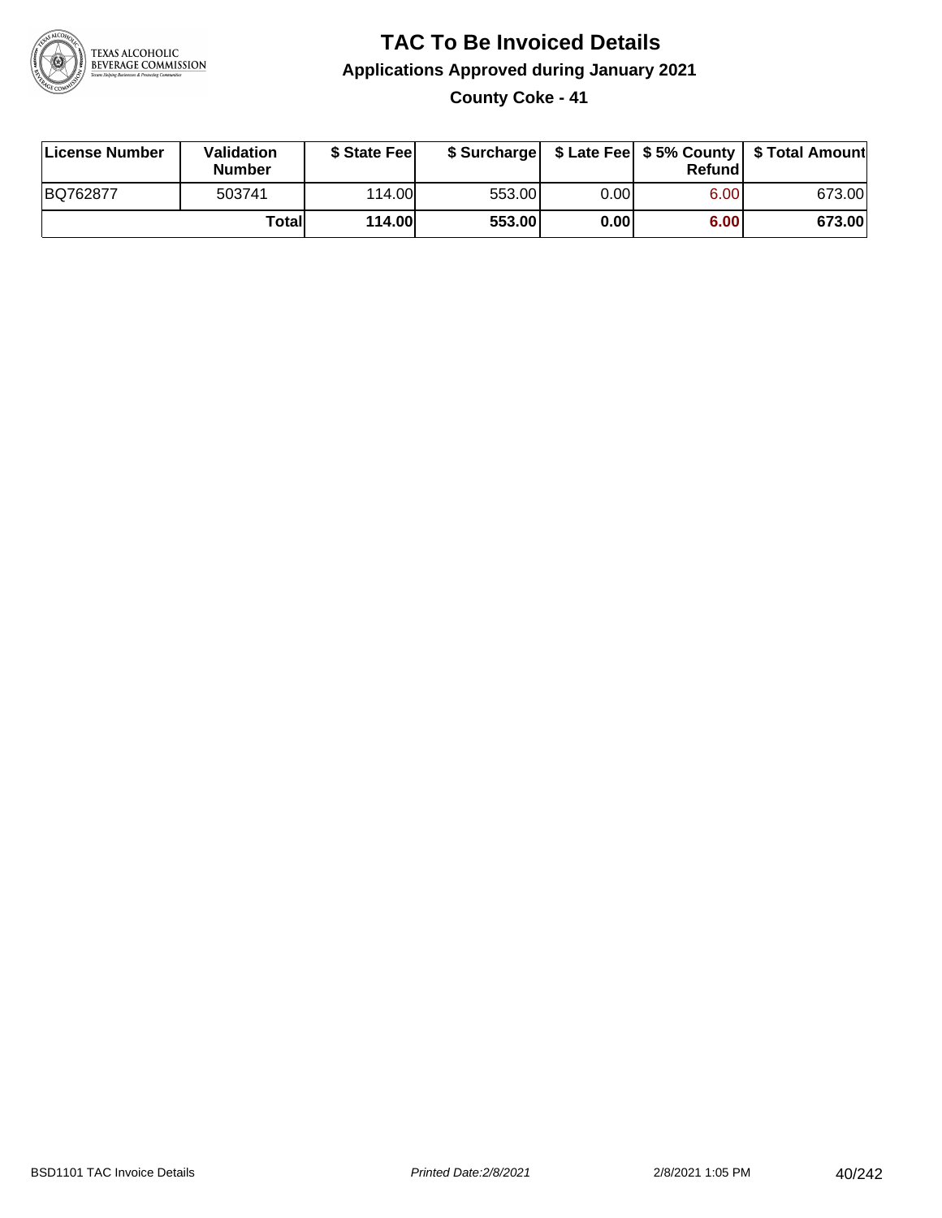# TAC To Be Invoiced Details

## Applications Approved during January 2021

### County Coke - 41

| License Number | Validation Number | $ State Fee | $ Surcharge | $ Late Fee | $ 5% County Refund | $ Total Amount |
|---|---|---|---|---|---|---|
| BQ762877 | 503741 | 114.00 | 553.00 | 0.00 | 6.00 | 673.00 |
| | **Total** | **114.00** | **553.00** | **0.00** | **6.00** | **673.00** |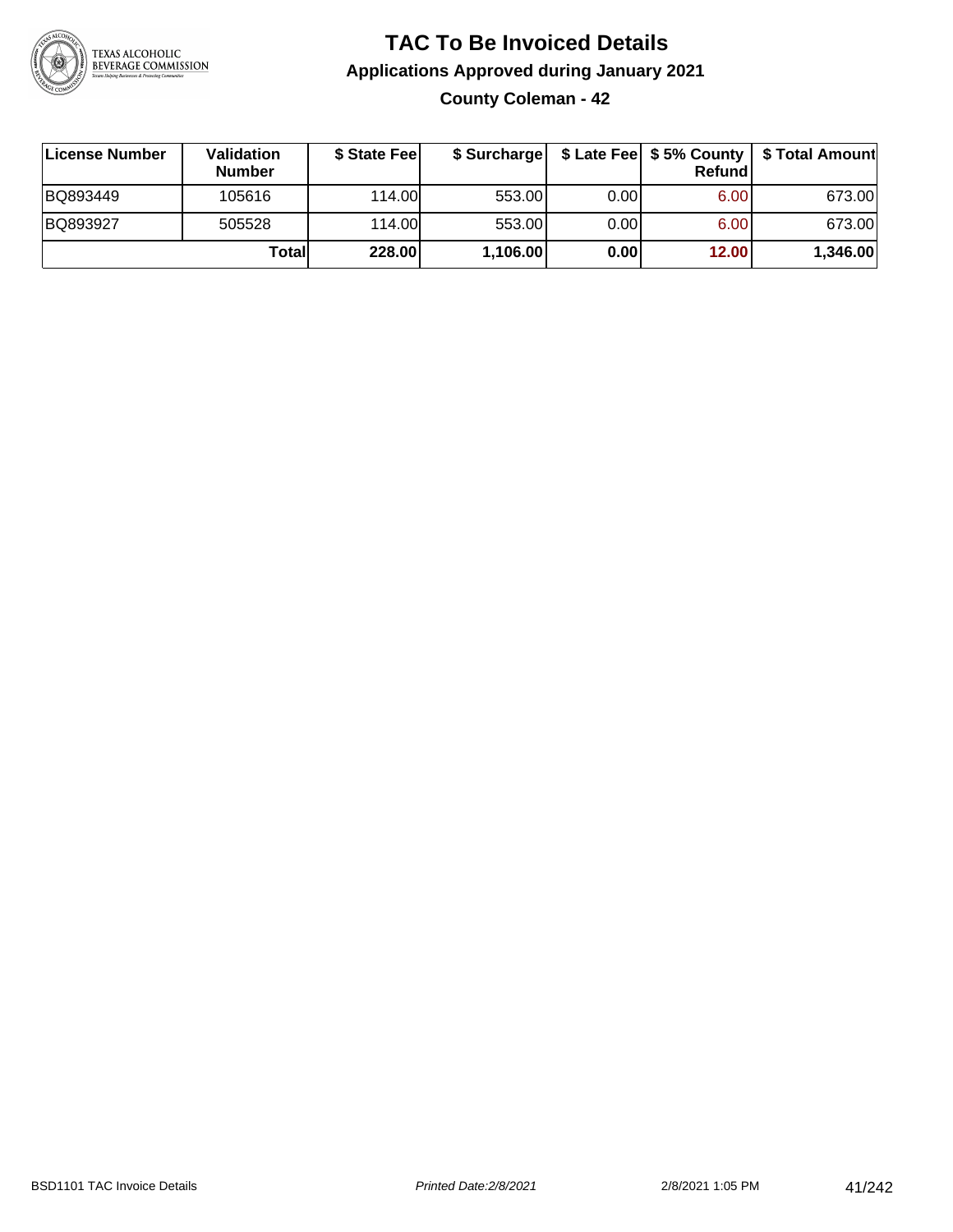# TAC To Be Invoiced Details

## Applications Approved during January 2021

### County Coleman - 42

| License Number | Validation Number | $ State Fee | $ Surcharge | $ Late Fee | $ 5% County Refund | $ Total Amount |
|---|---|---|---|---|---|---|
| BQ893449 | 105616 | 114.00 | 553.00 | 0.00 | 6.00 | 673.00 |
| BQ893927 | 505528 | 114.00 | 553.00 | 0.00 | 6.00 | 673.00 |
| | **Total** | **228.00** | **1,106.00** | **0.00** | **12.00** | **1,346.00** |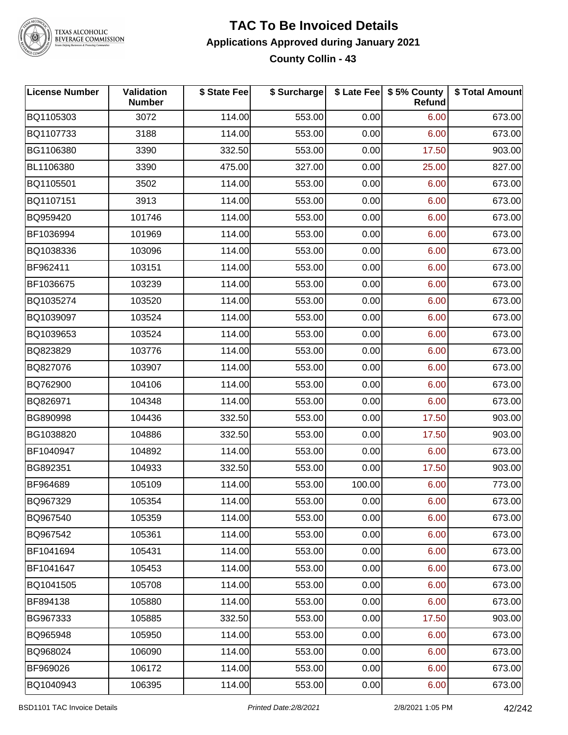# TAC To Be Invoiced Details

## Applications Approved during January 2021

### County Collin - 43

| License Number | Validation Number | $ State Fee | $ Surcharge | $ Late Fee | $ 5% County Refund | $ Total Amount |
|---|---|---|---|---|---|---|
| BQ1105303 | 3072 | 114.00 | 553.00 | 0.00 | 6.00 | 673.00 |
| BQ1107733 | 3188 | 114.00 | 553.00 | 0.00 | 6.00 | 673.00 |
| BG1106380 | 3390 | 332.50 | 553.00 | 0.00 | 17.50 | 903.00 |
| BL1106380 | 3390 | 475.00 | 327.00 | 0.00 | 25.00 | 827.00 |
| BQ1105501 | 3502 | 114.00 | 553.00 | 0.00 | 6.00 | 673.00 |
| BQ1107151 | 3913 | 114.00 | 553.00 | 0.00 | 6.00 | 673.00 |
| BQ959420 | 101746 | 114.00 | 553.00 | 0.00 | 6.00 | 673.00 |
| BF1036994 | 101969 | 114.00 | 553.00 | 0.00 | 6.00 | 673.00 |
| BQ1038336 | 103096 | 114.00 | 553.00 | 0.00 | 6.00 | 673.00 |
| BF962411 | 103151 | 114.00 | 553.00 | 0.00 | 6.00 | 673.00 |
| BF1036675 | 103239 | 114.00 | 553.00 | 0.00 | 6.00 | 673.00 |
| BQ1035274 | 103520 | 114.00 | 553.00 | 0.00 | 6.00 | 673.00 |
| BQ1039097 | 103524 | 114.00 | 553.00 | 0.00 | 6.00 | 673.00 |
| BQ1039653 | 103524 | 114.00 | 553.00 | 0.00 | 6.00 | 673.00 |
| BQ823829 | 103776 | 114.00 | 553.00 | 0.00 | 6.00 | 673.00 |
| BQ827076 | 103907 | 114.00 | 553.00 | 0.00 | 6.00 | 673.00 |
| BQ762900 | 104106 | 114.00 | 553.00 | 0.00 | 6.00 | 673.00 |
| BQ826971 | 104348 | 114.00 | 553.00 | 0.00 | 6.00 | 673.00 |
| BG890998 | 104436 | 332.50 | 553.00 | 0.00 | 17.50 | 903.00 |
| BG1038820 | 104886 | 332.50 | 553.00 | 0.00 | 17.50 | 903.00 |
| BF1040947 | 104892 | 114.00 | 553.00 | 0.00 | 6.00 | 673.00 |
| BG892351 | 104933 | 332.50 | 553.00 | 0.00 | 17.50 | 903.00 |
| BF964689 | 105109 | 114.00 | 553.00 | 100.00 | 6.00 | 773.00 |
| BQ967329 | 105354 | 114.00 | 553.00 | 0.00 | 6.00 | 673.00 |
| BQ967540 | 105359 | 114.00 | 553.00 | 0.00 | 6.00 | 673.00 |
| BQ967542 | 105361 | 114.00 | 553.00 | 0.00 | 6.00 | 673.00 |
| BF1041694 | 105431 | 114.00 | 553.00 | 0.00 | 6.00 | 673.00 |
| BF1041647 | 105453 | 114.00 | 553.00 | 0.00 | 6.00 | 673.00 |
| BQ1041505 | 105708 | 114.00 | 553.00 | 0.00 | 6.00 | 673.00 |
| BF894138 | 105880 | 114.00 | 553.00 | 0.00 | 6.00 | 673.00 |
| BG967333 | 105885 | 332.50 | 553.00 | 0.00 | 17.50 | 903.00 |
| BQ965948 | 105950 | 114.00 | 553.00 | 0.00 | 6.00 | 673.00 |
| BQ968024 | 106090 | 114.00 | 553.00 | 0.00 | 6.00 | 673.00 |
| BF969026 | 106172 | 114.00 | 553.00 | 0.00 | 6.00 | 673.00 |
| BQ1040943 | 106395 | 114.00 | 553.00 | 0.00 | 6.00 | 673.00 |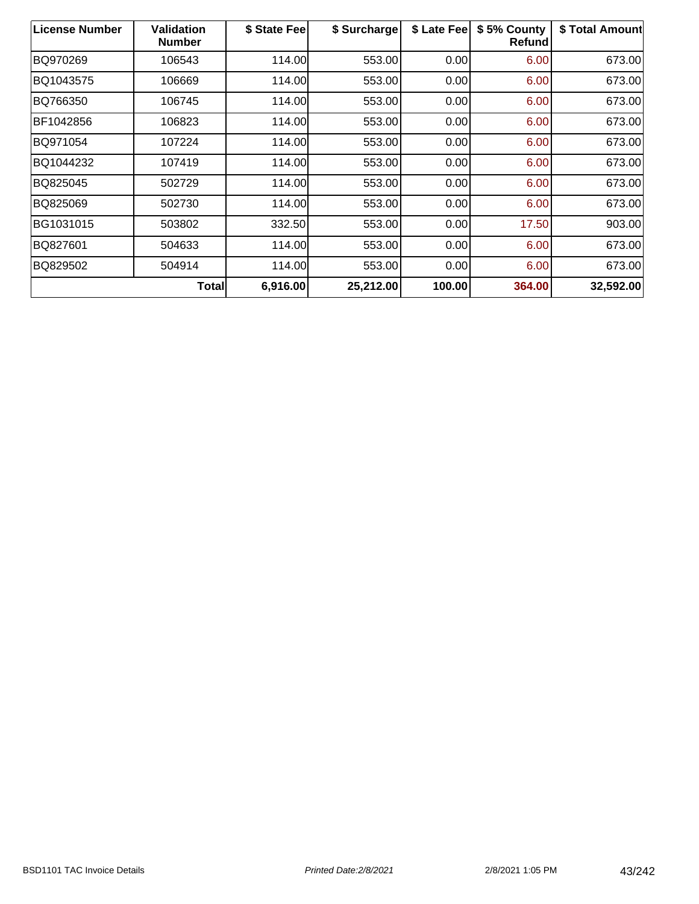| License Number | Validation Number | $ State Fee | $ Surcharge | $ Late Fee | $ 5% County Refund | $ Total Amount |
| --- | --- | --- | --- | --- | --- | --- |
| BQ970269 | 106543 | 114.00 | 553.00 | 0.00 | 6.00 | 673.00 |
| BQ1043575 | 106669 | 114.00 | 553.00 | 0.00 | 6.00 | 673.00 |
| BQ766350 | 106745 | 114.00 | 553.00 | 0.00 | 6.00 | 673.00 |
| BF1042856 | 106823 | 114.00 | 553.00 | 0.00 | 6.00 | 673.00 |
| BQ971054 | 107224 | 114.00 | 553.00 | 0.00 | 6.00 | 673.00 |
| BQ1044232 | 107419 | 114.00 | 553.00 | 0.00 | 6.00 | 673.00 |
| BQ825045 | 502729 | 114.00 | 553.00 | 0.00 | 6.00 | 673.00 |
| BQ825069 | 502730 | 114.00 | 553.00 | 0.00 | 6.00 | 673.00 |
| BG1031015 | 503802 | 332.50 | 553.00 | 0.00 | 17.50 | 903.00 |
| BQ827601 | 504633 | 114.00 | 553.00 | 0.00 | 6.00 | 673.00 |
| BQ829502 | 504914 | 114.00 | 553.00 | 0.00 | 6.00 | 673.00 |
| | **Total** | **6,916.00** | **25,212.00** | **100.00** | **364.00** | **32,592.00** |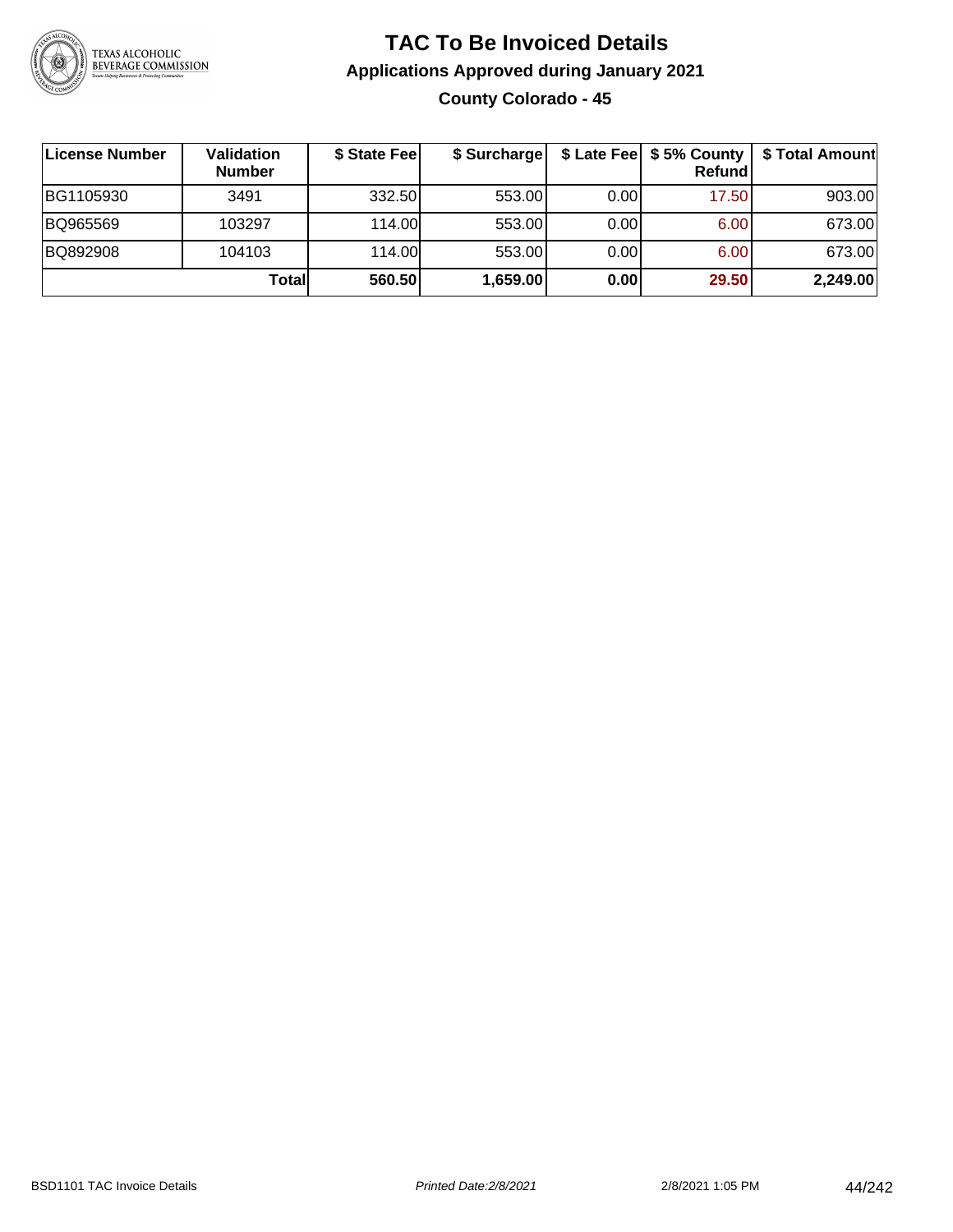# TAC To Be Invoiced Details

## Applications Approved during January 2021

### County Colorado - 45

| License Number | Validation Number | $ State Fee | $ Surcharge | $ Late Fee | $ 5% County Refund | $ Total Amount |
|---|---|---|---|---|---|---|
| BG1105930 | 3491 | 332.50 | 553.00 | 0.00 | 17.50 | 903.00 |
| BQ965569 | 103297 | 114.00 | 553.00 | 0.00 | 6.00 | 673.00 |
| BQ892908 | 104103 | 114.00 | 553.00 | 0.00 | 6.00 | 673.00 |
| | **Total** | **560.50** | **1,659.00** | **0.00** | **29.50** | **2,249.00** |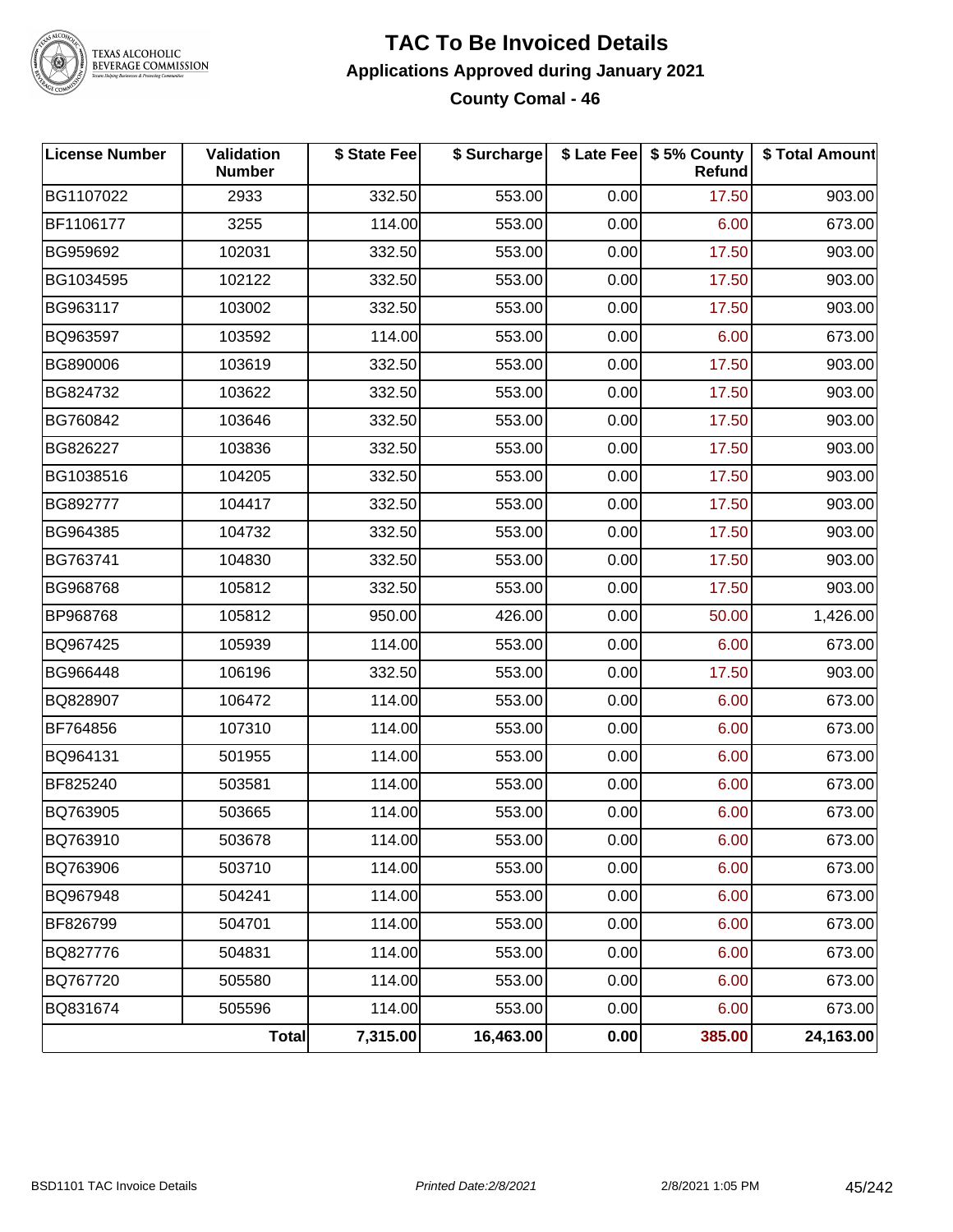# TAC To Be Invoiced Details

## Applications Approved during January 2021

### County Comal - 46

| License Number | Validation Number | $ State Fee | $ Surcharge | $ Late Fee | $ 5% County Refund | $ Total Amount |
|---|---|---|---|---|---|---|
| BG1107022 | 2933 | 332.50 | 553.00 | 0.00 | 17.50 | 903.00 |
| BF1106177 | 3255 | 114.00 | 553.00 | 0.00 | 6.00 | 673.00 |
| BG959692 | 102031 | 332.50 | 553.00 | 0.00 | 17.50 | 903.00 |
| BG1034595 | 102122 | 332.50 | 553.00 | 0.00 | 17.50 | 903.00 |
| BG963117 | 103002 | 332.50 | 553.00 | 0.00 | 17.50 | 903.00 |
| BQ963597 | 103592 | 114.00 | 553.00 | 0.00 | 6.00 | 673.00 |
| BG890006 | 103619 | 332.50 | 553.00 | 0.00 | 17.50 | 903.00 |
| BG824732 | 103622 | 332.50 | 553.00 | 0.00 | 17.50 | 903.00 |
| BG760842 | 103646 | 332.50 | 553.00 | 0.00 | 17.50 | 903.00 |
| BG826227 | 103836 | 332.50 | 553.00 | 0.00 | 17.50 | 903.00 |
| BG1038516 | 104205 | 332.50 | 553.00 | 0.00 | 17.50 | 903.00 |
| BG892777 | 104417 | 332.50 | 553.00 | 0.00 | 17.50 | 903.00 |
| BG964385 | 104732 | 332.50 | 553.00 | 0.00 | 17.50 | 903.00 |
| BG763741 | 104830 | 332.50 | 553.00 | 0.00 | 17.50 | 903.00 |
| BG968768 | 105812 | 332.50 | 553.00 | 0.00 | 17.50 | 903.00 |
| BP968768 | 105812 | 950.00 | 426.00 | 0.00 | 50.00 | 1,426.00 |
| BQ967425 | 105939 | 114.00 | 553.00 | 0.00 | 6.00 | 673.00 |
| BG966448 | 106196 | 332.50 | 553.00 | 0.00 | 17.50 | 903.00 |
| BQ828907 | 106472 | 114.00 | 553.00 | 0.00 | 6.00 | 673.00 |
| BF764856 | 107310 | 114.00 | 553.00 | 0.00 | 6.00 | 673.00 |
| BQ964131 | 501955 | 114.00 | 553.00 | 0.00 | 6.00 | 673.00 |
| BF825240 | 503581 | 114.00 | 553.00 | 0.00 | 6.00 | 673.00 |
| BQ763905 | 503665 | 114.00 | 553.00 | 0.00 | 6.00 | 673.00 |
| BQ763910 | 503678 | 114.00 | 553.00 | 0.00 | 6.00 | 673.00 |
| BQ763906 | 503710 | 114.00 | 553.00 | 0.00 | 6.00 | 673.00 |
| BQ967948 | 504241 | 114.00 | 553.00 | 0.00 | 6.00 | 673.00 |
| BF826799 | 504701 | 114.00 | 553.00 | 0.00 | 6.00 | 673.00 |
| BQ827776 | 504831 | 114.00 | 553.00 | 0.00 | 6.00 | 673.00 |
| BQ767720 | 505580 | 114.00 | 553.00 | 0.00 | 6.00 | 673.00 |
| BQ831674 | 505596 | 114.00 | 553.00 | 0.00 | 6.00 | 673.00 |
| | **Total** | **7,315.00** | **16,463.00** | **0.00** | **385.00** | **24,163.00** |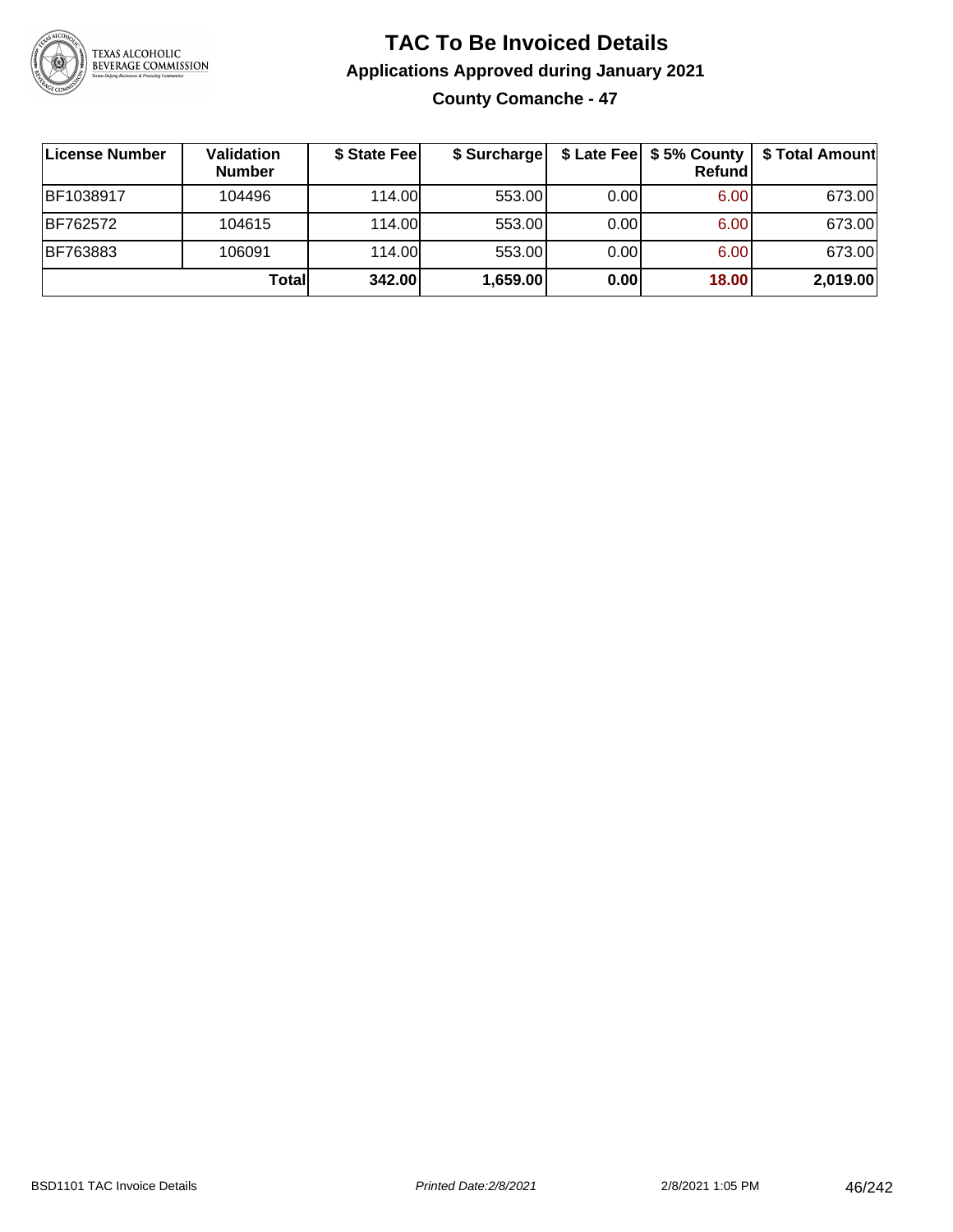# TAC To Be Invoiced Details

## Applications Approved during January 2021

### County Comanche - 47

| License Number | Validation Number | $ State Fee | $ Surcharge | $ Late Fee | $ 5% County Refund | $ Total Amount |
|---|---|---|---|---|---|---|
| BF1038917 | 104496 | 114.00 | 553.00 | 0.00 | 6.00 | 673.00 |
| BF762572 | 104615 | 114.00 | 553.00 | 0.00 | 6.00 | 673.00 |
| BF763883 | 106091 | 114.00 | 553.00 | 0.00 | 6.00 | 673.00 |
| | **Total** | **342.00** | **1,659.00** | **0.00** | **18.00** | **2,019.00** |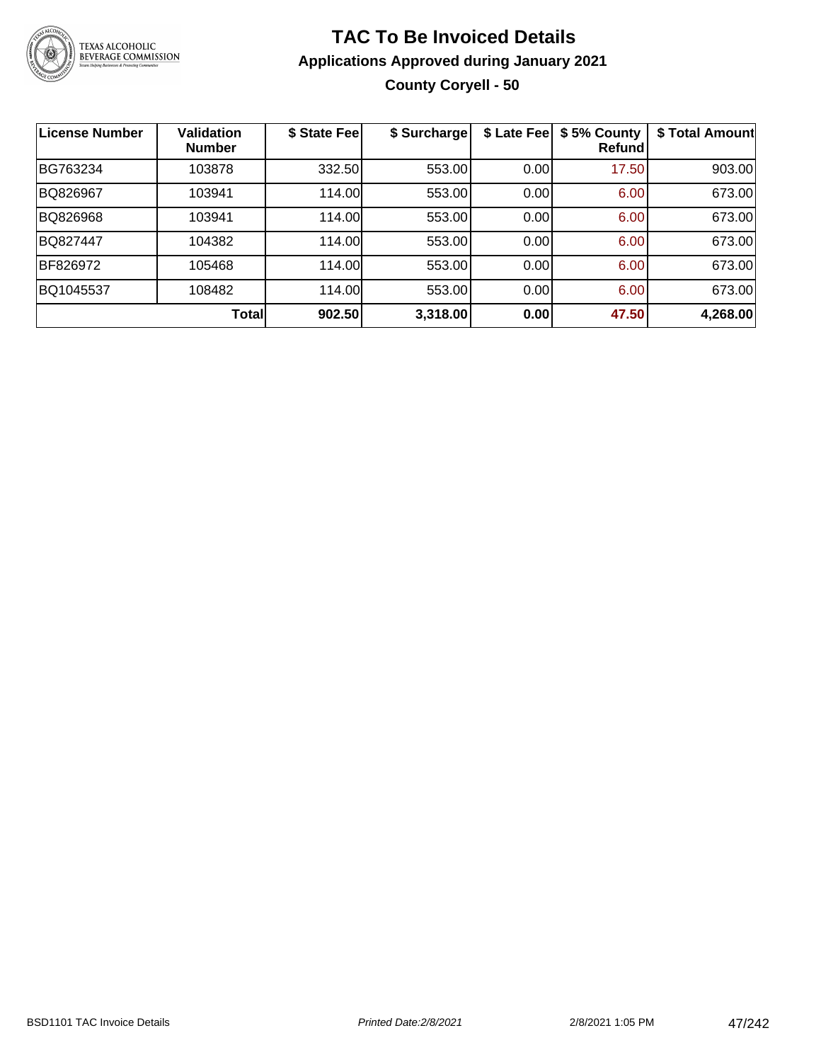# TAC To Be Invoiced Details

## Applications Approved during January 2021

### County Coryell - 50

| License Number | Validation Number | $ State Fee | $ Surcharge | $ Late Fee | $ 5% County Refund | $ Total Amount |
|---|---|---|---|---|---|---|
| BG763234 | 103878 | 332.50 | 553.00 | 0.00 | 17.50 | 903.00 |
| BQ826967 | 103941 | 114.00 | 553.00 | 0.00 | 6.00 | 673.00 |
| BQ826968 | 103941 | 114.00 | 553.00 | 0.00 | 6.00 | 673.00 |
| BQ827447 | 104382 | 114.00 | 553.00 | 0.00 | 6.00 | 673.00 |
| BF826972 | 105468 | 114.00 | 553.00 | 0.00 | 6.00 | 673.00 |
| BQ1045537 | 108482 | 114.00 | 553.00 | 0.00 | 6.00 | 673.00 |
| | **Total** | **902.50** | **3,318.00** | **0.00** | **47.50** | **4,268.00** |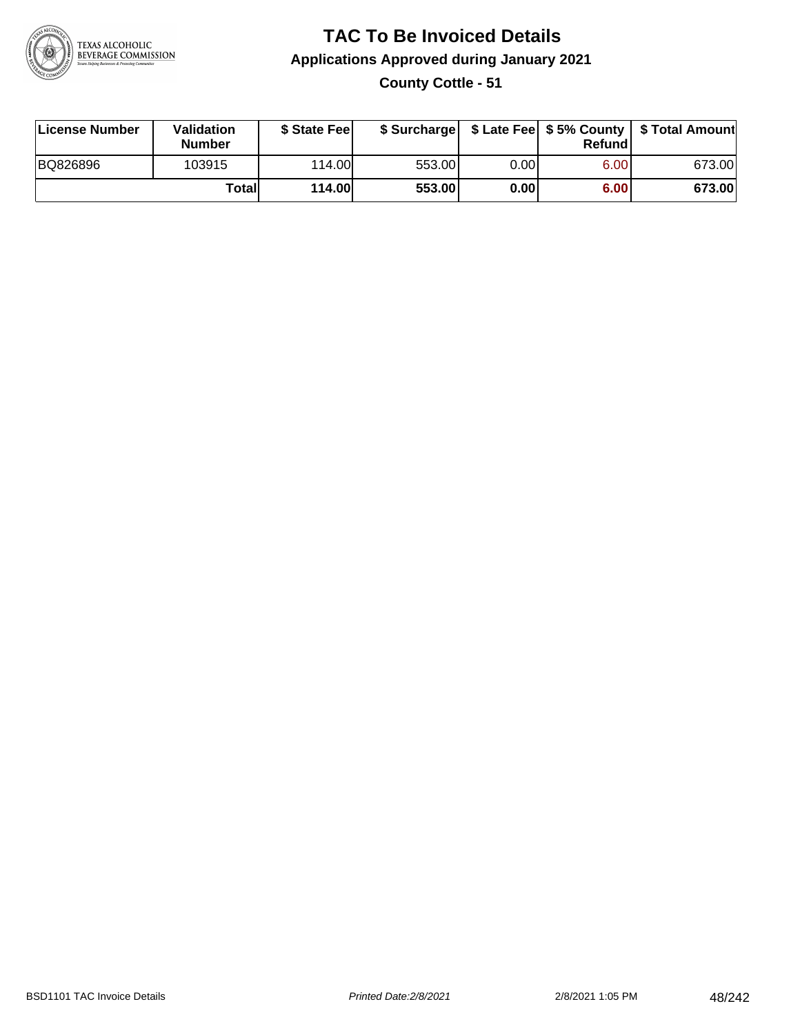# TAC To Be Invoiced Details

## Applications Approved during January 2021

### County Cottle - 51

| License Number | Validation Number | $ State Fee | $ Surcharge | $ Late Fee | $ 5% County Refund | $ Total Amount |
|---|---|---|---|---|---|---|
| BQ826896 | 103915 | 114.00 | 553.00 | 0.00 | 6.00 | 673.00 |
| | **Total** | **114.00** | **553.00** | **0.00** | **6.00** | **673.00** |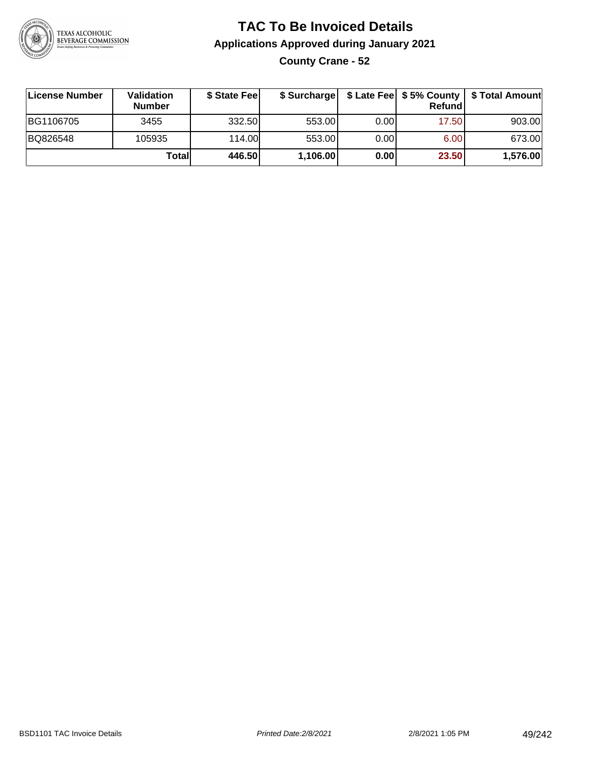# TAC To Be Invoiced Details

## Applications Approved during January 2021

### County Crane - 52

| License Number | Validation Number | $ State Fee | $ Surcharge | $ Late Fee | $ 5% County Refund | $ Total Amount |
|---|---|---|---|---|---|---|
| BG1106705 | 3455 | 332.50 | 553.00 | 0.00 | 17.50 | 903.00 |
| BQ826548 | 105935 | 114.00 | 553.00 | 0.00 | 6.00 | 673.00 |
| | **Total** | **446.50** | **1,106.00** | **0.00** | **23.50** | **1,576.00** |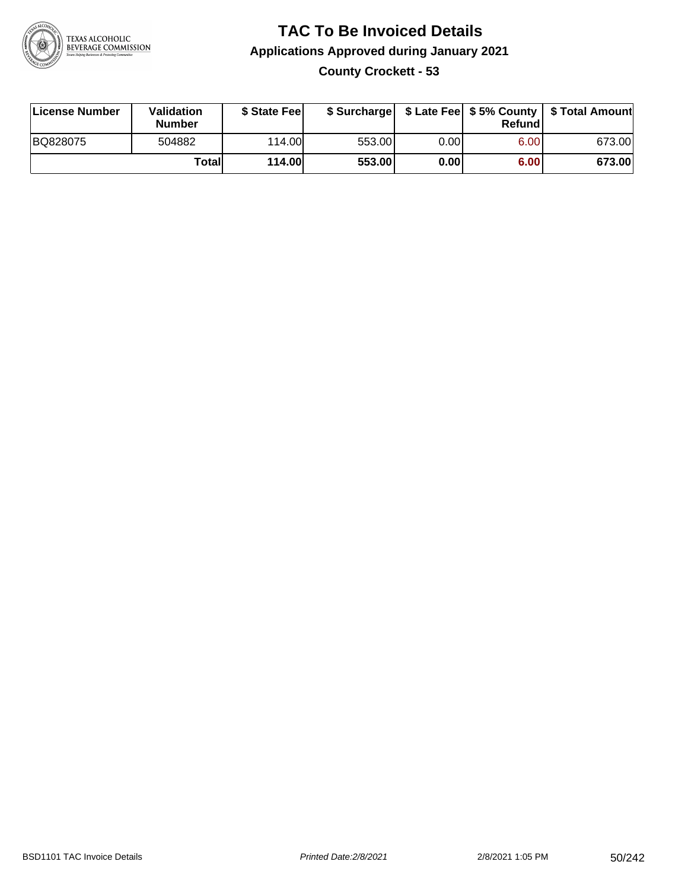# TAC To Be Invoiced Details

## Applications Approved during January 2021

### County Crockett - 53

| License Number | Validation Number | $ State Fee | $ Surcharge | $ Late Fee | $ 5% County Refund | $ Total Amount |
|---|---|---|---|---|---|---|
| BQ828075 | 504882 | 114.00 | 553.00 | 0.00 | 6.00 | 673.00 |
| | **Total** | **114.00** | **553.00** | **0.00** | **6.00** | **673.00** |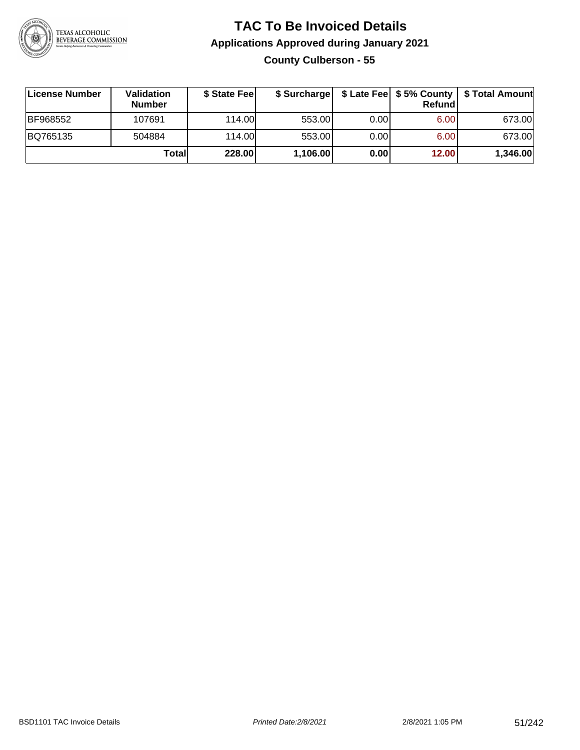# TAC To Be Invoiced Details

## Applications Approved during January 2021

### County Culberson - 55

| License Number | Validation Number | $ State Fee | $ Surcharge | $ Late Fee | $ 5% County Refund | $ Total Amount |
|---|---|---|---|---|---|---|
| BF968552 | 107691 | 114.00 | 553.00 | 0.00 | 6.00 | 673.00 |
| BQ765135 | 504884 | 114.00 | 553.00 | 0.00 | 6.00 | 673.00 |
| | **Total** | **228.00** | **1,106.00** | **0.00** | **12.00** | **1,346.00** |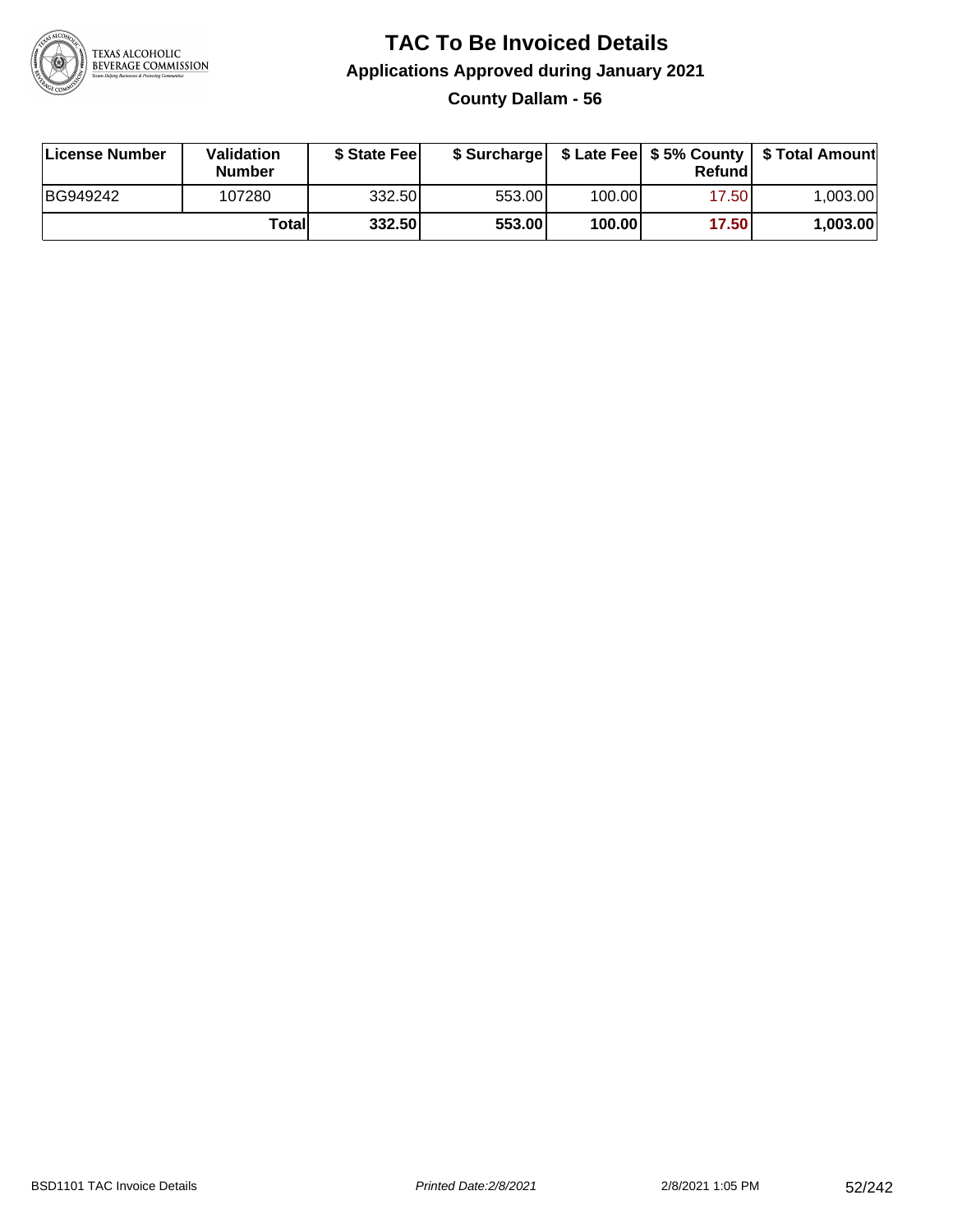# TAC To Be Invoiced Details

## Applications Approved during January 2021

### County Dallam - 56

| License Number | Validation Number | $ State Fee | $ Surcharge | $ Late Fee | $ 5% County Refund | $ Total Amount |
|---|---|---|---|---|---|---|
| BG949242 | 107280 | 332.50 | 553.00 | 100.00 | 17.50 | 1,003.00 |
| | **Total** | **332.50** | **553.00** | **100.00** | **17.50** | **1,003.00** |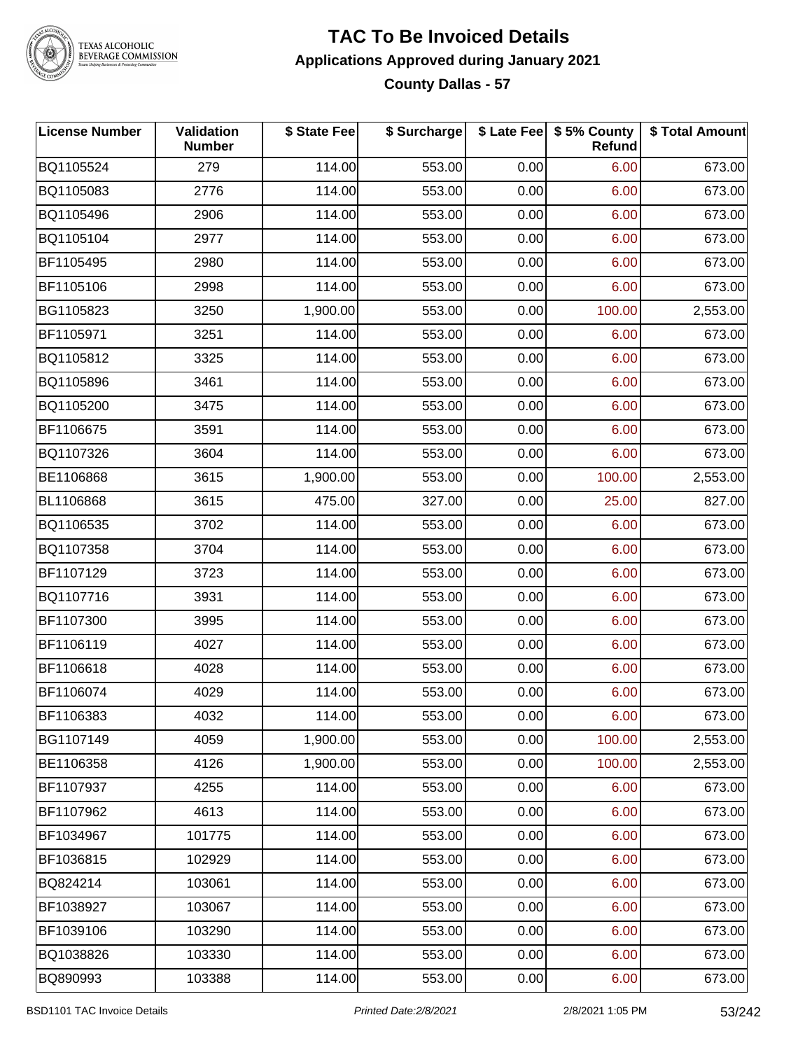# TAC To Be Invoiced Details

## Applications Approved during January 2021

### County Dallas - 57

| License Number | Validation Number | $ State Fee | $ Surcharge | $ Late Fee | $ 5% County Refund | $ Total Amount |
|---|---|---|---|---|---|---|
| BQ1105524 | 279 | 114.00 | 553.00 | 0.00 | 6.00 | 673.00 |
| BQ1105083 | 2776 | 114.00 | 553.00 | 0.00 | 6.00 | 673.00 |
| BQ1105496 | 2906 | 114.00 | 553.00 | 0.00 | 6.00 | 673.00 |
| BQ1105104 | 2977 | 114.00 | 553.00 | 0.00 | 6.00 | 673.00 |
| BF1105495 | 2980 | 114.00 | 553.00 | 0.00 | 6.00 | 673.00 |
| BF1105106 | 2998 | 114.00 | 553.00 | 0.00 | 6.00 | 673.00 |
| BG1105823 | 3250 | 1,900.00 | 553.00 | 0.00 | 100.00 | 2,553.00 |
| BF1105971 | 3251 | 114.00 | 553.00 | 0.00 | 6.00 | 673.00 |
| BQ1105812 | 3325 | 114.00 | 553.00 | 0.00 | 6.00 | 673.00 |
| BQ1105896 | 3461 | 114.00 | 553.00 | 0.00 | 6.00 | 673.00 |
| BQ1105200 | 3475 | 114.00 | 553.00 | 0.00 | 6.00 | 673.00 |
| BF1106675 | 3591 | 114.00 | 553.00 | 0.00 | 6.00 | 673.00 |
| BQ1107326 | 3604 | 114.00 | 553.00 | 0.00 | 6.00 | 673.00 |
| BE1106868 | 3615 | 1,900.00 | 553.00 | 0.00 | 100.00 | 2,553.00 |
| BL1106868 | 3615 | 475.00 | 327.00 | 0.00 | 25.00 | 827.00 |
| BQ1106535 | 3702 | 114.00 | 553.00 | 0.00 | 6.00 | 673.00 |
| BQ1107358 | 3704 | 114.00 | 553.00 | 0.00 | 6.00 | 673.00 |
| BF1107129 | 3723 | 114.00 | 553.00 | 0.00 | 6.00 | 673.00 |
| BQ1107716 | 3931 | 114.00 | 553.00 | 0.00 | 6.00 | 673.00 |
| BF1107300 | 3995 | 114.00 | 553.00 | 0.00 | 6.00 | 673.00 |
| BF1106119 | 4027 | 114.00 | 553.00 | 0.00 | 6.00 | 673.00 |
| BF1106618 | 4028 | 114.00 | 553.00 | 0.00 | 6.00 | 673.00 |
| BF1106074 | 4029 | 114.00 | 553.00 | 0.00 | 6.00 | 673.00 |
| BF1106383 | 4032 | 114.00 | 553.00 | 0.00 | 6.00 | 673.00 |
| BG1107149 | 4059 | 1,900.00 | 553.00 | 0.00 | 100.00 | 2,553.00 |
| BE1106358 | 4126 | 1,900.00 | 553.00 | 0.00 | 100.00 | 2,553.00 |
| BF1107937 | 4255 | 114.00 | 553.00 | 0.00 | 6.00 | 673.00 |
| BF1107962 | 4613 | 114.00 | 553.00 | 0.00 | 6.00 | 673.00 |
| BF1034967 | 101775 | 114.00 | 553.00 | 0.00 | 6.00 | 673.00 |
| BF1036815 | 102929 | 114.00 | 553.00 | 0.00 | 6.00 | 673.00 |
| BQ824214 | 103061 | 114.00 | 553.00 | 0.00 | 6.00 | 673.00 |
| BF1038927 | 103067 | 114.00 | 553.00 | 0.00 | 6.00 | 673.00 |
| BF1039106 | 103290 | 114.00 | 553.00 | 0.00 | 6.00 | 673.00 |
| BQ1038826 | 103330 | 114.00 | 553.00 | 0.00 | 6.00 | 673.00 |
| BQ890993 | 103388 | 114.00 | 553.00 | 0.00 | 6.00 | 673.00 |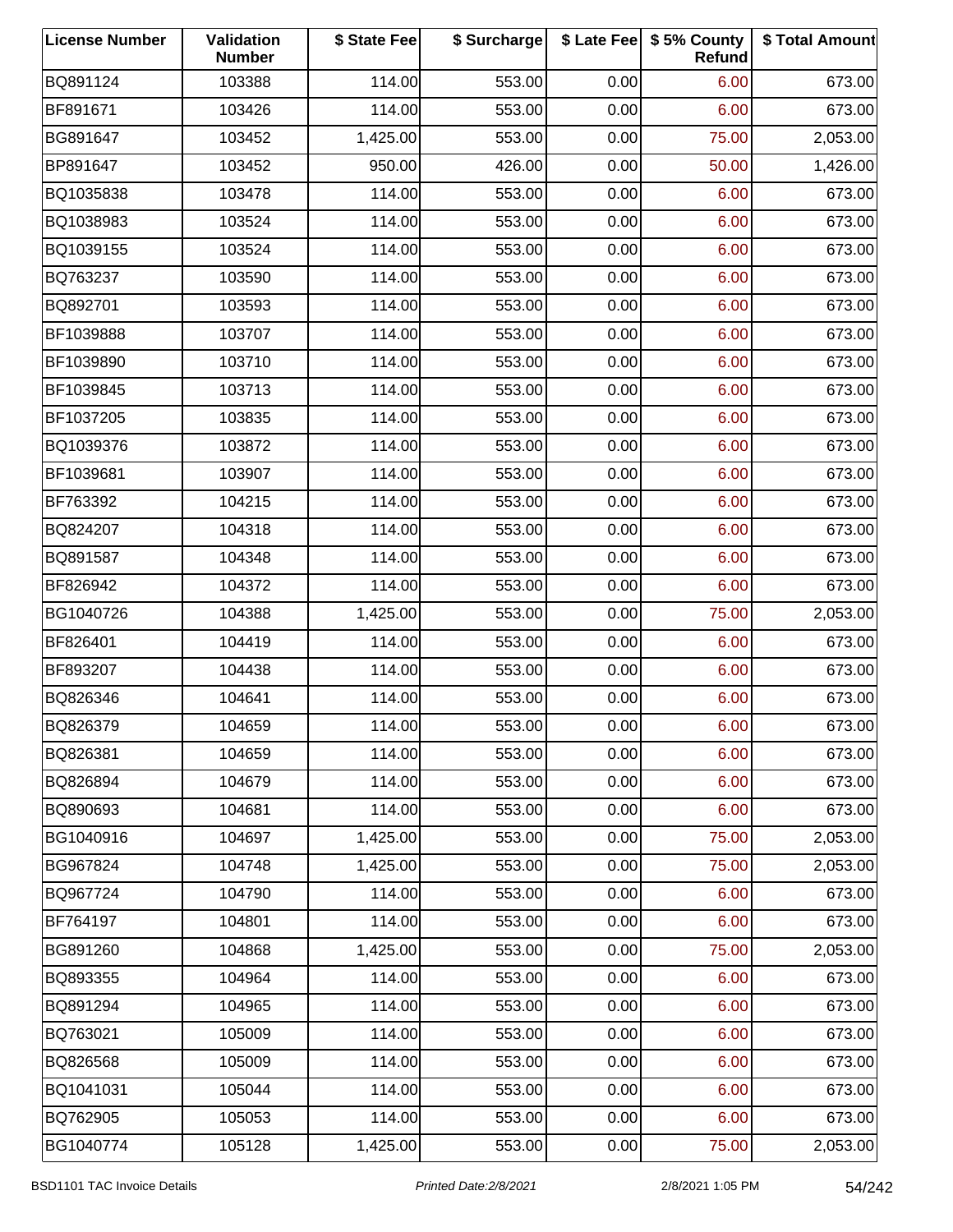| License Number | Validation Number | $ State Fee | $ Surcharge | $ Late Fee | $ 5% County Refund | $ Total Amount |
|---|---|---|---|---|---|---|
| BQ891124 | 103388 | 114.00 | 553.00 | 0.00 | 6.00 | 673.00 |
| BF891671 | 103426 | 114.00 | 553.00 | 0.00 | 6.00 | 673.00 |
| BG891647 | 103452 | 1,425.00 | 553.00 | 0.00 | 75.00 | 2,053.00 |
| BP891647 | 103452 | 950.00 | 426.00 | 0.00 | 50.00 | 1,426.00 |
| BQ1035838 | 103478 | 114.00 | 553.00 | 0.00 | 6.00 | 673.00 |
| BQ1038983 | 103524 | 114.00 | 553.00 | 0.00 | 6.00 | 673.00 |
| BQ1039155 | 103524 | 114.00 | 553.00 | 0.00 | 6.00 | 673.00 |
| BQ763237 | 103590 | 114.00 | 553.00 | 0.00 | 6.00 | 673.00 |
| BQ892701 | 103593 | 114.00 | 553.00 | 0.00 | 6.00 | 673.00 |
| BF1039888 | 103707 | 114.00 | 553.00 | 0.00 | 6.00 | 673.00 |
| BF1039890 | 103710 | 114.00 | 553.00 | 0.00 | 6.00 | 673.00 |
| BF1039845 | 103713 | 114.00 | 553.00 | 0.00 | 6.00 | 673.00 |
| BF1037205 | 103835 | 114.00 | 553.00 | 0.00 | 6.00 | 673.00 |
| BQ1039376 | 103872 | 114.00 | 553.00 | 0.00 | 6.00 | 673.00 |
| BF1039681 | 103907 | 114.00 | 553.00 | 0.00 | 6.00 | 673.00 |
| BF763392 | 104215 | 114.00 | 553.00 | 0.00 | 6.00 | 673.00 |
| BQ824207 | 104318 | 114.00 | 553.00 | 0.00 | 6.00 | 673.00 |
| BQ891587 | 104348 | 114.00 | 553.00 | 0.00 | 6.00 | 673.00 |
| BF826942 | 104372 | 114.00 | 553.00 | 0.00 | 6.00 | 673.00 |
| BG1040726 | 104388 | 1,425.00 | 553.00 | 0.00 | 75.00 | 2,053.00 |
| BF826401 | 104419 | 114.00 | 553.00 | 0.00 | 6.00 | 673.00 |
| BF893207 | 104438 | 114.00 | 553.00 | 0.00 | 6.00 | 673.00 |
| BQ826346 | 104641 | 114.00 | 553.00 | 0.00 | 6.00 | 673.00 |
| BQ826379 | 104659 | 114.00 | 553.00 | 0.00 | 6.00 | 673.00 |
| BQ826381 | 104659 | 114.00 | 553.00 | 0.00 | 6.00 | 673.00 |
| BQ826894 | 104679 | 114.00 | 553.00 | 0.00 | 6.00 | 673.00 |
| BQ890693 | 104681 | 114.00 | 553.00 | 0.00 | 6.00 | 673.00 |
| BG1040916 | 104697 | 1,425.00 | 553.00 | 0.00 | 75.00 | 2,053.00 |
| BG967824 | 104748 | 1,425.00 | 553.00 | 0.00 | 75.00 | 2,053.00 |
| BQ967724 | 104790 | 114.00 | 553.00 | 0.00 | 6.00 | 673.00 |
| BF764197 | 104801 | 114.00 | 553.00 | 0.00 | 6.00 | 673.00 |
| BG891260 | 104868 | 1,425.00 | 553.00 | 0.00 | 75.00 | 2,053.00 |
| BQ893355 | 104964 | 114.00 | 553.00 | 0.00 | 6.00 | 673.00 |
| BQ891294 | 104965 | 114.00 | 553.00 | 0.00 | 6.00 | 673.00 |
| BQ763021 | 105009 | 114.00 | 553.00 | 0.00 | 6.00 | 673.00 |
| BQ826568 | 105009 | 114.00 | 553.00 | 0.00 | 6.00 | 673.00 |
| BQ1041031 | 105044 | 114.00 | 553.00 | 0.00 | 6.00 | 673.00 |
| BQ762905 | 105053 | 114.00 | 553.00 | 0.00 | 6.00 | 673.00 |
| BG1040774 | 105128 | 1,425.00 | 553.00 | 0.00 | 75.00 | 2,053.00 |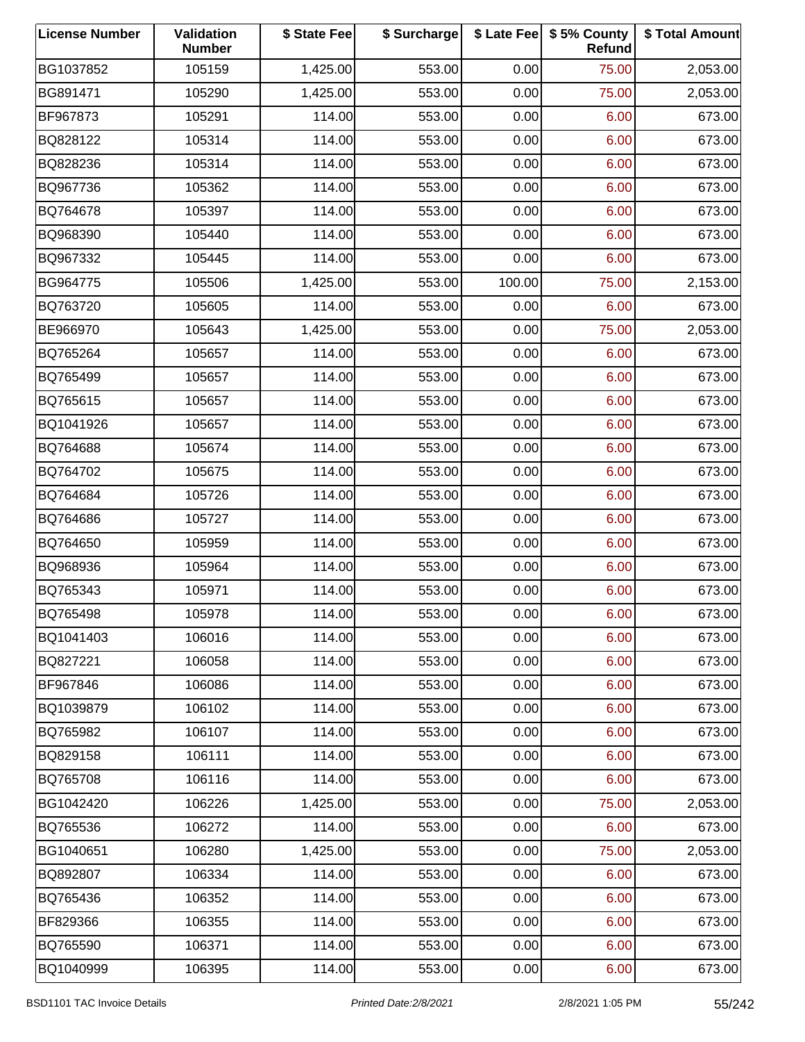| License Number | Validation Number | $ State Fee | $ Surcharge | $ Late Fee | $ 5% County Refund | $ Total Amount |
|---|---|---|---|---|---|---|
| BG1037852 | 105159 | 1,425.00 | 553.00 | 0.00 | 75.00 | 2,053.00 |
| BG891471 | 105290 | 1,425.00 | 553.00 | 0.00 | 75.00 | 2,053.00 |
| BF967873 | 105291 | 114.00 | 553.00 | 0.00 | 6.00 | 673.00 |
| BQ828122 | 105314 | 114.00 | 553.00 | 0.00 | 6.00 | 673.00 |
| BQ828236 | 105314 | 114.00 | 553.00 | 0.00 | 6.00 | 673.00 |
| BQ967736 | 105362 | 114.00 | 553.00 | 0.00 | 6.00 | 673.00 |
| BQ764678 | 105397 | 114.00 | 553.00 | 0.00 | 6.00 | 673.00 |
| BQ968390 | 105440 | 114.00 | 553.00 | 0.00 | 6.00 | 673.00 |
| BQ967332 | 105445 | 114.00 | 553.00 | 0.00 | 6.00 | 673.00 |
| BG964775 | 105506 | 1,425.00 | 553.00 | 100.00 | 75.00 | 2,153.00 |
| BQ763720 | 105605 | 114.00 | 553.00 | 0.00 | 6.00 | 673.00 |
| BE966970 | 105643 | 1,425.00 | 553.00 | 0.00 | 75.00 | 2,053.00 |
| BQ765264 | 105657 | 114.00 | 553.00 | 0.00 | 6.00 | 673.00 |
| BQ765499 | 105657 | 114.00 | 553.00 | 0.00 | 6.00 | 673.00 |
| BQ765615 | 105657 | 114.00 | 553.00 | 0.00 | 6.00 | 673.00 |
| BQ1041926 | 105657 | 114.00 | 553.00 | 0.00 | 6.00 | 673.00 |
| BQ764688 | 105674 | 114.00 | 553.00 | 0.00 | 6.00 | 673.00 |
| BQ764702 | 105675 | 114.00 | 553.00 | 0.00 | 6.00 | 673.00 |
| BQ764684 | 105726 | 114.00 | 553.00 | 0.00 | 6.00 | 673.00 |
| BQ764686 | 105727 | 114.00 | 553.00 | 0.00 | 6.00 | 673.00 |
| BQ764650 | 105959 | 114.00 | 553.00 | 0.00 | 6.00 | 673.00 |
| BQ968936 | 105964 | 114.00 | 553.00 | 0.00 | 6.00 | 673.00 |
| BQ765343 | 105971 | 114.00 | 553.00 | 0.00 | 6.00 | 673.00 |
| BQ765498 | 105978 | 114.00 | 553.00 | 0.00 | 6.00 | 673.00 |
| BQ1041403 | 106016 | 114.00 | 553.00 | 0.00 | 6.00 | 673.00 |
| BQ827221 | 106058 | 114.00 | 553.00 | 0.00 | 6.00 | 673.00 |
| BF967846 | 106086 | 114.00 | 553.00 | 0.00 | 6.00 | 673.00 |
| BQ1039879 | 106102 | 114.00 | 553.00 | 0.00 | 6.00 | 673.00 |
| BQ765982 | 106107 | 114.00 | 553.00 | 0.00 | 6.00 | 673.00 |
| BQ829158 | 106111 | 114.00 | 553.00 | 0.00 | 6.00 | 673.00 |
| BQ765708 | 106116 | 114.00 | 553.00 | 0.00 | 6.00 | 673.00 |
| BG1042420 | 106226 | 1,425.00 | 553.00 | 0.00 | 75.00 | 2,053.00 |
| BQ765536 | 106272 | 114.00 | 553.00 | 0.00 | 6.00 | 673.00 |
| BG1040651 | 106280 | 1,425.00 | 553.00 | 0.00 | 75.00 | 2,053.00 |
| BQ892807 | 106334 | 114.00 | 553.00 | 0.00 | 6.00 | 673.00 |
| BQ765436 | 106352 | 114.00 | 553.00 | 0.00 | 6.00 | 673.00 |
| BF829366 | 106355 | 114.00 | 553.00 | 0.00 | 6.00 | 673.00 |
| BQ765590 | 106371 | 114.00 | 553.00 | 0.00 | 6.00 | 673.00 |
| BQ1040999 | 106395 | 114.00 | 553.00 | 0.00 | 6.00 | 673.00 |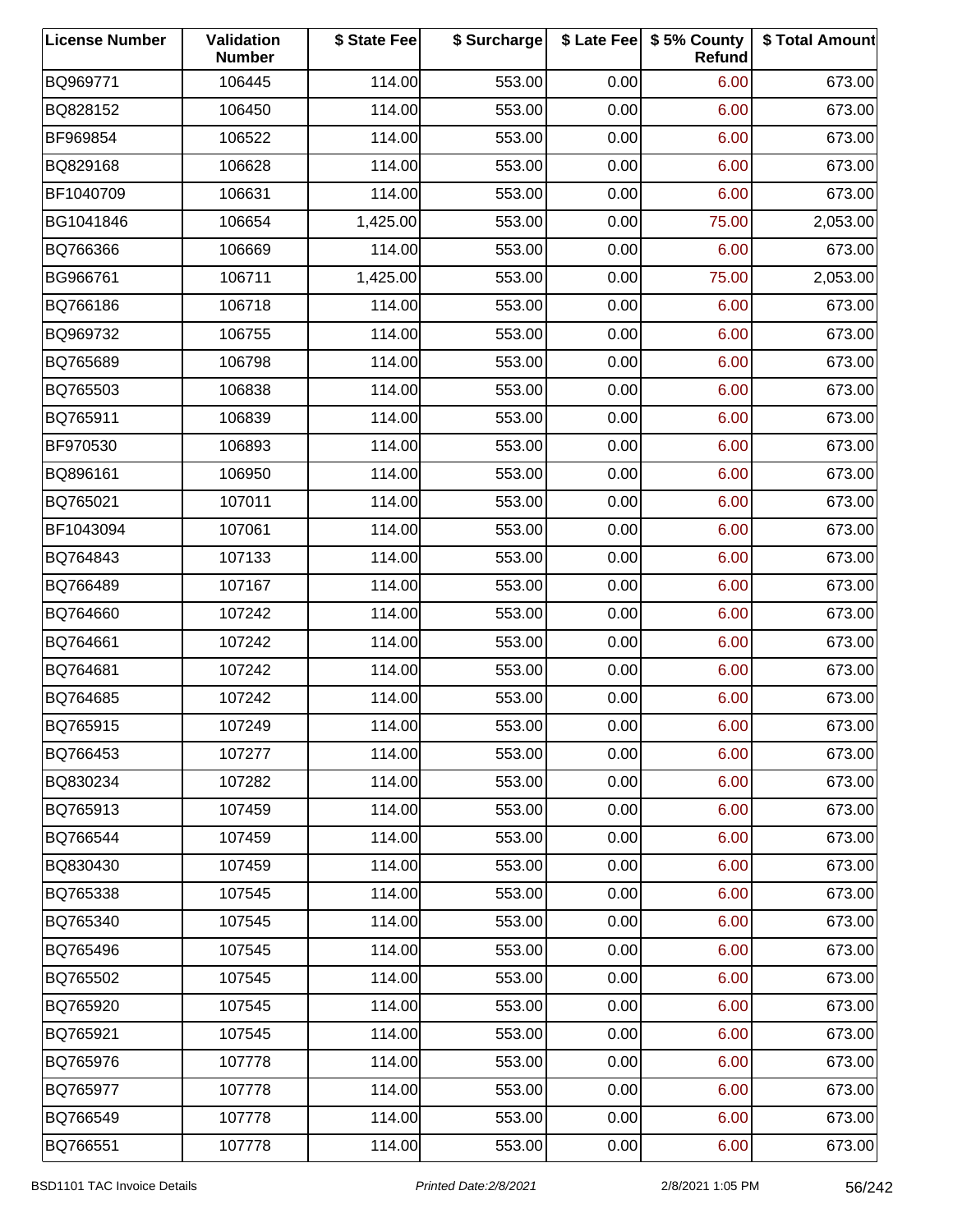| License Number | Validation Number | $ State Fee | $ Surcharge | $ Late Fee | $ 5% County Refund | $ Total Amount |
|---|---|---|---|---|---|---|
| BQ969771 | 106445 | 114.00 | 553.00 | 0.00 | 6.00 | 673.00 |
| BQ828152 | 106450 | 114.00 | 553.00 | 0.00 | 6.00 | 673.00 |
| BF969854 | 106522 | 114.00 | 553.00 | 0.00 | 6.00 | 673.00 |
| BQ829168 | 106628 | 114.00 | 553.00 | 0.00 | 6.00 | 673.00 |
| BF1040709 | 106631 | 114.00 | 553.00 | 0.00 | 6.00 | 673.00 |
| BG1041846 | 106654 | 1,425.00 | 553.00 | 0.00 | 75.00 | 2,053.00 |
| BQ766366 | 106669 | 114.00 | 553.00 | 0.00 | 6.00 | 673.00 |
| BG966761 | 106711 | 1,425.00 | 553.00 | 0.00 | 75.00 | 2,053.00 |
| BQ766186 | 106718 | 114.00 | 553.00 | 0.00 | 6.00 | 673.00 |
| BQ969732 | 106755 | 114.00 | 553.00 | 0.00 | 6.00 | 673.00 |
| BQ765689 | 106798 | 114.00 | 553.00 | 0.00 | 6.00 | 673.00 |
| BQ765503 | 106838 | 114.00 | 553.00 | 0.00 | 6.00 | 673.00 |
| BQ765911 | 106839 | 114.00 | 553.00 | 0.00 | 6.00 | 673.00 |
| BF970530 | 106893 | 114.00 | 553.00 | 0.00 | 6.00 | 673.00 |
| BQ896161 | 106950 | 114.00 | 553.00 | 0.00 | 6.00 | 673.00 |
| BQ765021 | 107011 | 114.00 | 553.00 | 0.00 | 6.00 | 673.00 |
| BF1043094 | 107061 | 114.00 | 553.00 | 0.00 | 6.00 | 673.00 |
| BQ764843 | 107133 | 114.00 | 553.00 | 0.00 | 6.00 | 673.00 |
| BQ766489 | 107167 | 114.00 | 553.00 | 0.00 | 6.00 | 673.00 |
| BQ764660 | 107242 | 114.00 | 553.00 | 0.00 | 6.00 | 673.00 |
| BQ764661 | 107242 | 114.00 | 553.00 | 0.00 | 6.00 | 673.00 |
| BQ764681 | 107242 | 114.00 | 553.00 | 0.00 | 6.00 | 673.00 |
| BQ764685 | 107242 | 114.00 | 553.00 | 0.00 | 6.00 | 673.00 |
| BQ765915 | 107249 | 114.00 | 553.00 | 0.00 | 6.00 | 673.00 |
| BQ766453 | 107277 | 114.00 | 553.00 | 0.00 | 6.00 | 673.00 |
| BQ830234 | 107282 | 114.00 | 553.00 | 0.00 | 6.00 | 673.00 |
| BQ765913 | 107459 | 114.00 | 553.00 | 0.00 | 6.00 | 673.00 |
| BQ766544 | 107459 | 114.00 | 553.00 | 0.00 | 6.00 | 673.00 |
| BQ830430 | 107459 | 114.00 | 553.00 | 0.00 | 6.00 | 673.00 |
| BQ765338 | 107545 | 114.00 | 553.00 | 0.00 | 6.00 | 673.00 |
| BQ765340 | 107545 | 114.00 | 553.00 | 0.00 | 6.00 | 673.00 |
| BQ765496 | 107545 | 114.00 | 553.00 | 0.00 | 6.00 | 673.00 |
| BQ765502 | 107545 | 114.00 | 553.00 | 0.00 | 6.00 | 673.00 |
| BQ765920 | 107545 | 114.00 | 553.00 | 0.00 | 6.00 | 673.00 |
| BQ765921 | 107545 | 114.00 | 553.00 | 0.00 | 6.00 | 673.00 |
| BQ765976 | 107778 | 114.00 | 553.00 | 0.00 | 6.00 | 673.00 |
| BQ765977 | 107778 | 114.00 | 553.00 | 0.00 | 6.00 | 673.00 |
| BQ766549 | 107778 | 114.00 | 553.00 | 0.00 | 6.00 | 673.00 |
| BQ766551 | 107778 | 114.00 | 553.00 | 0.00 | 6.00 | 673.00 |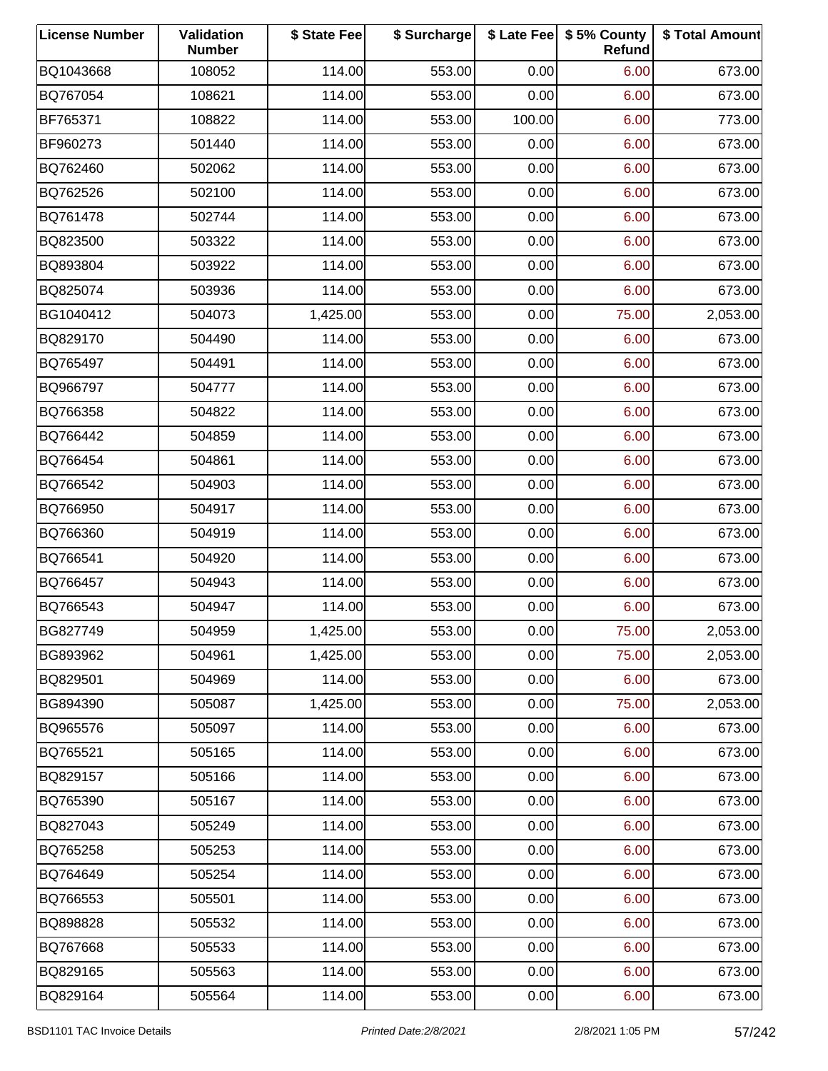| License Number | Validation Number | $ State Fee | $ Surcharge | $ Late Fee | $ 5% County Refund | $ Total Amount |
|---|---|---|---|---|---|---|
| BQ1043668 | 108052 | 114.00 | 553.00 | 0.00 | 6.00 | 673.00 |
| BQ767054 | 108621 | 114.00 | 553.00 | 0.00 | 6.00 | 673.00 |
| BF765371 | 108822 | 114.00 | 553.00 | 100.00 | 6.00 | 773.00 |
| BF960273 | 501440 | 114.00 | 553.00 | 0.00 | 6.00 | 673.00 |
| BQ762460 | 502062 | 114.00 | 553.00 | 0.00 | 6.00 | 673.00 |
| BQ762526 | 502100 | 114.00 | 553.00 | 0.00 | 6.00 | 673.00 |
| BQ761478 | 502744 | 114.00 | 553.00 | 0.00 | 6.00 | 673.00 |
| BQ823500 | 503322 | 114.00 | 553.00 | 0.00 | 6.00 | 673.00 |
| BQ893804 | 503922 | 114.00 | 553.00 | 0.00 | 6.00 | 673.00 |
| BQ825074 | 503936 | 114.00 | 553.00 | 0.00 | 6.00 | 673.00 |
| BG1040412 | 504073 | 1,425.00 | 553.00 | 0.00 | 75.00 | 2,053.00 |
| BQ829170 | 504490 | 114.00 | 553.00 | 0.00 | 6.00 | 673.00 |
| BQ765497 | 504491 | 114.00 | 553.00 | 0.00 | 6.00 | 673.00 |
| BQ966797 | 504777 | 114.00 | 553.00 | 0.00 | 6.00 | 673.00 |
| BQ766358 | 504822 | 114.00 | 553.00 | 0.00 | 6.00 | 673.00 |
| BQ766442 | 504859 | 114.00 | 553.00 | 0.00 | 6.00 | 673.00 |
| BQ766454 | 504861 | 114.00 | 553.00 | 0.00 | 6.00 | 673.00 |
| BQ766542 | 504903 | 114.00 | 553.00 | 0.00 | 6.00 | 673.00 |
| BQ766950 | 504917 | 114.00 | 553.00 | 0.00 | 6.00 | 673.00 |
| BQ766360 | 504919 | 114.00 | 553.00 | 0.00 | 6.00 | 673.00 |
| BQ766541 | 504920 | 114.00 | 553.00 | 0.00 | 6.00 | 673.00 |
| BQ766457 | 504943 | 114.00 | 553.00 | 0.00 | 6.00 | 673.00 |
| BQ766543 | 504947 | 114.00 | 553.00 | 0.00 | 6.00 | 673.00 |
| BG827749 | 504959 | 1,425.00 | 553.00 | 0.00 | 75.00 | 2,053.00 |
| BG893962 | 504961 | 1,425.00 | 553.00 | 0.00 | 75.00 | 2,053.00 |
| BQ829501 | 504969 | 114.00 | 553.00 | 0.00 | 6.00 | 673.00 |
| BG894390 | 505087 | 1,425.00 | 553.00 | 0.00 | 75.00 | 2,053.00 |
| BQ965576 | 505097 | 114.00 | 553.00 | 0.00 | 6.00 | 673.00 |
| BQ765521 | 505165 | 114.00 | 553.00 | 0.00 | 6.00 | 673.00 |
| BQ829157 | 505166 | 114.00 | 553.00 | 0.00 | 6.00 | 673.00 |
| BQ765390 | 505167 | 114.00 | 553.00 | 0.00 | 6.00 | 673.00 |
| BQ827043 | 505249 | 114.00 | 553.00 | 0.00 | 6.00 | 673.00 |
| BQ765258 | 505253 | 114.00 | 553.00 | 0.00 | 6.00 | 673.00 |
| BQ764649 | 505254 | 114.00 | 553.00 | 0.00 | 6.00 | 673.00 |
| BQ766553 | 505501 | 114.00 | 553.00 | 0.00 | 6.00 | 673.00 |
| BQ898828 | 505532 | 114.00 | 553.00 | 0.00 | 6.00 | 673.00 |
| BQ767668 | 505533 | 114.00 | 553.00 | 0.00 | 6.00 | 673.00 |
| BQ829165 | 505563 | 114.00 | 553.00 | 0.00 | 6.00 | 673.00 |
| BQ829164 | 505564 | 114.00 | 553.00 | 0.00 | 6.00 | 673.00 |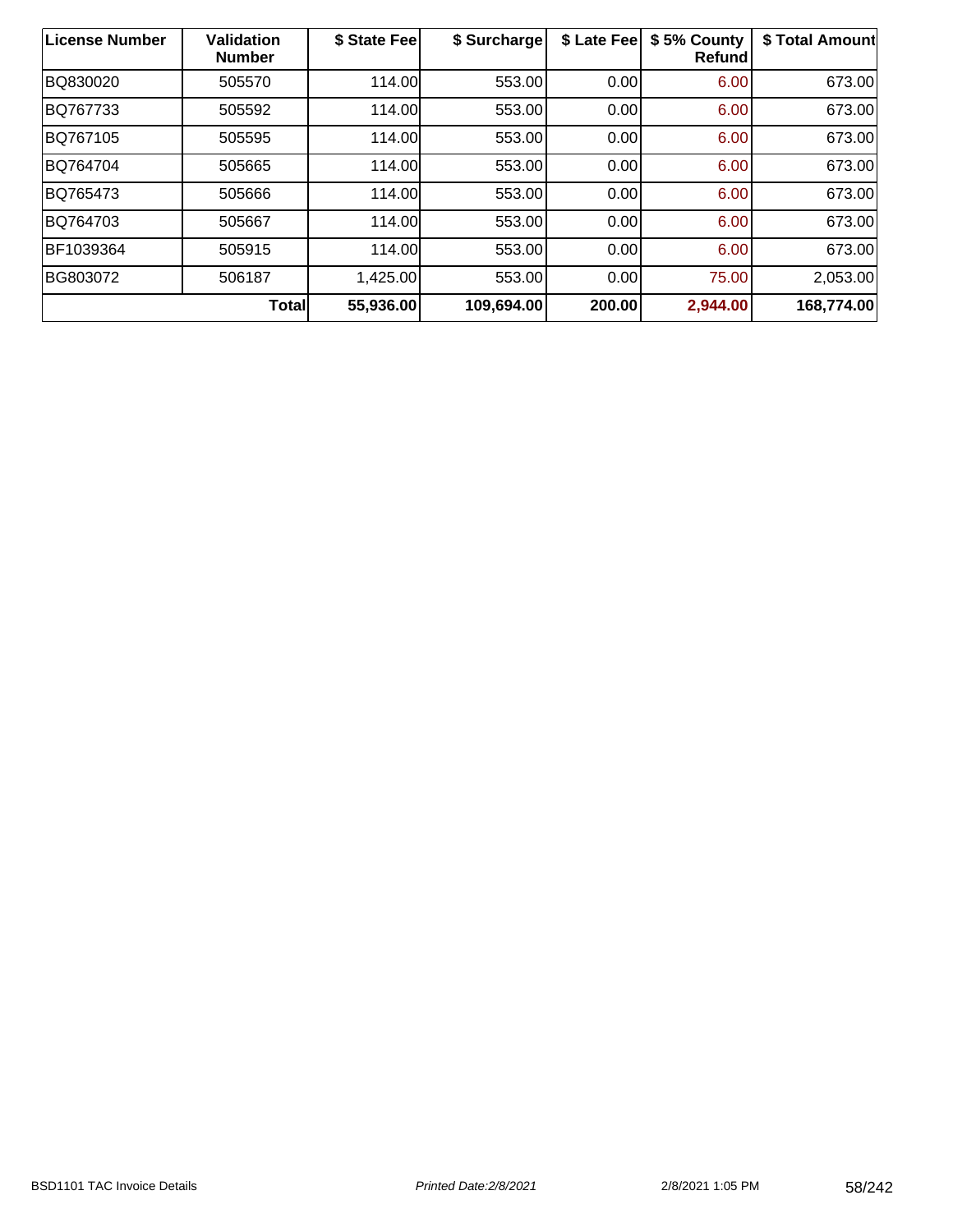| License Number | Validation Number | $ State Fee | $ Surcharge | $ Late Fee | $ 5% County Refund | $ Total Amount |
|---|---|---|---|---|---|---|
| BQ830020 | 505570 | 114.00 | 553.00 | 0.00 | 6.00 | 673.00 |
| BQ767733 | 505592 | 114.00 | 553.00 | 0.00 | 6.00 | 673.00 |
| BQ767105 | 505595 | 114.00 | 553.00 | 0.00 | 6.00 | 673.00 |
| BQ764704 | 505665 | 114.00 | 553.00 | 0.00 | 6.00 | 673.00 |
| BQ765473 | 505666 | 114.00 | 553.00 | 0.00 | 6.00 | 673.00 |
| BQ764703 | 505667 | 114.00 | 553.00 | 0.00 | 6.00 | 673.00 |
| BF1039364 | 505915 | 114.00 | 553.00 | 0.00 | 6.00 | 673.00 |
| BG803072 | 506187 | 1,425.00 | 553.00 | 0.00 | 75.00 | 2,053.00 |
| | **Total** | **55,936.00** | **109,694.00** | **200.00** | **2,944.00** | **168,774.00** |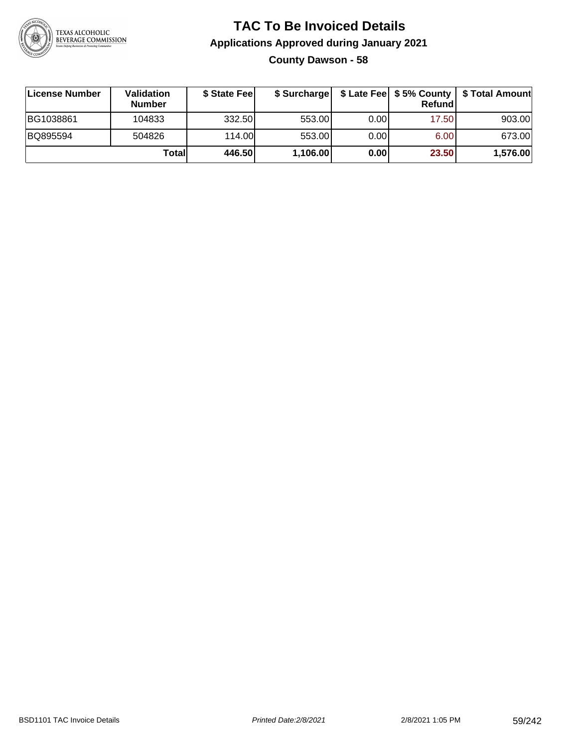# TAC To Be Invoiced Details

## Applications Approved during January 2021

### County Dawson - 58

| License Number | Validation Number | $ State Fee | $ Surcharge | $ Late Fee | $ 5% County Refund | $ Total Amount |
|---|---|---|---|---|---|---|
| BG1038861 | 104833 | 332.50 | 553.00 | 0.00 | 17.50 | 903.00 |
| BQ895594 | 504826 | 114.00 | 553.00 | 0.00 | 6.00 | 673.00 |
| | **Total** | **446.50** | **1,106.00** | **0.00** | **23.50** | **1,576.00** |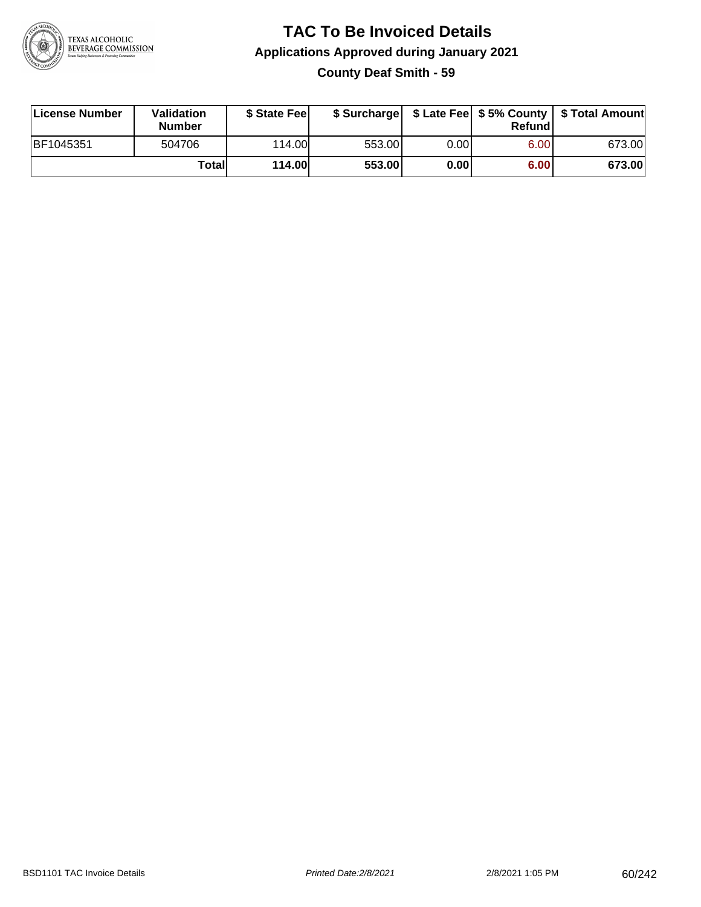# TAC To Be Invoiced Details

## Applications Approved during January 2021

### County Deaf Smith - 59

| License Number | Validation Number | $ State Fee | $ Surcharge | $ Late Fee | $ 5% County Refund | $ Total Amount |
|---|---|---|---|---|---|---|
| BF1045351 | 504706 | 114.00 | 553.00 | 0.00 | 6.00 | 673.00 |
| | **Total** | **114.00** | **553.00** | **0.00** | **6.00** | **673.00** |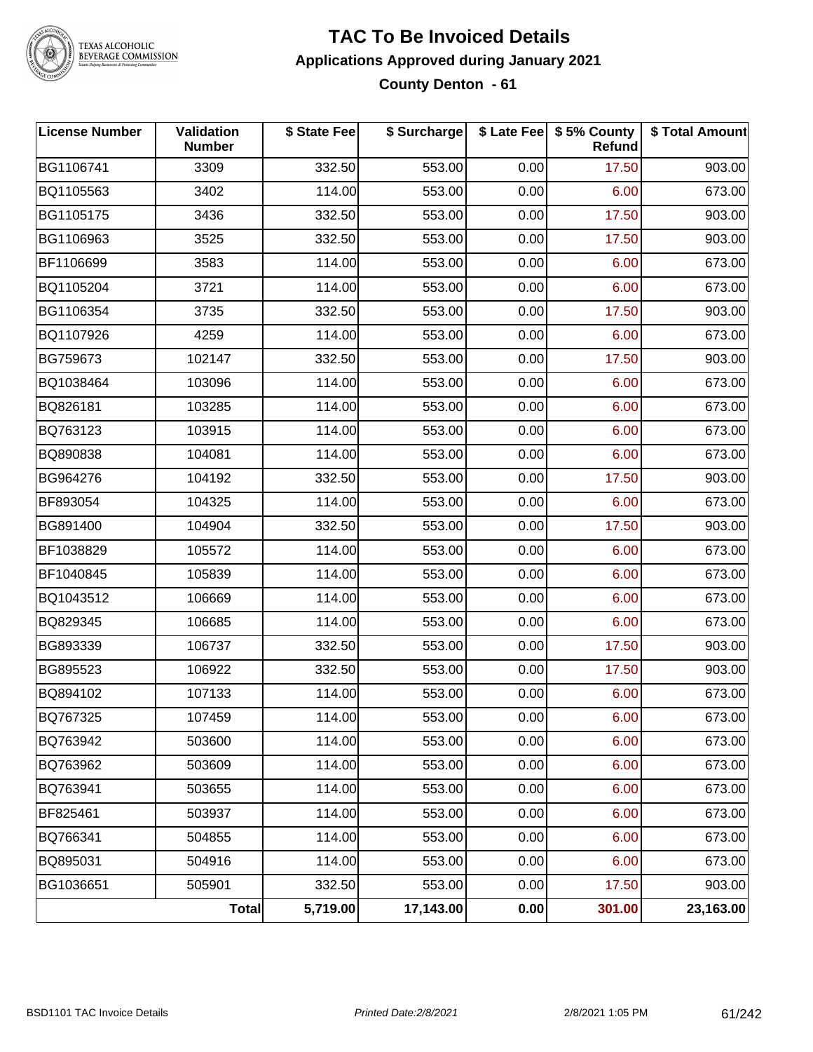# TAC To Be Invoiced Details

## Applications Approved during January 2021

### County Denton - 61

| License Number | Validation Number | $ State Fee | $ Surcharge | $ Late Fee | $ 5% County Refund | $ Total Amount |
|---|---|---|---|---|---|---|
| BG1106741 | 3309 | 332.50 | 553.00 | 0.00 | 17.50 | 903.00 |
| BQ1105563 | 3402 | 114.00 | 553.00 | 0.00 | 6.00 | 673.00 |
| BG1105175 | 3436 | 332.50 | 553.00 | 0.00 | 17.50 | 903.00 |
| BG1106963 | 3525 | 332.50 | 553.00 | 0.00 | 17.50 | 903.00 |
| BF1106699 | 3583 | 114.00 | 553.00 | 0.00 | 6.00 | 673.00 |
| BQ1105204 | 3721 | 114.00 | 553.00 | 0.00 | 6.00 | 673.00 |
| BG1106354 | 3735 | 332.50 | 553.00 | 0.00 | 17.50 | 903.00 |
| BQ1107926 | 4259 | 114.00 | 553.00 | 0.00 | 6.00 | 673.00 |
| BG759673 | 102147 | 332.50 | 553.00 | 0.00 | 17.50 | 903.00 |
| BQ1038464 | 103096 | 114.00 | 553.00 | 0.00 | 6.00 | 673.00 |
| BQ826181 | 103285 | 114.00 | 553.00 | 0.00 | 6.00 | 673.00 |
| BQ763123 | 103915 | 114.00 | 553.00 | 0.00 | 6.00 | 673.00 |
| BQ890838 | 104081 | 114.00 | 553.00 | 0.00 | 6.00 | 673.00 |
| BG964276 | 104192 | 332.50 | 553.00 | 0.00 | 17.50 | 903.00 |
| BF893054 | 104325 | 114.00 | 553.00 | 0.00 | 6.00 | 673.00 |
| BG891400 | 104904 | 332.50 | 553.00 | 0.00 | 17.50 | 903.00 |
| BF1038829 | 105572 | 114.00 | 553.00 | 0.00 | 6.00 | 673.00 |
| BF1040845 | 105839 | 114.00 | 553.00 | 0.00 | 6.00 | 673.00 |
| BQ1043512 | 106669 | 114.00 | 553.00 | 0.00 | 6.00 | 673.00 |
| BQ829345 | 106685 | 114.00 | 553.00 | 0.00 | 6.00 | 673.00 |
| BG893339 | 106737 | 332.50 | 553.00 | 0.00 | 17.50 | 903.00 |
| BG895523 | 106922 | 332.50 | 553.00 | 0.00 | 17.50 | 903.00 |
| BQ894102 | 107133 | 114.00 | 553.00 | 0.00 | 6.00 | 673.00 |
| BQ767325 | 107459 | 114.00 | 553.00 | 0.00 | 6.00 | 673.00 |
| BQ763942 | 503600 | 114.00 | 553.00 | 0.00 | 6.00 | 673.00 |
| BQ763962 | 503609 | 114.00 | 553.00 | 0.00 | 6.00 | 673.00 |
| BQ763941 | 503655 | 114.00 | 553.00 | 0.00 | 6.00 | 673.00 |
| BF825461 | 503937 | 114.00 | 553.00 | 0.00 | 6.00 | 673.00 |
| BQ766341 | 504855 | 114.00 | 553.00 | 0.00 | 6.00 | 673.00 |
| BQ895031 | 504916 | 114.00 | 553.00 | 0.00 | 6.00 | 673.00 |
| BG1036651 | 505901 | 332.50 | 553.00 | 0.00 | 17.50 | 903.00 |
| | **Total** | **5,719.00** | **17,143.00** | **0.00** | **301.00** | **23,163.00** |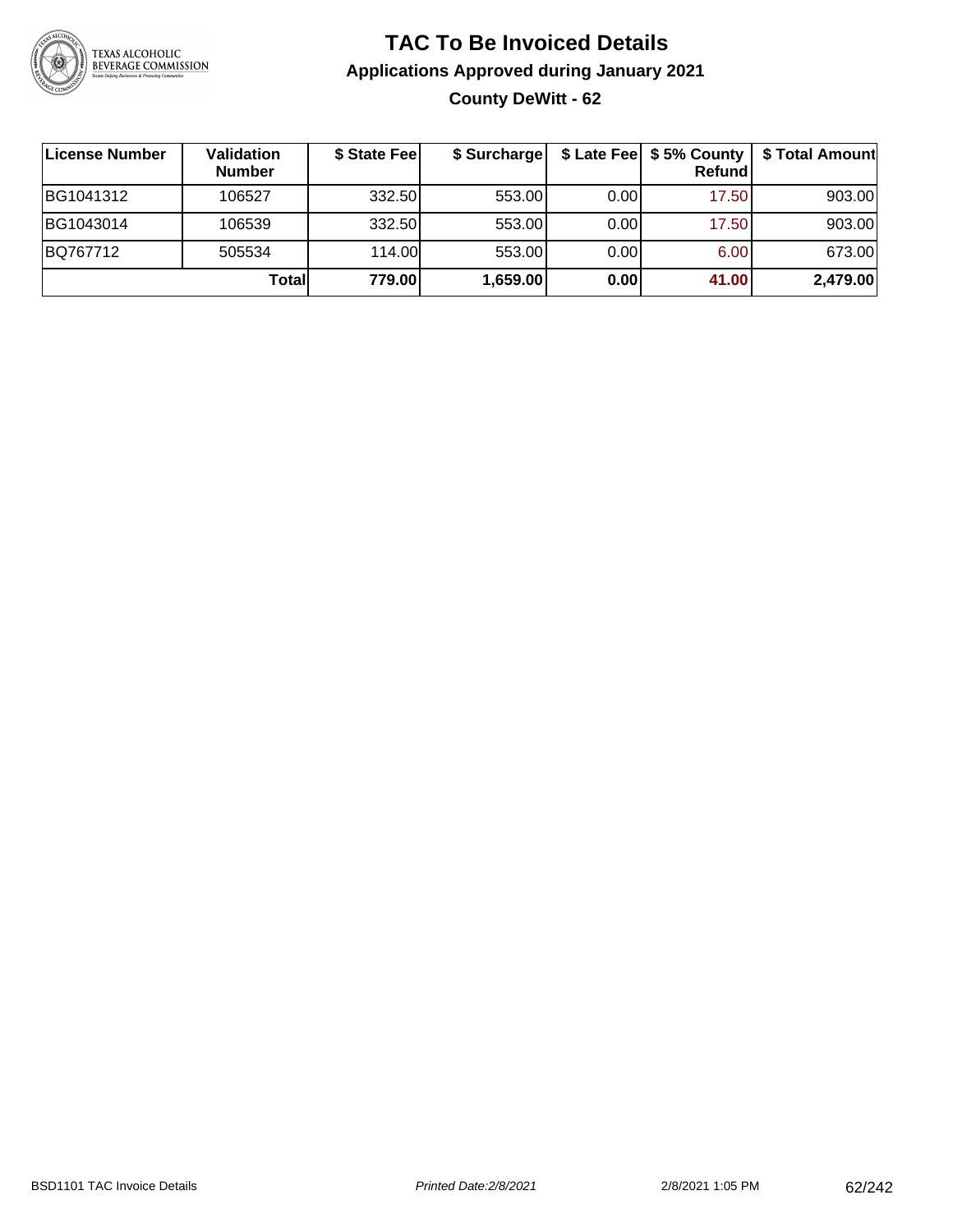# TAC To Be Invoiced Details

## Applications Approved during January 2021

### County DeWitt - 62

| License Number | Validation Number | $ State Fee | $ Surcharge | $ Late Fee | $ 5% County Refund | $ Total Amount |
|---|---|---|---|---|---|---|
| BG1041312 | 106527 | 332.50 | 553.00 | 0.00 | 17.50 | 903.00 |
| BG1043014 | 106539 | 332.50 | 553.00 | 0.00 | 17.50 | 903.00 |
| BQ767712 | 505534 | 114.00 | 553.00 | 0.00 | 6.00 | 673.00 |
| | **Total** | **779.00** | **1,659.00** | **0.00** | **41.00** | **2,479.00** |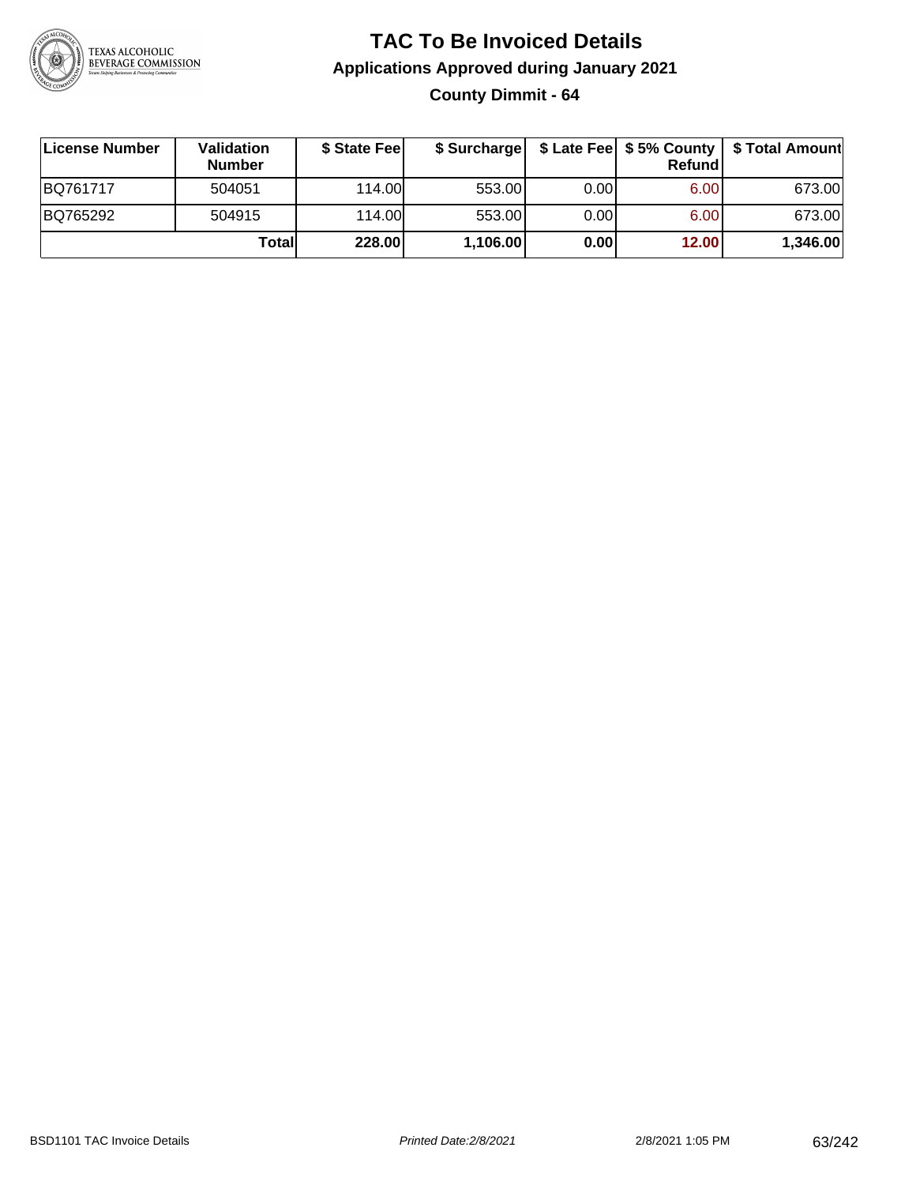# TAC To Be Invoiced Details

## Applications Approved during January 2021

### County Dimmit - 64

| License Number | Validation Number | $ State Fee | $ Surcharge | $ Late Fee | $ 5% County Refund | $ Total Amount |
|---|---|---|---|---|---|---|
| BQ761717 | 504051 | 114.00 | 553.00 | 0.00 | 6.00 | 673.00 |
| BQ765292 | 504915 | 114.00 | 553.00 | 0.00 | 6.00 | 673.00 |
| | **Total** | **228.00** | **1,106.00** | **0.00** | **12.00** | **1,346.00** |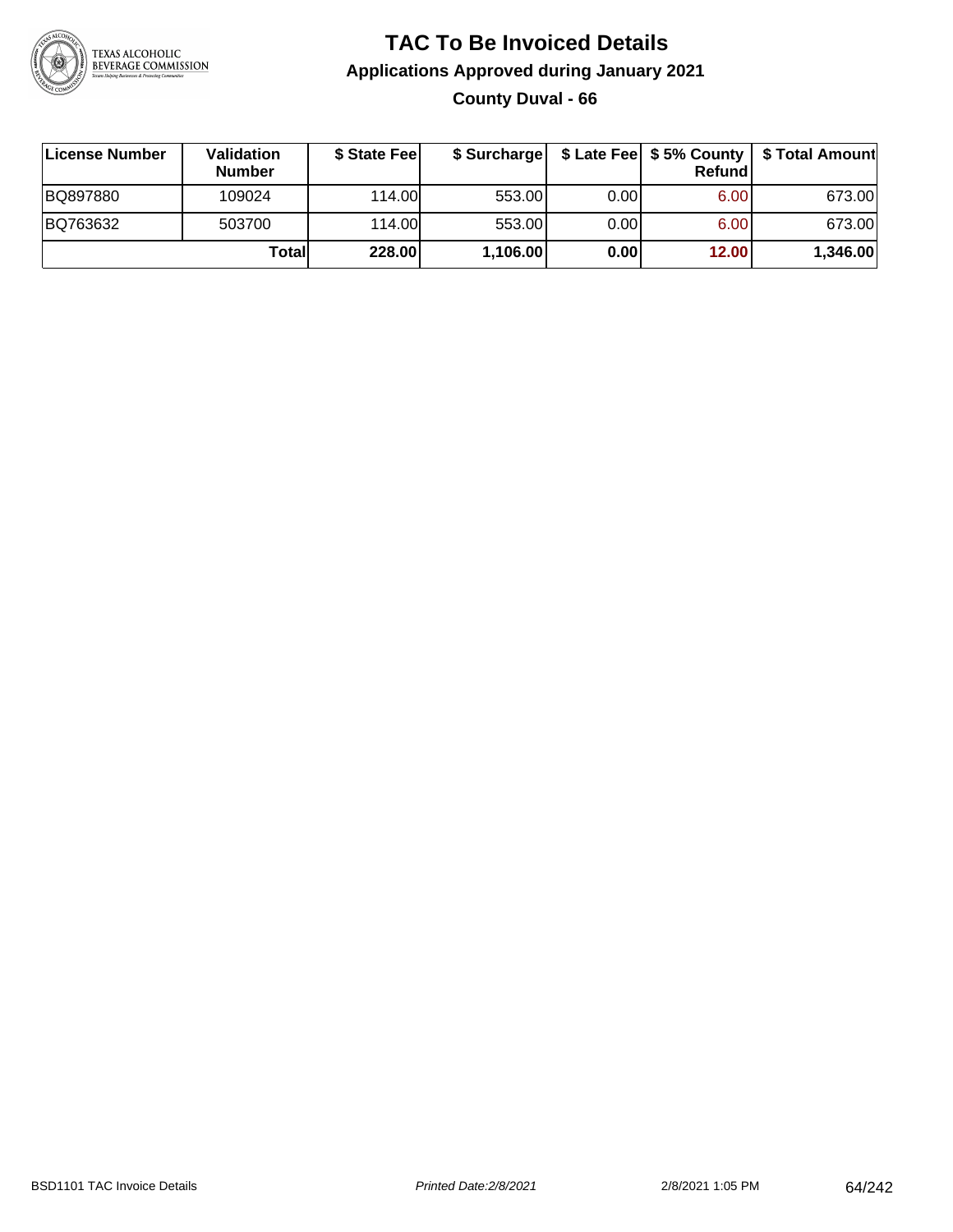# TAC To Be Invoiced Details

## Applications Approved during January 2021

### County Duval - 66

| License Number | Validation Number | $ State Fee | $ Surcharge | $ Late Fee | $ 5% County Refund | $ Total Amount |
|---|---|---|---|---|---|---|
| BQ897880 | 109024 | 114.00 | 553.00 | 0.00 | 6.00 | 673.00 |
| BQ763632 | 503700 | 114.00 | 553.00 | 0.00 | 6.00 | 673.00 |
| | **Total** | **228.00** | **1,106.00** | **0.00** | **12.00** | **1,346.00** |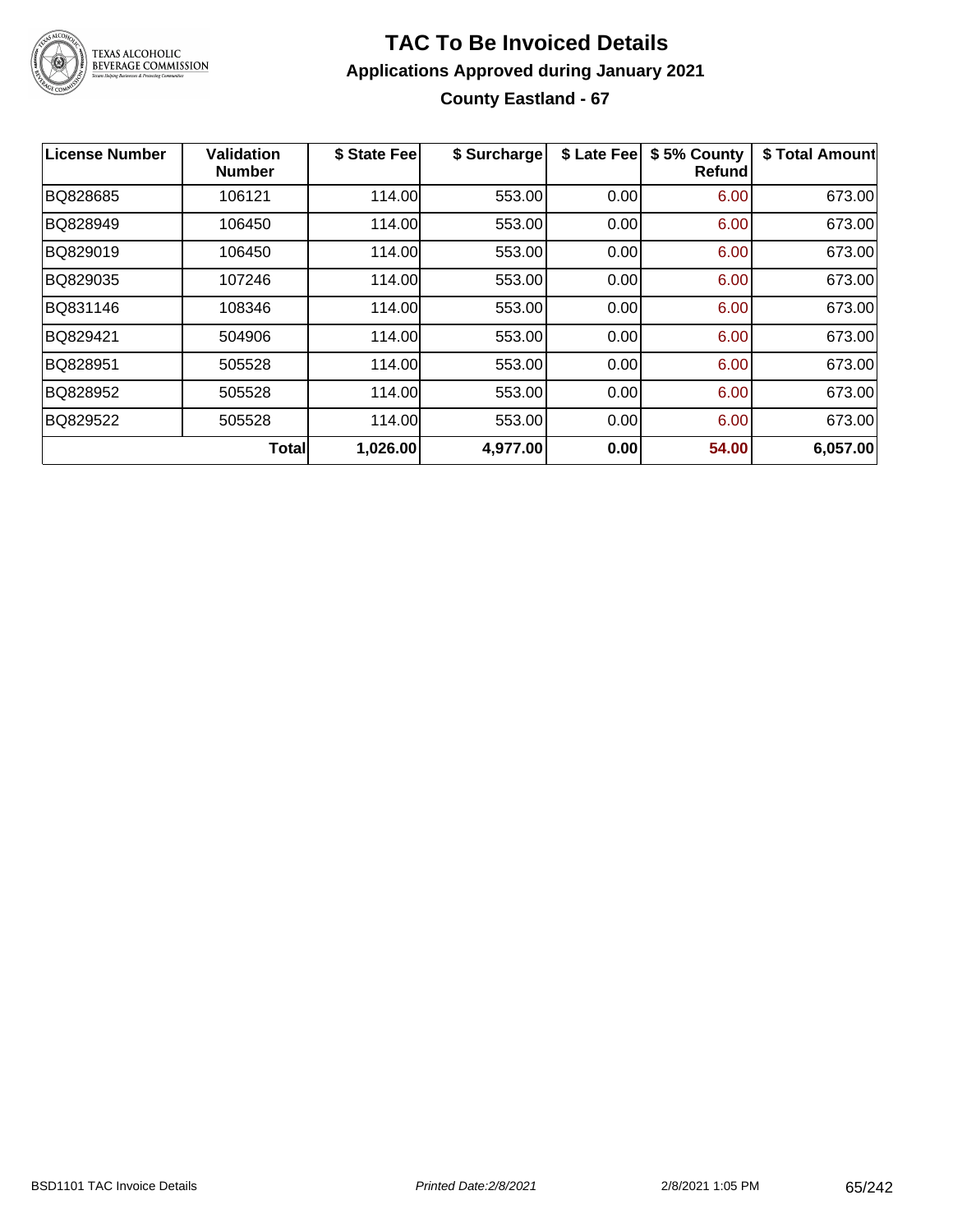# TAC To Be Invoiced Details

## Applications Approved during January 2021

### County Eastland - 67

| License Number | Validation Number | $ State Fee | $ Surcharge | $ Late Fee | $ 5% County Refund | $ Total Amount |
|---|---|---|---|---|---|---|
| BQ828685 | 106121 | 114.00 | 553.00 | 0.00 | 6.00 | 673.00 |
| BQ828949 | 106450 | 114.00 | 553.00 | 0.00 | 6.00 | 673.00 |
| BQ829019 | 106450 | 114.00 | 553.00 | 0.00 | 6.00 | 673.00 |
| BQ829035 | 107246 | 114.00 | 553.00 | 0.00 | 6.00 | 673.00 |
| BQ831146 | 108346 | 114.00 | 553.00 | 0.00 | 6.00 | 673.00 |
| BQ829421 | 504906 | 114.00 | 553.00 | 0.00 | 6.00 | 673.00 |
| BQ828951 | 505528 | 114.00 | 553.00 | 0.00 | 6.00 | 673.00 |
| BQ828952 | 505528 | 114.00 | 553.00 | 0.00 | 6.00 | 673.00 |
| BQ829522 | 505528 | 114.00 | 553.00 | 0.00 | 6.00 | 673.00 |
| | **Total** | **1,026.00** | **4,977.00** | **0.00** | **54.00** | **6,057.00** |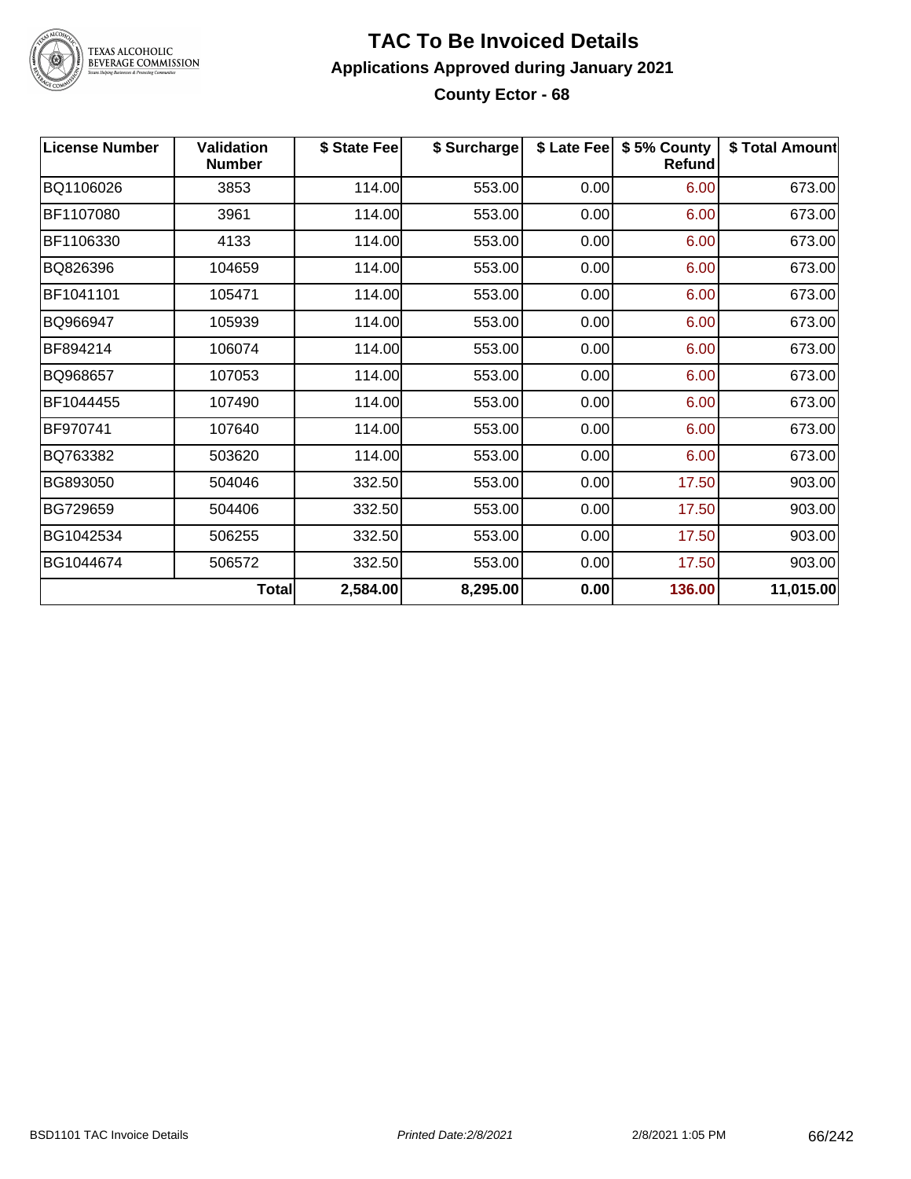# TAC To Be Invoiced Details

## Applications Approved during January 2021

### County Ector - 68

| License Number | Validation Number | $ State Fee | $ Surcharge | $ Late Fee | $ 5% County Refund | $ Total Amount |
|---|---|---|---|---|---|---|
| BQ1106026 | 3853 | 114.00 | 553.00 | 0.00 | 6.00 | 673.00 |
| BF1107080 | 3961 | 114.00 | 553.00 | 0.00 | 6.00 | 673.00 |
| BF1106330 | 4133 | 114.00 | 553.00 | 0.00 | 6.00 | 673.00 |
| BQ826396 | 104659 | 114.00 | 553.00 | 0.00 | 6.00 | 673.00 |
| BF1041101 | 105471 | 114.00 | 553.00 | 0.00 | 6.00 | 673.00 |
| BQ966947 | 105939 | 114.00 | 553.00 | 0.00 | 6.00 | 673.00 |
| BF894214 | 106074 | 114.00 | 553.00 | 0.00 | 6.00 | 673.00 |
| BQ968657 | 107053 | 114.00 | 553.00 | 0.00 | 6.00 | 673.00 |
| BF1044455 | 107490 | 114.00 | 553.00 | 0.00 | 6.00 | 673.00 |
| BF970741 | 107640 | 114.00 | 553.00 | 0.00 | 6.00 | 673.00 |
| BQ763382 | 503620 | 114.00 | 553.00 | 0.00 | 6.00 | 673.00 |
| BG893050 | 504046 | 332.50 | 553.00 | 0.00 | 17.50 | 903.00 |
| BG729659 | 504406 | 332.50 | 553.00 | 0.00 | 17.50 | 903.00 |
| BG1042534 | 506255 | 332.50 | 553.00 | 0.00 | 17.50 | 903.00 |
| BG1044674 | 506572 | 332.50 | 553.00 | 0.00 | 17.50 | 903.00 |
| | **Total** | **2,584.00** | **8,295.00** | **0.00** | **136.00** | **11,015.00** |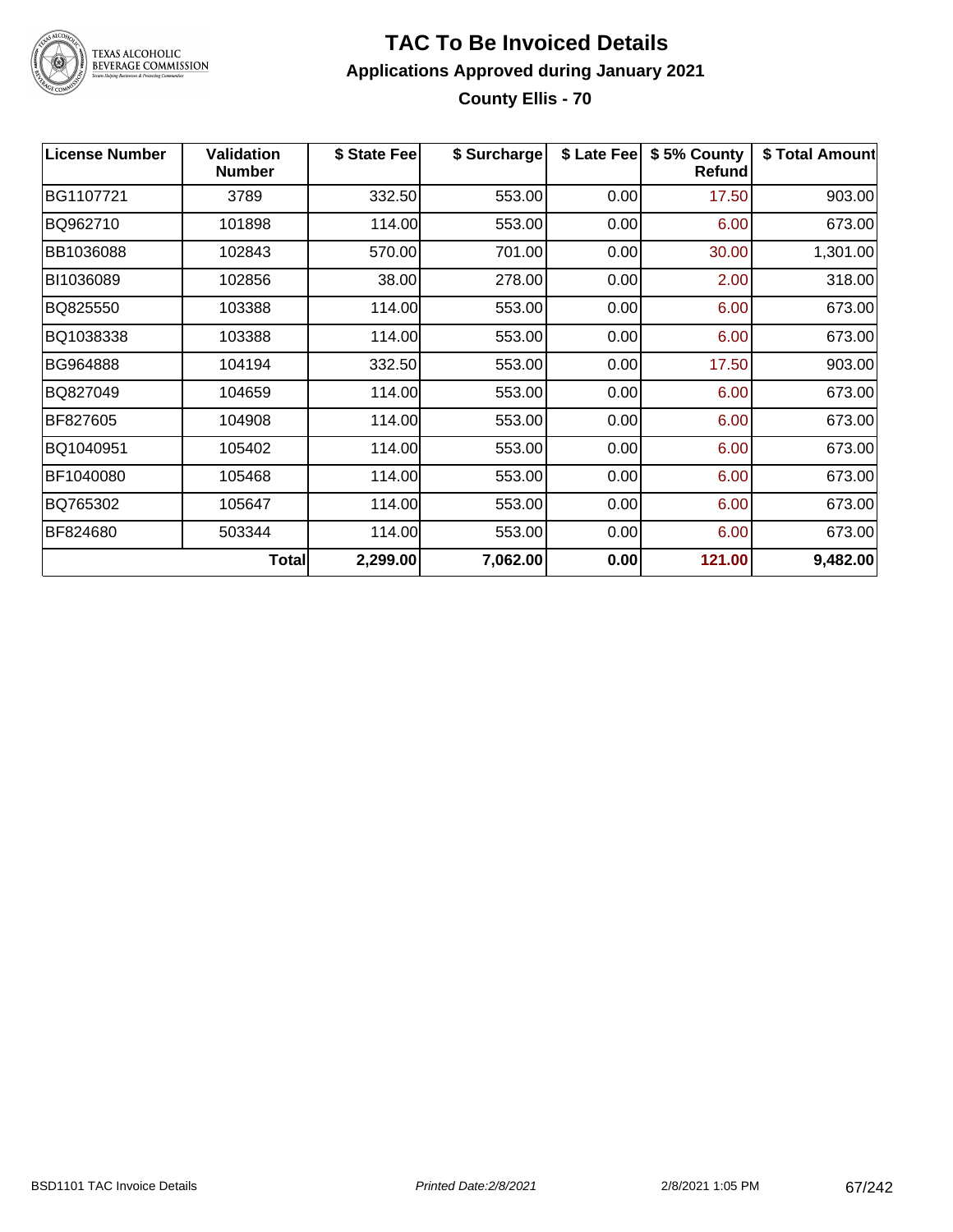# TAC To Be Invoiced Details

## Applications Approved during January 2021

### County Ellis - 70

| License Number | Validation Number | $ State Fee | $ Surcharge | $ Late Fee | $ 5% County Refund | $ Total Amount |
|---|---|---|---|---|---|---|
| BG1107721 | 3789 | 332.50 | 553.00 | 0.00 | 17.50 | 903.00 |
| BQ962710 | 101898 | 114.00 | 553.00 | 0.00 | 6.00 | 673.00 |
| BB1036088 | 102843 | 570.00 | 701.00 | 0.00 | 30.00 | 1,301.00 |
| BI1036089 | 102856 | 38.00 | 278.00 | 0.00 | 2.00 | 318.00 |
| BQ825550 | 103388 | 114.00 | 553.00 | 0.00 | 6.00 | 673.00 |
| BQ1038338 | 103388 | 114.00 | 553.00 | 0.00 | 6.00 | 673.00 |
| BG964888 | 104194 | 332.50 | 553.00 | 0.00 | 17.50 | 903.00 |
| BQ827049 | 104659 | 114.00 | 553.00 | 0.00 | 6.00 | 673.00 |
| BF827605 | 104908 | 114.00 | 553.00 | 0.00 | 6.00 | 673.00 |
| BQ1040951 | 105402 | 114.00 | 553.00 | 0.00 | 6.00 | 673.00 |
| BF1040080 | 105468 | 114.00 | 553.00 | 0.00 | 6.00 | 673.00 |
| BQ765302 | 105647 | 114.00 | 553.00 | 0.00 | 6.00 | 673.00 |
| BF824680 | 503344 | 114.00 | 553.00 | 0.00 | 6.00 | 673.00 |
| | **Total** | **2,299.00** | **7,062.00** | **0.00** | **121.00** | **9,482.00** |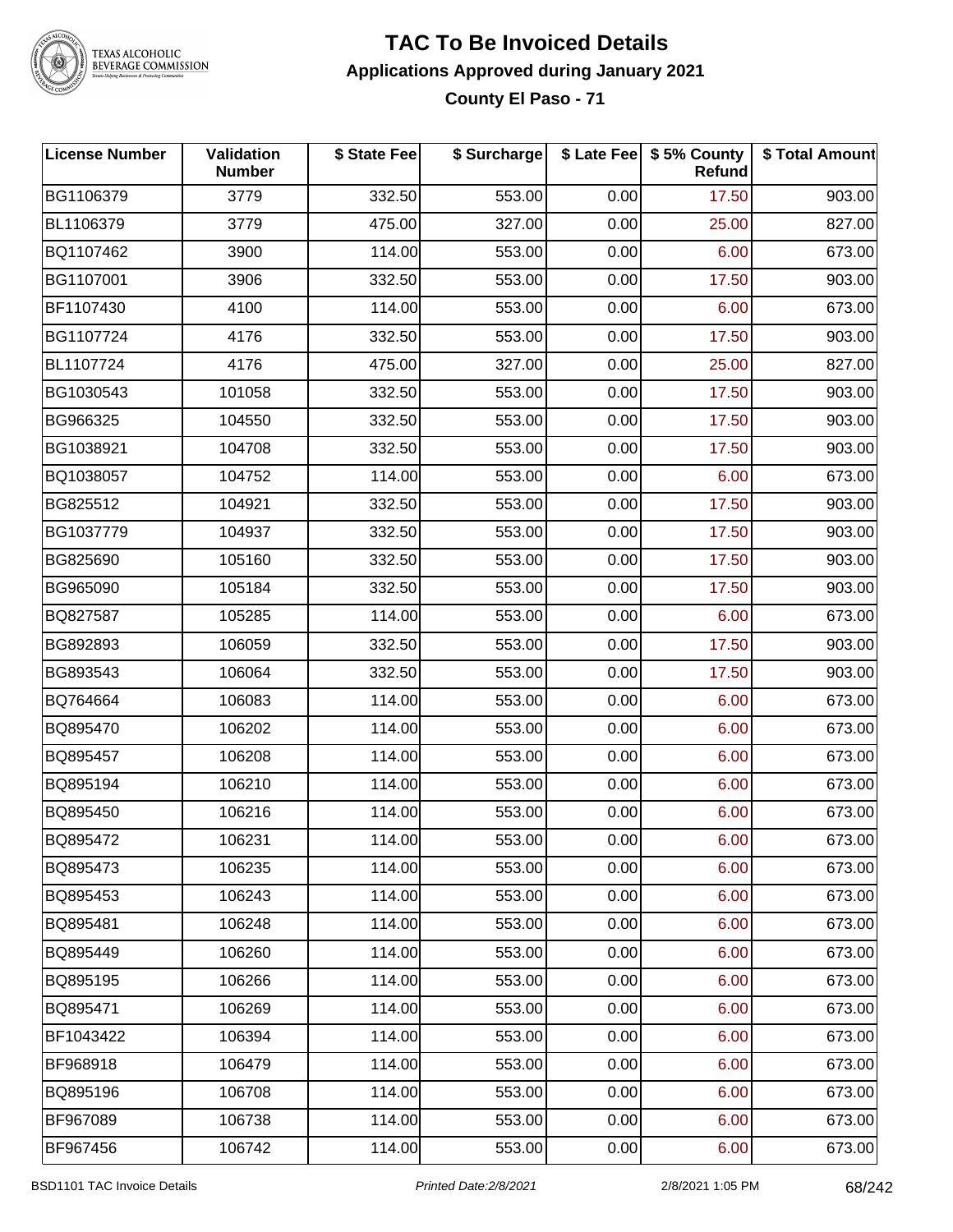# TAC To Be Invoiced Details

## Applications Approved during January 2021

### County El Paso - 71

| License Number | Validation Number | $ State Fee | $ Surcharge | $ Late Fee | $ 5% County Refund | $ Total Amount |
|---|---|---|---|---|---|---|
| BG1106379 | 3779 | 332.50 | 553.00 | 0.00 | 17.50 | 903.00 |
| BL1106379 | 3779 | 475.00 | 327.00 | 0.00 | 25.00 | 827.00 |
| BQ1107462 | 3900 | 114.00 | 553.00 | 0.00 | 6.00 | 673.00 |
| BG1107001 | 3906 | 332.50 | 553.00 | 0.00 | 17.50 | 903.00 |
| BF1107430 | 4100 | 114.00 | 553.00 | 0.00 | 6.00 | 673.00 |
| BG1107724 | 4176 | 332.50 | 553.00 | 0.00 | 17.50 | 903.00 |
| BL1107724 | 4176 | 475.00 | 327.00 | 0.00 | 25.00 | 827.00 |
| BG1030543 | 101058 | 332.50 | 553.00 | 0.00 | 17.50 | 903.00 |
| BG966325 | 104550 | 332.50 | 553.00 | 0.00 | 17.50 | 903.00 |
| BG1038921 | 104708 | 332.50 | 553.00 | 0.00 | 17.50 | 903.00 |
| BQ1038057 | 104752 | 114.00 | 553.00 | 0.00 | 6.00 | 673.00 |
| BG825512 | 104921 | 332.50 | 553.00 | 0.00 | 17.50 | 903.00 |
| BG1037779 | 104937 | 332.50 | 553.00 | 0.00 | 17.50 | 903.00 |
| BG825690 | 105160 | 332.50 | 553.00 | 0.00 | 17.50 | 903.00 |
| BG965090 | 105184 | 332.50 | 553.00 | 0.00 | 17.50 | 903.00 |
| BQ827587 | 105285 | 114.00 | 553.00 | 0.00 | 6.00 | 673.00 |
| BG892893 | 106059 | 332.50 | 553.00 | 0.00 | 17.50 | 903.00 |
| BG893543 | 106064 | 332.50 | 553.00 | 0.00 | 17.50 | 903.00 |
| BQ764664 | 106083 | 114.00 | 553.00 | 0.00 | 6.00 | 673.00 |
| BQ895470 | 106202 | 114.00 | 553.00 | 0.00 | 6.00 | 673.00 |
| BQ895457 | 106208 | 114.00 | 553.00 | 0.00 | 6.00 | 673.00 |
| BQ895194 | 106210 | 114.00 | 553.00 | 0.00 | 6.00 | 673.00 |
| BQ895450 | 106216 | 114.00 | 553.00 | 0.00 | 6.00 | 673.00 |
| BQ895472 | 106231 | 114.00 | 553.00 | 0.00 | 6.00 | 673.00 |
| BQ895473 | 106235 | 114.00 | 553.00 | 0.00 | 6.00 | 673.00 |
| BQ895453 | 106243 | 114.00 | 553.00 | 0.00 | 6.00 | 673.00 |
| BQ895481 | 106248 | 114.00 | 553.00 | 0.00 | 6.00 | 673.00 |
| BQ895449 | 106260 | 114.00 | 553.00 | 0.00 | 6.00 | 673.00 |
| BQ895195 | 106266 | 114.00 | 553.00 | 0.00 | 6.00 | 673.00 |
| BQ895471 | 106269 | 114.00 | 553.00 | 0.00 | 6.00 | 673.00 |
| BF1043422 | 106394 | 114.00 | 553.00 | 0.00 | 6.00 | 673.00 |
| BF968918 | 106479 | 114.00 | 553.00 | 0.00 | 6.00 | 673.00 |
| BQ895196 | 106708 | 114.00 | 553.00 | 0.00 | 6.00 | 673.00 |
| BF967089 | 106738 | 114.00 | 553.00 | 0.00 | 6.00 | 673.00 |
| BF967456 | 106742 | 114.00 | 553.00 | 0.00 | 6.00 | 673.00 |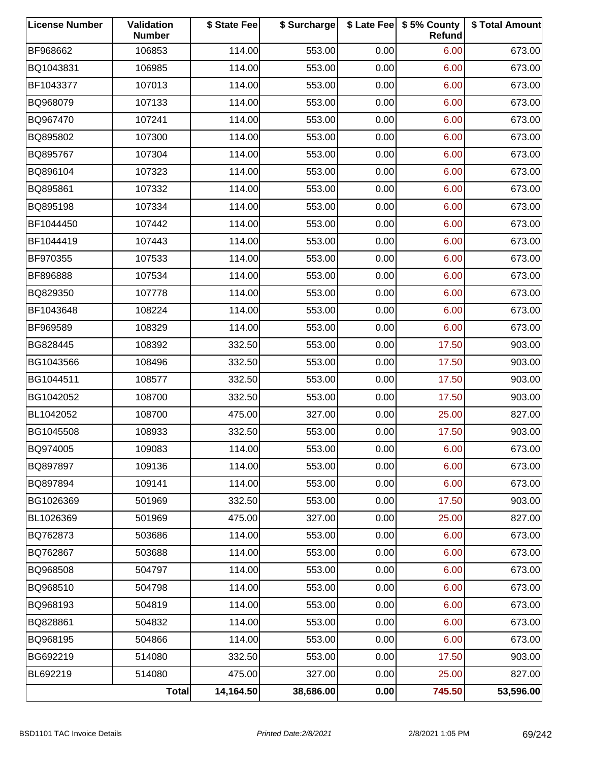| License Number | Validation Number | $ State Fee | $ Surcharge | $ Late Fee | $ 5% County Refund | $ Total Amount |
|---|---|---|---|---|---|---|
| BF968662 | 106853 | 114.00 | 553.00 | 0.00 | 6.00 | 673.00 |
| BQ1043831 | 106985 | 114.00 | 553.00 | 0.00 | 6.00 | 673.00 |
| BF1043377 | 107013 | 114.00 | 553.00 | 0.00 | 6.00 | 673.00 |
| BQ968079 | 107133 | 114.00 | 553.00 | 0.00 | 6.00 | 673.00 |
| BQ967470 | 107241 | 114.00 | 553.00 | 0.00 | 6.00 | 673.00 |
| BQ895802 | 107300 | 114.00 | 553.00 | 0.00 | 6.00 | 673.00 |
| BQ895767 | 107304 | 114.00 | 553.00 | 0.00 | 6.00 | 673.00 |
| BQ896104 | 107323 | 114.00 | 553.00 | 0.00 | 6.00 | 673.00 |
| BQ895861 | 107332 | 114.00 | 553.00 | 0.00 | 6.00 | 673.00 |
| BQ895198 | 107334 | 114.00 | 553.00 | 0.00 | 6.00 | 673.00 |
| BF1044450 | 107442 | 114.00 | 553.00 | 0.00 | 6.00 | 673.00 |
| BF1044419 | 107443 | 114.00 | 553.00 | 0.00 | 6.00 | 673.00 |
| BF970355 | 107533 | 114.00 | 553.00 | 0.00 | 6.00 | 673.00 |
| BF896888 | 107534 | 114.00 | 553.00 | 0.00 | 6.00 | 673.00 |
| BQ829350 | 107778 | 114.00 | 553.00 | 0.00 | 6.00 | 673.00 |
| BF1043648 | 108224 | 114.00 | 553.00 | 0.00 | 6.00 | 673.00 |
| BF969589 | 108329 | 114.00 | 553.00 | 0.00 | 6.00 | 673.00 |
| BG828445 | 108392 | 332.50 | 553.00 | 0.00 | 17.50 | 903.00 |
| BG1043566 | 108496 | 332.50 | 553.00 | 0.00 | 17.50 | 903.00 |
| BG1044511 | 108577 | 332.50 | 553.00 | 0.00 | 17.50 | 903.00 |
| BG1042052 | 108700 | 332.50 | 553.00 | 0.00 | 17.50 | 903.00 |
| BL1042052 | 108700 | 475.00 | 327.00 | 0.00 | 25.00 | 827.00 |
| BG1045508 | 108933 | 332.50 | 553.00 | 0.00 | 17.50 | 903.00 |
| BQ974005 | 109083 | 114.00 | 553.00 | 0.00 | 6.00 | 673.00 |
| BQ897897 | 109136 | 114.00 | 553.00 | 0.00 | 6.00 | 673.00 |
| BQ897894 | 109141 | 114.00 | 553.00 | 0.00 | 6.00 | 673.00 |
| BG1026369 | 501969 | 332.50 | 553.00 | 0.00 | 17.50 | 903.00 |
| BL1026369 | 501969 | 475.00 | 327.00 | 0.00 | 25.00 | 827.00 |
| BQ762873 | 503686 | 114.00 | 553.00 | 0.00 | 6.00 | 673.00 |
| BQ762867 | 503688 | 114.00 | 553.00 | 0.00 | 6.00 | 673.00 |
| BQ968508 | 504797 | 114.00 | 553.00 | 0.00 | 6.00 | 673.00 |
| BQ968510 | 504798 | 114.00 | 553.00 | 0.00 | 6.00 | 673.00 |
| BQ968193 | 504819 | 114.00 | 553.00 | 0.00 | 6.00 | 673.00 |
| BQ828861 | 504832 | 114.00 | 553.00 | 0.00 | 6.00 | 673.00 |
| BQ968195 | 504866 | 114.00 | 553.00 | 0.00 | 6.00 | 673.00 |
| BG692219 | 514080 | 332.50 | 553.00 | 0.00 | 17.50 | 903.00 |
| BL692219 | 514080 | 475.00 | 327.00 | 0.00 | 25.00 | 827.00 |
| | **Total** | **14,164.50** | **38,686.00** | **0.00** | **745.50** | **53,596.00** |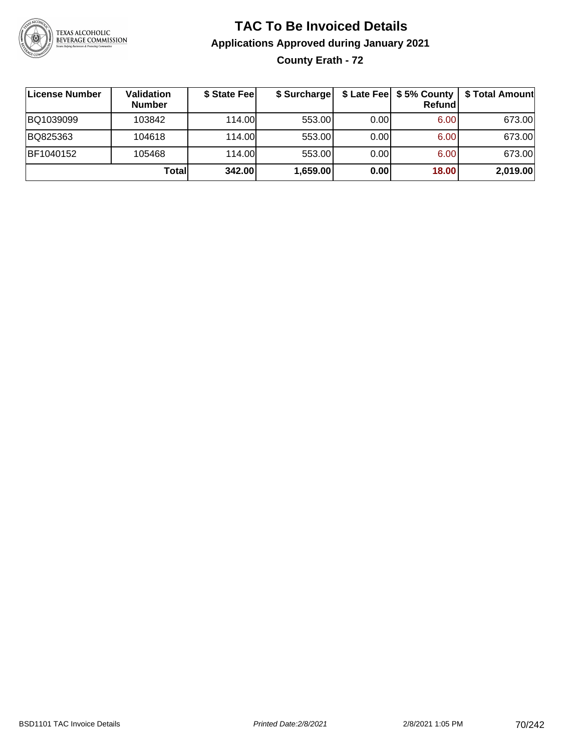# TAC To Be Invoiced Details

## Applications Approved during January 2021

### County Erath - 72

| License Number | Validation Number | $ State Fee | $ Surcharge | $ Late Fee | $ 5% County Refund | $ Total Amount |
|---|---|---|---|---|---|---|
| BQ1039099 | 103842 | 114.00 | 553.00 | 0.00 | 6.00 | 673.00 |
| BQ825363 | 104618 | 114.00 | 553.00 | 0.00 | 6.00 | 673.00 |
| BF1040152 | 105468 | 114.00 | 553.00 | 0.00 | 6.00 | 673.00 |
| | **Total** | **342.00** | **1,659.00** | **0.00** | **18.00** | **2,019.00** |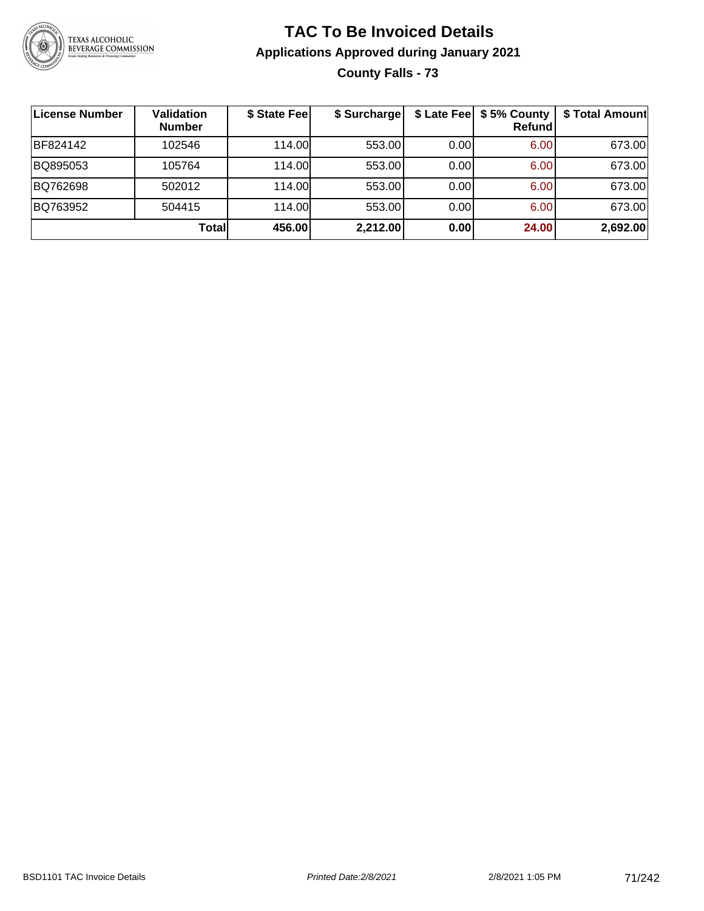# TAC To Be Invoiced Details

## Applications Approved during January 2021

### County Falls - 73

| License Number | Validation Number | $ State Fee | $ Surcharge | $ Late Fee | $ 5% County Refund | $ Total Amount |
|---|---|---|---|---|---|---|
| BF824142 | 102546 | 114.00 | 553.00 | 0.00 | 6.00 | 673.00 |
| BQ895053 | 105764 | 114.00 | 553.00 | 0.00 | 6.00 | 673.00 |
| BQ762698 | 502012 | 114.00 | 553.00 | 0.00 | 6.00 | 673.00 |
| BQ763952 | 504415 | 114.00 | 553.00 | 0.00 | 6.00 | 673.00 |
| | **Total** | **456.00** | **2,212.00** | **0.00** | **24.00** | **2,692.00** |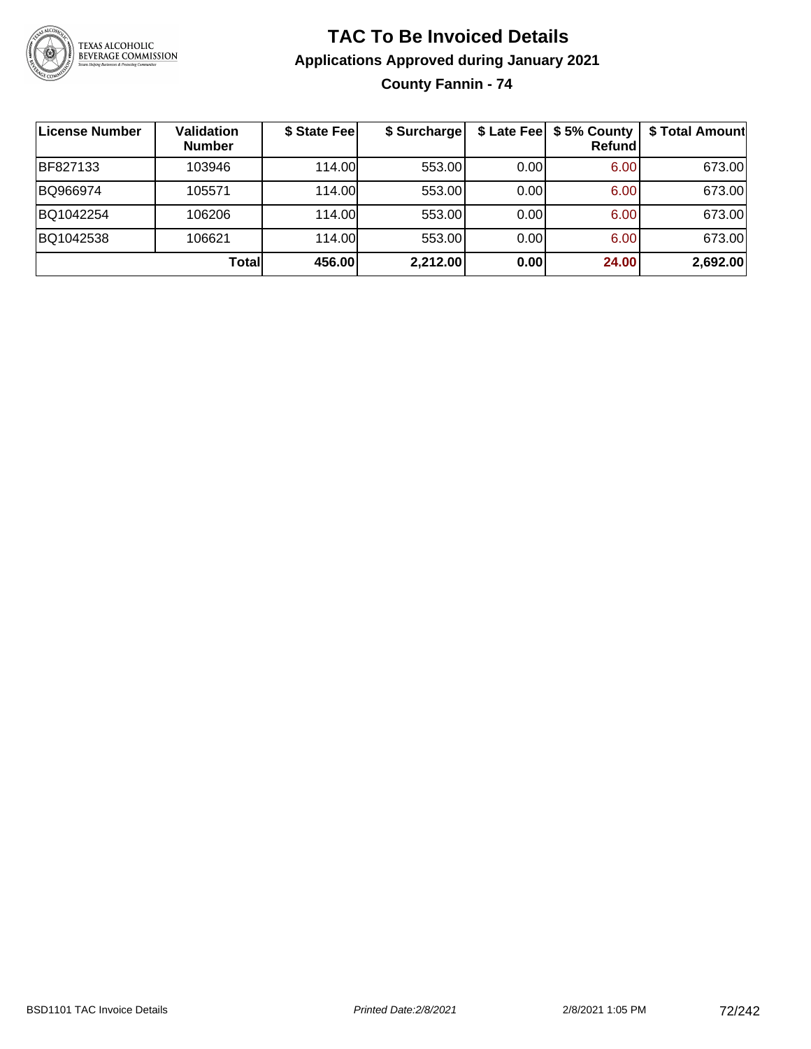# TAC To Be Invoiced Details

## Applications Approved during January 2021

### County Fannin - 74

| License Number | Validation Number | $ State Fee | $ Surcharge | $ Late Fee | $ 5% County Refund | $ Total Amount |
|---|---|---|---|---|---|---|
| BF827133 | 103946 | 114.00 | 553.00 | 0.00 | 6.00 | 673.00 |
| BQ966974 | 105571 | 114.00 | 553.00 | 0.00 | 6.00 | 673.00 |
| BQ1042254 | 106206 | 114.00 | 553.00 | 0.00 | 6.00 | 673.00 |
| BQ1042538 | 106621 | 114.00 | 553.00 | 0.00 | 6.00 | 673.00 |
| | **Total** | **456.00** | **2,212.00** | **0.00** | **24.00** | **2,692.00** |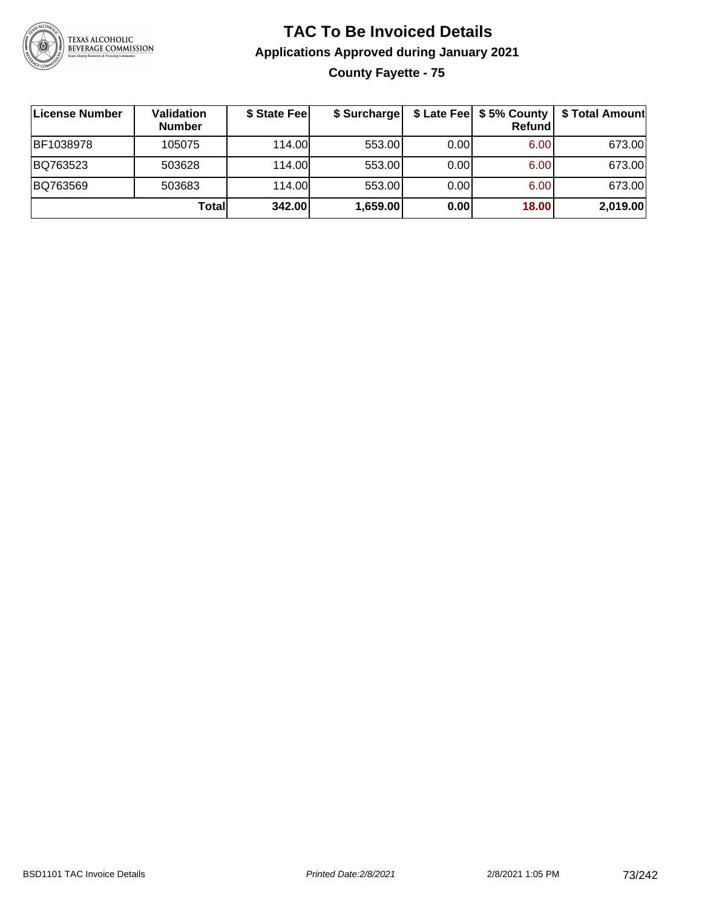# TAC To Be Invoiced Details

## Applications Approved during January 2021

### County Fayette - 75

| License Number | Validation Number | $ State Fee | $ Surcharge | $ Late Fee | $ 5% County Refund | $ Total Amount |
|---|---|---|---|---|---|---|
| BF1038978 | 105075 | 114.00 | 553.00 | 0.00 | 6.00 | 673.00 |
| BQ763523 | 503628 | 114.00 | 553.00 | 0.00 | 6.00 | 673.00 |
| BQ763569 | 503683 | 114.00 | 553.00 | 0.00 | 6.00 | 673.00 |
| | **Total** | **342.00** | **1,659.00** | **0.00** | **18.00** | **2,019.00** |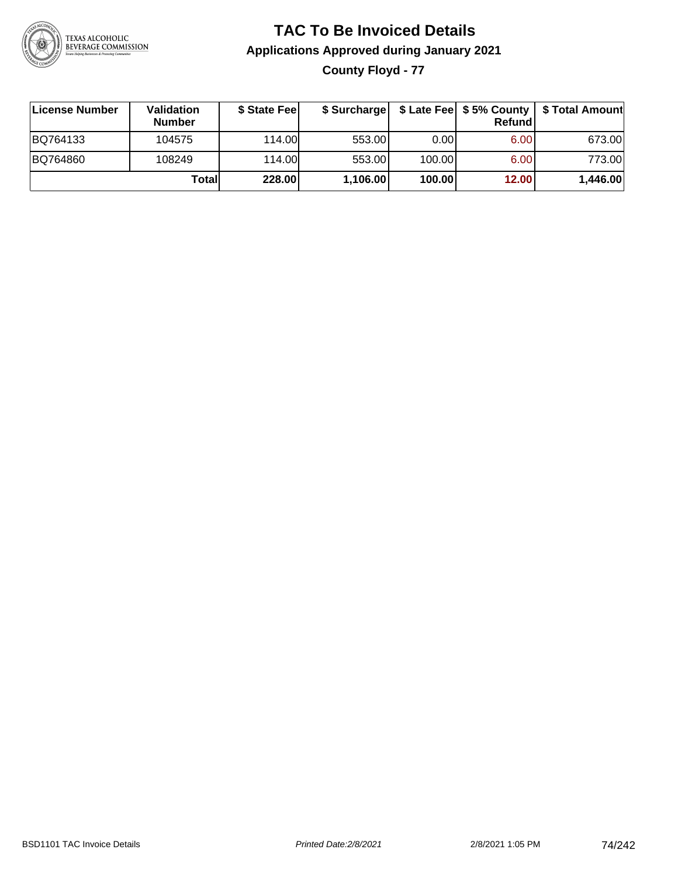# TAC To Be Invoiced Details

## Applications Approved during January 2021

### County Floyd - 77

| License Number | Validation Number | $ State Fee | $ Surcharge | $ Late Fee | $ 5% County Refund | $ Total Amount |
|---|---|---|---|---|---|---|
| BQ764133 | 104575 | 114.00 | 553.00 | 0.00 | 6.00 | 673.00 |
| BQ764860 | 108249 | 114.00 | 553.00 | 100.00 | 6.00 | 773.00 |
| | **Total** | **228.00** | **1,106.00** | **100.00** | **12.00** | **1,446.00** |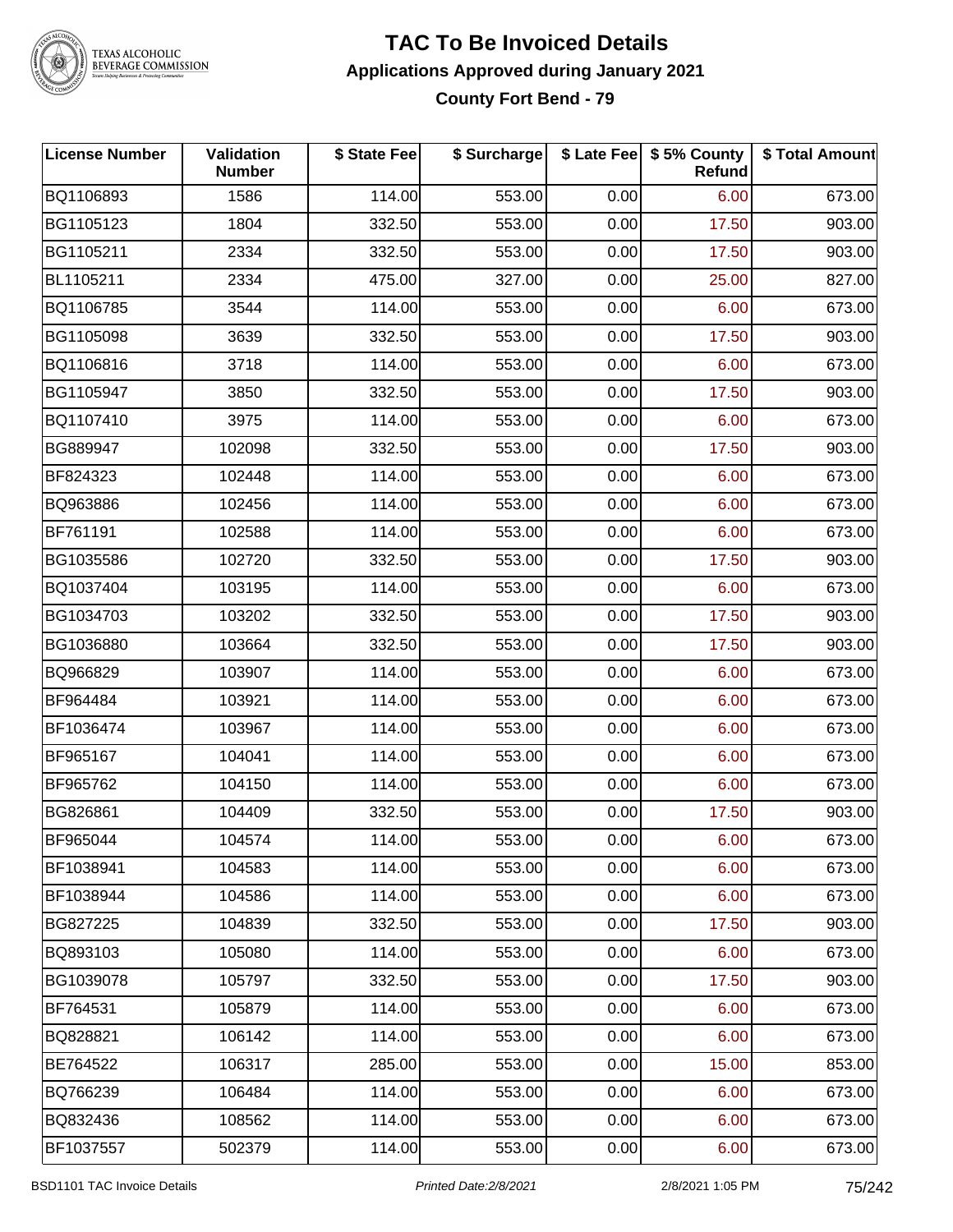# TAC To Be Invoiced Details

## Applications Approved during January 2021

### County Fort Bend - 79

| License Number | Validation Number | $ State Fee | $ Surcharge | $ Late Fee | $ 5% County Refund | $ Total Amount |
|---|---|---|---|---|---|---|
| BQ1106893 | 1586 | 114.00 | 553.00 | 0.00 | 6.00 | 673.00 |
| BG1105123 | 1804 | 332.50 | 553.00 | 0.00 | 17.50 | 903.00 |
| BG1105211 | 2334 | 332.50 | 553.00 | 0.00 | 17.50 | 903.00 |
| BL1105211 | 2334 | 475.00 | 327.00 | 0.00 | 25.00 | 827.00 |
| BQ1106785 | 3544 | 114.00 | 553.00 | 0.00 | 6.00 | 673.00 |
| BG1105098 | 3639 | 332.50 | 553.00 | 0.00 | 17.50 | 903.00 |
| BQ1106816 | 3718 | 114.00 | 553.00 | 0.00 | 6.00 | 673.00 |
| BG1105947 | 3850 | 332.50 | 553.00 | 0.00 | 17.50 | 903.00 |
| BQ1107410 | 3975 | 114.00 | 553.00 | 0.00 | 6.00 | 673.00 |
| BG889947 | 102098 | 332.50 | 553.00 | 0.00 | 17.50 | 903.00 |
| BF824323 | 102448 | 114.00 | 553.00 | 0.00 | 6.00 | 673.00 |
| BQ963886 | 102456 | 114.00 | 553.00 | 0.00 | 6.00 | 673.00 |
| BF761191 | 102588 | 114.00 | 553.00 | 0.00 | 6.00 | 673.00 |
| BG1035586 | 102720 | 332.50 | 553.00 | 0.00 | 17.50 | 903.00 |
| BQ1037404 | 103195 | 114.00 | 553.00 | 0.00 | 6.00 | 673.00 |
| BG1034703 | 103202 | 332.50 | 553.00 | 0.00 | 17.50 | 903.00 |
| BG1036880 | 103664 | 332.50 | 553.00 | 0.00 | 17.50 | 903.00 |
| BQ966829 | 103907 | 114.00 | 553.00 | 0.00 | 6.00 | 673.00 |
| BF964484 | 103921 | 114.00 | 553.00 | 0.00 | 6.00 | 673.00 |
| BF1036474 | 103967 | 114.00 | 553.00 | 0.00 | 6.00 | 673.00 |
| BF965167 | 104041 | 114.00 | 553.00 | 0.00 | 6.00 | 673.00 |
| BF965762 | 104150 | 114.00 | 553.00 | 0.00 | 6.00 | 673.00 |
| BG826861 | 104409 | 332.50 | 553.00 | 0.00 | 17.50 | 903.00 |
| BF965044 | 104574 | 114.00 | 553.00 | 0.00 | 6.00 | 673.00 |
| BF1038941 | 104583 | 114.00 | 553.00 | 0.00 | 6.00 | 673.00 |
| BF1038944 | 104586 | 114.00 | 553.00 | 0.00 | 6.00 | 673.00 |
| BG827225 | 104839 | 332.50 | 553.00 | 0.00 | 17.50 | 903.00 |
| BQ893103 | 105080 | 114.00 | 553.00 | 0.00 | 6.00 | 673.00 |
| BG1039078 | 105797 | 332.50 | 553.00 | 0.00 | 17.50 | 903.00 |
| BF764531 | 105879 | 114.00 | 553.00 | 0.00 | 6.00 | 673.00 |
| BQ828821 | 106142 | 114.00 | 553.00 | 0.00 | 6.00 | 673.00 |
| BE764522 | 106317 | 285.00 | 553.00 | 0.00 | 15.00 | 853.00 |
| BQ766239 | 106484 | 114.00 | 553.00 | 0.00 | 6.00 | 673.00 |
| BQ832436 | 108562 | 114.00 | 553.00 | 0.00 | 6.00 | 673.00 |
| BF1037557 | 502379 | 114.00 | 553.00 | 0.00 | 6.00 | 673.00 |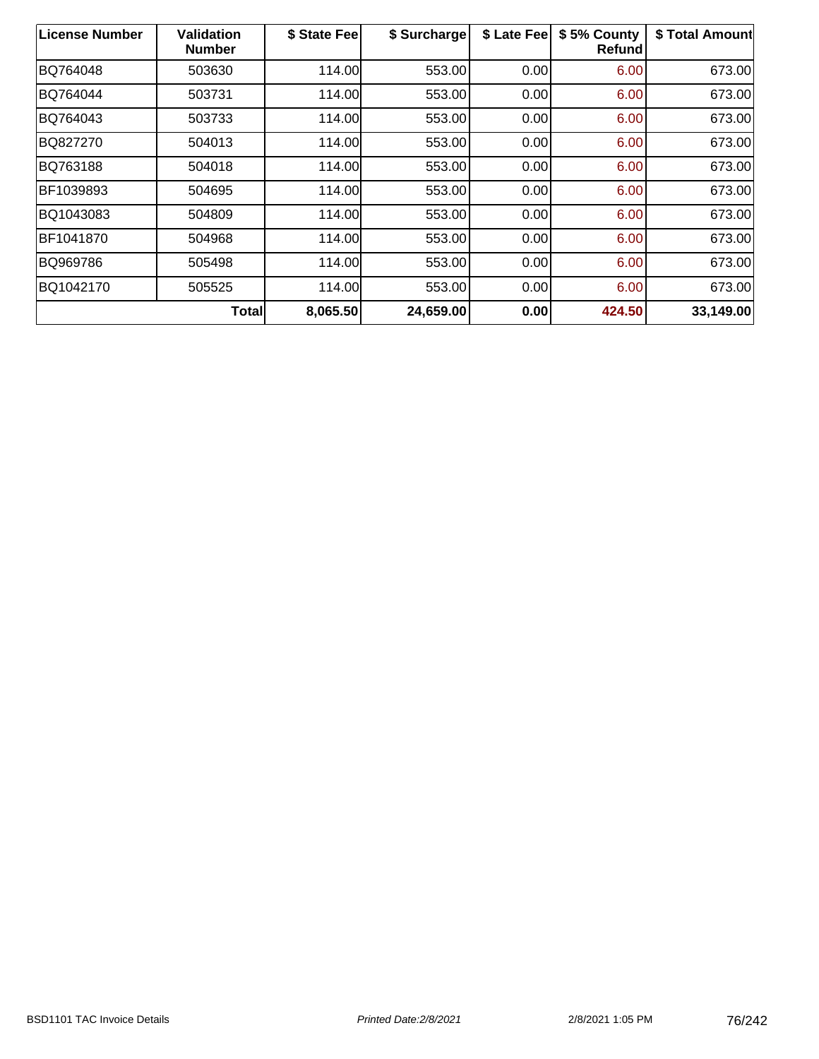| License Number | Validation Number | $ State Fee | $ Surcharge | $ Late Fee | $ 5% County Refund | $ Total Amount |
|---|---|---|---|---|---|---|
| BQ764048 | 503630 | 114.00 | 553.00 | 0.00 | 6.00 | 673.00 |
| BQ764044 | 503731 | 114.00 | 553.00 | 0.00 | 6.00 | 673.00 |
| BQ764043 | 503733 | 114.00 | 553.00 | 0.00 | 6.00 | 673.00 |
| BQ827270 | 504013 | 114.00 | 553.00 | 0.00 | 6.00 | 673.00 |
| BQ763188 | 504018 | 114.00 | 553.00 | 0.00 | 6.00 | 673.00 |
| BF1039893 | 504695 | 114.00 | 553.00 | 0.00 | 6.00 | 673.00 |
| BQ1043083 | 504809 | 114.00 | 553.00 | 0.00 | 6.00 | 673.00 |
| BF1041870 | 504968 | 114.00 | 553.00 | 0.00 | 6.00 | 673.00 |
| BQ969786 | 505498 | 114.00 | 553.00 | 0.00 | 6.00 | 673.00 |
| BQ1042170 | 505525 | 114.00 | 553.00 | 0.00 | 6.00 | 673.00 |
| | **Total** | **8,065.50** | **24,659.00** | **0.00** | **424.50** | **33,149.00** |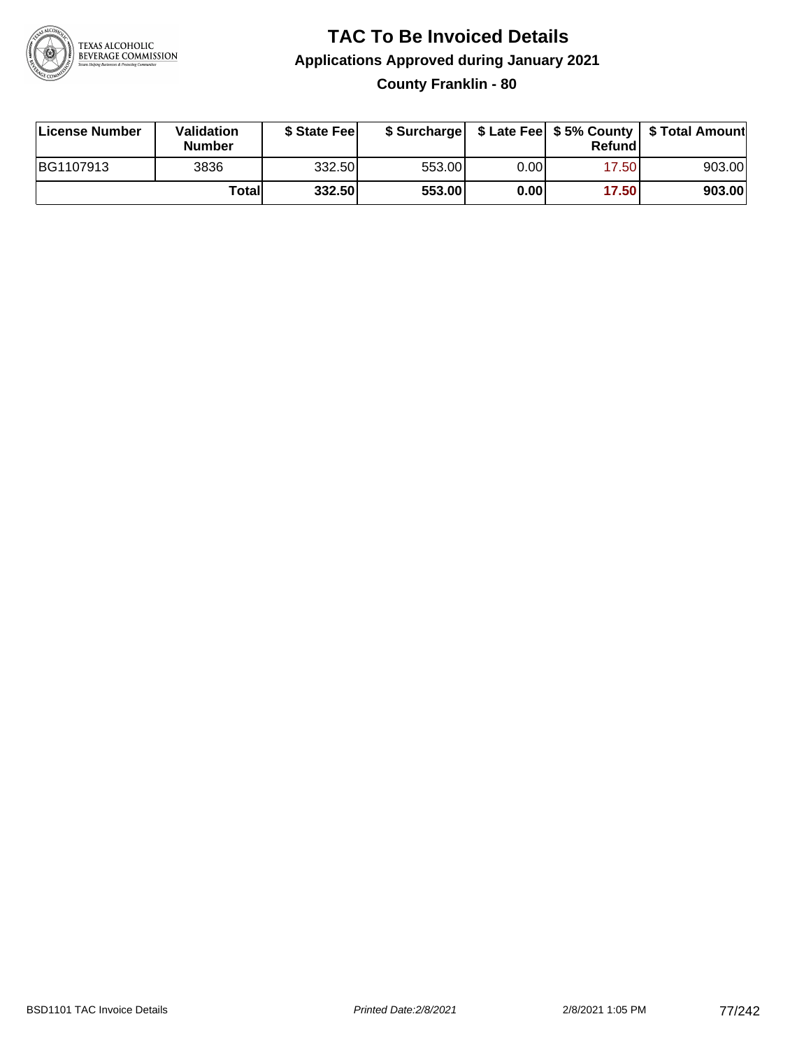# TAC To Be Invoiced Details

## Applications Approved during January 2021

### County Franklin - 80

| License Number | Validation Number | $ State Fee | $ Surcharge | $ Late Fee | $ 5% County Refund | $ Total Amount |
|---|---|---|---|---|---|---|
| BG1107913 | 3836 | 332.50 | 553.00 | 0.00 | 17.50 | 903.00 |
| | **Total** | **332.50** | **553.00** | **0.00** | **17.50** | **903.00** |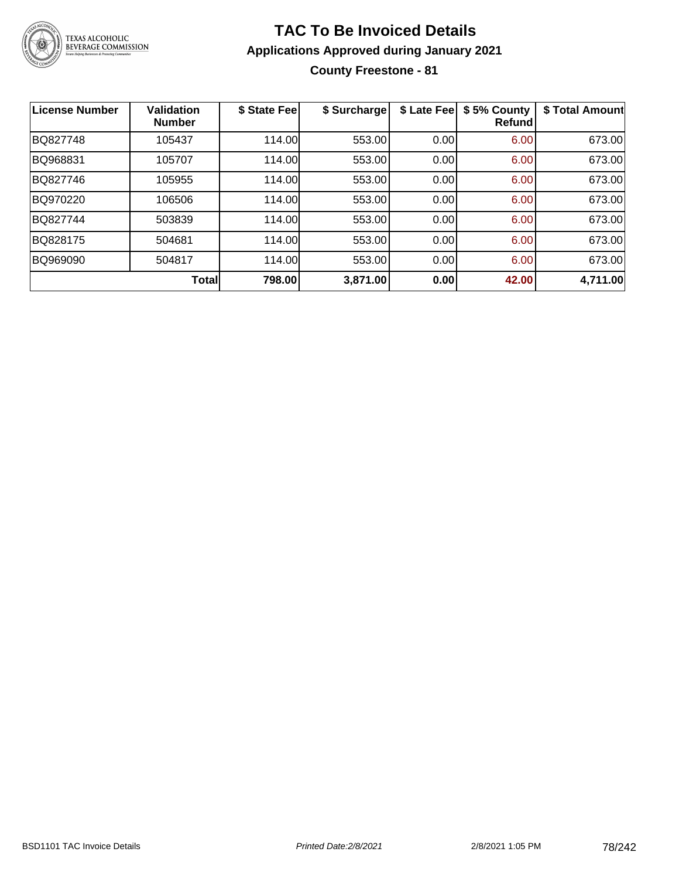# TAC To Be Invoiced Details

## Applications Approved during January 2021

### County Freestone - 81

| License Number | Validation Number | $ State Fee | $ Surcharge | $ Late Fee | $ 5% County Refund | $ Total Amount |
|---|---|---|---|---|---|---|
| BQ827748 | 105437 | 114.00 | 553.00 | 0.00 | 6.00 | 673.00 |
| BQ968831 | 105707 | 114.00 | 553.00 | 0.00 | 6.00 | 673.00 |
| BQ827746 | 105955 | 114.00 | 553.00 | 0.00 | 6.00 | 673.00 |
| BQ970220 | 106506 | 114.00 | 553.00 | 0.00 | 6.00 | 673.00 |
| BQ827744 | 503839 | 114.00 | 553.00 | 0.00 | 6.00 | 673.00 |
| BQ828175 | 504681 | 114.00 | 553.00 | 0.00 | 6.00 | 673.00 |
| BQ969090 | 504817 | 114.00 | 553.00 | 0.00 | 6.00 | 673.00 |
| | **Total** | **798.00** | **3,871.00** | **0.00** | **42.00** | **4,711.00** |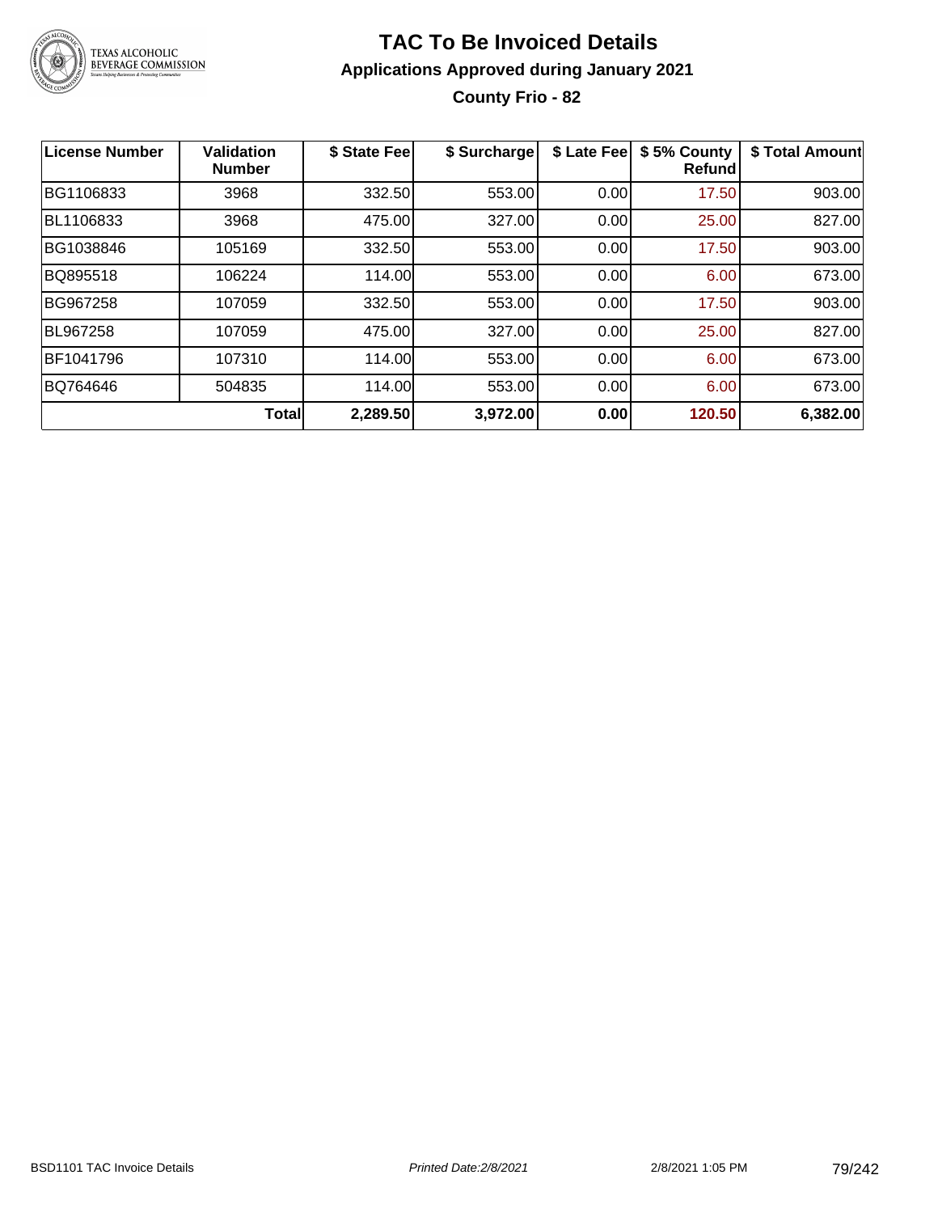# TAC To Be Invoiced Details

## Applications Approved during January 2021

### County Frio - 82

| License Number | Validation Number | $ State Fee | $ Surcharge | $ Late Fee | $ 5% County Refund | $ Total Amount |
|---|---|---|---|---|---|---|
| BG1106833 | 3968 | 332.50 | 553.00 | 0.00 | 17.50 | 903.00 |
| BL1106833 | 3968 | 475.00 | 327.00 | 0.00 | 25.00 | 827.00 |
| BG1038846 | 105169 | 332.50 | 553.00 | 0.00 | 17.50 | 903.00 |
| BQ895518 | 106224 | 114.00 | 553.00 | 0.00 | 6.00 | 673.00 |
| BG967258 | 107059 | 332.50 | 553.00 | 0.00 | 17.50 | 903.00 |
| BL967258 | 107059 | 475.00 | 327.00 | 0.00 | 25.00 | 827.00 |
| BF1041796 | 107310 | 114.00 | 553.00 | 0.00 | 6.00 | 673.00 |
| BQ764646 | 504835 | 114.00 | 553.00 | 0.00 | 6.00 | 673.00 |
| | **Total** | **2,289.50** | **3,972.00** | **0.00** | **120.50** | **6,382.00** |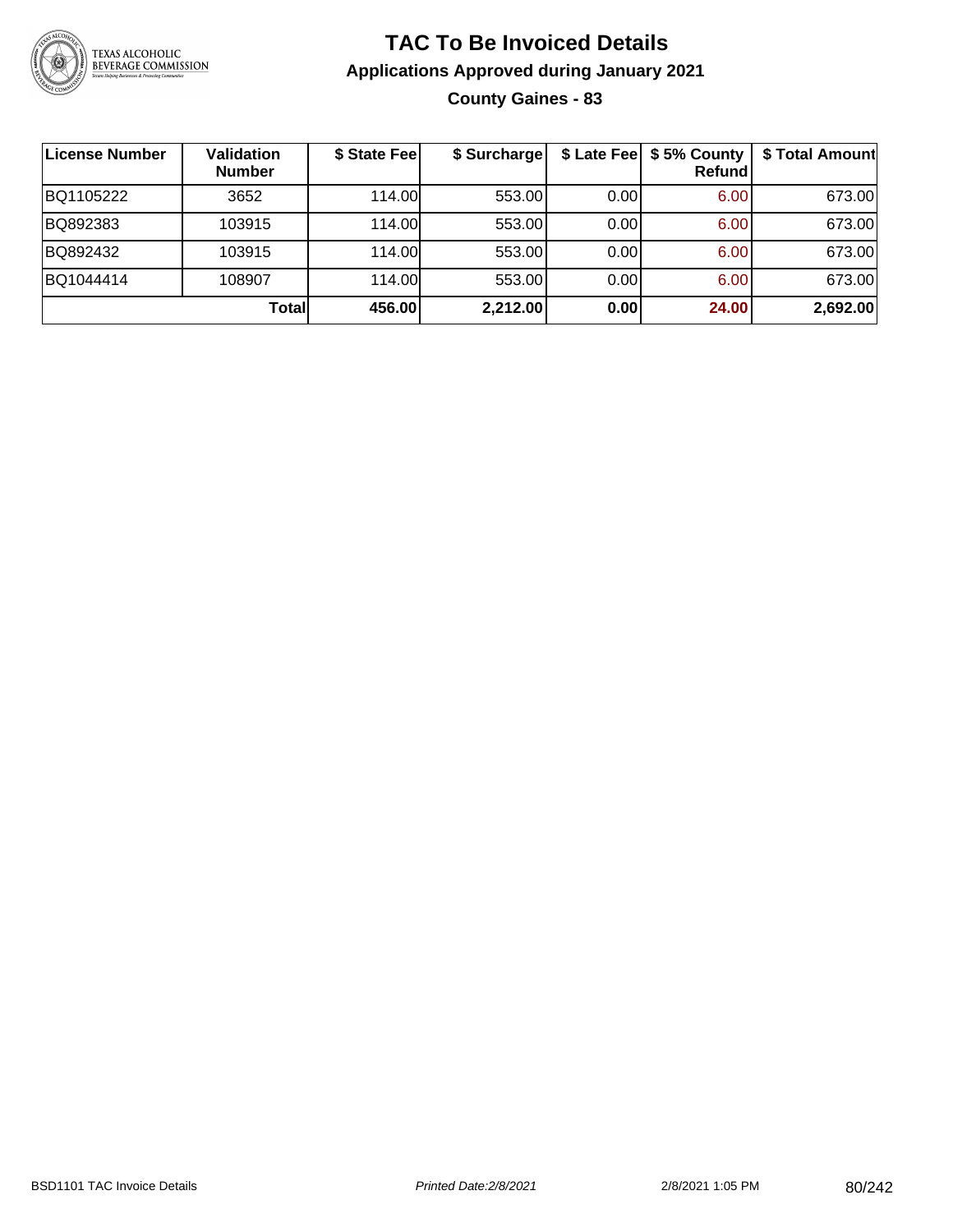# TAC To Be Invoiced Details

## Applications Approved during January 2021

### County Gaines - 83

| License Number | Validation Number | $ State Fee | $ Surcharge | $ Late Fee | $ 5% County Refund | $ Total Amount |
|---|---|---|---|---|---|---|
| BQ1105222 | 3652 | 114.00 | 553.00 | 0.00 | 6.00 | 673.00 |
| BQ892383 | 103915 | 114.00 | 553.00 | 0.00 | 6.00 | 673.00 |
| BQ892432 | 103915 | 114.00 | 553.00 | 0.00 | 6.00 | 673.00 |
| BQ1044414 | 108907 | 114.00 | 553.00 | 0.00 | 6.00 | 673.00 |
| | **Total** | **456.00** | **2,212.00** | **0.00** | **24.00** | **2,692.00** |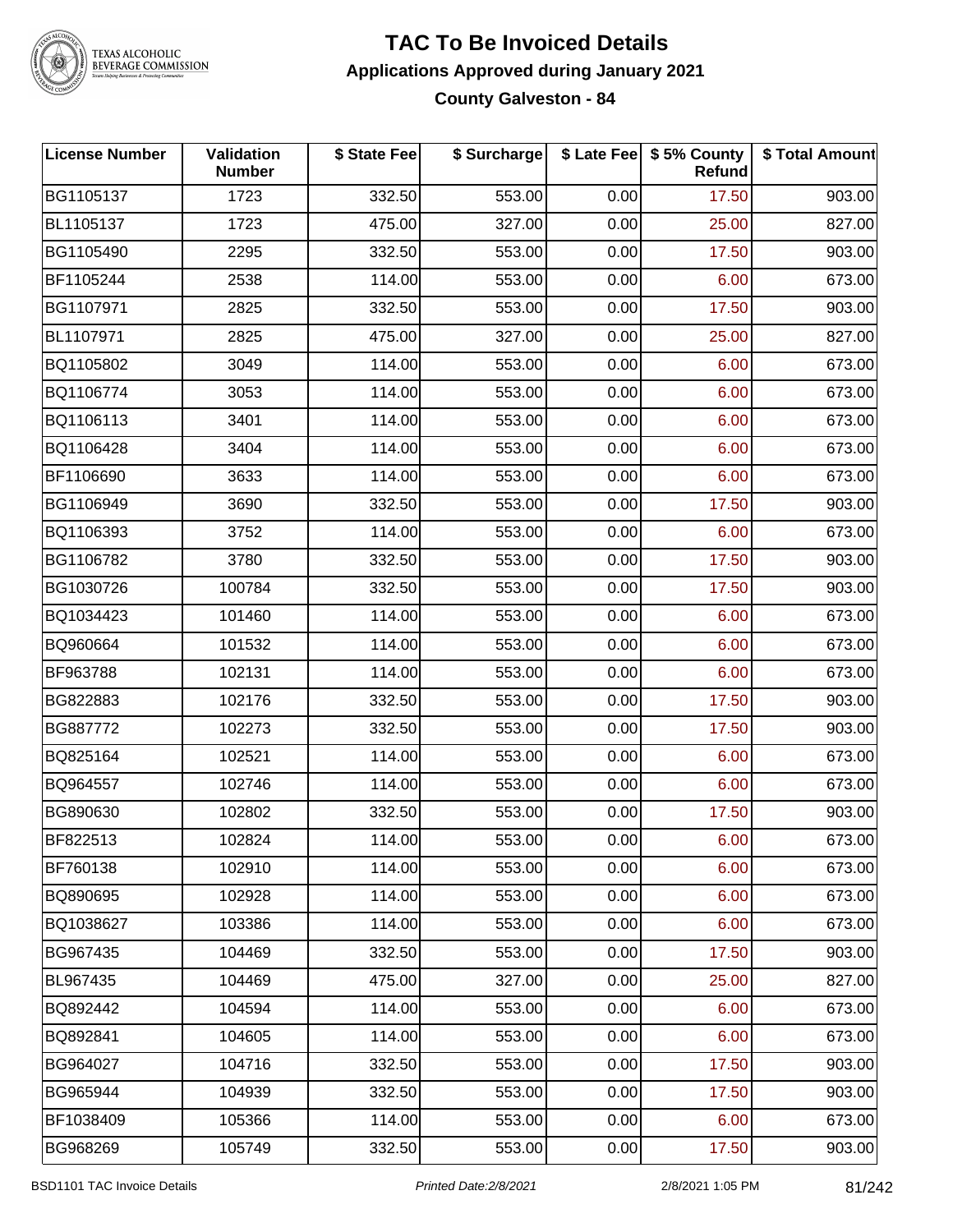# TAC To Be Invoiced Details

## Applications Approved during January 2021

### County Galveston - 84

| License Number | Validation Number | $ State Fee | $ Surcharge | $ Late Fee | $ 5% County Refund | $ Total Amount |
|---|---|---|---|---|---|---|
| BG1105137 | 1723 | 332.50 | 553.00 | 0.00 | 17.50 | 903.00 |
| BL1105137 | 1723 | 475.00 | 327.00 | 0.00 | 25.00 | 827.00 |
| BG1105490 | 2295 | 332.50 | 553.00 | 0.00 | 17.50 | 903.00 |
| BF1105244 | 2538 | 114.00 | 553.00 | 0.00 | 6.00 | 673.00 |
| BG1107971 | 2825 | 332.50 | 553.00 | 0.00 | 17.50 | 903.00 |
| BL1107971 | 2825 | 475.00 | 327.00 | 0.00 | 25.00 | 827.00 |
| BQ1105802 | 3049 | 114.00 | 553.00 | 0.00 | 6.00 | 673.00 |
| BQ1106774 | 3053 | 114.00 | 553.00 | 0.00 | 6.00 | 673.00 |
| BQ1106113 | 3401 | 114.00 | 553.00 | 0.00 | 6.00 | 673.00 |
| BQ1106428 | 3404 | 114.00 | 553.00 | 0.00 | 6.00 | 673.00 |
| BF1106690 | 3633 | 114.00 | 553.00 | 0.00 | 6.00 | 673.00 |
| BG1106949 | 3690 | 332.50 | 553.00 | 0.00 | 17.50 | 903.00 |
| BQ1106393 | 3752 | 114.00 | 553.00 | 0.00 | 6.00 | 673.00 |
| BG1106782 | 3780 | 332.50 | 553.00 | 0.00 | 17.50 | 903.00 |
| BG1030726 | 100784 | 332.50 | 553.00 | 0.00 | 17.50 | 903.00 |
| BQ1034423 | 101460 | 114.00 | 553.00 | 0.00 | 6.00 | 673.00 |
| BQ960664 | 101532 | 114.00 | 553.00 | 0.00 | 6.00 | 673.00 |
| BF963788 | 102131 | 114.00 | 553.00 | 0.00 | 6.00 | 673.00 |
| BG822883 | 102176 | 332.50 | 553.00 | 0.00 | 17.50 | 903.00 |
| BG887772 | 102273 | 332.50 | 553.00 | 0.00 | 17.50 | 903.00 |
| BQ825164 | 102521 | 114.00 | 553.00 | 0.00 | 6.00 | 673.00 |
| BQ964557 | 102746 | 114.00 | 553.00 | 0.00 | 6.00 | 673.00 |
| BG890630 | 102802 | 332.50 | 553.00 | 0.00 | 17.50 | 903.00 |
| BF822513 | 102824 | 114.00 | 553.00 | 0.00 | 6.00 | 673.00 |
| BF760138 | 102910 | 114.00 | 553.00 | 0.00 | 6.00 | 673.00 |
| BQ890695 | 102928 | 114.00 | 553.00 | 0.00 | 6.00 | 673.00 |
| BQ1038627 | 103386 | 114.00 | 553.00 | 0.00 | 6.00 | 673.00 |
| BG967435 | 104469 | 332.50 | 553.00 | 0.00 | 17.50 | 903.00 |
| BL967435 | 104469 | 475.00 | 327.00 | 0.00 | 25.00 | 827.00 |
| BQ892442 | 104594 | 114.00 | 553.00 | 0.00 | 6.00 | 673.00 |
| BQ892841 | 104605 | 114.00 | 553.00 | 0.00 | 6.00 | 673.00 |
| BG964027 | 104716 | 332.50 | 553.00 | 0.00 | 17.50 | 903.00 |
| BG965944 | 104939 | 332.50 | 553.00 | 0.00 | 17.50 | 903.00 |
| BF1038409 | 105366 | 114.00 | 553.00 | 0.00 | 6.00 | 673.00 |
| BG968269 | 105749 | 332.50 | 553.00 | 0.00 | 17.50 | 903.00 |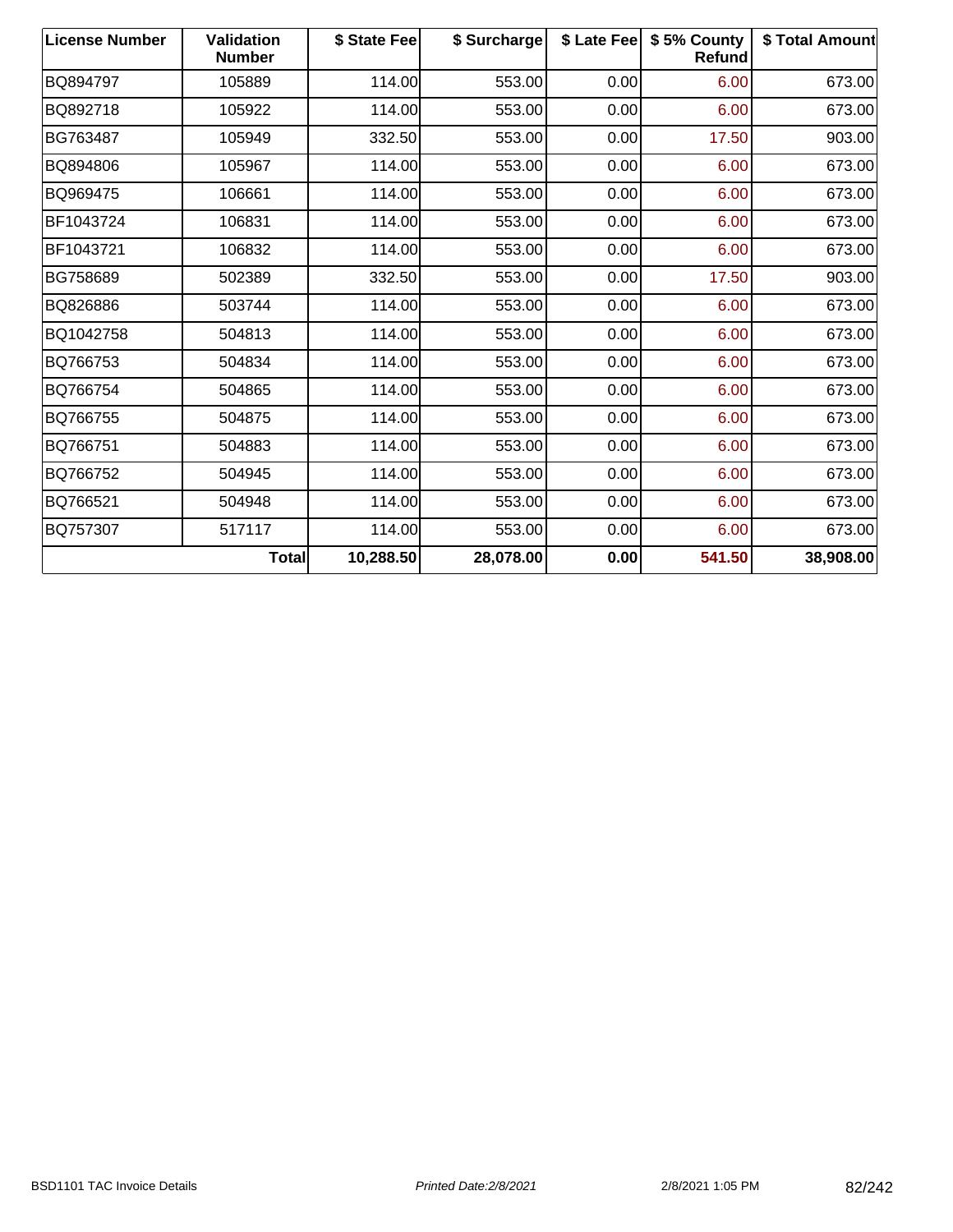| License Number | Validation Number | $ State Fee | $ Surcharge | $ Late Fee | $ 5% County Refund | $ Total Amount |
|---|---|---|---|---|---|---|
| BQ894797 | 105889 | 114.00 | 553.00 | 0.00 | 6.00 | 673.00 |
| BQ892718 | 105922 | 114.00 | 553.00 | 0.00 | 6.00 | 673.00 |
| BG763487 | 105949 | 332.50 | 553.00 | 0.00 | 17.50 | 903.00 |
| BQ894806 | 105967 | 114.00 | 553.00 | 0.00 | 6.00 | 673.00 |
| BQ969475 | 106661 | 114.00 | 553.00 | 0.00 | 6.00 | 673.00 |
| BF1043724 | 106831 | 114.00 | 553.00 | 0.00 | 6.00 | 673.00 |
| BF1043721 | 106832 | 114.00 | 553.00 | 0.00 | 6.00 | 673.00 |
| BG758689 | 502389 | 332.50 | 553.00 | 0.00 | 17.50 | 903.00 |
| BQ826886 | 503744 | 114.00 | 553.00 | 0.00 | 6.00 | 673.00 |
| BQ1042758 | 504813 | 114.00 | 553.00 | 0.00 | 6.00 | 673.00 |
| BQ766753 | 504834 | 114.00 | 553.00 | 0.00 | 6.00 | 673.00 |
| BQ766754 | 504865 | 114.00 | 553.00 | 0.00 | 6.00 | 673.00 |
| BQ766755 | 504875 | 114.00 | 553.00 | 0.00 | 6.00 | 673.00 |
| BQ766751 | 504883 | 114.00 | 553.00 | 0.00 | 6.00 | 673.00 |
| BQ766752 | 504945 | 114.00 | 553.00 | 0.00 | 6.00 | 673.00 |
| BQ766521 | 504948 | 114.00 | 553.00 | 0.00 | 6.00 | 673.00 |
| BQ757307 | 517117 | 114.00 | 553.00 | 0.00 | 6.00 | 673.00 |
| | **Total** | **10,288.50** | **28,078.00** | **0.00** | **541.50** | **38,908.00** |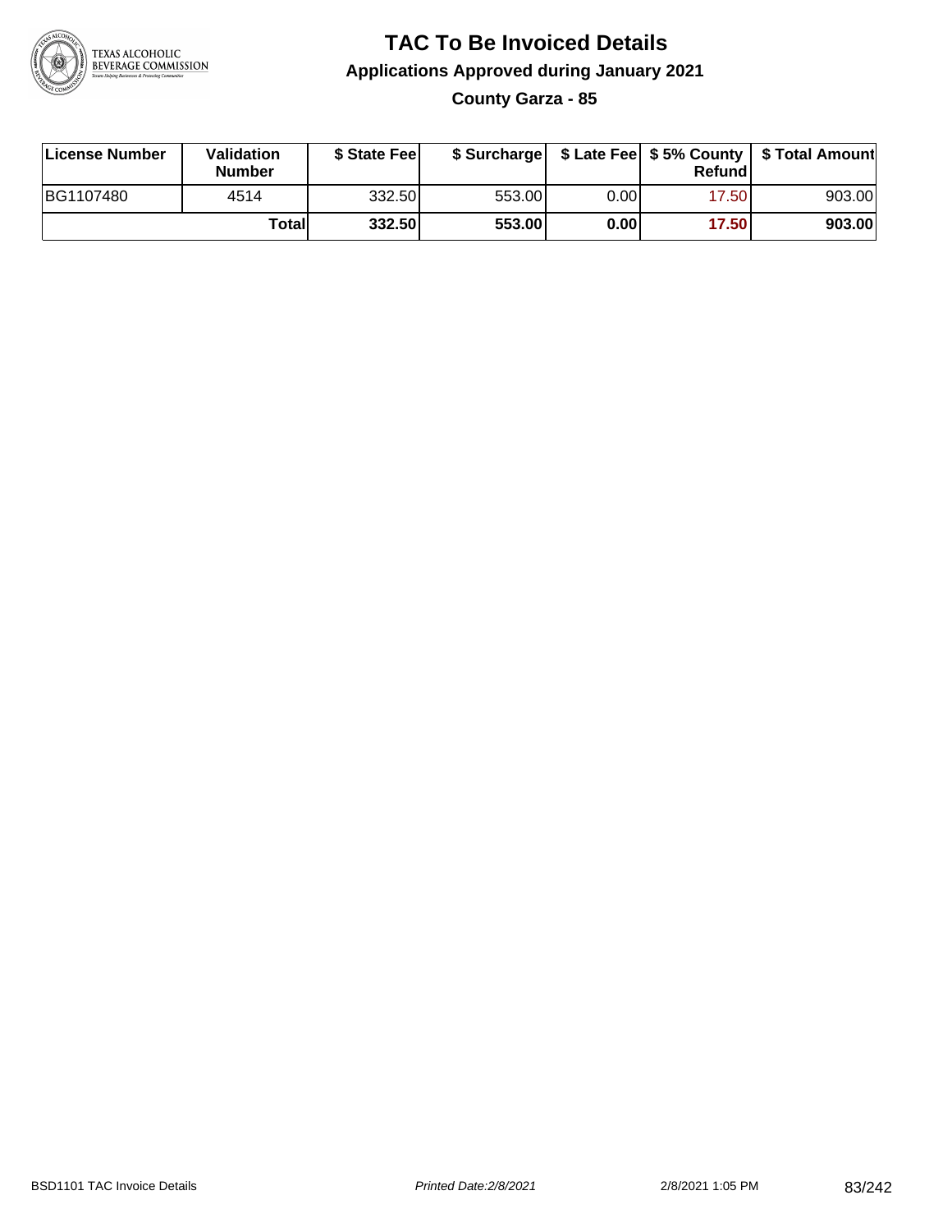# TAC To Be Invoiced Details

## Applications Approved during January 2021

### County Garza - 85

| License Number | Validation Number | $ State Fee | $ Surcharge | $ Late Fee | $ 5% County Refund | $ Total Amount |
|---|---|---|---|---|---|---|
| BG1107480 | 4514 | 332.50 | 553.00 | 0.00 | 17.50 | 903.00 |
| | **Total** | **332.50** | **553.00** | **0.00** | **17.50** | **903.00** |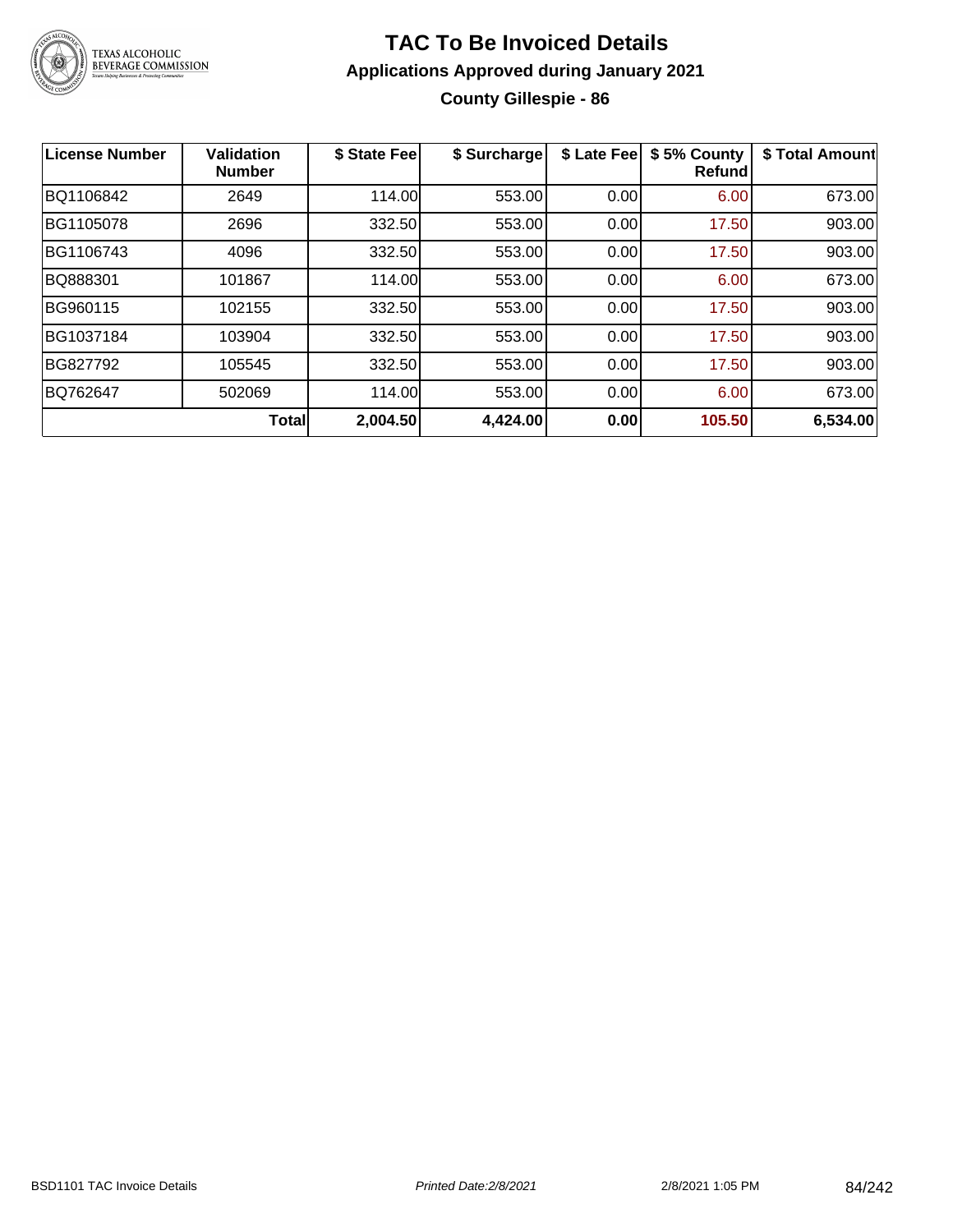# TAC To Be Invoiced Details

## Applications Approved during January 2021

### County Gillespie - 86

| License Number | Validation Number | $ State Fee | $ Surcharge | $ Late Fee | $ 5% County Refund | $ Total Amount |
|---|---|---|---|---|---|---|
| BQ1106842 | 2649 | 114.00 | 553.00 | 0.00 | 6.00 | 673.00 |
| BG1105078 | 2696 | 332.50 | 553.00 | 0.00 | 17.50 | 903.00 |
| BG1106743 | 4096 | 332.50 | 553.00 | 0.00 | 17.50 | 903.00 |
| BQ888301 | 101867 | 114.00 | 553.00 | 0.00 | 6.00 | 673.00 |
| BG960115 | 102155 | 332.50 | 553.00 | 0.00 | 17.50 | 903.00 |
| BG1037184 | 103904 | 332.50 | 553.00 | 0.00 | 17.50 | 903.00 |
| BG827792 | 105545 | 332.50 | 553.00 | 0.00 | 17.50 | 903.00 |
| BQ762647 | 502069 | 114.00 | 553.00 | 0.00 | 6.00 | 673.00 |
| | **Total** | **2,004.50** | **4,424.00** | **0.00** | **105.50** | **6,534.00** |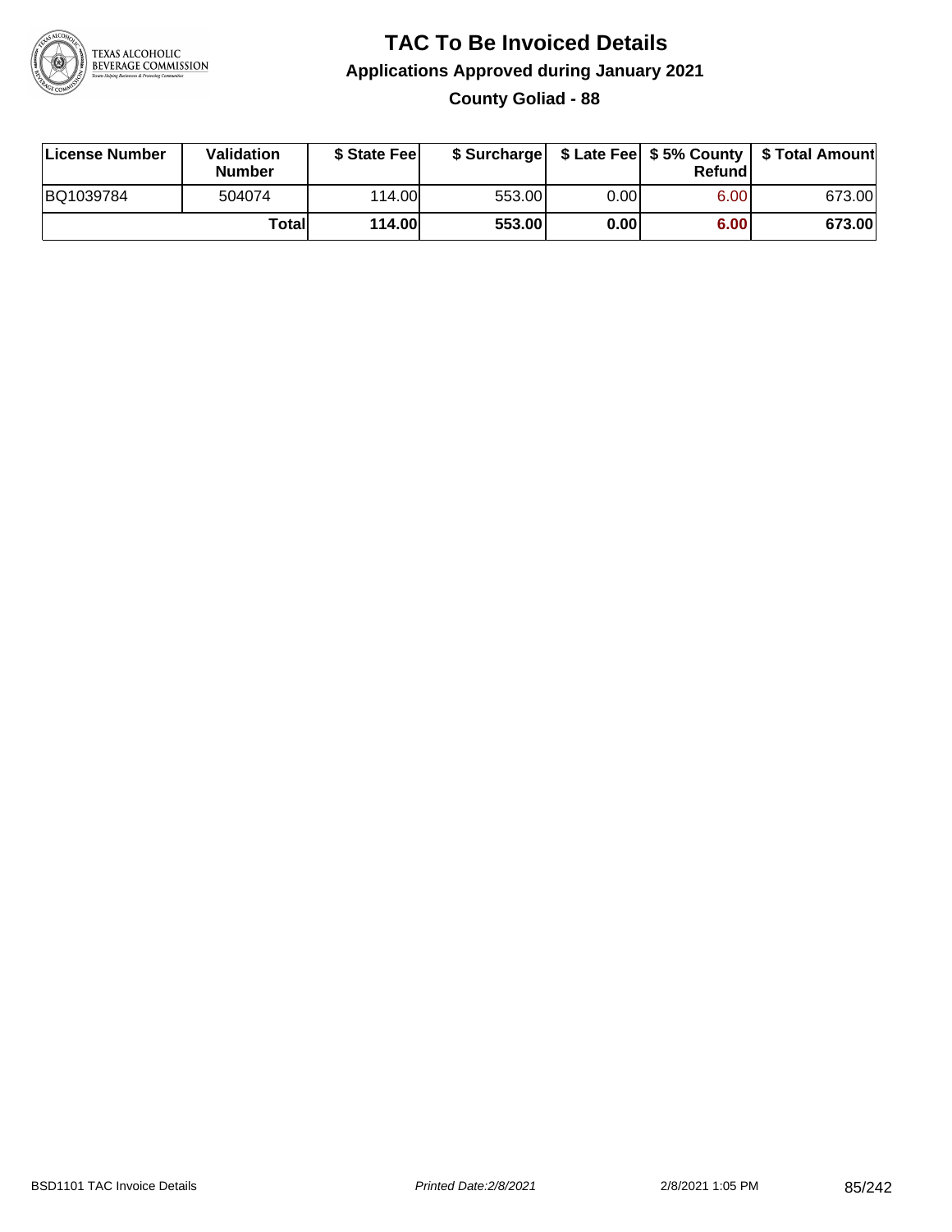# TAC To Be Invoiced Details

## Applications Approved during January 2021

### County Goliad - 88

| License Number | Validation Number | $ State Fee | $ Surcharge | $ Late Fee | $ 5% County Refund | $ Total Amount |
|---|---|---|---|---|---|---|
| BQ1039784 | 504074 | 114.00 | 553.00 | 0.00 | 6.00 | 673.00 |
| | **Total** | **114.00** | **553.00** | **0.00** | **6.00** | **673.00** |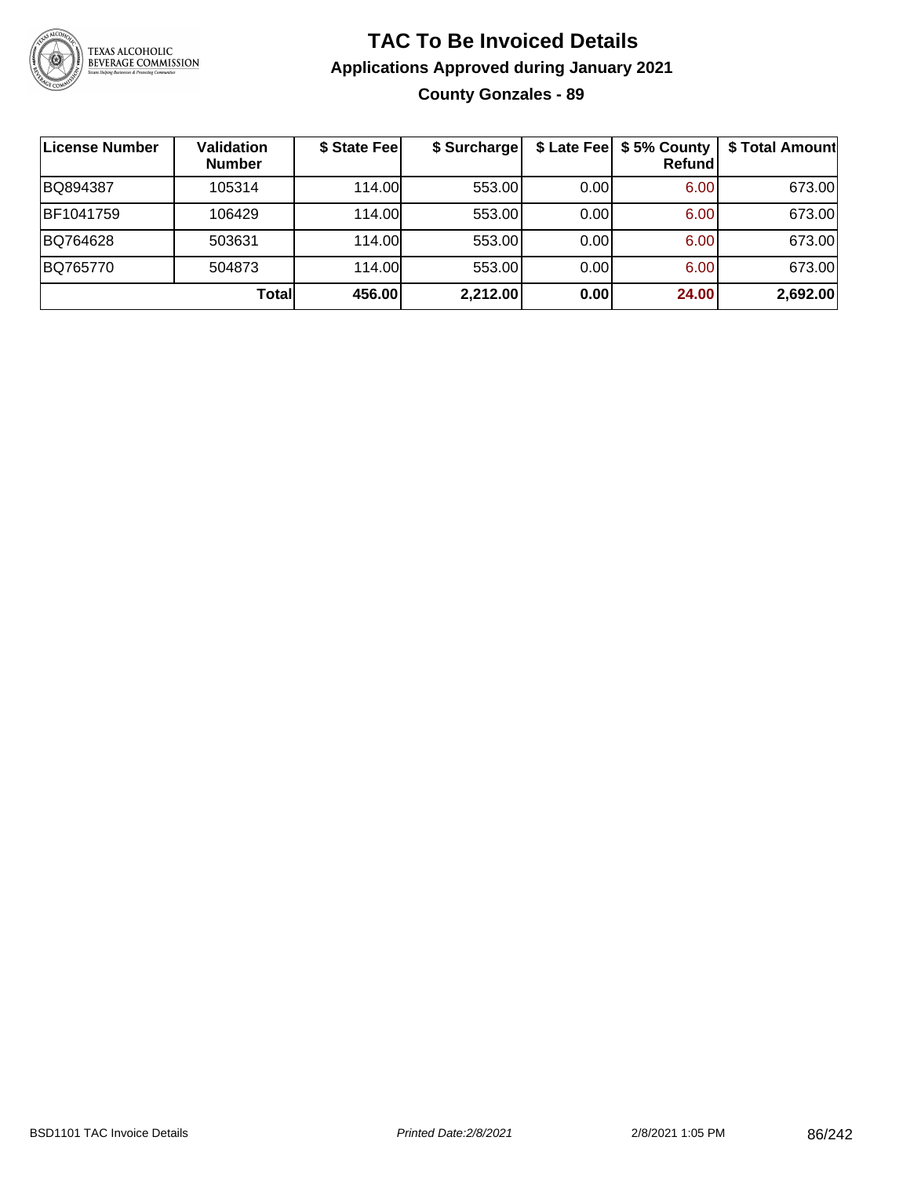# TAC To Be Invoiced Details

## Applications Approved during January 2021

### County Gonzales - 89

| License Number | Validation Number | $ State Fee | $ Surcharge | $ Late Fee | $ 5% County Refund | $ Total Amount |
|---|---|---|---|---|---|---|
| BQ894387 | 105314 | 114.00 | 553.00 | 0.00 | 6.00 | 673.00 |
| BF1041759 | 106429 | 114.00 | 553.00 | 0.00 | 6.00 | 673.00 |
| BQ764628 | 503631 | 114.00 | 553.00 | 0.00 | 6.00 | 673.00 |
| BQ765770 | 504873 | 114.00 | 553.00 | 0.00 | 6.00 | 673.00 |
| | **Total** | **456.00** | **2,212.00** | **0.00** | **24.00** | **2,692.00** |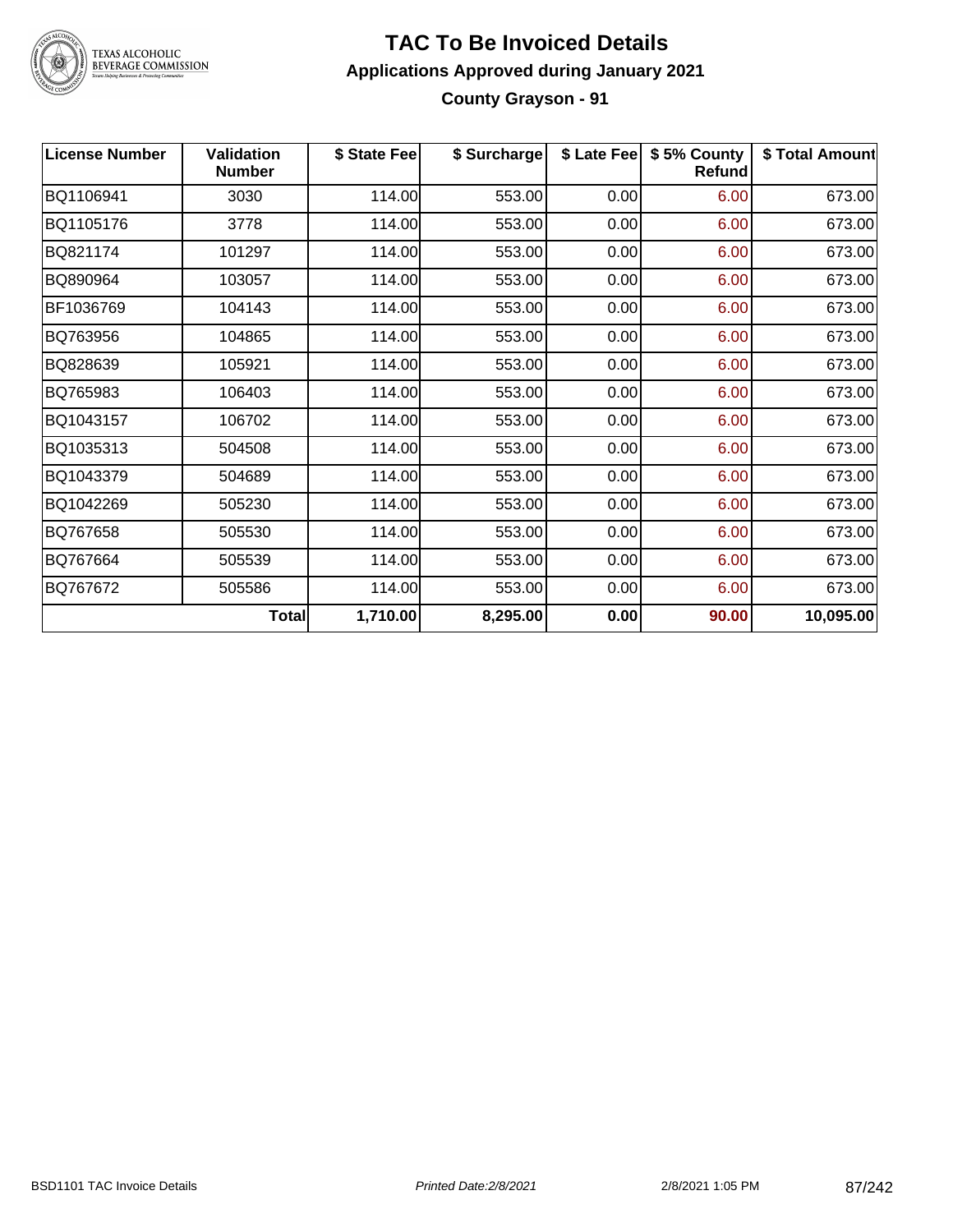# TAC To Be Invoiced Details

## Applications Approved during January 2021

### County Grayson - 91

| License Number | Validation Number | $ State Fee | $ Surcharge | $ Late Fee | $ 5% County Refund | $ Total Amount |
|---|---|---|---|---|---|---|
| BQ1106941 | 3030 | 114.00 | 553.00 | 0.00 | 6.00 | 673.00 |
| BQ1105176 | 3778 | 114.00 | 553.00 | 0.00 | 6.00 | 673.00 |
| BQ821174 | 101297 | 114.00 | 553.00 | 0.00 | 6.00 | 673.00 |
| BQ890964 | 103057 | 114.00 | 553.00 | 0.00 | 6.00 | 673.00 |
| BF1036769 | 104143 | 114.00 | 553.00 | 0.00 | 6.00 | 673.00 |
| BQ763956 | 104865 | 114.00 | 553.00 | 0.00 | 6.00 | 673.00 |
| BQ828639 | 105921 | 114.00 | 553.00 | 0.00 | 6.00 | 673.00 |
| BQ765983 | 106403 | 114.00 | 553.00 | 0.00 | 6.00 | 673.00 |
| BQ1043157 | 106702 | 114.00 | 553.00 | 0.00 | 6.00 | 673.00 |
| BQ1035313 | 504508 | 114.00 | 553.00 | 0.00 | 6.00 | 673.00 |
| BQ1043379 | 504689 | 114.00 | 553.00 | 0.00 | 6.00 | 673.00 |
| BQ1042269 | 505230 | 114.00 | 553.00 | 0.00 | 6.00 | 673.00 |
| BQ767658 | 505530 | 114.00 | 553.00 | 0.00 | 6.00 | 673.00 |
| BQ767664 | 505539 | 114.00 | 553.00 | 0.00 | 6.00 | 673.00 |
| BQ767672 | 505586 | 114.00 | 553.00 | 0.00 | 6.00 | 673.00 |
| | **Total** | **1,710.00** | **8,295.00** | **0.00** | **90.00** | **10,095.00** |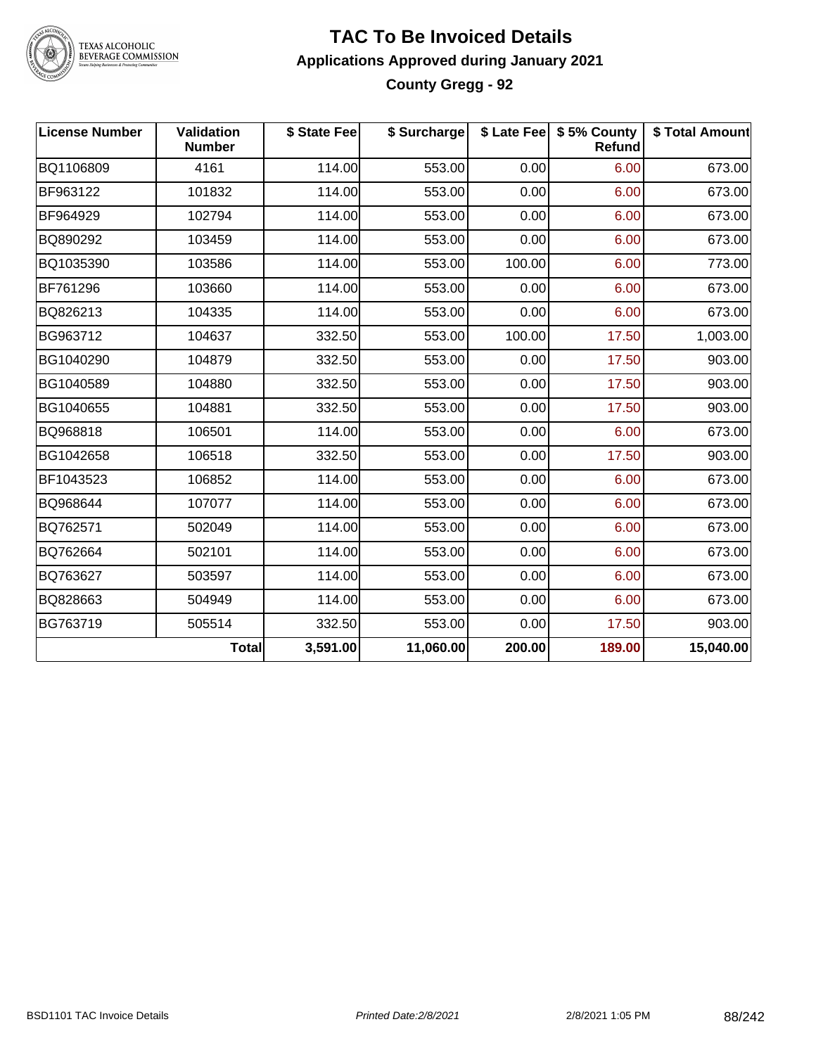# TAC To Be Invoiced Details

## Applications Approved during January 2021

### County Gregg - 92

| License Number | Validation Number | $ State Fee | $ Surcharge | $ Late Fee | $ 5% County Refund | $ Total Amount |
|---|---|---|---|---|---|---|
| BQ1106809 | 4161 | 114.00 | 553.00 | 0.00 | 6.00 | 673.00 |
| BF963122 | 101832 | 114.00 | 553.00 | 0.00 | 6.00 | 673.00 |
| BF964929 | 102794 | 114.00 | 553.00 | 0.00 | 6.00 | 673.00 |
| BQ890292 | 103459 | 114.00 | 553.00 | 0.00 | 6.00 | 673.00 |
| BQ1035390 | 103586 | 114.00 | 553.00 | 100.00 | 6.00 | 773.00 |
| BF761296 | 103660 | 114.00 | 553.00 | 0.00 | 6.00 | 673.00 |
| BQ826213 | 104335 | 114.00 | 553.00 | 0.00 | 6.00 | 673.00 |
| BG963712 | 104637 | 332.50 | 553.00 | 100.00 | 17.50 | 1,003.00 |
| BG1040290 | 104879 | 332.50 | 553.00 | 0.00 | 17.50 | 903.00 |
| BG1040589 | 104880 | 332.50 | 553.00 | 0.00 | 17.50 | 903.00 |
| BG1040655 | 104881 | 332.50 | 553.00 | 0.00 | 17.50 | 903.00 |
| BQ968818 | 106501 | 114.00 | 553.00 | 0.00 | 6.00 | 673.00 |
| BG1042658 | 106518 | 332.50 | 553.00 | 0.00 | 17.50 | 903.00 |
| BF1043523 | 106852 | 114.00 | 553.00 | 0.00 | 6.00 | 673.00 |
| BQ968644 | 107077 | 114.00 | 553.00 | 0.00 | 6.00 | 673.00 |
| BQ762571 | 502049 | 114.00 | 553.00 | 0.00 | 6.00 | 673.00 |
| BQ762664 | 502101 | 114.00 | 553.00 | 0.00 | 6.00 | 673.00 |
| BQ763627 | 503597 | 114.00 | 553.00 | 0.00 | 6.00 | 673.00 |
| BQ828663 | 504949 | 114.00 | 553.00 | 0.00 | 6.00 | 673.00 |
| BG763719 | 505514 | 332.50 | 553.00 | 0.00 | 17.50 | 903.00 |
| | **Total** | **3,591.00** | **11,060.00** | **200.00** | **189.00** | **15,040.00** |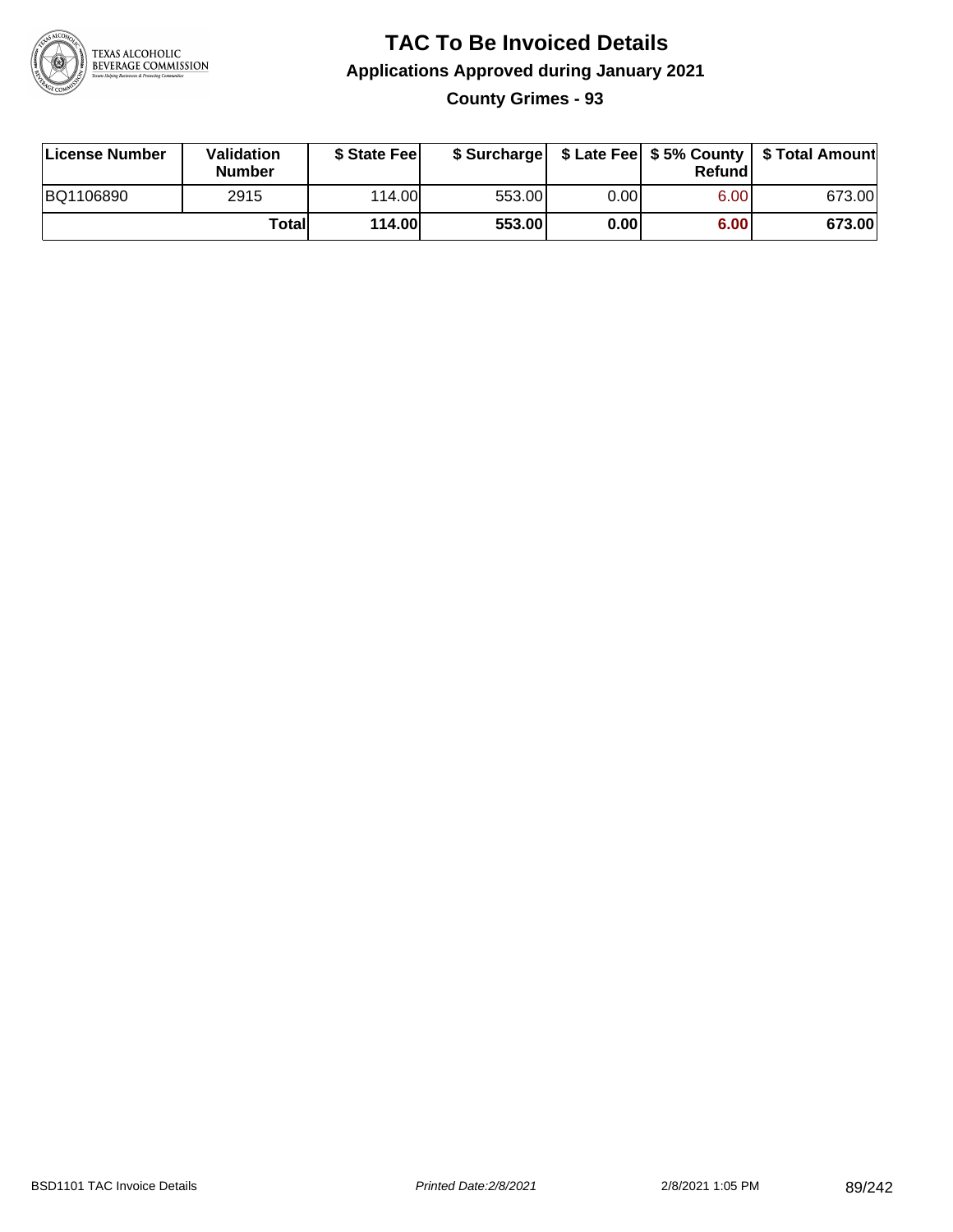# TAC To Be Invoiced Details

## Applications Approved during January 2021

### County Grimes - 93

| License Number | Validation Number | $ State Fee | $ Surcharge | $ Late Fee | $ 5% County Refund | $ Total Amount |
|---|---|---|---|---|---|---|
| BQ1106890 | 2915 | 114.00 | 553.00 | 0.00 | 6.00 | 673.00 |
| | **Total** | **114.00** | **553.00** | **0.00** | **6.00** | **673.00** |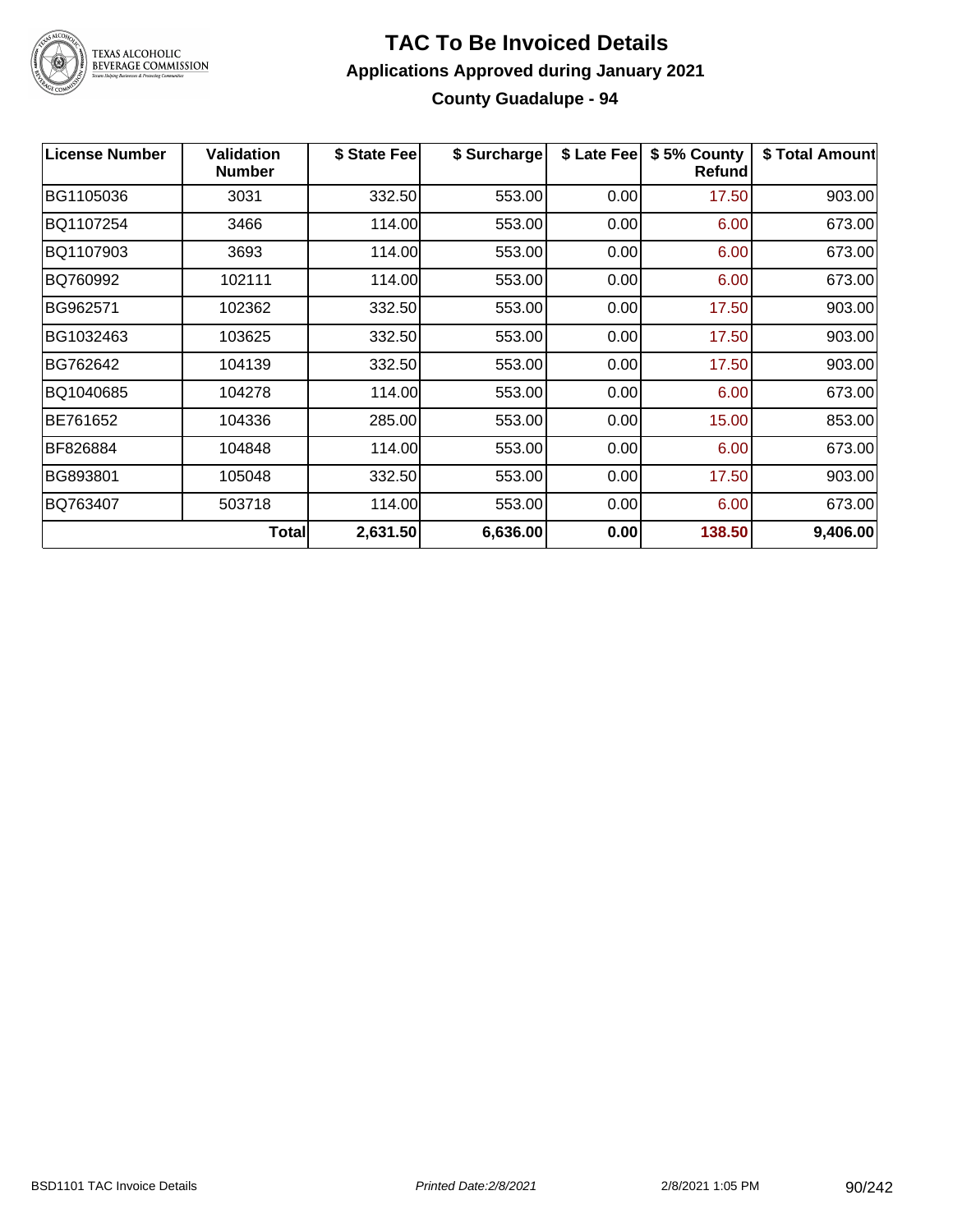# TAC To Be Invoiced Details

## Applications Approved during January 2021

### County Guadalupe - 94

| License Number | Validation Number | $ State Fee | $ Surcharge | $ Late Fee | $ 5% County Refund | $ Total Amount |
|---|---|---|---|---|---|---|
| BG1105036 | 3031 | 332.50 | 553.00 | 0.00 | 17.50 | 903.00 |
| BQ1107254 | 3466 | 114.00 | 553.00 | 0.00 | 6.00 | 673.00 |
| BQ1107903 | 3693 | 114.00 | 553.00 | 0.00 | 6.00 | 673.00 |
| BQ760992 | 102111 | 114.00 | 553.00 | 0.00 | 6.00 | 673.00 |
| BG962571 | 102362 | 332.50 | 553.00 | 0.00 | 17.50 | 903.00 |
| BG1032463 | 103625 | 332.50 | 553.00 | 0.00 | 17.50 | 903.00 |
| BG762642 | 104139 | 332.50 | 553.00 | 0.00 | 17.50 | 903.00 |
| BQ1040685 | 104278 | 114.00 | 553.00 | 0.00 | 6.00 | 673.00 |
| BE761652 | 104336 | 285.00 | 553.00 | 0.00 | 15.00 | 853.00 |
| BF826884 | 104848 | 114.00 | 553.00 | 0.00 | 6.00 | 673.00 |
| BG893801 | 105048 | 332.50 | 553.00 | 0.00 | 17.50 | 903.00 |
| BQ763407 | 503718 | 114.00 | 553.00 | 0.00 | 6.00 | 673.00 |
| | **Total** | **2,631.50** | **6,636.00** | **0.00** | **138.50** | **9,406.00** |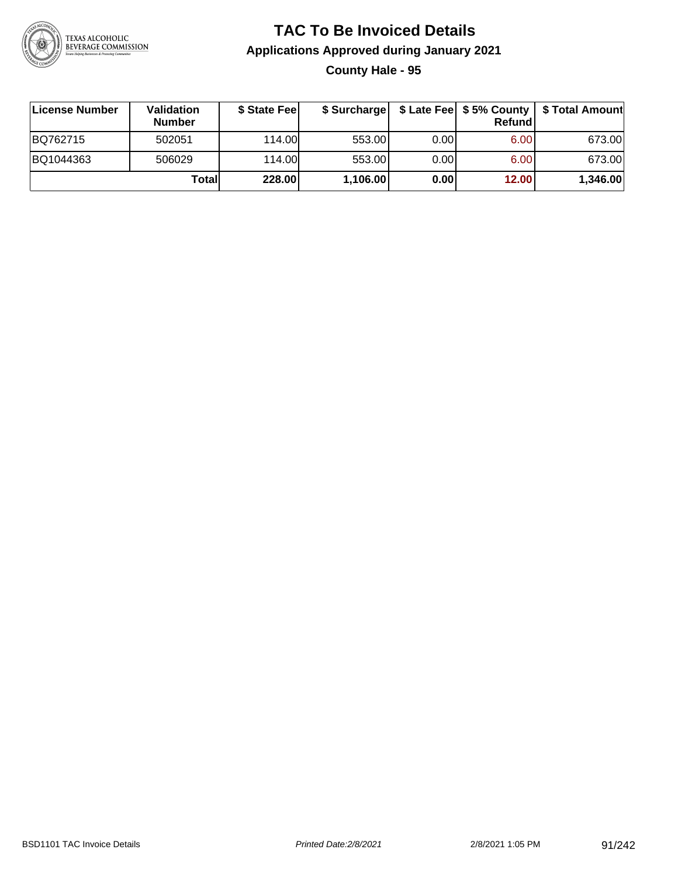# TAC To Be Invoiced Details

## Applications Approved during January 2021

### County Hale - 95

| License Number | Validation Number | $ State Fee | $ Surcharge | $ Late Fee | $ 5% County Refund | $ Total Amount |
|---|---|---|---|---|---|---|
| BQ762715 | 502051 | 114.00 | 553.00 | 0.00 | 6.00 | 673.00 |
| BQ1044363 | 506029 | 114.00 | 553.00 | 0.00 | 6.00 | 673.00 |
| | **Total** | **228.00** | **1,106.00** | **0.00** | **12.00** | **1,346.00** |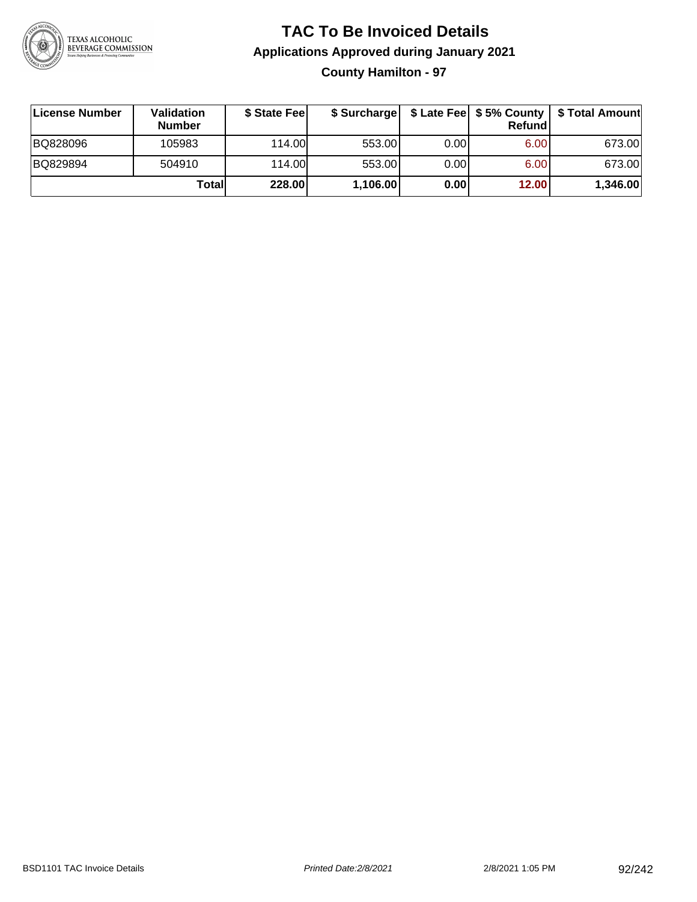# TAC To Be Invoiced Details

## Applications Approved during January 2021

### County Hamilton - 97

| License Number | Validation Number | $ State Fee | $ Surcharge | $ Late Fee | $ 5% County Refund | $ Total Amount |
|---|---|---|---|---|---|---|
| BQ828096 | 105983 | 114.00 | 553.00 | 0.00 | 6.00 | 673.00 |
| BQ829894 | 504910 | 114.00 | 553.00 | 0.00 | 6.00 | 673.00 |
| | **Total** | **228.00** | **1,106.00** | **0.00** | **12.00** | **1,346.00** |

BSD1101 TAC Invoice Details *Printed Date:2/8/2021* 2/8/2021 1:05 PM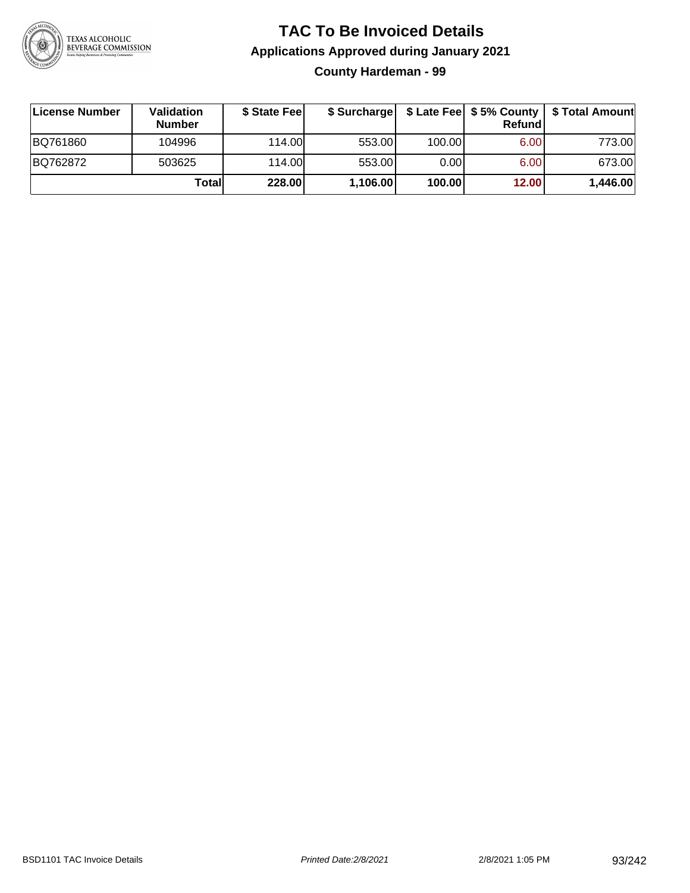# TAC To Be Invoiced Details

## Applications Approved during January 2021

### County Hardeman - 99

| License Number | Validation Number | $ State Fee | $ Surcharge | $ Late Fee | $ 5% County Refund | $ Total Amount |
|---|---|---|---|---|---|---|
| BQ761860 | 104996 | 114.00 | 553.00 | 100.00 | 6.00 | 773.00 |
| BQ762872 | 503625 | 114.00 | 553.00 | 0.00 | 6.00 | 673.00 |
| | **Total** | **228.00** | **1,106.00** | **100.00** | **12.00** | **1,446.00** |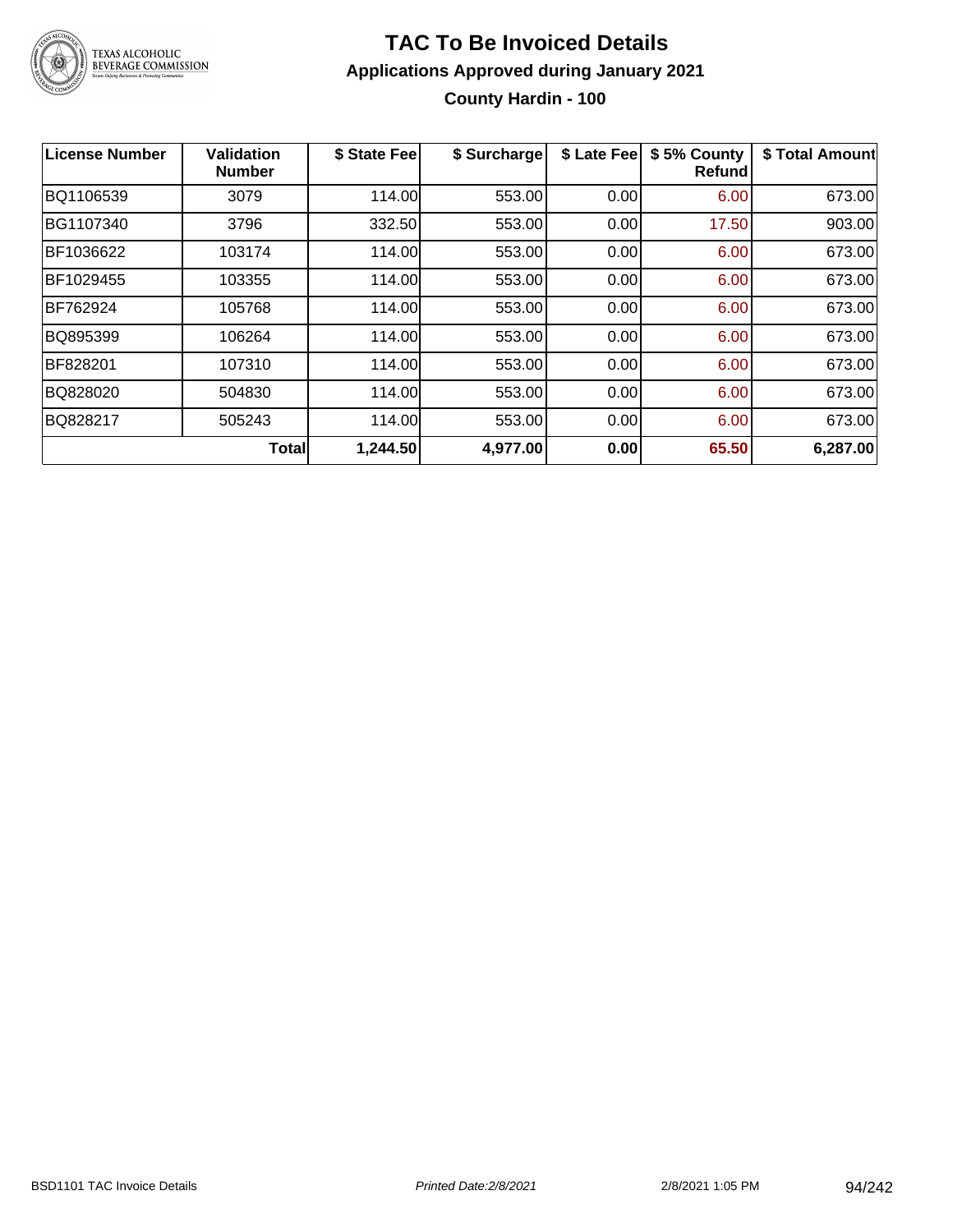# TAC To Be Invoiced Details

## Applications Approved during January 2021

### County Hardin - 100

| License Number | Validation Number | $ State Fee | $ Surcharge | $ Late Fee | $ 5% County Refund | $ Total Amount |
|---|---|---|---|---|---|---|
| BQ1106539 | 3079 | 114.00 | 553.00 | 0.00 | 6.00 | 673.00 |
| BG1107340 | 3796 | 332.50 | 553.00 | 0.00 | 17.50 | 903.00 |
| BF1036622 | 103174 | 114.00 | 553.00 | 0.00 | 6.00 | 673.00 |
| BF1029455 | 103355 | 114.00 | 553.00 | 0.00 | 6.00 | 673.00 |
| BF762924 | 105768 | 114.00 | 553.00 | 0.00 | 6.00 | 673.00 |
| BQ895399 | 106264 | 114.00 | 553.00 | 0.00 | 6.00 | 673.00 |
| BF828201 | 107310 | 114.00 | 553.00 | 0.00 | 6.00 | 673.00 |
| BQ828020 | 504830 | 114.00 | 553.00 | 0.00 | 6.00 | 673.00 |
| BQ828217 | 505243 | 114.00 | 553.00 | 0.00 | 6.00 | 673.00 |
| | **Total** | **1,244.50** | **4,977.00** | **0.00** | **65.50** | **6,287.00** |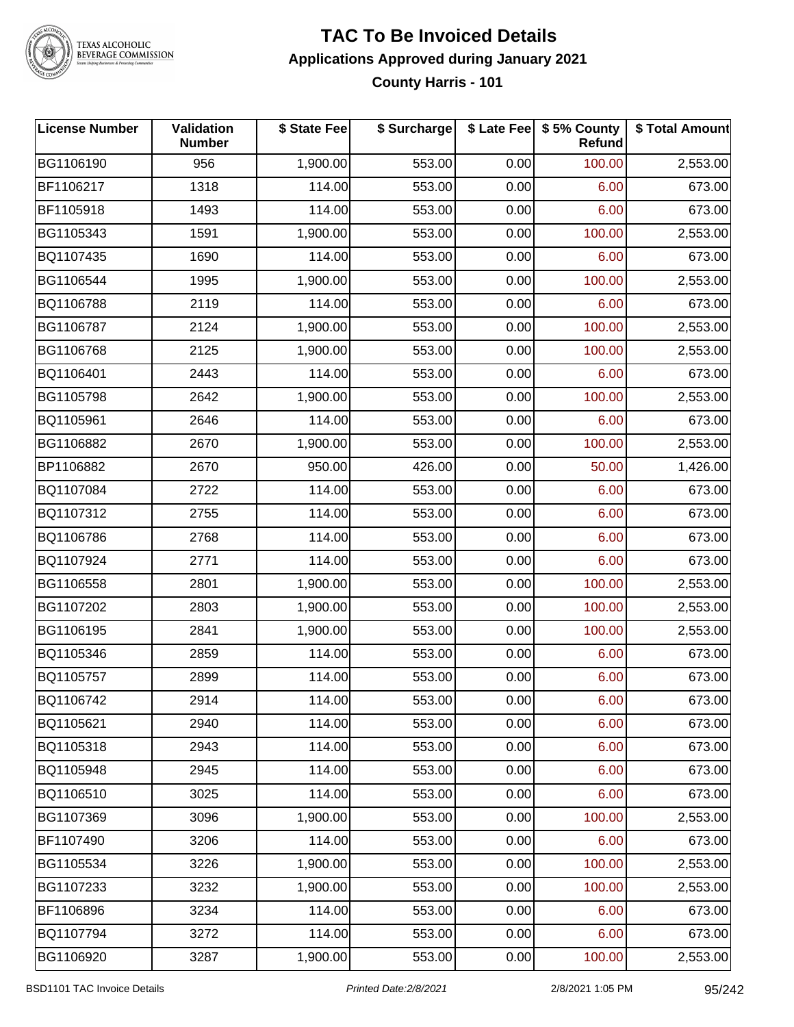# TAC To Be Invoiced Details

## Applications Approved during January 2021

### County Harris - 101

| License Number | Validation Number | $ State Fee | $ Surcharge | $ Late Fee | $ 5% County Refund | $ Total Amount |
|---|---|---|---|---|---|---|
| BG1106190 | 956 | 1,900.00 | 553.00 | 0.00 | 100.00 | 2,553.00 |
| BF1106217 | 1318 | 114.00 | 553.00 | 0.00 | 6.00 | 673.00 |
| BF1105918 | 1493 | 114.00 | 553.00 | 0.00 | 6.00 | 673.00 |
| BG1105343 | 1591 | 1,900.00 | 553.00 | 0.00 | 100.00 | 2,553.00 |
| BQ1107435 | 1690 | 114.00 | 553.00 | 0.00 | 6.00 | 673.00 |
| BG1106544 | 1995 | 1,900.00 | 553.00 | 0.00 | 100.00 | 2,553.00 |
| BQ1106788 | 2119 | 114.00 | 553.00 | 0.00 | 6.00 | 673.00 |
| BG1106787 | 2124 | 1,900.00 | 553.00 | 0.00 | 100.00 | 2,553.00 |
| BG1106768 | 2125 | 1,900.00 | 553.00 | 0.00 | 100.00 | 2,553.00 |
| BQ1106401 | 2443 | 114.00 | 553.00 | 0.00 | 6.00 | 673.00 |
| BG1105798 | 2642 | 1,900.00 | 553.00 | 0.00 | 100.00 | 2,553.00 |
| BQ1105961 | 2646 | 114.00 | 553.00 | 0.00 | 6.00 | 673.00 |
| BG1106882 | 2670 | 1,900.00 | 553.00 | 0.00 | 100.00 | 2,553.00 |
| BP1106882 | 2670 | 950.00 | 426.00 | 0.00 | 50.00 | 1,426.00 |
| BQ1107084 | 2722 | 114.00 | 553.00 | 0.00 | 6.00 | 673.00 |
| BQ1107312 | 2755 | 114.00 | 553.00 | 0.00 | 6.00 | 673.00 |
| BQ1106786 | 2768 | 114.00 | 553.00 | 0.00 | 6.00 | 673.00 |
| BQ1107924 | 2771 | 114.00 | 553.00 | 0.00 | 6.00 | 673.00 |
| BG1106558 | 2801 | 1,900.00 | 553.00 | 0.00 | 100.00 | 2,553.00 |
| BG1107202 | 2803 | 1,900.00 | 553.00 | 0.00 | 100.00 | 2,553.00 |
| BG1106195 | 2841 | 1,900.00 | 553.00 | 0.00 | 100.00 | 2,553.00 |
| BQ1105346 | 2859 | 114.00 | 553.00 | 0.00 | 6.00 | 673.00 |
| BQ1105757 | 2899 | 114.00 | 553.00 | 0.00 | 6.00 | 673.00 |
| BQ1106742 | 2914 | 114.00 | 553.00 | 0.00 | 6.00 | 673.00 |
| BQ1105621 | 2940 | 114.00 | 553.00 | 0.00 | 6.00 | 673.00 |
| BQ1105318 | 2943 | 114.00 | 553.00 | 0.00 | 6.00 | 673.00 |
| BQ1105948 | 2945 | 114.00 | 553.00 | 0.00 | 6.00 | 673.00 |
| BQ1106510 | 3025 | 114.00 | 553.00 | 0.00 | 6.00 | 673.00 |
| BG1107369 | 3096 | 1,900.00 | 553.00 | 0.00 | 100.00 | 2,553.00 |
| BF1107490 | 3206 | 114.00 | 553.00 | 0.00 | 6.00 | 673.00 |
| BG1105534 | 3226 | 1,900.00 | 553.00 | 0.00 | 100.00 | 2,553.00 |
| BG1107233 | 3232 | 1,900.00 | 553.00 | 0.00 | 100.00 | 2,553.00 |
| BF1106896 | 3234 | 114.00 | 553.00 | 0.00 | 6.00 | 673.00 |
| BQ1107794 | 3272 | 114.00 | 553.00 | 0.00 | 6.00 | 673.00 |
| BG1106920 | 3287 | 1,900.00 | 553.00 | 0.00 | 100.00 | 2,553.00 |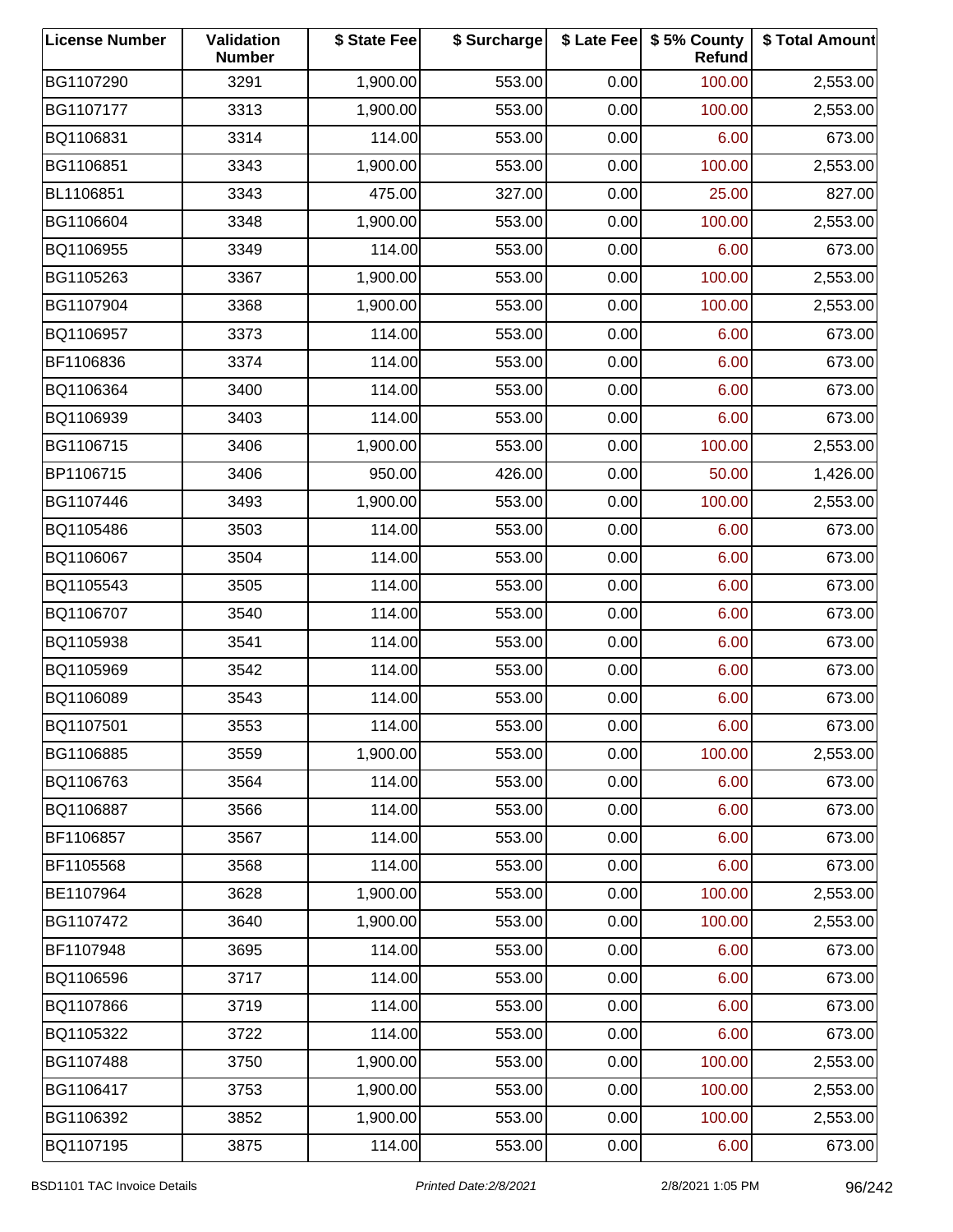| License Number | Validation Number | $ State Fee | $ Surcharge | $ Late Fee | $ 5% County Refund | $ Total Amount |
|---|---|---|---|---|---|---|
| BG1107290 | 3291 | 1,900.00 | 553.00 | 0.00 | 100.00 | 2,553.00 |
| BG1107177 | 3313 | 1,900.00 | 553.00 | 0.00 | 100.00 | 2,553.00 |
| BQ1106831 | 3314 | 114.00 | 553.00 | 0.00 | 6.00 | 673.00 |
| BG1106851 | 3343 | 1,900.00 | 553.00 | 0.00 | 100.00 | 2,553.00 |
| BL1106851 | 3343 | 475.00 | 327.00 | 0.00 | 25.00 | 827.00 |
| BG1106604 | 3348 | 1,900.00 | 553.00 | 0.00 | 100.00 | 2,553.00 |
| BQ1106955 | 3349 | 114.00 | 553.00 | 0.00 | 6.00 | 673.00 |
| BG1105263 | 3367 | 1,900.00 | 553.00 | 0.00 | 100.00 | 2,553.00 |
| BG1107904 | 3368 | 1,900.00 | 553.00 | 0.00 | 100.00 | 2,553.00 |
| BQ1106957 | 3373 | 114.00 | 553.00 | 0.00 | 6.00 | 673.00 |
| BF1106836 | 3374 | 114.00 | 553.00 | 0.00 | 6.00 | 673.00 |
| BQ1106364 | 3400 | 114.00 | 553.00 | 0.00 | 6.00 | 673.00 |
| BQ1106939 | 3403 | 114.00 | 553.00 | 0.00 | 6.00 | 673.00 |
| BG1106715 | 3406 | 1,900.00 | 553.00 | 0.00 | 100.00 | 2,553.00 |
| BP1106715 | 3406 | 950.00 | 426.00 | 0.00 | 50.00 | 1,426.00 |
| BG1107446 | 3493 | 1,900.00 | 553.00 | 0.00 | 100.00 | 2,553.00 |
| BQ1105486 | 3503 | 114.00 | 553.00 | 0.00 | 6.00 | 673.00 |
| BQ1106067 | 3504 | 114.00 | 553.00 | 0.00 | 6.00 | 673.00 |
| BQ1105543 | 3505 | 114.00 | 553.00 | 0.00 | 6.00 | 673.00 |
| BQ1106707 | 3540 | 114.00 | 553.00 | 0.00 | 6.00 | 673.00 |
| BQ1105938 | 3541 | 114.00 | 553.00 | 0.00 | 6.00 | 673.00 |
| BQ1105969 | 3542 | 114.00 | 553.00 | 0.00 | 6.00 | 673.00 |
| BQ1106089 | 3543 | 114.00 | 553.00 | 0.00 | 6.00 | 673.00 |
| BQ1107501 | 3553 | 114.00 | 553.00 | 0.00 | 6.00 | 673.00 |
| BG1106885 | 3559 | 1,900.00 | 553.00 | 0.00 | 100.00 | 2,553.00 |
| BQ1106763 | 3564 | 114.00 | 553.00 | 0.00 | 6.00 | 673.00 |
| BQ1106887 | 3566 | 114.00 | 553.00 | 0.00 | 6.00 | 673.00 |
| BF1106857 | 3567 | 114.00 | 553.00 | 0.00 | 6.00 | 673.00 |
| BF1105568 | 3568 | 114.00 | 553.00 | 0.00 | 6.00 | 673.00 |
| BE1107964 | 3628 | 1,900.00 | 553.00 | 0.00 | 100.00 | 2,553.00 |
| BG1107472 | 3640 | 1,900.00 | 553.00 | 0.00 | 100.00 | 2,553.00 |
| BF1107948 | 3695 | 114.00 | 553.00 | 0.00 | 6.00 | 673.00 |
| BQ1106596 | 3717 | 114.00 | 553.00 | 0.00 | 6.00 | 673.00 |
| BQ1107866 | 3719 | 114.00 | 553.00 | 0.00 | 6.00 | 673.00 |
| BQ1105322 | 3722 | 114.00 | 553.00 | 0.00 | 6.00 | 673.00 |
| BG1107488 | 3750 | 1,900.00 | 553.00 | 0.00 | 100.00 | 2,553.00 |
| BG1106417 | 3753 | 1,900.00 | 553.00 | 0.00 | 100.00 | 2,553.00 |
| BG1106392 | 3852 | 1,900.00 | 553.00 | 0.00 | 100.00 | 2,553.00 |
| BQ1107195 | 3875 | 114.00 | 553.00 | 0.00 | 6.00 | 673.00 |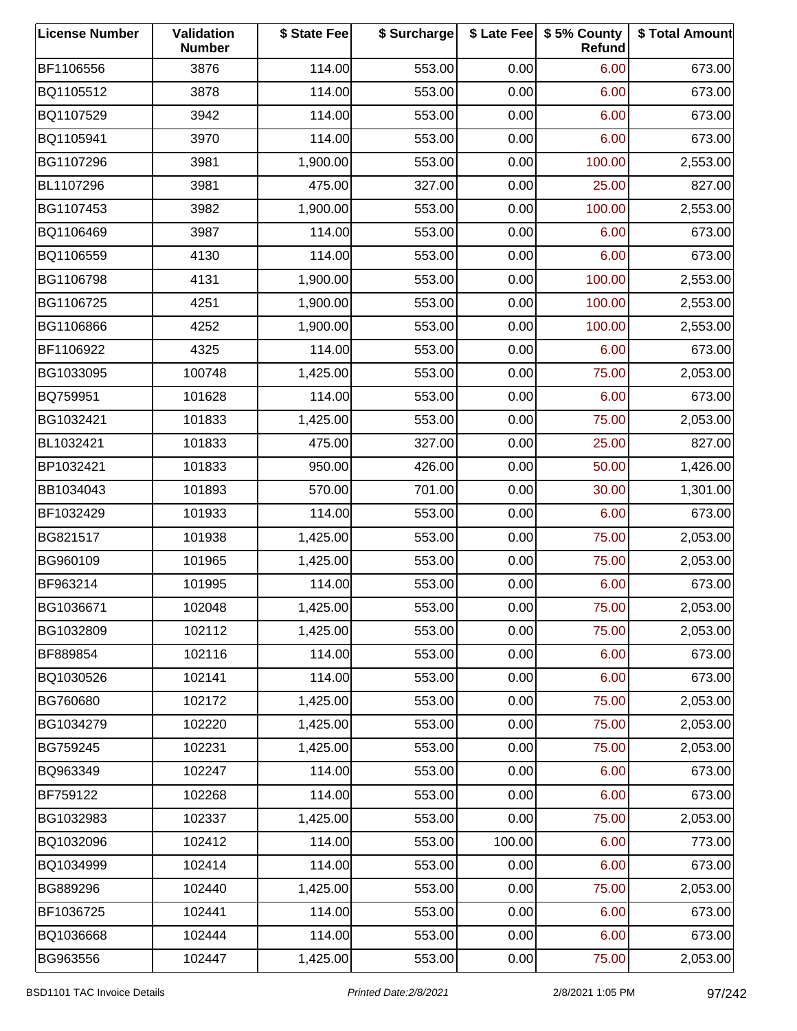| License Number | Validation Number | $ State Fee | $ Surcharge | $ Late Fee | $ 5% County Refund | $ Total Amount |
|---|---|---|---|---|---|---|
| BF1106556 | 3876 | 114.00 | 553.00 | 0.00 | 6.00 | 673.00 |
| BQ1105512 | 3878 | 114.00 | 553.00 | 0.00 | 6.00 | 673.00 |
| BQ1107529 | 3942 | 114.00 | 553.00 | 0.00 | 6.00 | 673.00 |
| BQ1105941 | 3970 | 114.00 | 553.00 | 0.00 | 6.00 | 673.00 |
| BG1107296 | 3981 | 1,900.00 | 553.00 | 0.00 | 100.00 | 2,553.00 |
| BL1107296 | 3981 | 475.00 | 327.00 | 0.00 | 25.00 | 827.00 |
| BG1107453 | 3982 | 1,900.00 | 553.00 | 0.00 | 100.00 | 2,553.00 |
| BQ1106469 | 3987 | 114.00 | 553.00 | 0.00 | 6.00 | 673.00 |
| BQ1106559 | 4130 | 114.00 | 553.00 | 0.00 | 6.00 | 673.00 |
| BG1106798 | 4131 | 1,900.00 | 553.00 | 0.00 | 100.00 | 2,553.00 |
| BG1106725 | 4251 | 1,900.00 | 553.00 | 0.00 | 100.00 | 2,553.00 |
| BG1106866 | 4252 | 1,900.00 | 553.00 | 0.00 | 100.00 | 2,553.00 |
| BF1106922 | 4325 | 114.00 | 553.00 | 0.00 | 6.00 | 673.00 |
| BG1033095 | 100748 | 1,425.00 | 553.00 | 0.00 | 75.00 | 2,053.00 |
| BQ759951 | 101628 | 114.00 | 553.00 | 0.00 | 6.00 | 673.00 |
| BG1032421 | 101833 | 1,425.00 | 553.00 | 0.00 | 75.00 | 2,053.00 |
| BL1032421 | 101833 | 475.00 | 327.00 | 0.00 | 25.00 | 827.00 |
| BP1032421 | 101833 | 950.00 | 426.00 | 0.00 | 50.00 | 1,426.00 |
| BB1034043 | 101893 | 570.00 | 701.00 | 0.00 | 30.00 | 1,301.00 |
| BF1032429 | 101933 | 114.00 | 553.00 | 0.00 | 6.00 | 673.00 |
| BG821517 | 101938 | 1,425.00 | 553.00 | 0.00 | 75.00 | 2,053.00 |
| BG960109 | 101965 | 1,425.00 | 553.00 | 0.00 | 75.00 | 2,053.00 |
| BF963214 | 101995 | 114.00 | 553.00 | 0.00 | 6.00 | 673.00 |
| BG1036671 | 102048 | 1,425.00 | 553.00 | 0.00 | 75.00 | 2,053.00 |
| BG1032809 | 102112 | 1,425.00 | 553.00 | 0.00 | 75.00 | 2,053.00 |
| BF889854 | 102116 | 114.00 | 553.00 | 0.00 | 6.00 | 673.00 |
| BQ1030526 | 102141 | 114.00 | 553.00 | 0.00 | 6.00 | 673.00 |
| BG760680 | 102172 | 1,425.00 | 553.00 | 0.00 | 75.00 | 2,053.00 |
| BG1034279 | 102220 | 1,425.00 | 553.00 | 0.00 | 75.00 | 2,053.00 |
| BG759245 | 102231 | 1,425.00 | 553.00 | 0.00 | 75.00 | 2,053.00 |
| BQ963349 | 102247 | 114.00 | 553.00 | 0.00 | 6.00 | 673.00 |
| BF759122 | 102268 | 114.00 | 553.00 | 0.00 | 6.00 | 673.00 |
| BG1032983 | 102337 | 1,425.00 | 553.00 | 0.00 | 75.00 | 2,053.00 |
| BQ1032096 | 102412 | 114.00 | 553.00 | 100.00 | 6.00 | 773.00 |
| BQ1034999 | 102414 | 114.00 | 553.00 | 0.00 | 6.00 | 673.00 |
| BG889296 | 102440 | 1,425.00 | 553.00 | 0.00 | 75.00 | 2,053.00 |
| BF1036725 | 102441 | 114.00 | 553.00 | 0.00 | 6.00 | 673.00 |
| BQ1036668 | 102444 | 114.00 | 553.00 | 0.00 | 6.00 | 673.00 |
| BG963556 | 102447 | 1,425.00 | 553.00 | 0.00 | 75.00 | 2,053.00 |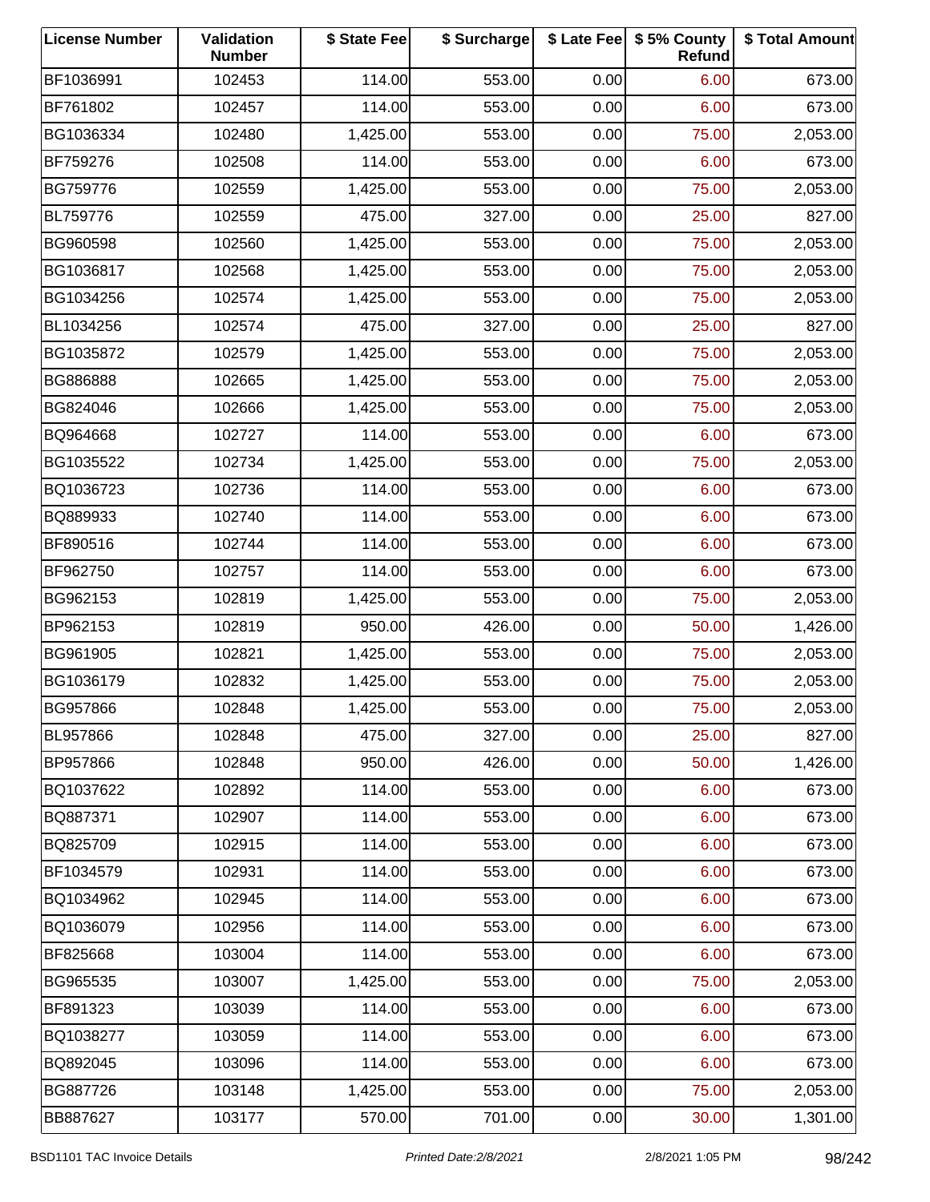| License Number | Validation Number | $ State Fee | $ Surcharge | $ Late Fee | $ 5% County Refund | $ Total Amount |
| --- | --- | --- | --- | --- | --- | --- |
| BF1036991 | 102453 | 114.00 | 553.00 | 0.00 | 6.00 | 673.00 |
| BF761802 | 102457 | 114.00 | 553.00 | 0.00 | 6.00 | 673.00 |
| BG1036334 | 102480 | 1,425.00 | 553.00 | 0.00 | 75.00 | 2,053.00 |
| BF759276 | 102508 | 114.00 | 553.00 | 0.00 | 6.00 | 673.00 |
| BG759776 | 102559 | 1,425.00 | 553.00 | 0.00 | 75.00 | 2,053.00 |
| BL759776 | 102559 | 475.00 | 327.00 | 0.00 | 25.00 | 827.00 |
| BG960598 | 102560 | 1,425.00 | 553.00 | 0.00 | 75.00 | 2,053.00 |
| BG1036817 | 102568 | 1,425.00 | 553.00 | 0.00 | 75.00 | 2,053.00 |
| BG1034256 | 102574 | 1,425.00 | 553.00 | 0.00 | 75.00 | 2,053.00 |
| BL1034256 | 102574 | 475.00 | 327.00 | 0.00 | 25.00 | 827.00 |
| BG1035872 | 102579 | 1,425.00 | 553.00 | 0.00 | 75.00 | 2,053.00 |
| BG886888 | 102665 | 1,425.00 | 553.00 | 0.00 | 75.00 | 2,053.00 |
| BG824046 | 102666 | 1,425.00 | 553.00 | 0.00 | 75.00 | 2,053.00 |
| BQ964668 | 102727 | 114.00 | 553.00 | 0.00 | 6.00 | 673.00 |
| BG1035522 | 102734 | 1,425.00 | 553.00 | 0.00 | 75.00 | 2,053.00 |
| BQ1036723 | 102736 | 114.00 | 553.00 | 0.00 | 6.00 | 673.00 |
| BQ889933 | 102740 | 114.00 | 553.00 | 0.00 | 6.00 | 673.00 |
| BF890516 | 102744 | 114.00 | 553.00 | 0.00 | 6.00 | 673.00 |
| BF962750 | 102757 | 114.00 | 553.00 | 0.00 | 6.00 | 673.00 |
| BG962153 | 102819 | 1,425.00 | 553.00 | 0.00 | 75.00 | 2,053.00 |
| BP962153 | 102819 | 950.00 | 426.00 | 0.00 | 50.00 | 1,426.00 |
| BG961905 | 102821 | 1,425.00 | 553.00 | 0.00 | 75.00 | 2,053.00 |
| BG1036179 | 102832 | 1,425.00 | 553.00 | 0.00 | 75.00 | 2,053.00 |
| BG957866 | 102848 | 1,425.00 | 553.00 | 0.00 | 75.00 | 2,053.00 |
| BL957866 | 102848 | 475.00 | 327.00 | 0.00 | 25.00 | 827.00 |
| BP957866 | 102848 | 950.00 | 426.00 | 0.00 | 50.00 | 1,426.00 |
| BQ1037622 | 102892 | 114.00 | 553.00 | 0.00 | 6.00 | 673.00 |
| BQ887371 | 102907 | 114.00 | 553.00 | 0.00 | 6.00 | 673.00 |
| BQ825709 | 102915 | 114.00 | 553.00 | 0.00 | 6.00 | 673.00 |
| BF1034579 | 102931 | 114.00 | 553.00 | 0.00 | 6.00 | 673.00 |
| BQ1034962 | 102945 | 114.00 | 553.00 | 0.00 | 6.00 | 673.00 |
| BQ1036079 | 102956 | 114.00 | 553.00 | 0.00 | 6.00 | 673.00 |
| BF825668 | 103004 | 114.00 | 553.00 | 0.00 | 6.00 | 673.00 |
| BG965535 | 103007 | 1,425.00 | 553.00 | 0.00 | 75.00 | 2,053.00 |
| BF891323 | 103039 | 114.00 | 553.00 | 0.00 | 6.00 | 673.00 |
| BQ1038277 | 103059 | 114.00 | 553.00 | 0.00 | 6.00 | 673.00 |
| BQ892045 | 103096 | 114.00 | 553.00 | 0.00 | 6.00 | 673.00 |
| BG887726 | 103148 | 1,425.00 | 553.00 | 0.00 | 75.00 | 2,053.00 |
| BB887627 | 103177 | 570.00 | 701.00 | 0.00 | 30.00 | 1,301.00 |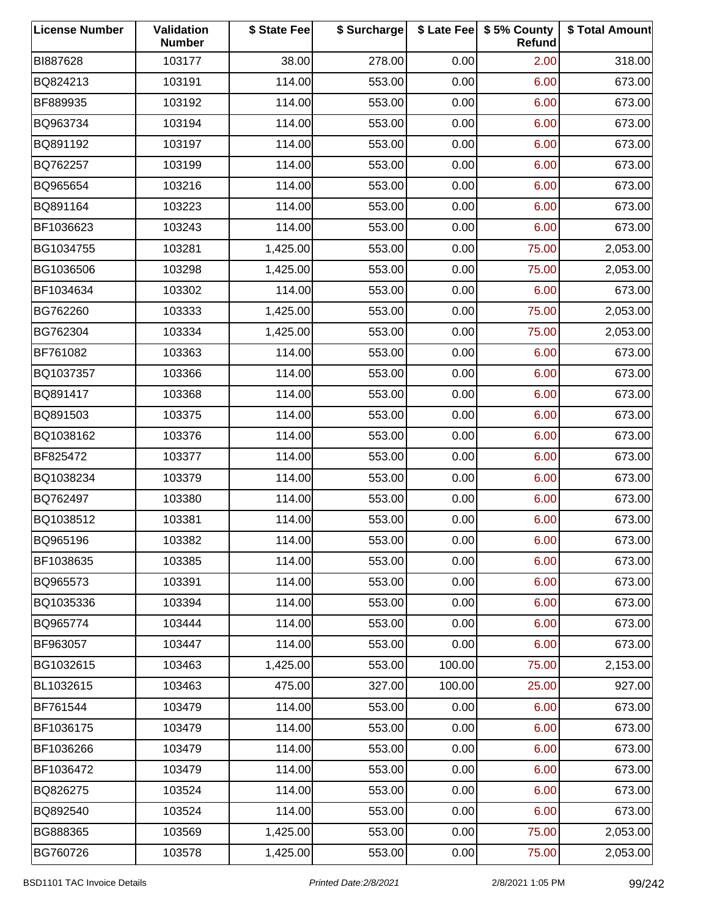| License Number | Validation Number | $ State Fee | $ Surcharge | $ Late Fee | $ 5% County Refund | $ Total Amount |
|---|---|---|---|---|---|---|
| BI887628 | 103177 | 38.00 | 278.00 | 0.00 | 2.00 | 318.00 |
| BQ824213 | 103191 | 114.00 | 553.00 | 0.00 | 6.00 | 673.00 |
| BF889935 | 103192 | 114.00 | 553.00 | 0.00 | 6.00 | 673.00 |
| BQ963734 | 103194 | 114.00 | 553.00 | 0.00 | 6.00 | 673.00 |
| BQ891192 | 103197 | 114.00 | 553.00 | 0.00 | 6.00 | 673.00 |
| BQ762257 | 103199 | 114.00 | 553.00 | 0.00 | 6.00 | 673.00 |
| BQ965654 | 103216 | 114.00 | 553.00 | 0.00 | 6.00 | 673.00 |
| BQ891164 | 103223 | 114.00 | 553.00 | 0.00 | 6.00 | 673.00 |
| BF1036623 | 103243 | 114.00 | 553.00 | 0.00 | 6.00 | 673.00 |
| BG1034755 | 103281 | 1,425.00 | 553.00 | 0.00 | 75.00 | 2,053.00 |
| BG1036506 | 103298 | 1,425.00 | 553.00 | 0.00 | 75.00 | 2,053.00 |
| BF1034634 | 103302 | 114.00 | 553.00 | 0.00 | 6.00 | 673.00 |
| BG762260 | 103333 | 1,425.00 | 553.00 | 0.00 | 75.00 | 2,053.00 |
| BG762304 | 103334 | 1,425.00 | 553.00 | 0.00 | 75.00 | 2,053.00 |
| BF761082 | 103363 | 114.00 | 553.00 | 0.00 | 6.00 | 673.00 |
| BQ1037357 | 103366 | 114.00 | 553.00 | 0.00 | 6.00 | 673.00 |
| BQ891417 | 103368 | 114.00 | 553.00 | 0.00 | 6.00 | 673.00 |
| BQ891503 | 103375 | 114.00 | 553.00 | 0.00 | 6.00 | 673.00 |
| BQ1038162 | 103376 | 114.00 | 553.00 | 0.00 | 6.00 | 673.00 |
| BF825472 | 103377 | 114.00 | 553.00 | 0.00 | 6.00 | 673.00 |
| BQ1038234 | 103379 | 114.00 | 553.00 | 0.00 | 6.00 | 673.00 |
| BQ762497 | 103380 | 114.00 | 553.00 | 0.00 | 6.00 | 673.00 |
| BQ1038512 | 103381 | 114.00 | 553.00 | 0.00 | 6.00 | 673.00 |
| BQ965196 | 103382 | 114.00 | 553.00 | 0.00 | 6.00 | 673.00 |
| BF1038635 | 103385 | 114.00 | 553.00 | 0.00 | 6.00 | 673.00 |
| BQ965573 | 103391 | 114.00 | 553.00 | 0.00 | 6.00 | 673.00 |
| BQ1035336 | 103394 | 114.00 | 553.00 | 0.00 | 6.00 | 673.00 |
| BQ965774 | 103444 | 114.00 | 553.00 | 0.00 | 6.00 | 673.00 |
| BF963057 | 103447 | 114.00 | 553.00 | 0.00 | 6.00 | 673.00 |
| BG1032615 | 103463 | 1,425.00 | 553.00 | 100.00 | 75.00 | 2,153.00 |
| BL1032615 | 103463 | 475.00 | 327.00 | 100.00 | 25.00 | 927.00 |
| BF761544 | 103479 | 114.00 | 553.00 | 0.00 | 6.00 | 673.00 |
| BF1036175 | 103479 | 114.00 | 553.00 | 0.00 | 6.00 | 673.00 |
| BF1036266 | 103479 | 114.00 | 553.00 | 0.00 | 6.00 | 673.00 |
| BF1036472 | 103479 | 114.00 | 553.00 | 0.00 | 6.00 | 673.00 |
| BQ826275 | 103524 | 114.00 | 553.00 | 0.00 | 6.00 | 673.00 |
| BQ892540 | 103524 | 114.00 | 553.00 | 0.00 | 6.00 | 673.00 |
| BG888365 | 103569 | 1,425.00 | 553.00 | 0.00 | 75.00 | 2,053.00 |
| BG760726 | 103578 | 1,425.00 | 553.00 | 0.00 | 75.00 | 2,053.00 |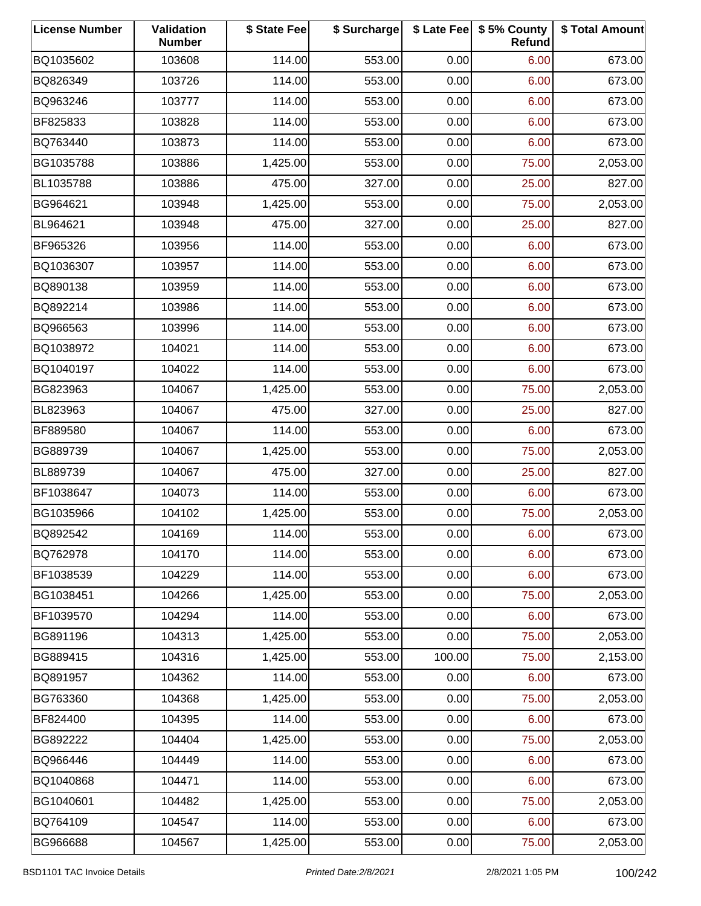| License Number | Validation Number | $ State Fee | $ Surcharge | $ Late Fee | $ 5% County Refund | $ Total Amount |
|---|---|---|---|---|---|---|
| BQ1035602 | 103608 | 114.00 | 553.00 | 0.00 | 6.00 | 673.00 |
| BQ826349 | 103726 | 114.00 | 553.00 | 0.00 | 6.00 | 673.00 |
| BQ963246 | 103777 | 114.00 | 553.00 | 0.00 | 6.00 | 673.00 |
| BF825833 | 103828 | 114.00 | 553.00 | 0.00 | 6.00 | 673.00 |
| BQ763440 | 103873 | 114.00 | 553.00 | 0.00 | 6.00 | 673.00 |
| BG1035788 | 103886 | 1,425.00 | 553.00 | 0.00 | 75.00 | 2,053.00 |
| BL1035788 | 103886 | 475.00 | 327.00 | 0.00 | 25.00 | 827.00 |
| BG964621 | 103948 | 1,425.00 | 553.00 | 0.00 | 75.00 | 2,053.00 |
| BL964621 | 103948 | 475.00 | 327.00 | 0.00 | 25.00 | 827.00 |
| BF965326 | 103956 | 114.00 | 553.00 | 0.00 | 6.00 | 673.00 |
| BQ1036307 | 103957 | 114.00 | 553.00 | 0.00 | 6.00 | 673.00 |
| BQ890138 | 103959 | 114.00 | 553.00 | 0.00 | 6.00 | 673.00 |
| BQ892214 | 103986 | 114.00 | 553.00 | 0.00 | 6.00 | 673.00 |
| BQ966563 | 103996 | 114.00 | 553.00 | 0.00 | 6.00 | 673.00 |
| BQ1038972 | 104021 | 114.00 | 553.00 | 0.00 | 6.00 | 673.00 |
| BQ1040197 | 104022 | 114.00 | 553.00 | 0.00 | 6.00 | 673.00 |
| BG823963 | 104067 | 1,425.00 | 553.00 | 0.00 | 75.00 | 2,053.00 |
| BL823963 | 104067 | 475.00 | 327.00 | 0.00 | 25.00 | 827.00 |
| BF889580 | 104067 | 114.00 | 553.00 | 0.00 | 6.00 | 673.00 |
| BG889739 | 104067 | 1,425.00 | 553.00 | 0.00 | 75.00 | 2,053.00 |
| BL889739 | 104067 | 475.00 | 327.00 | 0.00 | 25.00 | 827.00 |
| BF1038647 | 104073 | 114.00 | 553.00 | 0.00 | 6.00 | 673.00 |
| BG1035966 | 104102 | 1,425.00 | 553.00 | 0.00 | 75.00 | 2,053.00 |
| BQ892542 | 104169 | 114.00 | 553.00 | 0.00 | 6.00 | 673.00 |
| BQ762978 | 104170 | 114.00 | 553.00 | 0.00 | 6.00 | 673.00 |
| BF1038539 | 104229 | 114.00 | 553.00 | 0.00 | 6.00 | 673.00 |
| BG1038451 | 104266 | 1,425.00 | 553.00 | 0.00 | 75.00 | 2,053.00 |
| BF1039570 | 104294 | 114.00 | 553.00 | 0.00 | 6.00 | 673.00 |
| BG891196 | 104313 | 1,425.00 | 553.00 | 0.00 | 75.00 | 2,053.00 |
| BG889415 | 104316 | 1,425.00 | 553.00 | 100.00 | 75.00 | 2,153.00 |
| BQ891957 | 104362 | 114.00 | 553.00 | 0.00 | 6.00 | 673.00 |
| BG763360 | 104368 | 1,425.00 | 553.00 | 0.00 | 75.00 | 2,053.00 |
| BF824400 | 104395 | 114.00 | 553.00 | 0.00 | 6.00 | 673.00 |
| BG892222 | 104404 | 1,425.00 | 553.00 | 0.00 | 75.00 | 2,053.00 |
| BQ966446 | 104449 | 114.00 | 553.00 | 0.00 | 6.00 | 673.00 |
| BQ1040868 | 104471 | 114.00 | 553.00 | 0.00 | 6.00 | 673.00 |
| BG1040601 | 104482 | 1,425.00 | 553.00 | 0.00 | 75.00 | 2,053.00 |
| BQ764109 | 104547 | 114.00 | 553.00 | 0.00 | 6.00 | 673.00 |
| BG966688 | 104567 | 1,425.00 | 553.00 | 0.00 | 75.00 | 2,053.00 |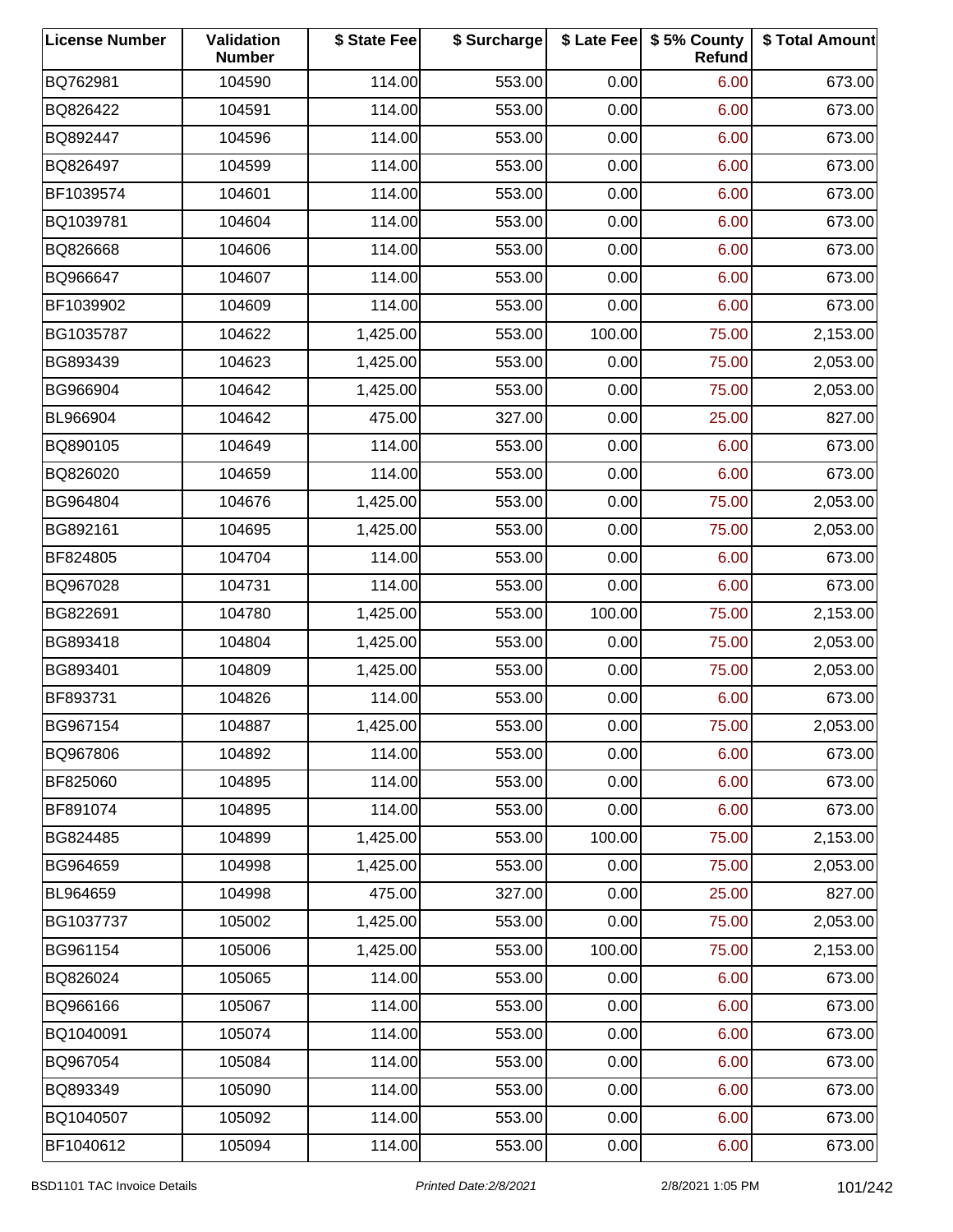| License Number | Validation Number | $ State Fee | $ Surcharge | $ Late Fee | $ 5% County Refund | $ Total Amount |
|---|---|---|---|---|---|---|
| BQ762981 | 104590 | 114.00 | 553.00 | 0.00 | 6.00 | 673.00 |
| BQ826422 | 104591 | 114.00 | 553.00 | 0.00 | 6.00 | 673.00 |
| BQ892447 | 104596 | 114.00 | 553.00 | 0.00 | 6.00 | 673.00 |
| BQ826497 | 104599 | 114.00 | 553.00 | 0.00 | 6.00 | 673.00 |
| BF1039574 | 104601 | 114.00 | 553.00 | 0.00 | 6.00 | 673.00 |
| BQ1039781 | 104604 | 114.00 | 553.00 | 0.00 | 6.00 | 673.00 |
| BQ826668 | 104606 | 114.00 | 553.00 | 0.00 | 6.00 | 673.00 |
| BQ966647 | 104607 | 114.00 | 553.00 | 0.00 | 6.00 | 673.00 |
| BF1039902 | 104609 | 114.00 | 553.00 | 0.00 | 6.00 | 673.00 |
| BG1035787 | 104622 | 1,425.00 | 553.00 | 100.00 | 75.00 | 2,153.00 |
| BG893439 | 104623 | 1,425.00 | 553.00 | 0.00 | 75.00 | 2,053.00 |
| BG966904 | 104642 | 1,425.00 | 553.00 | 0.00 | 75.00 | 2,053.00 |
| BL966904 | 104642 | 475.00 | 327.00 | 0.00 | 25.00 | 827.00 |
| BQ890105 | 104649 | 114.00 | 553.00 | 0.00 | 6.00 | 673.00 |
| BQ826020 | 104659 | 114.00 | 553.00 | 0.00 | 6.00 | 673.00 |
| BG964804 | 104676 | 1,425.00 | 553.00 | 0.00 | 75.00 | 2,053.00 |
| BG892161 | 104695 | 1,425.00 | 553.00 | 0.00 | 75.00 | 2,053.00 |
| BF824805 | 104704 | 114.00 | 553.00 | 0.00 | 6.00 | 673.00 |
| BQ967028 | 104731 | 114.00 | 553.00 | 0.00 | 6.00 | 673.00 |
| BG822691 | 104780 | 1,425.00 | 553.00 | 100.00 | 75.00 | 2,153.00 |
| BG893418 | 104804 | 1,425.00 | 553.00 | 0.00 | 75.00 | 2,053.00 |
| BG893401 | 104809 | 1,425.00 | 553.00 | 0.00 | 75.00 | 2,053.00 |
| BF893731 | 104826 | 114.00 | 553.00 | 0.00 | 6.00 | 673.00 |
| BG967154 | 104887 | 1,425.00 | 553.00 | 0.00 | 75.00 | 2,053.00 |
| BQ967806 | 104892 | 114.00 | 553.00 | 0.00 | 6.00 | 673.00 |
| BF825060 | 104895 | 114.00 | 553.00 | 0.00 | 6.00 | 673.00 |
| BF891074 | 104895 | 114.00 | 553.00 | 0.00 | 6.00 | 673.00 |
| BG824485 | 104899 | 1,425.00 | 553.00 | 100.00 | 75.00 | 2,153.00 |
| BG964659 | 104998 | 1,425.00 | 553.00 | 0.00 | 75.00 | 2,053.00 |
| BL964659 | 104998 | 475.00 | 327.00 | 0.00 | 25.00 | 827.00 |
| BG1037737 | 105002 | 1,425.00 | 553.00 | 0.00 | 75.00 | 2,053.00 |
| BG961154 | 105006 | 1,425.00 | 553.00 | 100.00 | 75.00 | 2,153.00 |
| BQ826024 | 105065 | 114.00 | 553.00 | 0.00 | 6.00 | 673.00 |
| BQ966166 | 105067 | 114.00 | 553.00 | 0.00 | 6.00 | 673.00 |
| BQ1040091 | 105074 | 114.00 | 553.00 | 0.00 | 6.00 | 673.00 |
| BQ967054 | 105084 | 114.00 | 553.00 | 0.00 | 6.00 | 673.00 |
| BQ893349 | 105090 | 114.00 | 553.00 | 0.00 | 6.00 | 673.00 |
| BQ1040507 | 105092 | 114.00 | 553.00 | 0.00 | 6.00 | 673.00 |
| BF1040612 | 105094 | 114.00 | 553.00 | 0.00 | 6.00 | 673.00 |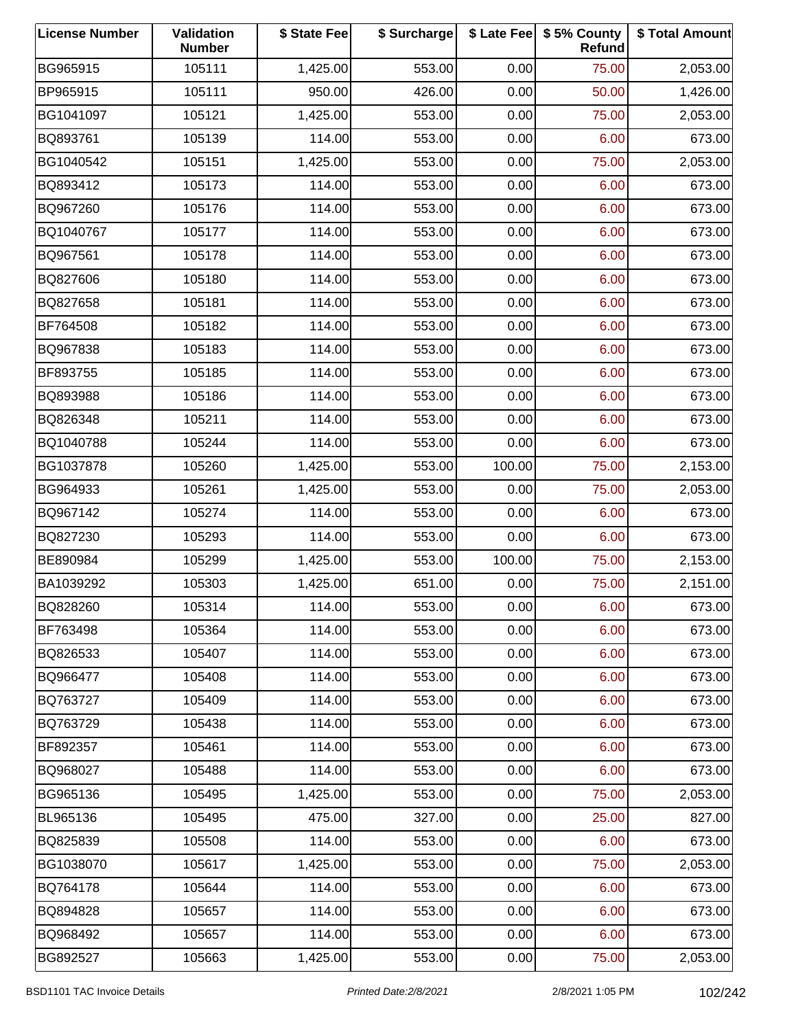| License Number | Validation Number | $ State Fee | $ Surcharge | $ Late Fee | $ 5% County Refund | $ Total Amount |
|---|---|---|---|---|---|---|
| BG965915 | 105111 | 1,425.00 | 553.00 | 0.00 | 75.00 | 2,053.00 |
| BP965915 | 105111 | 950.00 | 426.00 | 0.00 | 50.00 | 1,426.00 |
| BG1041097 | 105121 | 1,425.00 | 553.00 | 0.00 | 75.00 | 2,053.00 |
| BQ893761 | 105139 | 114.00 | 553.00 | 0.00 | 6.00 | 673.00 |
| BG1040542 | 105151 | 1,425.00 | 553.00 | 0.00 | 75.00 | 2,053.00 |
| BQ893412 | 105173 | 114.00 | 553.00 | 0.00 | 6.00 | 673.00 |
| BQ967260 | 105176 | 114.00 | 553.00 | 0.00 | 6.00 | 673.00 |
| BQ1040767 | 105177 | 114.00 | 553.00 | 0.00 | 6.00 | 673.00 |
| BQ967561 | 105178 | 114.00 | 553.00 | 0.00 | 6.00 | 673.00 |
| BQ827606 | 105180 | 114.00 | 553.00 | 0.00 | 6.00 | 673.00 |
| BQ827658 | 105181 | 114.00 | 553.00 | 0.00 | 6.00 | 673.00 |
| BF764508 | 105182 | 114.00 | 553.00 | 0.00 | 6.00 | 673.00 |
| BQ967838 | 105183 | 114.00 | 553.00 | 0.00 | 6.00 | 673.00 |
| BF893755 | 105185 | 114.00 | 553.00 | 0.00 | 6.00 | 673.00 |
| BQ893988 | 105186 | 114.00 | 553.00 | 0.00 | 6.00 | 673.00 |
| BQ826348 | 105211 | 114.00 | 553.00 | 0.00 | 6.00 | 673.00 |
| BQ1040788 | 105244 | 114.00 | 553.00 | 0.00 | 6.00 | 673.00 |
| BG1037878 | 105260 | 1,425.00 | 553.00 | 100.00 | 75.00 | 2,153.00 |
| BG964933 | 105261 | 1,425.00 | 553.00 | 0.00 | 75.00 | 2,053.00 |
| BQ967142 | 105274 | 114.00 | 553.00 | 0.00 | 6.00 | 673.00 |
| BQ827230 | 105293 | 114.00 | 553.00 | 0.00 | 6.00 | 673.00 |
| BE890984 | 105299 | 1,425.00 | 553.00 | 100.00 | 75.00 | 2,153.00 |
| BA1039292 | 105303 | 1,425.00 | 651.00 | 0.00 | 75.00 | 2,151.00 |
| BQ828260 | 105314 | 114.00 | 553.00 | 0.00 | 6.00 | 673.00 |
| BF763498 | 105364 | 114.00 | 553.00 | 0.00 | 6.00 | 673.00 |
| BQ826533 | 105407 | 114.00 | 553.00 | 0.00 | 6.00 | 673.00 |
| BQ966477 | 105408 | 114.00 | 553.00 | 0.00 | 6.00 | 673.00 |
| BQ763727 | 105409 | 114.00 | 553.00 | 0.00 | 6.00 | 673.00 |
| BQ763729 | 105438 | 114.00 | 553.00 | 0.00 | 6.00 | 673.00 |
| BF892357 | 105461 | 114.00 | 553.00 | 0.00 | 6.00 | 673.00 |
| BQ968027 | 105488 | 114.00 | 553.00 | 0.00 | 6.00 | 673.00 |
| BG965136 | 105495 | 1,425.00 | 553.00 | 0.00 | 75.00 | 2,053.00 |
| BL965136 | 105495 | 475.00 | 327.00 | 0.00 | 25.00 | 827.00 |
| BQ825839 | 105508 | 114.00 | 553.00 | 0.00 | 6.00 | 673.00 |
| BG1038070 | 105617 | 1,425.00 | 553.00 | 0.00 | 75.00 | 2,053.00 |
| BQ764178 | 105644 | 114.00 | 553.00 | 0.00 | 6.00 | 673.00 |
| BQ894828 | 105657 | 114.00 | 553.00 | 0.00 | 6.00 | 673.00 |
| BQ968492 | 105657 | 114.00 | 553.00 | 0.00 | 6.00 | 673.00 |
| BG892527 | 105663 | 1,425.00 | 553.00 | 0.00 | 75.00 | 2,053.00 |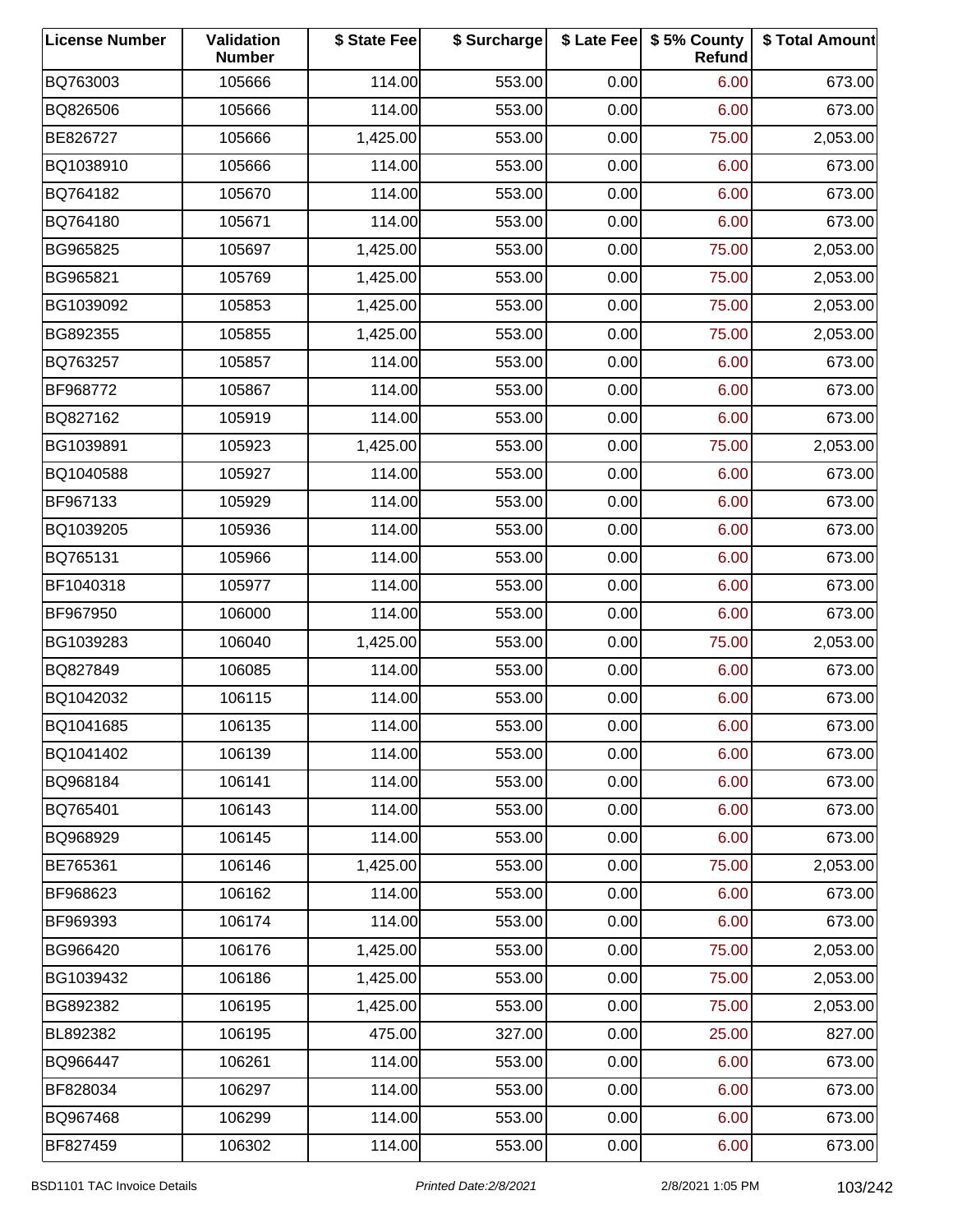| License Number | Validation Number | $ State Fee | $ Surcharge | $ Late Fee | $ 5% County Refund | $ Total Amount |
|---|---|---|---|---|---|---|
| BQ763003 | 105666 | 114.00 | 553.00 | 0.00 | 6.00 | 673.00 |
| BQ826506 | 105666 | 114.00 | 553.00 | 0.00 | 6.00 | 673.00 |
| BE826727 | 105666 | 1,425.00 | 553.00 | 0.00 | 75.00 | 2,053.00 |
| BQ1038910 | 105666 | 114.00 | 553.00 | 0.00 | 6.00 | 673.00 |
| BQ764182 | 105670 | 114.00 | 553.00 | 0.00 | 6.00 | 673.00 |
| BQ764180 | 105671 | 114.00 | 553.00 | 0.00 | 6.00 | 673.00 |
| BG965825 | 105697 | 1,425.00 | 553.00 | 0.00 | 75.00 | 2,053.00 |
| BG965821 | 105769 | 1,425.00 | 553.00 | 0.00 | 75.00 | 2,053.00 |
| BG1039092 | 105853 | 1,425.00 | 553.00 | 0.00 | 75.00 | 2,053.00 |
| BG892355 | 105855 | 1,425.00 | 553.00 | 0.00 | 75.00 | 2,053.00 |
| BQ763257 | 105857 | 114.00 | 553.00 | 0.00 | 6.00 | 673.00 |
| BF968772 | 105867 | 114.00 | 553.00 | 0.00 | 6.00 | 673.00 |
| BQ827162 | 105919 | 114.00 | 553.00 | 0.00 | 6.00 | 673.00 |
| BG1039891 | 105923 | 1,425.00 | 553.00 | 0.00 | 75.00 | 2,053.00 |
| BQ1040588 | 105927 | 114.00 | 553.00 | 0.00 | 6.00 | 673.00 |
| BF967133 | 105929 | 114.00 | 553.00 | 0.00 | 6.00 | 673.00 |
| BQ1039205 | 105936 | 114.00 | 553.00 | 0.00 | 6.00 | 673.00 |
| BQ765131 | 105966 | 114.00 | 553.00 | 0.00 | 6.00 | 673.00 |
| BF1040318 | 105977 | 114.00 | 553.00 | 0.00 | 6.00 | 673.00 |
| BF967950 | 106000 | 114.00 | 553.00 | 0.00 | 6.00 | 673.00 |
| BG1039283 | 106040 | 1,425.00 | 553.00 | 0.00 | 75.00 | 2,053.00 |
| BQ827849 | 106085 | 114.00 | 553.00 | 0.00 | 6.00 | 673.00 |
| BQ1042032 | 106115 | 114.00 | 553.00 | 0.00 | 6.00 | 673.00 |
| BQ1041685 | 106135 | 114.00 | 553.00 | 0.00 | 6.00 | 673.00 |
| BQ1041402 | 106139 | 114.00 | 553.00 | 0.00 | 6.00 | 673.00 |
| BQ968184 | 106141 | 114.00 | 553.00 | 0.00 | 6.00 | 673.00 |
| BQ765401 | 106143 | 114.00 | 553.00 | 0.00 | 6.00 | 673.00 |
| BQ968929 | 106145 | 114.00 | 553.00 | 0.00 | 6.00 | 673.00 |
| BE765361 | 106146 | 1,425.00 | 553.00 | 0.00 | 75.00 | 2,053.00 |
| BF968623 | 106162 | 114.00 | 553.00 | 0.00 | 6.00 | 673.00 |
| BF969393 | 106174 | 114.00 | 553.00 | 0.00 | 6.00 | 673.00 |
| BG966420 | 106176 | 1,425.00 | 553.00 | 0.00 | 75.00 | 2,053.00 |
| BG1039432 | 106186 | 1,425.00 | 553.00 | 0.00 | 75.00 | 2,053.00 |
| BG892382 | 106195 | 1,425.00 | 553.00 | 0.00 | 75.00 | 2,053.00 |
| BL892382 | 106195 | 475.00 | 327.00 | 0.00 | 25.00 | 827.00 |
| BQ966447 | 106261 | 114.00 | 553.00 | 0.00 | 6.00 | 673.00 |
| BF828034 | 106297 | 114.00 | 553.00 | 0.00 | 6.00 | 673.00 |
| BQ967468 | 106299 | 114.00 | 553.00 | 0.00 | 6.00 | 673.00 |
| BF827459 | 106302 | 114.00 | 553.00 | 0.00 | 6.00 | 673.00 |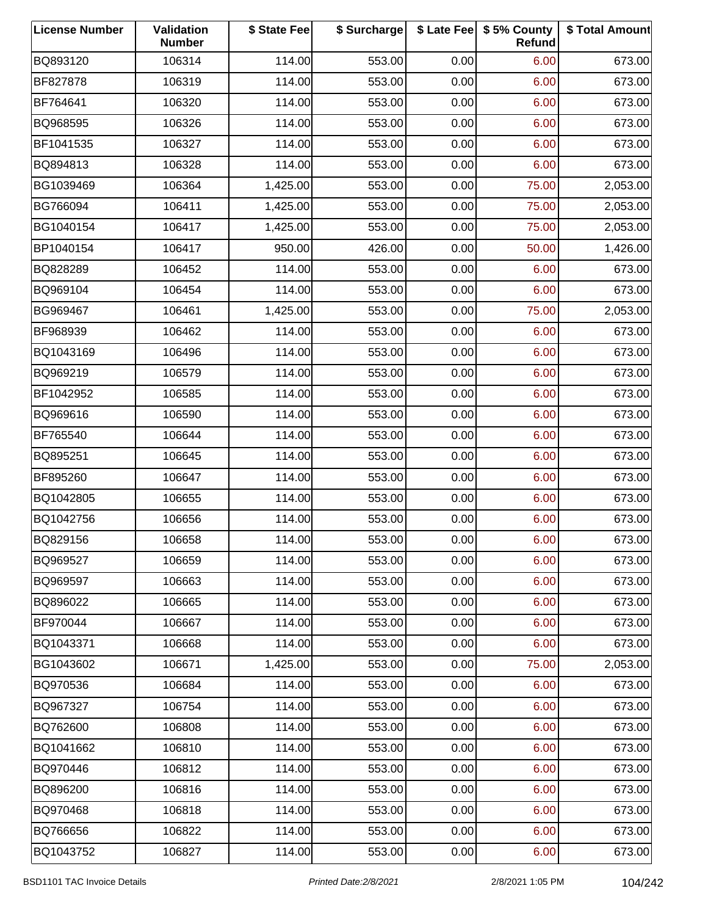| License Number | Validation Number | $ State Fee | $ Surcharge | $ Late Fee | $ 5% County Refund | $ Total Amount |
|---|---|---|---|---|---|---|
| BQ893120 | 106314 | 114.00 | 553.00 | 0.00 | 6.00 | 673.00 |
| BF827878 | 106319 | 114.00 | 553.00 | 0.00 | 6.00 | 673.00 |
| BF764641 | 106320 | 114.00 | 553.00 | 0.00 | 6.00 | 673.00 |
| BQ968595 | 106326 | 114.00 | 553.00 | 0.00 | 6.00 | 673.00 |
| BF1041535 | 106327 | 114.00 | 553.00 | 0.00 | 6.00 | 673.00 |
| BQ894813 | 106328 | 114.00 | 553.00 | 0.00 | 6.00 | 673.00 |
| BG1039469 | 106364 | 1,425.00 | 553.00 | 0.00 | 75.00 | 2,053.00 |
| BG766094 | 106411 | 1,425.00 | 553.00 | 0.00 | 75.00 | 2,053.00 |
| BG1040154 | 106417 | 1,425.00 | 553.00 | 0.00 | 75.00 | 2,053.00 |
| BP1040154 | 106417 | 950.00 | 426.00 | 0.00 | 50.00 | 1,426.00 |
| BQ828289 | 106452 | 114.00 | 553.00 | 0.00 | 6.00 | 673.00 |
| BQ969104 | 106454 | 114.00 | 553.00 | 0.00 | 6.00 | 673.00 |
| BG969467 | 106461 | 1,425.00 | 553.00 | 0.00 | 75.00 | 2,053.00 |
| BF968939 | 106462 | 114.00 | 553.00 | 0.00 | 6.00 | 673.00 |
| BQ1043169 | 106496 | 114.00 | 553.00 | 0.00 | 6.00 | 673.00 |
| BQ969219 | 106579 | 114.00 | 553.00 | 0.00 | 6.00 | 673.00 |
| BF1042952 | 106585 | 114.00 | 553.00 | 0.00 | 6.00 | 673.00 |
| BQ969616 | 106590 | 114.00 | 553.00 | 0.00 | 6.00 | 673.00 |
| BF765540 | 106644 | 114.00 | 553.00 | 0.00 | 6.00 | 673.00 |
| BQ895251 | 106645 | 114.00 | 553.00 | 0.00 | 6.00 | 673.00 |
| BF895260 | 106647 | 114.00 | 553.00 | 0.00 | 6.00 | 673.00 |
| BQ1042805 | 106655 | 114.00 | 553.00 | 0.00 | 6.00 | 673.00 |
| BQ1042756 | 106656 | 114.00 | 553.00 | 0.00 | 6.00 | 673.00 |
| BQ829156 | 106658 | 114.00 | 553.00 | 0.00 | 6.00 | 673.00 |
| BQ969527 | 106659 | 114.00 | 553.00 | 0.00 | 6.00 | 673.00 |
| BQ969597 | 106663 | 114.00 | 553.00 | 0.00 | 6.00 | 673.00 |
| BQ896022 | 106665 | 114.00 | 553.00 | 0.00 | 6.00 | 673.00 |
| BF970044 | 106667 | 114.00 | 553.00 | 0.00 | 6.00 | 673.00 |
| BQ1043371 | 106668 | 114.00 | 553.00 | 0.00 | 6.00 | 673.00 |
| BG1043602 | 106671 | 1,425.00 | 553.00 | 0.00 | 75.00 | 2,053.00 |
| BQ970536 | 106684 | 114.00 | 553.00 | 0.00 | 6.00 | 673.00 |
| BQ967327 | 106754 | 114.00 | 553.00 | 0.00 | 6.00 | 673.00 |
| BQ762600 | 106808 | 114.00 | 553.00 | 0.00 | 6.00 | 673.00 |
| BQ1041662 | 106810 | 114.00 | 553.00 | 0.00 | 6.00 | 673.00 |
| BQ970446 | 106812 | 114.00 | 553.00 | 0.00 | 6.00 | 673.00 |
| BQ896200 | 106816 | 114.00 | 553.00 | 0.00 | 6.00 | 673.00 |
| BQ970468 | 106818 | 114.00 | 553.00 | 0.00 | 6.00 | 673.00 |
| BQ766656 | 106822 | 114.00 | 553.00 | 0.00 | 6.00 | 673.00 |
| BQ1043752 | 106827 | 114.00 | 553.00 | 0.00 | 6.00 | 673.00 |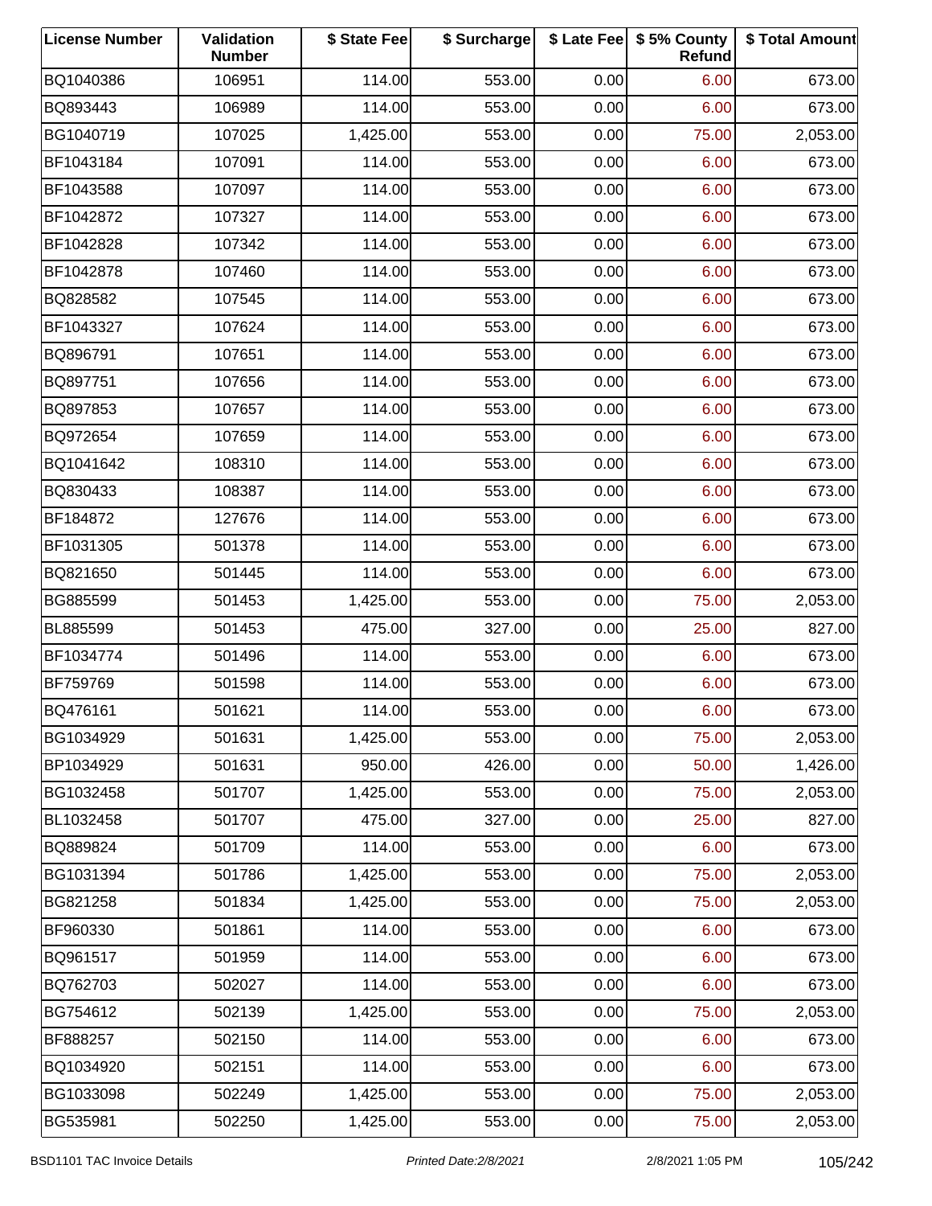| License Number | Validation Number | $ State Fee | $ Surcharge | $ Late Fee | $ 5% County Refund | $ Total Amount |
|---|---|---|---|---|---|---|
| BQ1040386 | 106951 | 114.00 | 553.00 | 0.00 | 6.00 | 673.00 |
| BQ893443 | 106989 | 114.00 | 553.00 | 0.00 | 6.00 | 673.00 |
| BG1040719 | 107025 | 1,425.00 | 553.00 | 0.00 | 75.00 | 2,053.00 |
| BF1043184 | 107091 | 114.00 | 553.00 | 0.00 | 6.00 | 673.00 |
| BF1043588 | 107097 | 114.00 | 553.00 | 0.00 | 6.00 | 673.00 |
| BF1042872 | 107327 | 114.00 | 553.00 | 0.00 | 6.00 | 673.00 |
| BF1042828 | 107342 | 114.00 | 553.00 | 0.00 | 6.00 | 673.00 |
| BF1042878 | 107460 | 114.00 | 553.00 | 0.00 | 6.00 | 673.00 |
| BQ828582 | 107545 | 114.00 | 553.00 | 0.00 | 6.00 | 673.00 |
| BF1043327 | 107624 | 114.00 | 553.00 | 0.00 | 6.00 | 673.00 |
| BQ896791 | 107651 | 114.00 | 553.00 | 0.00 | 6.00 | 673.00 |
| BQ897751 | 107656 | 114.00 | 553.00 | 0.00 | 6.00 | 673.00 |
| BQ897853 | 107657 | 114.00 | 553.00 | 0.00 | 6.00 | 673.00 |
| BQ972654 | 107659 | 114.00 | 553.00 | 0.00 | 6.00 | 673.00 |
| BQ1041642 | 108310 | 114.00 | 553.00 | 0.00 | 6.00 | 673.00 |
| BQ830433 | 108387 | 114.00 | 553.00 | 0.00 | 6.00 | 673.00 |
| BF184872 | 127676 | 114.00 | 553.00 | 0.00 | 6.00 | 673.00 |
| BF1031305 | 501378 | 114.00 | 553.00 | 0.00 | 6.00 | 673.00 |
| BQ821650 | 501445 | 114.00 | 553.00 | 0.00 | 6.00 | 673.00 |
| BG885599 | 501453 | 1,425.00 | 553.00 | 0.00 | 75.00 | 2,053.00 |
| BL885599 | 501453 | 475.00 | 327.00 | 0.00 | 25.00 | 827.00 |
| BF1034774 | 501496 | 114.00 | 553.00 | 0.00 | 6.00 | 673.00 |
| BF759769 | 501598 | 114.00 | 553.00 | 0.00 | 6.00 | 673.00 |
| BQ476161 | 501621 | 114.00 | 553.00 | 0.00 | 6.00 | 673.00 |
| BG1034929 | 501631 | 1,425.00 | 553.00 | 0.00 | 75.00 | 2,053.00 |
| BP1034929 | 501631 | 950.00 | 426.00 | 0.00 | 50.00 | 1,426.00 |
| BG1032458 | 501707 | 1,425.00 | 553.00 | 0.00 | 75.00 | 2,053.00 |
| BL1032458 | 501707 | 475.00 | 327.00 | 0.00 | 25.00 | 827.00 |
| BQ889824 | 501709 | 114.00 | 553.00 | 0.00 | 6.00 | 673.00 |
| BG1031394 | 501786 | 1,425.00 | 553.00 | 0.00 | 75.00 | 2,053.00 |
| BG821258 | 501834 | 1,425.00 | 553.00 | 0.00 | 75.00 | 2,053.00 |
| BF960330 | 501861 | 114.00 | 553.00 | 0.00 | 6.00 | 673.00 |
| BQ961517 | 501959 | 114.00 | 553.00 | 0.00 | 6.00 | 673.00 |
| BQ762703 | 502027 | 114.00 | 553.00 | 0.00 | 6.00 | 673.00 |
| BG754612 | 502139 | 1,425.00 | 553.00 | 0.00 | 75.00 | 2,053.00 |
| BF888257 | 502150 | 114.00 | 553.00 | 0.00 | 6.00 | 673.00 |
| BQ1034920 | 502151 | 114.00 | 553.00 | 0.00 | 6.00 | 673.00 |
| BG1033098 | 502249 | 1,425.00 | 553.00 | 0.00 | 75.00 | 2,053.00 |
| BG535981 | 502250 | 1,425.00 | 553.00 | 0.00 | 75.00 | 2,053.00 |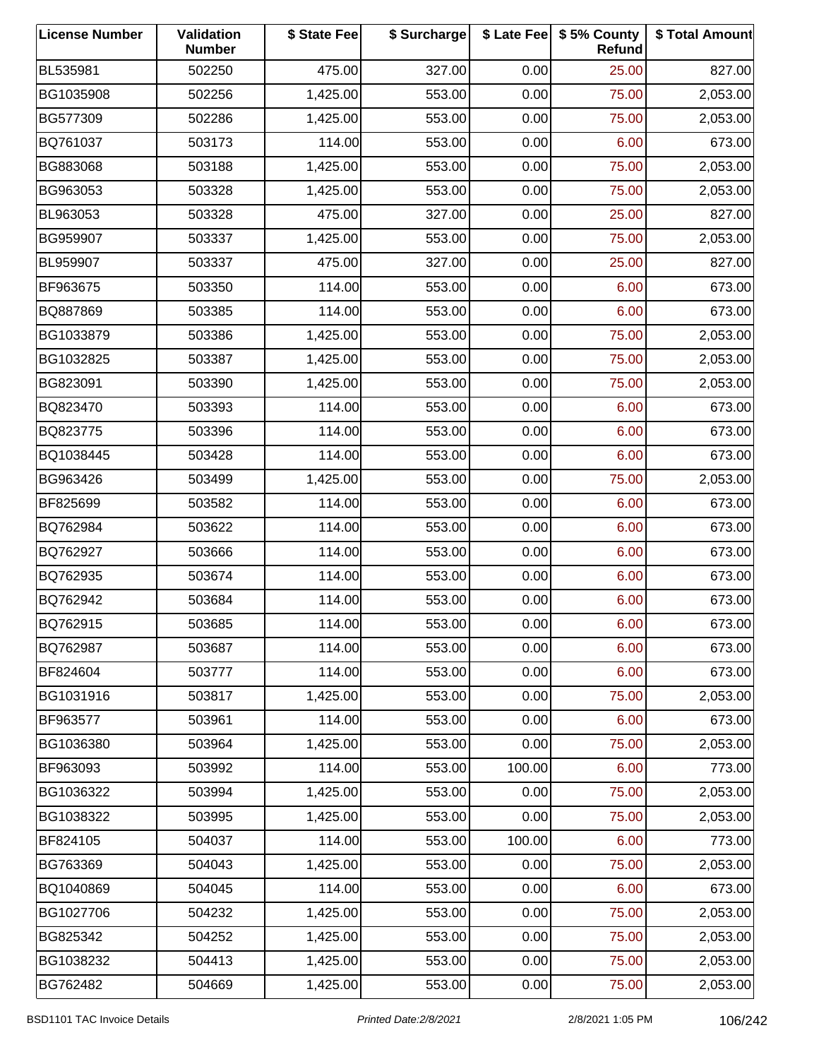| License Number | Validation Number | $ State Fee | $ Surcharge | $ Late Fee | $ 5% County Refund | $ Total Amount |
|---|---|---|---|---|---|---|
| BL535981 | 502250 | 475.00 | 327.00 | 0.00 | 25.00 | 827.00 |
| BG1035908 | 502256 | 1,425.00 | 553.00 | 0.00 | 75.00 | 2,053.00 |
| BG577309 | 502286 | 1,425.00 | 553.00 | 0.00 | 75.00 | 2,053.00 |
| BQ761037 | 503173 | 114.00 | 553.00 | 0.00 | 6.00 | 673.00 |
| BG883068 | 503188 | 1,425.00 | 553.00 | 0.00 | 75.00 | 2,053.00 |
| BG963053 | 503328 | 1,425.00 | 553.00 | 0.00 | 75.00 | 2,053.00 |
| BL963053 | 503328 | 475.00 | 327.00 | 0.00 | 25.00 | 827.00 |
| BG959907 | 503337 | 1,425.00 | 553.00 | 0.00 | 75.00 | 2,053.00 |
| BL959907 | 503337 | 475.00 | 327.00 | 0.00 | 25.00 | 827.00 |
| BF963675 | 503350 | 114.00 | 553.00 | 0.00 | 6.00 | 673.00 |
| BQ887869 | 503385 | 114.00 | 553.00 | 0.00 | 6.00 | 673.00 |
| BG1033879 | 503386 | 1,425.00 | 553.00 | 0.00 | 75.00 | 2,053.00 |
| BG1032825 | 503387 | 1,425.00 | 553.00 | 0.00 | 75.00 | 2,053.00 |
| BG823091 | 503390 | 1,425.00 | 553.00 | 0.00 | 75.00 | 2,053.00 |
| BQ823470 | 503393 | 114.00 | 553.00 | 0.00 | 6.00 | 673.00 |
| BQ823775 | 503396 | 114.00 | 553.00 | 0.00 | 6.00 | 673.00 |
| BQ1038445 | 503428 | 114.00 | 553.00 | 0.00 | 6.00 | 673.00 |
| BG963426 | 503499 | 1,425.00 | 553.00 | 0.00 | 75.00 | 2,053.00 |
| BF825699 | 503582 | 114.00 | 553.00 | 0.00 | 6.00 | 673.00 |
| BQ762984 | 503622 | 114.00 | 553.00 | 0.00 | 6.00 | 673.00 |
| BQ762927 | 503666 | 114.00 | 553.00 | 0.00 | 6.00 | 673.00 |
| BQ762935 | 503674 | 114.00 | 553.00 | 0.00 | 6.00 | 673.00 |
| BQ762942 | 503684 | 114.00 | 553.00 | 0.00 | 6.00 | 673.00 |
| BQ762915 | 503685 | 114.00 | 553.00 | 0.00 | 6.00 | 673.00 |
| BQ762987 | 503687 | 114.00 | 553.00 | 0.00 | 6.00 | 673.00 |
| BF824604 | 503777 | 114.00 | 553.00 | 0.00 | 6.00 | 673.00 |
| BG1031916 | 503817 | 1,425.00 | 553.00 | 0.00 | 75.00 | 2,053.00 |
| BF963577 | 503961 | 114.00 | 553.00 | 0.00 | 6.00 | 673.00 |
| BG1036380 | 503964 | 1,425.00 | 553.00 | 0.00 | 75.00 | 2,053.00 |
| BF963093 | 503992 | 114.00 | 553.00 | 100.00 | 6.00 | 773.00 |
| BG1036322 | 503994 | 1,425.00 | 553.00 | 0.00 | 75.00 | 2,053.00 |
| BG1038322 | 503995 | 1,425.00 | 553.00 | 0.00 | 75.00 | 2,053.00 |
| BF824105 | 504037 | 114.00 | 553.00 | 100.00 | 6.00 | 773.00 |
| BG763369 | 504043 | 1,425.00 | 553.00 | 0.00 | 75.00 | 2,053.00 |
| BQ1040869 | 504045 | 114.00 | 553.00 | 0.00 | 6.00 | 673.00 |
| BG1027706 | 504232 | 1,425.00 | 553.00 | 0.00 | 75.00 | 2,053.00 |
| BG825342 | 504252 | 1,425.00 | 553.00 | 0.00 | 75.00 | 2,053.00 |
| BG1038232 | 504413 | 1,425.00 | 553.00 | 0.00 | 75.00 | 2,053.00 |
| BG762482 | 504669 | 1,425.00 | 553.00 | 0.00 | 75.00 | 2,053.00 |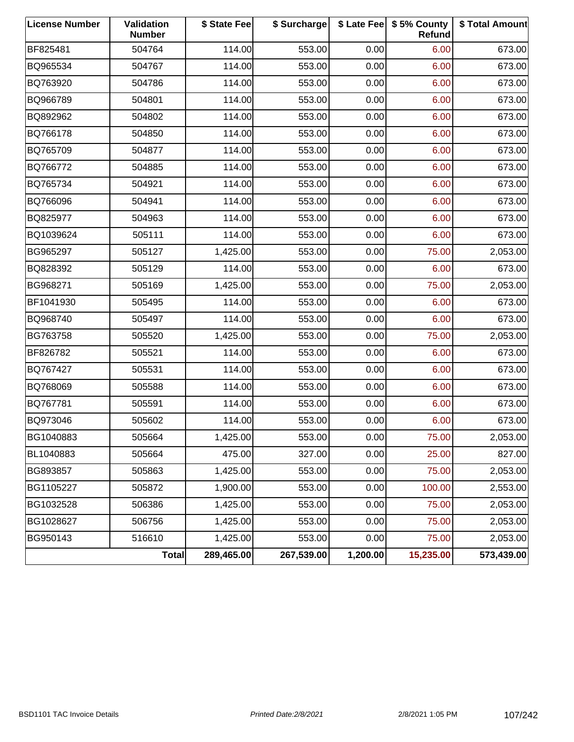| License Number | Validation Number | $ State Fee | $ Surcharge | $ Late Fee | $ 5% County Refund | $ Total Amount |
|---|---|---|---|---|---|---|
| BF825481 | 504764 | 114.00 | 553.00 | 0.00 | 6.00 | 673.00 |
| BQ965534 | 504767 | 114.00 | 553.00 | 0.00 | 6.00 | 673.00 |
| BQ763920 | 504786 | 114.00 | 553.00 | 0.00 | 6.00 | 673.00 |
| BQ966789 | 504801 | 114.00 | 553.00 | 0.00 | 6.00 | 673.00 |
| BQ892962 | 504802 | 114.00 | 553.00 | 0.00 | 6.00 | 673.00 |
| BQ766178 | 504850 | 114.00 | 553.00 | 0.00 | 6.00 | 673.00 |
| BQ765709 | 504877 | 114.00 | 553.00 | 0.00 | 6.00 | 673.00 |
| BQ766772 | 504885 | 114.00 | 553.00 | 0.00 | 6.00 | 673.00 |
| BQ765734 | 504921 | 114.00 | 553.00 | 0.00 | 6.00 | 673.00 |
| BQ766096 | 504941 | 114.00 | 553.00 | 0.00 | 6.00 | 673.00 |
| BQ825977 | 504963 | 114.00 | 553.00 | 0.00 | 6.00 | 673.00 |
| BQ1039624 | 505111 | 114.00 | 553.00 | 0.00 | 6.00 | 673.00 |
| BG965297 | 505127 | 1,425.00 | 553.00 | 0.00 | 75.00 | 2,053.00 |
| BQ828392 | 505129 | 114.00 | 553.00 | 0.00 | 6.00 | 673.00 |
| BG968271 | 505169 | 1,425.00 | 553.00 | 0.00 | 75.00 | 2,053.00 |
| BF1041930 | 505495 | 114.00 | 553.00 | 0.00 | 6.00 | 673.00 |
| BQ968740 | 505497 | 114.00 | 553.00 | 0.00 | 6.00 | 673.00 |
| BG763758 | 505520 | 1,425.00 | 553.00 | 0.00 | 75.00 | 2,053.00 |
| BF826782 | 505521 | 114.00 | 553.00 | 0.00 | 6.00 | 673.00 |
| BQ767427 | 505531 | 114.00 | 553.00 | 0.00 | 6.00 | 673.00 |
| BQ768069 | 505588 | 114.00 | 553.00 | 0.00 | 6.00 | 673.00 |
| BQ767781 | 505591 | 114.00 | 553.00 | 0.00 | 6.00 | 673.00 |
| BQ973046 | 505602 | 114.00 | 553.00 | 0.00 | 6.00 | 673.00 |
| BG1040883 | 505664 | 1,425.00 | 553.00 | 0.00 | 75.00 | 2,053.00 |
| BL1040883 | 505664 | 475.00 | 327.00 | 0.00 | 25.00 | 827.00 |
| BG893857 | 505863 | 1,425.00 | 553.00 | 0.00 | 75.00 | 2,053.00 |
| BG1105227 | 505872 | 1,900.00 | 553.00 | 0.00 | 100.00 | 2,553.00 |
| BG1032528 | 506386 | 1,425.00 | 553.00 | 0.00 | 75.00 | 2,053.00 |
| BG1028627 | 506756 | 1,425.00 | 553.00 | 0.00 | 75.00 | 2,053.00 |
| BG950143 | 516610 | 1,425.00 | 553.00 | 0.00 | 75.00 | 2,053.00 |
| | **Total** | **289,465.00** | **267,539.00** | **1,200.00** | **15,235.00** | **573,439.00** |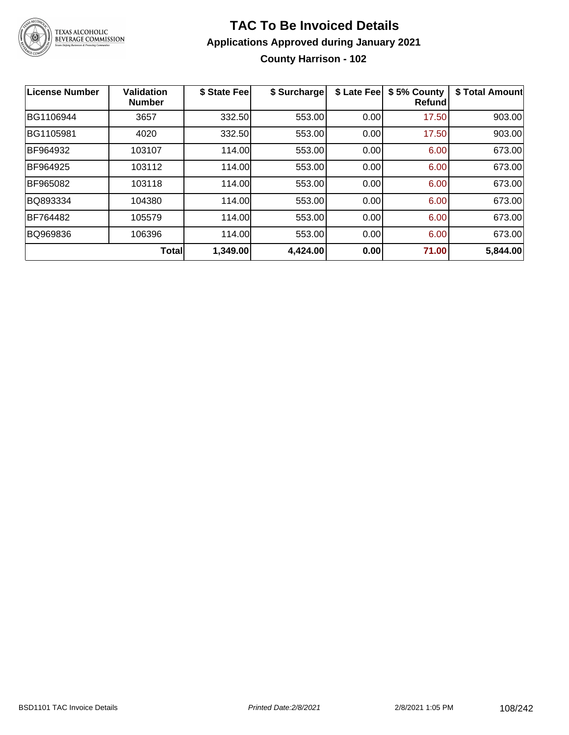# TAC To Be Invoiced Details

## Applications Approved during January 2021

### County Harrison - 102

| License Number | Validation Number | $ State Fee | $ Surcharge | $ Late Fee | $ 5% County Refund | $ Total Amount |
|---|---|---|---|---|---|---|
| BG1106944 | 3657 | 332.50 | 553.00 | 0.00 | 17.50 | 903.00 |
| BG1105981 | 4020 | 332.50 | 553.00 | 0.00 | 17.50 | 903.00 |
| BF964932 | 103107 | 114.00 | 553.00 | 0.00 | 6.00 | 673.00 |
| BF964925 | 103112 | 114.00 | 553.00 | 0.00 | 6.00 | 673.00 |
| BF965082 | 103118 | 114.00 | 553.00 | 0.00 | 6.00 | 673.00 |
| BQ893334 | 104380 | 114.00 | 553.00 | 0.00 | 6.00 | 673.00 |
| BF764482 | 105579 | 114.00 | 553.00 | 0.00 | 6.00 | 673.00 |
| BQ969836 | 106396 | 114.00 | 553.00 | 0.00 | 6.00 | 673.00 |
| | **Total** | **1,349.00** | **4,424.00** | **0.00** | **71.00** | **5,844.00** |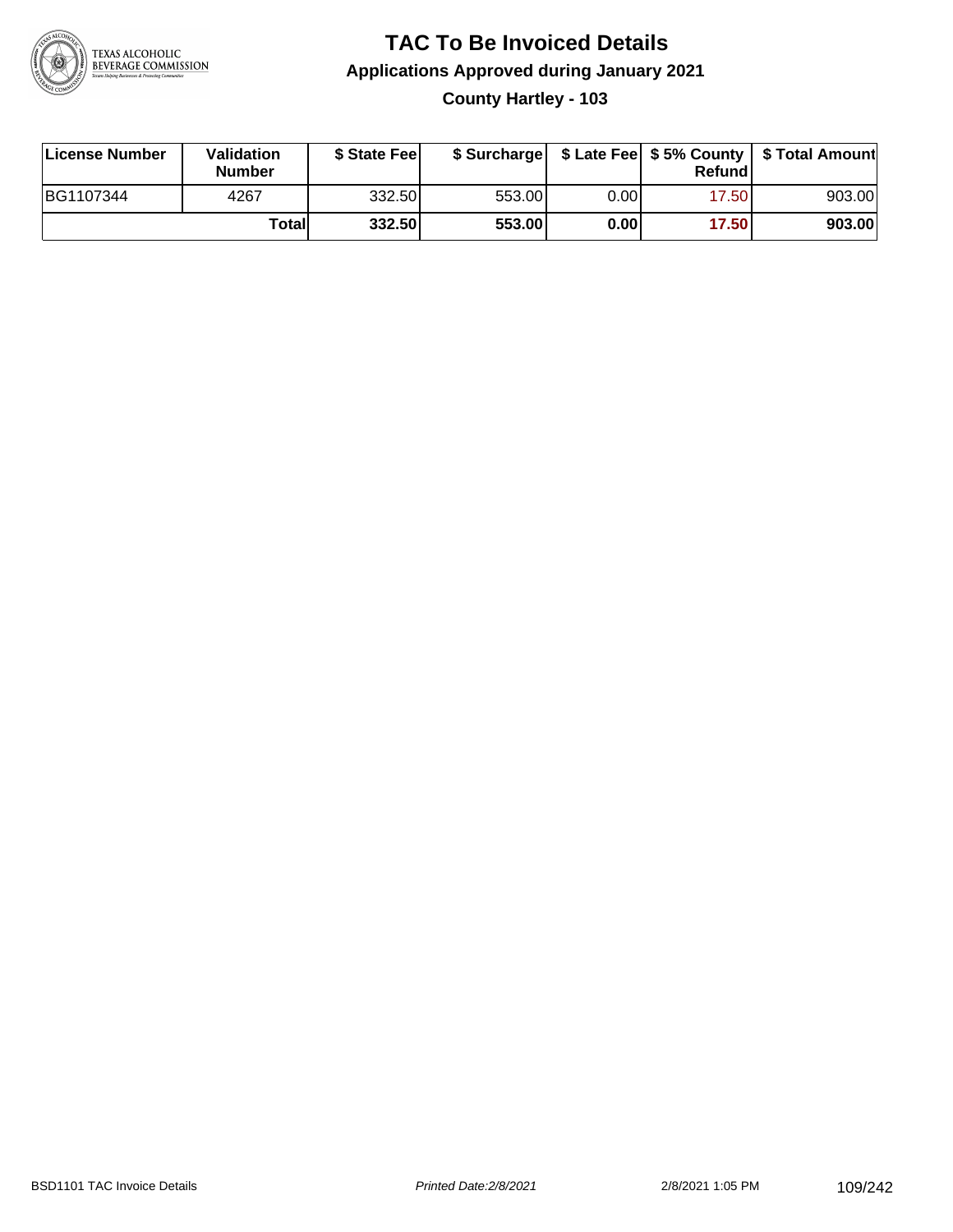# TAC To Be Invoiced Details

## Applications Approved during January 2021

### County Hartley - 103

| License Number | Validation Number | $ State Fee | $ Surcharge | $ Late Fee | $ 5% County Refund | $ Total Amount |
|---|---|---|---|---|---|---|
| BG1107344 | 4267 | 332.50 | 553.00 | 0.00 | 17.50 | 903.00 |
| | **Total** | **332.50** | **553.00** | **0.00** | **17.50** | **903.00** |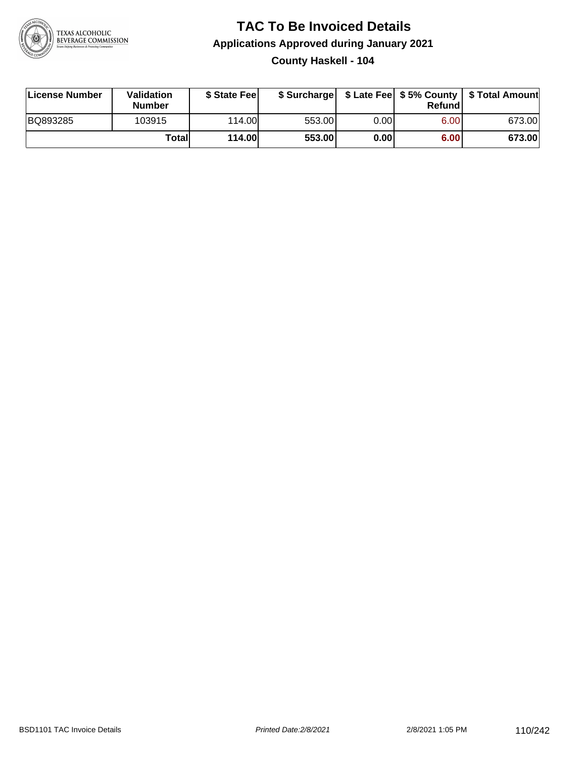# TAC To Be Invoiced Details

## Applications Approved during January 2021

### County Haskell - 104

| License Number | Validation Number | $ State Fee | $ Surcharge | $ Late Fee | $ 5% County Refund | $ Total Amount |
|---|---|---|---|---|---|---|
| BQ893285 | 103915 | 114.00 | 553.00 | 0.00 | 6.00 | 673.00 |
| | **Total** | **114.00** | **553.00** | **0.00** | **6.00** | **673.00** |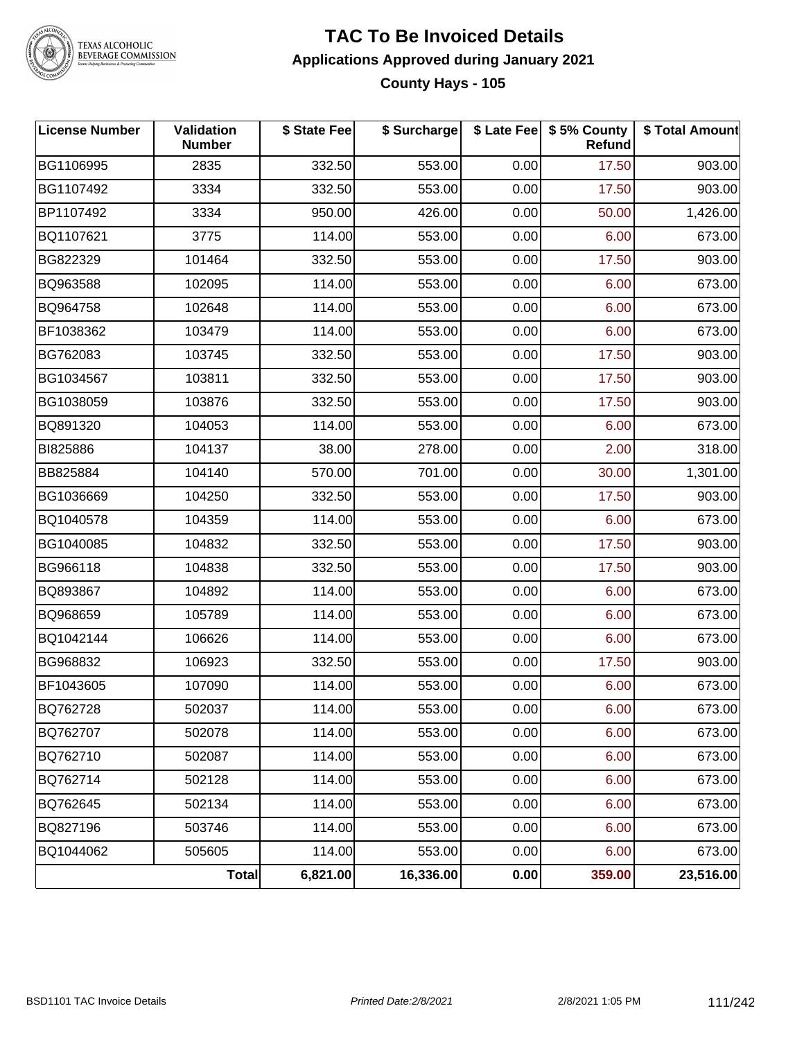# TAC To Be Invoiced Details

## Applications Approved during January 2021

### County Hays - 105

| License Number | Validation Number | $ State Fee | $ Surcharge | $ Late Fee | $ 5% County Refund | $ Total Amount |
|---|---|---|---|---|---|---|
| BG1106995 | 2835 | 332.50 | 553.00 | 0.00 | 17.50 | 903.00 |
| BG1107492 | 3334 | 332.50 | 553.00 | 0.00 | 17.50 | 903.00 |
| BP1107492 | 3334 | 950.00 | 426.00 | 0.00 | 50.00 | 1,426.00 |
| BQ1107621 | 3775 | 114.00 | 553.00 | 0.00 | 6.00 | 673.00 |
| BG822329 | 101464 | 332.50 | 553.00 | 0.00 | 17.50 | 903.00 |
| BQ963588 | 102095 | 114.00 | 553.00 | 0.00 | 6.00 | 673.00 |
| BQ964758 | 102648 | 114.00 | 553.00 | 0.00 | 6.00 | 673.00 |
| BF1038362 | 103479 | 114.00 | 553.00 | 0.00 | 6.00 | 673.00 |
| BG762083 | 103745 | 332.50 | 553.00 | 0.00 | 17.50 | 903.00 |
| BG1034567 | 103811 | 332.50 | 553.00 | 0.00 | 17.50 | 903.00 |
| BG1038059 | 103876 | 332.50 | 553.00 | 0.00 | 17.50 | 903.00 |
| BQ891320 | 104053 | 114.00 | 553.00 | 0.00 | 6.00 | 673.00 |
| BI825886 | 104137 | 38.00 | 278.00 | 0.00 | 2.00 | 318.00 |
| BB825884 | 104140 | 570.00 | 701.00 | 0.00 | 30.00 | 1,301.00 |
| BG1036669 | 104250 | 332.50 | 553.00 | 0.00 | 17.50 | 903.00 |
| BQ1040578 | 104359 | 114.00 | 553.00 | 0.00 | 6.00 | 673.00 |
| BG1040085 | 104832 | 332.50 | 553.00 | 0.00 | 17.50 | 903.00 |
| BG966118 | 104838 | 332.50 | 553.00 | 0.00 | 17.50 | 903.00 |
| BQ893867 | 104892 | 114.00 | 553.00 | 0.00 | 6.00 | 673.00 |
| BQ968659 | 105789 | 114.00 | 553.00 | 0.00 | 6.00 | 673.00 |
| BQ1042144 | 106626 | 114.00 | 553.00 | 0.00 | 6.00 | 673.00 |
| BG968832 | 106923 | 332.50 | 553.00 | 0.00 | 17.50 | 903.00 |
| BF1043605 | 107090 | 114.00 | 553.00 | 0.00 | 6.00 | 673.00 |
| BQ762728 | 502037 | 114.00 | 553.00 | 0.00 | 6.00 | 673.00 |
| BQ762707 | 502078 | 114.00 | 553.00 | 0.00 | 6.00 | 673.00 |
| BQ762710 | 502087 | 114.00 | 553.00 | 0.00 | 6.00 | 673.00 |
| BQ762714 | 502128 | 114.00 | 553.00 | 0.00 | 6.00 | 673.00 |
| BQ762645 | 502134 | 114.00 | 553.00 | 0.00 | 6.00 | 673.00 |
| BQ827196 | 503746 | 114.00 | 553.00 | 0.00 | 6.00 | 673.00 |
| BQ1044062 | 505605 | 114.00 | 553.00 | 0.00 | 6.00 | 673.00 |
| | **Total** | **6,821.00** | **16,336.00** | **0.00** | **359.00** | **23,516.00** |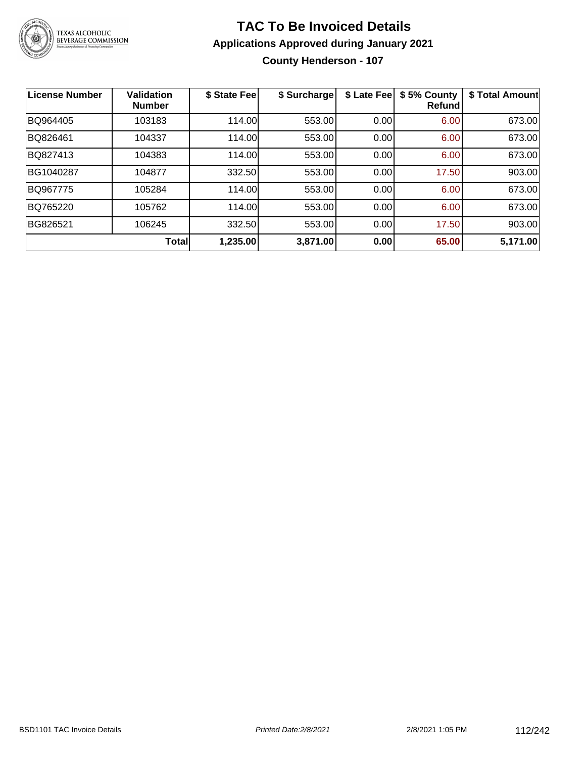# TAC To Be Invoiced Details

## Applications Approved during January 2021

### County Henderson - 107

| License Number | Validation Number | $ State Fee | $ Surcharge | $ Late Fee | $ 5% County Refund | $ Total Amount |
|---|---|---|---|---|---|---|
| BQ964405 | 103183 | 114.00 | 553.00 | 0.00 | 6.00 | 673.00 |
| BQ826461 | 104337 | 114.00 | 553.00 | 0.00 | 6.00 | 673.00 |
| BQ827413 | 104383 | 114.00 | 553.00 | 0.00 | 6.00 | 673.00 |
| BG1040287 | 104877 | 332.50 | 553.00 | 0.00 | 17.50 | 903.00 |
| BQ967775 | 105284 | 114.00 | 553.00 | 0.00 | 6.00 | 673.00 |
| BQ765220 | 105762 | 114.00 | 553.00 | 0.00 | 6.00 | 673.00 |
| BG826521 | 106245 | 332.50 | 553.00 | 0.00 | 17.50 | 903.00 |
| | **Total** | **1,235.00** | **3,871.00** | **0.00** | **65.00** | **5,171.00** |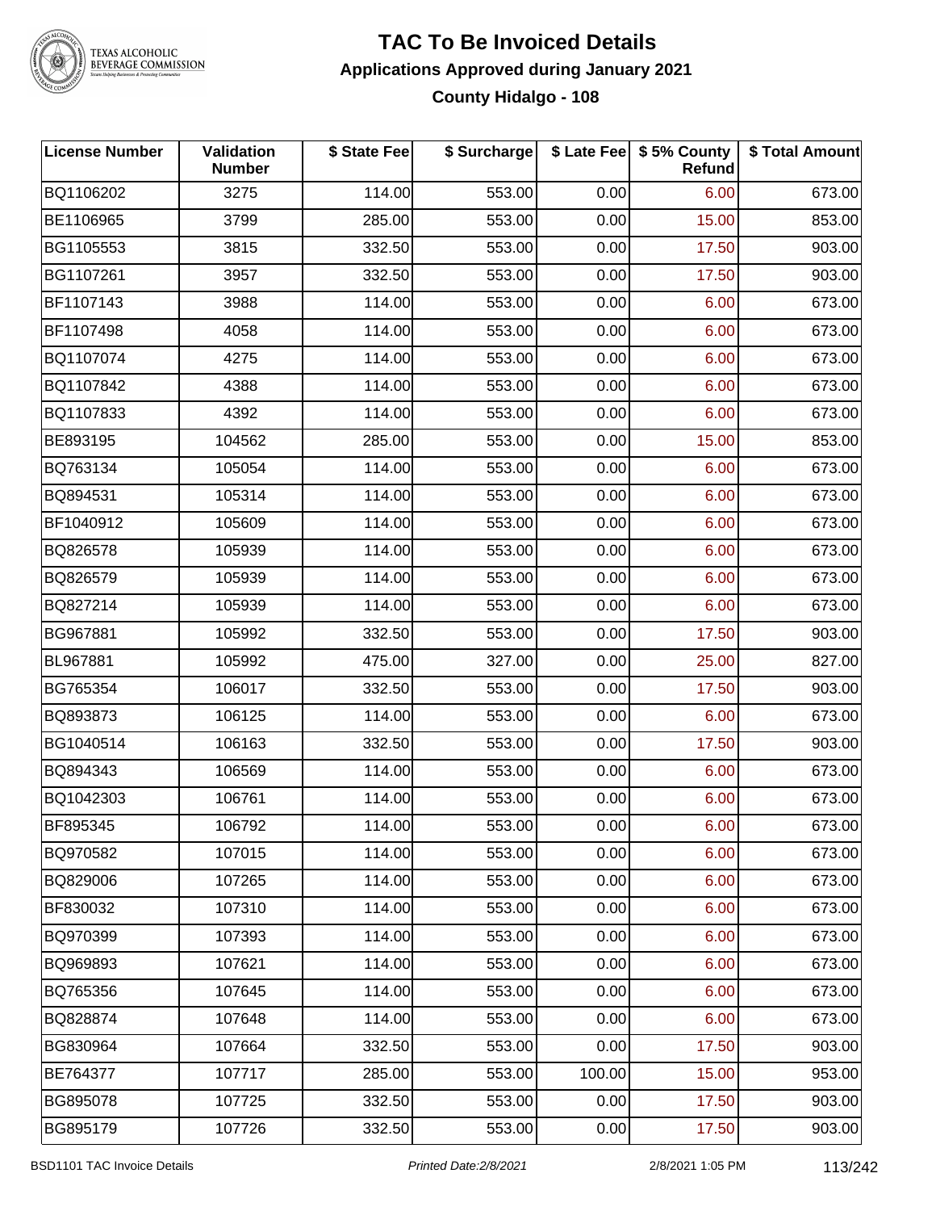# TAC To Be Invoiced Details

## Applications Approved during January 2021

### County Hidalgo - 108

| License Number | Validation Number | $ State Fee | $ Surcharge | $ Late Fee | $ 5% County Refund | $ Total Amount |
|---|---|---|---|---|---|---|
| BQ1106202 | 3275 | 114.00 | 553.00 | 0.00 | 6.00 | 673.00 |
| BE1106965 | 3799 | 285.00 | 553.00 | 0.00 | 15.00 | 853.00 |
| BG1105553 | 3815 | 332.50 | 553.00 | 0.00 | 17.50 | 903.00 |
| BG1107261 | 3957 | 332.50 | 553.00 | 0.00 | 17.50 | 903.00 |
| BF1107143 | 3988 | 114.00 | 553.00 | 0.00 | 6.00 | 673.00 |
| BF1107498 | 4058 | 114.00 | 553.00 | 0.00 | 6.00 | 673.00 |
| BQ1107074 | 4275 | 114.00 | 553.00 | 0.00 | 6.00 | 673.00 |
| BQ1107842 | 4388 | 114.00 | 553.00 | 0.00 | 6.00 | 673.00 |
| BQ1107833 | 4392 | 114.00 | 553.00 | 0.00 | 6.00 | 673.00 |
| BE893195 | 104562 | 285.00 | 553.00 | 0.00 | 15.00 | 853.00 |
| BQ763134 | 105054 | 114.00 | 553.00 | 0.00 | 6.00 | 673.00 |
| BQ894531 | 105314 | 114.00 | 553.00 | 0.00 | 6.00 | 673.00 |
| BF1040912 | 105609 | 114.00 | 553.00 | 0.00 | 6.00 | 673.00 |
| BQ826578 | 105939 | 114.00 | 553.00 | 0.00 | 6.00 | 673.00 |
| BQ826579 | 105939 | 114.00 | 553.00 | 0.00 | 6.00 | 673.00 |
| BQ827214 | 105939 | 114.00 | 553.00 | 0.00 | 6.00 | 673.00 |
| BG967881 | 105992 | 332.50 | 553.00 | 0.00 | 17.50 | 903.00 |
| BL967881 | 105992 | 475.00 | 327.00 | 0.00 | 25.00 | 827.00 |
| BG765354 | 106017 | 332.50 | 553.00 | 0.00 | 17.50 | 903.00 |
| BQ893873 | 106125 | 114.00 | 553.00 | 0.00 | 6.00 | 673.00 |
| BG1040514 | 106163 | 332.50 | 553.00 | 0.00 | 17.50 | 903.00 |
| BQ894343 | 106569 | 114.00 | 553.00 | 0.00 | 6.00 | 673.00 |
| BQ1042303 | 106761 | 114.00 | 553.00 | 0.00 | 6.00 | 673.00 |
| BF895345 | 106792 | 114.00 | 553.00 | 0.00 | 6.00 | 673.00 |
| BQ970582 | 107015 | 114.00 | 553.00 | 0.00 | 6.00 | 673.00 |
| BQ829006 | 107265 | 114.00 | 553.00 | 0.00 | 6.00 | 673.00 |
| BF830032 | 107310 | 114.00 | 553.00 | 0.00 | 6.00 | 673.00 |
| BQ970399 | 107393 | 114.00 | 553.00 | 0.00 | 6.00 | 673.00 |
| BQ969893 | 107621 | 114.00 | 553.00 | 0.00 | 6.00 | 673.00 |
| BQ765356 | 107645 | 114.00 | 553.00 | 0.00 | 6.00 | 673.00 |
| BQ828874 | 107648 | 114.00 | 553.00 | 0.00 | 6.00 | 673.00 |
| BG830964 | 107664 | 332.50 | 553.00 | 0.00 | 17.50 | 903.00 |
| BE764377 | 107717 | 285.00 | 553.00 | 100.00 | 15.00 | 953.00 |
| BG895078 | 107725 | 332.50 | 553.00 | 0.00 | 17.50 | 903.00 |
| BG895179 | 107726 | 332.50 | 553.00 | 0.00 | 17.50 | 903.00 |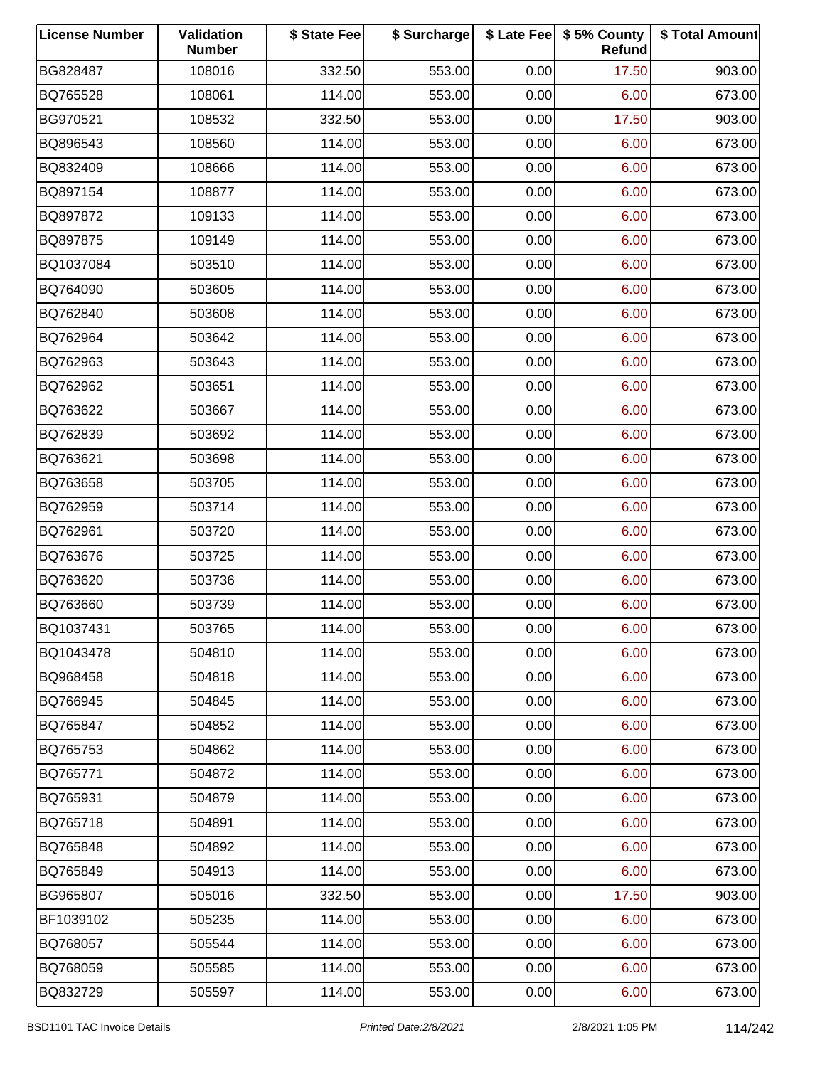| License Number | Validation Number | $ State Fee | $ Surcharge | $ Late Fee | $ 5% County Refund | $ Total Amount |
|---|---|---|---|---|---|---|
| BG828487 | 108016 | 332.50 | 553.00 | 0.00 | 17.50 | 903.00 |
| BQ765528 | 108061 | 114.00 | 553.00 | 0.00 | 6.00 | 673.00 |
| BG970521 | 108532 | 332.50 | 553.00 | 0.00 | 17.50 | 903.00 |
| BQ896543 | 108560 | 114.00 | 553.00 | 0.00 | 6.00 | 673.00 |
| BQ832409 | 108666 | 114.00 | 553.00 | 0.00 | 6.00 | 673.00 |
| BQ897154 | 108877 | 114.00 | 553.00 | 0.00 | 6.00 | 673.00 |
| BQ897872 | 109133 | 114.00 | 553.00 | 0.00 | 6.00 | 673.00 |
| BQ897875 | 109149 | 114.00 | 553.00 | 0.00 | 6.00 | 673.00 |
| BQ1037084 | 503510 | 114.00 | 553.00 | 0.00 | 6.00 | 673.00 |
| BQ764090 | 503605 | 114.00 | 553.00 | 0.00 | 6.00 | 673.00 |
| BQ762840 | 503608 | 114.00 | 553.00 | 0.00 | 6.00 | 673.00 |
| BQ762964 | 503642 | 114.00 | 553.00 | 0.00 | 6.00 | 673.00 |
| BQ762963 | 503643 | 114.00 | 553.00 | 0.00 | 6.00 | 673.00 |
| BQ762962 | 503651 | 114.00 | 553.00 | 0.00 | 6.00 | 673.00 |
| BQ763622 | 503667 | 114.00 | 553.00 | 0.00 | 6.00 | 673.00 |
| BQ762839 | 503692 | 114.00 | 553.00 | 0.00 | 6.00 | 673.00 |
| BQ763621 | 503698 | 114.00 | 553.00 | 0.00 | 6.00 | 673.00 |
| BQ763658 | 503705 | 114.00 | 553.00 | 0.00 | 6.00 | 673.00 |
| BQ762959 | 503714 | 114.00 | 553.00 | 0.00 | 6.00 | 673.00 |
| BQ762961 | 503720 | 114.00 | 553.00 | 0.00 | 6.00 | 673.00 |
| BQ763676 | 503725 | 114.00 | 553.00 | 0.00 | 6.00 | 673.00 |
| BQ763620 | 503736 | 114.00 | 553.00 | 0.00 | 6.00 | 673.00 |
| BQ763660 | 503739 | 114.00 | 553.00 | 0.00 | 6.00 | 673.00 |
| BQ1037431 | 503765 | 114.00 | 553.00 | 0.00 | 6.00 | 673.00 |
| BQ1043478 | 504810 | 114.00 | 553.00 | 0.00 | 6.00 | 673.00 |
| BQ968458 | 504818 | 114.00 | 553.00 | 0.00 | 6.00 | 673.00 |
| BQ766945 | 504845 | 114.00 | 553.00 | 0.00 | 6.00 | 673.00 |
| BQ765847 | 504852 | 114.00 | 553.00 | 0.00 | 6.00 | 673.00 |
| BQ765753 | 504862 | 114.00 | 553.00 | 0.00 | 6.00 | 673.00 |
| BQ765771 | 504872 | 114.00 | 553.00 | 0.00 | 6.00 | 673.00 |
| BQ765931 | 504879 | 114.00 | 553.00 | 0.00 | 6.00 | 673.00 |
| BQ765718 | 504891 | 114.00 | 553.00 | 0.00 | 6.00 | 673.00 |
| BQ765848 | 504892 | 114.00 | 553.00 | 0.00 | 6.00 | 673.00 |
| BQ765849 | 504913 | 114.00 | 553.00 | 0.00 | 6.00 | 673.00 |
| BG965807 | 505016 | 332.50 | 553.00 | 0.00 | 17.50 | 903.00 |
| BF1039102 | 505235 | 114.00 | 553.00 | 0.00 | 6.00 | 673.00 |
| BQ768057 | 505544 | 114.00 | 553.00 | 0.00 | 6.00 | 673.00 |
| BQ768059 | 505585 | 114.00 | 553.00 | 0.00 | 6.00 | 673.00 |
| BQ832729 | 505597 | 114.00 | 553.00 | 0.00 | 6.00 | 673.00 |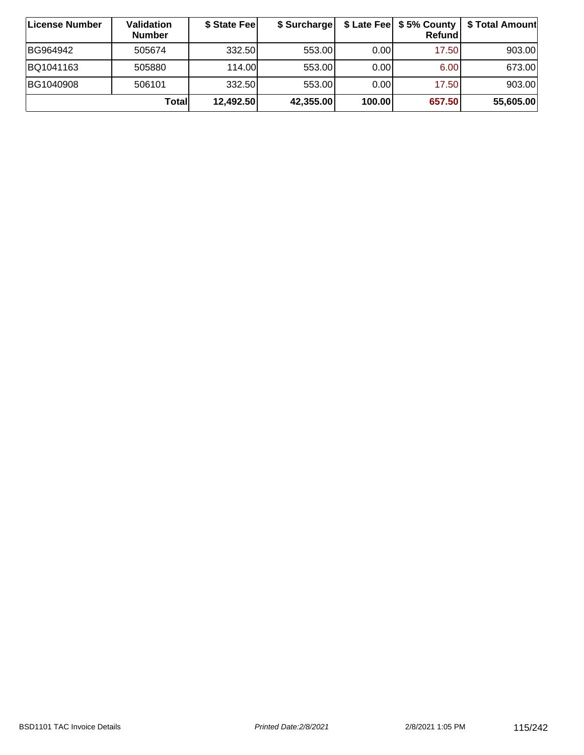| License Number | Validation Number | $ State Fee | $ Surcharge | $ Late Fee | $ 5% County Refund | $ Total Amount |
|---|---|---|---|---|---|---|
| BG964942 | 505674 | 332.50 | 553.00 | 0.00 | 17.50 | 903.00 |
| BQ1041163 | 505880 | 114.00 | 553.00 | 0.00 | 6.00 | 673.00 |
| BG1040908 | 506101 | 332.50 | 553.00 | 0.00 | 17.50 | 903.00 |
| | **Total** | **12,492.50** | **42,355.00** | **100.00** | **657.50** | **55,605.00** |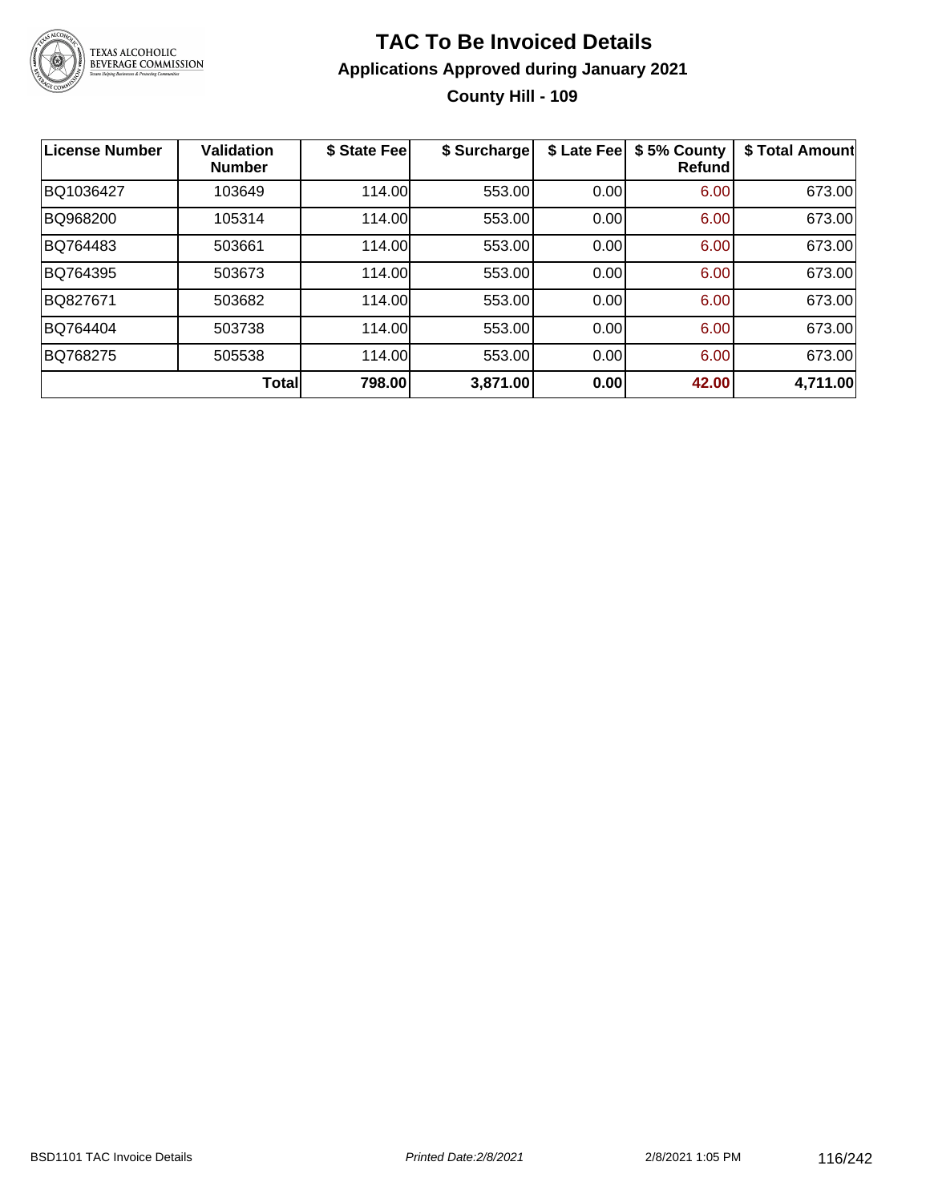# TAC To Be Invoiced Details

## Applications Approved during January 2021

### County Hill - 109

| License Number | Validation Number | $ State Fee | $ Surcharge | $ Late Fee | $ 5% County Refund | $ Total Amount |
|---|---|---|---|---|---|---|
| BQ1036427 | 103649 | 114.00 | 553.00 | 0.00 | 6.00 | 673.00 |
| BQ968200 | 105314 | 114.00 | 553.00 | 0.00 | 6.00 | 673.00 |
| BQ764483 | 503661 | 114.00 | 553.00 | 0.00 | 6.00 | 673.00 |
| BQ764395 | 503673 | 114.00 | 553.00 | 0.00 | 6.00 | 673.00 |
| BQ827671 | 503682 | 114.00 | 553.00 | 0.00 | 6.00 | 673.00 |
| BQ764404 | 503738 | 114.00 | 553.00 | 0.00 | 6.00 | 673.00 |
| BQ768275 | 505538 | 114.00 | 553.00 | 0.00 | 6.00 | 673.00 |
| | **Total** | **798.00** | **3,871.00** | **0.00** | **42.00** | **4,711.00** |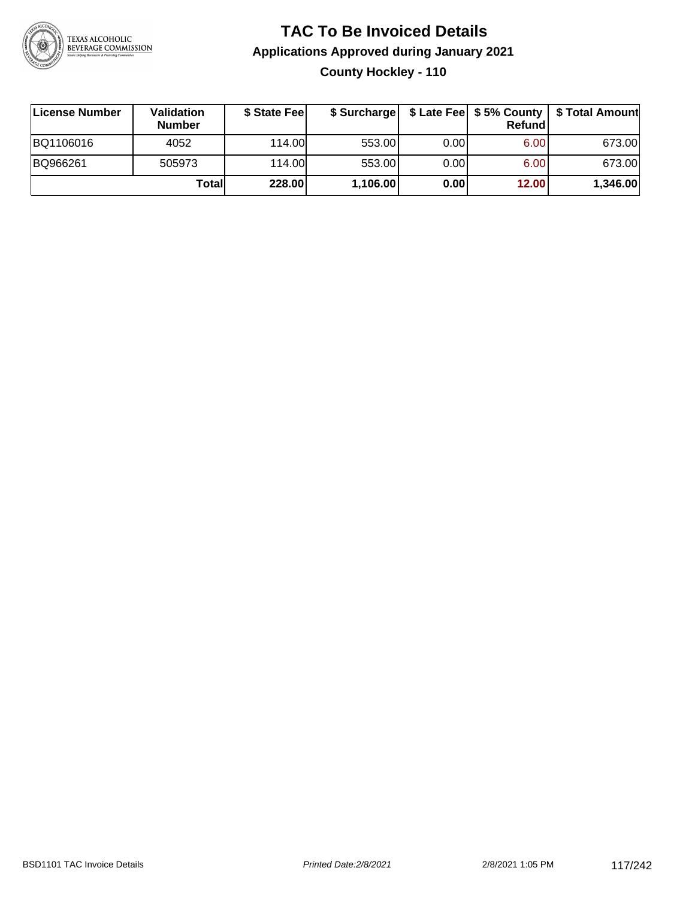# TAC To Be Invoiced Details

## Applications Approved during January 2021

### County Hockley - 110

| License Number | Validation Number | $ State Fee | $ Surcharge | $ Late Fee | $ 5% County Refund | $ Total Amount |
|---|---|---|---|---|---|---|
| BQ1106016 | 4052 | 114.00 | 553.00 | 0.00 | 6.00 | 673.00 |
| BQ966261 | 505973 | 114.00 | 553.00 | 0.00 | 6.00 | 673.00 |
| | **Total** | **228.00** | **1,106.00** | **0.00** | **12.00** | **1,346.00** |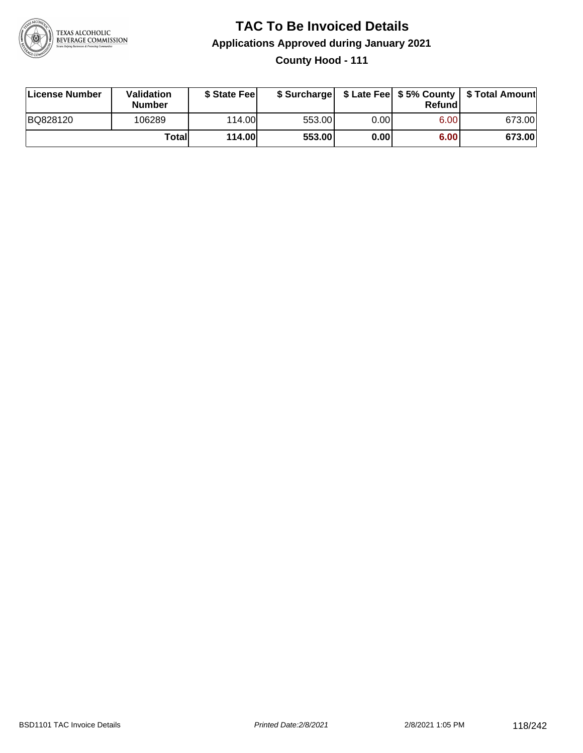# TAC To Be Invoiced Details

## Applications Approved during January 2021

### County Hood - 111

| License Number | Validation Number | $ State Fee | $ Surcharge | $ Late Fee | $ 5% County Refund | $ Total Amount |
|---|---|---|---|---|---|---|
| BQ828120 | 106289 | 114.00 | 553.00 | 0.00 | 6.00 | 673.00 |
| | **Total** | **114.00** | **553.00** | **0.00** | **6.00** | **673.00** |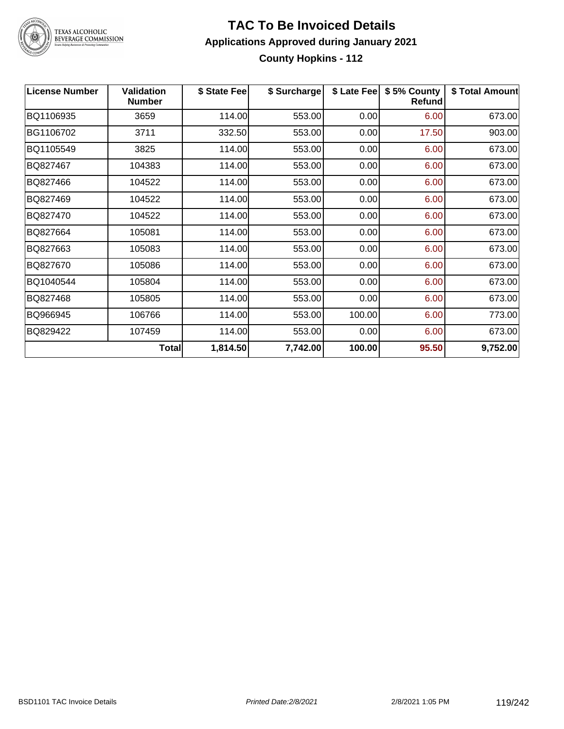# TAC To Be Invoiced Details

## Applications Approved during January 2021

### County Hopkins - 112

| License Number | Validation Number | $ State Fee | $ Surcharge | $ Late Fee | $ 5% County Refund | $ Total Amount |
|---|---|---|---|---|---|---|
| BQ1106935 | 3659 | 114.00 | 553.00 | 0.00 | 6.00 | 673.00 |
| BG1106702 | 3711 | 332.50 | 553.00 | 0.00 | 17.50 | 903.00 |
| BQ1105549 | 3825 | 114.00 | 553.00 | 0.00 | 6.00 | 673.00 |
| BQ827467 | 104383 | 114.00 | 553.00 | 0.00 | 6.00 | 673.00 |
| BQ827466 | 104522 | 114.00 | 553.00 | 0.00 | 6.00 | 673.00 |
| BQ827469 | 104522 | 114.00 | 553.00 | 0.00 | 6.00 | 673.00 |
| BQ827470 | 104522 | 114.00 | 553.00 | 0.00 | 6.00 | 673.00 |
| BQ827664 | 105081 | 114.00 | 553.00 | 0.00 | 6.00 | 673.00 |
| BQ827663 | 105083 | 114.00 | 553.00 | 0.00 | 6.00 | 673.00 |
| BQ827670 | 105086 | 114.00 | 553.00 | 0.00 | 6.00 | 673.00 |
| BQ1040544 | 105804 | 114.00 | 553.00 | 0.00 | 6.00 | 673.00 |
| BQ827468 | 105805 | 114.00 | 553.00 | 0.00 | 6.00 | 673.00 |
| BQ966945 | 106766 | 114.00 | 553.00 | 100.00 | 6.00 | 773.00 |
| BQ829422 | 107459 | 114.00 | 553.00 | 0.00 | 6.00 | 673.00 |
| | **Total** | **1,814.50** | **7,742.00** | **100.00** | **95.50** | **9,752.00** |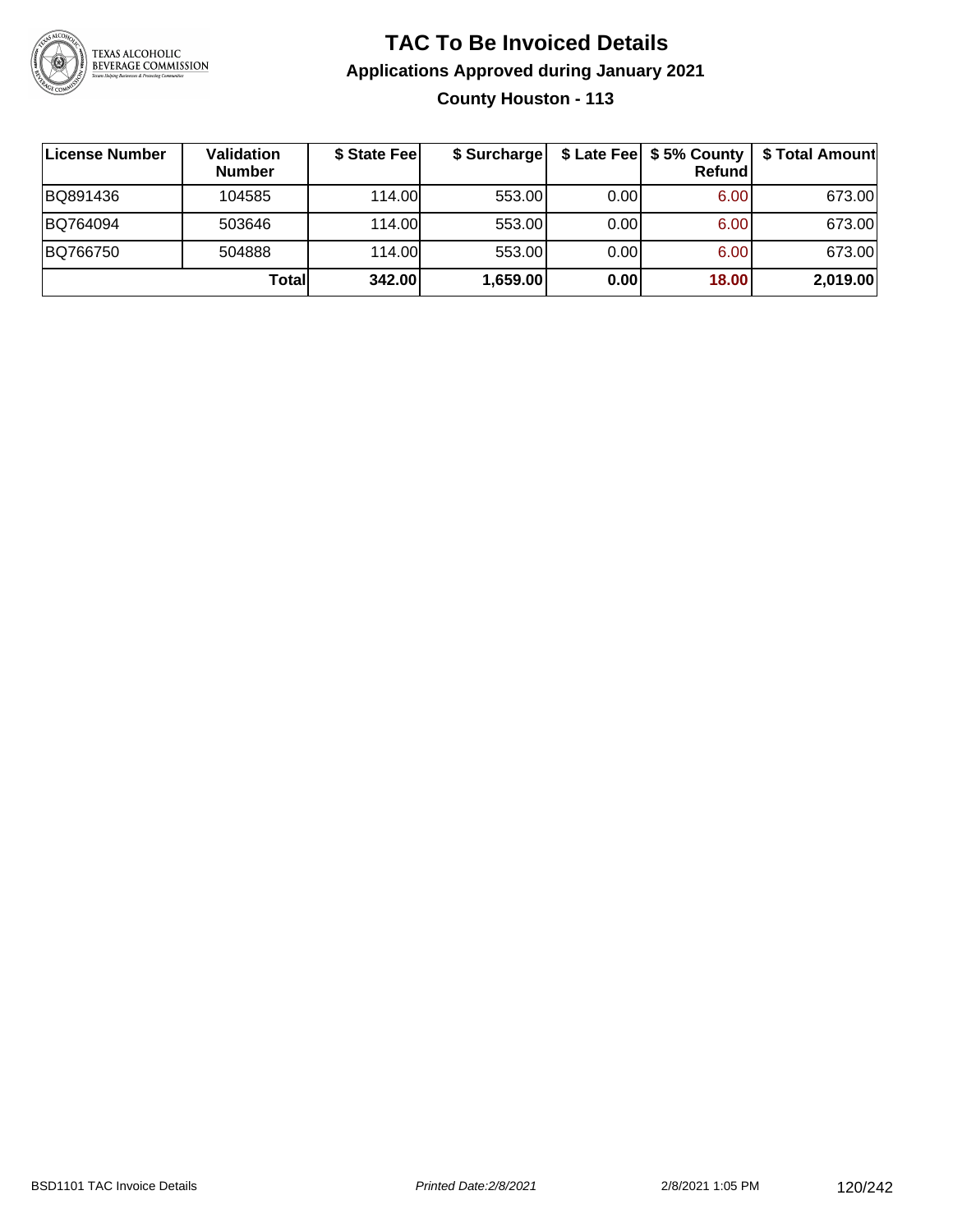# TAC To Be Invoiced Details

## Applications Approved during January 2021

### County Houston - 113

| License Number | Validation Number | $ State Fee | $ Surcharge | $ Late Fee | $ 5% County Refund | $ Total Amount |
|---|---|---|---|---|---|---|
| BQ891436 | 104585 | 114.00 | 553.00 | 0.00 | 6.00 | 673.00 |
| BQ764094 | 503646 | 114.00 | 553.00 | 0.00 | 6.00 | 673.00 |
| BQ766750 | 504888 | 114.00 | 553.00 | 0.00 | 6.00 | 673.00 |
| | **Total** | **342.00** | **1,659.00** | **0.00** | **18.00** | **2,019.00** |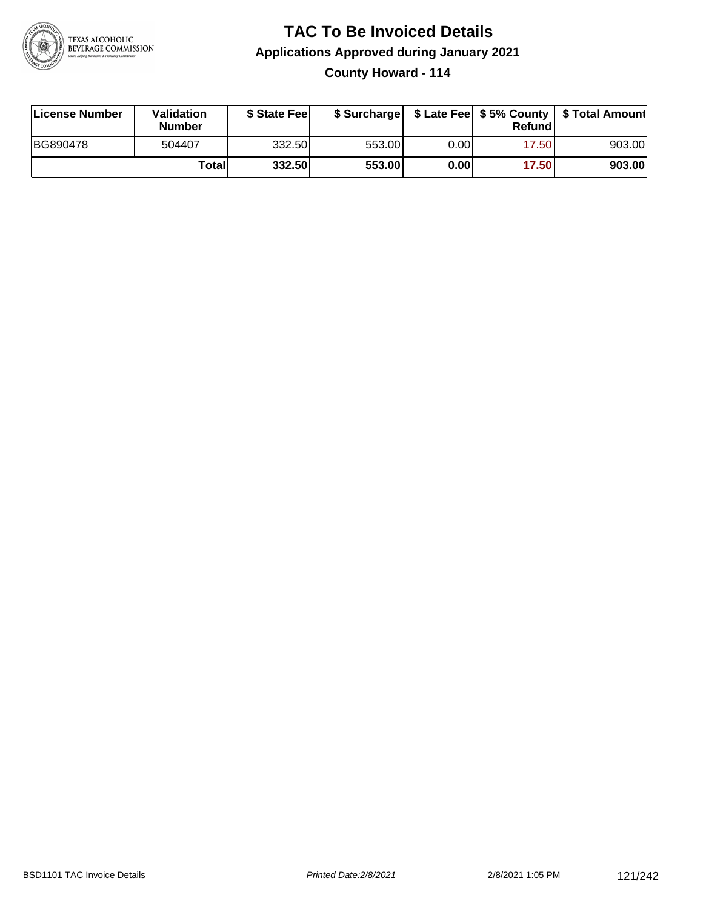# TAC To Be Invoiced Details

## Applications Approved during January 2021

### County Howard - 114

| License Number | Validation Number | $ State Fee | $ Surcharge | $ Late Fee | $ 5% County Refund | $ Total Amount |
|---|---|---|---|---|---|---|
| BG890478 | 504407 | 332.50 | 553.00 | 0.00 | 17.50 | 903.00 |
| | **Total** | **332.50** | **553.00** | **0.00** | **17.50** | **903.00** |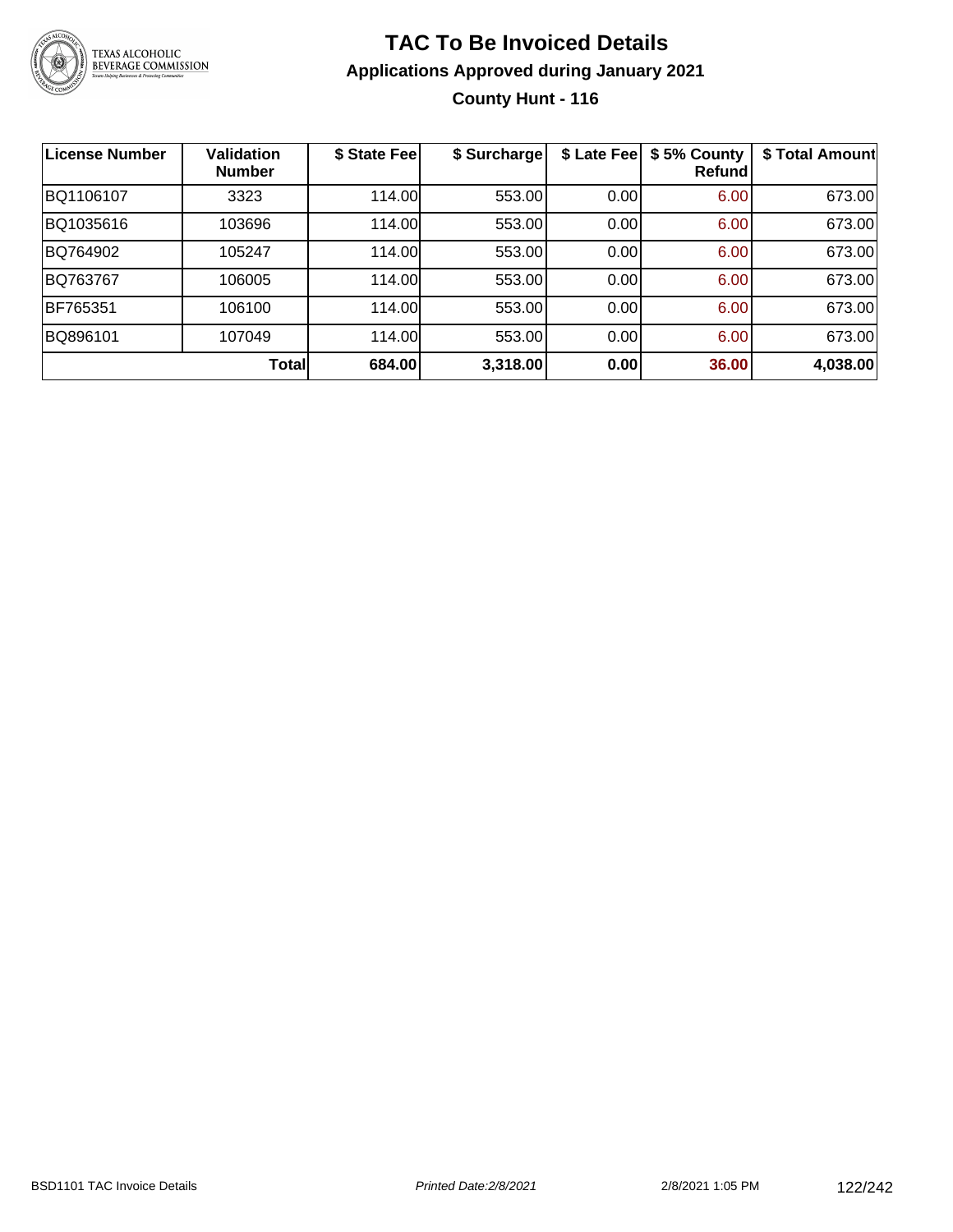# TAC To Be Invoiced Details

## Applications Approved during January 2021

### County Hunt - 116

| License Number | Validation Number | $ State Fee | $ Surcharge | $ Late Fee | $ 5% County Refund | $ Total Amount |
|---|---|---|---|---|---|---|
| BQ1106107 | 3323 | 114.00 | 553.00 | 0.00 | 6.00 | 673.00 |
| BQ1035616 | 103696 | 114.00 | 553.00 | 0.00 | 6.00 | 673.00 |
| BQ764902 | 105247 | 114.00 | 553.00 | 0.00 | 6.00 | 673.00 |
| BQ763767 | 106005 | 114.00 | 553.00 | 0.00 | 6.00 | 673.00 |
| BF765351 | 106100 | 114.00 | 553.00 | 0.00 | 6.00 | 673.00 |
| BQ896101 | 107049 | 114.00 | 553.00 | 0.00 | 6.00 | 673.00 |
| | **Total** | **684.00** | **3,318.00** | **0.00** | **36.00** | **4,038.00** |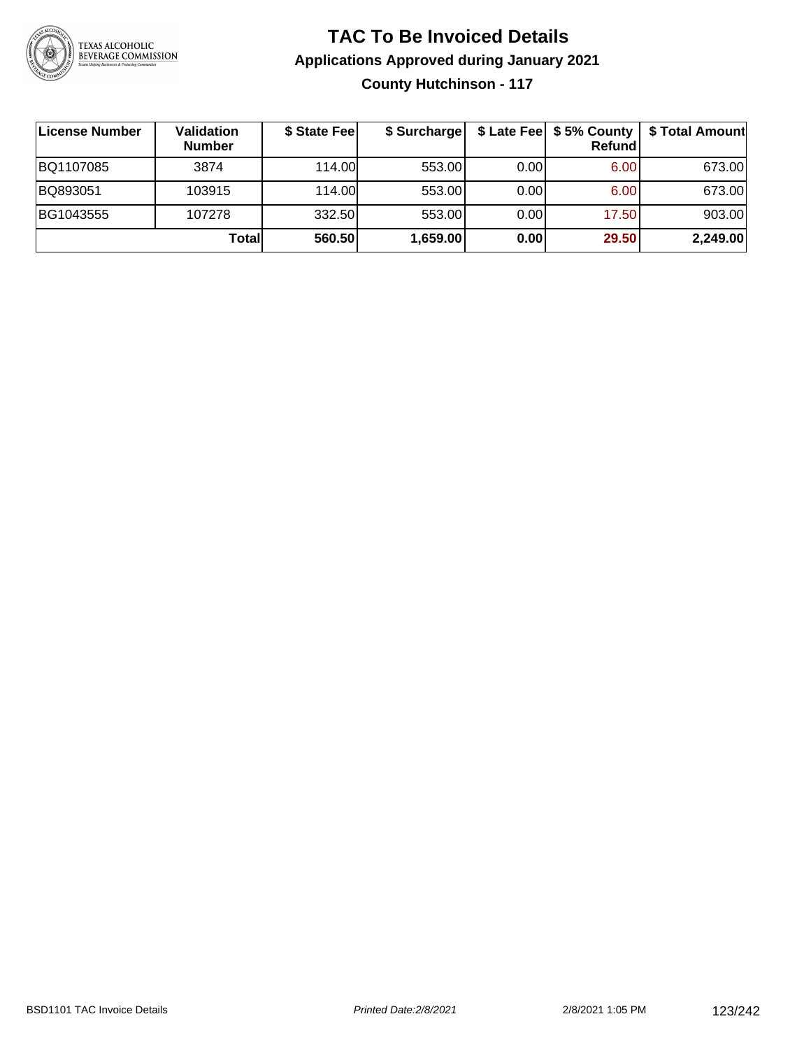# TAC To Be Invoiced Details

## Applications Approved during January 2021

### County Hutchinson - 117

| License Number | Validation Number | $ State Fee | $ Surcharge | $ Late Fee | $ 5% County Refund | $ Total Amount |
|---|---|---|---|---|---|---|
| BQ1107085 | 3874 | 114.00 | 553.00 | 0.00 | 6.00 | 673.00 |
| BQ893051 | 103915 | 114.00 | 553.00 | 0.00 | 6.00 | 673.00 |
| BG1043555 | 107278 | 332.50 | 553.00 | 0.00 | 17.50 | 903.00 |
| | **Total** | **560.50** | **1,659.00** | **0.00** | **29.50** | **2,249.00** |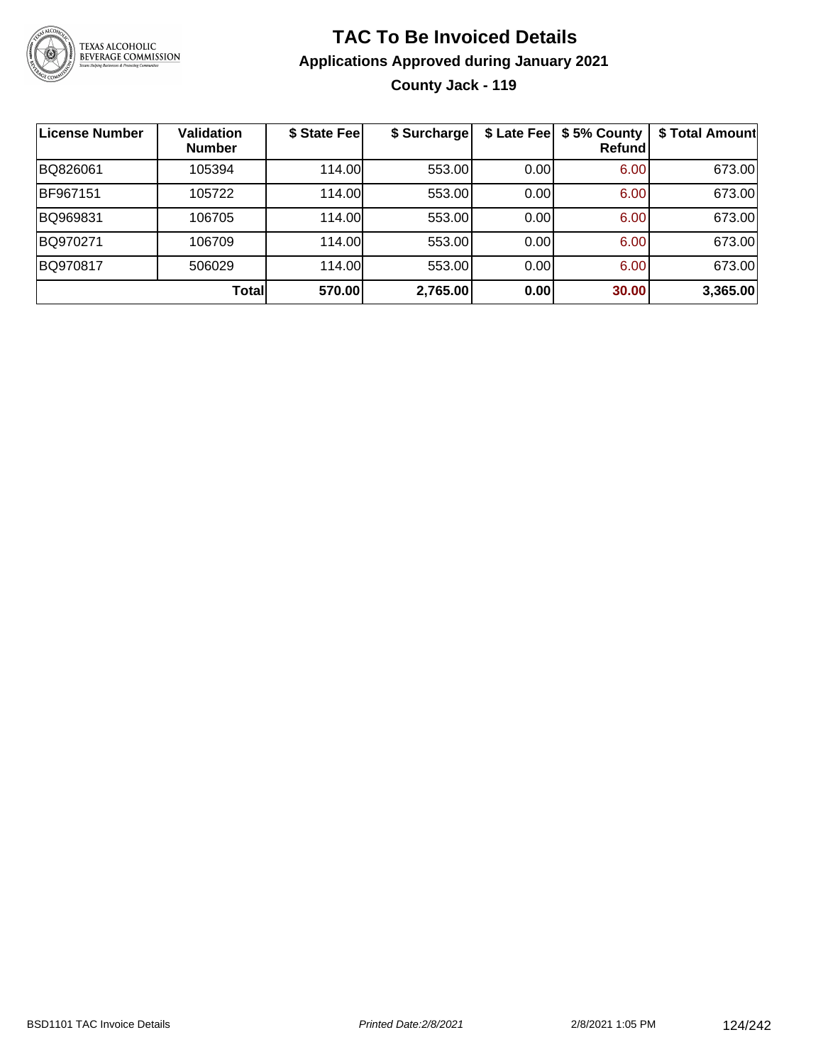# TAC To Be Invoiced Details

## Applications Approved during January 2021

### County Jack - 119

| License Number | Validation Number | $ State Fee | $ Surcharge | $ Late Fee | $ 5% County Refund | $ Total Amount |
|---|---|---|---|---|---|---|
| BQ826061 | 105394 | 114.00 | 553.00 | 0.00 | 6.00 | 673.00 |
| BF967151 | 105722 | 114.00 | 553.00 | 0.00 | 6.00 | 673.00 |
| BQ969831 | 106705 | 114.00 | 553.00 | 0.00 | 6.00 | 673.00 |
| BQ970271 | 106709 | 114.00 | 553.00 | 0.00 | 6.00 | 673.00 |
| BQ970817 | 506029 | 114.00 | 553.00 | 0.00 | 6.00 | 673.00 |
| | **Total** | **570.00** | **2,765.00** | **0.00** | **30.00** | **3,365.00** |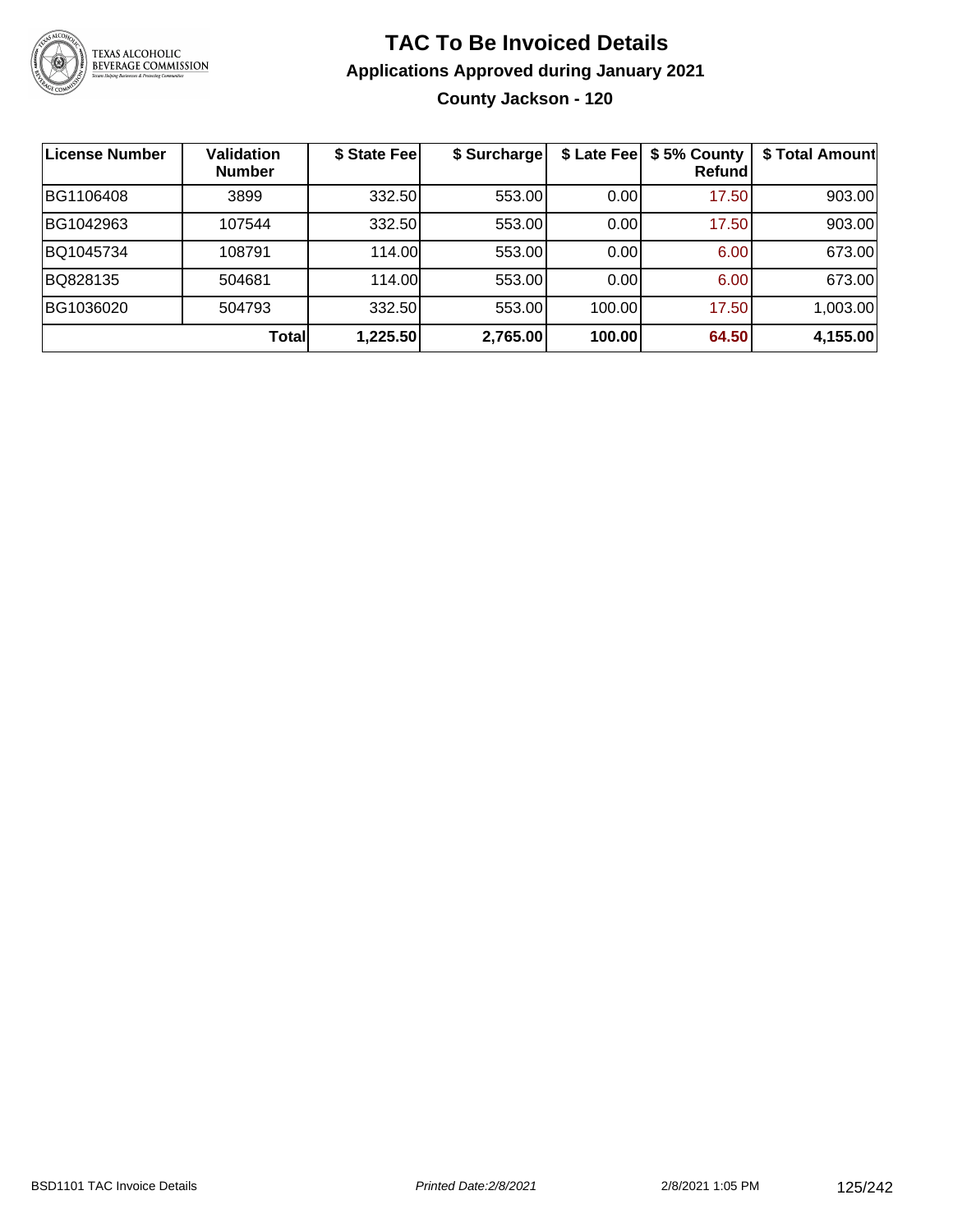# TAC To Be Invoiced Details

## Applications Approved during January 2021

### County Jackson - 120

| License Number | Validation Number | $ State Fee | $ Surcharge | $ Late Fee | $ 5% County Refund | $ Total Amount |
|---|---|---|---|---|---|---|
| BG1106408 | 3899 | 332.50 | 553.00 | 0.00 | 17.50 | 903.00 |
| BG1042963 | 107544 | 332.50 | 553.00 | 0.00 | 17.50 | 903.00 |
| BQ1045734 | 108791 | 114.00 | 553.00 | 0.00 | 6.00 | 673.00 |
| BQ828135 | 504681 | 114.00 | 553.00 | 0.00 | 6.00 | 673.00 |
| BG1036020 | 504793 | 332.50 | 553.00 | 100.00 | 17.50 | 1,003.00 |
| | **Total** | **1,225.50** | **2,765.00** | **100.00** | **64.50** | **4,155.00** |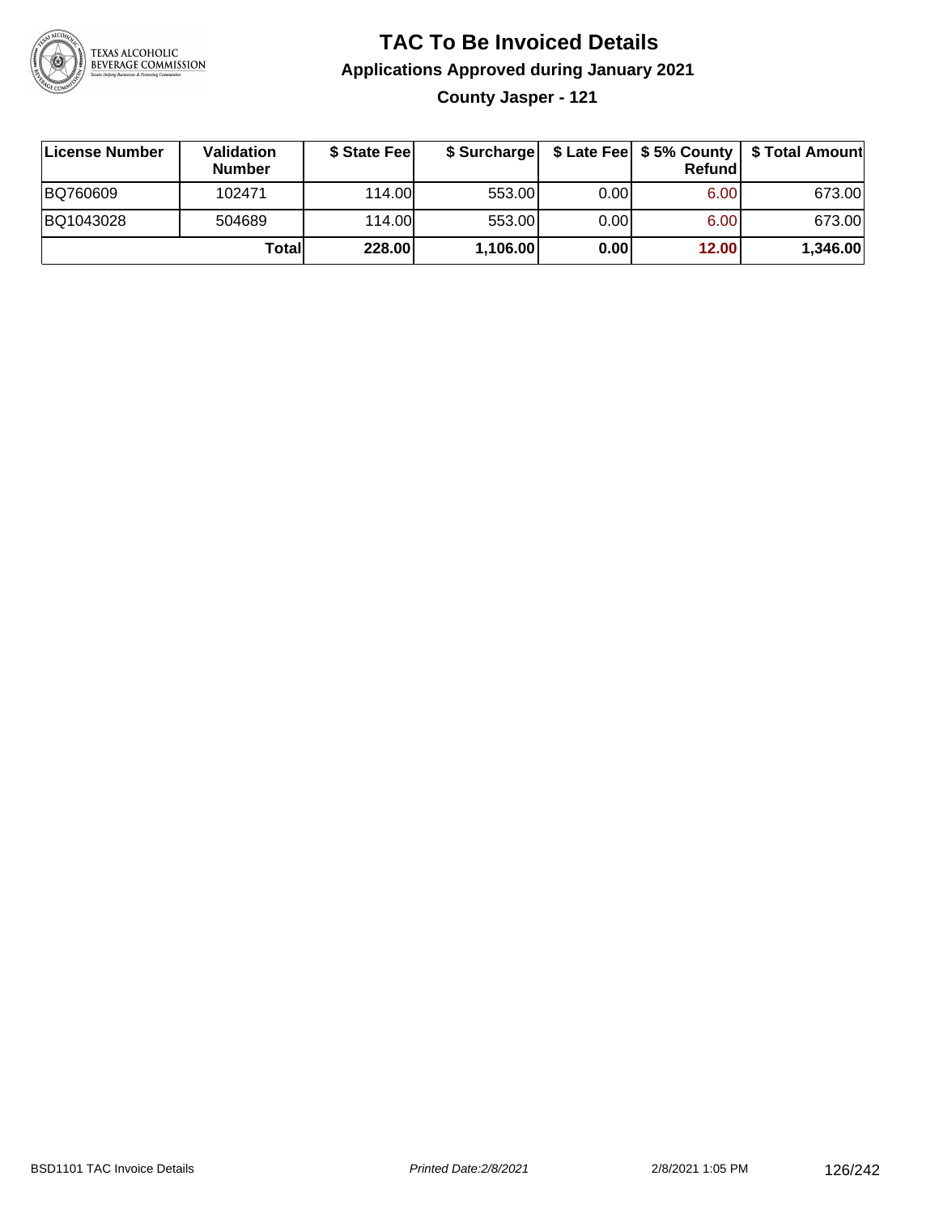# TAC To Be Invoiced Details

## Applications Approved during January 2021

### County Jasper - 121

| License Number | Validation Number | $ State Fee | $ Surcharge | $ Late Fee | $ 5% County Refund | $ Total Amount |
|---|---|---|---|---|---|---|
| BQ760609 | 102471 | 114.00 | 553.00 | 0.00 | 6.00 | 673.00 |
| BQ1043028 | 504689 | 114.00 | 553.00 | 0.00 | 6.00 | 673.00 |
| | **Total** | **228.00** | **1,106.00** | **0.00** | **12.00** | **1,346.00** |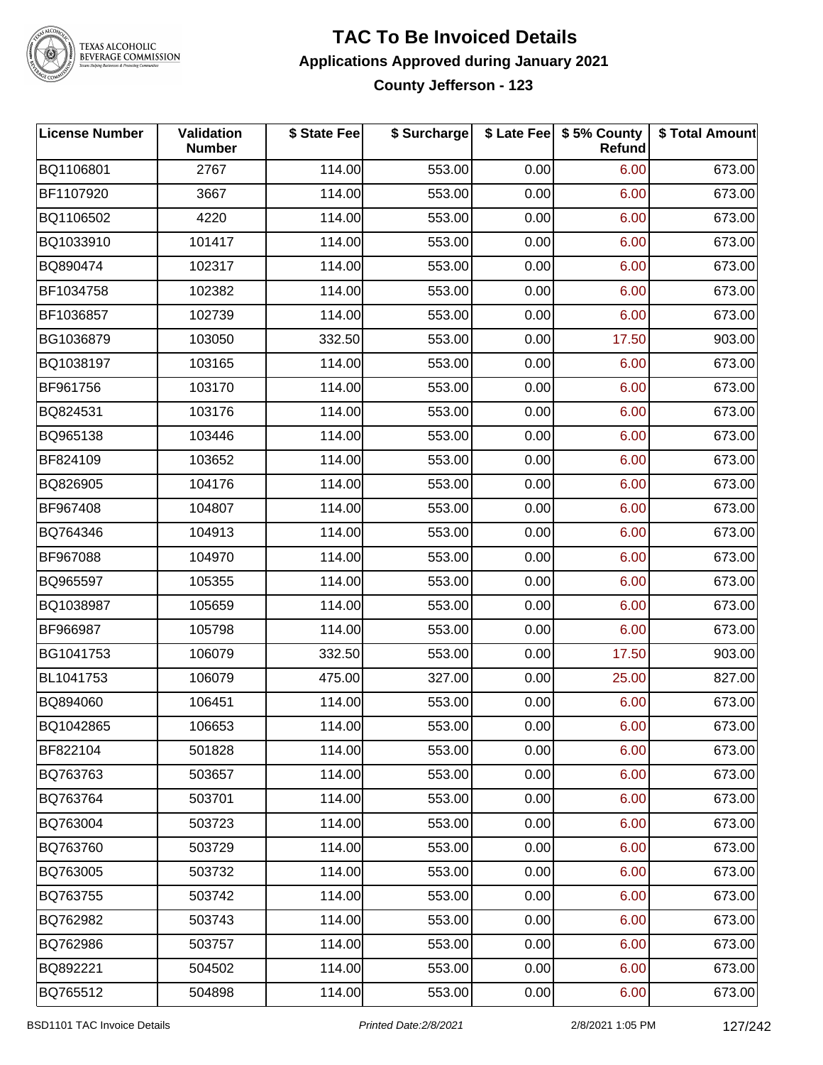# TAC To Be Invoiced Details

## Applications Approved during January 2021

### County Jefferson - 123

| License Number | Validation Number | $ State Fee | $ Surcharge | $ Late Fee | $ 5% County Refund | $ Total Amount |
|---|---|---|---|---|---|---|
| BQ1106801 | 2767 | 114.00 | 553.00 | 0.00 | 6.00 | 673.00 |
| BF1107920 | 3667 | 114.00 | 553.00 | 0.00 | 6.00 | 673.00 |
| BQ1106502 | 4220 | 114.00 | 553.00 | 0.00 | 6.00 | 673.00 |
| BQ1033910 | 101417 | 114.00 | 553.00 | 0.00 | 6.00 | 673.00 |
| BQ890474 | 102317 | 114.00 | 553.00 | 0.00 | 6.00 | 673.00 |
| BF1034758 | 102382 | 114.00 | 553.00 | 0.00 | 6.00 | 673.00 |
| BF1036857 | 102739 | 114.00 | 553.00 | 0.00 | 6.00 | 673.00 |
| BG1036879 | 103050 | 332.50 | 553.00 | 0.00 | 17.50 | 903.00 |
| BQ1038197 | 103165 | 114.00 | 553.00 | 0.00 | 6.00 | 673.00 |
| BF961756 | 103170 | 114.00 | 553.00 | 0.00 | 6.00 | 673.00 |
| BQ824531 | 103176 | 114.00 | 553.00 | 0.00 | 6.00 | 673.00 |
| BQ965138 | 103446 | 114.00 | 553.00 | 0.00 | 6.00 | 673.00 |
| BF824109 | 103652 | 114.00 | 553.00 | 0.00 | 6.00 | 673.00 |
| BQ826905 | 104176 | 114.00 | 553.00 | 0.00 | 6.00 | 673.00 |
| BF967408 | 104807 | 114.00 | 553.00 | 0.00 | 6.00 | 673.00 |
| BQ764346 | 104913 | 114.00 | 553.00 | 0.00 | 6.00 | 673.00 |
| BF967088 | 104970 | 114.00 | 553.00 | 0.00 | 6.00 | 673.00 |
| BQ965597 | 105355 | 114.00 | 553.00 | 0.00 | 6.00 | 673.00 |
| BQ1038987 | 105659 | 114.00 | 553.00 | 0.00 | 6.00 | 673.00 |
| BF966987 | 105798 | 114.00 | 553.00 | 0.00 | 6.00 | 673.00 |
| BG1041753 | 106079 | 332.50 | 553.00 | 0.00 | 17.50 | 903.00 |
| BL1041753 | 106079 | 475.00 | 327.00 | 0.00 | 25.00 | 827.00 |
| BQ894060 | 106451 | 114.00 | 553.00 | 0.00 | 6.00 | 673.00 |
| BQ1042865 | 106653 | 114.00 | 553.00 | 0.00 | 6.00 | 673.00 |
| BF822104 | 501828 | 114.00 | 553.00 | 0.00 | 6.00 | 673.00 |
| BQ763763 | 503657 | 114.00 | 553.00 | 0.00 | 6.00 | 673.00 |
| BQ763764 | 503701 | 114.00 | 553.00 | 0.00 | 6.00 | 673.00 |
| BQ763004 | 503723 | 114.00 | 553.00 | 0.00 | 6.00 | 673.00 |
| BQ763760 | 503729 | 114.00 | 553.00 | 0.00 | 6.00 | 673.00 |
| BQ763005 | 503732 | 114.00 | 553.00 | 0.00 | 6.00 | 673.00 |
| BQ763755 | 503742 | 114.00 | 553.00 | 0.00 | 6.00 | 673.00 |
| BQ762982 | 503743 | 114.00 | 553.00 | 0.00 | 6.00 | 673.00 |
| BQ762986 | 503757 | 114.00 | 553.00 | 0.00 | 6.00 | 673.00 |
| BQ892221 | 504502 | 114.00 | 553.00 | 0.00 | 6.00 | 673.00 |
| BQ765512 | 504898 | 114.00 | 553.00 | 0.00 | 6.00 | 673.00 |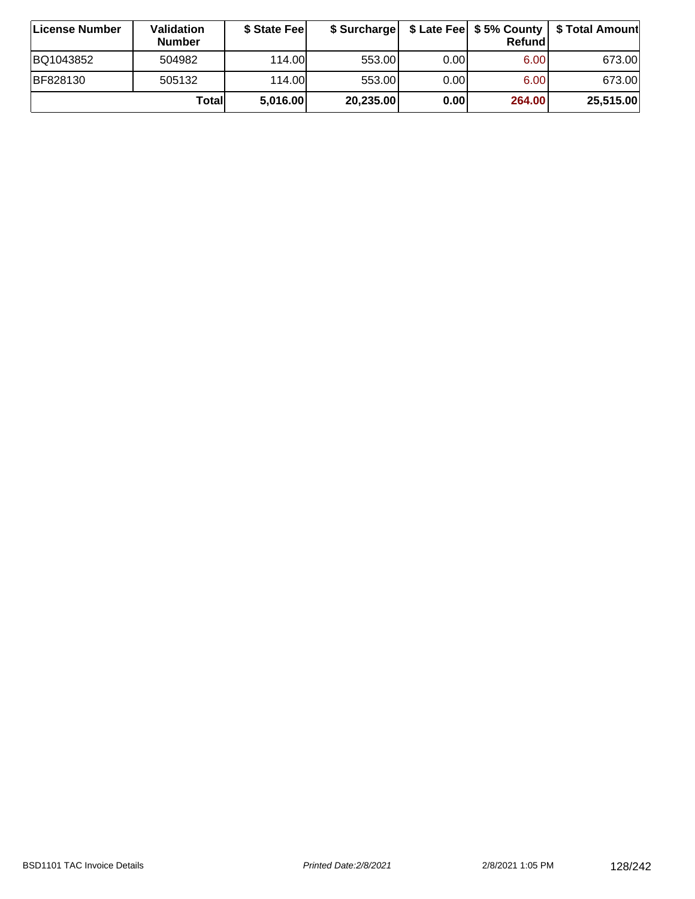| License Number | Validation Number | $ State Fee | $ Surcharge | $ Late Fee | $ 5% County Refund | $ Total Amount |
|---|---|---|---|---|---|---|
| BQ1043852 | 504982 | 114.00 | 553.00 | 0.00 | 6.00 | 673.00 |
| BF828130 | 505132 | 114.00 | 553.00 | 0.00 | 6.00 | 673.00 |
| | **Total** | **5,016.00** | **20,235.00** | **0.00** | **264.00** | **25,515.00** |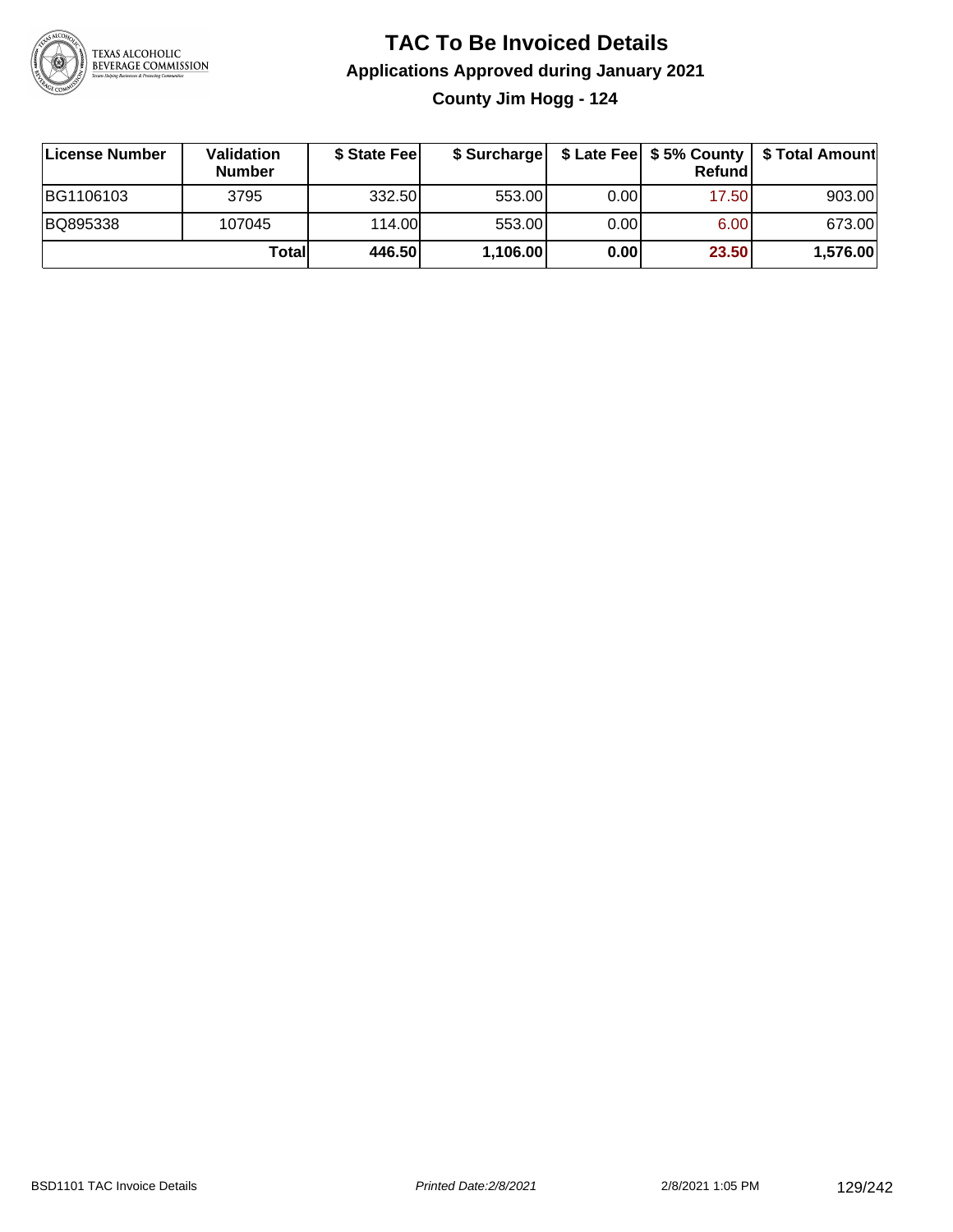# TAC To Be Invoiced Details

## Applications Approved during January 2021

### County Jim Hogg - 124

| License Number | Validation Number | $ State Fee | $ Surcharge | $ Late Fee | $ 5% County Refund | $ Total Amount |
|---|---|---|---|---|---|---|
| BG1106103 | 3795 | 332.50 | 553.00 | 0.00 | 17.50 | 903.00 |
| BQ895338 | 107045 | 114.00 | 553.00 | 0.00 | 6.00 | 673.00 |
| | **Total** | **446.50** | **1,106.00** | **0.00** | **23.50** | **1,576.00** |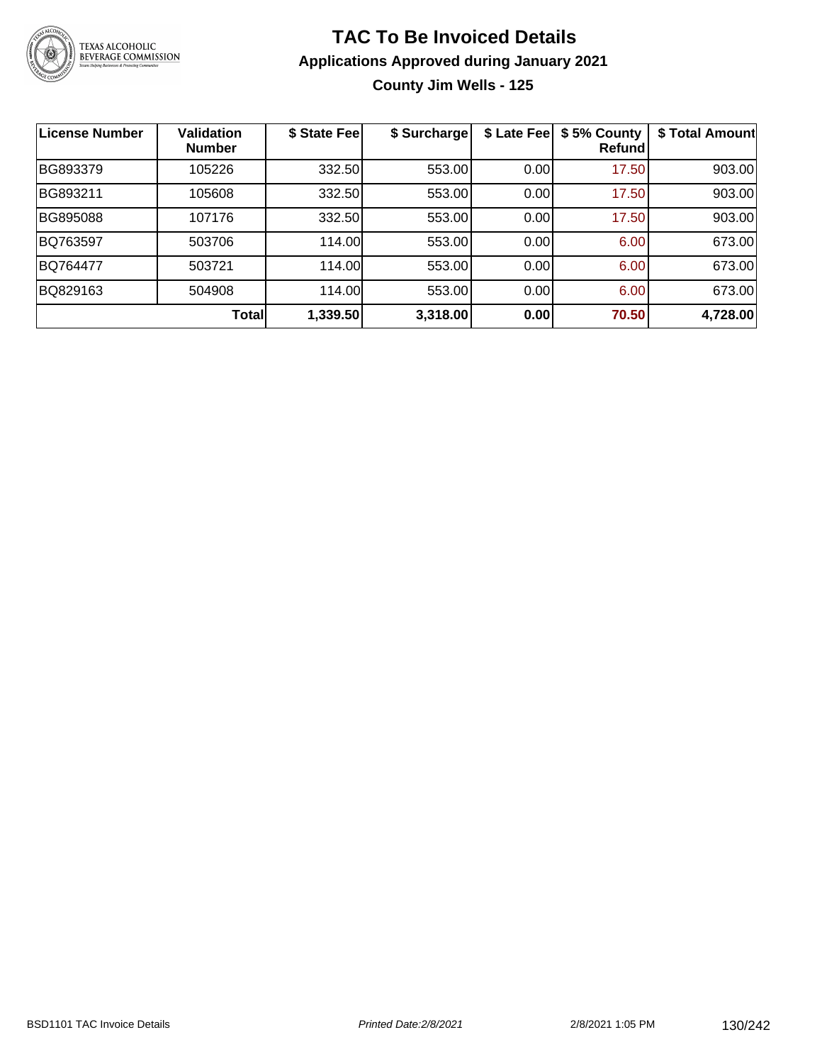# TAC To Be Invoiced Details

## Applications Approved during January 2021

### County Jim Wells - 125

| License Number | Validation Number | $ State Fee | $ Surcharge | $ Late Fee | $ 5% County Refund | $ Total Amount |
|---|---|---|---|---|---|---|
| BG893379 | 105226 | 332.50 | 553.00 | 0.00 | 17.50 | 903.00 |
| BG893211 | 105608 | 332.50 | 553.00 | 0.00 | 17.50 | 903.00 |
| BG895088 | 107176 | 332.50 | 553.00 | 0.00 | 17.50 | 903.00 |
| BQ763597 | 503706 | 114.00 | 553.00 | 0.00 | 6.00 | 673.00 |
| BQ764477 | 503721 | 114.00 | 553.00 | 0.00 | 6.00 | 673.00 |
| BQ829163 | 504908 | 114.00 | 553.00 | 0.00 | 6.00 | 673.00 |
| | **Total** | **1,339.50** | **3,318.00** | **0.00** | **70.50** | **4,728.00** |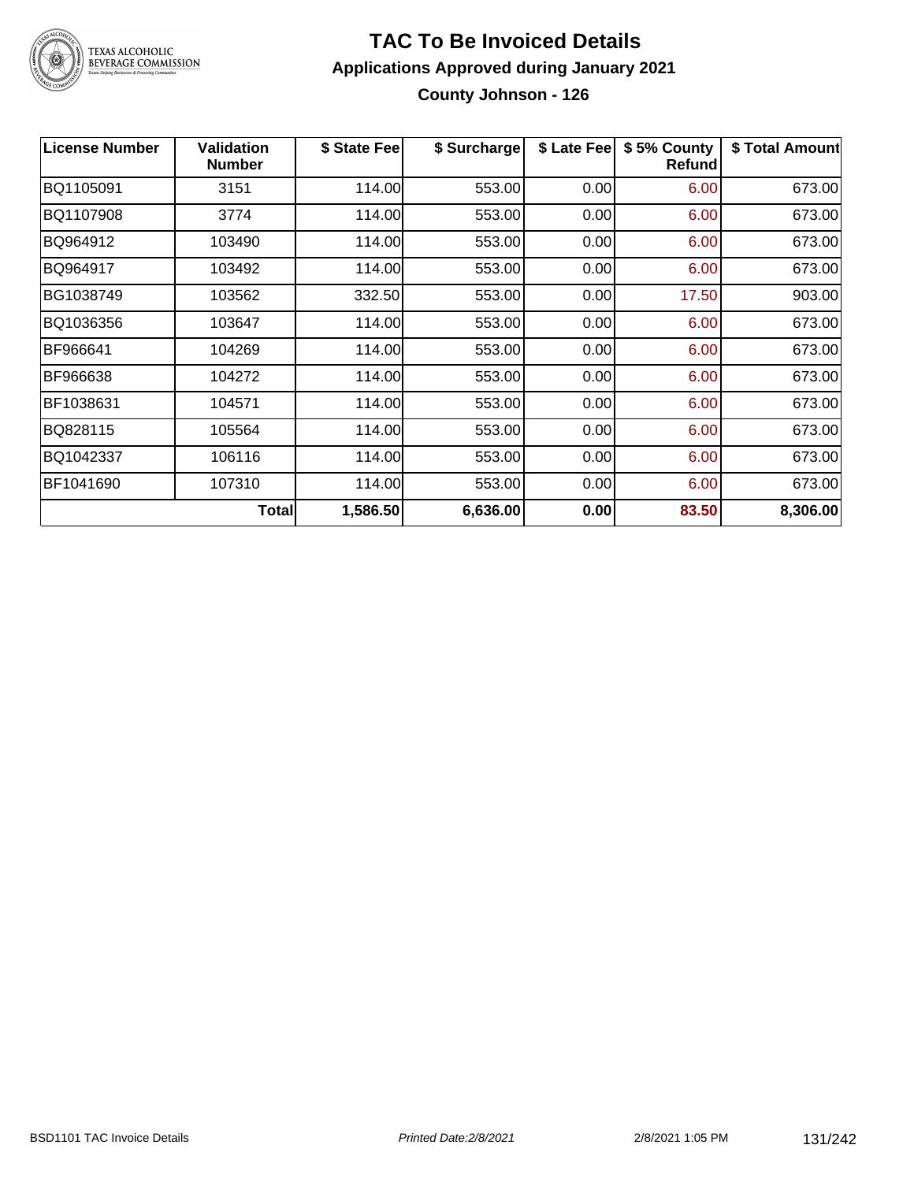# TAC To Be Invoiced Details

## Applications Approved during January 2021

### County Johnson - 126

| License Number | Validation Number | $ State Fee | $ Surcharge | $ Late Fee | $ 5% County Refund | $ Total Amount |
|---|---|---|---|---|---|---|
| BQ1105091 | 3151 | 114.00 | 553.00 | 0.00 | 6.00 | 673.00 |
| BQ1107908 | 3774 | 114.00 | 553.00 | 0.00 | 6.00 | 673.00 |
| BQ964912 | 103490 | 114.00 | 553.00 | 0.00 | 6.00 | 673.00 |
| BQ964917 | 103492 | 114.00 | 553.00 | 0.00 | 6.00 | 673.00 |
| BG1038749 | 103562 | 332.50 | 553.00 | 0.00 | 17.50 | 903.00 |
| BQ1036356 | 103647 | 114.00 | 553.00 | 0.00 | 6.00 | 673.00 |
| BF966641 | 104269 | 114.00 | 553.00 | 0.00 | 6.00 | 673.00 |
| BF966638 | 104272 | 114.00 | 553.00 | 0.00 | 6.00 | 673.00 |
| BF1038631 | 104571 | 114.00 | 553.00 | 0.00 | 6.00 | 673.00 |
| BQ828115 | 105564 | 114.00 | 553.00 | 0.00 | 6.00 | 673.00 |
| BQ1042337 | 106116 | 114.00 | 553.00 | 0.00 | 6.00 | 673.00 |
| BF1041690 | 107310 | 114.00 | 553.00 | 0.00 | 6.00 | 673.00 |
| | **Total** | **1,586.50** | **6,636.00** | **0.00** | **83.50** | **8,306.00** |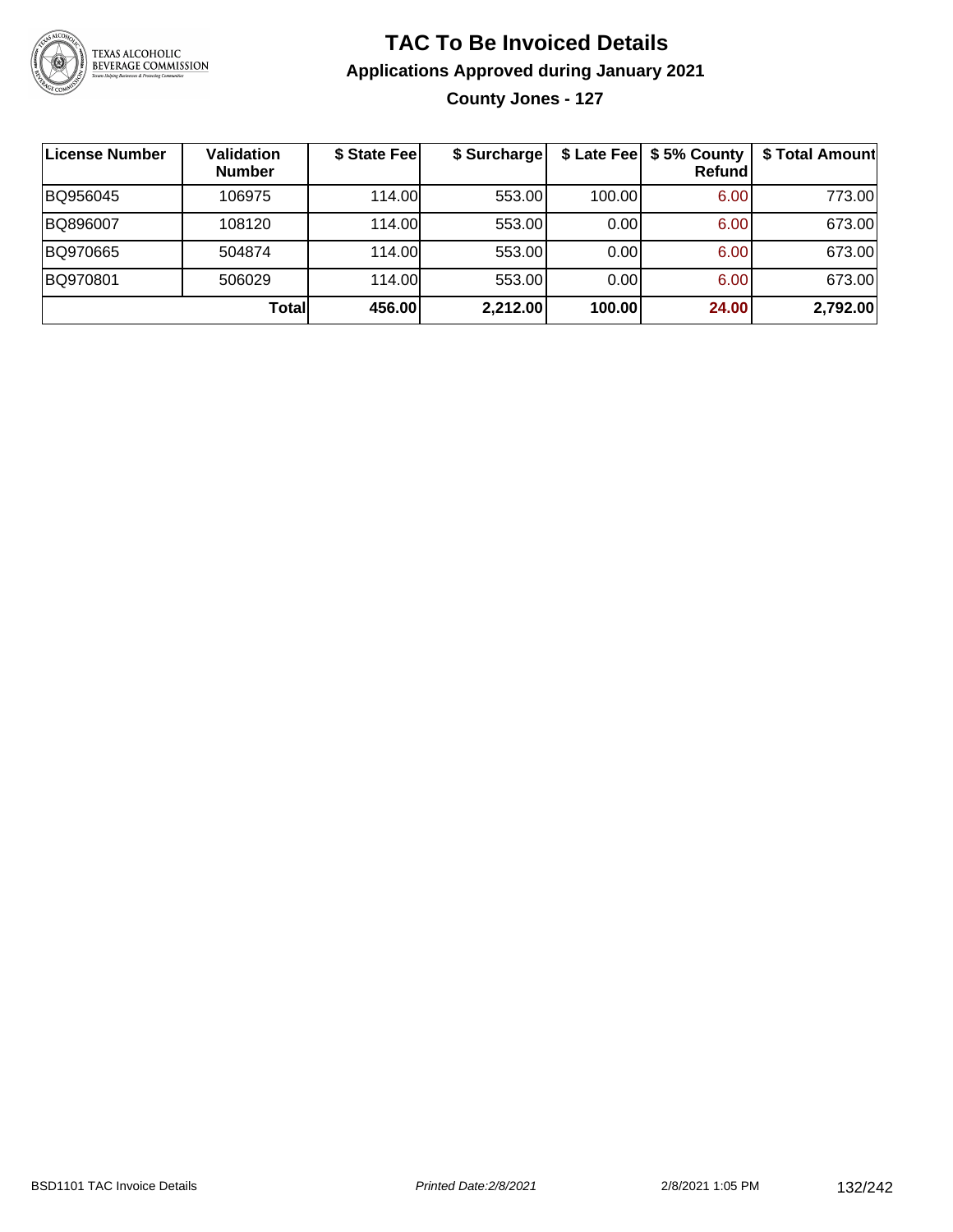# TAC To Be Invoiced Details

## Applications Approved during January 2021

### County Jones - 127

| License Number | Validation Number | $ State Fee | $ Surcharge | $ Late Fee | $ 5% County Refund | $ Total Amount |
|---|---|---|---|---|---|---|
| BQ956045 | 106975 | 114.00 | 553.00 | 100.00 | 6.00 | 773.00 |
| BQ896007 | 108120 | 114.00 | 553.00 | 0.00 | 6.00 | 673.00 |
| BQ970665 | 504874 | 114.00 | 553.00 | 0.00 | 6.00 | 673.00 |
| BQ970801 | 506029 | 114.00 | 553.00 | 0.00 | 6.00 | 673.00 |
| | **Total** | **456.00** | **2,212.00** | **100.00** | **24.00** | **2,792.00** |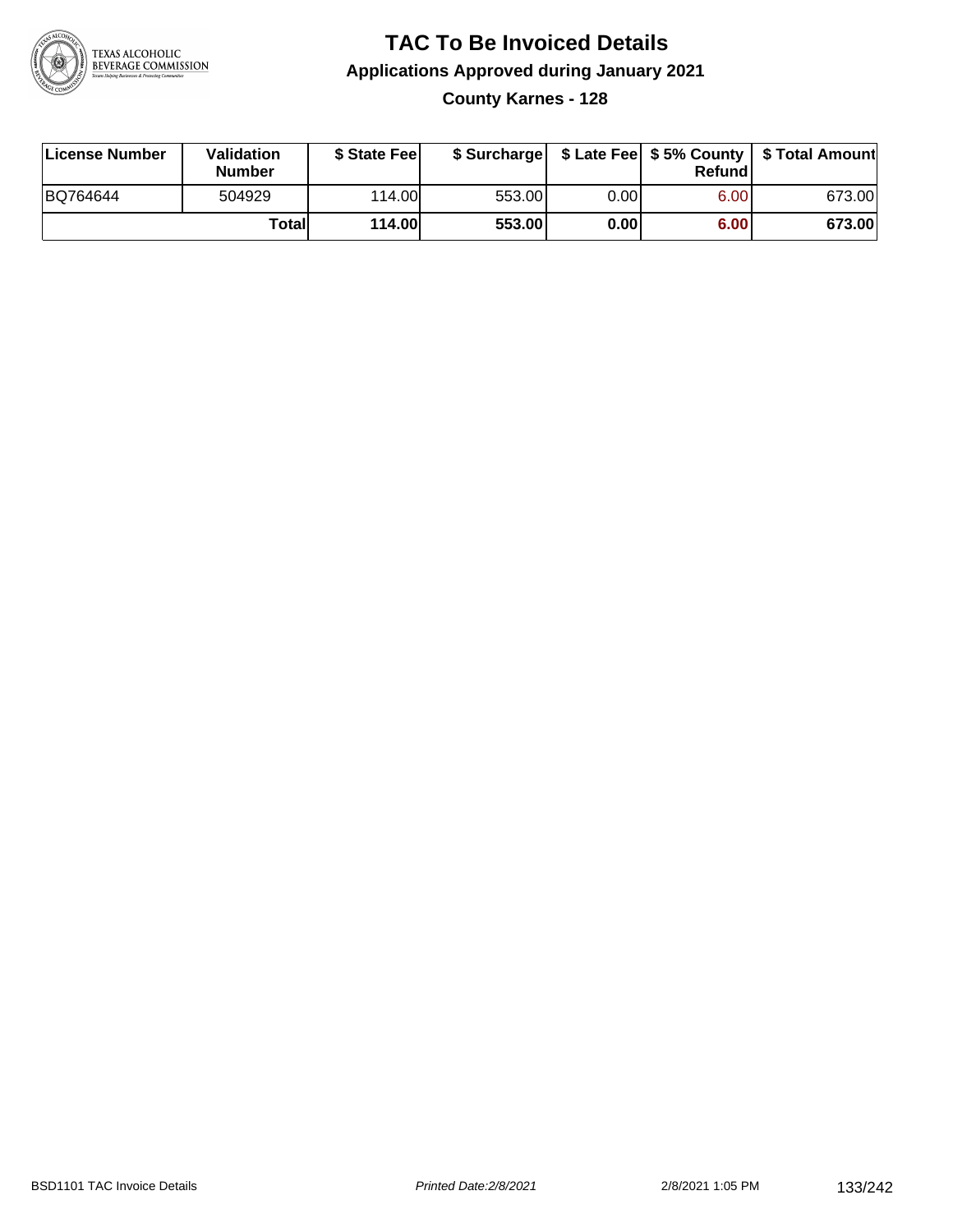# TAC To Be Invoiced Details

## Applications Approved during January 2021

### County Karnes - 128

| License Number | Validation Number | $ State Fee | $ Surcharge | $ Late Fee | $ 5% County Refund | $ Total Amount |
|---|---|---|---|---|---|---|
| BQ764644 | 504929 | 114.00 | 553.00 | 0.00 | 6.00 | 673.00 |
| | **Total** | **114.00** | **553.00** | **0.00** | **6.00** | **673.00** |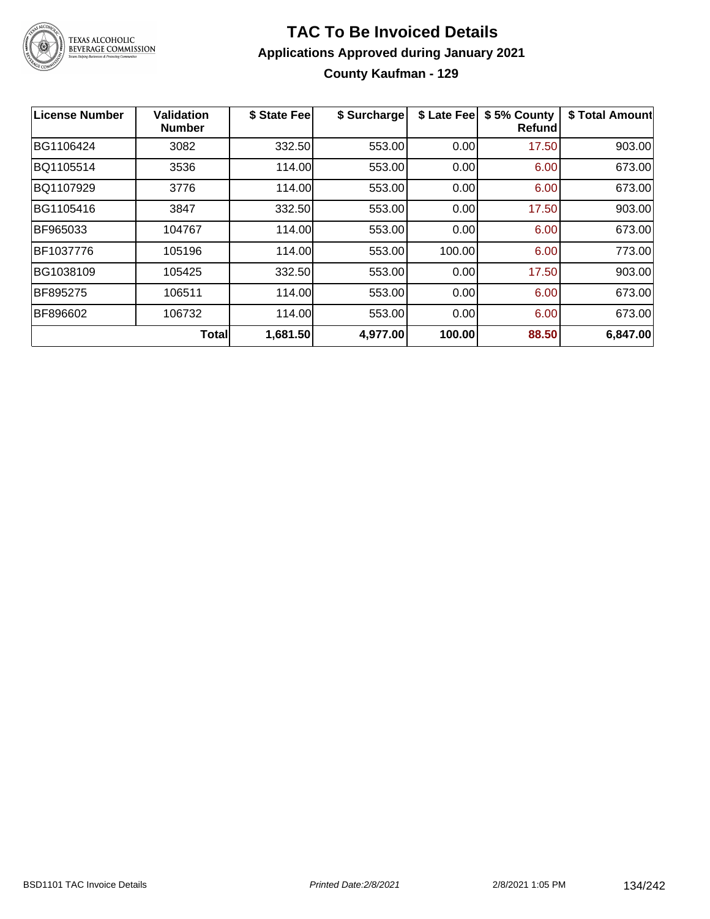# TAC To Be Invoiced Details

## Applications Approved during January 2021

### County Kaufman - 129

| License Number | Validation Number | $ State Fee | $ Surcharge | $ Late Fee | $ 5% County Refund | $ Total Amount |
|---|---|---|---|---|---|---|
| BG1106424 | 3082 | 332.50 | 553.00 | 0.00 | 17.50 | 903.00 |
| BQ1105514 | 3536 | 114.00 | 553.00 | 0.00 | 6.00 | 673.00 |
| BQ1107929 | 3776 | 114.00 | 553.00 | 0.00 | 6.00 | 673.00 |
| BG1105416 | 3847 | 332.50 | 553.00 | 0.00 | 17.50 | 903.00 |
| BF965033 | 104767 | 114.00 | 553.00 | 0.00 | 6.00 | 673.00 |
| BF1037776 | 105196 | 114.00 | 553.00 | 100.00 | 6.00 | 773.00 |
| BG1038109 | 105425 | 332.50 | 553.00 | 0.00 | 17.50 | 903.00 |
| BF895275 | 106511 | 114.00 | 553.00 | 0.00 | 6.00 | 673.00 |
| BF896602 | 106732 | 114.00 | 553.00 | 0.00 | 6.00 | 673.00 |
| | **Total** | **1,681.50** | **4,977.00** | **100.00** | **88.50** | **6,847.00** |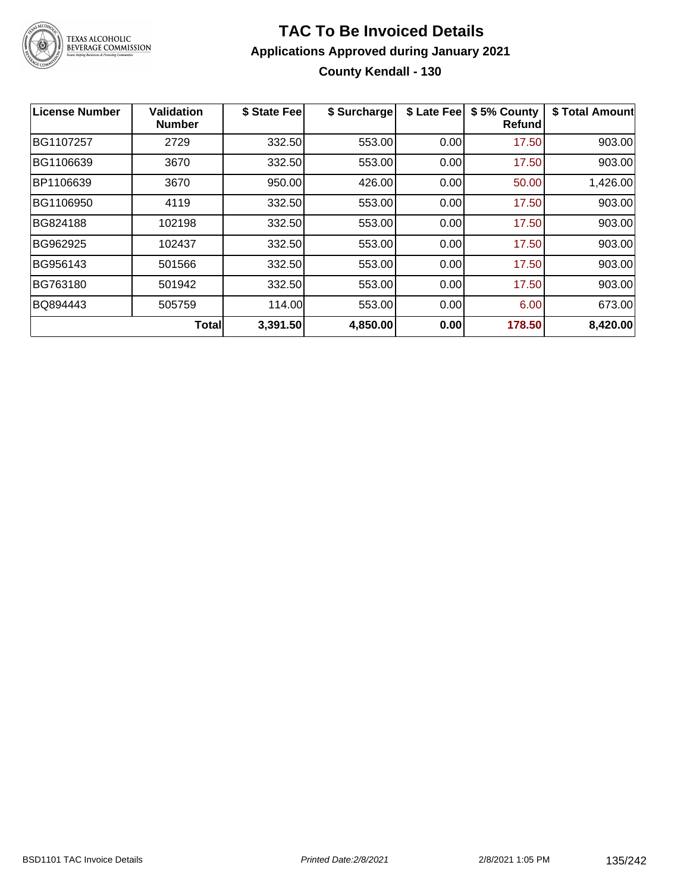# TAC To Be Invoiced Details

## Applications Approved during January 2021

### County Kendall - 130

| License Number | Validation Number | $ State Fee | $ Surcharge | $ Late Fee | $ 5% County Refund | $ Total Amount |
|---|---|---|---|---|---|---|
| BG1107257 | 2729 | 332.50 | 553.00 | 0.00 | 17.50 | 903.00 |
| BG1106639 | 3670 | 332.50 | 553.00 | 0.00 | 17.50 | 903.00 |
| BP1106639 | 3670 | 950.00 | 426.00 | 0.00 | 50.00 | 1,426.00 |
| BG1106950 | 4119 | 332.50 | 553.00 | 0.00 | 17.50 | 903.00 |
| BG824188 | 102198 | 332.50 | 553.00 | 0.00 | 17.50 | 903.00 |
| BG962925 | 102437 | 332.50 | 553.00 | 0.00 | 17.50 | 903.00 |
| BG956143 | 501566 | 332.50 | 553.00 | 0.00 | 17.50 | 903.00 |
| BG763180 | 501942 | 332.50 | 553.00 | 0.00 | 17.50 | 903.00 |
| BQ894443 | 505759 | 114.00 | 553.00 | 0.00 | 6.00 | 673.00 |
| | **Total** | **3,391.50** | **4,850.00** | **0.00** | **178.50** | **8,420.00** |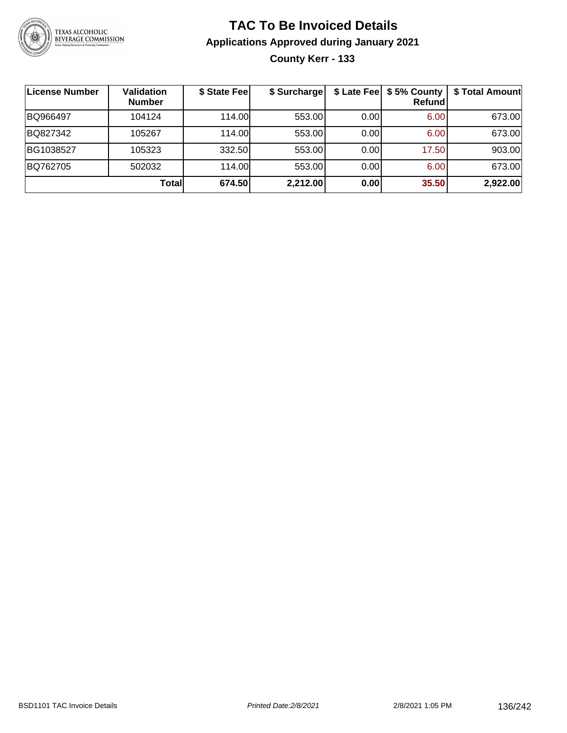# TAC To Be Invoiced Details

## Applications Approved during January 2021

### County Kerr - 133

| License Number | Validation Number | $ State Fee | $ Surcharge | $ Late Fee | $ 5% County Refund | $ Total Amount |
|---|---|---|---|---|---|---|
| BQ966497 | 104124 | 114.00 | 553.00 | 0.00 | 6.00 | 673.00 |
| BQ827342 | 105267 | 114.00 | 553.00 | 0.00 | 6.00 | 673.00 |
| BG1038527 | 105323 | 332.50 | 553.00 | 0.00 | 17.50 | 903.00 |
| BQ762705 | 502032 | 114.00 | 553.00 | 0.00 | 6.00 | 673.00 |
| | **Total** | **674.50** | **2,212.00** | **0.00** | **35.50** | **2,922.00** |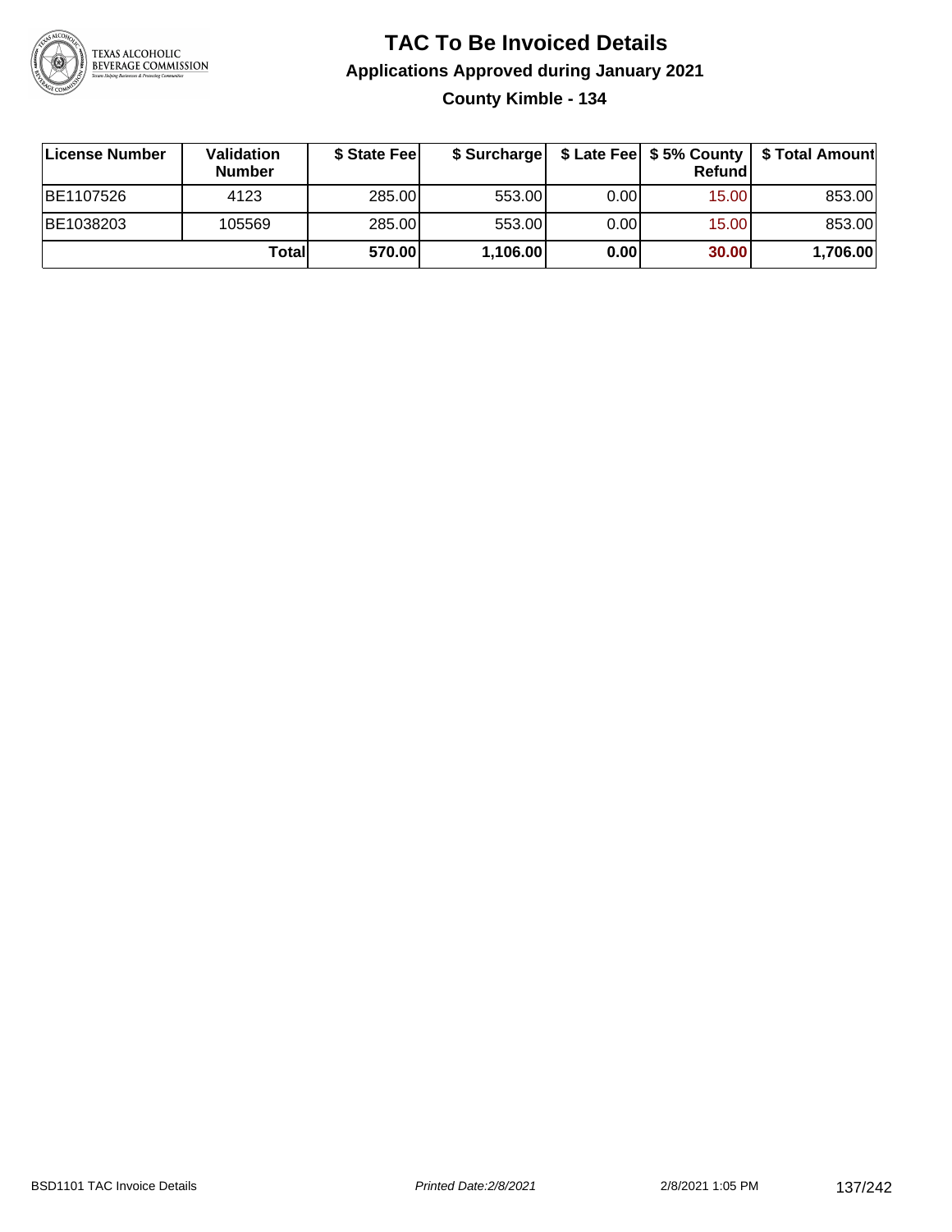# TAC To Be Invoiced Details

## Applications Approved during January 2021

### County Kimble - 134

| License Number | Validation Number | $ State Fee | $ Surcharge | $ Late Fee | $ 5% County Refund | $ Total Amount |
|---|---|---|---|---|---|---|
| BE1107526 | 4123 | 285.00 | 553.00 | 0.00 | 15.00 | 853.00 |
| BE1038203 | 105569 | 285.00 | 553.00 | 0.00 | 15.00 | 853.00 |
| | **Total** | **570.00** | **1,106.00** | **0.00** | **30.00** | **1,706.00** |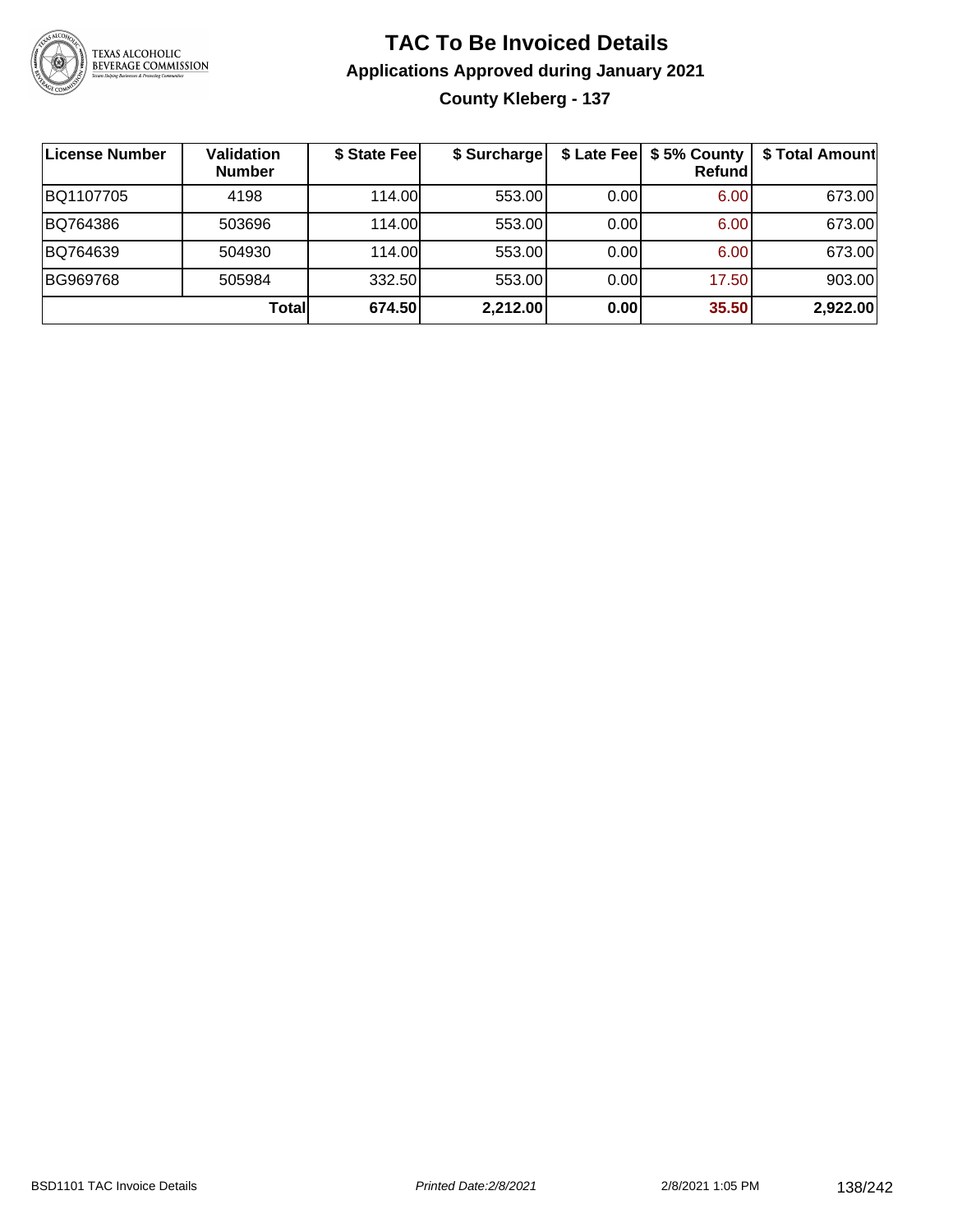# TAC To Be Invoiced Details

## Applications Approved during January 2021

### County Kleberg - 137

| License Number | Validation Number | $ State Fee | $ Surcharge | $ Late Fee | $ 5% County Refund | $ Total Amount |
|---|---|---|---|---|---|---|
| BQ1107705 | 4198 | 114.00 | 553.00 | 0.00 | 6.00 | 673.00 |
| BQ764386 | 503696 | 114.00 | 553.00 | 0.00 | 6.00 | 673.00 |
| BQ764639 | 504930 | 114.00 | 553.00 | 0.00 | 6.00 | 673.00 |
| BG969768 | 505984 | 332.50 | 553.00 | 0.00 | 17.50 | 903.00 |
| | **Total** | **674.50** | **2,212.00** | **0.00** | **35.50** | **2,922.00** |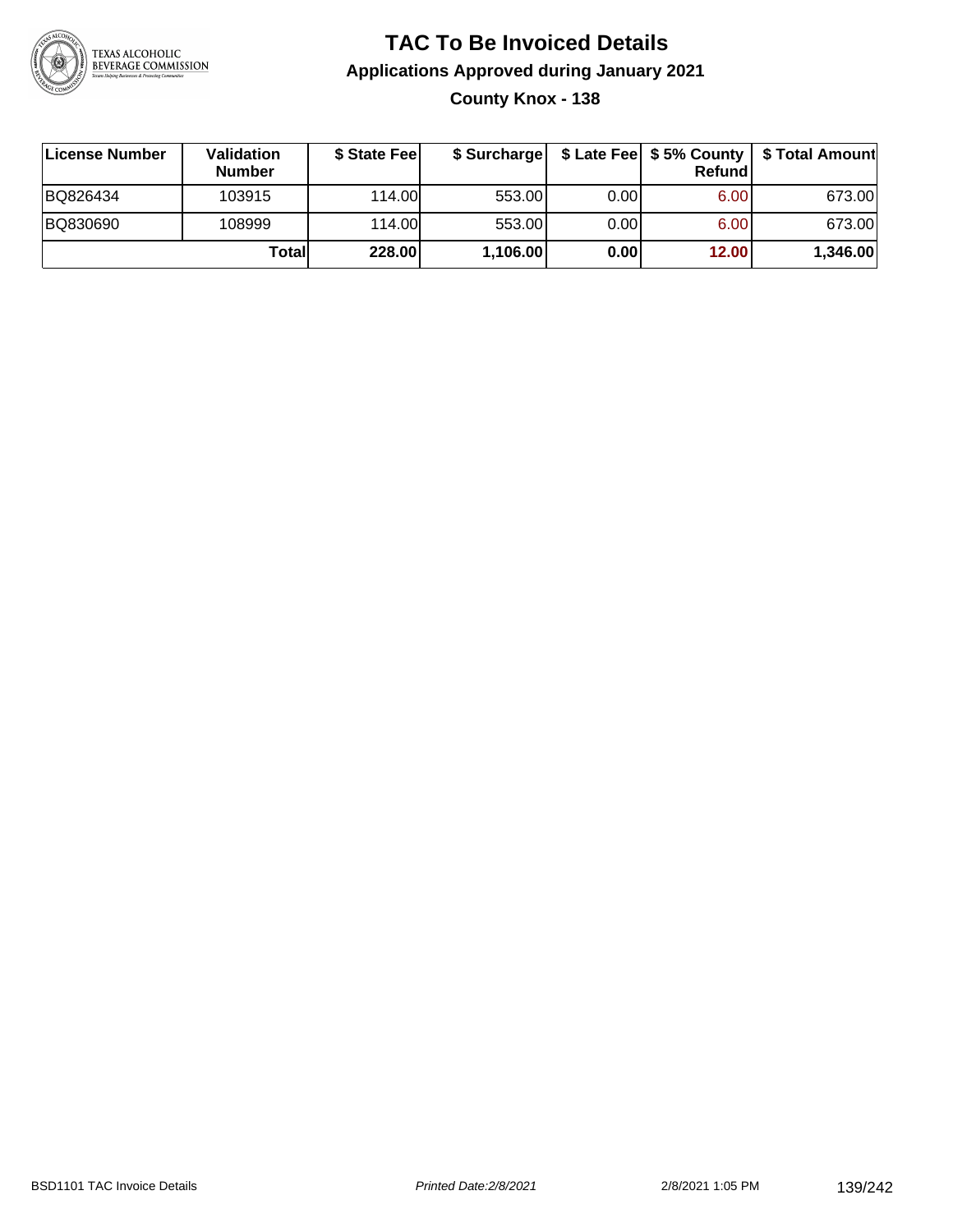# TAC To Be Invoiced Details

## Applications Approved during January 2021

### County Knox - 138

| License Number | Validation Number | $ State Fee | $ Surcharge | $ Late Fee | $ 5% County Refund | $ Total Amount |
|---|---|---|---|---|---|---|
| BQ826434 | 103915 | 114.00 | 553.00 | 0.00 | 6.00 | 673.00 |
| BQ830690 | 108999 | 114.00 | 553.00 | 0.00 | 6.00 | 673.00 |
| | **Total** | **228.00** | **1,106.00** | **0.00** | **12.00** | **1,346.00** |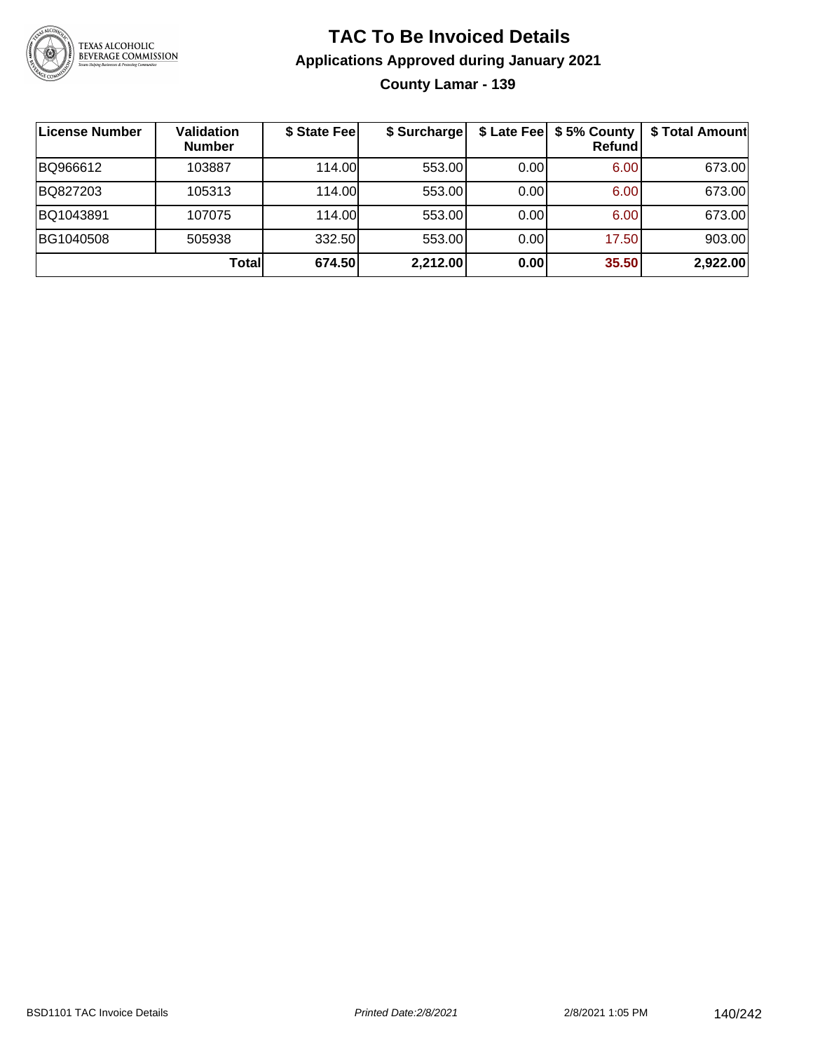# TAC To Be Invoiced Details

## Applications Approved during January 2021

### County Lamar - 139

| License Number | Validation Number | $ State Fee | $ Surcharge | $ Late Fee | $ 5% County Refund | $ Total Amount |
|---|---|---|---|---|---|---|
| BQ966612 | 103887 | 114.00 | 553.00 | 0.00 | 6.00 | 673.00 |
| BQ827203 | 105313 | 114.00 | 553.00 | 0.00 | 6.00 | 673.00 |
| BQ1043891 | 107075 | 114.00 | 553.00 | 0.00 | 6.00 | 673.00 |
| BG1040508 | 505938 | 332.50 | 553.00 | 0.00 | 17.50 | 903.00 |
| | **Total** | **674.50** | **2,212.00** | **0.00** | **35.50** | **2,922.00** |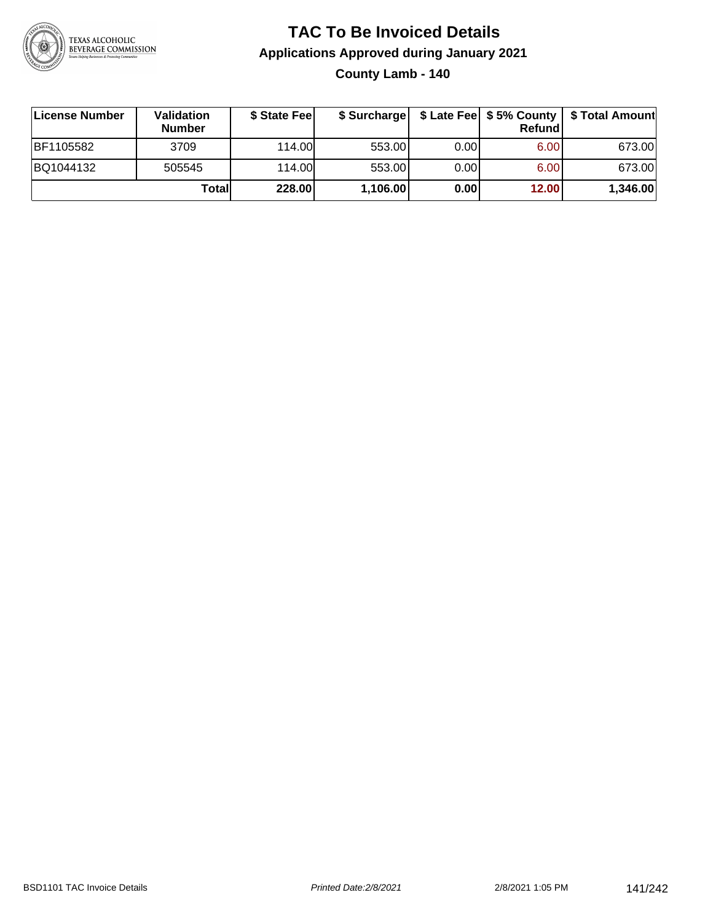# TAC To Be Invoiced Details

## Applications Approved during January 2021

### County Lamb - 140

| License Number | Validation Number | $ State Fee | $ Surcharge | $ Late Fee | $ 5% County Refund | $ Total Amount |
|---|---|---|---|---|---|---|
| BF1105582 | 3709 | 114.00 | 553.00 | 0.00 | 6.00 | 673.00 |
| BQ1044132 | 505545 | 114.00 | 553.00 | 0.00 | 6.00 | 673.00 |
| | **Total** | **228.00** | **1,106.00** | **0.00** | **12.00** | **1,346.00** |

BSD1101 TAC Invoice Details    *Printed Date:2/8/2021*    2/8/2021 1:05 PM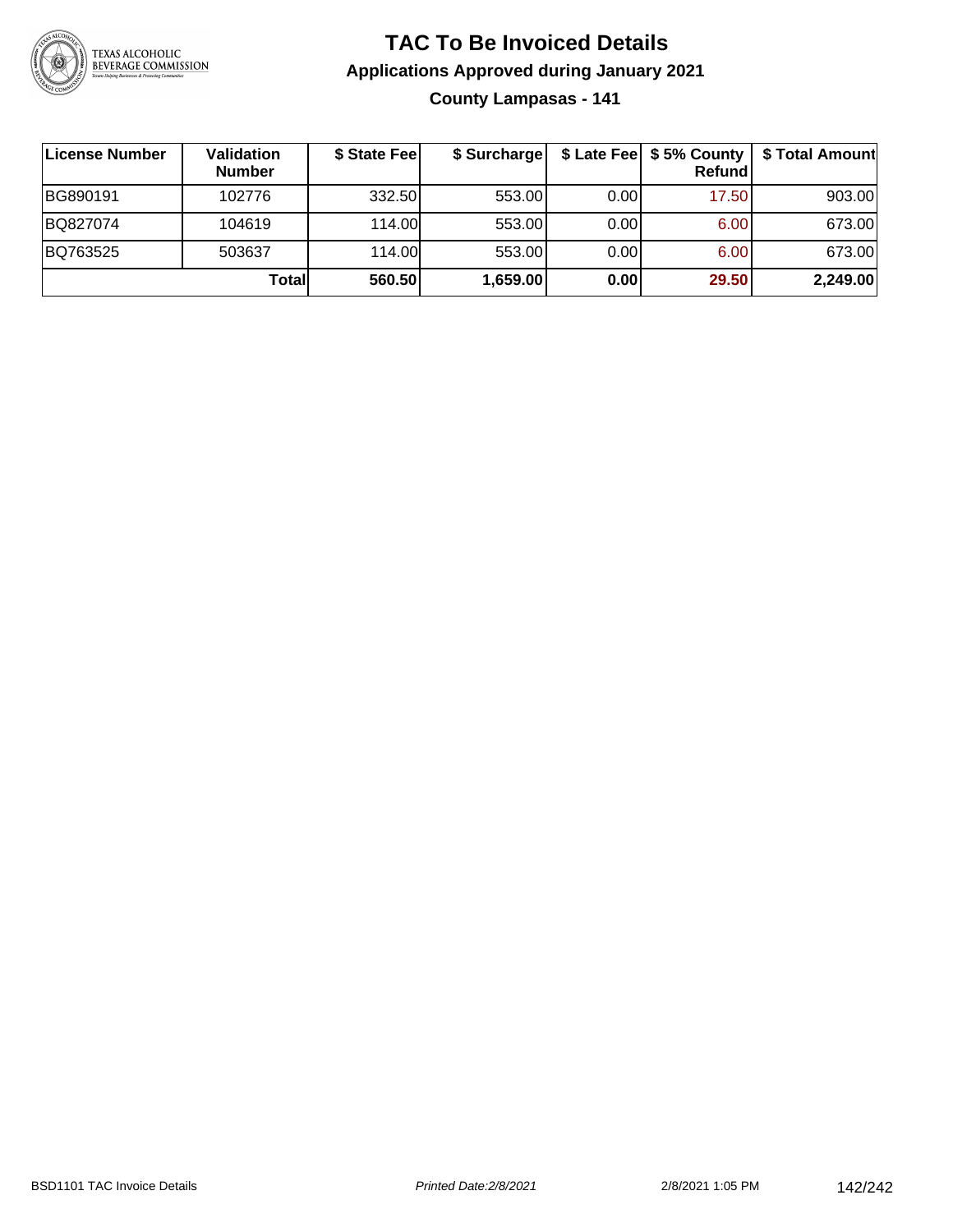# TAC To Be Invoiced Details

## Applications Approved during January 2021

### County Lampasas - 141

| License Number | Validation Number | $ State Fee | $ Surcharge | $ Late Fee | $ 5% County Refund | $ Total Amount |
|---|---|---|---|---|---|---|
| BG890191 | 102776 | 332.50 | 553.00 | 0.00 | 17.50 | 903.00 |
| BQ827074 | 104619 | 114.00 | 553.00 | 0.00 | 6.00 | 673.00 |
| BQ763525 | 503637 | 114.00 | 553.00 | 0.00 | 6.00 | 673.00 |
| | **Total** | **560.50** | **1,659.00** | **0.00** | **29.50** | **2,249.00** |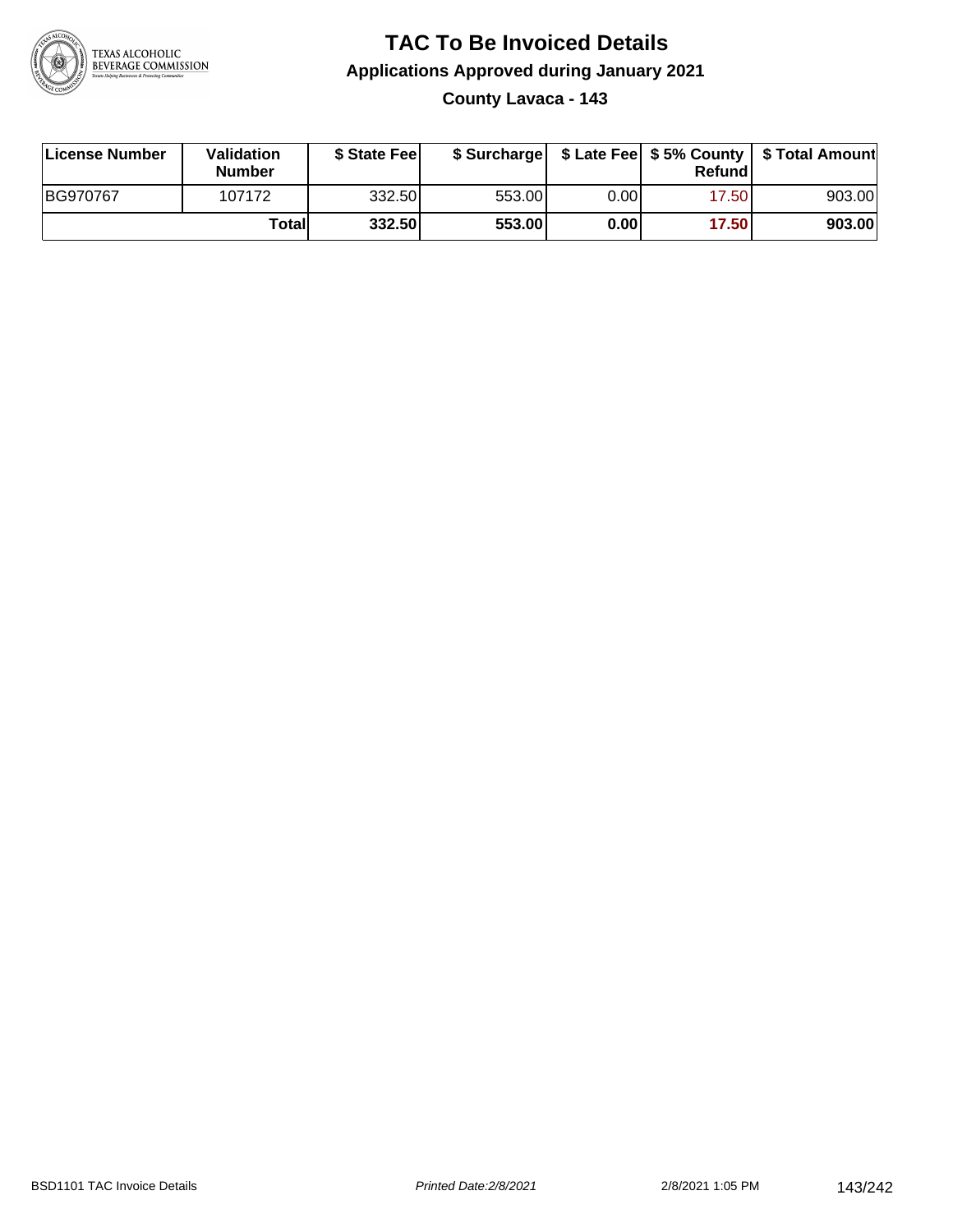# TAC To Be Invoiced Details

## Applications Approved during January 2021

### County Lavaca - 143

| License Number | Validation Number | $ State Fee | $ Surcharge | $ Late Fee | $ 5% County Refund | $ Total Amount |
|---|---|---|---|---|---|---|
| BG970767 | 107172 | 332.50 | 553.00 | 0.00 | 17.50 | 903.00 |
| | **Total** | **332.50** | **553.00** | **0.00** | **17.50** | **903.00** |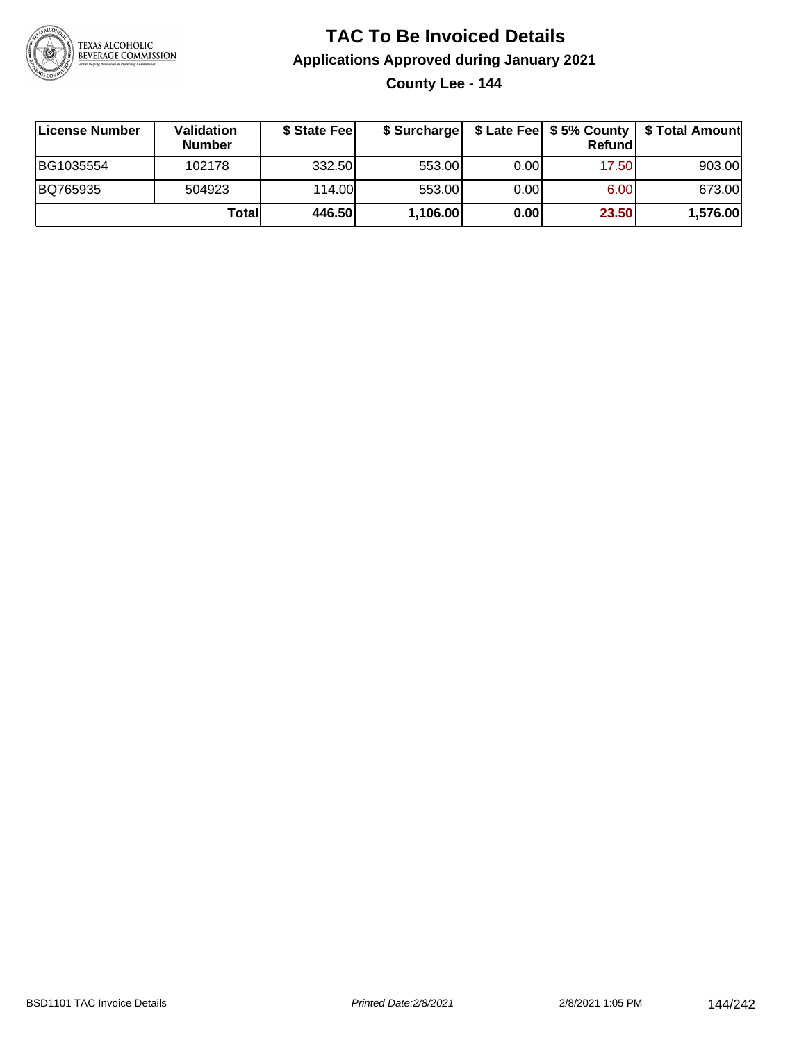# TAC To Be Invoiced Details

## Applications Approved during January 2021

### County Lee - 144

| License Number | Validation Number | $ State Fee | $ Surcharge | $ Late Fee | $ 5% County Refund | $ Total Amount |
|---|---|---|---|---|---|---|
| BG1035554 | 102178 | 332.50 | 553.00 | 0.00 | 17.50 | 903.00 |
| BQ765935 | 504923 | 114.00 | 553.00 | 0.00 | 6.00 | 673.00 |
| | **Total** | **446.50** | **1,106.00** | **0.00** | **23.50** | **1,576.00** |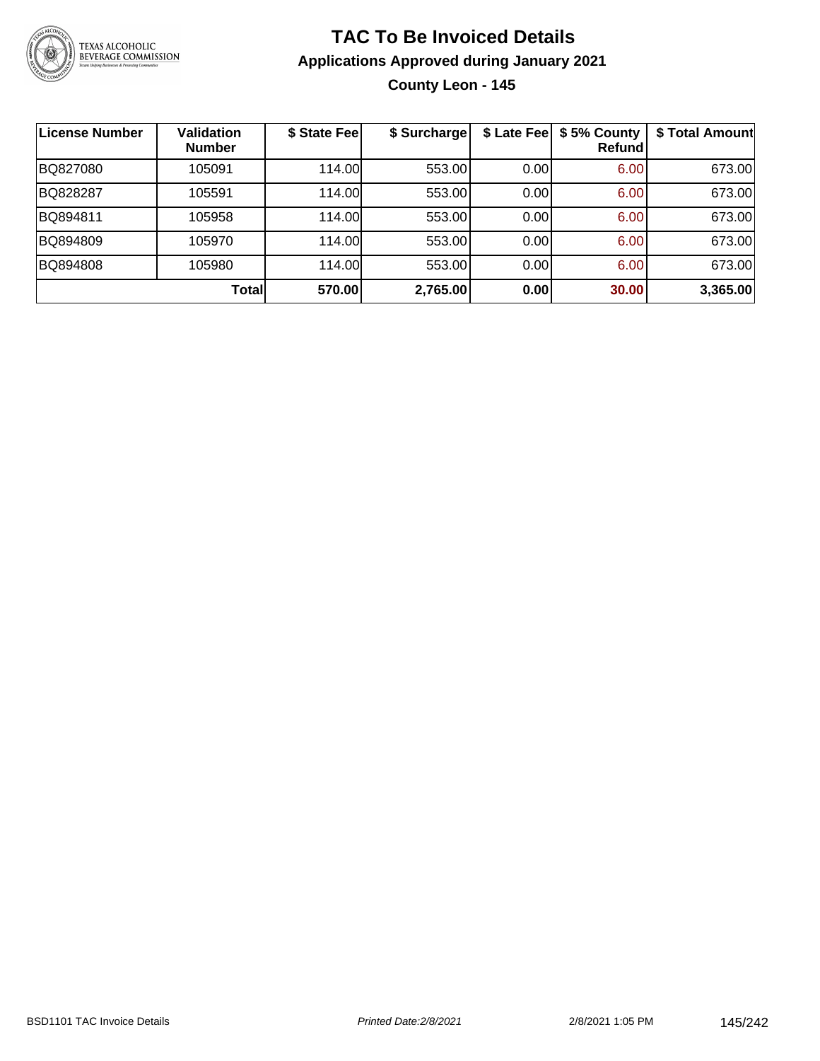# TAC To Be Invoiced Details

## Applications Approved during January 2021

### County Leon - 145

| License Number | Validation Number | $ State Fee | $ Surcharge | $ Late Fee | $ 5% County Refund | $ Total Amount |
|---|---|---|---|---|---|---|
| BQ827080 | 105091 | 114.00 | 553.00 | 0.00 | 6.00 | 673.00 |
| BQ828287 | 105591 | 114.00 | 553.00 | 0.00 | 6.00 | 673.00 |
| BQ894811 | 105958 | 114.00 | 553.00 | 0.00 | 6.00 | 673.00 |
| BQ894809 | 105970 | 114.00 | 553.00 | 0.00 | 6.00 | 673.00 |
| BQ894808 | 105980 | 114.00 | 553.00 | 0.00 | 6.00 | 673.00 |
| | **Total** | **570.00** | **2,765.00** | **0.00** | **30.00** | **3,365.00** |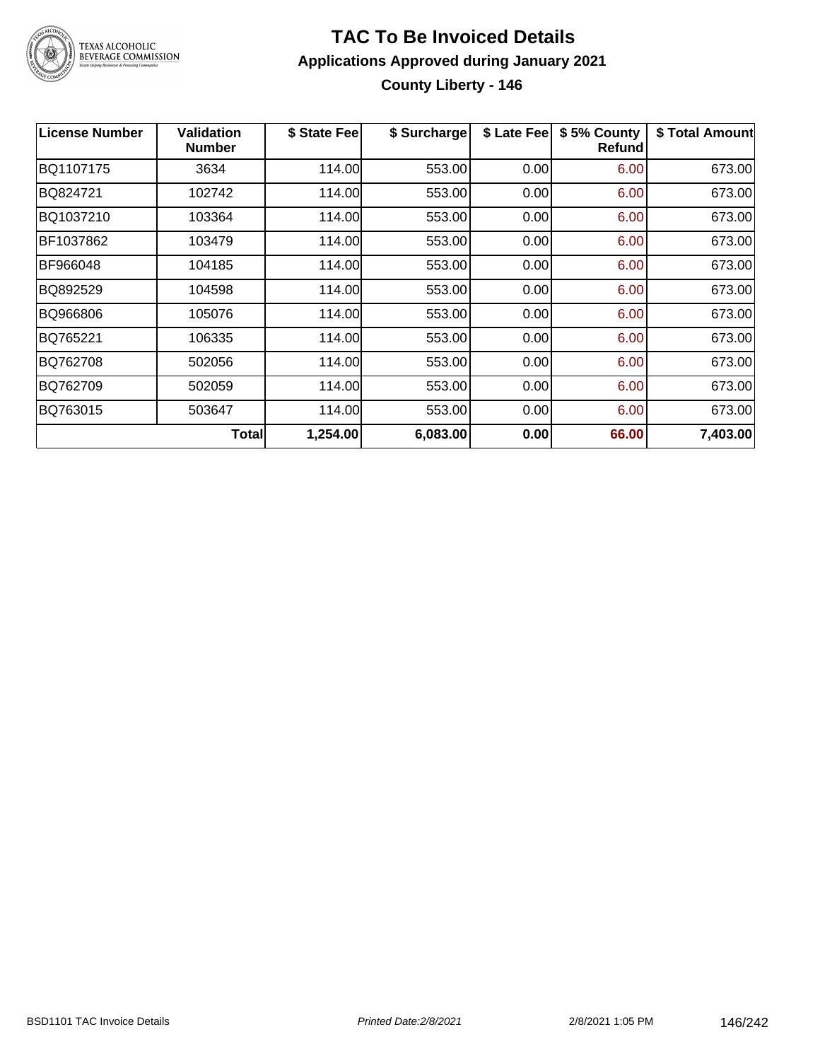# TAC To Be Invoiced Details

## Applications Approved during January 2021

### County Liberty - 146

| License Number | Validation Number | $ State Fee | $ Surcharge | $ Late Fee | $ 5% County Refund | $ Total Amount |
|---|---|---|---|---|---|---|
| BQ1107175 | 3634 | 114.00 | 553.00 | 0.00 | 6.00 | 673.00 |
| BQ824721 | 102742 | 114.00 | 553.00 | 0.00 | 6.00 | 673.00 |
| BQ1037210 | 103364 | 114.00 | 553.00 | 0.00 | 6.00 | 673.00 |
| BF1037862 | 103479 | 114.00 | 553.00 | 0.00 | 6.00 | 673.00 |
| BF966048 | 104185 | 114.00 | 553.00 | 0.00 | 6.00 | 673.00 |
| BQ892529 | 104598 | 114.00 | 553.00 | 0.00 | 6.00 | 673.00 |
| BQ966806 | 105076 | 114.00 | 553.00 | 0.00 | 6.00 | 673.00 |
| BQ765221 | 106335 | 114.00 | 553.00 | 0.00 | 6.00 | 673.00 |
| BQ762708 | 502056 | 114.00 | 553.00 | 0.00 | 6.00 | 673.00 |
| BQ762709 | 502059 | 114.00 | 553.00 | 0.00 | 6.00 | 673.00 |
| BQ763015 | 503647 | 114.00 | 553.00 | 0.00 | 6.00 | 673.00 |
| | **Total** | **1,254.00** | **6,083.00** | **0.00** | **66.00** | **7,403.00** |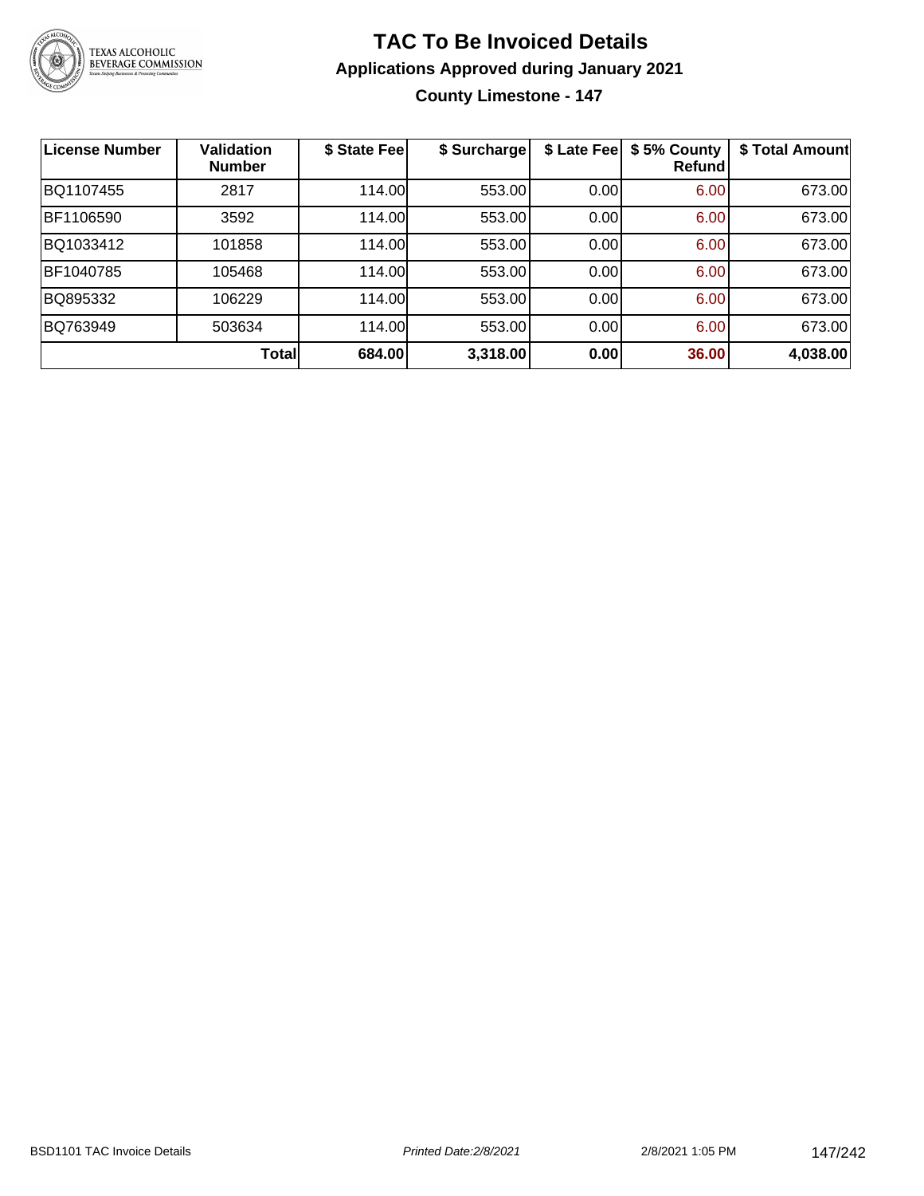# TAC To Be Invoiced Details

## Applications Approved during January 2021

### County Limestone - 147

| License Number | Validation Number | $ State Fee | $ Surcharge | $ Late Fee | $ 5% County Refund | $ Total Amount |
|---|---|---|---|---|---|---|
| BQ1107455 | 2817 | 114.00 | 553.00 | 0.00 | 6.00 | 673.00 |
| BF1106590 | 3592 | 114.00 | 553.00 | 0.00 | 6.00 | 673.00 |
| BQ1033412 | 101858 | 114.00 | 553.00 | 0.00 | 6.00 | 673.00 |
| BF1040785 | 105468 | 114.00 | 553.00 | 0.00 | 6.00 | 673.00 |
| BQ895332 | 106229 | 114.00 | 553.00 | 0.00 | 6.00 | 673.00 |
| BQ763949 | 503634 | 114.00 | 553.00 | 0.00 | 6.00 | 673.00 |
| | **Total** | **684.00** | **3,318.00** | **0.00** | **36.00** | **4,038.00** |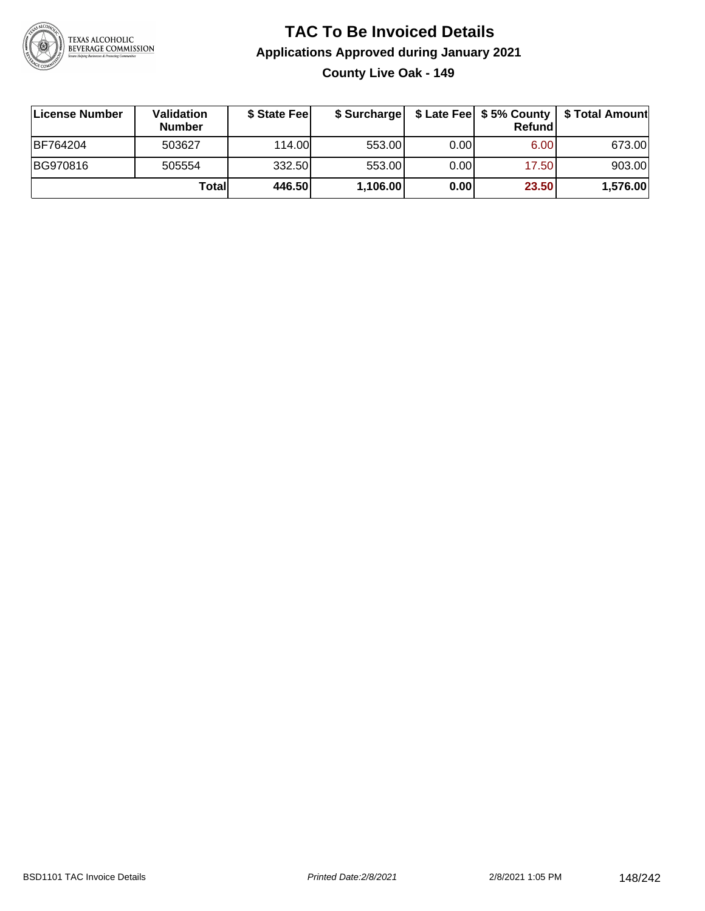# TAC To Be Invoiced Details

## Applications Approved during January 2021

### County Live Oak - 149

| License Number | Validation Number | $ State Fee | $ Surcharge | $ Late Fee | $ 5% County Refund | $ Total Amount |
|---|---|---|---|---|---|---|
| BF764204 | 503627 | 114.00 | 553.00 | 0.00 | 6.00 | 673.00 |
| BG970816 | 505554 | 332.50 | 553.00 | 0.00 | 17.50 | 903.00 |
| | **Total** | **446.50** | **1,106.00** | **0.00** | **23.50** | **1,576.00** |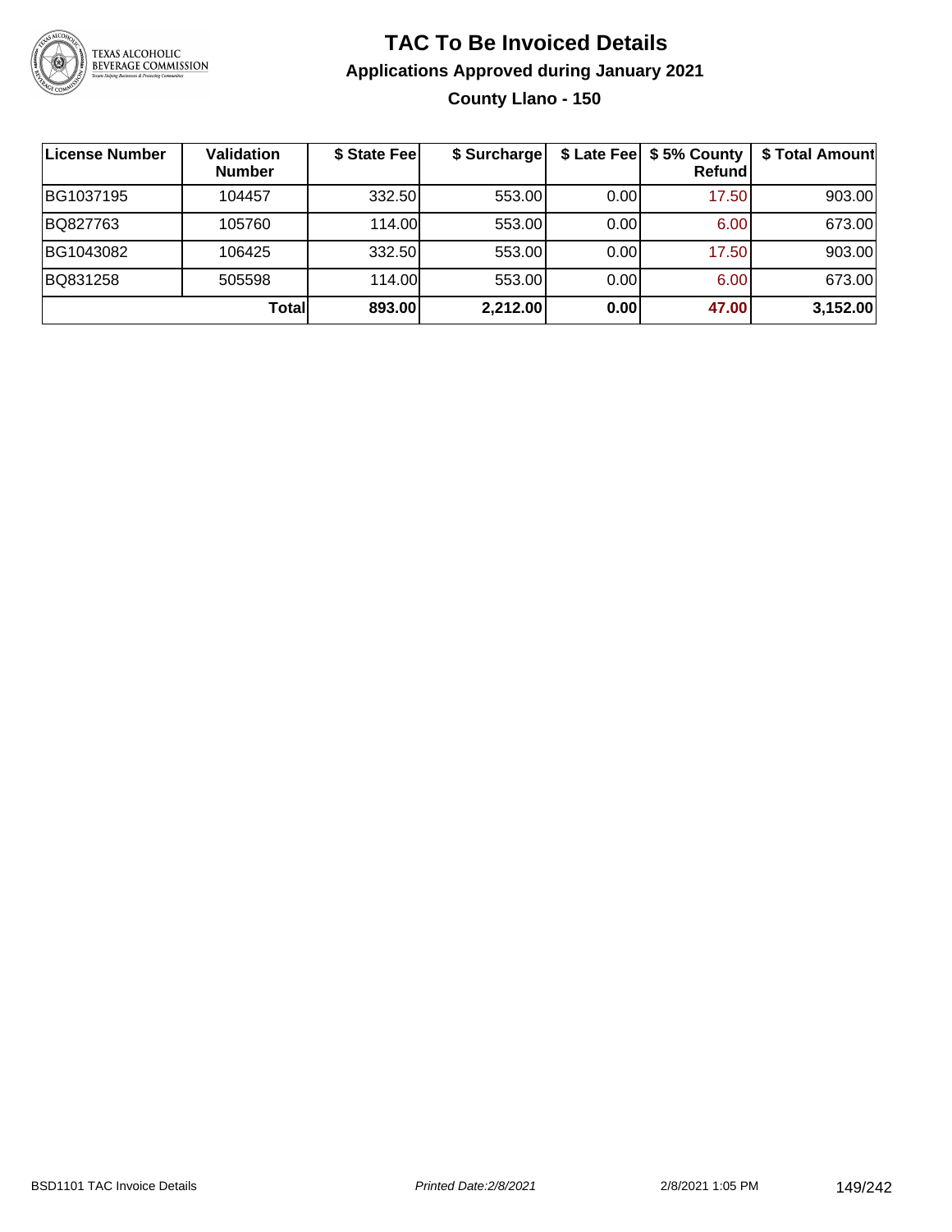# TAC To Be Invoiced Details

## Applications Approved during January 2021

### County Llano - 150

| License Number | Validation Number | $ State Fee | $ Surcharge | $ Late Fee | $ 5% County Refund | $ Total Amount |
|---|---|---|---|---|---|---|
| BG1037195 | 104457 | 332.50 | 553.00 | 0.00 | 17.50 | 903.00 |
| BQ827763 | 105760 | 114.00 | 553.00 | 0.00 | 6.00 | 673.00 |
| BG1043082 | 106425 | 332.50 | 553.00 | 0.00 | 17.50 | 903.00 |
| BQ831258 | 505598 | 114.00 | 553.00 | 0.00 | 6.00 | 673.00 |
| | **Total** | **893.00** | **2,212.00** | **0.00** | **47.00** | **3,152.00** |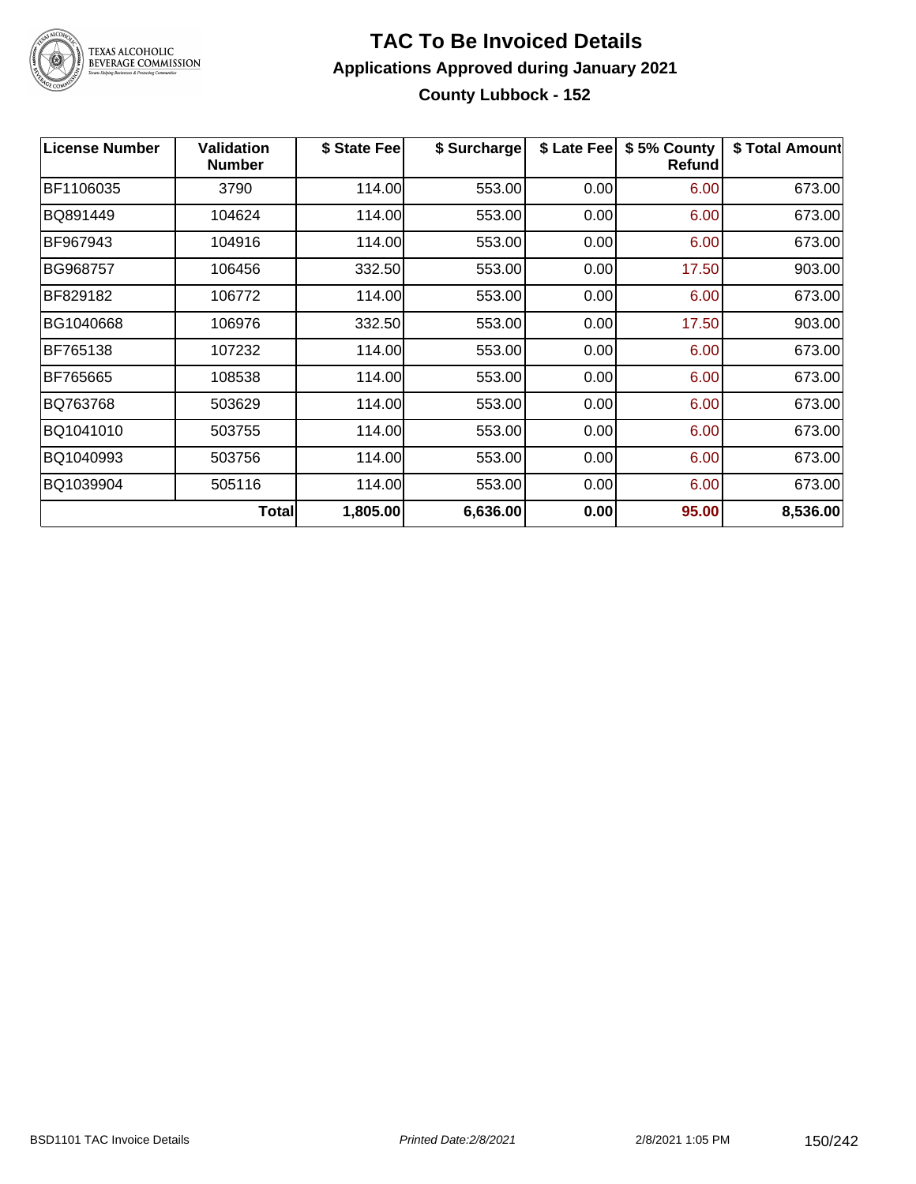# TAC To Be Invoiced Details

## Applications Approved during January 2021

### County Lubbock - 152

| License Number | Validation Number | $ State Fee | $ Surcharge | $ Late Fee | $ 5% County Refund | $ Total Amount |
|---|---|---|---|---|---|---|
| BF1106035 | 3790 | 114.00 | 553.00 | 0.00 | 6.00 | 673.00 |
| BQ891449 | 104624 | 114.00 | 553.00 | 0.00 | 6.00 | 673.00 |
| BF967943 | 104916 | 114.00 | 553.00 | 0.00 | 6.00 | 673.00 |
| BG968757 | 106456 | 332.50 | 553.00 | 0.00 | 17.50 | 903.00 |
| BF829182 | 106772 | 114.00 | 553.00 | 0.00 | 6.00 | 673.00 |
| BG1040668 | 106976 | 332.50 | 553.00 | 0.00 | 17.50 | 903.00 |
| BF765138 | 107232 | 114.00 | 553.00 | 0.00 | 6.00 | 673.00 |
| BF765665 | 108538 | 114.00 | 553.00 | 0.00 | 6.00 | 673.00 |
| BQ763768 | 503629 | 114.00 | 553.00 | 0.00 | 6.00 | 673.00 |
| BQ1041010 | 503755 | 114.00 | 553.00 | 0.00 | 6.00 | 673.00 |
| BQ1040993 | 503756 | 114.00 | 553.00 | 0.00 | 6.00 | 673.00 |
| BQ1039904 | 505116 | 114.00 | 553.00 | 0.00 | 6.00 | 673.00 |
| | **Total** | **1,805.00** | **6,636.00** | **0.00** | **95.00** | **8,536.00** |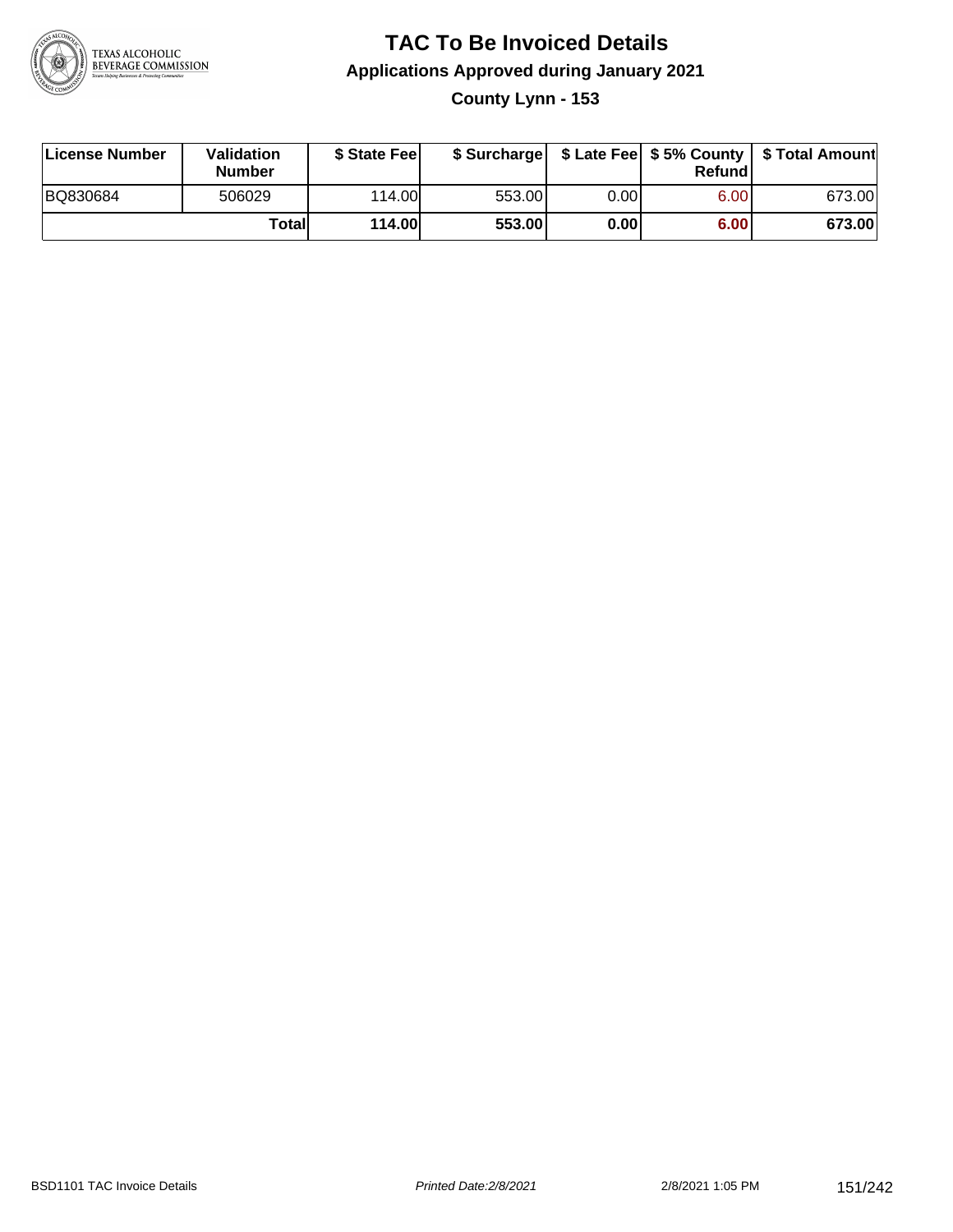# TAC To Be Invoiced Details

## Applications Approved during January 2021

### County Lynn - 153

| License Number | Validation Number | $ State Fee | $ Surcharge | $ Late Fee | $ 5% County Refund | $ Total Amount |
|---|---|---|---|---|---|---|
| BQ830684 | 506029 | 114.00 | 553.00 | 0.00 | 6.00 | 673.00 |
| | **Total** | **114.00** | **553.00** | **0.00** | **6.00** | **673.00** |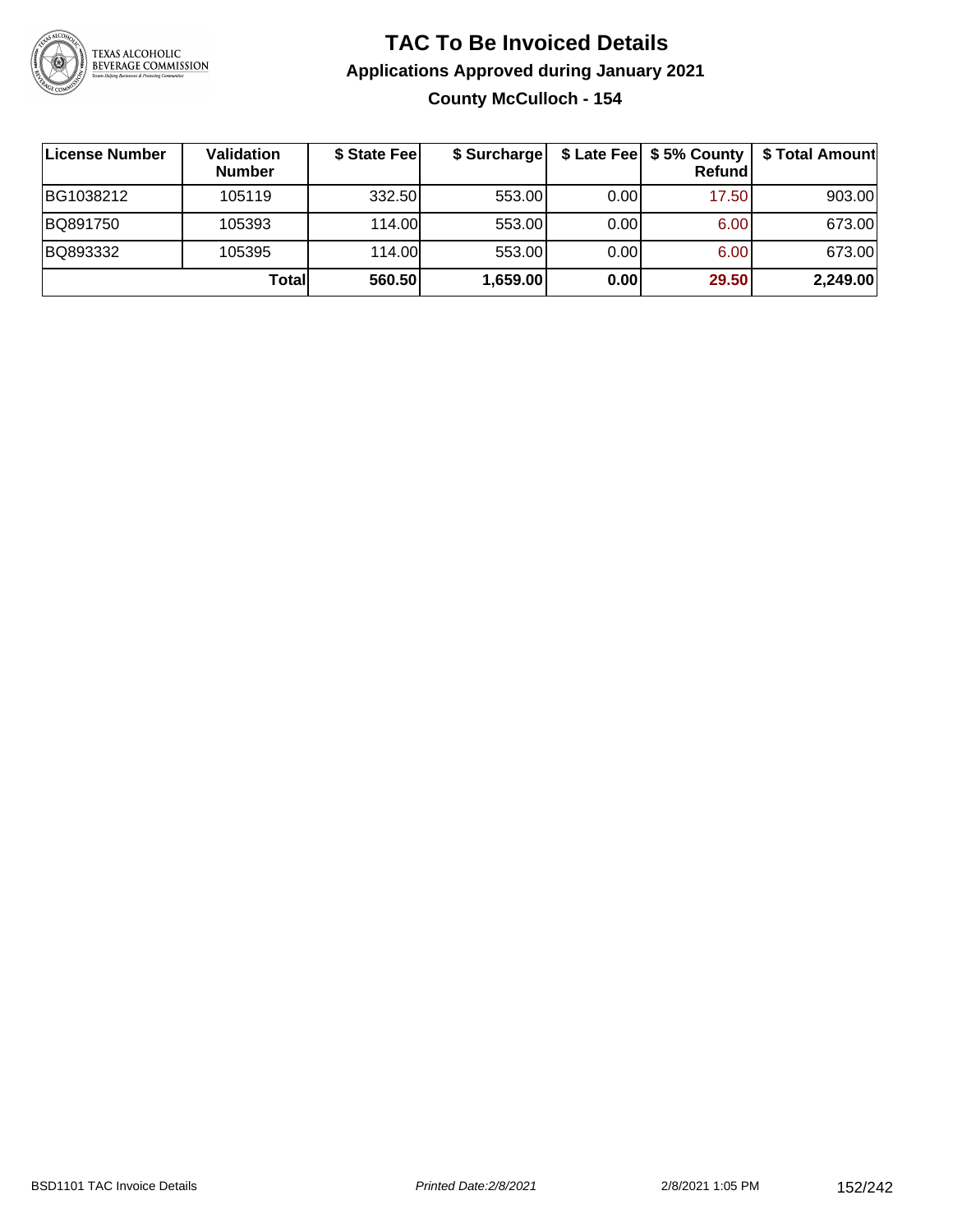# TAC To Be Invoiced Details

## Applications Approved during January 2021

### County McCulloch - 154

| License Number | Validation Number | $ State Fee | $ Surcharge | $ Late Fee | $ 5% County Refund | $ Total Amount |
|---|---|---|---|---|---|---|
| BG1038212 | 105119 | 332.50 | 553.00 | 0.00 | 17.50 | 903.00 |
| BQ891750 | 105393 | 114.00 | 553.00 | 0.00 | 6.00 | 673.00 |
| BQ893332 | 105395 | 114.00 | 553.00 | 0.00 | 6.00 | 673.00 |
| | **Total** | **560.50** | **1,659.00** | **0.00** | **29.50** | **2,249.00** |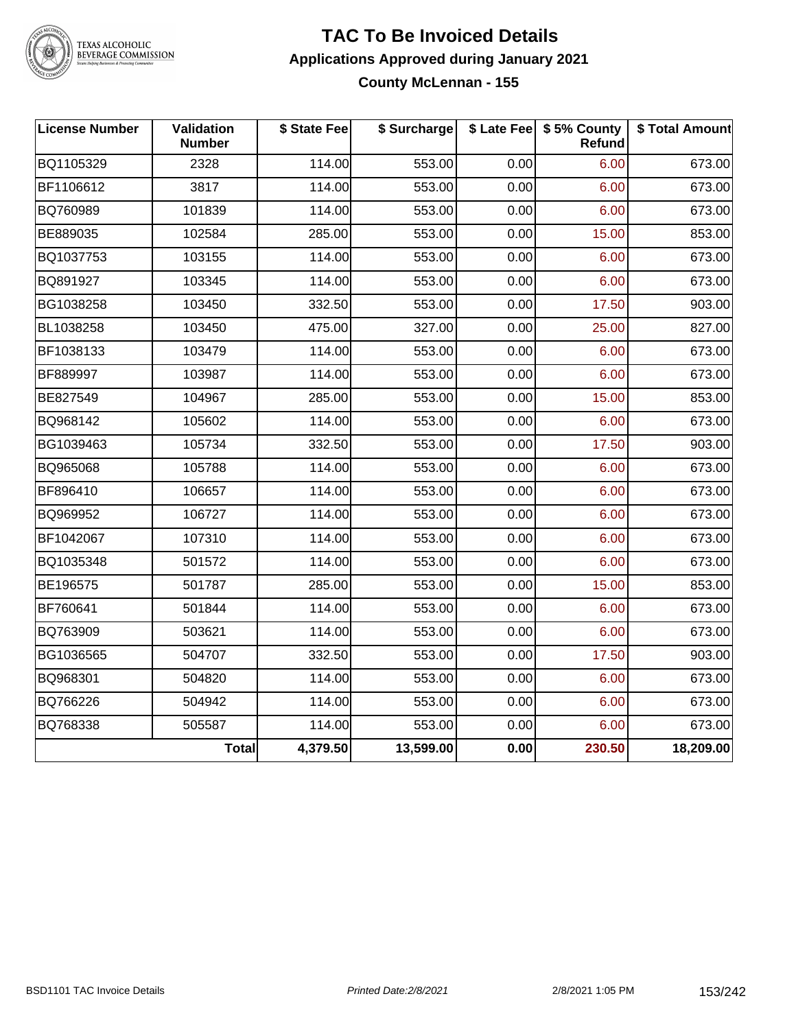# TAC To Be Invoiced Details

## Applications Approved during January 2021

### County McLennan - 155

| License Number | Validation Number | $ State Fee | $ Surcharge | $ Late Fee | $ 5% County Refund | $ Total Amount |
|---|---|---|---|---|---|---|
| BQ1105329 | 2328 | 114.00 | 553.00 | 0.00 | 6.00 | 673.00 |
| BF1106612 | 3817 | 114.00 | 553.00 | 0.00 | 6.00 | 673.00 |
| BQ760989 | 101839 | 114.00 | 553.00 | 0.00 | 6.00 | 673.00 |
| BE889035 | 102584 | 285.00 | 553.00 | 0.00 | 15.00 | 853.00 |
| BQ1037753 | 103155 | 114.00 | 553.00 | 0.00 | 6.00 | 673.00 |
| BQ891927 | 103345 | 114.00 | 553.00 | 0.00 | 6.00 | 673.00 |
| BG1038258 | 103450 | 332.50 | 553.00 | 0.00 | 17.50 | 903.00 |
| BL1038258 | 103450 | 475.00 | 327.00 | 0.00 | 25.00 | 827.00 |
| BF1038133 | 103479 | 114.00 | 553.00 | 0.00 | 6.00 | 673.00 |
| BF889997 | 103987 | 114.00 | 553.00 | 0.00 | 6.00 | 673.00 |
| BE827549 | 104967 | 285.00 | 553.00 | 0.00 | 15.00 | 853.00 |
| BQ968142 | 105602 | 114.00 | 553.00 | 0.00 | 6.00 | 673.00 |
| BG1039463 | 105734 | 332.50 | 553.00 | 0.00 | 17.50 | 903.00 |
| BQ965068 | 105788 | 114.00 | 553.00 | 0.00 | 6.00 | 673.00 |
| BF896410 | 106657 | 114.00 | 553.00 | 0.00 | 6.00 | 673.00 |
| BQ969952 | 106727 | 114.00 | 553.00 | 0.00 | 6.00 | 673.00 |
| BF1042067 | 107310 | 114.00 | 553.00 | 0.00 | 6.00 | 673.00 |
| BQ1035348 | 501572 | 114.00 | 553.00 | 0.00 | 6.00 | 673.00 |
| BE196575 | 501787 | 285.00 | 553.00 | 0.00 | 15.00 | 853.00 |
| BF760641 | 501844 | 114.00 | 553.00 | 0.00 | 6.00 | 673.00 |
| BQ763909 | 503621 | 114.00 | 553.00 | 0.00 | 6.00 | 673.00 |
| BG1036565 | 504707 | 332.50 | 553.00 | 0.00 | 17.50 | 903.00 |
| BQ968301 | 504820 | 114.00 | 553.00 | 0.00 | 6.00 | 673.00 |
| BQ766226 | 504942 | 114.00 | 553.00 | 0.00 | 6.00 | 673.00 |
| BQ768338 | 505587 | 114.00 | 553.00 | 0.00 | 6.00 | 673.00 |
| | **Total** | **4,379.50** | **13,599.00** | **0.00** | **230.50** | **18,209.00** |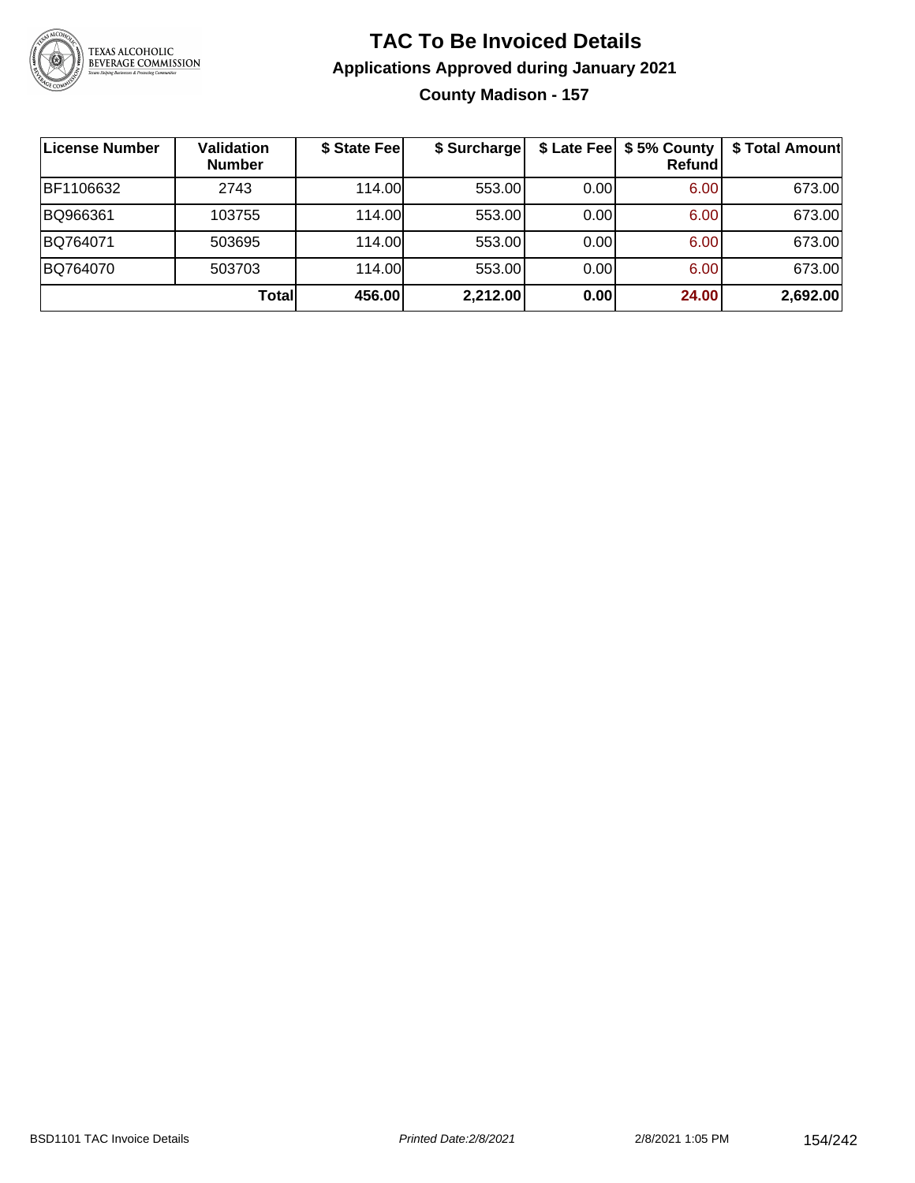# TAC To Be Invoiced Details

## Applications Approved during January 2021

### County Madison - 157

| License Number | Validation Number | $ State Fee | $ Surcharge | $ Late Fee | $ 5% County Refund | $ Total Amount |
|---|---|---|---|---|---|---|
| BF1106632 | 2743 | 114.00 | 553.00 | 0.00 | 6.00 | 673.00 |
| BQ966361 | 103755 | 114.00 | 553.00 | 0.00 | 6.00 | 673.00 |
| BQ764071 | 503695 | 114.00 | 553.00 | 0.00 | 6.00 | 673.00 |
| BQ764070 | 503703 | 114.00 | 553.00 | 0.00 | 6.00 | 673.00 |
| | **Total** | **456.00** | **2,212.00** | **0.00** | **24.00** | **2,692.00** |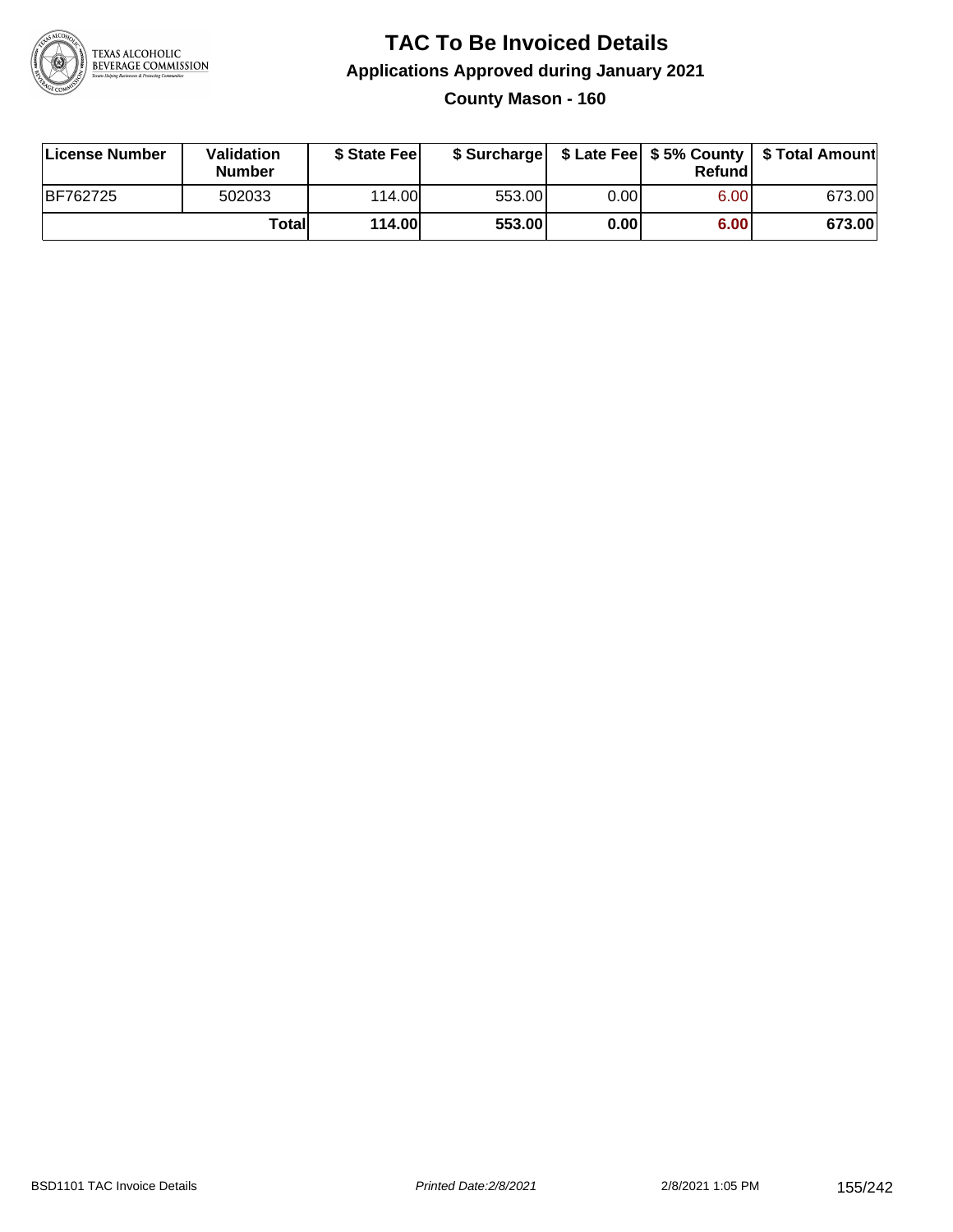# TAC To Be Invoiced Details

## Applications Approved during January 2021

### County Mason - 160

| License Number | Validation Number | $ State Fee | $ Surcharge | $ Late Fee | $ 5% County Refund | $ Total Amount |
|---|---|---|---|---|---|---|
| BF762725 | 502033 | 114.00 | 553.00 | 0.00 | 6.00 | 673.00 |
| | **Total** | **114.00** | **553.00** | **0.00** | **6.00** | **673.00** |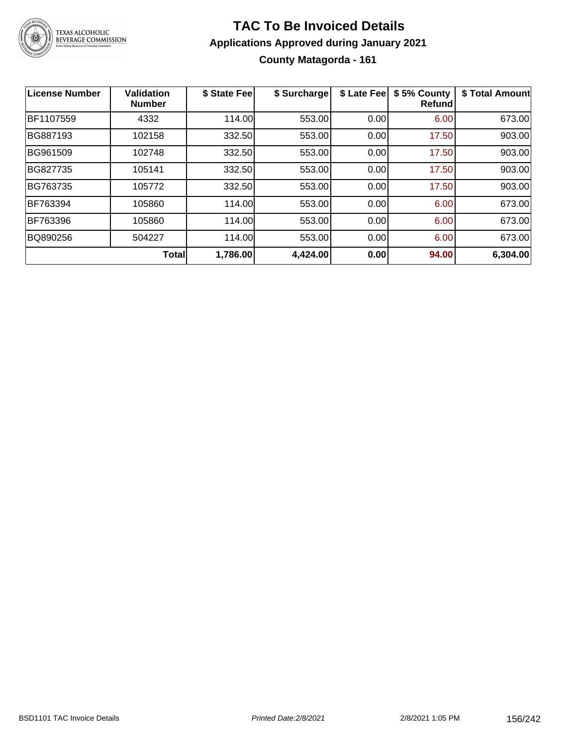# TAC To Be Invoiced Details

## Applications Approved during January 2021

### County Matagorda - 161

| License Number | Validation Number | $ State Fee | $ Surcharge | $ Late Fee | $ 5% County Refund | $ Total Amount |
|---|---|---|---|---|---|---|
| BF1107559 | 4332 | 114.00 | 553.00 | 0.00 | 6.00 | 673.00 |
| BG887193 | 102158 | 332.50 | 553.00 | 0.00 | 17.50 | 903.00 |
| BG961509 | 102748 | 332.50 | 553.00 | 0.00 | 17.50 | 903.00 |
| BG827735 | 105141 | 332.50 | 553.00 | 0.00 | 17.50 | 903.00 |
| BG763735 | 105772 | 332.50 | 553.00 | 0.00 | 17.50 | 903.00 |
| BF763394 | 105860 | 114.00 | 553.00 | 0.00 | 6.00 | 673.00 |
| BF763396 | 105860 | 114.00 | 553.00 | 0.00 | 6.00 | 673.00 |
| BQ890256 | 504227 | 114.00 | 553.00 | 0.00 | 6.00 | 673.00 |
| | **Total** | **1,786.00** | **4,424.00** | **0.00** | **94.00** | **6,304.00** |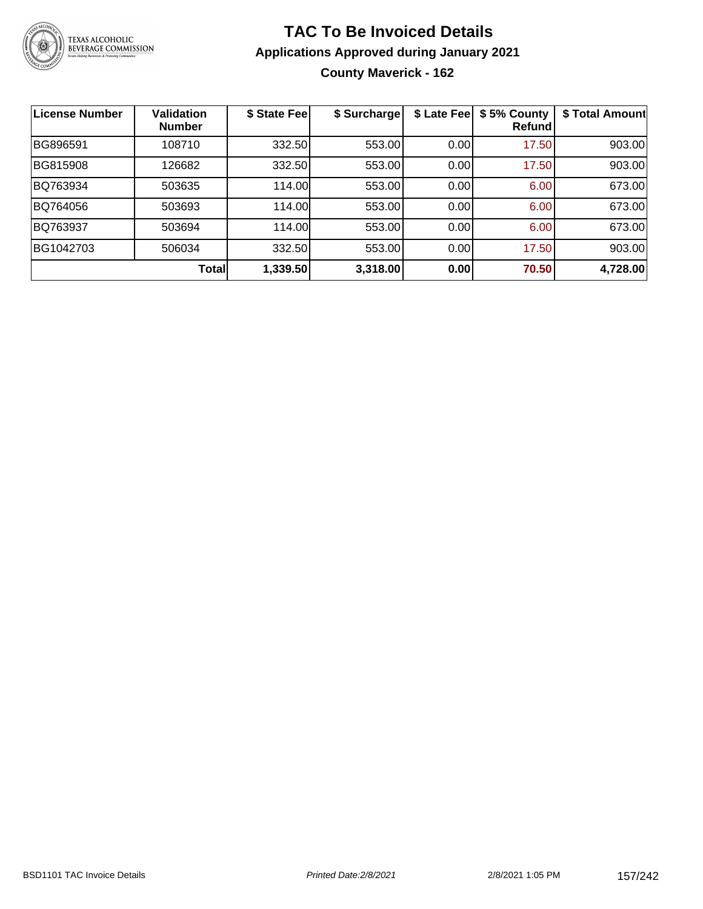# TAC To Be Invoiced Details

## Applications Approved during January 2021

### County Maverick - 162

| License Number | Validation Number | $ State Fee | $ Surcharge | $ Late Fee | $ 5% County Refund | $ Total Amount |
|---|---|---|---|---|---|---|
| BG896591 | 108710 | 332.50 | 553.00 | 0.00 | 17.50 | 903.00 |
| BG815908 | 126682 | 332.50 | 553.00 | 0.00 | 17.50 | 903.00 |
| BQ763934 | 503635 | 114.00 | 553.00 | 0.00 | 6.00 | 673.00 |
| BQ764056 | 503693 | 114.00 | 553.00 | 0.00 | 6.00 | 673.00 |
| BQ763937 | 503694 | 114.00 | 553.00 | 0.00 | 6.00 | 673.00 |
| BG1042703 | 506034 | 332.50 | 553.00 | 0.00 | 17.50 | 903.00 |
| | **Total** | **1,339.50** | **3,318.00** | **0.00** | **70.50** | **4,728.00** |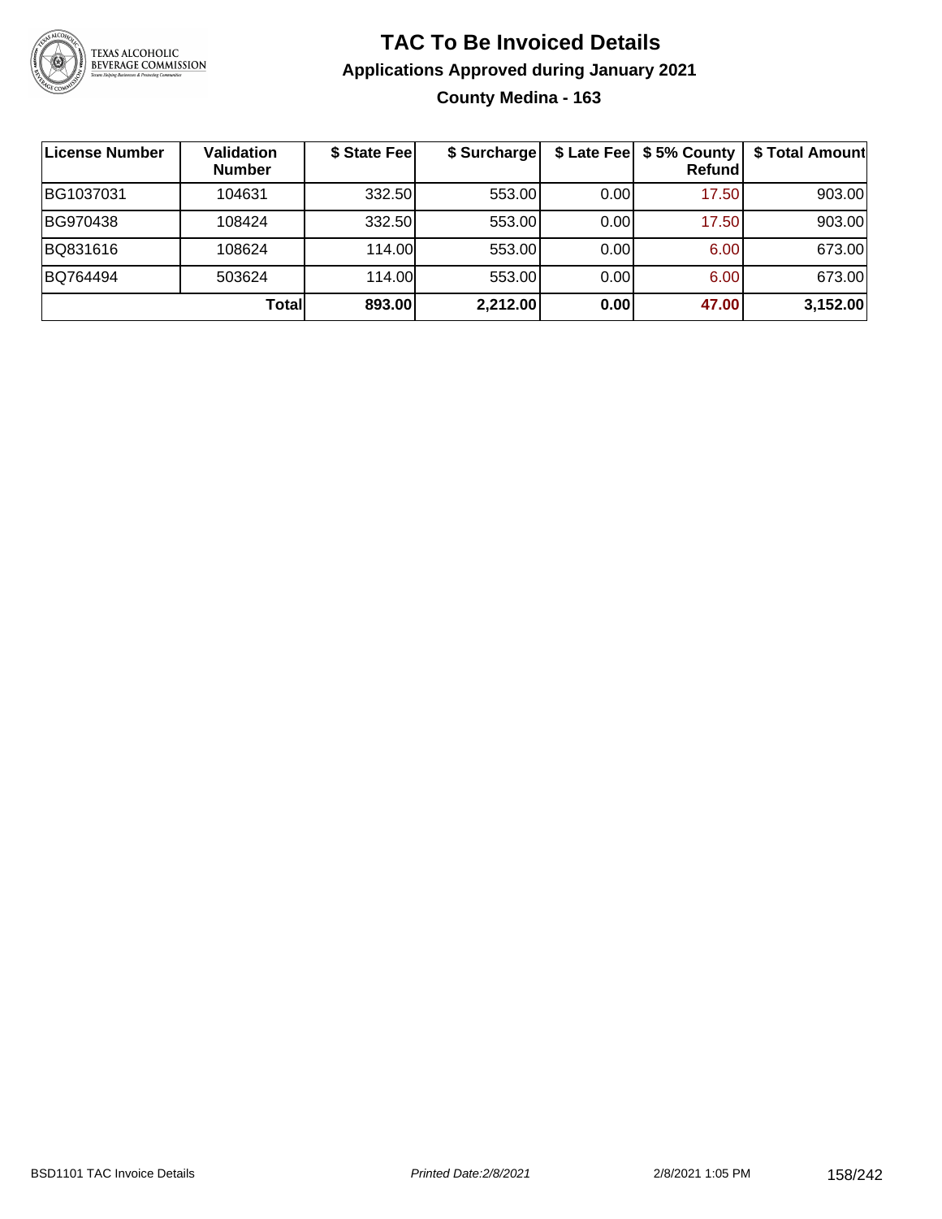# TAC To Be Invoiced Details

## Applications Approved during January 2021

### County Medina - 163

| License Number | Validation Number | $ State Fee | $ Surcharge | $ Late Fee | $ 5% County Refund | $ Total Amount |
|---|---|---|---|---|---|---|
| BG1037031 | 104631 | 332.50 | 553.00 | 0.00 | 17.50 | 903.00 |
| BG970438 | 108424 | 332.50 | 553.00 | 0.00 | 17.50 | 903.00 |
| BQ831616 | 108624 | 114.00 | 553.00 | 0.00 | 6.00 | 673.00 |
| BQ764494 | 503624 | 114.00 | 553.00 | 0.00 | 6.00 | 673.00 |
| | **Total** | **893.00** | **2,212.00** | **0.00** | **47.00** | **3,152.00** |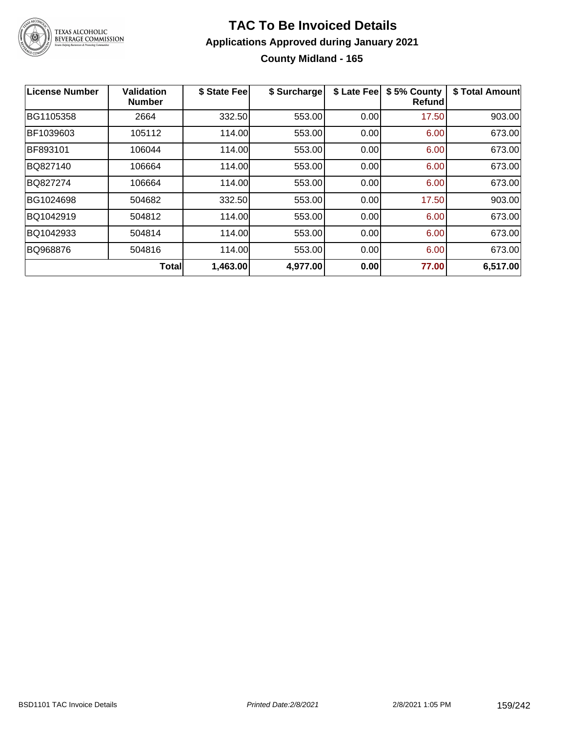# TAC To Be Invoiced Details

## Applications Approved during January 2021

### County Midland - 165

| License Number | Validation Number | $ State Fee | $ Surcharge | $ Late Fee | $ 5% County Refund | $ Total Amount |
|---|---|---|---|---|---|---|
| BG1105358 | 2664 | 332.50 | 553.00 | 0.00 | 17.50 | 903.00 |
| BF1039603 | 105112 | 114.00 | 553.00 | 0.00 | 6.00 | 673.00 |
| BF893101 | 106044 | 114.00 | 553.00 | 0.00 | 6.00 | 673.00 |
| BQ827140 | 106664 | 114.00 | 553.00 | 0.00 | 6.00 | 673.00 |
| BQ827274 | 106664 | 114.00 | 553.00 | 0.00 | 6.00 | 673.00 |
| BG1024698 | 504682 | 332.50 | 553.00 | 0.00 | 17.50 | 903.00 |
| BQ1042919 | 504812 | 114.00 | 553.00 | 0.00 | 6.00 | 673.00 |
| BQ1042933 | 504814 | 114.00 | 553.00 | 0.00 | 6.00 | 673.00 |
| BQ968876 | 504816 | 114.00 | 553.00 | 0.00 | 6.00 | 673.00 |
| | **Total** | **1,463.00** | **4,977.00** | **0.00** | **77.00** | **6,517.00** |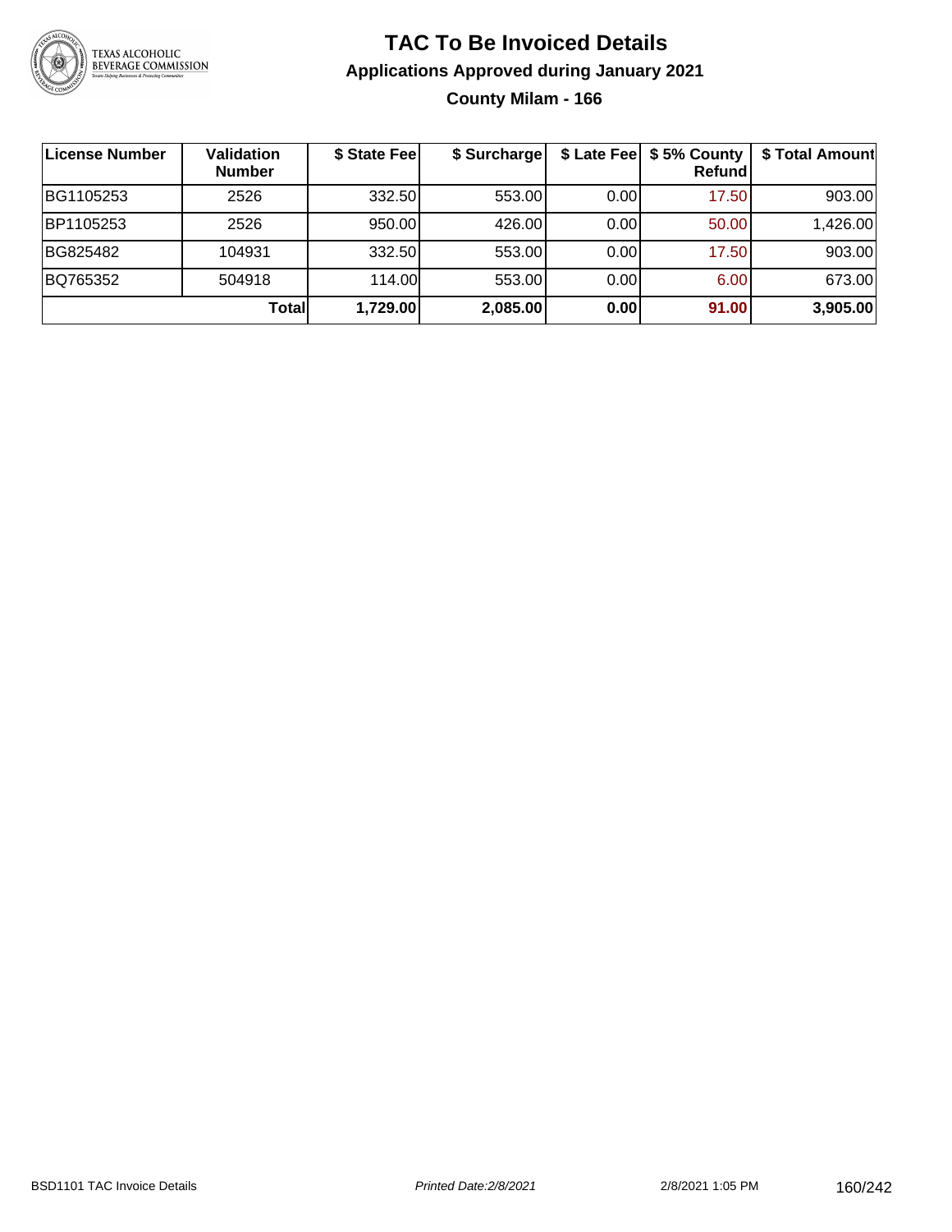# TAC To Be Invoiced Details

## Applications Approved during January 2021

### County Milam - 166

| License Number | Validation Number | $ State Fee | $ Surcharge | $ Late Fee | $ 5% County Refund | $ Total Amount |
|---|---|---|---|---|---|---|
| BG1105253 | 2526 | 332.50 | 553.00 | 0.00 | 17.50 | 903.00 |
| BP1105253 | 2526 | 950.00 | 426.00 | 0.00 | 50.00 | 1,426.00 |
| BG825482 | 104931 | 332.50 | 553.00 | 0.00 | 17.50 | 903.00 |
| BQ765352 | 504918 | 114.00 | 553.00 | 0.00 | 6.00 | 673.00 |
| | **Total** | **1,729.00** | **2,085.00** | **0.00** | **91.00** | **3,905.00** |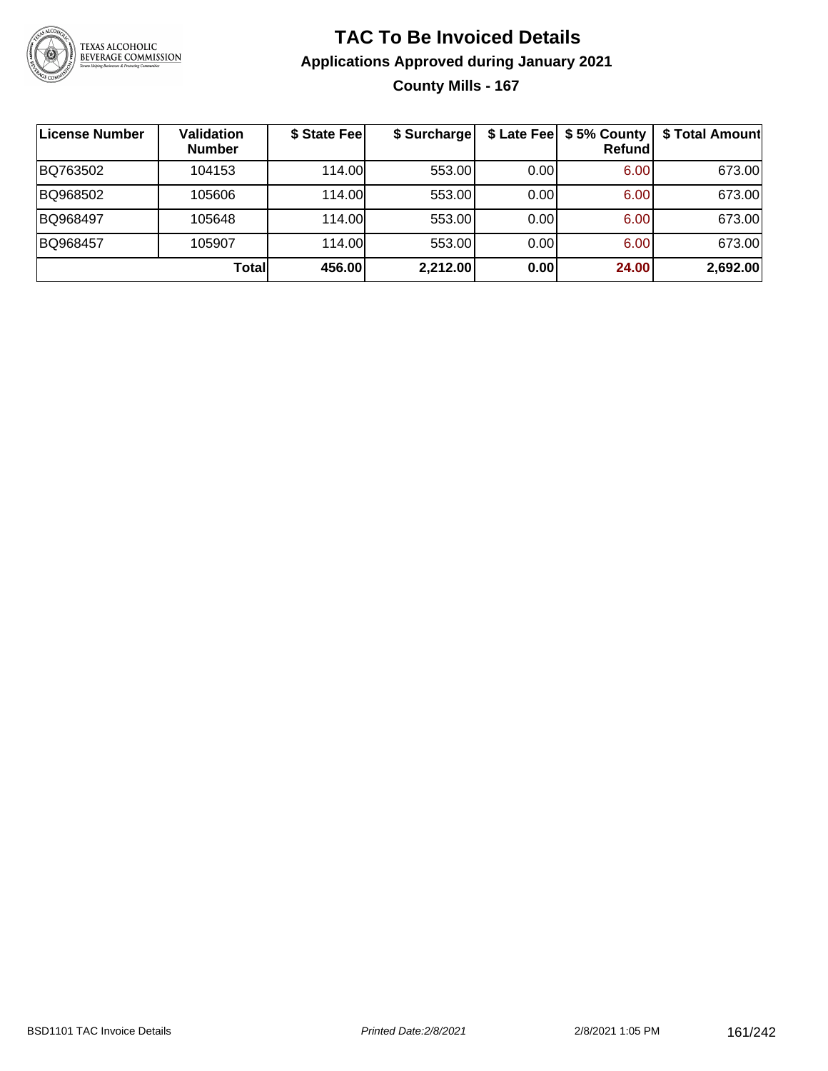# TAC To Be Invoiced Details

## Applications Approved during January 2021

### County Mills - 167

| License Number | Validation Number | $ State Fee | $ Surcharge | $ Late Fee | $ 5% County Refund | $ Total Amount |
|---|---|---|---|---|---|---|
| BQ763502 | 104153 | 114.00 | 553.00 | 0.00 | 6.00 | 673.00 |
| BQ968502 | 105606 | 114.00 | 553.00 | 0.00 | 6.00 | 673.00 |
| BQ968497 | 105648 | 114.00 | 553.00 | 0.00 | 6.00 | 673.00 |
| BQ968457 | 105907 | 114.00 | 553.00 | 0.00 | 6.00 | 673.00 |
| | **Total** | **456.00** | **2,212.00** | **0.00** | **24.00** | **2,692.00** |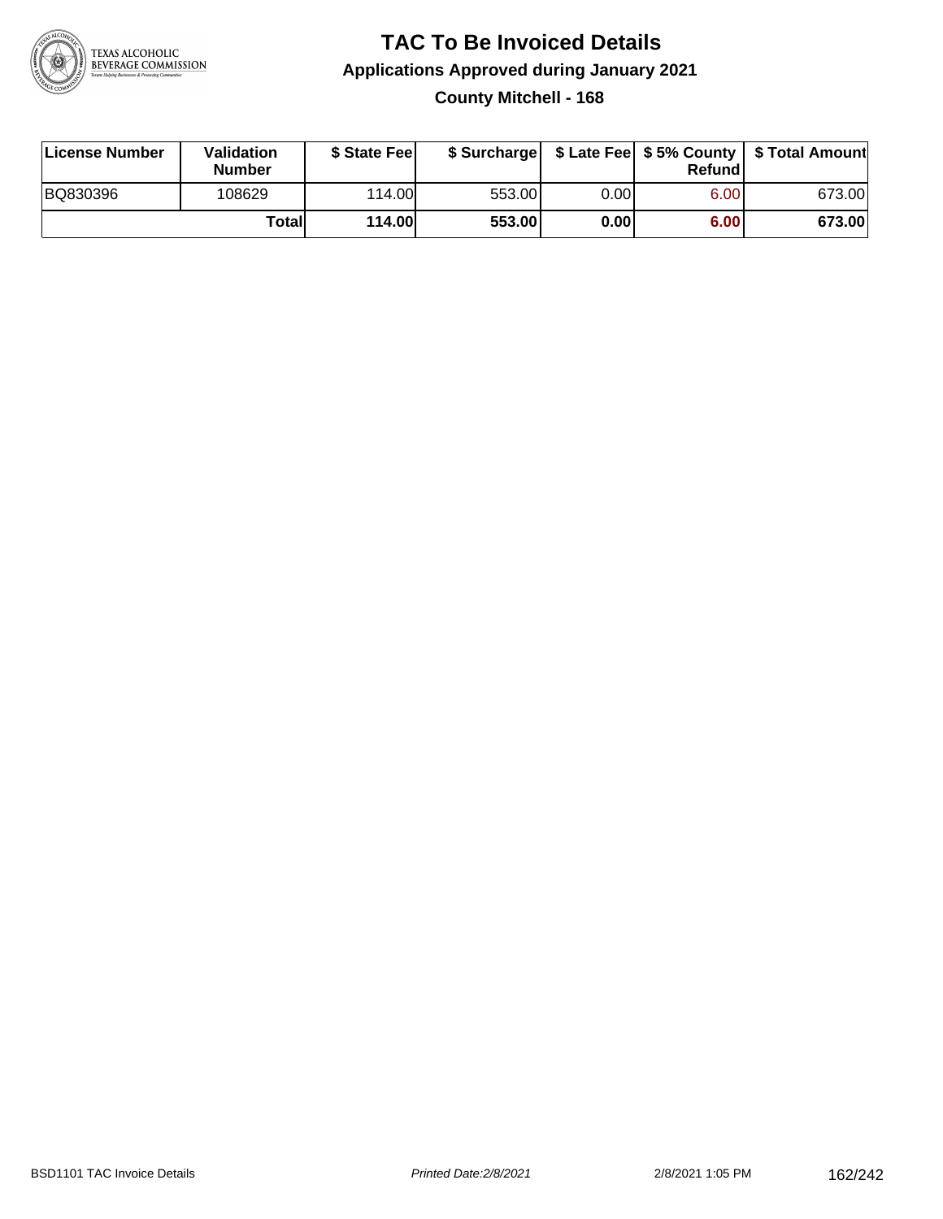# TAC To Be Invoiced Details

## Applications Approved during January 2021

### County Mitchell - 168

| License Number | Validation Number | $ State Fee | $ Surcharge | $ Late Fee | $ 5% County Refund | $ Total Amount |
|---|---|---|---|---|---|---|
| BQ830396 | 108629 | 114.00 | 553.00 | 0.00 | 6.00 | 673.00 |
| | **Total** | **114.00** | **553.00** | **0.00** | **6.00** | **673.00** |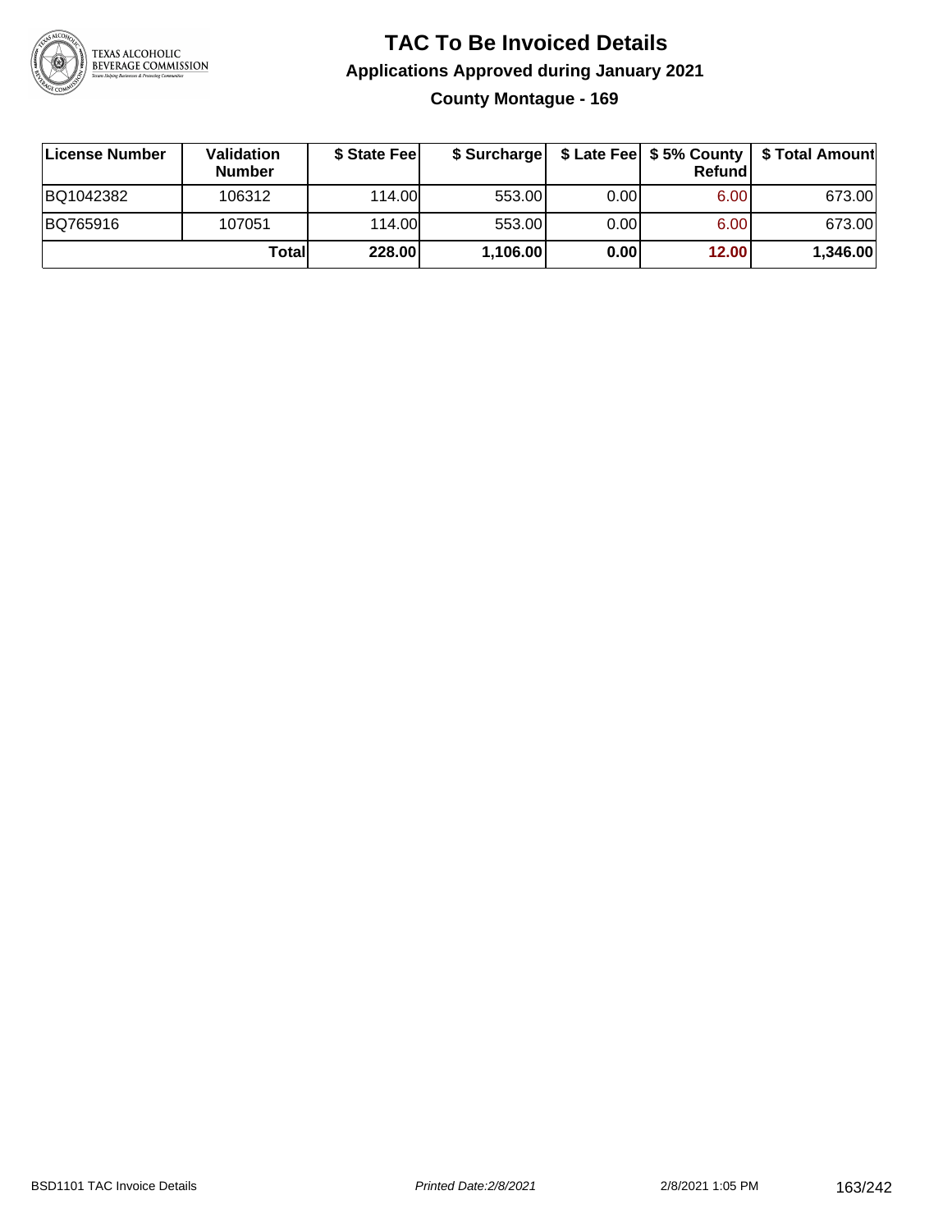# TAC To Be Invoiced Details

## Applications Approved during January 2021

### County Montague - 169

| License Number | Validation Number | $ State Fee | $ Surcharge | $ Late Fee | $ 5% County Refund | $ Total Amount |
|---|---|---|---|---|---|---|
| BQ1042382 | 106312 | 114.00 | 553.00 | 0.00 | 6.00 | 673.00 |
| BQ765916 | 107051 | 114.00 | 553.00 | 0.00 | 6.00 | 673.00 |
| | **Total** | **228.00** | **1,106.00** | **0.00** | **12.00** | **1,346.00** |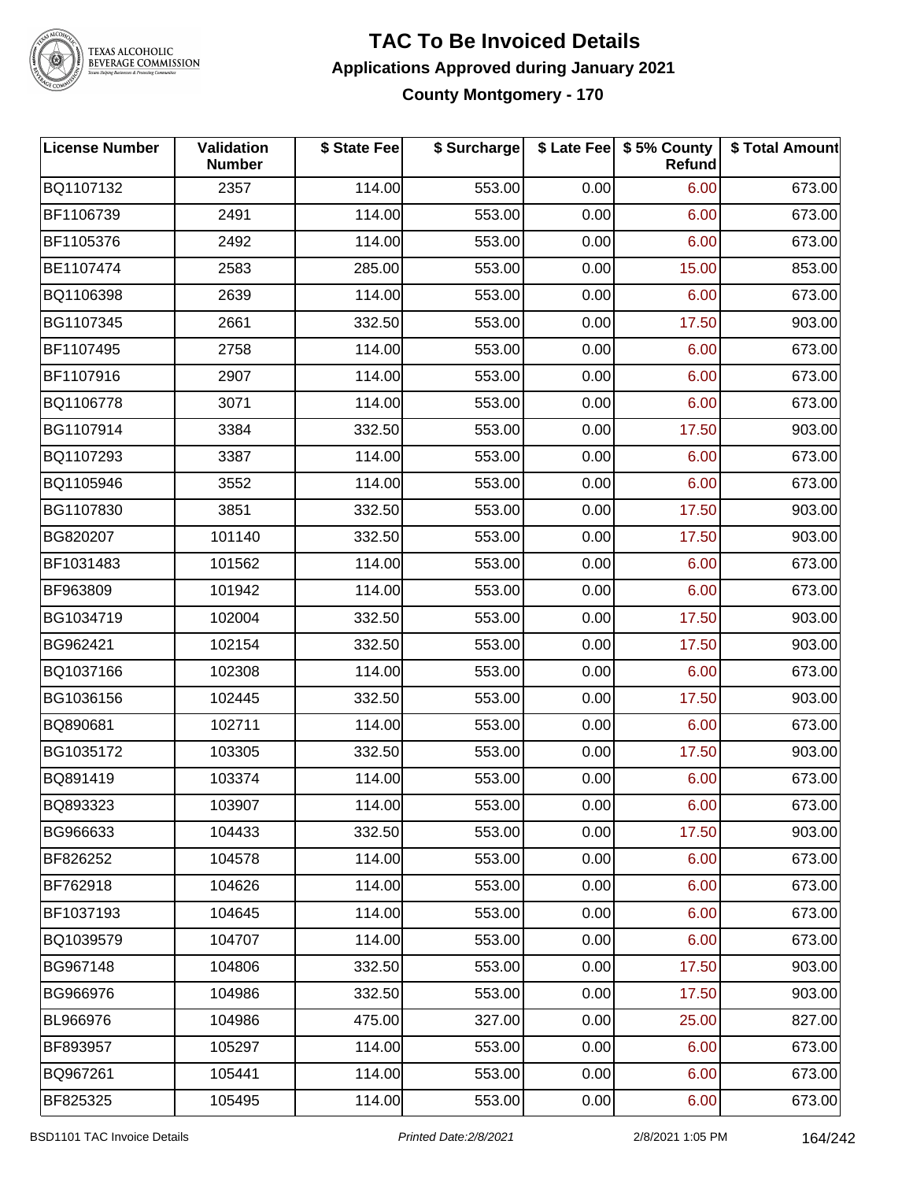# TAC To Be Invoiced Details

## Applications Approved during January 2021

### County Montgomery - 170

| License Number | Validation Number | $ State Fee | $ Surcharge | $ Late Fee | $ 5% County Refund | $ Total Amount |
|---|---|---|---|---|---|---|
| BQ1107132 | 2357 | 114.00 | 553.00 | 0.00 | 6.00 | 673.00 |
| BF1106739 | 2491 | 114.00 | 553.00 | 0.00 | 6.00 | 673.00 |
| BF1105376 | 2492 | 114.00 | 553.00 | 0.00 | 6.00 | 673.00 |
| BE1107474 | 2583 | 285.00 | 553.00 | 0.00 | 15.00 | 853.00 |
| BQ1106398 | 2639 | 114.00 | 553.00 | 0.00 | 6.00 | 673.00 |
| BG1107345 | 2661 | 332.50 | 553.00 | 0.00 | 17.50 | 903.00 |
| BF1107495 | 2758 | 114.00 | 553.00 | 0.00 | 6.00 | 673.00 |
| BF1107916 | 2907 | 114.00 | 553.00 | 0.00 | 6.00 | 673.00 |
| BQ1106778 | 3071 | 114.00 | 553.00 | 0.00 | 6.00 | 673.00 |
| BG1107914 | 3384 | 332.50 | 553.00 | 0.00 | 17.50 | 903.00 |
| BQ1107293 | 3387 | 114.00 | 553.00 | 0.00 | 6.00 | 673.00 |
| BQ1105946 | 3552 | 114.00 | 553.00 | 0.00 | 6.00 | 673.00 |
| BG1107830 | 3851 | 332.50 | 553.00 | 0.00 | 17.50 | 903.00 |
| BG820207 | 101140 | 332.50 | 553.00 | 0.00 | 17.50 | 903.00 |
| BF1031483 | 101562 | 114.00 | 553.00 | 0.00 | 6.00 | 673.00 |
| BF963809 | 101942 | 114.00 | 553.00 | 0.00 | 6.00 | 673.00 |
| BG1034719 | 102004 | 332.50 | 553.00 | 0.00 | 17.50 | 903.00 |
| BG962421 | 102154 | 332.50 | 553.00 | 0.00 | 17.50 | 903.00 |
| BQ1037166 | 102308 | 114.00 | 553.00 | 0.00 | 6.00 | 673.00 |
| BG1036156 | 102445 | 332.50 | 553.00 | 0.00 | 17.50 | 903.00 |
| BQ890681 | 102711 | 114.00 | 553.00 | 0.00 | 6.00 | 673.00 |
| BG1035172 | 103305 | 332.50 | 553.00 | 0.00 | 17.50 | 903.00 |
| BQ891419 | 103374 | 114.00 | 553.00 | 0.00 | 6.00 | 673.00 |
| BQ893323 | 103907 | 114.00 | 553.00 | 0.00 | 6.00 | 673.00 |
| BG966633 | 104433 | 332.50 | 553.00 | 0.00 | 17.50 | 903.00 |
| BF826252 | 104578 | 114.00 | 553.00 | 0.00 | 6.00 | 673.00 |
| BF762918 | 104626 | 114.00 | 553.00 | 0.00 | 6.00 | 673.00 |
| BF1037193 | 104645 | 114.00 | 553.00 | 0.00 | 6.00 | 673.00 |
| BQ1039579 | 104707 | 114.00 | 553.00 | 0.00 | 6.00 | 673.00 |
| BG967148 | 104806 | 332.50 | 553.00 | 0.00 | 17.50 | 903.00 |
| BG966976 | 104986 | 332.50 | 553.00 | 0.00 | 17.50 | 903.00 |
| BL966976 | 104986 | 475.00 | 327.00 | 0.00 | 25.00 | 827.00 |
| BF893957 | 105297 | 114.00 | 553.00 | 0.00 | 6.00 | 673.00 |
| BQ967261 | 105441 | 114.00 | 553.00 | 0.00 | 6.00 | 673.00 |
| BF825325 | 105495 | 114.00 | 553.00 | 0.00 | 6.00 | 673.00 |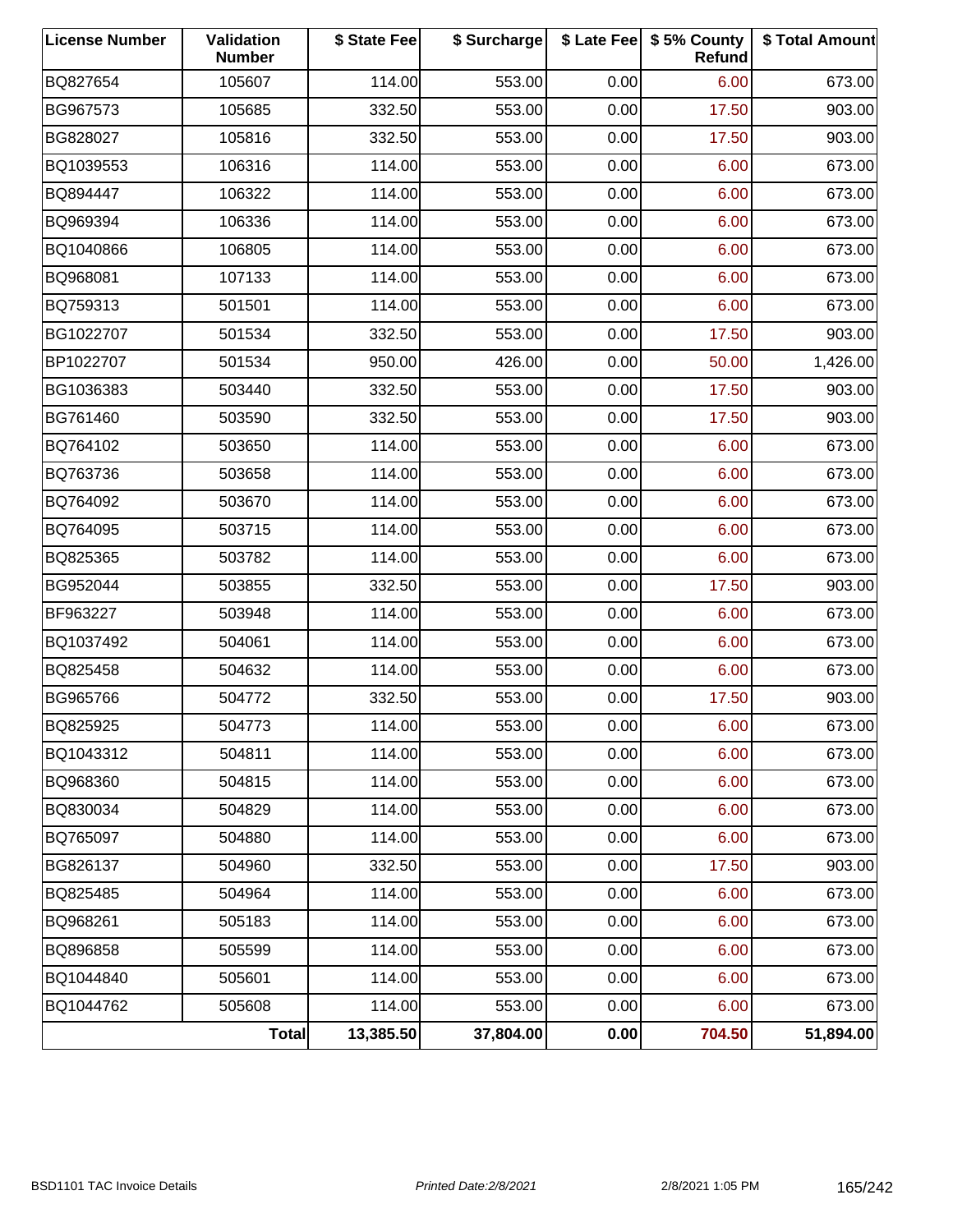| License Number | Validation Number | $ State Fee | $ Surcharge | $ Late Fee | $ 5% County Refund | $ Total Amount |
|---|---|---|---|---|---|---|
| BQ827654 | 105607 | 114.00 | 553.00 | 0.00 | 6.00 | 673.00 |
| BG967573 | 105685 | 332.50 | 553.00 | 0.00 | 17.50 | 903.00 |
| BG828027 | 105816 | 332.50 | 553.00 | 0.00 | 17.50 | 903.00 |
| BQ1039553 | 106316 | 114.00 | 553.00 | 0.00 | 6.00 | 673.00 |
| BQ894447 | 106322 | 114.00 | 553.00 | 0.00 | 6.00 | 673.00 |
| BQ969394 | 106336 | 114.00 | 553.00 | 0.00 | 6.00 | 673.00 |
| BQ1040866 | 106805 | 114.00 | 553.00 | 0.00 | 6.00 | 673.00 |
| BQ968081 | 107133 | 114.00 | 553.00 | 0.00 | 6.00 | 673.00 |
| BQ759313 | 501501 | 114.00 | 553.00 | 0.00 | 6.00 | 673.00 |
| BG1022707 | 501534 | 332.50 | 553.00 | 0.00 | 17.50 | 903.00 |
| BP1022707 | 501534 | 950.00 | 426.00 | 0.00 | 50.00 | 1,426.00 |
| BG1036383 | 503440 | 332.50 | 553.00 | 0.00 | 17.50 | 903.00 |
| BG761460 | 503590 | 332.50 | 553.00 | 0.00 | 17.50 | 903.00 |
| BQ764102 | 503650 | 114.00 | 553.00 | 0.00 | 6.00 | 673.00 |
| BQ763736 | 503658 | 114.00 | 553.00 | 0.00 | 6.00 | 673.00 |
| BQ764092 | 503670 | 114.00 | 553.00 | 0.00 | 6.00 | 673.00 |
| BQ764095 | 503715 | 114.00 | 553.00 | 0.00 | 6.00 | 673.00 |
| BQ825365 | 503782 | 114.00 | 553.00 | 0.00 | 6.00 | 673.00 |
| BG952044 | 503855 | 332.50 | 553.00 | 0.00 | 17.50 | 903.00 |
| BF963227 | 503948 | 114.00 | 553.00 | 0.00 | 6.00 | 673.00 |
| BQ1037492 | 504061 | 114.00 | 553.00 | 0.00 | 6.00 | 673.00 |
| BQ825458 | 504632 | 114.00 | 553.00 | 0.00 | 6.00 | 673.00 |
| BG965766 | 504772 | 332.50 | 553.00 | 0.00 | 17.50 | 903.00 |
| BQ825925 | 504773 | 114.00 | 553.00 | 0.00 | 6.00 | 673.00 |
| BQ1043312 | 504811 | 114.00 | 553.00 | 0.00 | 6.00 | 673.00 |
| BQ968360 | 504815 | 114.00 | 553.00 | 0.00 | 6.00 | 673.00 |
| BQ830034 | 504829 | 114.00 | 553.00 | 0.00 | 6.00 | 673.00 |
| BQ765097 | 504880 | 114.00 | 553.00 | 0.00 | 6.00 | 673.00 |
| BG826137 | 504960 | 332.50 | 553.00 | 0.00 | 17.50 | 903.00 |
| BQ825485 | 504964 | 114.00 | 553.00 | 0.00 | 6.00 | 673.00 |
| BQ968261 | 505183 | 114.00 | 553.00 | 0.00 | 6.00 | 673.00 |
| BQ896858 | 505599 | 114.00 | 553.00 | 0.00 | 6.00 | 673.00 |
| BQ1044840 | 505601 | 114.00 | 553.00 | 0.00 | 6.00 | 673.00 |
| BQ1044762 | 505608 | 114.00 | 553.00 | 0.00 | 6.00 | 673.00 |
| | **Total** | **13,385.50** | **37,804.00** | **0.00** | **704.50** | **51,894.00** |

BSD1101 TAC Invoice Details *Printed Date:2/8/2021* 2/8/2021 1:05 PM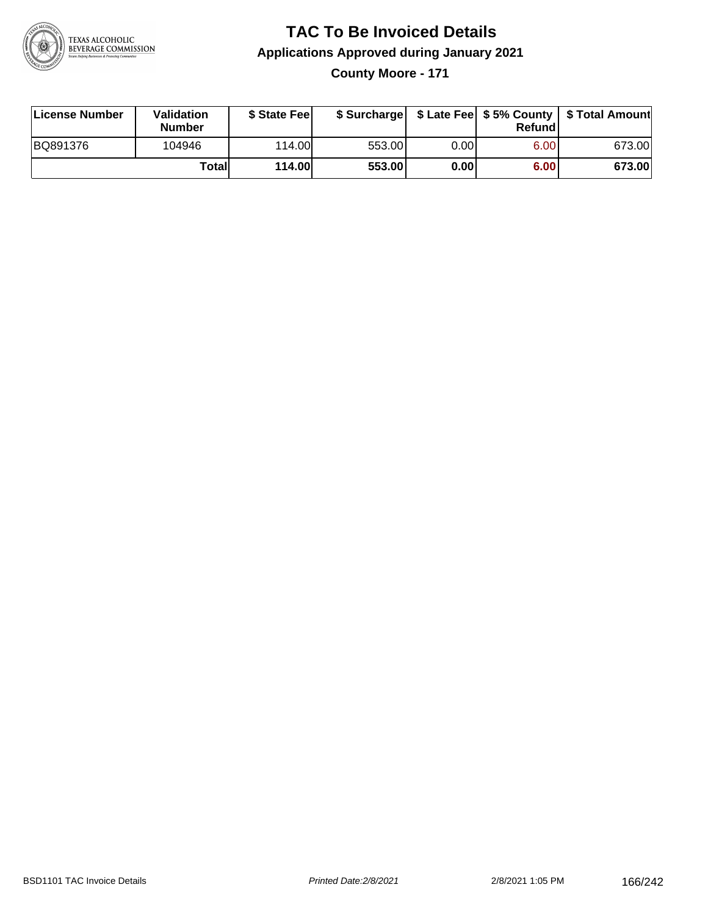# TAC To Be Invoiced Details

## Applications Approved during January 2021

### County Moore - 171

| License Number | Validation Number | $ State Fee | $ Surcharge | $ Late Fee | $ 5% County Refund | $ Total Amount |
|---|---|---|---|---|---|---|
| BQ891376 | 104946 | 114.00 | 553.00 | 0.00 | 6.00 | 673.00 |
| | **Total** | **114.00** | **553.00** | **0.00** | **6.00** | **673.00** |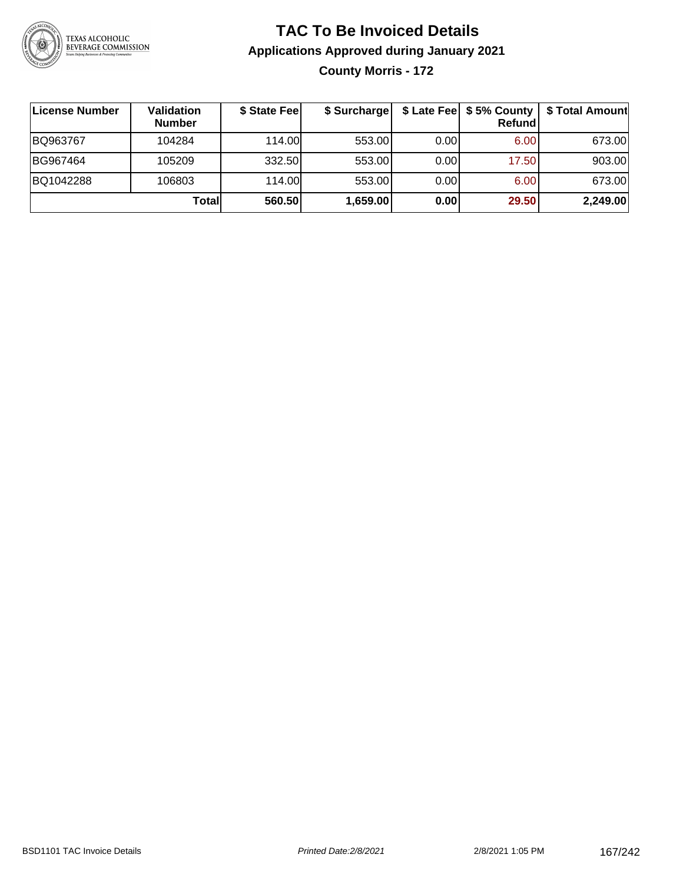# TAC To Be Invoiced Details

## Applications Approved during January 2021

### County Morris - 172

| License Number | Validation Number | $ State Fee | $ Surcharge | $ Late Fee | $ 5% County Refund | $ Total Amount |
|---|---|---|---|---|---|---|
| BQ963767 | 104284 | 114.00 | 553.00 | 0.00 | 6.00 | 673.00 |
| BG967464 | 105209 | 332.50 | 553.00 | 0.00 | 17.50 | 903.00 |
| BQ1042288 | 106803 | 114.00 | 553.00 | 0.00 | 6.00 | 673.00 |
| | **Total** | **560.50** | **1,659.00** | **0.00** | **29.50** | **2,249.00** |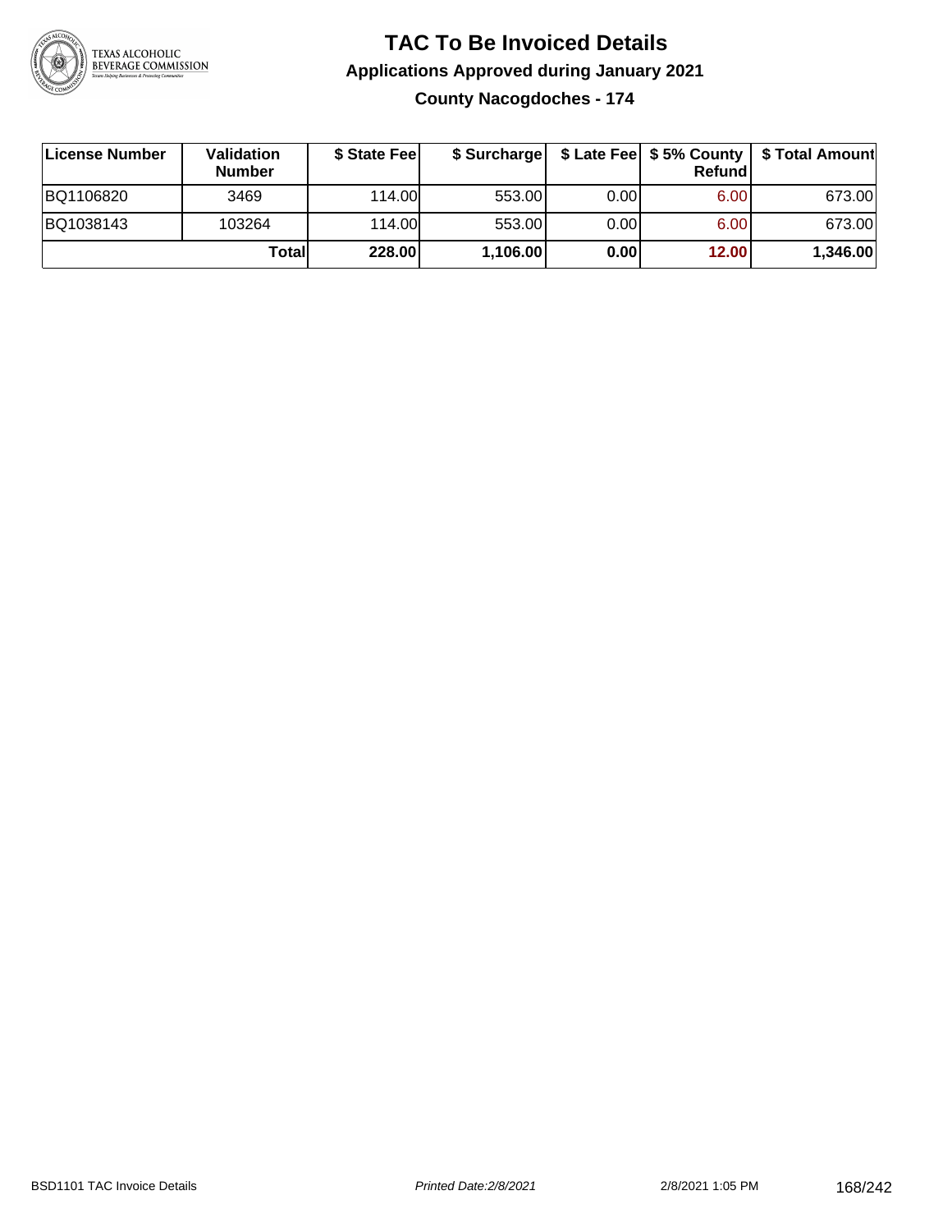# TAC To Be Invoiced Details

## Applications Approved during January 2021

### County Nacogdoches - 174

| License Number | Validation Number | $ State Fee | $ Surcharge | $ Late Fee | $ 5% County Refund | $ Total Amount |
|---|---|---|---|---|---|---|
| BQ1106820 | 3469 | 114.00 | 553.00 | 0.00 | 6.00 | 673.00 |
| BQ1038143 | 103264 | 114.00 | 553.00 | 0.00 | 6.00 | 673.00 |
| | **Total** | **228.00** | **1,106.00** | **0.00** | **12.00** | **1,346.00** |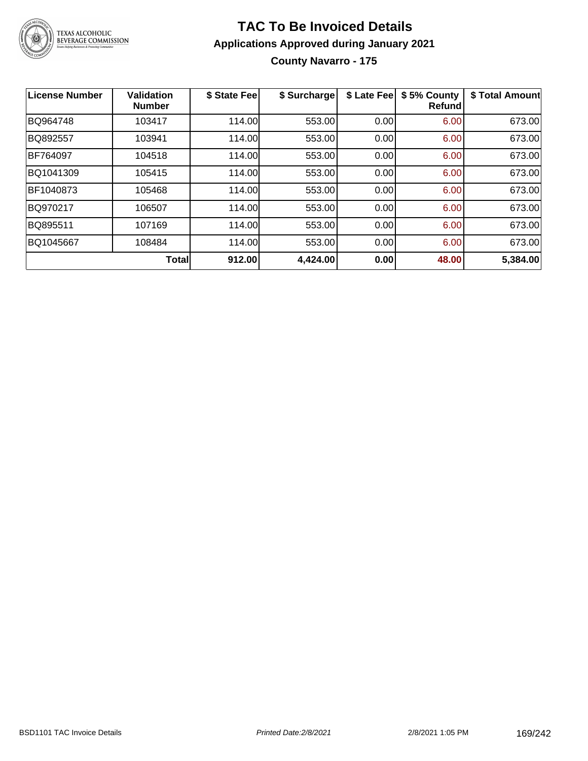# TAC To Be Invoiced Details

## Applications Approved during January 2021

### County Navarro - 175

| License Number | Validation Number | $ State Fee | $ Surcharge | $ Late Fee | $ 5% County Refund | $ Total Amount |
|---|---|---|---|---|---|---|
| BQ964748 | 103417 | 114.00 | 553.00 | 0.00 | 6.00 | 673.00 |
| BQ892557 | 103941 | 114.00 | 553.00 | 0.00 | 6.00 | 673.00 |
| BF764097 | 104518 | 114.00 | 553.00 | 0.00 | 6.00 | 673.00 |
| BQ1041309 | 105415 | 114.00 | 553.00 | 0.00 | 6.00 | 673.00 |
| BF1040873 | 105468 | 114.00 | 553.00 | 0.00 | 6.00 | 673.00 |
| BQ970217 | 106507 | 114.00 | 553.00 | 0.00 | 6.00 | 673.00 |
| BQ895511 | 107169 | 114.00 | 553.00 | 0.00 | 6.00 | 673.00 |
| BQ1045667 | 108484 | 114.00 | 553.00 | 0.00 | 6.00 | 673.00 |
| | **Total** | **912.00** | **4,424.00** | **0.00** | **48.00** | **5,384.00** |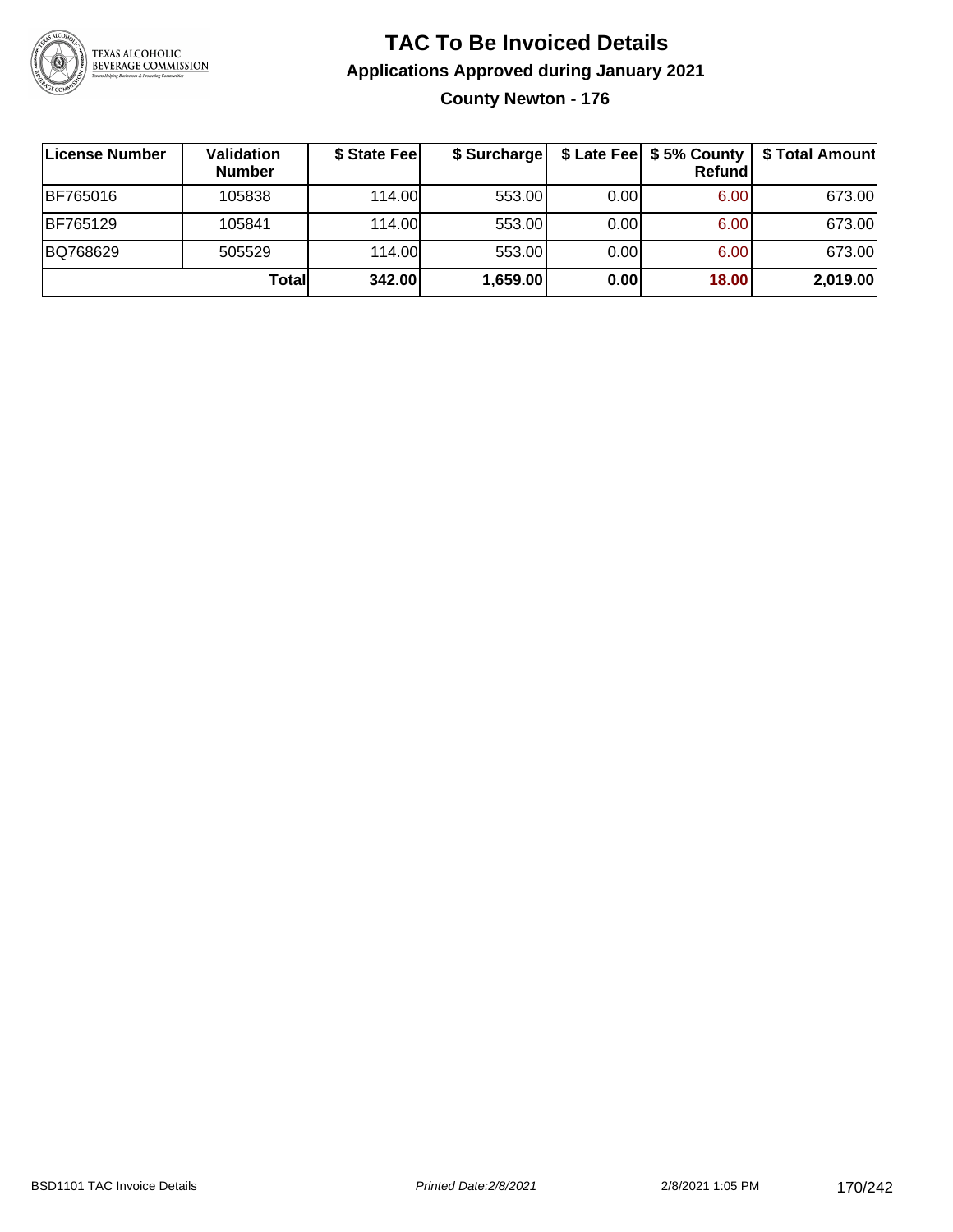# TAC To Be Invoiced Details

## Applications Approved during January 2021

### County Newton - 176

| License Number | Validation Number | $ State Fee | $ Surcharge | $ Late Fee | $ 5% County Refund | $ Total Amount |
|---|---|---|---|---|---|---|
| BF765016 | 105838 | 114.00 | 553.00 | 0.00 | 6.00 | 673.00 |
| BF765129 | 105841 | 114.00 | 553.00 | 0.00 | 6.00 | 673.00 |
| BQ768629 | 505529 | 114.00 | 553.00 | 0.00 | 6.00 | 673.00 |
| | **Total** | **342.00** | **1,659.00** | **0.00** | **18.00** | **2,019.00** |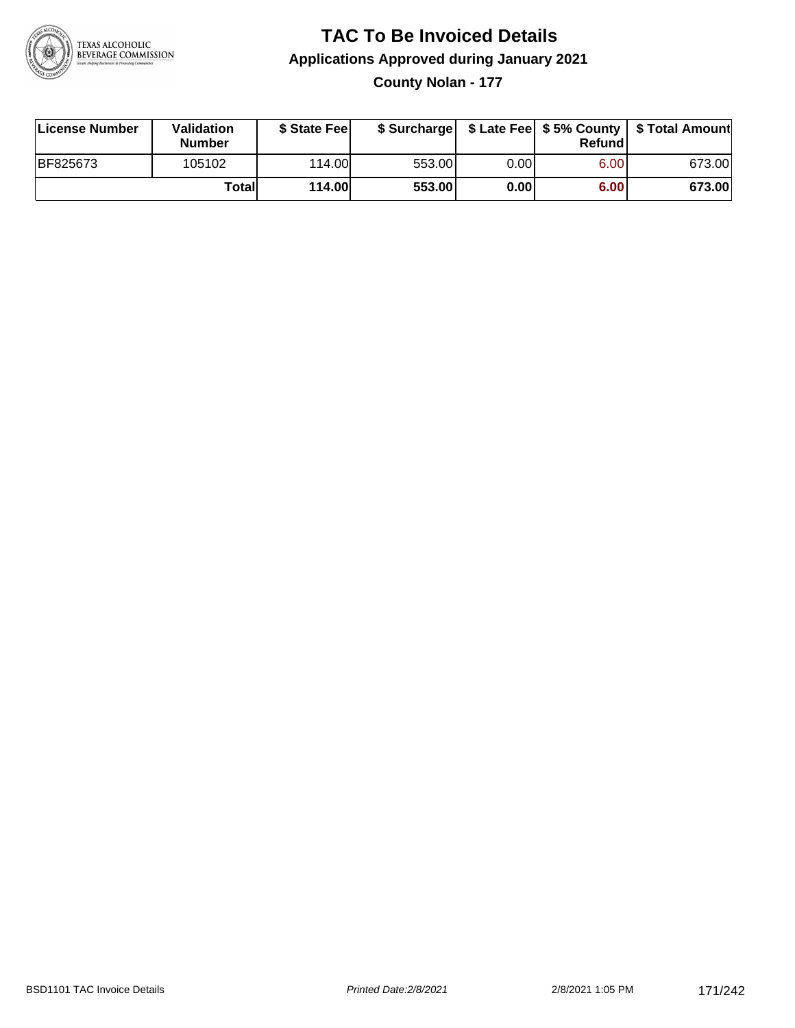# TAC To Be Invoiced Details

## Applications Approved during January 2021

### County Nolan - 177

| License Number | Validation Number | $ State Fee | $ Surcharge | $ Late Fee | $ 5% County Refund | $ Total Amount |
|---|---|---|---|---|---|---|
| BF825673 | 105102 | 114.00 | 553.00 | 0.00 | 6.00 | 673.00 |
| | **Total** | **114.00** | **553.00** | **0.00** | **6.00** | **673.00** |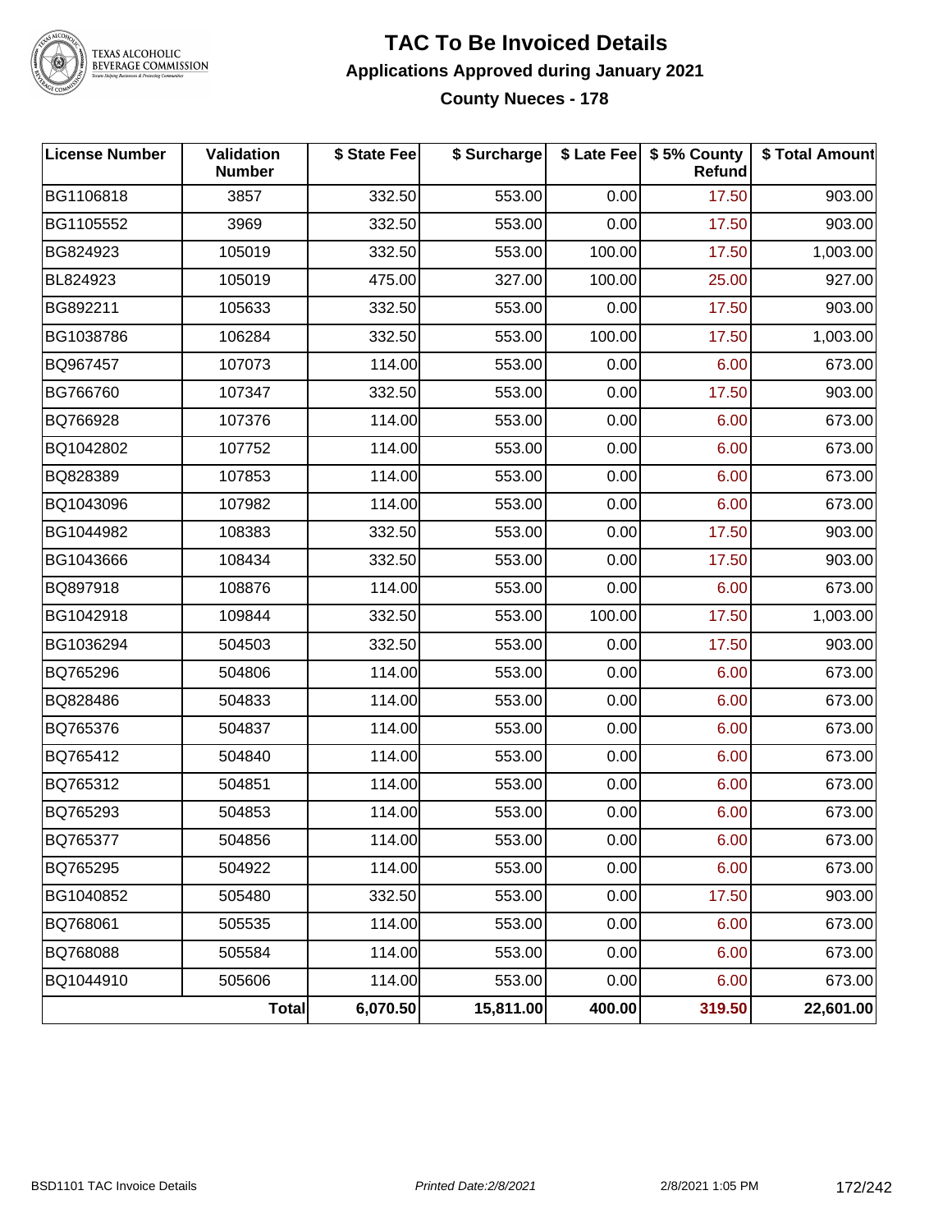# TAC To Be Invoiced Details

## Applications Approved during January 2021

### County Nueces - 178

| License Number | Validation Number | $ State Fee | $ Surcharge | $ Late Fee | $ 5% County Refund | $ Total Amount |
|---|---|---|---|---|---|---|
| BG1106818 | 3857 | 332.50 | 553.00 | 0.00 | 17.50 | 903.00 |
| BG1105552 | 3969 | 332.50 | 553.00 | 0.00 | 17.50 | 903.00 |
| BG824923 | 105019 | 332.50 | 553.00 | 100.00 | 17.50 | 1,003.00 |
| BL824923 | 105019 | 475.00 | 327.00 | 100.00 | 25.00 | 927.00 |
| BG892211 | 105633 | 332.50 | 553.00 | 0.00 | 17.50 | 903.00 |
| BG1038786 | 106284 | 332.50 | 553.00 | 100.00 | 17.50 | 1,003.00 |
| BQ967457 | 107073 | 114.00 | 553.00 | 0.00 | 6.00 | 673.00 |
| BG766760 | 107347 | 332.50 | 553.00 | 0.00 | 17.50 | 903.00 |
| BQ766928 | 107376 | 114.00 | 553.00 | 0.00 | 6.00 | 673.00 |
| BQ1042802 | 107752 | 114.00 | 553.00 | 0.00 | 6.00 | 673.00 |
| BQ828389 | 107853 | 114.00 | 553.00 | 0.00 | 6.00 | 673.00 |
| BQ1043096 | 107982 | 114.00 | 553.00 | 0.00 | 6.00 | 673.00 |
| BG1044982 | 108383 | 332.50 | 553.00 | 0.00 | 17.50 | 903.00 |
| BG1043666 | 108434 | 332.50 | 553.00 | 0.00 | 17.50 | 903.00 |
| BQ897918 | 108876 | 114.00 | 553.00 | 0.00 | 6.00 | 673.00 |
| BG1042918 | 109844 | 332.50 | 553.00 | 100.00 | 17.50 | 1,003.00 |
| BG1036294 | 504503 | 332.50 | 553.00 | 0.00 | 17.50 | 903.00 |
| BQ765296 | 504806 | 114.00 | 553.00 | 0.00 | 6.00 | 673.00 |
| BQ828486 | 504833 | 114.00 | 553.00 | 0.00 | 6.00 | 673.00 |
| BQ765376 | 504837 | 114.00 | 553.00 | 0.00 | 6.00 | 673.00 |
| BQ765412 | 504840 | 114.00 | 553.00 | 0.00 | 6.00 | 673.00 |
| BQ765312 | 504851 | 114.00 | 553.00 | 0.00 | 6.00 | 673.00 |
| BQ765293 | 504853 | 114.00 | 553.00 | 0.00 | 6.00 | 673.00 |
| BQ765377 | 504856 | 114.00 | 553.00 | 0.00 | 6.00 | 673.00 |
| BQ765295 | 504922 | 114.00 | 553.00 | 0.00 | 6.00 | 673.00 |
| BG1040852 | 505480 | 332.50 | 553.00 | 0.00 | 17.50 | 903.00 |
| BQ768061 | 505535 | 114.00 | 553.00 | 0.00 | 6.00 | 673.00 |
| BQ768088 | 505584 | 114.00 | 553.00 | 0.00 | 6.00 | 673.00 |
| BQ1044910 | 505606 | 114.00 | 553.00 | 0.00 | 6.00 | 673.00 |
| | **Total** | **6,070.50** | **15,811.00** | **400.00** | **319.50** | **22,601.00** |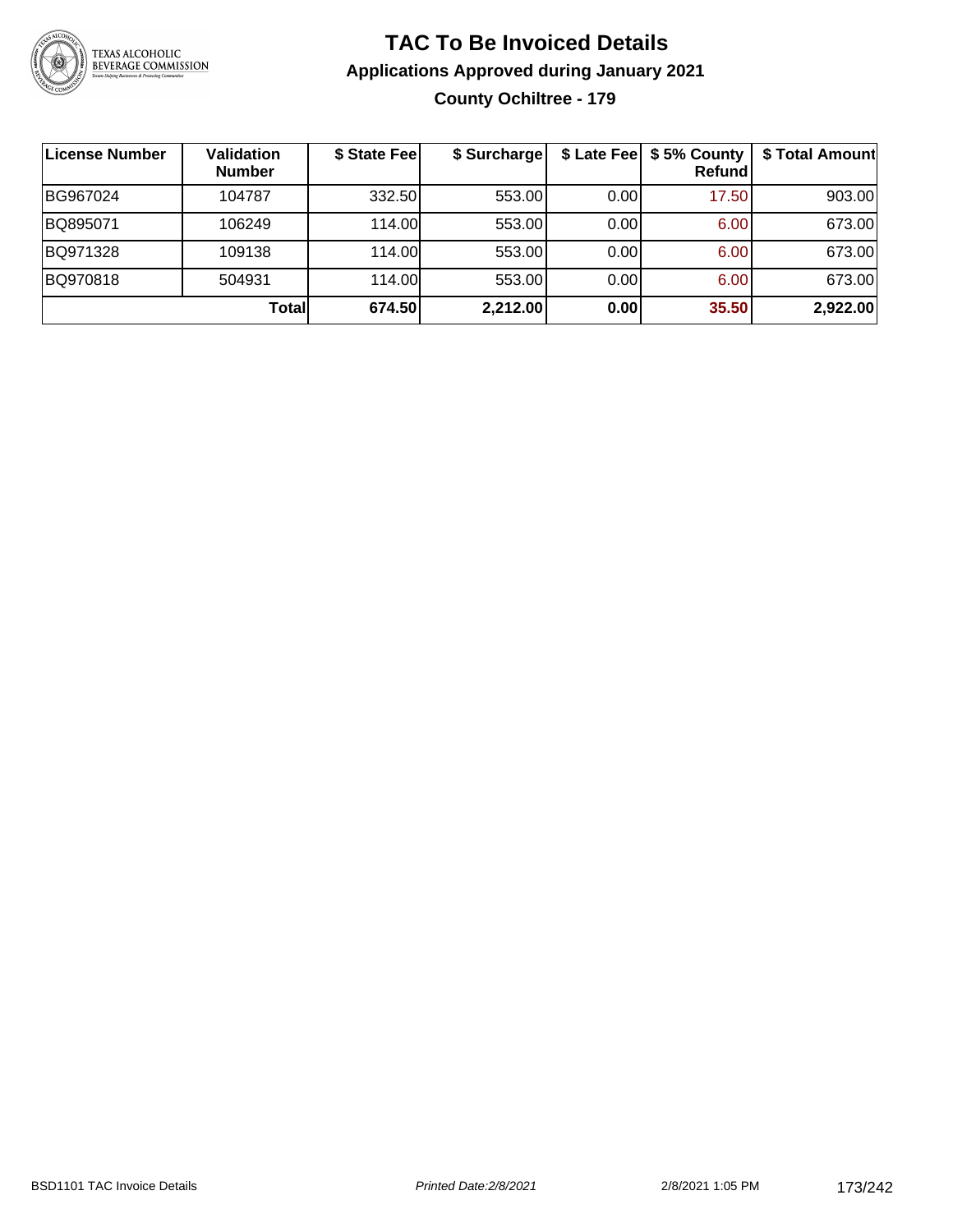# TAC To Be Invoiced Details

## Applications Approved during January 2021

### County Ochiltree - 179

| License Number | Validation Number | $ State Fee | $ Surcharge | $ Late Fee | $ 5% County Refund | $ Total Amount |
|---|---|---|---|---|---|---|
| BG967024 | 104787 | 332.50 | 553.00 | 0.00 | 17.50 | 903.00 |
| BQ895071 | 106249 | 114.00 | 553.00 | 0.00 | 6.00 | 673.00 |
| BQ971328 | 109138 | 114.00 | 553.00 | 0.00 | 6.00 | 673.00 |
| BQ970818 | 504931 | 114.00 | 553.00 | 0.00 | 6.00 | 673.00 |
| | **Total** | **674.50** | **2,212.00** | **0.00** | **35.50** | **2,922.00** |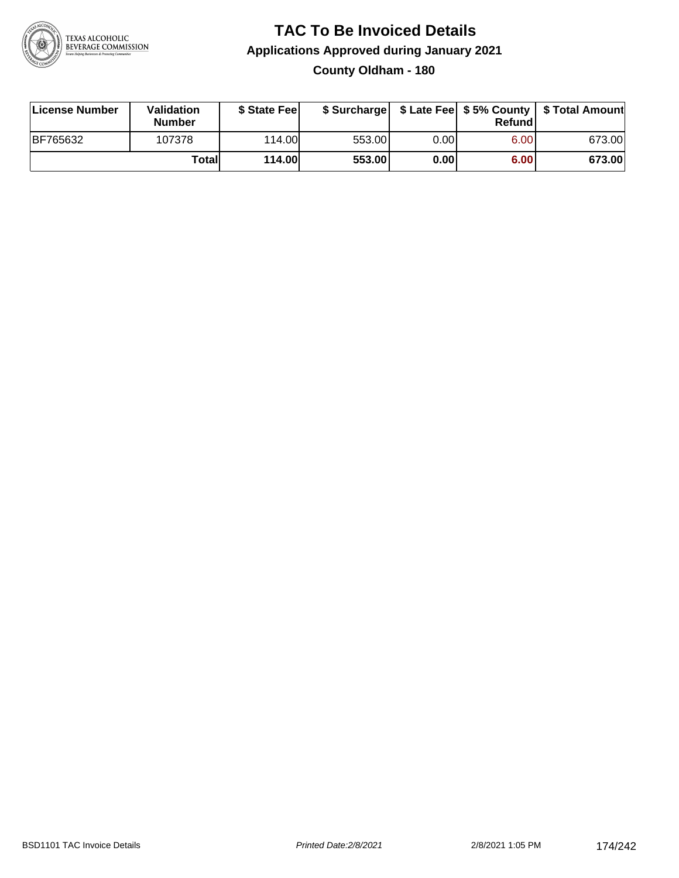# TAC To Be Invoiced Details

## Applications Approved during January 2021

### County Oldham - 180

| License Number | Validation Number | $ State Fee | $ Surcharge | $ Late Fee | $ 5% County Refund | $ Total Amount |
|---|---|---|---|---|---|---|
| BF765632 | 107378 | 114.00 | 553.00 | 0.00 | 6.00 | 673.00 |
| | **Total** | **114.00** | **553.00** | **0.00** | **6.00** | **673.00** |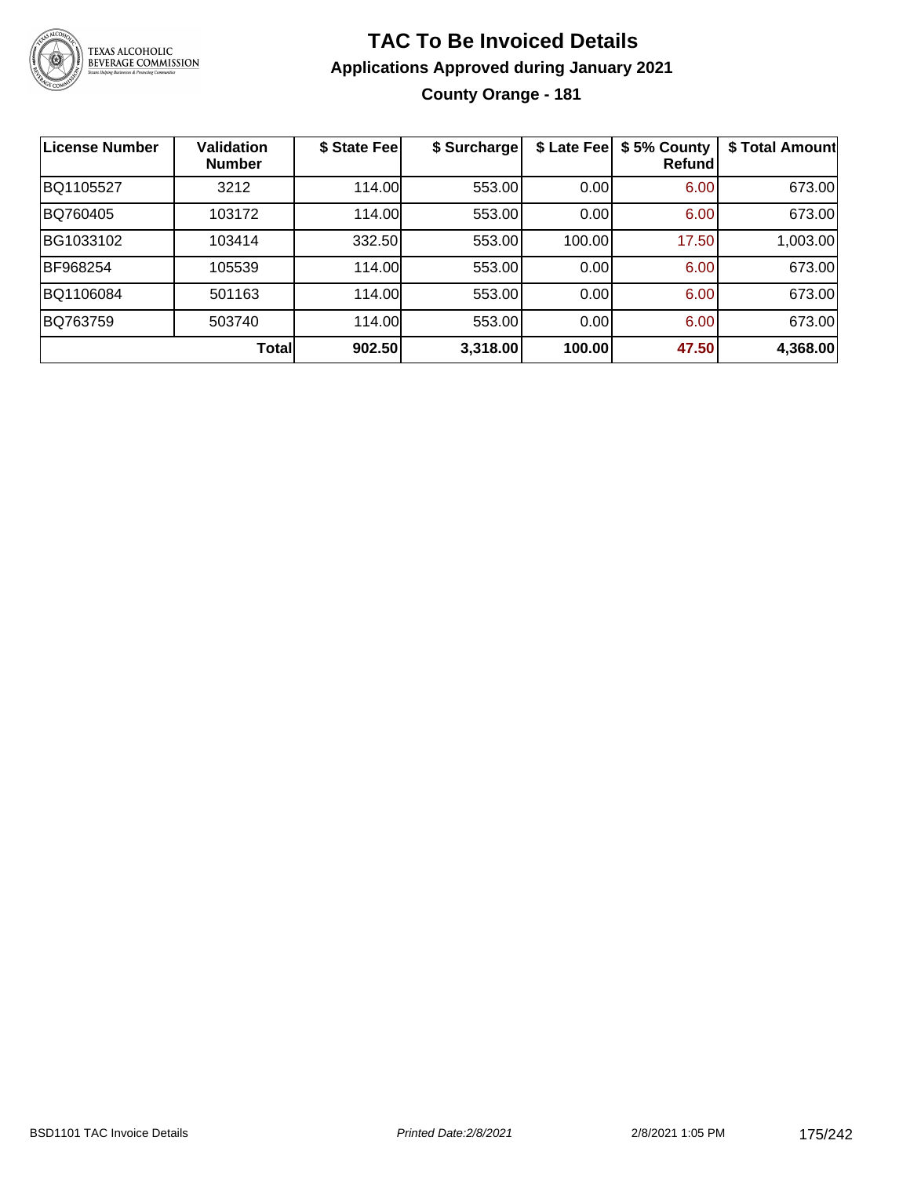# TAC To Be Invoiced Details

## Applications Approved during January 2021

### County Orange - 181

| License Number | Validation Number | $ State Fee | $ Surcharge | $ Late Fee | $ 5% County Refund | $ Total Amount |
|---|---|---|---|---|---|---|
| BQ1105527 | 3212 | 114.00 | 553.00 | 0.00 | 6.00 | 673.00 |
| BQ760405 | 103172 | 114.00 | 553.00 | 0.00 | 6.00 | 673.00 |
| BG1033102 | 103414 | 332.50 | 553.00 | 100.00 | 17.50 | 1,003.00 |
| BF968254 | 105539 | 114.00 | 553.00 | 0.00 | 6.00 | 673.00 |
| BQ1106084 | 501163 | 114.00 | 553.00 | 0.00 | 6.00 | 673.00 |
| BQ763759 | 503740 | 114.00 | 553.00 | 0.00 | 6.00 | 673.00 |
| | **Total** | **902.50** | **3,318.00** | **100.00** | **47.50** | **4,368.00** |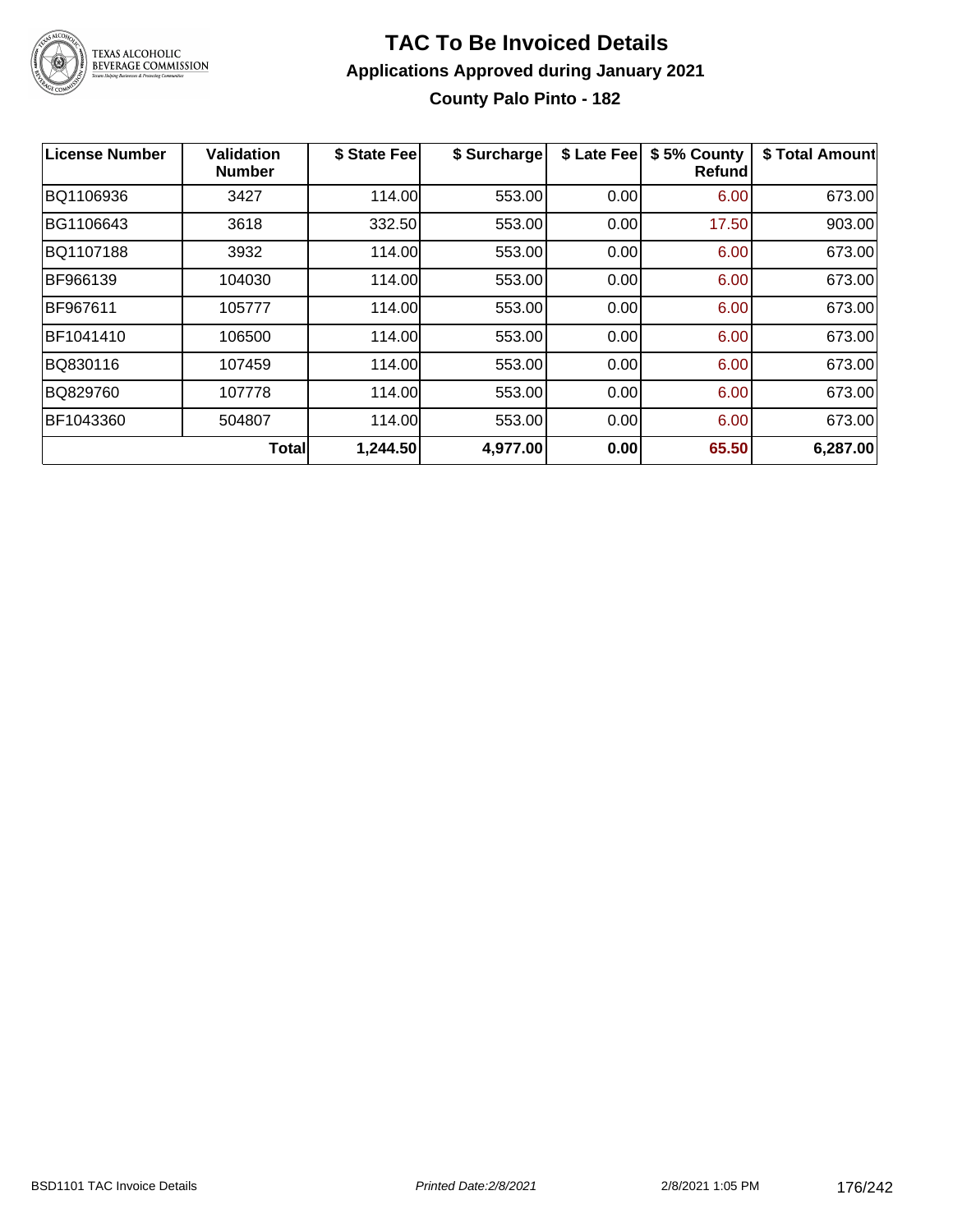# TAC To Be Invoiced Details

## Applications Approved during January 2021

### County Palo Pinto - 182

| License Number | Validation Number | $ State Fee | $ Surcharge | $ Late Fee | $ 5% County Refund | $ Total Amount |
|---|---|---|---|---|---|---|
| BQ1106936 | 3427 | 114.00 | 553.00 | 0.00 | 6.00 | 673.00 |
| BG1106643 | 3618 | 332.50 | 553.00 | 0.00 | 17.50 | 903.00 |
| BQ1107188 | 3932 | 114.00 | 553.00 | 0.00 | 6.00 | 673.00 |
| BF966139 | 104030 | 114.00 | 553.00 | 0.00 | 6.00 | 673.00 |
| BF967611 | 105777 | 114.00 | 553.00 | 0.00 | 6.00 | 673.00 |
| BF1041410 | 106500 | 114.00 | 553.00 | 0.00 | 6.00 | 673.00 |
| BQ830116 | 107459 | 114.00 | 553.00 | 0.00 | 6.00 | 673.00 |
| BQ829760 | 107778 | 114.00 | 553.00 | 0.00 | 6.00 | 673.00 |
| BF1043360 | 504807 | 114.00 | 553.00 | 0.00 | 6.00 | 673.00 |
| | **Total** | **1,244.50** | **4,977.00** | **0.00** | **65.50** | **6,287.00** |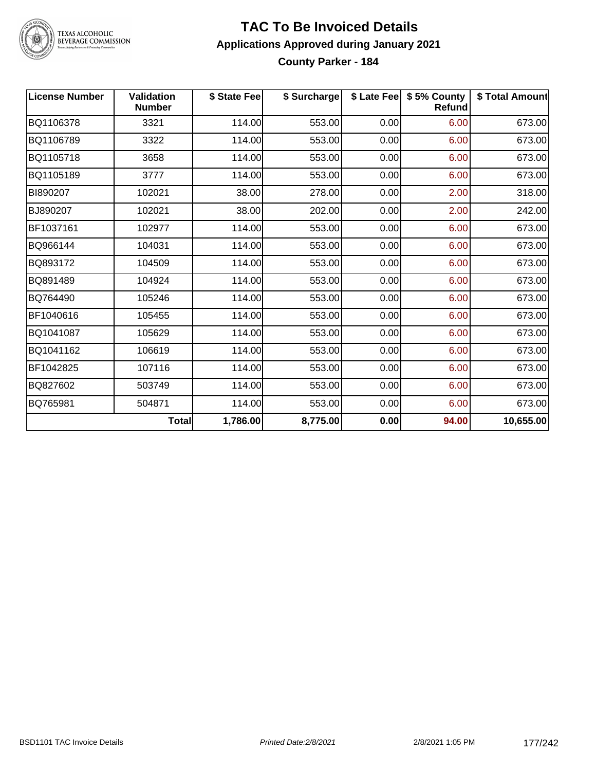# TAC To Be Invoiced Details

## Applications Approved during January 2021

### County Parker - 184

| License Number | Validation Number | $ State Fee | $ Surcharge | $ Late Fee | $ 5% County Refund | $ Total Amount |
|---|---|---|---|---|---|---|
| BQ1106378 | 3321 | 114.00 | 553.00 | 0.00 | 6.00 | 673.00 |
| BQ1106789 | 3322 | 114.00 | 553.00 | 0.00 | 6.00 | 673.00 |
| BQ1105718 | 3658 | 114.00 | 553.00 | 0.00 | 6.00 | 673.00 |
| BQ1105189 | 3777 | 114.00 | 553.00 | 0.00 | 6.00 | 673.00 |
| BI890207 | 102021 | 38.00 | 278.00 | 0.00 | 2.00 | 318.00 |
| BJ890207 | 102021 | 38.00 | 202.00 | 0.00 | 2.00 | 242.00 |
| BF1037161 | 102977 | 114.00 | 553.00 | 0.00 | 6.00 | 673.00 |
| BQ966144 | 104031 | 114.00 | 553.00 | 0.00 | 6.00 | 673.00 |
| BQ893172 | 104509 | 114.00 | 553.00 | 0.00 | 6.00 | 673.00 |
| BQ891489 | 104924 | 114.00 | 553.00 | 0.00 | 6.00 | 673.00 |
| BQ764490 | 105246 | 114.00 | 553.00 | 0.00 | 6.00 | 673.00 |
| BF1040616 | 105455 | 114.00 | 553.00 | 0.00 | 6.00 | 673.00 |
| BQ1041087 | 105629 | 114.00 | 553.00 | 0.00 | 6.00 | 673.00 |
| BQ1041162 | 106619 | 114.00 | 553.00 | 0.00 | 6.00 | 673.00 |
| BF1042825 | 107116 | 114.00 | 553.00 | 0.00 | 6.00 | 673.00 |
| BQ827602 | 503749 | 114.00 | 553.00 | 0.00 | 6.00 | 673.00 |
| BQ765981 | 504871 | 114.00 | 553.00 | 0.00 | 6.00 | 673.00 |
| | **Total** | **1,786.00** | **8,775.00** | **0.00** | **94.00** | **10,655.00** |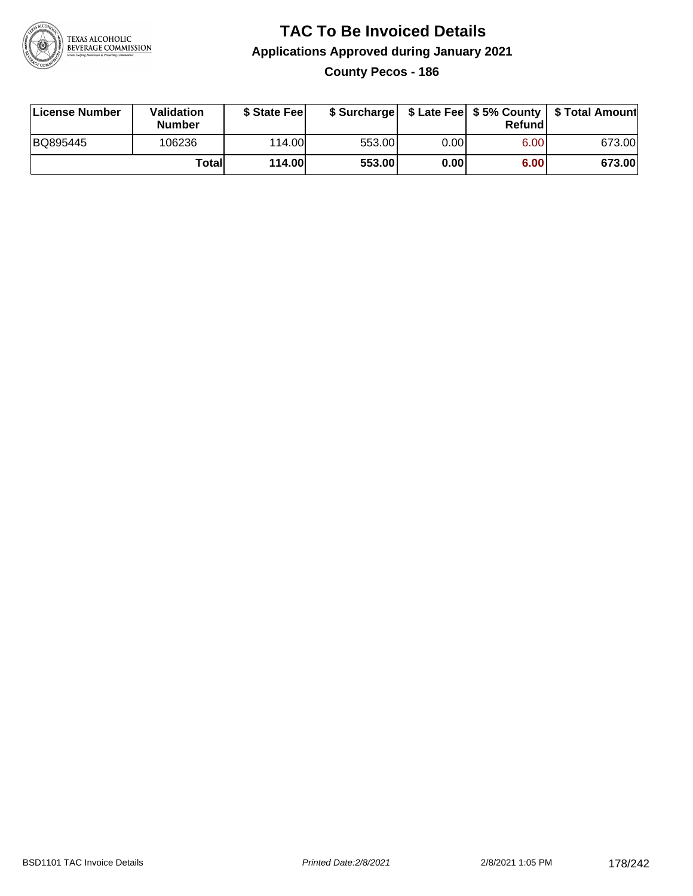# TAC To Be Invoiced Details

## Applications Approved during January 2021

### County Pecos - 186

| License Number | Validation Number | $ State Fee | $ Surcharge | $ Late Fee | $ 5% County Refund | $ Total Amount |
|---|---|---|---|---|---|---|
| BQ895445 | 106236 | 114.00 | 553.00 | 0.00 | 6.00 | 673.00 |
| | **Total** | **114.00** | **553.00** | **0.00** | **6.00** | **673.00** |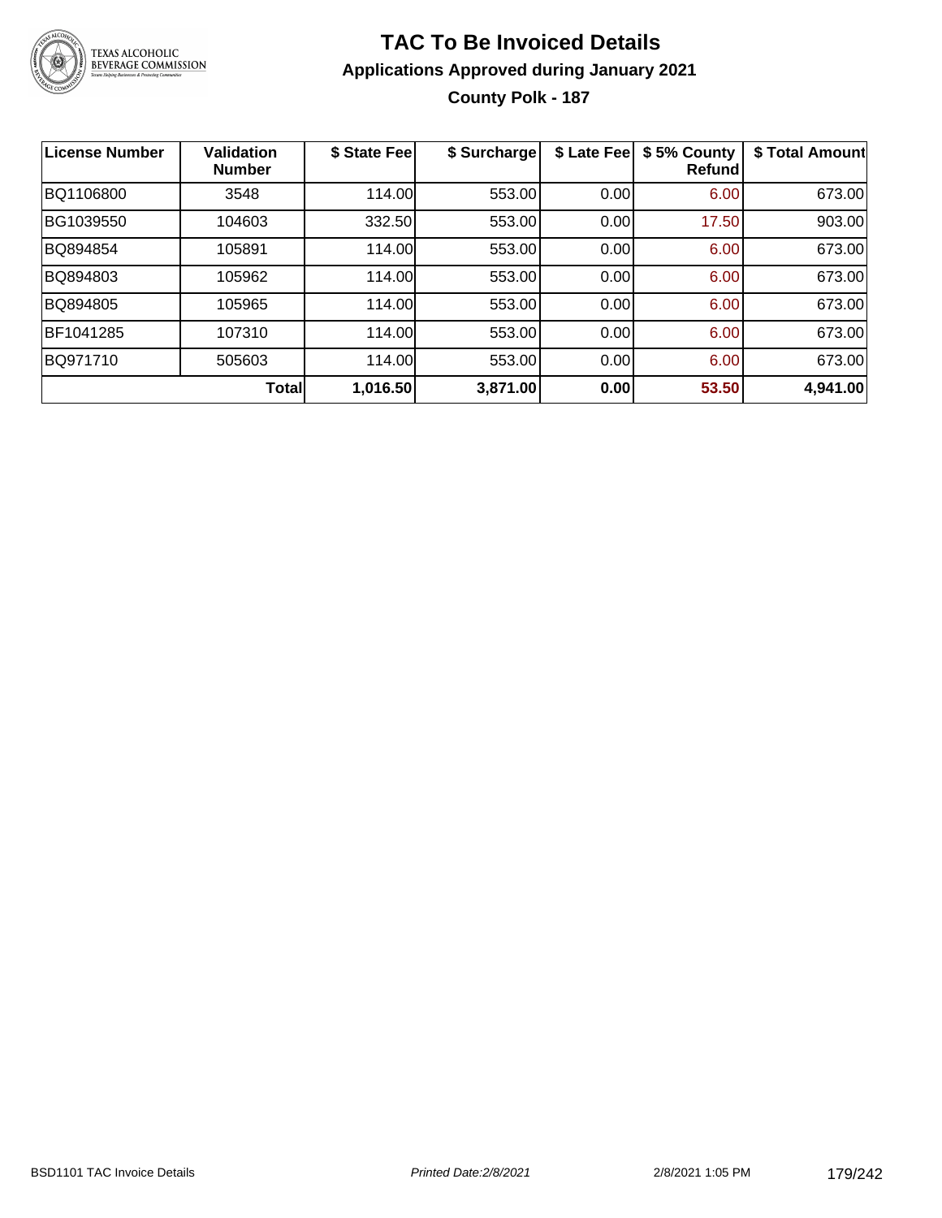# TAC To Be Invoiced Details

## Applications Approved during January 2021

### County Polk - 187

| License Number | Validation Number | $ State Fee | $ Surcharge | $ Late Fee | $ 5% County Refund | $ Total Amount |
|---|---|---|---|---|---|---|
| BQ1106800 | 3548 | 114.00 | 553.00 | 0.00 | 6.00 | 673.00 |
| BG1039550 | 104603 | 332.50 | 553.00 | 0.00 | 17.50 | 903.00 |
| BQ894854 | 105891 | 114.00 | 553.00 | 0.00 | 6.00 | 673.00 |
| BQ894803 | 105962 | 114.00 | 553.00 | 0.00 | 6.00 | 673.00 |
| BQ894805 | 105965 | 114.00 | 553.00 | 0.00 | 6.00 | 673.00 |
| BF1041285 | 107310 | 114.00 | 553.00 | 0.00 | 6.00 | 673.00 |
| BQ971710 | 505603 | 114.00 | 553.00 | 0.00 | 6.00 | 673.00 |
| | **Total** | **1,016.50** | **3,871.00** | **0.00** | **53.50** | **4,941.00** |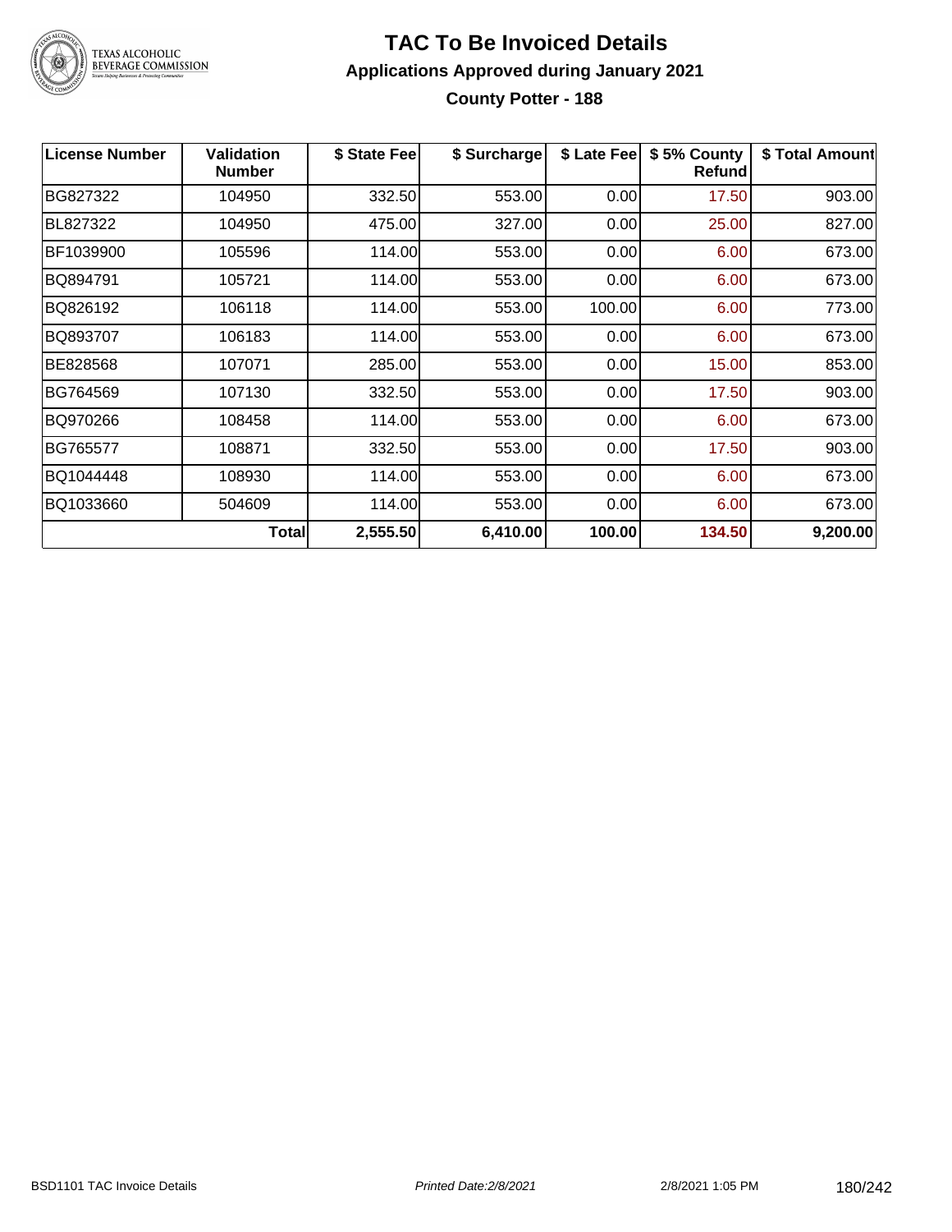# TAC To Be Invoiced Details

## Applications Approved during January 2021

### County Potter - 188

| License Number | Validation Number | $ State Fee | $ Surcharge | $ Late Fee | $ 5% County Refund | $ Total Amount |
|---|---|---|---|---|---|---|
| BG827322 | 104950 | 332.50 | 553.00 | 0.00 | 17.50 | 903.00 |
| BL827322 | 104950 | 475.00 | 327.00 | 0.00 | 25.00 | 827.00 |
| BF1039900 | 105596 | 114.00 | 553.00 | 0.00 | 6.00 | 673.00 |
| BQ894791 | 105721 | 114.00 | 553.00 | 0.00 | 6.00 | 673.00 |
| BQ826192 | 106118 | 114.00 | 553.00 | 100.00 | 6.00 | 773.00 |
| BQ893707 | 106183 | 114.00 | 553.00 | 0.00 | 6.00 | 673.00 |
| BE828568 | 107071 | 285.00 | 553.00 | 0.00 | 15.00 | 853.00 |
| BG764569 | 107130 | 332.50 | 553.00 | 0.00 | 17.50 | 903.00 |
| BQ970266 | 108458 | 114.00 | 553.00 | 0.00 | 6.00 | 673.00 |
| BG765577 | 108871 | 332.50 | 553.00 | 0.00 | 17.50 | 903.00 |
| BQ1044448 | 108930 | 114.00 | 553.00 | 0.00 | 6.00 | 673.00 |
| BQ1033660 | 504609 | 114.00 | 553.00 | 0.00 | 6.00 | 673.00 |
| | **Total** | **2,555.50** | **6,410.00** | **100.00** | **134.50** | **9,200.00** |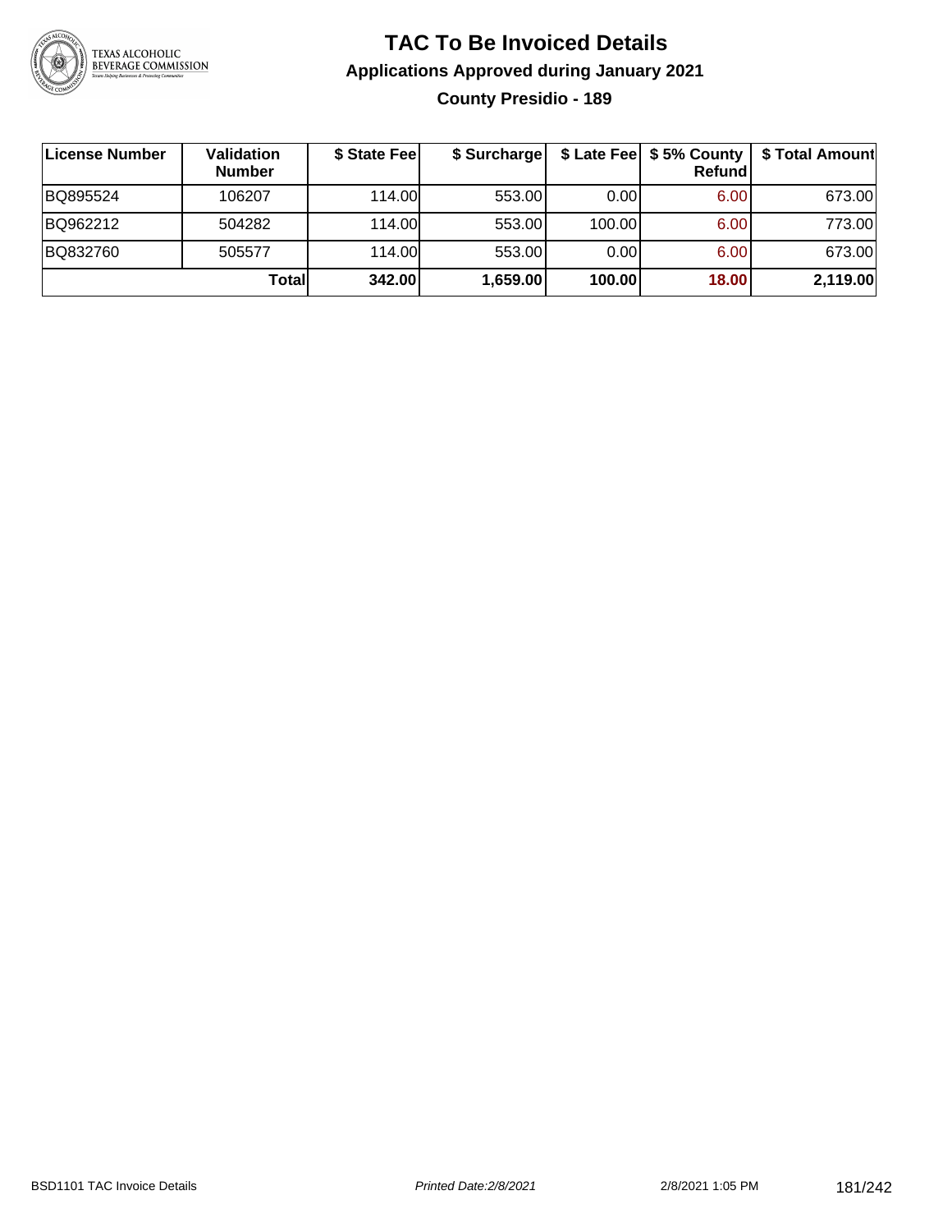# TAC To Be Invoiced Details

## Applications Approved during January 2021

### County Presidio - 189

| License Number | Validation Number | $ State Fee | $ Surcharge | $ Late Fee | $ 5% County Refund | $ Total Amount |
|---|---|---|---|---|---|---|
| BQ895524 | 106207 | 114.00 | 553.00 | 0.00 | 6.00 | 673.00 |
| BQ962212 | 504282 | 114.00 | 553.00 | 100.00 | 6.00 | 773.00 |
| BQ832760 | 505577 | 114.00 | 553.00 | 0.00 | 6.00 | 673.00 |
| | **Total** | **342.00** | **1,659.00** | **100.00** | **18.00** | **2,119.00** |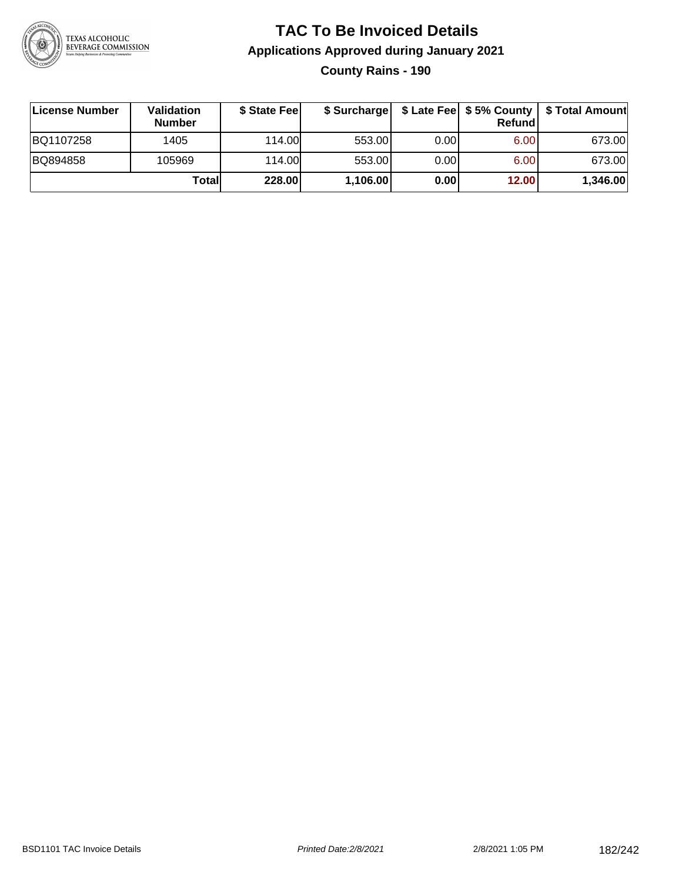# TAC To Be Invoiced Details

## Applications Approved during January 2021

### County Rains - 190

| License Number | Validation Number | $ State Fee | $ Surcharge | $ Late Fee | $ 5% County Refund | $ Total Amount |
|---|---|---|---|---|---|---|
| BQ1107258 | 1405 | 114.00 | 553.00 | 0.00 | 6.00 | 673.00 |
| BQ894858 | 105969 | 114.00 | 553.00 | 0.00 | 6.00 | 673.00 |
| | **Total** | **228.00** | **1,106.00** | **0.00** | **12.00** | **1,346.00** |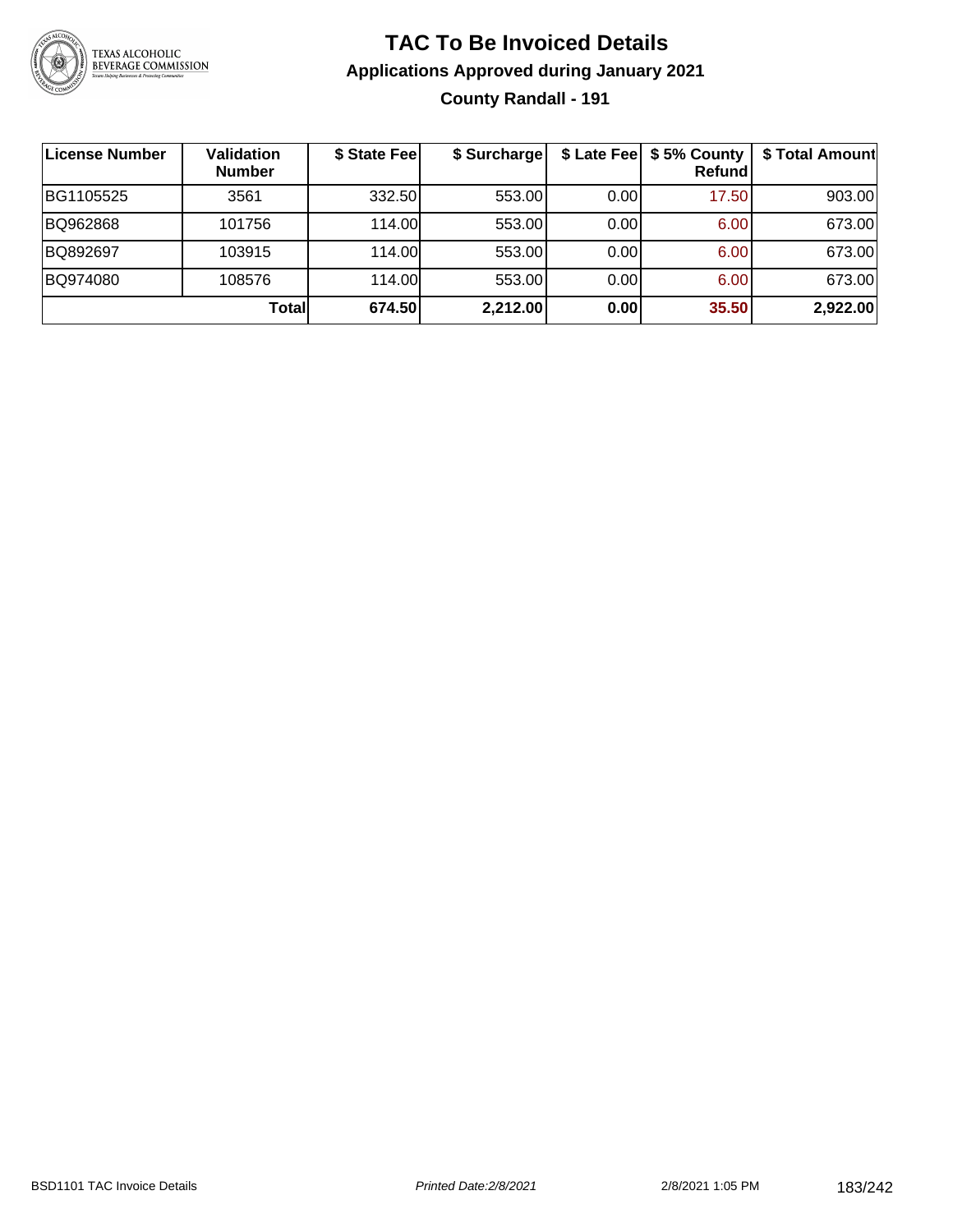# TAC To Be Invoiced Details

## Applications Approved during January 2021

### County Randall - 191

| License Number | Validation Number | $ State Fee | $ Surcharge | $ Late Fee | $ 5% County Refund | $ Total Amount |
|---|---|---|---|---|---|---|
| BG1105525 | 3561 | 332.50 | 553.00 | 0.00 | 17.50 | 903.00 |
| BQ962868 | 101756 | 114.00 | 553.00 | 0.00 | 6.00 | 673.00 |
| BQ892697 | 103915 | 114.00 | 553.00 | 0.00 | 6.00 | 673.00 |
| BQ974080 | 108576 | 114.00 | 553.00 | 0.00 | 6.00 | 673.00 |
| | **Total** | **674.50** | **2,212.00** | **0.00** | **35.50** | **2,922.00** |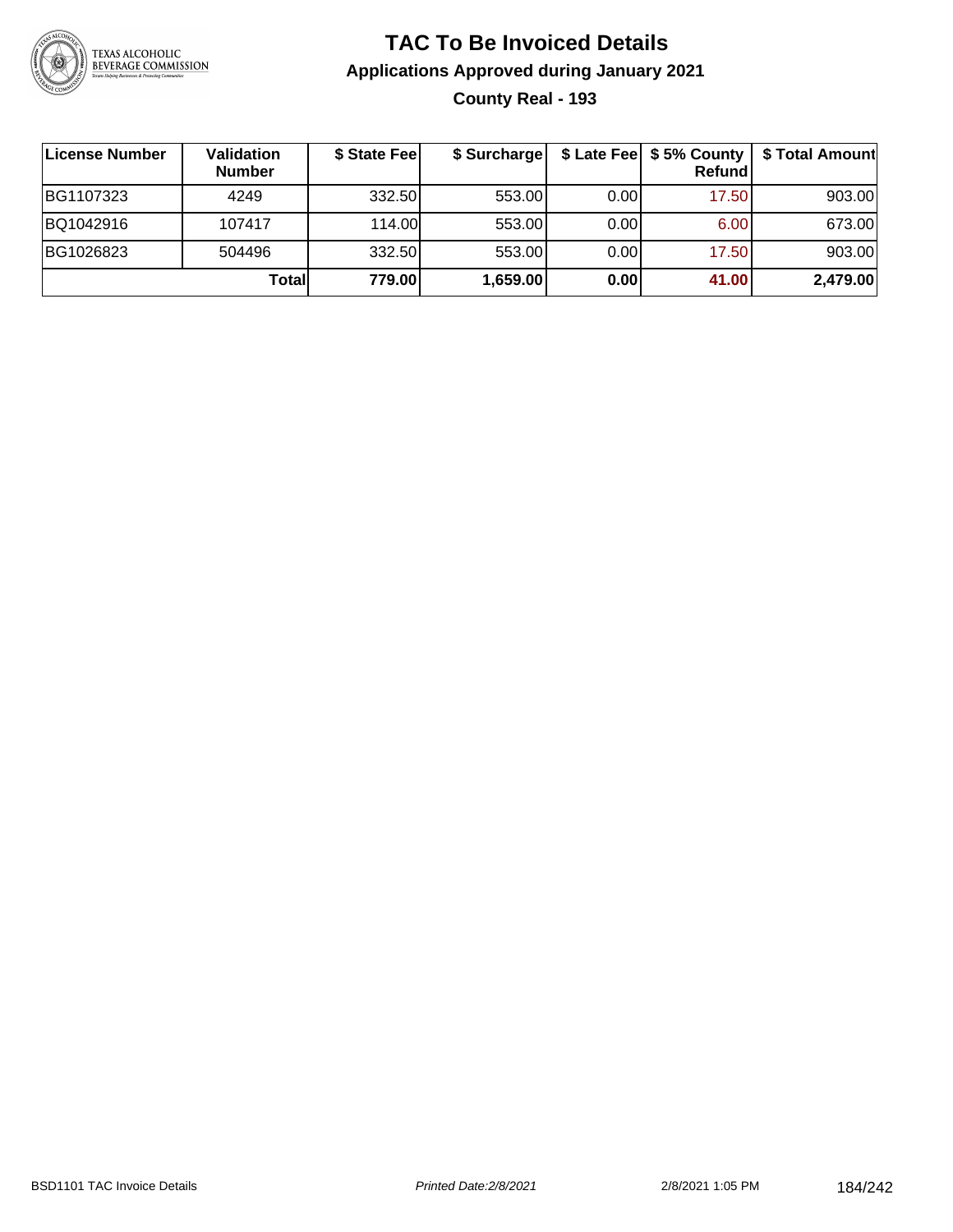# TAC To Be Invoiced Details

## Applications Approved during January 2021

### County Real - 193

| License Number | Validation Number | $ State Fee | $ Surcharge | $ Late Fee | $ 5% County Refund | $ Total Amount |
|---|---|---|---|---|---|---|
| BG1107323 | 4249 | 332.50 | 553.00 | 0.00 | 17.50 | 903.00 |
| BQ1042916 | 107417 | 114.00 | 553.00 | 0.00 | 6.00 | 673.00 |
| BG1026823 | 504496 | 332.50 | 553.00 | 0.00 | 17.50 | 903.00 |
| | **Total** | **779.00** | **1,659.00** | **0.00** | **41.00** | **2,479.00** |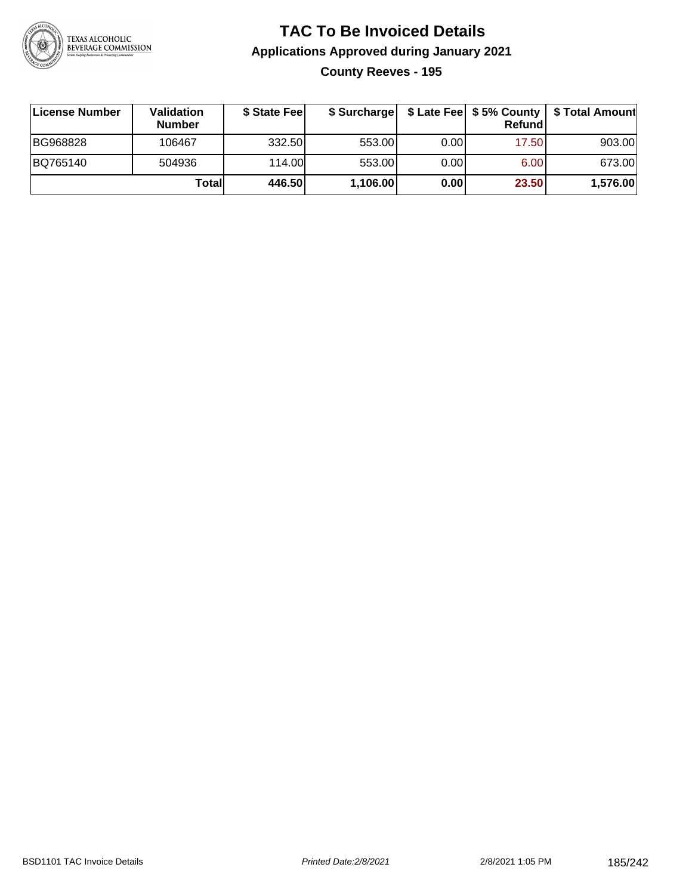# TAC To Be Invoiced Details

## Applications Approved during January 2021

### County Reeves - 195

| License Number | Validation Number | $ State Fee | $ Surcharge | $ Late Fee | $ 5% County Refund | $ Total Amount |
|---|---|---|---|---|---|---|
| BG968828 | 106467 | 332.50 | 553.00 | 0.00 | 17.50 | 903.00 |
| BQ765140 | 504936 | 114.00 | 553.00 | 0.00 | 6.00 | 673.00 |
| | **Total** | **446.50** | **1,106.00** | **0.00** | **23.50** | **1,576.00** |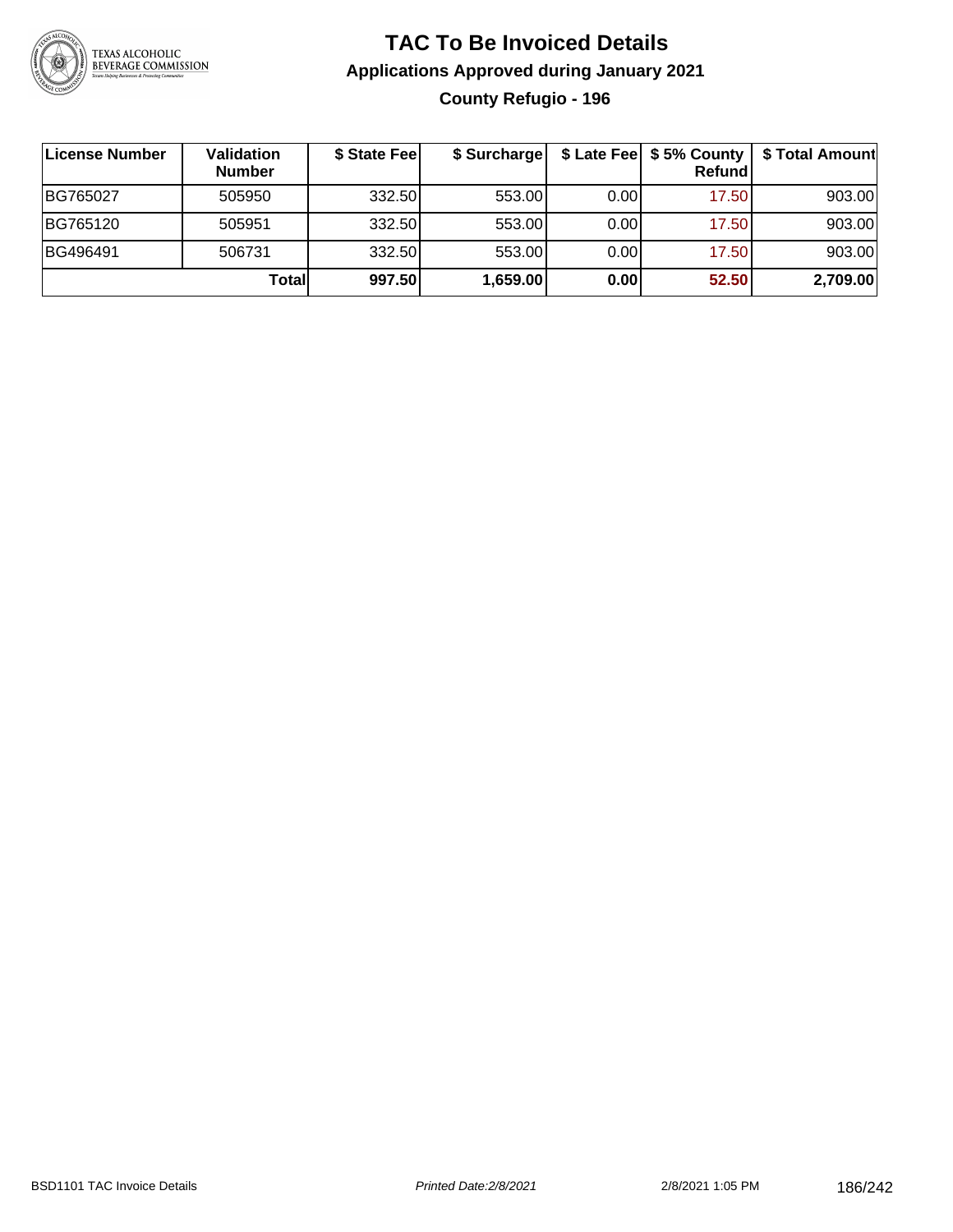# TAC To Be Invoiced Details

## Applications Approved during January 2021

### County Refugio - 196

| License Number | Validation Number | $ State Fee | $ Surcharge | $ Late Fee | $ 5% County Refund | $ Total Amount |
|---|---|---|---|---|---|---|
| BG765027 | 505950 | 332.50 | 553.00 | 0.00 | 17.50 | 903.00 |
| BG765120 | 505951 | 332.50 | 553.00 | 0.00 | 17.50 | 903.00 |
| BG496491 | 506731 | 332.50 | 553.00 | 0.00 | 17.50 | 903.00 |
| | **Total** | **997.50** | **1,659.00** | **0.00** | **52.50** | **2,709.00** |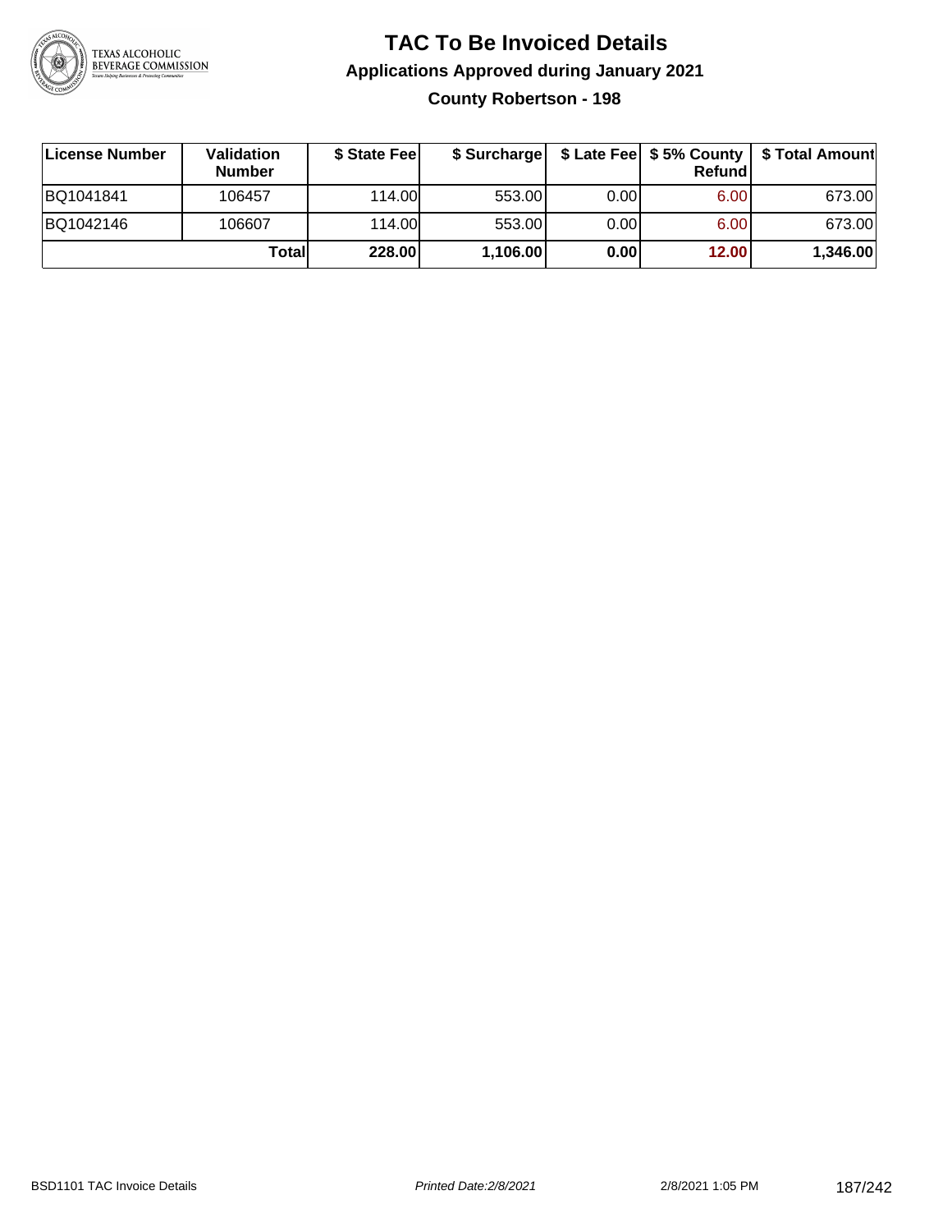# TAC To Be Invoiced Details

## Applications Approved during January 2021

### County Robertson - 198

| License Number | Validation Number | $ State Fee | $ Surcharge | $ Late Fee | $ 5% County Refund | $ Total Amount |
|---|---|---|---|---|---|---|
| BQ1041841 | 106457 | 114.00 | 553.00 | 0.00 | 6.00 | 673.00 |
| BQ1042146 | 106607 | 114.00 | 553.00 | 0.00 | 6.00 | 673.00 |
| | **Total** | **228.00** | **1,106.00** | **0.00** | **12.00** | **1,346.00** |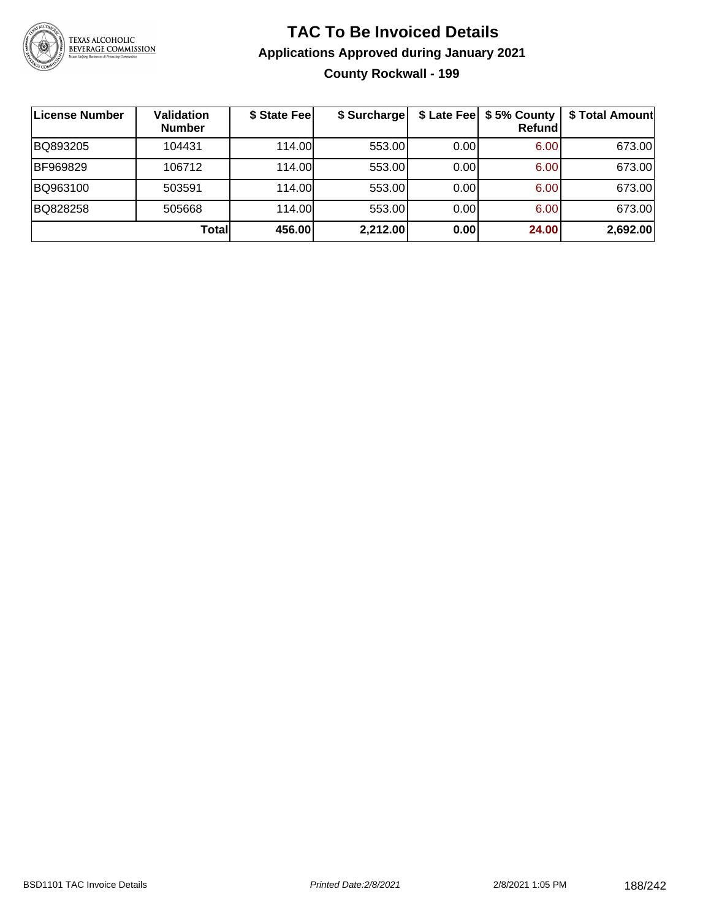# TAC To Be Invoiced Details

## Applications Approved during January 2021

### County Rockwall - 199

| License Number | Validation Number | $ State Fee | $ Surcharge | $ Late Fee | $ 5% County Refund | $ Total Amount |
|---|---|---|---|---|---|---|
| BQ893205 | 104431 | 114.00 | 553.00 | 0.00 | 6.00 | 673.00 |
| BF969829 | 106712 | 114.00 | 553.00 | 0.00 | 6.00 | 673.00 |
| BQ963100 | 503591 | 114.00 | 553.00 | 0.00 | 6.00 | 673.00 |
| BQ828258 | 505668 | 114.00 | 553.00 | 0.00 | 6.00 | 673.00 |
| | **Total** | **456.00** | **2,212.00** | **0.00** | **24.00** | **2,692.00** |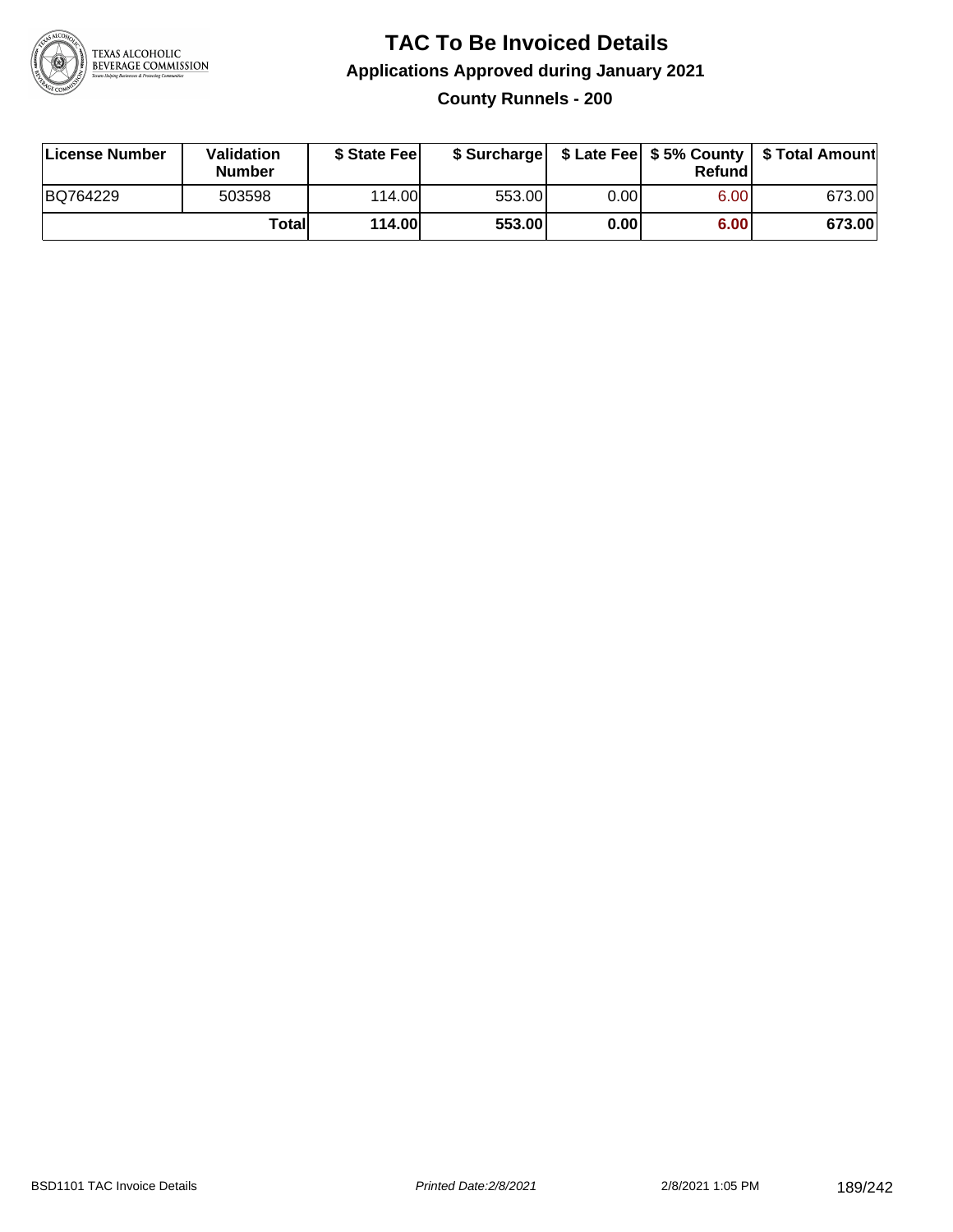# TAC To Be Invoiced Details

## Applications Approved during January 2021

### County Runnels - 200

| License Number | Validation Number | $ State Fee | $ Surcharge | $ Late Fee | $ 5% County Refund | $ Total Amount |
|---|---|---|---|---|---|---|
| BQ764229 | 503598 | 114.00 | 553.00 | 0.00 | 6.00 | 673.00 |
| | **Total** | **114.00** | **553.00** | **0.00** | **6.00** | **673.00** |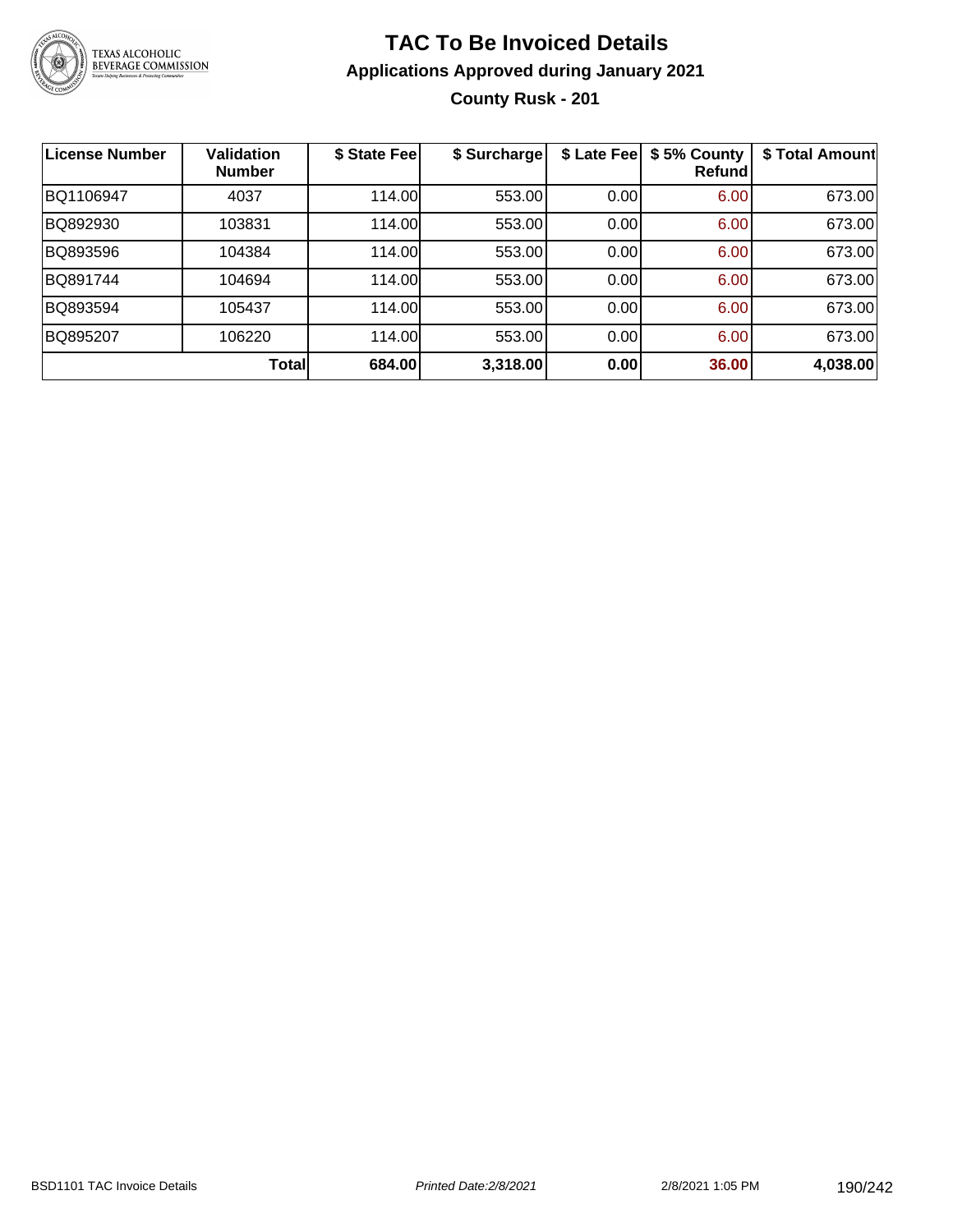# TAC To Be Invoiced Details

## Applications Approved during January 2021

### County Rusk - 201

| License Number | Validation Number | $ State Fee | $ Surcharge | $ Late Fee | $ 5% County Refund | $ Total Amount |
|---|---|---|---|---|---|---|
| BQ1106947 | 4037 | 114.00 | 553.00 | 0.00 | 6.00 | 673.00 |
| BQ892930 | 103831 | 114.00 | 553.00 | 0.00 | 6.00 | 673.00 |
| BQ893596 | 104384 | 114.00 | 553.00 | 0.00 | 6.00 | 673.00 |
| BQ891744 | 104694 | 114.00 | 553.00 | 0.00 | 6.00 | 673.00 |
| BQ893594 | 105437 | 114.00 | 553.00 | 0.00 | 6.00 | 673.00 |
| BQ895207 | 106220 | 114.00 | 553.00 | 0.00 | 6.00 | 673.00 |
| | **Total** | **684.00** | **3,318.00** | **0.00** | **36.00** | **4,038.00** |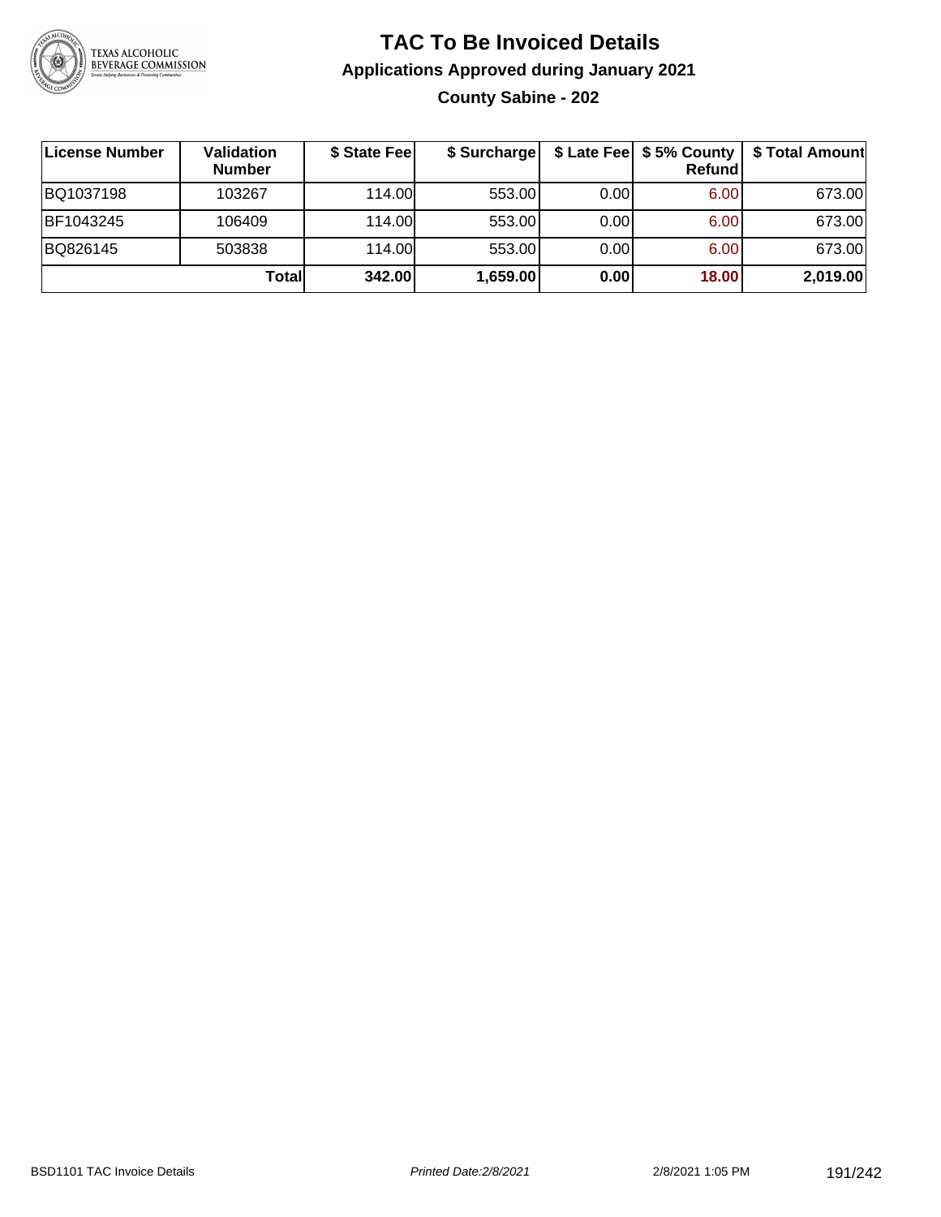# TAC To Be Invoiced Details

## Applications Approved during January 2021

### County Sabine - 202

| License Number | Validation Number | $ State Fee | $ Surcharge | $ Late Fee | $ 5% County Refund | $ Total Amount |
|---|---|---|---|---|---|---|
| BQ1037198 | 103267 | 114.00 | 553.00 | 0.00 | 6.00 | 673.00 |
| BF1043245 | 106409 | 114.00 | 553.00 | 0.00 | 6.00 | 673.00 |
| BQ826145 | 503838 | 114.00 | 553.00 | 0.00 | 6.00 | 673.00 |
| | **Total** | **342.00** | **1,659.00** | **0.00** | **18.00** | **2,019.00** |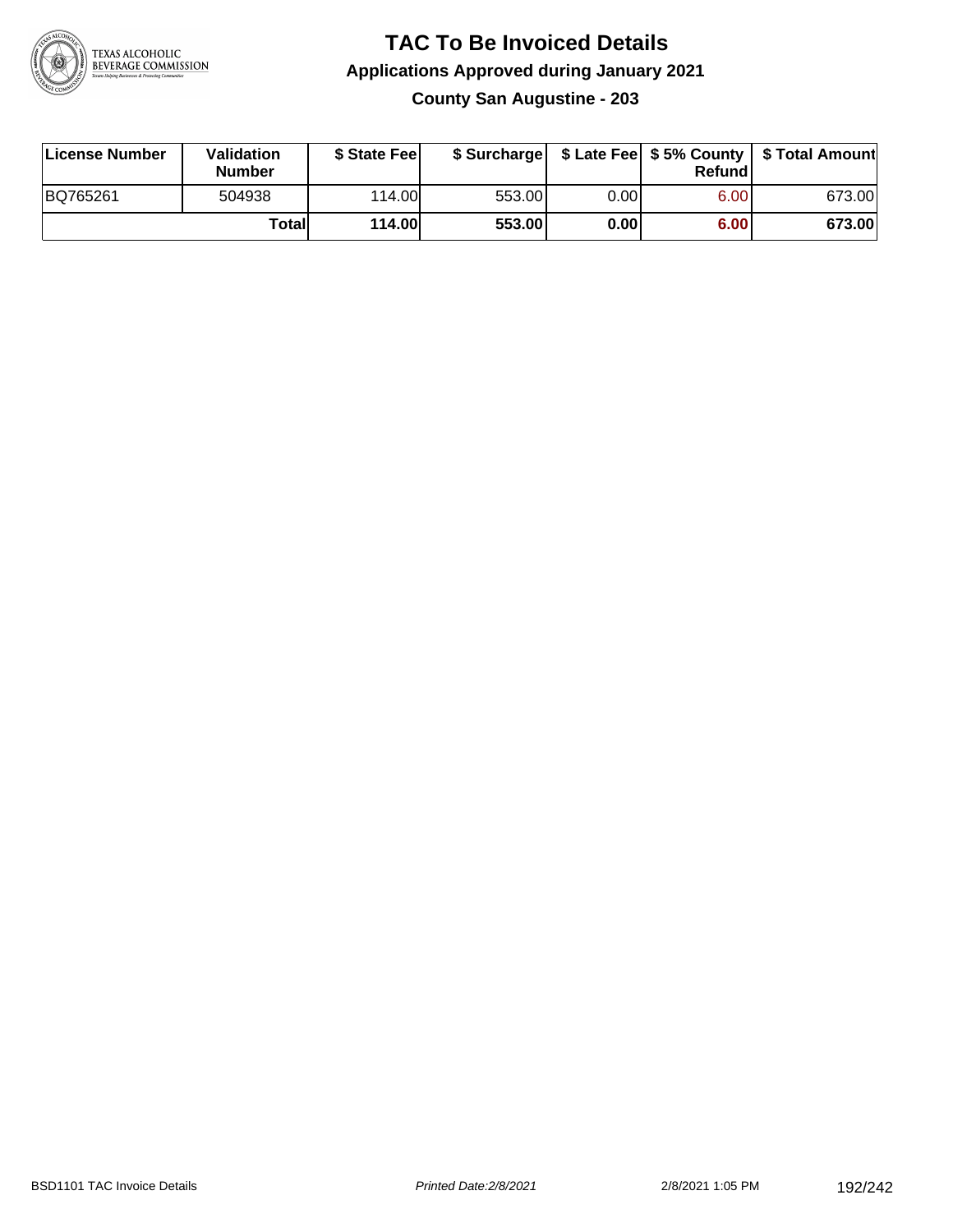# TAC To Be Invoiced Details

## Applications Approved during January 2021

### County San Augustine - 203

| License Number | Validation Number | $ State Fee | $ Surcharge | $ Late Fee | $ 5% County Refund | $ Total Amount |
|---|---|---|---|---|---|---|
| BQ765261 | 504938 | 114.00 | 553.00 | 0.00 | 6.00 | 673.00 |
| | **Total** | **114.00** | **553.00** | **0.00** | **6.00** | **673.00** |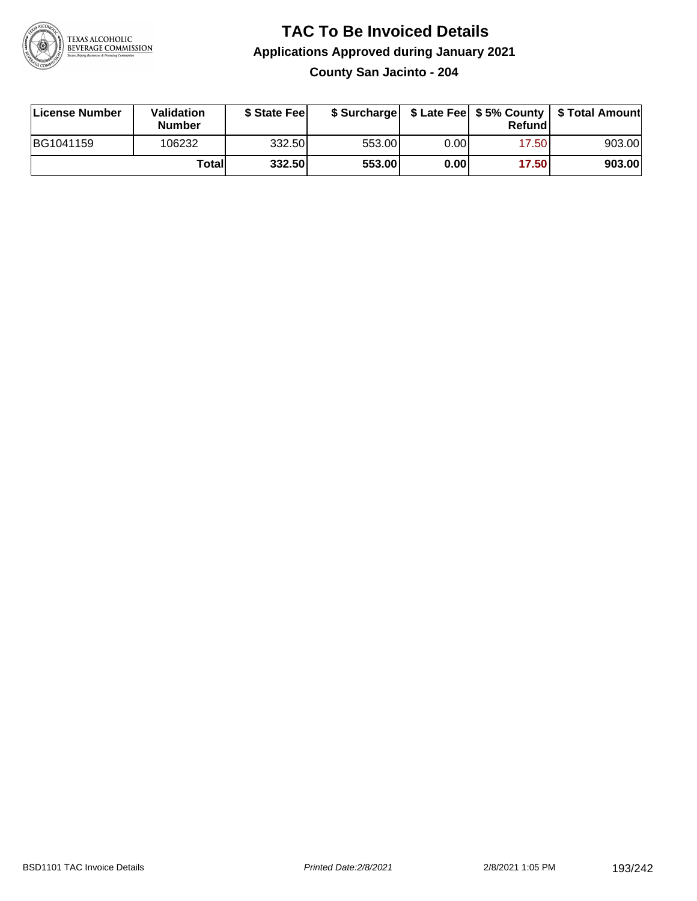# TAC To Be Invoiced Details

## Applications Approved during January 2021

### County San Jacinto - 204

| License Number | Validation Number | $ State Fee | $ Surcharge | $ Late Fee | $ 5% County Refund | $ Total Amount |
|---|---|---|---|---|---|---|
| BG1041159 | 106232 | 332.50 | 553.00 | 0.00 | 17.50 | 903.00 |
| | **Total** | **332.50** | **553.00** | **0.00** | **17.50** | **903.00** |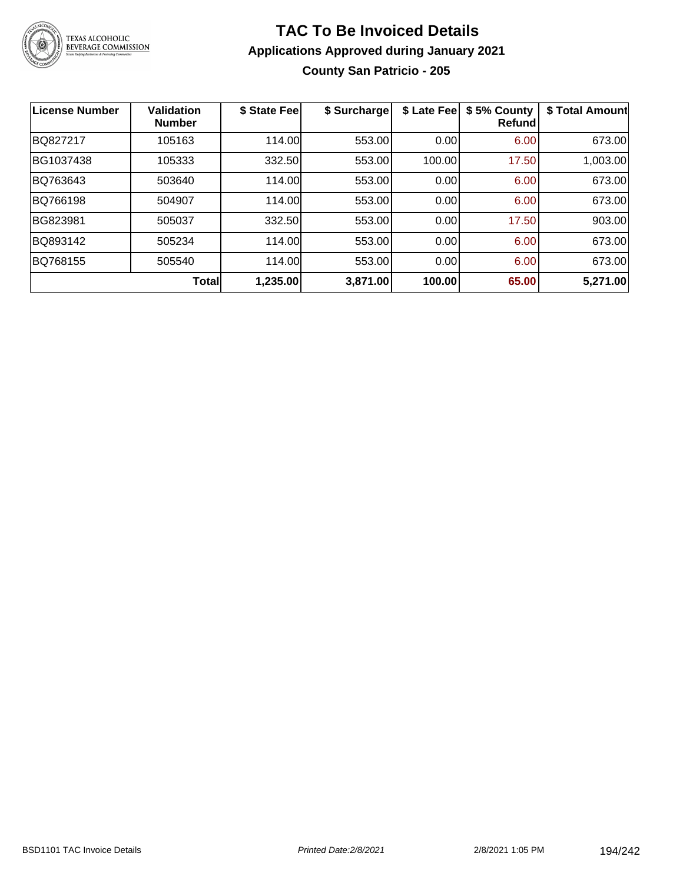# TAC To Be Invoiced Details

## Applications Approved during January 2021

### County San Patricio - 205

| License Number | Validation Number | $ State Fee | $ Surcharge | $ Late Fee | $ 5% County Refund | $ Total Amount |
|---|---|---|---|---|---|---|
| BQ827217 | 105163 | 114.00 | 553.00 | 0.00 | 6.00 | 673.00 |
| BG1037438 | 105333 | 332.50 | 553.00 | 100.00 | 17.50 | 1,003.00 |
| BQ763643 | 503640 | 114.00 | 553.00 | 0.00 | 6.00 | 673.00 |
| BQ766198 | 504907 | 114.00 | 553.00 | 0.00 | 6.00 | 673.00 |
| BG823981 | 505037 | 332.50 | 553.00 | 0.00 | 17.50 | 903.00 |
| BQ893142 | 505234 | 114.00 | 553.00 | 0.00 | 6.00 | 673.00 |
| BQ768155 | 505540 | 114.00 | 553.00 | 0.00 | 6.00 | 673.00 |
| | **Total** | **1,235.00** | **3,871.00** | **100.00** | **65.00** | **5,271.00** |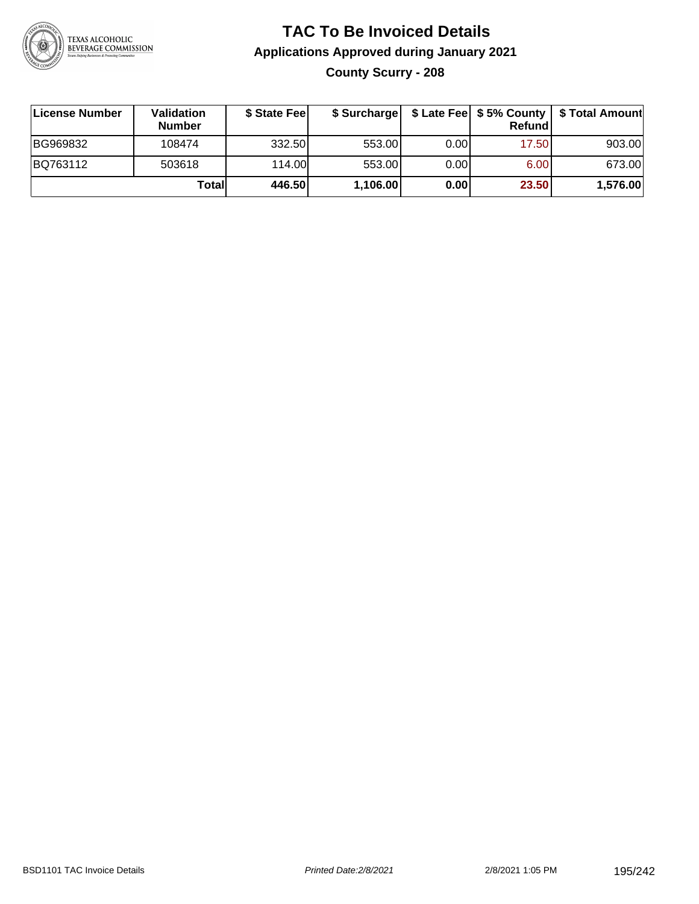# TAC To Be Invoiced Details

## Applications Approved during January 2021

### County Scurry - 208

| License Number | Validation Number | $ State Fee | $ Surcharge | $ Late Fee | $ 5% County Refund | $ Total Amount |
|---|---|---|---|---|---|---|
| BG969832 | 108474 | 332.50 | 553.00 | 0.00 | 17.50 | 903.00 |
| BQ763112 | 503618 | 114.00 | 553.00 | 0.00 | 6.00 | 673.00 |
| | **Total** | **446.50** | **1,106.00** | **0.00** | **23.50** | **1,576.00** |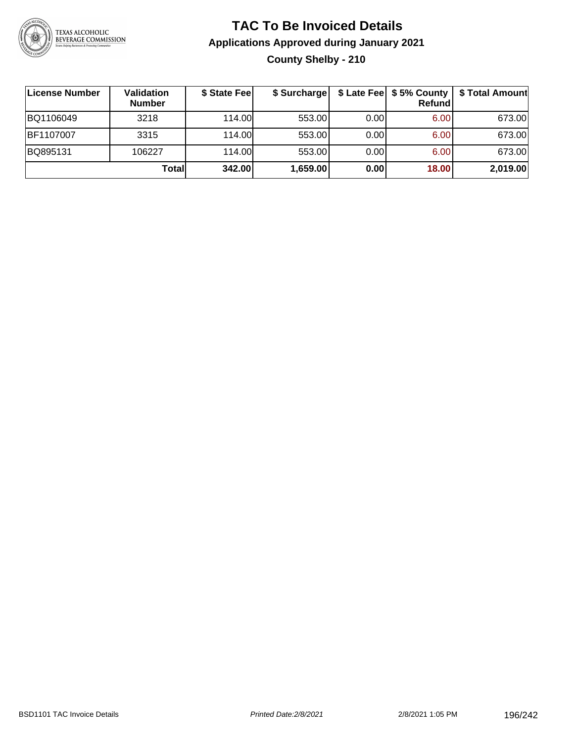# TAC To Be Invoiced Details

## Applications Approved during January 2021

### County Shelby - 210

| License Number | Validation Number | $ State Fee | $ Surcharge | $ Late Fee | $ 5% County Refund | $ Total Amount |
|---|---|---|---|---|---|---|
| BQ1106049 | 3218 | 114.00 | 553.00 | 0.00 | 6.00 | 673.00 |
| BF1107007 | 3315 | 114.00 | 553.00 | 0.00 | 6.00 | 673.00 |
| BQ895131 | 106227 | 114.00 | 553.00 | 0.00 | 6.00 | 673.00 |
| | **Total** | **342.00** | **1,659.00** | **0.00** | **18.00** | **2,019.00** |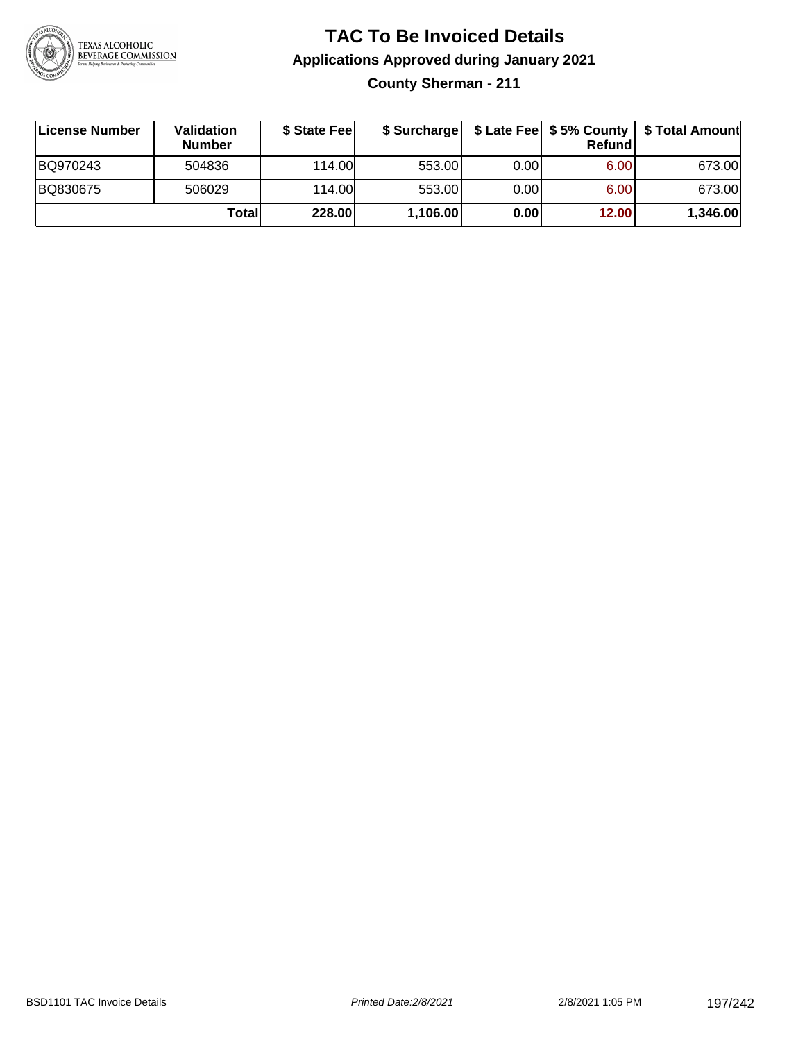# TAC To Be Invoiced Details

## Applications Approved during January 2021

### County Sherman - 211

| License Number | Validation Number | $ State Fee | $ Surcharge | $ Late Fee | $ 5% County Refund | $ Total Amount |
|---|---|---|---|---|---|---|
| BQ970243 | 504836 | 114.00 | 553.00 | 0.00 | 6.00 | 673.00 |
| BQ830675 | 506029 | 114.00 | 553.00 | 0.00 | 6.00 | 673.00 |
| | **Total** | **228.00** | **1,106.00** | **0.00** | **12.00** | **1,346.00** |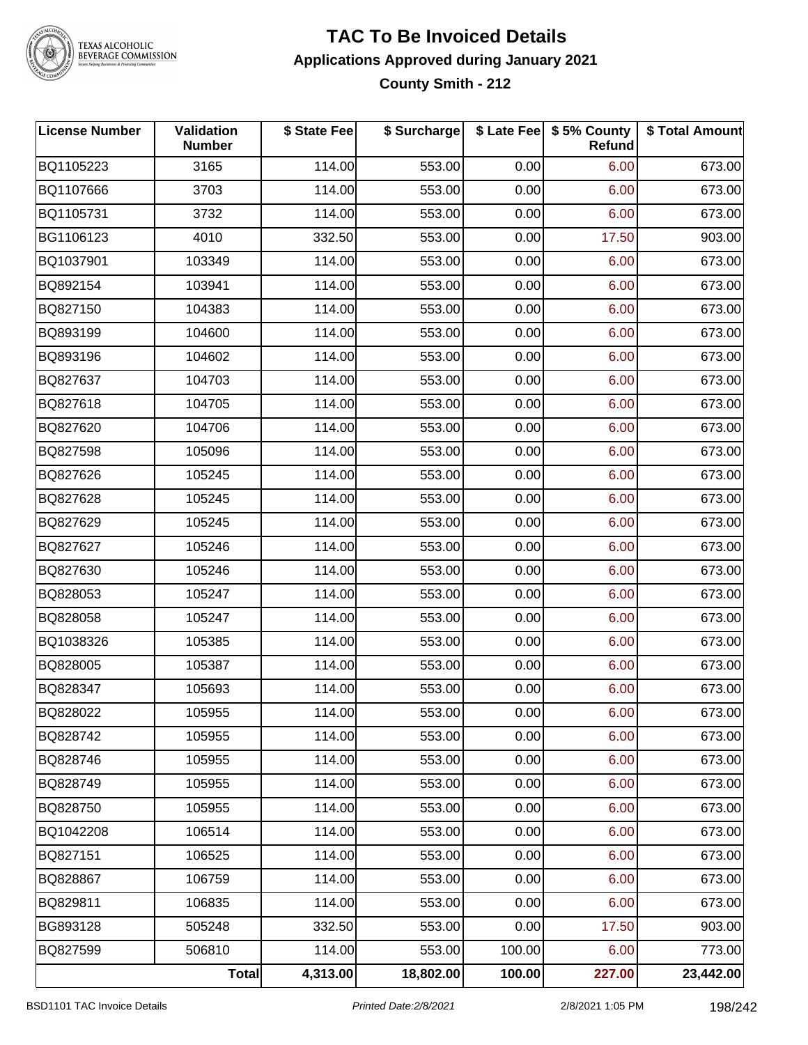# TAC To Be Invoiced Details

## Applications Approved during January 2021

### County Smith - 212

| License Number | Validation Number | \$ State Fee | \$ Surcharge | \$ Late Fee | \$ 5% County Refund | \$ Total Amount |
|---|---|---|---|---|---|---|
| BQ1105223 | 3165 | 114.00 | 553.00 | 0.00 | 6.00 | 673.00 |
| BQ1107666 | 3703 | 114.00 | 553.00 | 0.00 | 6.00 | 673.00 |
| BQ1105731 | 3732 | 114.00 | 553.00 | 0.00 | 6.00 | 673.00 |
| BG1106123 | 4010 | 332.50 | 553.00 | 0.00 | 17.50 | 903.00 |
| BQ1037901 | 103349 | 114.00 | 553.00 | 0.00 | 6.00 | 673.00 |
| BQ892154 | 103941 | 114.00 | 553.00 | 0.00 | 6.00 | 673.00 |
| BQ827150 | 104383 | 114.00 | 553.00 | 0.00 | 6.00 | 673.00 |
| BQ893199 | 104600 | 114.00 | 553.00 | 0.00 | 6.00 | 673.00 |
| BQ893196 | 104602 | 114.00 | 553.00 | 0.00 | 6.00 | 673.00 |
| BQ827637 | 104703 | 114.00 | 553.00 | 0.00 | 6.00 | 673.00 |
| BQ827618 | 104705 | 114.00 | 553.00 | 0.00 | 6.00 | 673.00 |
| BQ827620 | 104706 | 114.00 | 553.00 | 0.00 | 6.00 | 673.00 |
| BQ827598 | 105096 | 114.00 | 553.00 | 0.00 | 6.00 | 673.00 |
| BQ827626 | 105245 | 114.00 | 553.00 | 0.00 | 6.00 | 673.00 |
| BQ827628 | 105245 | 114.00 | 553.00 | 0.00 | 6.00 | 673.00 |
| BQ827629 | 105245 | 114.00 | 553.00 | 0.00 | 6.00 | 673.00 |
| BQ827627 | 105246 | 114.00 | 553.00 | 0.00 | 6.00 | 673.00 |
| BQ827630 | 105246 | 114.00 | 553.00 | 0.00 | 6.00 | 673.00 |
| BQ828053 | 105247 | 114.00 | 553.00 | 0.00 | 6.00 | 673.00 |
| BQ828058 | 105247 | 114.00 | 553.00 | 0.00 | 6.00 | 673.00 |
| BQ1038326 | 105385 | 114.00 | 553.00 | 0.00 | 6.00 | 673.00 |
| BQ828005 | 105387 | 114.00 | 553.00 | 0.00 | 6.00 | 673.00 |
| BQ828347 | 105693 | 114.00 | 553.00 | 0.00 | 6.00 | 673.00 |
| BQ828022 | 105955 | 114.00 | 553.00 | 0.00 | 6.00 | 673.00 |
| BQ828742 | 105955 | 114.00 | 553.00 | 0.00 | 6.00 | 673.00 |
| BQ828746 | 105955 | 114.00 | 553.00 | 0.00 | 6.00 | 673.00 |
| BQ828749 | 105955 | 114.00 | 553.00 | 0.00 | 6.00 | 673.00 |
| BQ828750 | 105955 | 114.00 | 553.00 | 0.00 | 6.00 | 673.00 |
| BQ1042208 | 106514 | 114.00 | 553.00 | 0.00 | 6.00 | 673.00 |
| BQ827151 | 106525 | 114.00 | 553.00 | 0.00 | 6.00 | 673.00 |
| BQ828867 | 106759 | 114.00 | 553.00 | 0.00 | 6.00 | 673.00 |
| BQ829811 | 106835 | 114.00 | 553.00 | 0.00 | 6.00 | 673.00 |
| BG893128 | 505248 | 332.50 | 553.00 | 0.00 | 17.50 | 903.00 |
| BQ827599 | 506810 | 114.00 | 553.00 | 100.00 | 6.00 | 773.00 |
| | **Total** | **4,313.00** | **18,802.00** | **100.00** | **227.00** | **23,442.00** |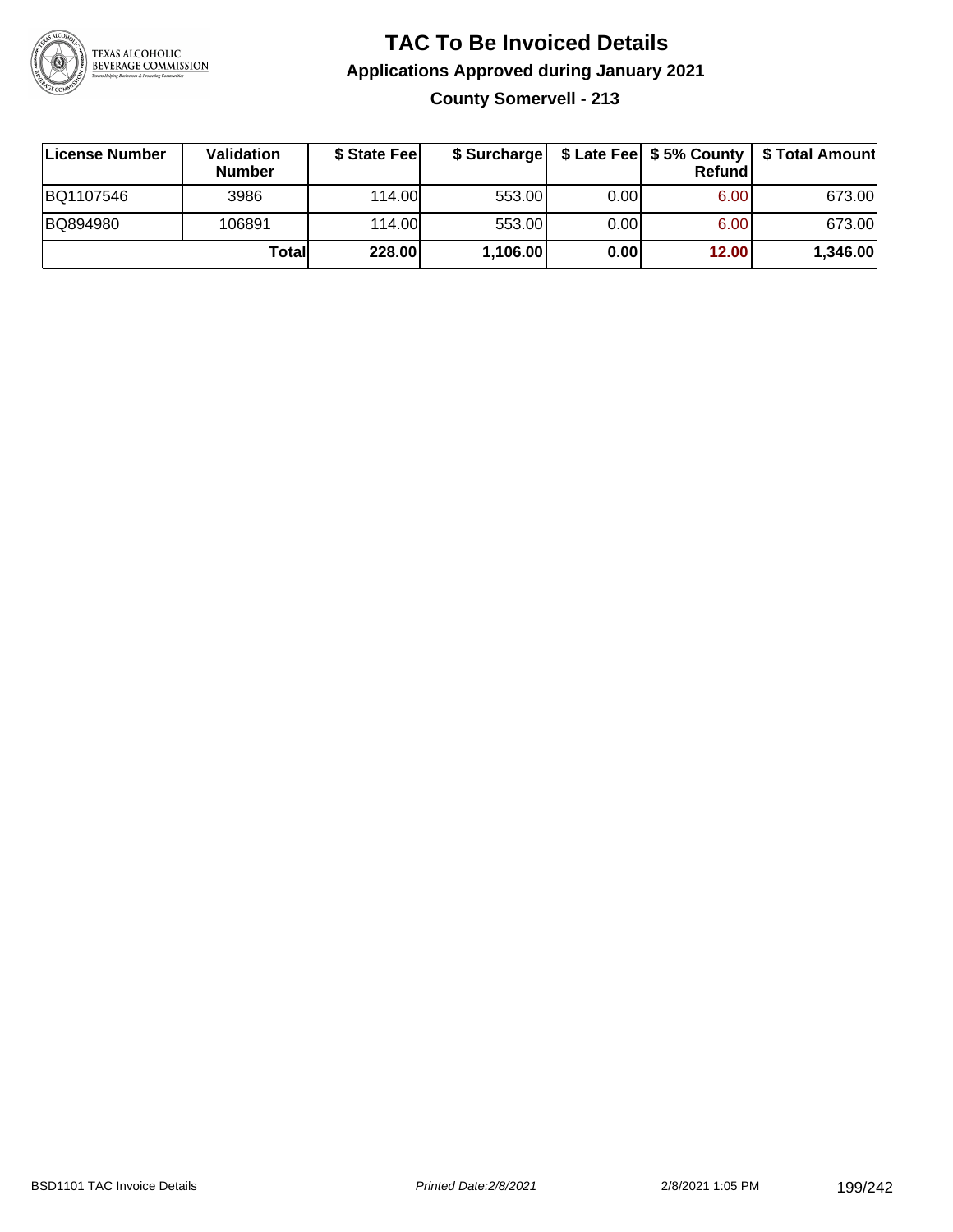# TAC To Be Invoiced Details

## Applications Approved during January 2021

### County Somervell - 213

| License Number | Validation Number | $ State Fee | $ Surcharge | $ Late Fee | $ 5% County Refund | $ Total Amount |
|---|---|---|---|---|---|---|
| BQ1107546 | 3986 | 114.00 | 553.00 | 0.00 | 6.00 | 673.00 |
| BQ894980 | 106891 | 114.00 | 553.00 | 0.00 | 6.00 | 673.00 |
| | **Total** | **228.00** | **1,106.00** | **0.00** | **12.00** | **1,346.00** |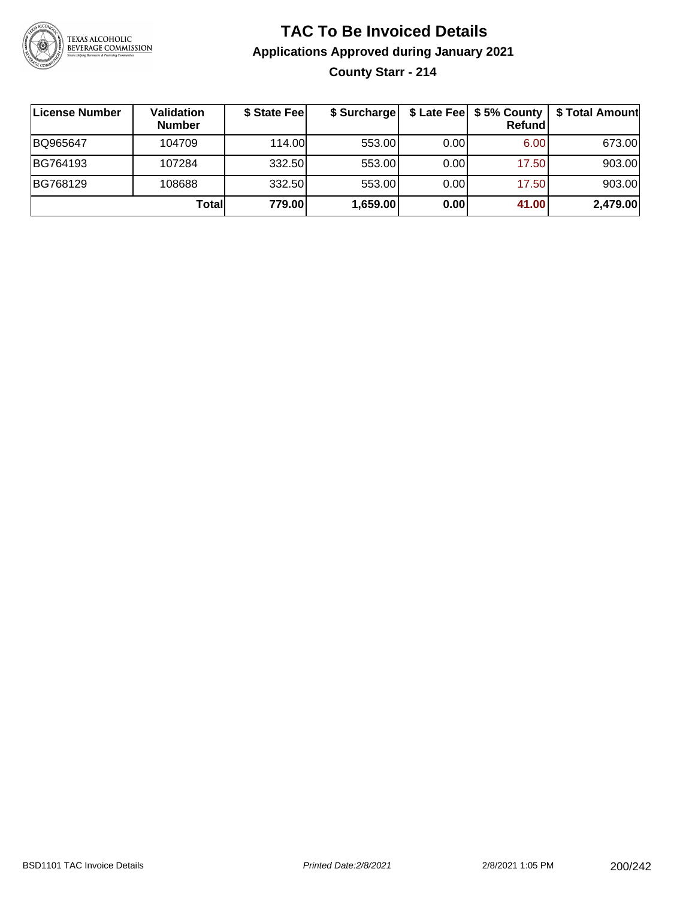# TAC To Be Invoiced Details

## Applications Approved during January 2021

### County Starr - 214

| License Number | Validation Number | $ State Fee | $ Surcharge | $ Late Fee | $ 5% County Refund | $ Total Amount |
|---|---|---|---|---|---|---|
| BQ965647 | 104709 | 114.00 | 553.00 | 0.00 | 6.00 | 673.00 |
| BG764193 | 107284 | 332.50 | 553.00 | 0.00 | 17.50 | 903.00 |
| BG768129 | 108688 | 332.50 | 553.00 | 0.00 | 17.50 | 903.00 |
| | **Total** | **779.00** | **1,659.00** | **0.00** | **41.00** | **2,479.00** |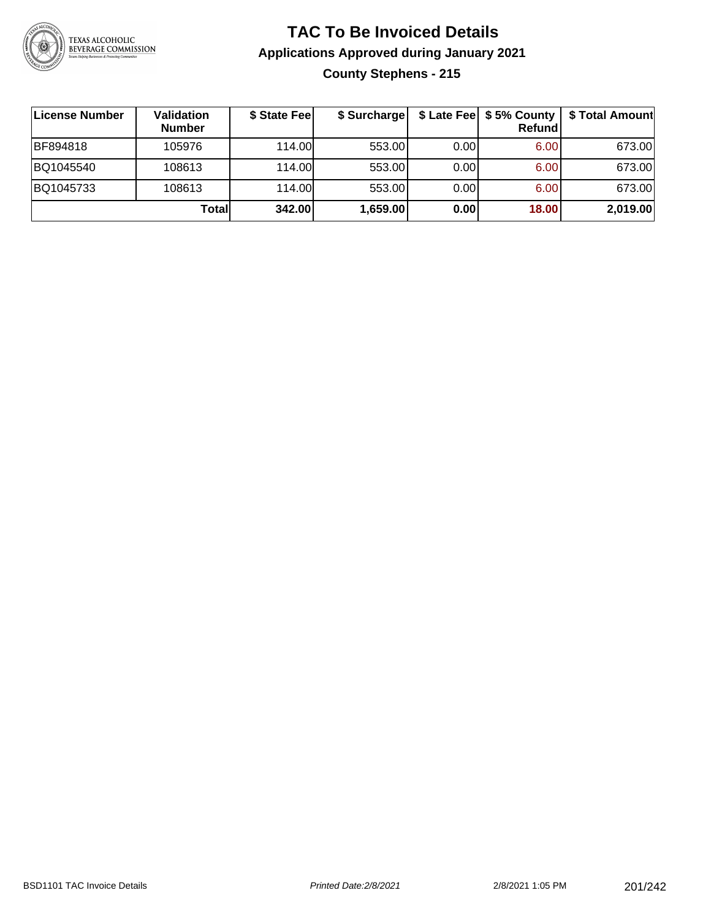# TAC To Be Invoiced Details

## Applications Approved during January 2021

### County Stephens - 215

| License Number | Validation Number | $ State Fee | $ Surcharge | $ Late Fee | $ 5% County Refund | $ Total Amount |
|---|---|---|---|---|---|---|
| BF894818 | 105976 | 114.00 | 553.00 | 0.00 | 6.00 | 673.00 |
| BQ1045540 | 108613 | 114.00 | 553.00 | 0.00 | 6.00 | 673.00 |
| BQ1045733 | 108613 | 114.00 | 553.00 | 0.00 | 6.00 | 673.00 |
| | **Total** | **342.00** | **1,659.00** | **0.00** | **18.00** | **2,019.00** |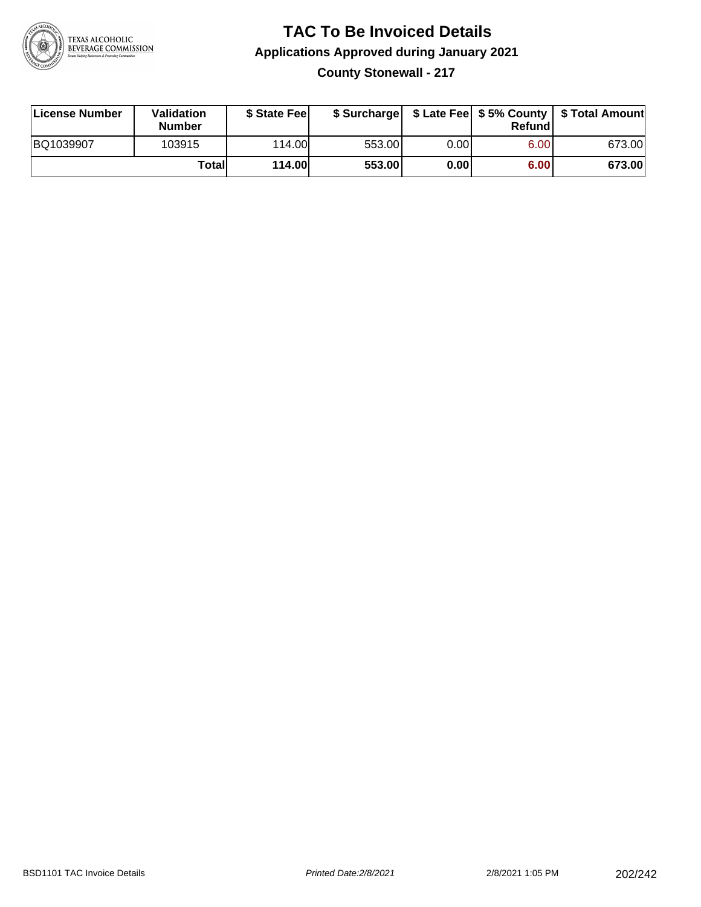# TAC To Be Invoiced Details

## Applications Approved during January 2021

### County Stonewall - 217

| License Number | Validation Number | $ State Fee | $ Surcharge | $ Late Fee | $ 5% County Refund | $ Total Amount |
|---|---|---|---|---|---|---|
| BQ1039907 | 103915 | 114.00 | 553.00 | 0.00 | 6.00 | 673.00 |
| | **Total** | **114.00** | **553.00** | **0.00** | **6.00** | **673.00** |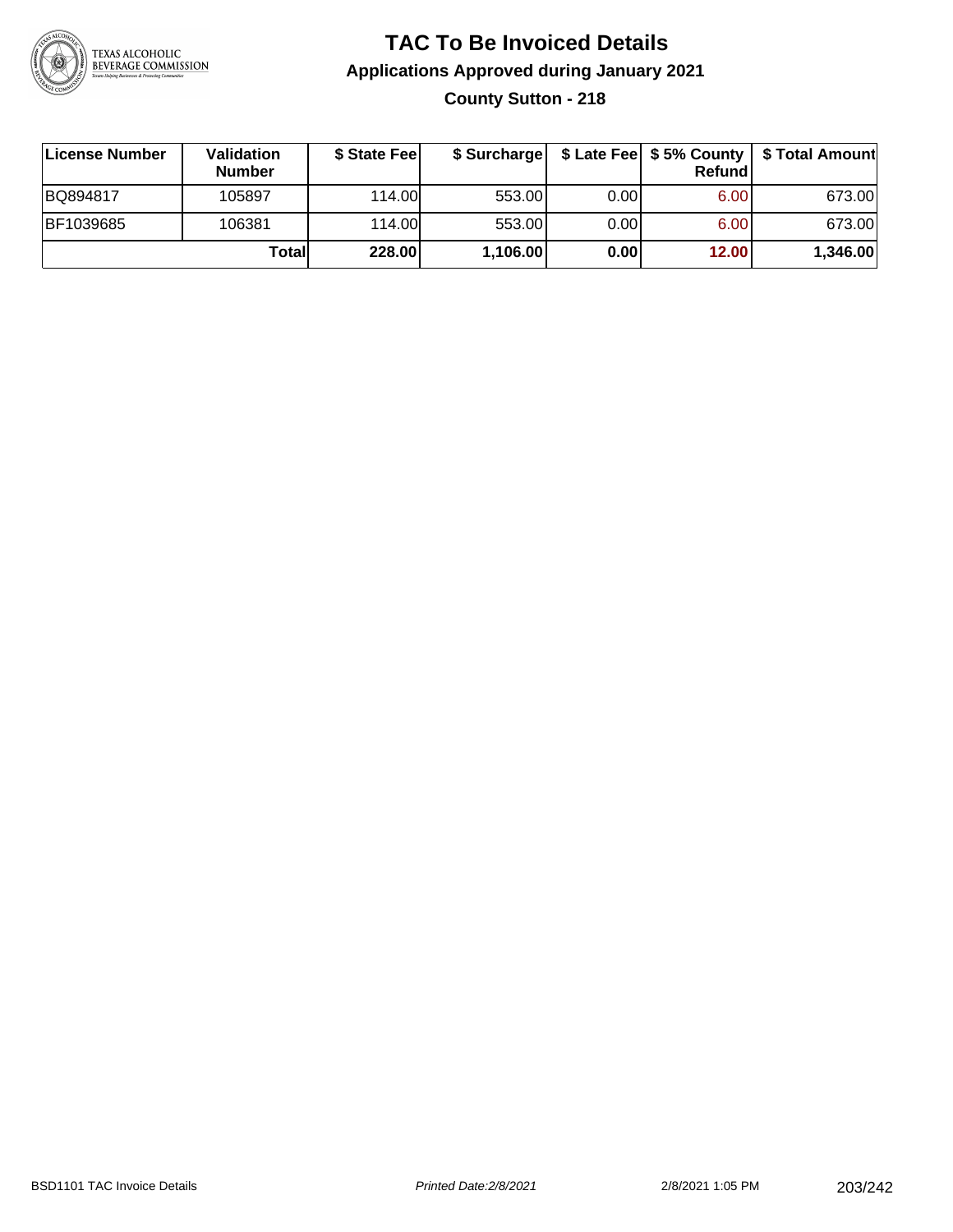# TAC To Be Invoiced Details

## Applications Approved during January 2021

### County Sutton - 218

| License Number | Validation Number | $ State Fee | $ Surcharge | $ Late Fee | $ 5% County Refund | $ Total Amount |
|---|---|---|---|---|---|---|
| BQ894817 | 105897 | 114.00 | 553.00 | 0.00 | 6.00 | 673.00 |
| BF1039685 | 106381 | 114.00 | 553.00 | 0.00 | 6.00 | 673.00 |
| | **Total** | **228.00** | **1,106.00** | **0.00** | **12.00** | **1,346.00** |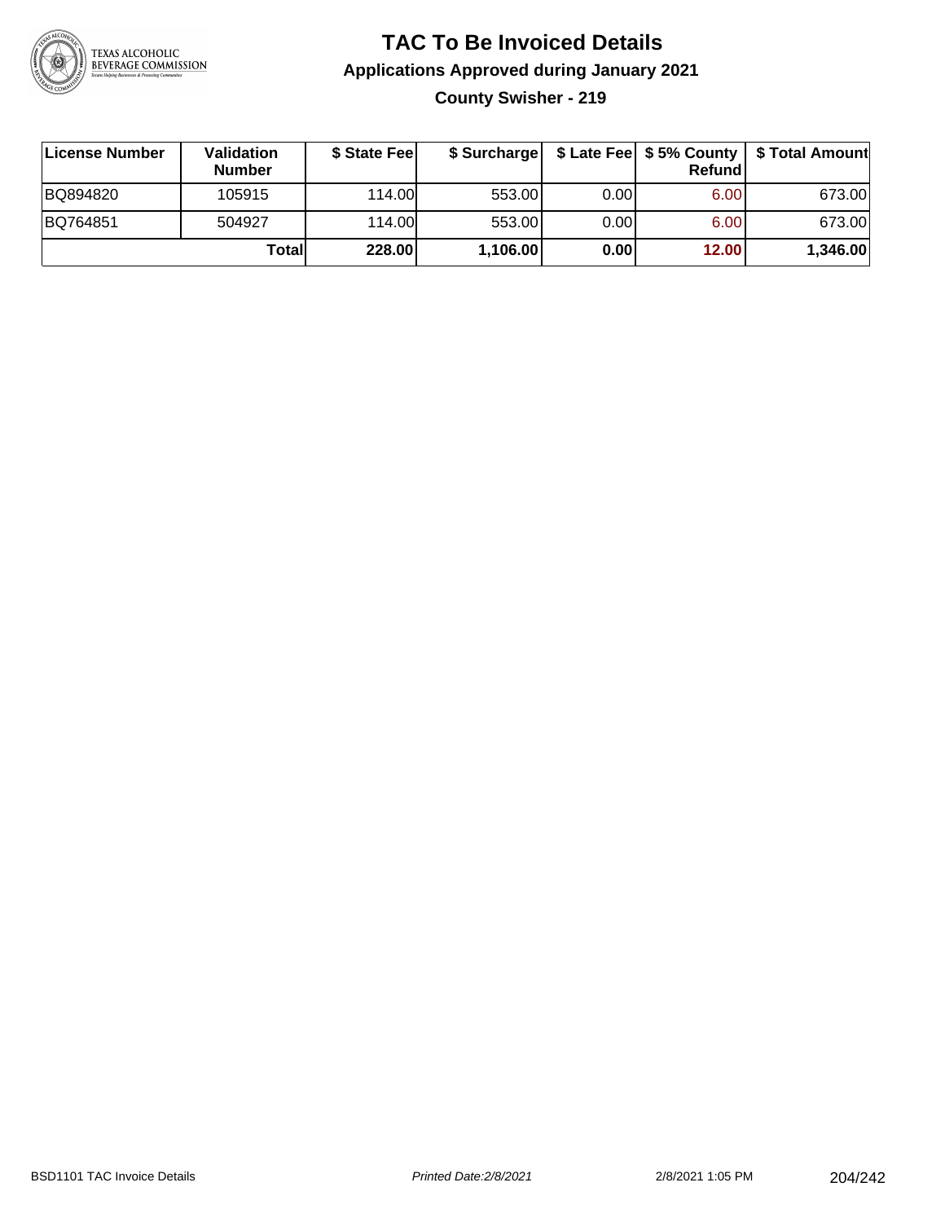# TAC To Be Invoiced Details

## Applications Approved during January 2021

### County Swisher - 219

| License Number | Validation Number | $ State Fee | $ Surcharge | $ Late Fee | $ 5% County Refund | $ Total Amount |
|---|---|---|---|---|---|---|
| BQ894820 | 105915 | 114.00 | 553.00 | 0.00 | 6.00 | 673.00 |
| BQ764851 | 504927 | 114.00 | 553.00 | 0.00 | 6.00 | 673.00 |
| | **Total** | **228.00** | **1,106.00** | **0.00** | **12.00** | **1,346.00** |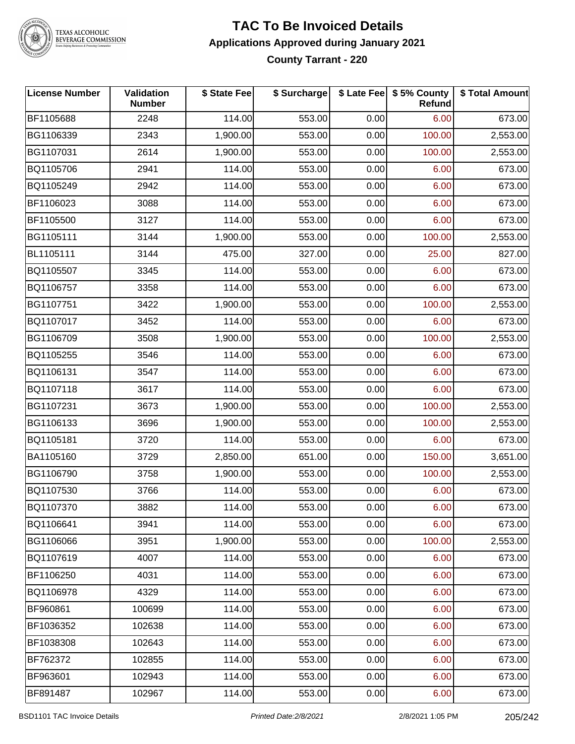# TAC To Be Invoiced Details

### Applications Approved during January 2021

### County Tarrant - 220

| License Number | Validation Number | $ State Fee | $ Surcharge | $ Late Fee | $ 5% County Refund | $ Total Amount |
|---|---|---|---|---|---|---|
| BF1105688 | 2248 | 114.00 | 553.00 | 0.00 | 6.00 | 673.00 |
| BG1106339 | 2343 | 1,900.00 | 553.00 | 0.00 | 100.00 | 2,553.00 |
| BG1107031 | 2614 | 1,900.00 | 553.00 | 0.00 | 100.00 | 2,553.00 |
| BQ1105706 | 2941 | 114.00 | 553.00 | 0.00 | 6.00 | 673.00 |
| BQ1105249 | 2942 | 114.00 | 553.00 | 0.00 | 6.00 | 673.00 |
| BF1106023 | 3088 | 114.00 | 553.00 | 0.00 | 6.00 | 673.00 |
| BF1105500 | 3127 | 114.00 | 553.00 | 0.00 | 6.00 | 673.00 |
| BG1105111 | 3144 | 1,900.00 | 553.00 | 0.00 | 100.00 | 2,553.00 |
| BL1105111 | 3144 | 475.00 | 327.00 | 0.00 | 25.00 | 827.00 |
| BQ1105507 | 3345 | 114.00 | 553.00 | 0.00 | 6.00 | 673.00 |
| BQ1106757 | 3358 | 114.00 | 553.00 | 0.00 | 6.00 | 673.00 |
| BG1107751 | 3422 | 1,900.00 | 553.00 | 0.00 | 100.00 | 2,553.00 |
| BQ1107017 | 3452 | 114.00 | 553.00 | 0.00 | 6.00 | 673.00 |
| BG1106709 | 3508 | 1,900.00 | 553.00 | 0.00 | 100.00 | 2,553.00 |
| BQ1105255 | 3546 | 114.00 | 553.00 | 0.00 | 6.00 | 673.00 |
| BQ1106131 | 3547 | 114.00 | 553.00 | 0.00 | 6.00 | 673.00 |
| BQ1107118 | 3617 | 114.00 | 553.00 | 0.00 | 6.00 | 673.00 |
| BG1107231 | 3673 | 1,900.00 | 553.00 | 0.00 | 100.00 | 2,553.00 |
| BG1106133 | 3696 | 1,900.00 | 553.00 | 0.00 | 100.00 | 2,553.00 |
| BQ1105181 | 3720 | 114.00 | 553.00 | 0.00 | 6.00 | 673.00 |
| BA1105160 | 3729 | 2,850.00 | 651.00 | 0.00 | 150.00 | 3,651.00 |
| BG1106790 | 3758 | 1,900.00 | 553.00 | 0.00 | 100.00 | 2,553.00 |
| BQ1107530 | 3766 | 114.00 | 553.00 | 0.00 | 6.00 | 673.00 |
| BQ1107370 | 3882 | 114.00 | 553.00 | 0.00 | 6.00 | 673.00 |
| BQ1106641 | 3941 | 114.00 | 553.00 | 0.00 | 6.00 | 673.00 |
| BG1106066 | 3951 | 1,900.00 | 553.00 | 0.00 | 100.00 | 2,553.00 |
| BQ1107619 | 4007 | 114.00 | 553.00 | 0.00 | 6.00 | 673.00 |
| BF1106250 | 4031 | 114.00 | 553.00 | 0.00 | 6.00 | 673.00 |
| BQ1106978 | 4329 | 114.00 | 553.00 | 0.00 | 6.00 | 673.00 |
| BF960861 | 100699 | 114.00 | 553.00 | 0.00 | 6.00 | 673.00 |
| BF1036352 | 102638 | 114.00 | 553.00 | 0.00 | 6.00 | 673.00 |
| BF1038308 | 102643 | 114.00 | 553.00 | 0.00 | 6.00 | 673.00 |
| BF762372 | 102855 | 114.00 | 553.00 | 0.00 | 6.00 | 673.00 |
| BF963601 | 102943 | 114.00 | 553.00 | 0.00 | 6.00 | 673.00 |
| BF891487 | 102967 | 114.00 | 553.00 | 0.00 | 6.00 | 673.00 |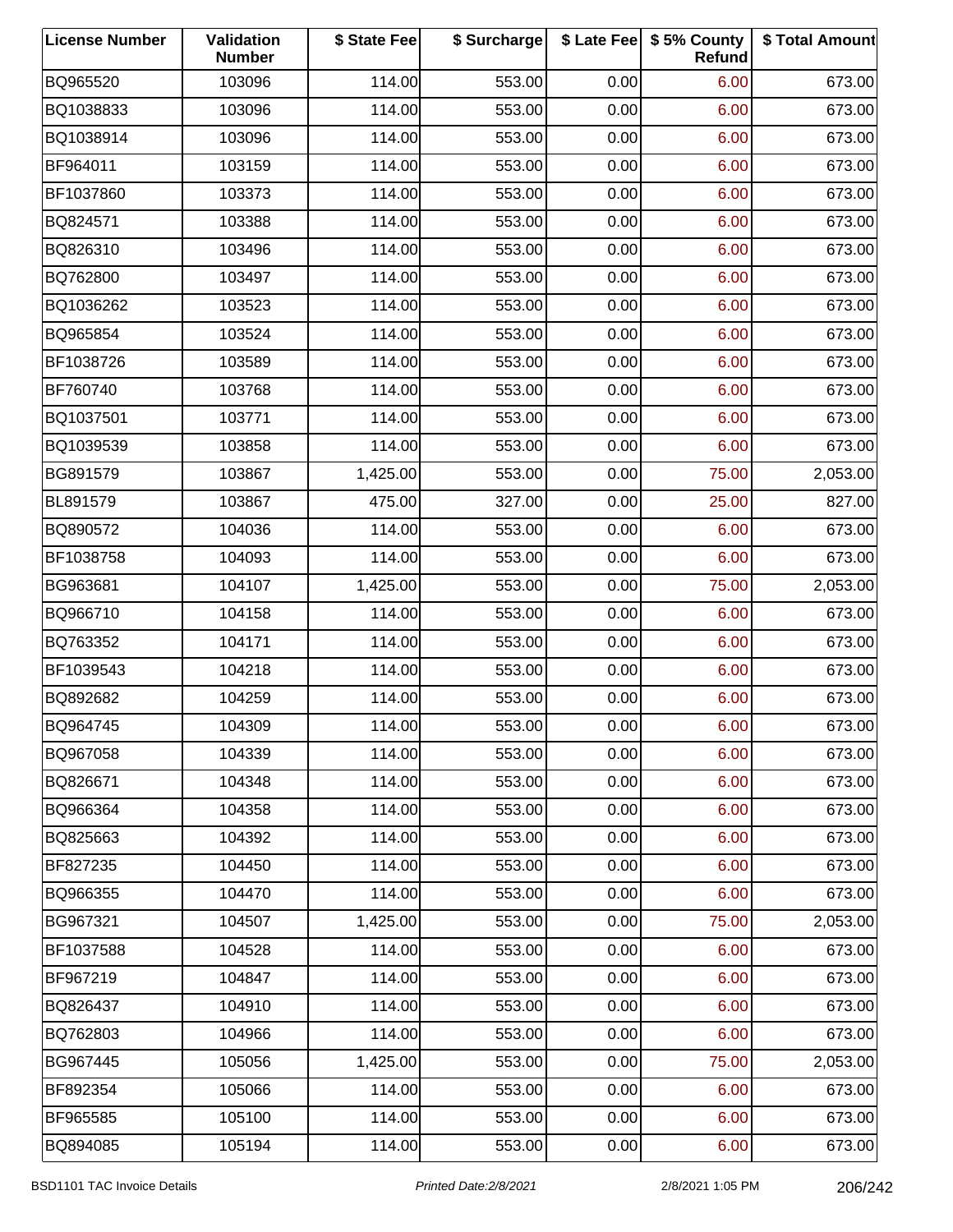| License Number | Validation Number | $ State Fee | $ Surcharge | $ Late Fee | $ 5% County Refund | $ Total Amount |
|---|---|---|---|---|---|---|
| BQ965520 | 103096 | 114.00 | 553.00 | 0.00 | 6.00 | 673.00 |
| BQ1038833 | 103096 | 114.00 | 553.00 | 0.00 | 6.00 | 673.00 |
| BQ1038914 | 103096 | 114.00 | 553.00 | 0.00 | 6.00 | 673.00 |
| BF964011 | 103159 | 114.00 | 553.00 | 0.00 | 6.00 | 673.00 |
| BF1037860 | 103373 | 114.00 | 553.00 | 0.00 | 6.00 | 673.00 |
| BQ824571 | 103388 | 114.00 | 553.00 | 0.00 | 6.00 | 673.00 |
| BQ826310 | 103496 | 114.00 | 553.00 | 0.00 | 6.00 | 673.00 |
| BQ762800 | 103497 | 114.00 | 553.00 | 0.00 | 6.00 | 673.00 |
| BQ1036262 | 103523 | 114.00 | 553.00 | 0.00 | 6.00 | 673.00 |
| BQ965854 | 103524 | 114.00 | 553.00 | 0.00 | 6.00 | 673.00 |
| BF1038726 | 103589 | 114.00 | 553.00 | 0.00 | 6.00 | 673.00 |
| BF760740 | 103768 | 114.00 | 553.00 | 0.00 | 6.00 | 673.00 |
| BQ1037501 | 103771 | 114.00 | 553.00 | 0.00 | 6.00 | 673.00 |
| BQ1039539 | 103858 | 114.00 | 553.00 | 0.00 | 6.00 | 673.00 |
| BG891579 | 103867 | 1,425.00 | 553.00 | 0.00 | 75.00 | 2,053.00 |
| BL891579 | 103867 | 475.00 | 327.00 | 0.00 | 25.00 | 827.00 |
| BQ890572 | 104036 | 114.00 | 553.00 | 0.00 | 6.00 | 673.00 |
| BF1038758 | 104093 | 114.00 | 553.00 | 0.00 | 6.00 | 673.00 |
| BG963681 | 104107 | 1,425.00 | 553.00 | 0.00 | 75.00 | 2,053.00 |
| BQ966710 | 104158 | 114.00 | 553.00 | 0.00 | 6.00 | 673.00 |
| BQ763352 | 104171 | 114.00 | 553.00 | 0.00 | 6.00 | 673.00 |
| BF1039543 | 104218 | 114.00 | 553.00 | 0.00 | 6.00 | 673.00 |
| BQ892682 | 104259 | 114.00 | 553.00 | 0.00 | 6.00 | 673.00 |
| BQ964745 | 104309 | 114.00 | 553.00 | 0.00 | 6.00 | 673.00 |
| BQ967058 | 104339 | 114.00 | 553.00 | 0.00 | 6.00 | 673.00 |
| BQ826671 | 104348 | 114.00 | 553.00 | 0.00 | 6.00 | 673.00 |
| BQ966364 | 104358 | 114.00 | 553.00 | 0.00 | 6.00 | 673.00 |
| BQ825663 | 104392 | 114.00 | 553.00 | 0.00 | 6.00 | 673.00 |
| BF827235 | 104450 | 114.00 | 553.00 | 0.00 | 6.00 | 673.00 |
| BQ966355 | 104470 | 114.00 | 553.00 | 0.00 | 6.00 | 673.00 |
| BG967321 | 104507 | 1,425.00 | 553.00 | 0.00 | 75.00 | 2,053.00 |
| BF1037588 | 104528 | 114.00 | 553.00 | 0.00 | 6.00 | 673.00 |
| BF967219 | 104847 | 114.00 | 553.00 | 0.00 | 6.00 | 673.00 |
| BQ826437 | 104910 | 114.00 | 553.00 | 0.00 | 6.00 | 673.00 |
| BQ762803 | 104966 | 114.00 | 553.00 | 0.00 | 6.00 | 673.00 |
| BG967445 | 105056 | 1,425.00 | 553.00 | 0.00 | 75.00 | 2,053.00 |
| BF892354 | 105066 | 114.00 | 553.00 | 0.00 | 6.00 | 673.00 |
| BF965585 | 105100 | 114.00 | 553.00 | 0.00 | 6.00 | 673.00 |
| BQ894085 | 105194 | 114.00 | 553.00 | 0.00 | 6.00 | 673.00 |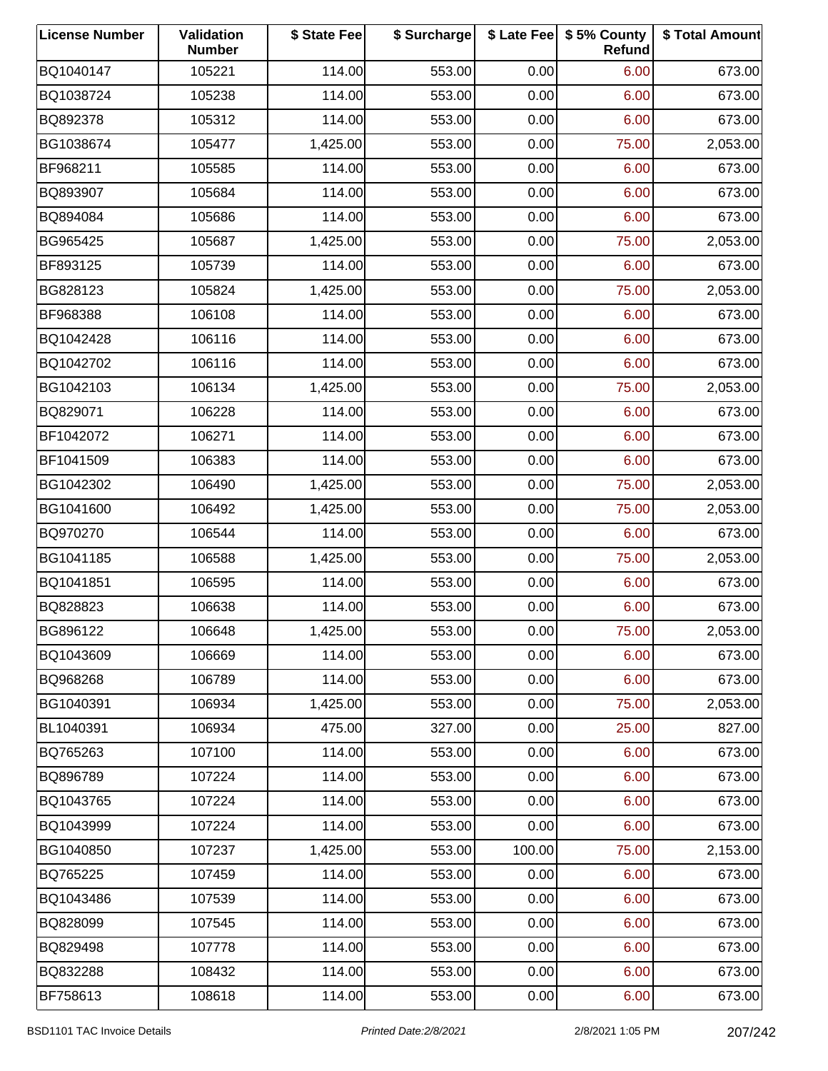| License Number | Validation Number | $ State Fee | $ Surcharge | $ Late Fee | $ 5% County Refund | $ Total Amount |
| --- | --- | --- | --- | --- | --- | --- |
| BQ1040147 | 105221 | 114.00 | 553.00 | 0.00 | 6.00 | 673.00 |
| BQ1038724 | 105238 | 114.00 | 553.00 | 0.00 | 6.00 | 673.00 |
| BQ892378 | 105312 | 114.00 | 553.00 | 0.00 | 6.00 | 673.00 |
| BG1038674 | 105477 | 1,425.00 | 553.00 | 0.00 | 75.00 | 2,053.00 |
| BF968211 | 105585 | 114.00 | 553.00 | 0.00 | 6.00 | 673.00 |
| BQ893907 | 105684 | 114.00 | 553.00 | 0.00 | 6.00 | 673.00 |
| BQ894084 | 105686 | 114.00 | 553.00 | 0.00 | 6.00 | 673.00 |
| BG965425 | 105687 | 1,425.00 | 553.00 | 0.00 | 75.00 | 2,053.00 |
| BF893125 | 105739 | 114.00 | 553.00 | 0.00 | 6.00 | 673.00 |
| BG828123 | 105824 | 1,425.00 | 553.00 | 0.00 | 75.00 | 2,053.00 |
| BF968388 | 106108 | 114.00 | 553.00 | 0.00 | 6.00 | 673.00 |
| BQ1042428 | 106116 | 114.00 | 553.00 | 0.00 | 6.00 | 673.00 |
| BQ1042702 | 106116 | 114.00 | 553.00 | 0.00 | 6.00 | 673.00 |
| BG1042103 | 106134 | 1,425.00 | 553.00 | 0.00 | 75.00 | 2,053.00 |
| BQ829071 | 106228 | 114.00 | 553.00 | 0.00 | 6.00 | 673.00 |
| BF1042072 | 106271 | 114.00 | 553.00 | 0.00 | 6.00 | 673.00 |
| BF1041509 | 106383 | 114.00 | 553.00 | 0.00 | 6.00 | 673.00 |
| BG1042302 | 106490 | 1,425.00 | 553.00 | 0.00 | 75.00 | 2,053.00 |
| BG1041600 | 106492 | 1,425.00 | 553.00 | 0.00 | 75.00 | 2,053.00 |
| BQ970270 | 106544 | 114.00 | 553.00 | 0.00 | 6.00 | 673.00 |
| BG1041185 | 106588 | 1,425.00 | 553.00 | 0.00 | 75.00 | 2,053.00 |
| BQ1041851 | 106595 | 114.00 | 553.00 | 0.00 | 6.00 | 673.00 |
| BQ828823 | 106638 | 114.00 | 553.00 | 0.00 | 6.00 | 673.00 |
| BG896122 | 106648 | 1,425.00 | 553.00 | 0.00 | 75.00 | 2,053.00 |
| BQ1043609 | 106669 | 114.00 | 553.00 | 0.00 | 6.00 | 673.00 |
| BQ968268 | 106789 | 114.00 | 553.00 | 0.00 | 6.00 | 673.00 |
| BG1040391 | 106934 | 1,425.00 | 553.00 | 0.00 | 75.00 | 2,053.00 |
| BL1040391 | 106934 | 475.00 | 327.00 | 0.00 | 25.00 | 827.00 |
| BQ765263 | 107100 | 114.00 | 553.00 | 0.00 | 6.00 | 673.00 |
| BQ896789 | 107224 | 114.00 | 553.00 | 0.00 | 6.00 | 673.00 |
| BQ1043765 | 107224 | 114.00 | 553.00 | 0.00 | 6.00 | 673.00 |
| BQ1043999 | 107224 | 114.00 | 553.00 | 0.00 | 6.00 | 673.00 |
| BG1040850 | 107237 | 1,425.00 | 553.00 | 100.00 | 75.00 | 2,153.00 |
| BQ765225 | 107459 | 114.00 | 553.00 | 0.00 | 6.00 | 673.00 |
| BQ1043486 | 107539 | 114.00 | 553.00 | 0.00 | 6.00 | 673.00 |
| BQ828099 | 107545 | 114.00 | 553.00 | 0.00 | 6.00 | 673.00 |
| BQ829498 | 107778 | 114.00 | 553.00 | 0.00 | 6.00 | 673.00 |
| BQ832288 | 108432 | 114.00 | 553.00 | 0.00 | 6.00 | 673.00 |
| BF758613 | 108618 | 114.00 | 553.00 | 0.00 | 6.00 | 673.00 |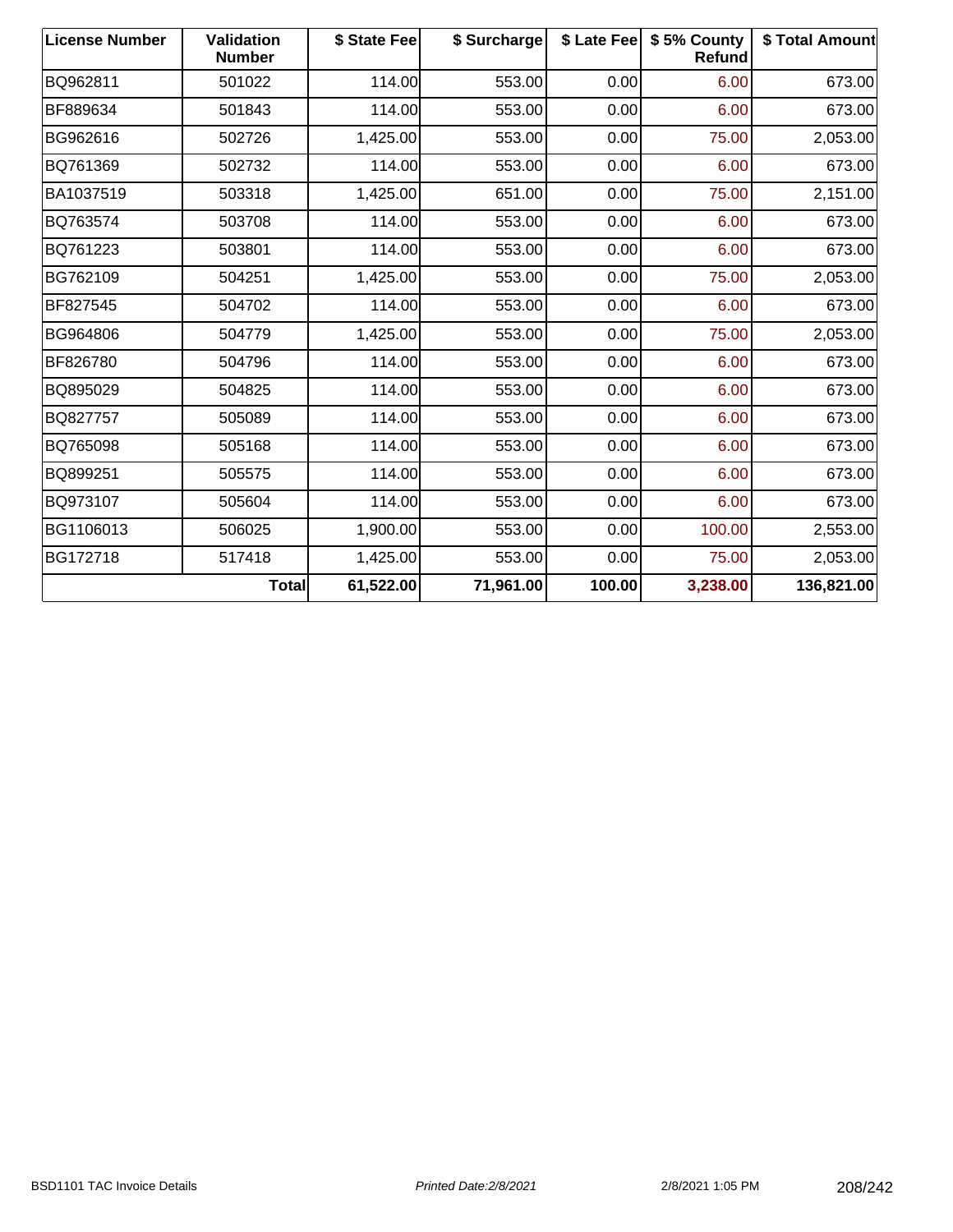| License Number | Validation Number | $ State Fee | $ Surcharge | $ Late Fee | $ 5% County Refund | $ Total Amount |
|---|---|---|---|---|---|---|
| BQ962811 | 501022 | 114.00 | 553.00 | 0.00 | 6.00 | 673.00 |
| BF889634 | 501843 | 114.00 | 553.00 | 0.00 | 6.00 | 673.00 |
| BG962616 | 502726 | 1,425.00 | 553.00 | 0.00 | 75.00 | 2,053.00 |
| BQ761369 | 502732 | 114.00 | 553.00 | 0.00 | 6.00 | 673.00 |
| BA1037519 | 503318 | 1,425.00 | 651.00 | 0.00 | 75.00 | 2,151.00 |
| BQ763574 | 503708 | 114.00 | 553.00 | 0.00 | 6.00 | 673.00 |
| BQ761223 | 503801 | 114.00 | 553.00 | 0.00 | 6.00 | 673.00 |
| BG762109 | 504251 | 1,425.00 | 553.00 | 0.00 | 75.00 | 2,053.00 |
| BF827545 | 504702 | 114.00 | 553.00 | 0.00 | 6.00 | 673.00 |
| BG964806 | 504779 | 1,425.00 | 553.00 | 0.00 | 75.00 | 2,053.00 |
| BF826780 | 504796 | 114.00 | 553.00 | 0.00 | 6.00 | 673.00 |
| BQ895029 | 504825 | 114.00 | 553.00 | 0.00 | 6.00 | 673.00 |
| BQ827757 | 505089 | 114.00 | 553.00 | 0.00 | 6.00 | 673.00 |
| BQ765098 | 505168 | 114.00 | 553.00 | 0.00 | 6.00 | 673.00 |
| BQ899251 | 505575 | 114.00 | 553.00 | 0.00 | 6.00 | 673.00 |
| BQ973107 | 505604 | 114.00 | 553.00 | 0.00 | 6.00 | 673.00 |
| BG1106013 | 506025 | 1,900.00 | 553.00 | 0.00 | 100.00 | 2,553.00 |
| BG172718 | 517418 | 1,425.00 | 553.00 | 0.00 | 75.00 | 2,053.00 |
| | **Total** | **61,522.00** | **71,961.00** | **100.00** | **3,238.00** | **136,821.00** |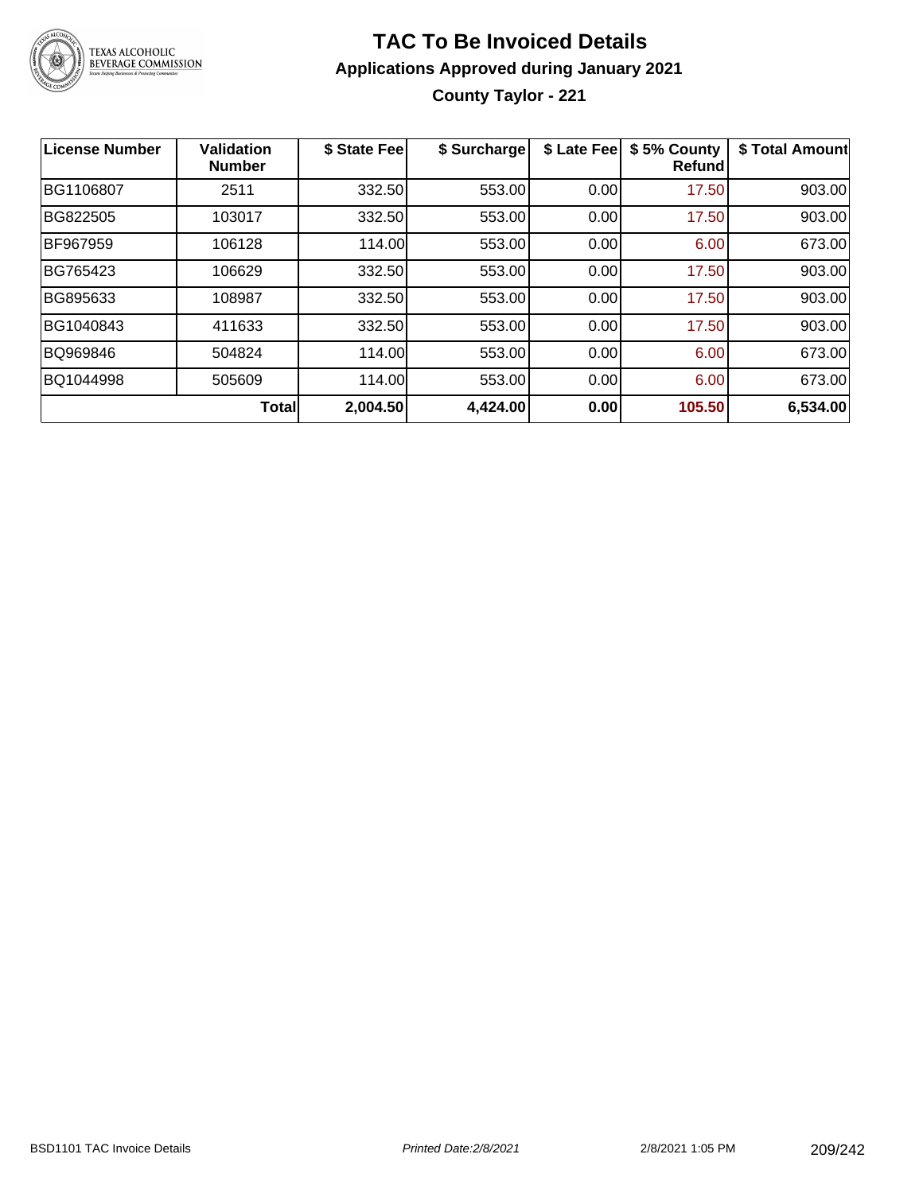# TAC To Be Invoiced Details

## Applications Approved during January 2021

### County Taylor - 221

| License Number | Validation Number | $ State Fee | $ Surcharge | $ Late Fee | $ 5% County Refund | $ Total Amount |
|---|---|---|---|---|---|---|
| BG1106807 | 2511 | 332.50 | 553.00 | 0.00 | 17.50 | 903.00 |
| BG822505 | 103017 | 332.50 | 553.00 | 0.00 | 17.50 | 903.00 |
| BF967959 | 106128 | 114.00 | 553.00 | 0.00 | 6.00 | 673.00 |
| BG765423 | 106629 | 332.50 | 553.00 | 0.00 | 17.50 | 903.00 |
| BG895633 | 108987 | 332.50 | 553.00 | 0.00 | 17.50 | 903.00 |
| BG1040843 | 411633 | 332.50 | 553.00 | 0.00 | 17.50 | 903.00 |
| BQ969846 | 504824 | 114.00 | 553.00 | 0.00 | 6.00 | 673.00 |
| BQ1044998 | 505609 | 114.00 | 553.00 | 0.00 | 6.00 | 673.00 |
| | **Total** | **2,004.50** | **4,424.00** | **0.00** | **105.50** | **6,534.00** |

BSD1101 TAC Invoice Details    *Printed Date:2/8/2021*    2/8/2021 1:05 PM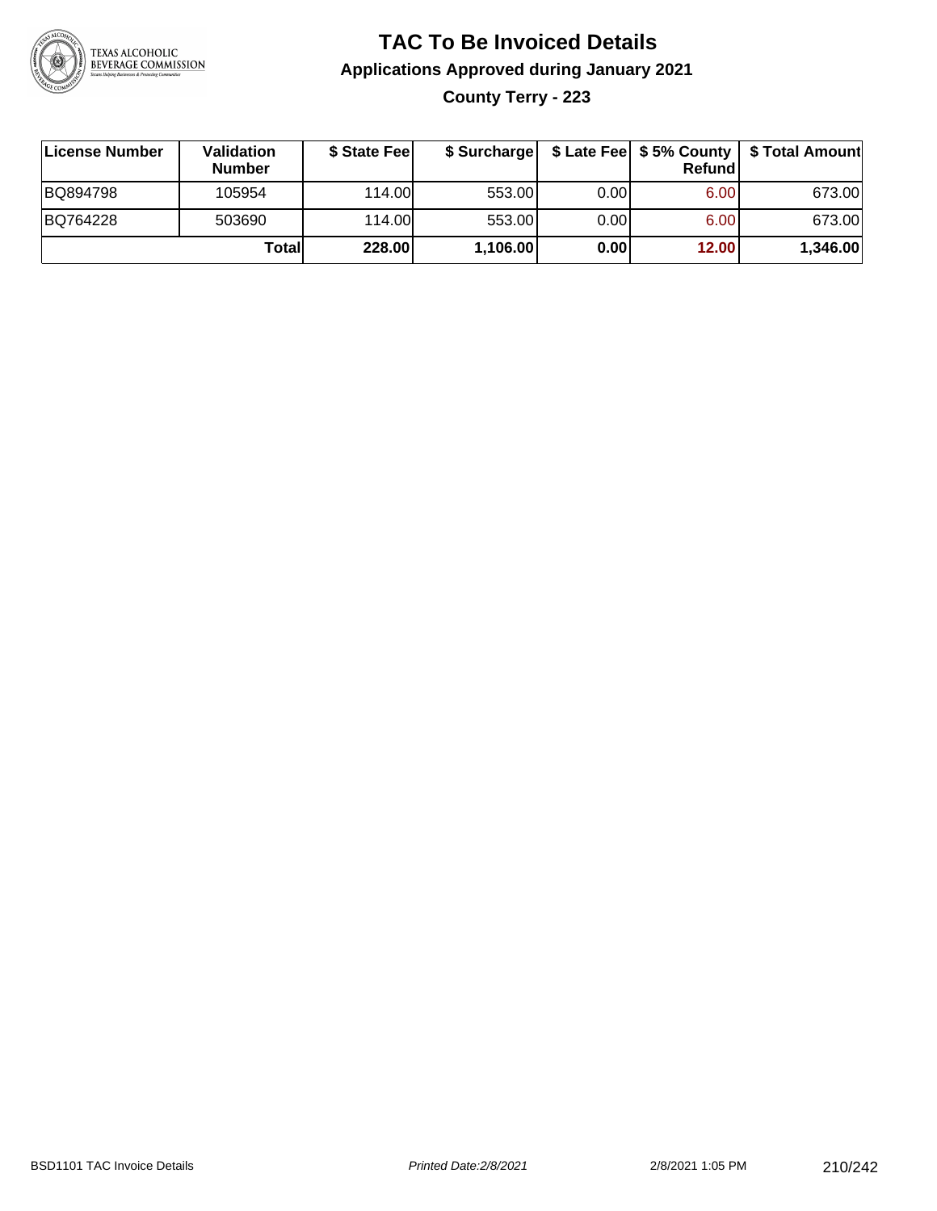# TAC To Be Invoiced Details

## Applications Approved during January 2021

### County Terry - 223

| License Number | Validation Number | $ State Fee | $ Surcharge | $ Late Fee | $ 5% County Refund | $ Total Amount |
|---|---|---|---|---|---|---|
| BQ894798 | 105954 | 114.00 | 553.00 | 0.00 | 6.00 | 673.00 |
| BQ764228 | 503690 | 114.00 | 553.00 | 0.00 | 6.00 | 673.00 |
| | **Total** | **228.00** | **1,106.00** | **0.00** | **12.00** | **1,346.00** |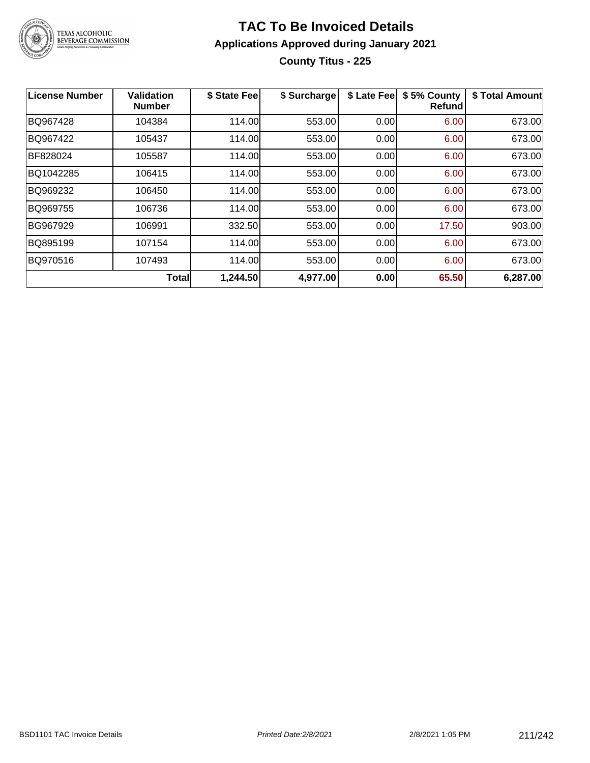# TAC To Be Invoiced Details

## Applications Approved during January 2021

### County Titus - 225

| License Number | Validation Number | $ State Fee | $ Surcharge | $ Late Fee | $ 5% County Refund | $ Total Amount |
|---|---|---|---|---|---|---|
| BQ967428 | 104384 | 114.00 | 553.00 | 0.00 | 6.00 | 673.00 |
| BQ967422 | 105437 | 114.00 | 553.00 | 0.00 | 6.00 | 673.00 |
| BF828024 | 105587 | 114.00 | 553.00 | 0.00 | 6.00 | 673.00 |
| BQ1042285 | 106415 | 114.00 | 553.00 | 0.00 | 6.00 | 673.00 |
| BQ969232 | 106450 | 114.00 | 553.00 | 0.00 | 6.00 | 673.00 |
| BQ969755 | 106736 | 114.00 | 553.00 | 0.00 | 6.00 | 673.00 |
| BG967929 | 106991 | 332.50 | 553.00 | 0.00 | 17.50 | 903.00 |
| BQ895199 | 107154 | 114.00 | 553.00 | 0.00 | 6.00 | 673.00 |
| BQ970516 | 107493 | 114.00 | 553.00 | 0.00 | 6.00 | 673.00 |
| | **Total** | **1,244.50** | **4,977.00** | **0.00** | **65.50** | **6,287.00** |

BSD1101 TAC Invoice Details    *Printed Date:2/8/2021*    2/8/2021 1:05 PM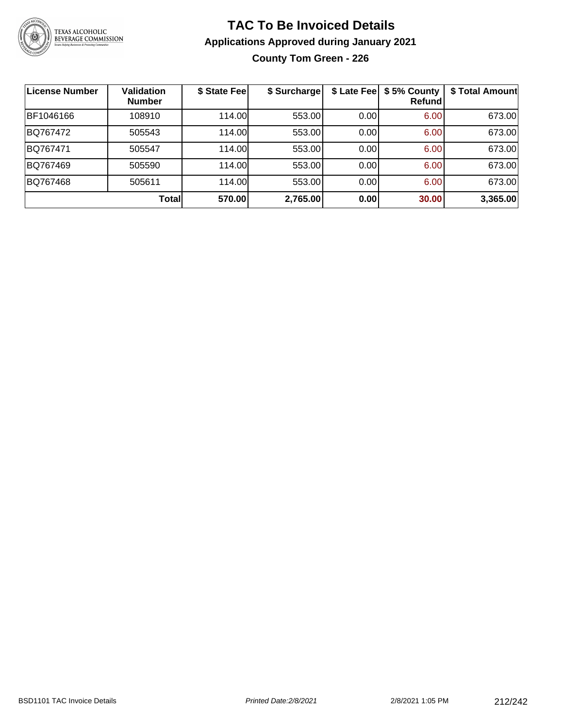# TAC To Be Invoiced Details

## Applications Approved during January 2021

### County Tom Green - 226

| License Number | Validation Number | $ State Fee | $ Surcharge | $ Late Fee | $ 5% County Refund | $ Total Amount |
|---|---|---|---|---|---|---|
| BF1046166 | 108910 | 114.00 | 553.00 | 0.00 | 6.00 | 673.00 |
| BQ767472 | 505543 | 114.00 | 553.00 | 0.00 | 6.00 | 673.00 |
| BQ767471 | 505547 | 114.00 | 553.00 | 0.00 | 6.00 | 673.00 |
| BQ767469 | 505590 | 114.00 | 553.00 | 0.00 | 6.00 | 673.00 |
| BQ767468 | 505611 | 114.00 | 553.00 | 0.00 | 6.00 | 673.00 |
| | **Total** | **570.00** | **2,765.00** | **0.00** | **30.00** | **3,365.00** |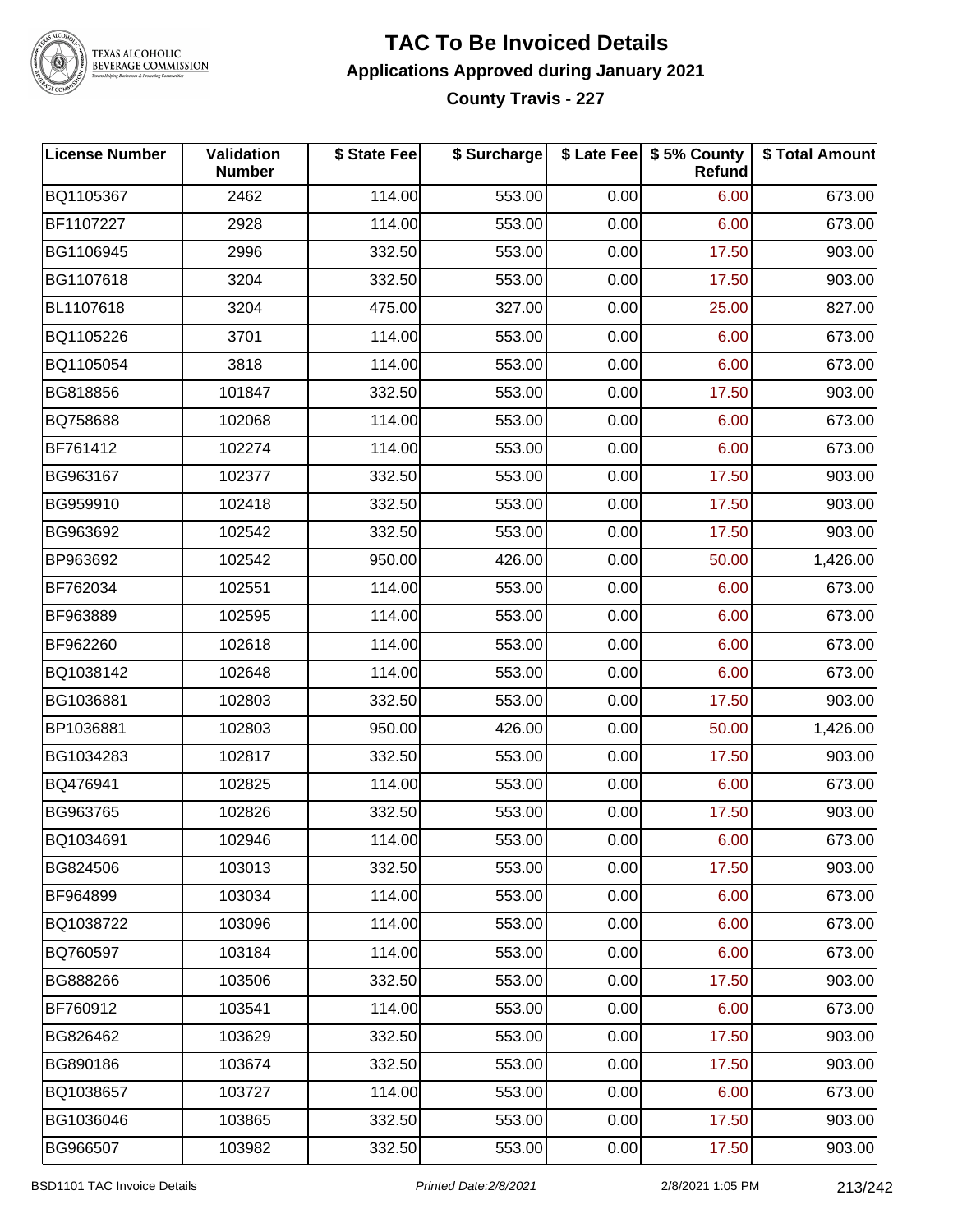# TAC To Be Invoiced Details

## Applications Approved during January 2021

### County Travis - 227

| License Number | Validation Number | $ State Fee | $ Surcharge | $ Late Fee | $ 5% County Refund | $ Total Amount |
|---|---|---|---|---|---|---|
| BQ1105367 | 2462 | 114.00 | 553.00 | 0.00 | 6.00 | 673.00 |
| BF1107227 | 2928 | 114.00 | 553.00 | 0.00 | 6.00 | 673.00 |
| BG1106945 | 2996 | 332.50 | 553.00 | 0.00 | 17.50 | 903.00 |
| BG1107618 | 3204 | 332.50 | 553.00 | 0.00 | 17.50 | 903.00 |
| BL1107618 | 3204 | 475.00 | 327.00 | 0.00 | 25.00 | 827.00 |
| BQ1105226 | 3701 | 114.00 | 553.00 | 0.00 | 6.00 | 673.00 |
| BQ1105054 | 3818 | 114.00 | 553.00 | 0.00 | 6.00 | 673.00 |
| BG818856 | 101847 | 332.50 | 553.00 | 0.00 | 17.50 | 903.00 |
| BQ758688 | 102068 | 114.00 | 553.00 | 0.00 | 6.00 | 673.00 |
| BF761412 | 102274 | 114.00 | 553.00 | 0.00 | 6.00 | 673.00 |
| BG963167 | 102377 | 332.50 | 553.00 | 0.00 | 17.50 | 903.00 |
| BG959910 | 102418 | 332.50 | 553.00 | 0.00 | 17.50 | 903.00 |
| BG963692 | 102542 | 332.50 | 553.00 | 0.00 | 17.50 | 903.00 |
| BP963692 | 102542 | 950.00 | 426.00 | 0.00 | 50.00 | 1,426.00 |
| BF762034 | 102551 | 114.00 | 553.00 | 0.00 | 6.00 | 673.00 |
| BF963889 | 102595 | 114.00 | 553.00 | 0.00 | 6.00 | 673.00 |
| BF962260 | 102618 | 114.00 | 553.00 | 0.00 | 6.00 | 673.00 |
| BQ1038142 | 102648 | 114.00 | 553.00 | 0.00 | 6.00 | 673.00 |
| BG1036881 | 102803 | 332.50 | 553.00 | 0.00 | 17.50 | 903.00 |
| BP1036881 | 102803 | 950.00 | 426.00 | 0.00 | 50.00 | 1,426.00 |
| BG1034283 | 102817 | 332.50 | 553.00 | 0.00 | 17.50 | 903.00 |
| BQ476941 | 102825 | 114.00 | 553.00 | 0.00 | 6.00 | 673.00 |
| BG963765 | 102826 | 332.50 | 553.00 | 0.00 | 17.50 | 903.00 |
| BQ1034691 | 102946 | 114.00 | 553.00 | 0.00 | 6.00 | 673.00 |
| BG824506 | 103013 | 332.50 | 553.00 | 0.00 | 17.50 | 903.00 |
| BF964899 | 103034 | 114.00 | 553.00 | 0.00 | 6.00 | 673.00 |
| BQ1038722 | 103096 | 114.00 | 553.00 | 0.00 | 6.00 | 673.00 |
| BQ760597 | 103184 | 114.00 | 553.00 | 0.00 | 6.00 | 673.00 |
| BG888266 | 103506 | 332.50 | 553.00 | 0.00 | 17.50 | 903.00 |
| BF760912 | 103541 | 114.00 | 553.00 | 0.00 | 6.00 | 673.00 |
| BG826462 | 103629 | 332.50 | 553.00 | 0.00 | 17.50 | 903.00 |
| BG890186 | 103674 | 332.50 | 553.00 | 0.00 | 17.50 | 903.00 |
| BQ1038657 | 103727 | 114.00 | 553.00 | 0.00 | 6.00 | 673.00 |
| BG1036046 | 103865 | 332.50 | 553.00 | 0.00 | 17.50 | 903.00 |
| BG966507 | 103982 | 332.50 | 553.00 | 0.00 | 17.50 | 903.00 |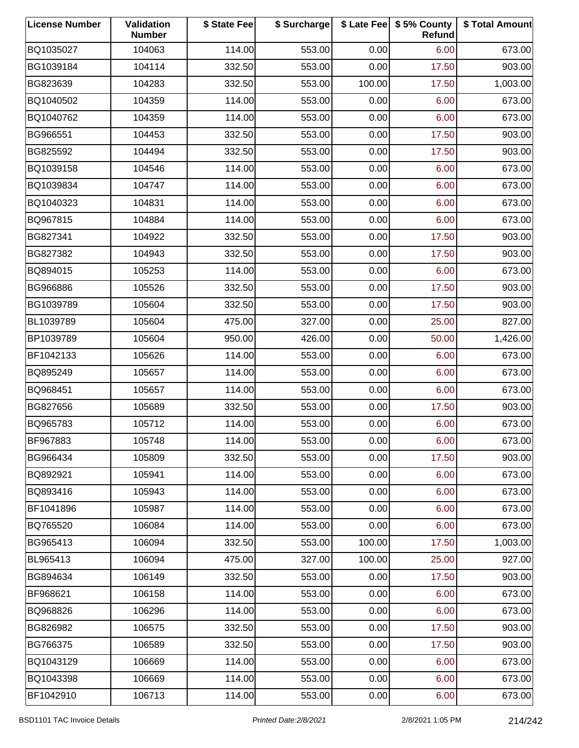| License Number | Validation Number | $ State Fee | $ Surcharge | $ Late Fee | $ 5% County Refund | $ Total Amount |
|---|---|---|---|---|---|---|
| BQ1035027 | 104063 | 114.00 | 553.00 | 0.00 | 6.00 | 673.00 |
| BG1039184 | 104114 | 332.50 | 553.00 | 0.00 | 17.50 | 903.00 |
| BG823639 | 104283 | 332.50 | 553.00 | 100.00 | 17.50 | 1,003.00 |
| BQ1040502 | 104359 | 114.00 | 553.00 | 0.00 | 6.00 | 673.00 |
| BQ1040762 | 104359 | 114.00 | 553.00 | 0.00 | 6.00 | 673.00 |
| BG966551 | 104453 | 332.50 | 553.00 | 0.00 | 17.50 | 903.00 |
| BG825592 | 104494 | 332.50 | 553.00 | 0.00 | 17.50 | 903.00 |
| BQ1039158 | 104546 | 114.00 | 553.00 | 0.00 | 6.00 | 673.00 |
| BQ1039834 | 104747 | 114.00 | 553.00 | 0.00 | 6.00 | 673.00 |
| BQ1040323 | 104831 | 114.00 | 553.00 | 0.00 | 6.00 | 673.00 |
| BQ967815 | 104884 | 114.00 | 553.00 | 0.00 | 6.00 | 673.00 |
| BG827341 | 104922 | 332.50 | 553.00 | 0.00 | 17.50 | 903.00 |
| BG827382 | 104943 | 332.50 | 553.00 | 0.00 | 17.50 | 903.00 |
| BQ894015 | 105253 | 114.00 | 553.00 | 0.00 | 6.00 | 673.00 |
| BG966886 | 105526 | 332.50 | 553.00 | 0.00 | 17.50 | 903.00 |
| BG1039789 | 105604 | 332.50 | 553.00 | 0.00 | 17.50 | 903.00 |
| BL1039789 | 105604 | 475.00 | 327.00 | 0.00 | 25.00 | 827.00 |
| BP1039789 | 105604 | 950.00 | 426.00 | 0.00 | 50.00 | 1,426.00 |
| BF1042133 | 105626 | 114.00 | 553.00 | 0.00 | 6.00 | 673.00 |
| BQ895249 | 105657 | 114.00 | 553.00 | 0.00 | 6.00 | 673.00 |
| BQ968451 | 105657 | 114.00 | 553.00 | 0.00 | 6.00 | 673.00 |
| BG827656 | 105689 | 332.50 | 553.00 | 0.00 | 17.50 | 903.00 |
| BQ965783 | 105712 | 114.00 | 553.00 | 0.00 | 6.00 | 673.00 |
| BF967883 | 105748 | 114.00 | 553.00 | 0.00 | 6.00 | 673.00 |
| BG966434 | 105809 | 332.50 | 553.00 | 0.00 | 17.50 | 903.00 |
| BQ892921 | 105941 | 114.00 | 553.00 | 0.00 | 6.00 | 673.00 |
| BQ893416 | 105943 | 114.00 | 553.00 | 0.00 | 6.00 | 673.00 |
| BF1041896 | 105987 | 114.00 | 553.00 | 0.00 | 6.00 | 673.00 |
| BQ765520 | 106084 | 114.00 | 553.00 | 0.00 | 6.00 | 673.00 |
| BG965413 | 106094 | 332.50 | 553.00 | 100.00 | 17.50 | 1,003.00 |
| BL965413 | 106094 | 475.00 | 327.00 | 100.00 | 25.00 | 927.00 |
| BG894634 | 106149 | 332.50 | 553.00 | 0.00 | 17.50 | 903.00 |
| BF968621 | 106158 | 114.00 | 553.00 | 0.00 | 6.00 | 673.00 |
| BQ968826 | 106296 | 114.00 | 553.00 | 0.00 | 6.00 | 673.00 |
| BG826982 | 106575 | 332.50 | 553.00 | 0.00 | 17.50 | 903.00 |
| BG766375 | 106589 | 332.50 | 553.00 | 0.00 | 17.50 | 903.00 |
| BQ1043129 | 106669 | 114.00 | 553.00 | 0.00 | 6.00 | 673.00 |
| BQ1043398 | 106669 | 114.00 | 553.00 | 0.00 | 6.00 | 673.00 |
| BF1042910 | 106713 | 114.00 | 553.00 | 0.00 | 6.00 | 673.00 |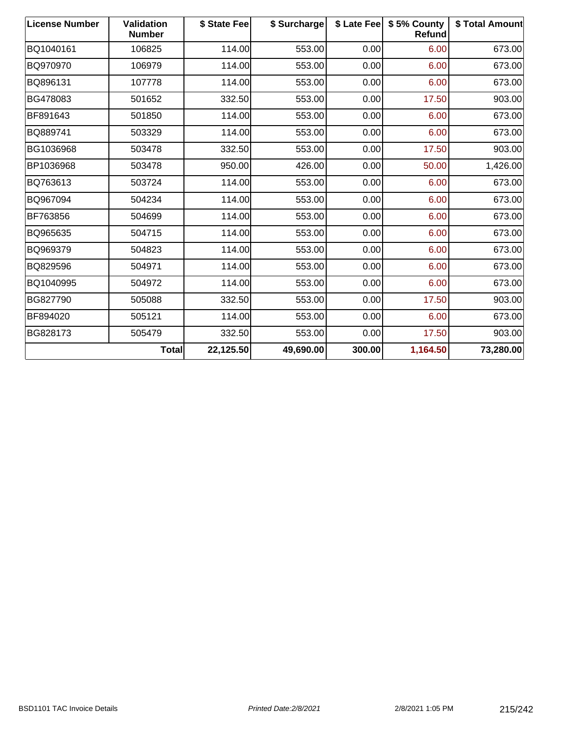| License Number | Validation Number | $ State Fee | $ Surcharge | $ Late Fee | $ 5% County Refund | $ Total Amount |
|---|---|---|---|---|---|---|
| BQ1040161 | 106825 | 114.00 | 553.00 | 0.00 | 6.00 | 673.00 |
| BQ970970 | 106979 | 114.00 | 553.00 | 0.00 | 6.00 | 673.00 |
| BQ896131 | 107778 | 114.00 | 553.00 | 0.00 | 6.00 | 673.00 |
| BG478083 | 501652 | 332.50 | 553.00 | 0.00 | 17.50 | 903.00 |
| BF891643 | 501850 | 114.00 | 553.00 | 0.00 | 6.00 | 673.00 |
| BQ889741 | 503329 | 114.00 | 553.00 | 0.00 | 6.00 | 673.00 |
| BG1036968 | 503478 | 332.50 | 553.00 | 0.00 | 17.50 | 903.00 |
| BP1036968 | 503478 | 950.00 | 426.00 | 0.00 | 50.00 | 1,426.00 |
| BQ763613 | 503724 | 114.00 | 553.00 | 0.00 | 6.00 | 673.00 |
| BQ967094 | 504234 | 114.00 | 553.00 | 0.00 | 6.00 | 673.00 |
| BF763856 | 504699 | 114.00 | 553.00 | 0.00 | 6.00 | 673.00 |
| BQ965635 | 504715 | 114.00 | 553.00 | 0.00 | 6.00 | 673.00 |
| BQ969379 | 504823 | 114.00 | 553.00 | 0.00 | 6.00 | 673.00 |
| BQ829596 | 504971 | 114.00 | 553.00 | 0.00 | 6.00 | 673.00 |
| BQ1040995 | 504972 | 114.00 | 553.00 | 0.00 | 6.00 | 673.00 |
| BG827790 | 505088 | 332.50 | 553.00 | 0.00 | 17.50 | 903.00 |
| BF894020 | 505121 | 114.00 | 553.00 | 0.00 | 6.00 | 673.00 |
| BG828173 | 505479 | 332.50 | 553.00 | 0.00 | 17.50 | 903.00 |
| | **Total** | **22,125.50** | **49,690.00** | **300.00** | **1,164.50** | **73,280.00** |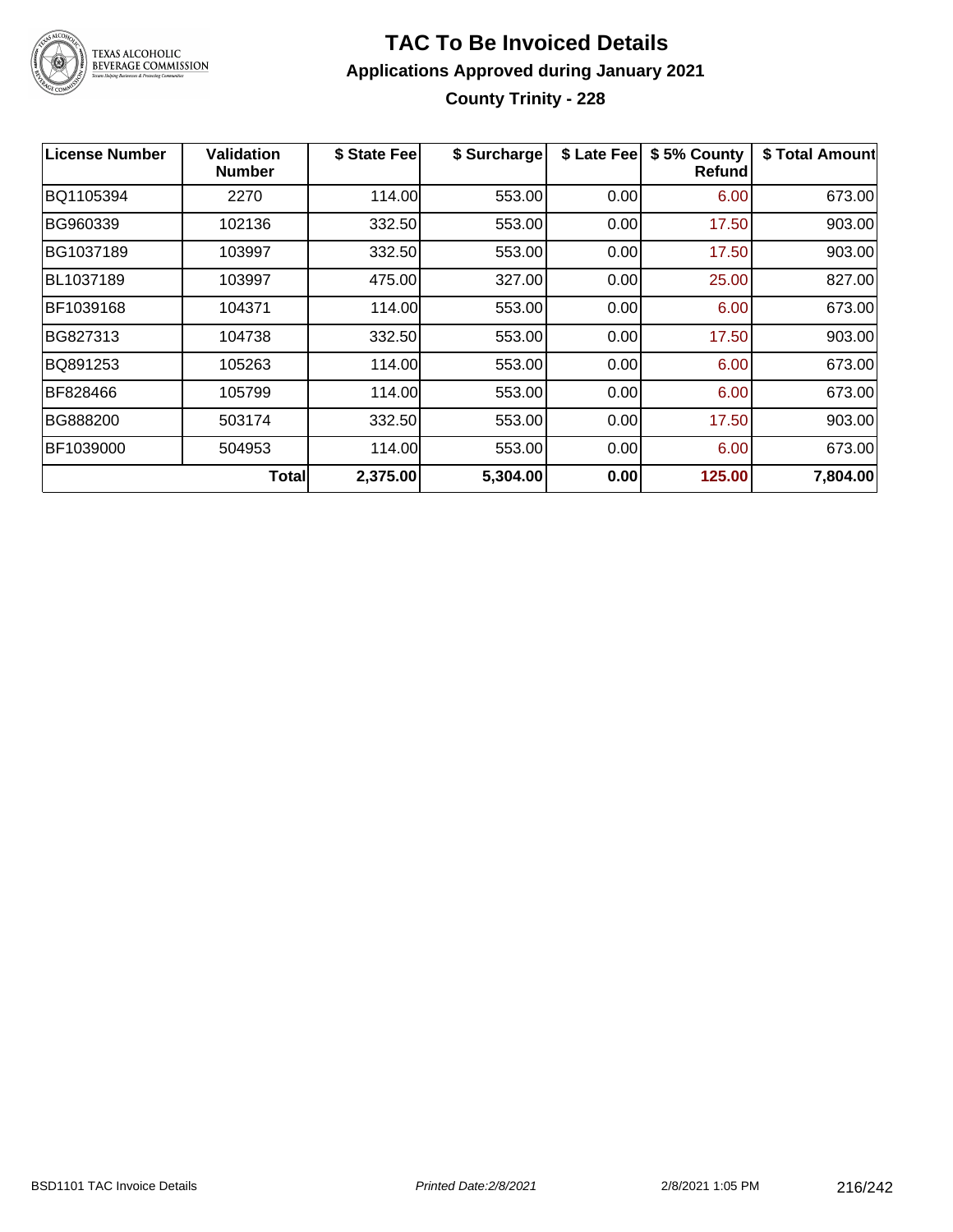# TAC To Be Invoiced Details

## Applications Approved during January 2021

### County Trinity - 228

| License Number | Validation Number | $ State Fee | $ Surcharge | $ Late Fee | $ 5% County Refund | $ Total Amount |
|---|---|---|---|---|---|---|
| BQ1105394 | 2270 | 114.00 | 553.00 | 0.00 | 6.00 | 673.00 |
| BG960339 | 102136 | 332.50 | 553.00 | 0.00 | 17.50 | 903.00 |
| BG1037189 | 103997 | 332.50 | 553.00 | 0.00 | 17.50 | 903.00 |
| BL1037189 | 103997 | 475.00 | 327.00 | 0.00 | 25.00 | 827.00 |
| BF1039168 | 104371 | 114.00 | 553.00 | 0.00 | 6.00 | 673.00 |
| BG827313 | 104738 | 332.50 | 553.00 | 0.00 | 17.50 | 903.00 |
| BQ891253 | 105263 | 114.00 | 553.00 | 0.00 | 6.00 | 673.00 |
| BF828466 | 105799 | 114.00 | 553.00 | 0.00 | 6.00 | 673.00 |
| BG888200 | 503174 | 332.50 | 553.00 | 0.00 | 17.50 | 903.00 |
| BF1039000 | 504953 | 114.00 | 553.00 | 0.00 | 6.00 | 673.00 |
| | **Total** | **2,375.00** | **5,304.00** | **0.00** | **125.00** | **7,804.00** |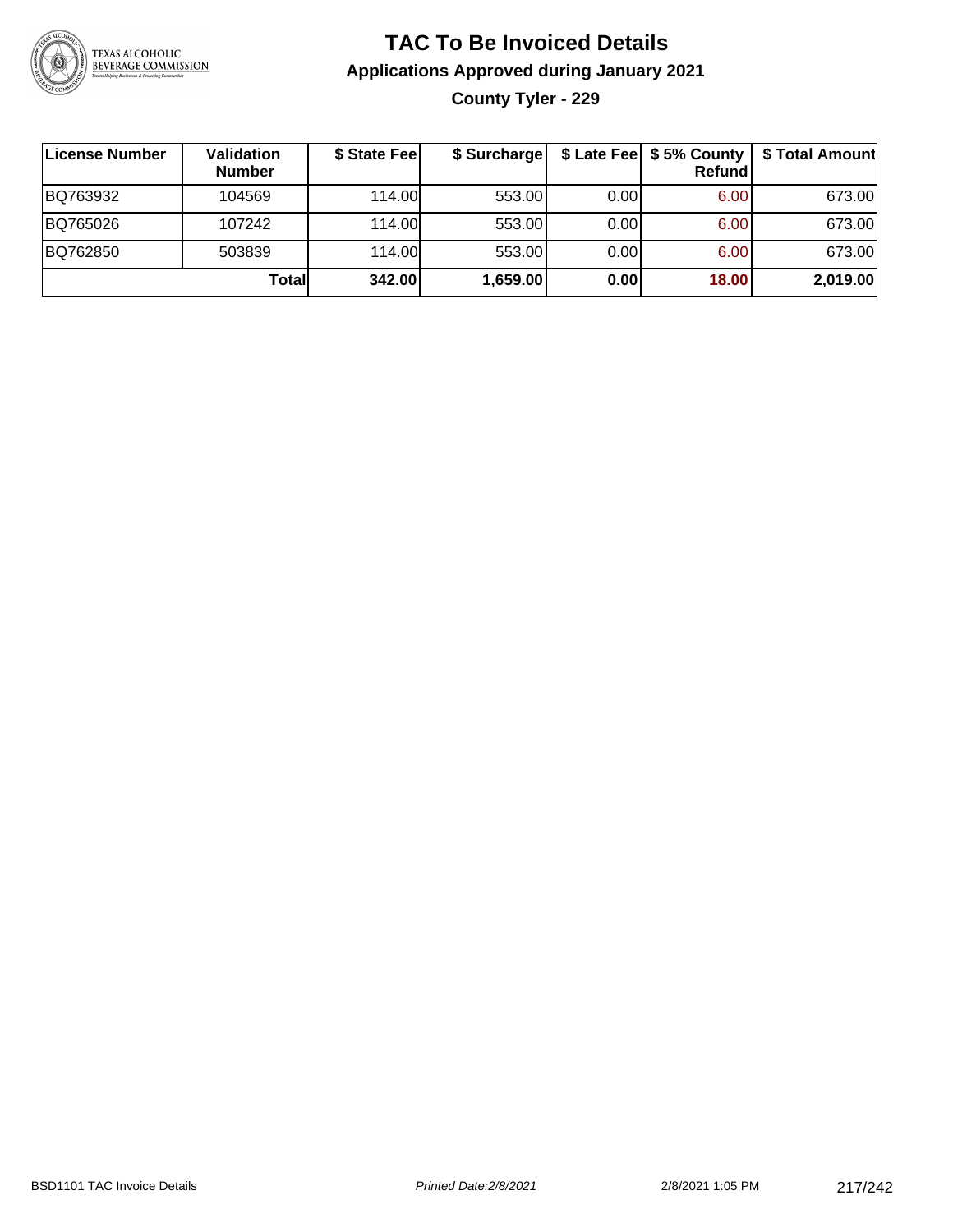# TAC To Be Invoiced Details

## Applications Approved during January 2021

### County Tyler - 229

| License Number | Validation Number | $ State Fee | $ Surcharge | $ Late Fee | $ 5% County Refund | $ Total Amount |
|---|---|---|---|---|---|---|
| BQ763932 | 104569 | 114.00 | 553.00 | 0.00 | 6.00 | 673.00 |
| BQ765026 | 107242 | 114.00 | 553.00 | 0.00 | 6.00 | 673.00 |
| BQ762850 | 503839 | 114.00 | 553.00 | 0.00 | 6.00 | 673.00 |
| | **Total** | **342.00** | **1,659.00** | **0.00** | **18.00** | **2,019.00** |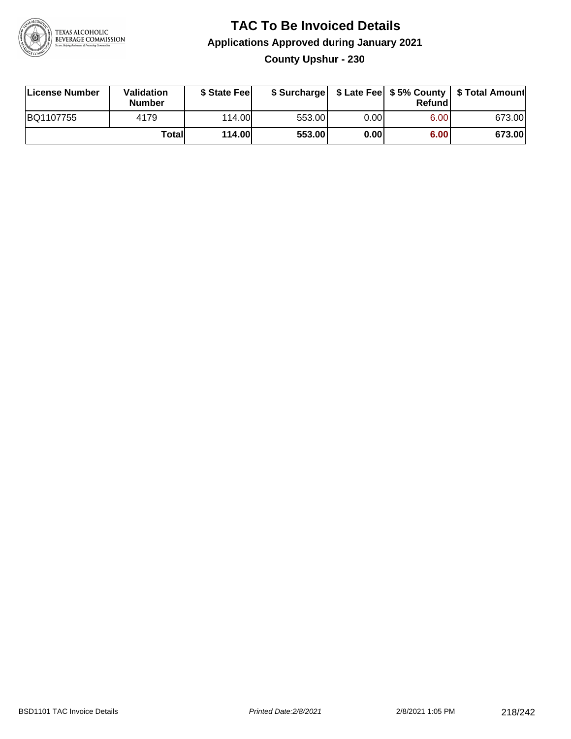# TAC To Be Invoiced Details

## Applications Approved during January 2021

### County Upshur - 230

| License Number | Validation Number | $ State Fee | $ Surcharge | $ Late Fee | $ 5% County Refund | $ Total Amount |
|---|---|---|---|---|---|---|
| BQ1107755 | 4179 | 114.00 | 553.00 | 0.00 | 6.00 | 673.00 |
| | **Total** | **114.00** | **553.00** | **0.00** | **6.00** | **673.00** |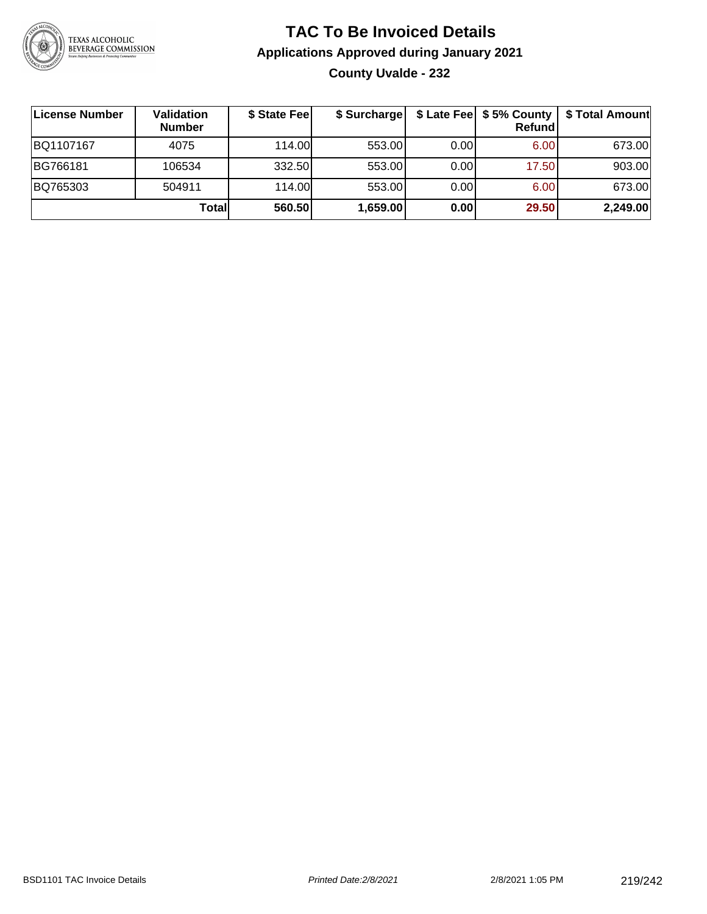# TAC To Be Invoiced Details

## Applications Approved during January 2021

### County Uvalde - 232

| License Number | Validation Number | $ State Fee | $ Surcharge | $ Late Fee | $ 5% County Refund | $ Total Amount |
|---|---|---|---|---|---|---|
| BQ1107167 | 4075 | 114.00 | 553.00 | 0.00 | 6.00 | 673.00 |
| BG766181 | 106534 | 332.50 | 553.00 | 0.00 | 17.50 | 903.00 |
| BQ765303 | 504911 | 114.00 | 553.00 | 0.00 | 6.00 | 673.00 |
| | **Total** | **560.50** | **1,659.00** | **0.00** | **29.50** | **2,249.00** |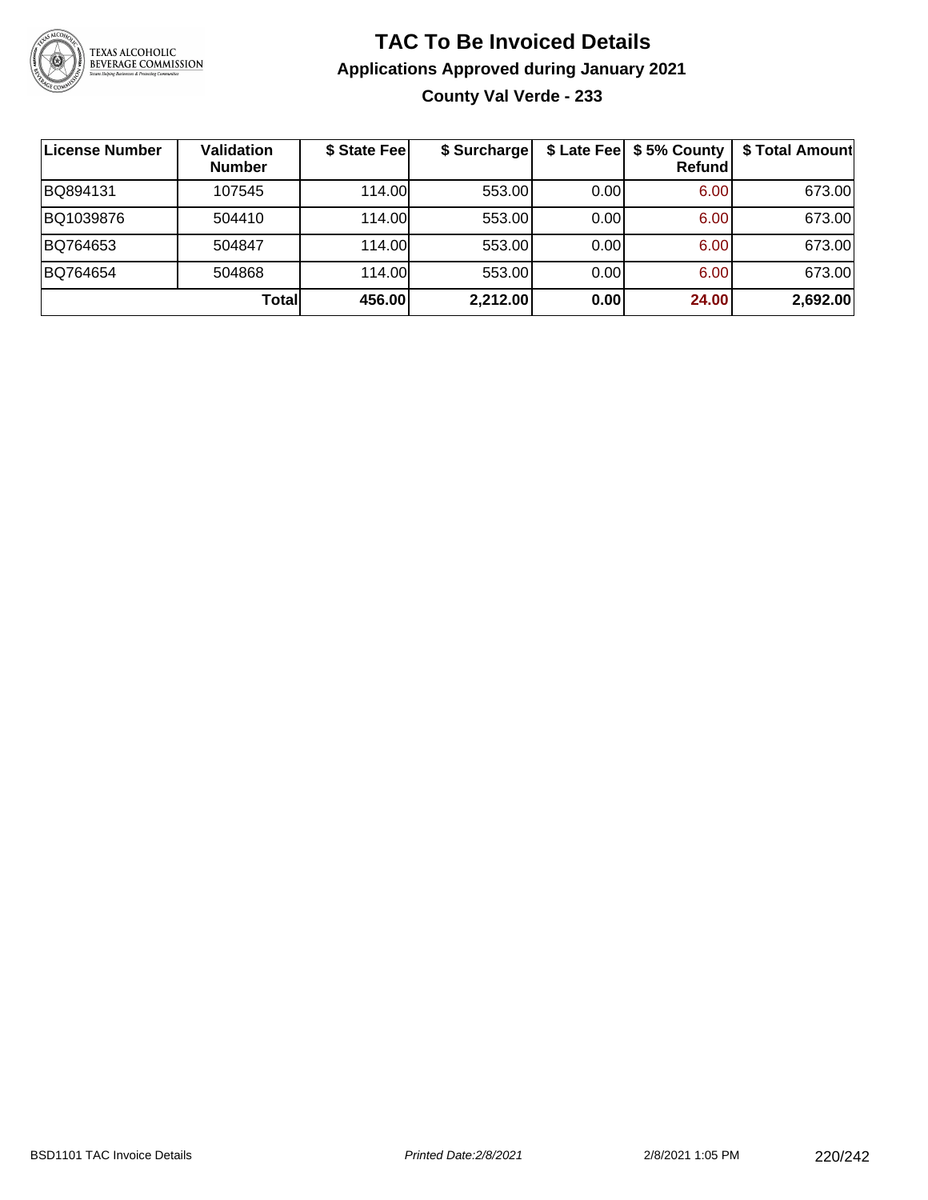# TAC To Be Invoiced Details

## Applications Approved during January 2021

### County Val Verde - 233

| License Number | Validation Number | $ State Fee | $ Surcharge | $ Late Fee | $ 5% County Refund | $ Total Amount |
|---|---|---|---|---|---|---|
| BQ894131 | 107545 | 114.00 | 553.00 | 0.00 | 6.00 | 673.00 |
| BQ1039876 | 504410 | 114.00 | 553.00 | 0.00 | 6.00 | 673.00 |
| BQ764653 | 504847 | 114.00 | 553.00 | 0.00 | 6.00 | 673.00 |
| BQ764654 | 504868 | 114.00 | 553.00 | 0.00 | 6.00 | 673.00 |
| | **Total** | **456.00** | **2,212.00** | **0.00** | **24.00** | **2,692.00** |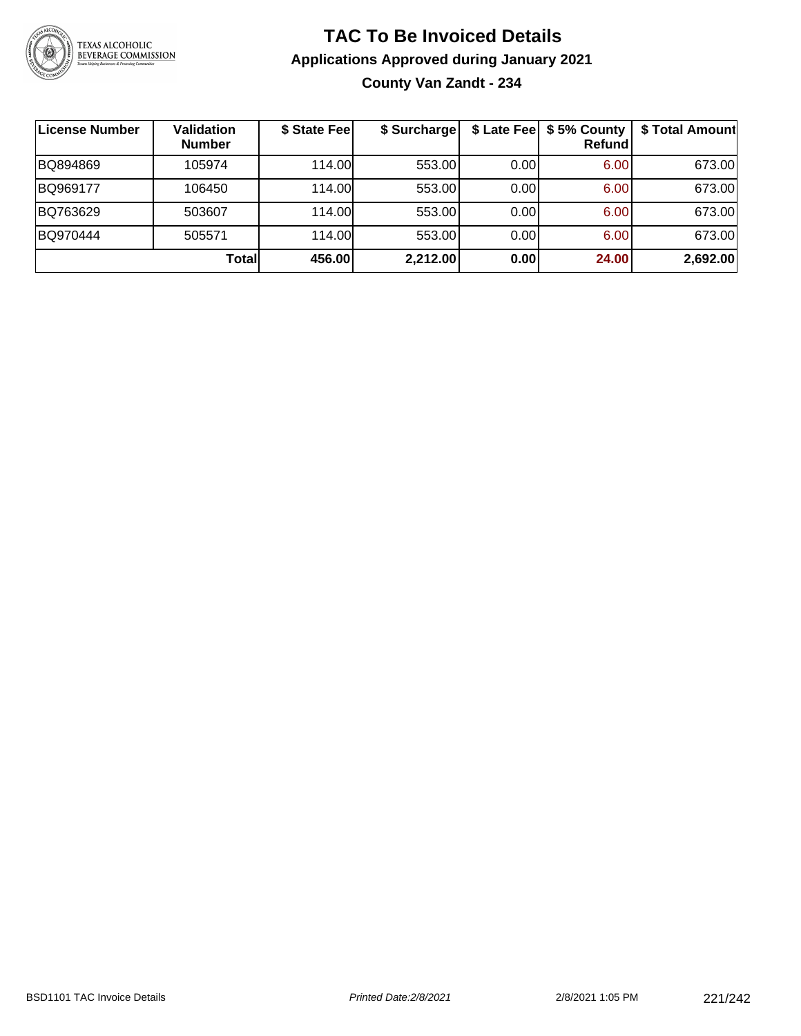# TAC To Be Invoiced Details

## Applications Approved during January 2021

### County Van Zandt - 234

| License Number | Validation Number | $ State Fee | $ Surcharge | $ Late Fee | $ 5% County Refund | $ Total Amount |
|---|---|---|---|---|---|---|
| BQ894869 | 105974 | 114.00 | 553.00 | 0.00 | 6.00 | 673.00 |
| BQ969177 | 106450 | 114.00 | 553.00 | 0.00 | 6.00 | 673.00 |
| BQ763629 | 503607 | 114.00 | 553.00 | 0.00 | 6.00 | 673.00 |
| BQ970444 | 505571 | 114.00 | 553.00 | 0.00 | 6.00 | 673.00 |
| | **Total** | **456.00** | **2,212.00** | **0.00** | **24.00** | **2,692.00** |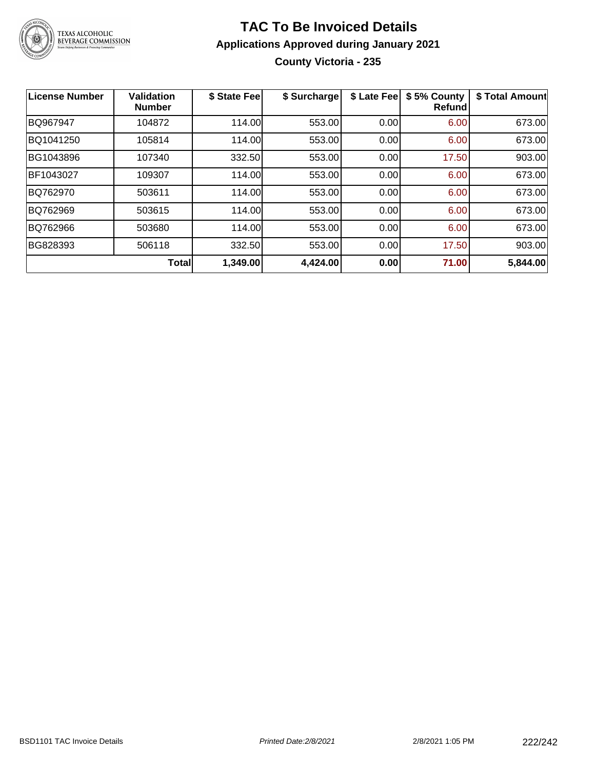# TAC To Be Invoiced Details

## Applications Approved during January 2021

### County Victoria - 235

| License Number | Validation Number | $ State Fee | $ Surcharge | $ Late Fee | $ 5% County Refund | $ Total Amount |
|---|---|---|---|---|---|---|
| BQ967947 | 104872 | 114.00 | 553.00 | 0.00 | 6.00 | 673.00 |
| BQ1041250 | 105814 | 114.00 | 553.00 | 0.00 | 6.00 | 673.00 |
| BG1043896 | 107340 | 332.50 | 553.00 | 0.00 | 17.50 | 903.00 |
| BF1043027 | 109307 | 114.00 | 553.00 | 0.00 | 6.00 | 673.00 |
| BQ762970 | 503611 | 114.00 | 553.00 | 0.00 | 6.00 | 673.00 |
| BQ762969 | 503615 | 114.00 | 553.00 | 0.00 | 6.00 | 673.00 |
| BQ762966 | 503680 | 114.00 | 553.00 | 0.00 | 6.00 | 673.00 |
| BG828393 | 506118 | 332.50 | 553.00 | 0.00 | 17.50 | 903.00 |
| | **Total** | **1,349.00** | **4,424.00** | **0.00** | **71.00** | **5,844.00** |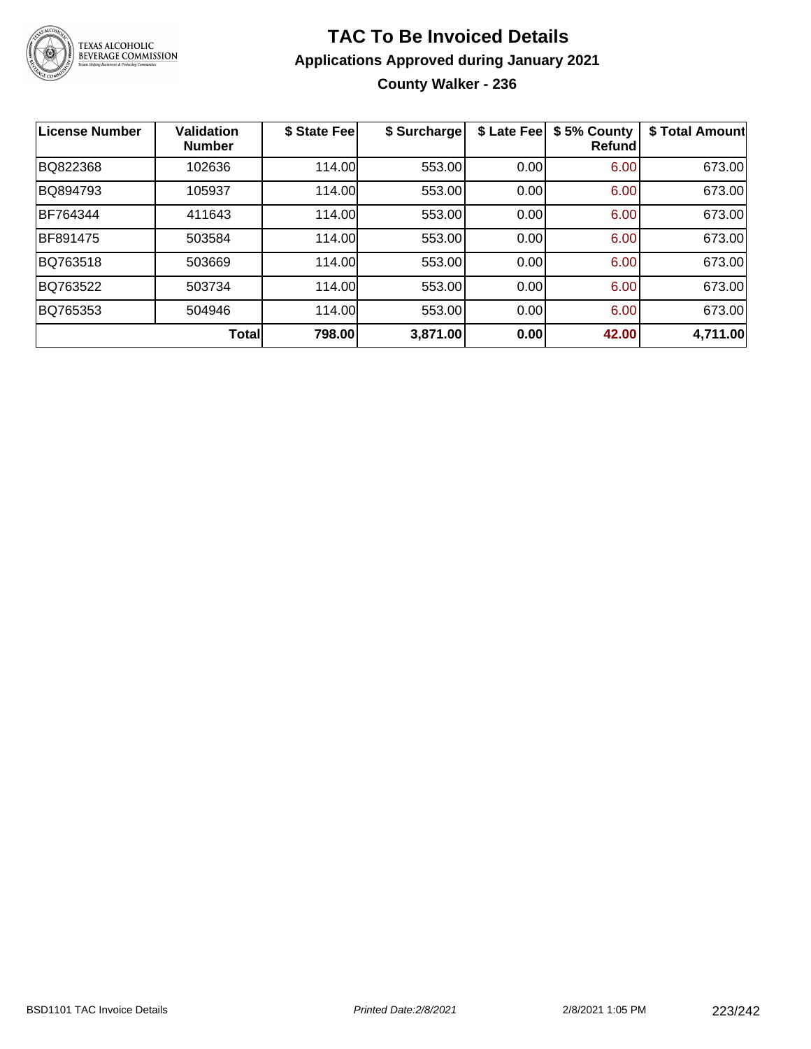# TAC To Be Invoiced Details

### Applications Approved during January 2021

### County Walker - 236

| License Number | Validation Number | $ State Fee | $ Surcharge | $ Late Fee | $ 5% County Refund | $ Total Amount |
|---|---|---|---|---|---|---|
| BQ822368 | 102636 | 114.00 | 553.00 | 0.00 | 6.00 | 673.00 |
| BQ894793 | 105937 | 114.00 | 553.00 | 0.00 | 6.00 | 673.00 |
| BF764344 | 411643 | 114.00 | 553.00 | 0.00 | 6.00 | 673.00 |
| BF891475 | 503584 | 114.00 | 553.00 | 0.00 | 6.00 | 673.00 |
| BQ763518 | 503669 | 114.00 | 553.00 | 0.00 | 6.00 | 673.00 |
| BQ763522 | 503734 | 114.00 | 553.00 | 0.00 | 6.00 | 673.00 |
| BQ765353 | 504946 | 114.00 | 553.00 | 0.00 | 6.00 | 673.00 |
| | **Total** | **798.00** | **3,871.00** | **0.00** | **42.00** | **4,711.00** |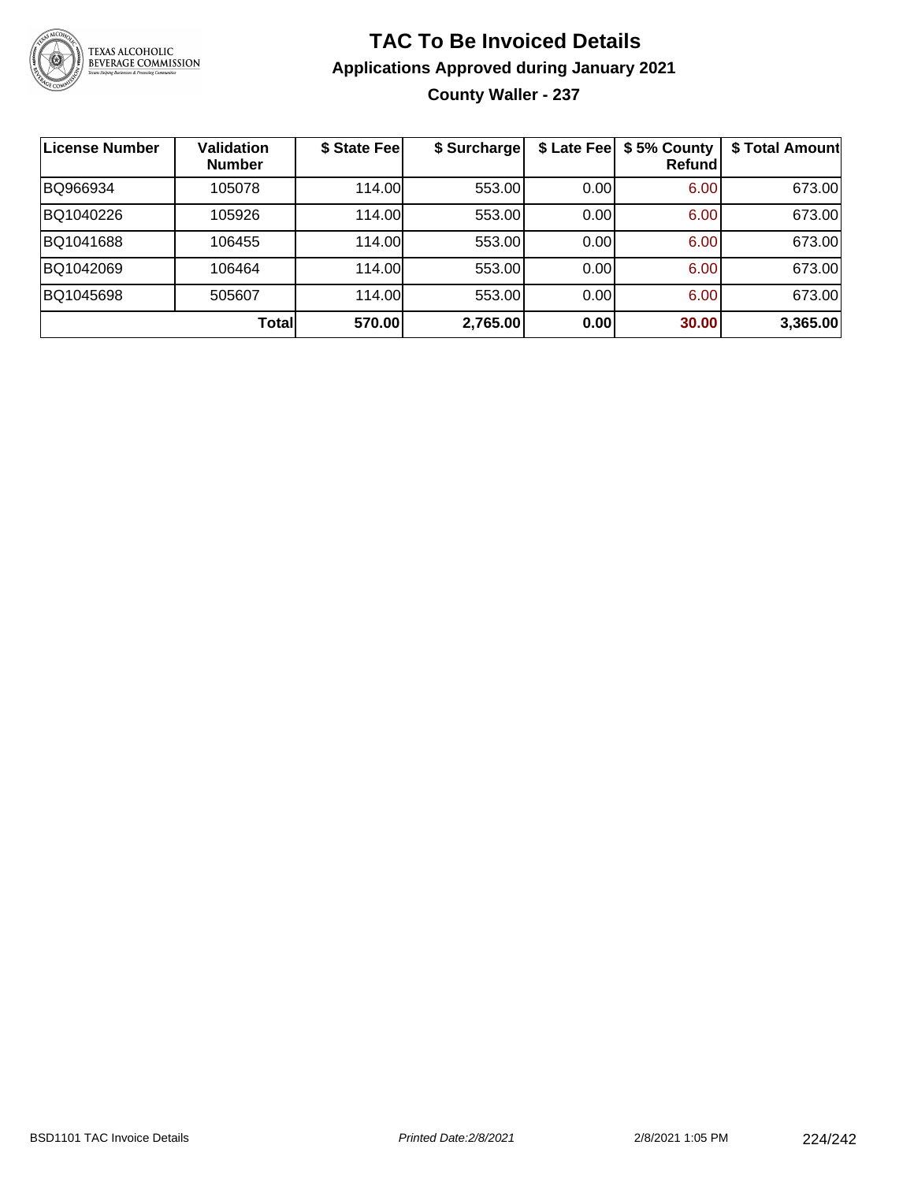# TAC To Be Invoiced Details

## Applications Approved during January 2021

### County Waller - 237

| License Number | Validation Number | $ State Fee | $ Surcharge | $ Late Fee | $ 5% County Refund | $ Total Amount |
|---|---|---|---|---|---|---|
| BQ966934 | 105078 | 114.00 | 553.00 | 0.00 | 6.00 | 673.00 |
| BQ1040226 | 105926 | 114.00 | 553.00 | 0.00 | 6.00 | 673.00 |
| BQ1041688 | 106455 | 114.00 | 553.00 | 0.00 | 6.00 | 673.00 |
| BQ1042069 | 106464 | 114.00 | 553.00 | 0.00 | 6.00 | 673.00 |
| BQ1045698 | 505607 | 114.00 | 553.00 | 0.00 | 6.00 | 673.00 |
| | **Total** | **570.00** | **2,765.00** | **0.00** | **30.00** | **3,365.00** |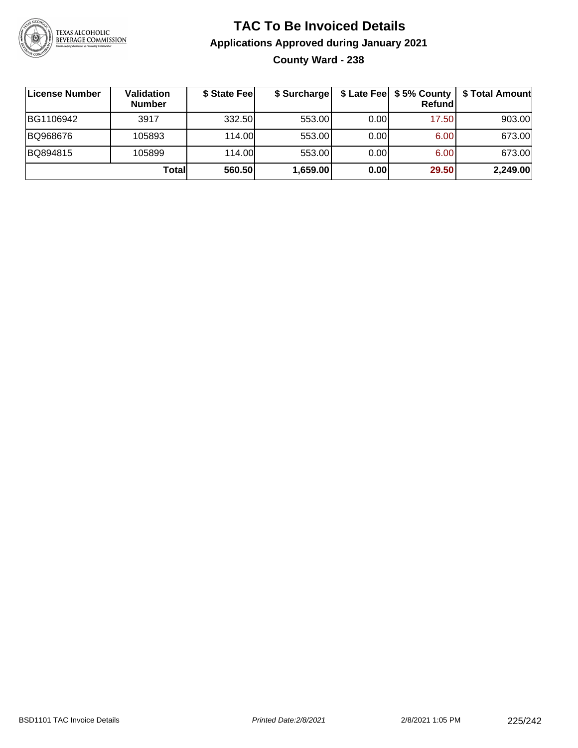# TAC To Be Invoiced Details

## Applications Approved during January 2021

### County Ward - 238

| License Number | Validation Number | $ State Fee | $ Surcharge | $ Late Fee | $ 5% County Refund | $ Total Amount |
|---|---|---|---|---|---|---|
| BG1106942 | 3917 | 332.50 | 553.00 | 0.00 | 17.50 | 903.00 |
| BQ968676 | 105893 | 114.00 | 553.00 | 0.00 | 6.00 | 673.00 |
| BQ894815 | 105899 | 114.00 | 553.00 | 0.00 | 6.00 | 673.00 |
| | **Total** | **560.50** | **1,659.00** | **0.00** | **29.50** | **2,249.00** |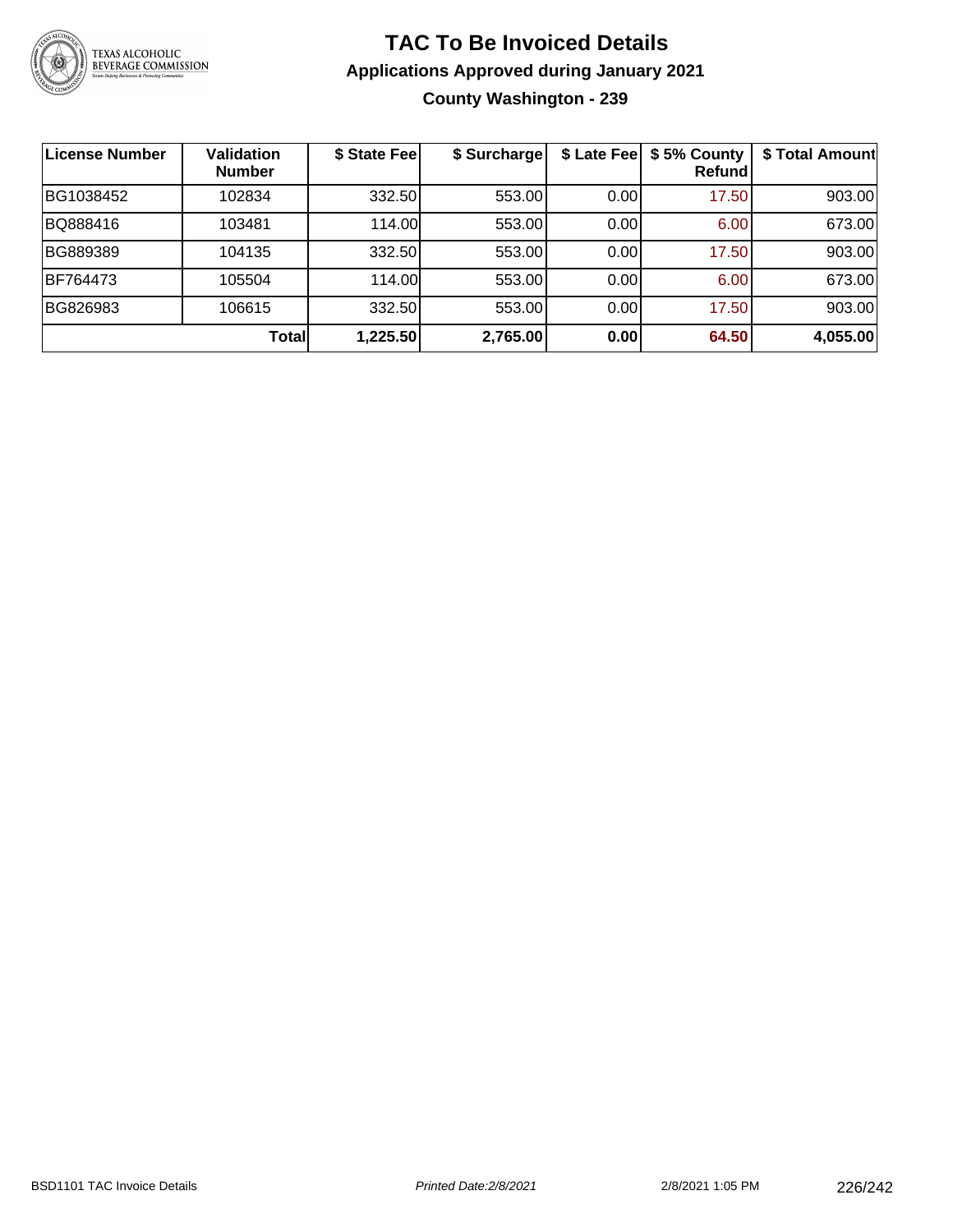# TAC To Be Invoiced Details

## Applications Approved during January 2021

### County Washington - 239

| License Number | Validation Number | $ State Fee | $ Surcharge | $ Late Fee | $ 5% County Refund | $ Total Amount |
|---|---|---|---|---|---|---|
| BG1038452 | 102834 | 332.50 | 553.00 | 0.00 | 17.50 | 903.00 |
| BQ888416 | 103481 | 114.00 | 553.00 | 0.00 | 6.00 | 673.00 |
| BG889389 | 104135 | 332.50 | 553.00 | 0.00 | 17.50 | 903.00 |
| BF764473 | 105504 | 114.00 | 553.00 | 0.00 | 6.00 | 673.00 |
| BG826983 | 106615 | 332.50 | 553.00 | 0.00 | 17.50 | 903.00 |
| | **Total** | **1,225.50** | **2,765.00** | **0.00** | **64.50** | **4,055.00** |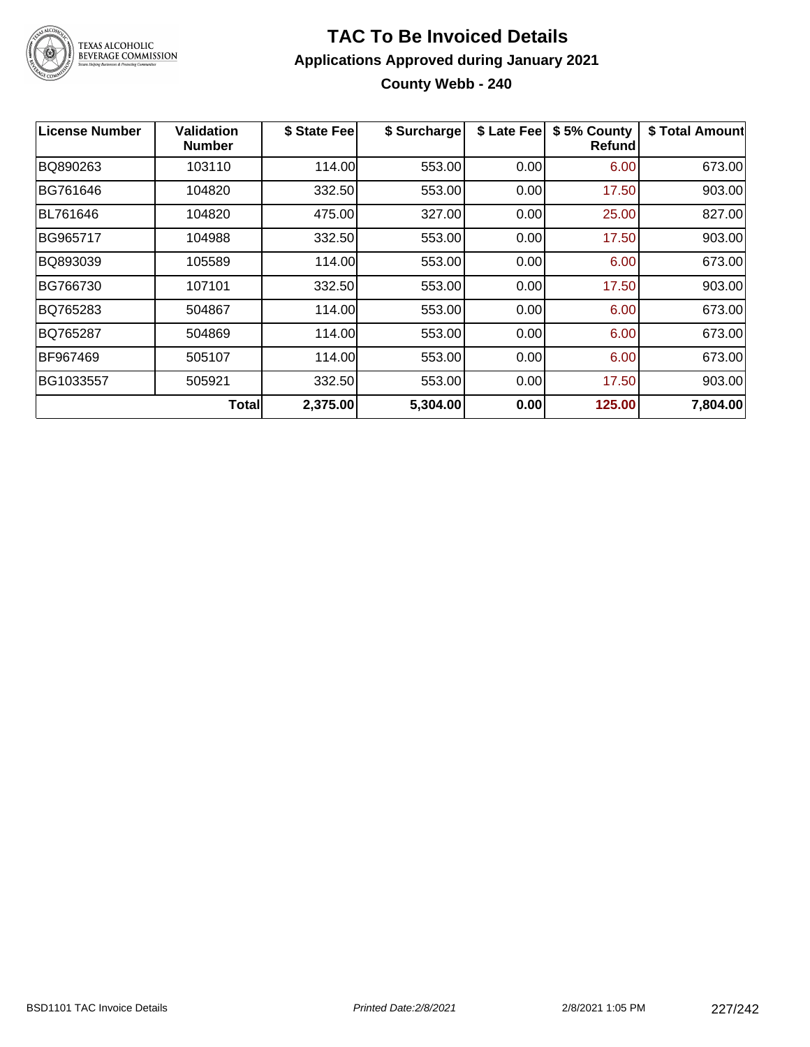# TAC To Be Invoiced Details

## Applications Approved during January 2021

### County Webb - 240

| License Number | Validation Number | $ State Fee | $ Surcharge | $ Late Fee | $ 5% County Refund | $ Total Amount |
|---|---|---|---|---|---|---|
| BQ890263 | 103110 | 114.00 | 553.00 | 0.00 | 6.00 | 673.00 |
| BG761646 | 104820 | 332.50 | 553.00 | 0.00 | 17.50 | 903.00 |
| BL761646 | 104820 | 475.00 | 327.00 | 0.00 | 25.00 | 827.00 |
| BG965717 | 104988 | 332.50 | 553.00 | 0.00 | 17.50 | 903.00 |
| BQ893039 | 105589 | 114.00 | 553.00 | 0.00 | 6.00 | 673.00 |
| BG766730 | 107101 | 332.50 | 553.00 | 0.00 | 17.50 | 903.00 |
| BQ765283 | 504867 | 114.00 | 553.00 | 0.00 | 6.00 | 673.00 |
| BQ765287 | 504869 | 114.00 | 553.00 | 0.00 | 6.00 | 673.00 |
| BF967469 | 505107 | 114.00 | 553.00 | 0.00 | 6.00 | 673.00 |
| BG1033557 | 505921 | 332.50 | 553.00 | 0.00 | 17.50 | 903.00 |
| | **Total** | **2,375.00** | **5,304.00** | **0.00** | **125.00** | **7,804.00** |

BSD1101 TAC Invoice Details — *Printed Date:2/8/2021* — 2/8/2021 1:05 PM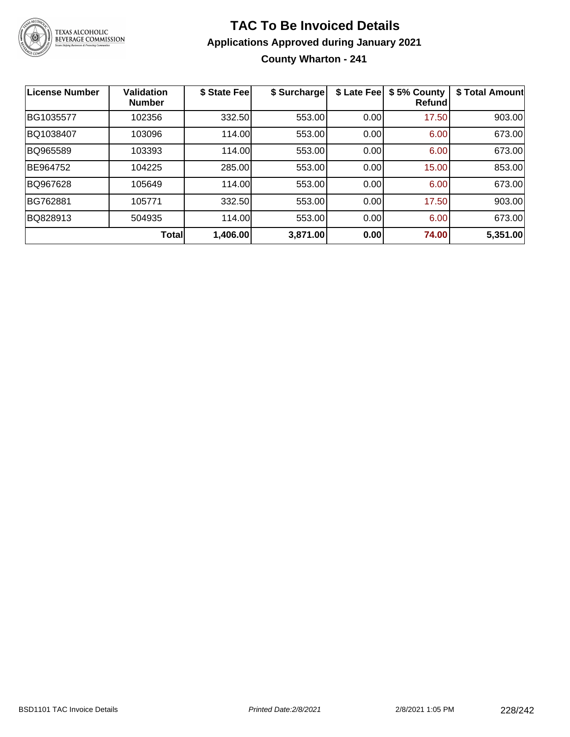# TAC To Be Invoiced Details

## Applications Approved during January 2021

### County Wharton - 241

| License Number | Validation Number | $ State Fee | $ Surcharge | $ Late Fee | $ 5% County Refund | $ Total Amount |
|---|---|---|---|---|---|---|
| BG1035577 | 102356 | 332.50 | 553.00 | 0.00 | 17.50 | 903.00 |
| BQ1038407 | 103096 | 114.00 | 553.00 | 0.00 | 6.00 | 673.00 |
| BQ965589 | 103393 | 114.00 | 553.00 | 0.00 | 6.00 | 673.00 |
| BE964752 | 104225 | 285.00 | 553.00 | 0.00 | 15.00 | 853.00 |
| BQ967628 | 105649 | 114.00 | 553.00 | 0.00 | 6.00 | 673.00 |
| BG762881 | 105771 | 332.50 | 553.00 | 0.00 | 17.50 | 903.00 |
| BQ828913 | 504935 | 114.00 | 553.00 | 0.00 | 6.00 | 673.00 |
| | **Total** | **1,406.00** | **3,871.00** | **0.00** | **74.00** | **5,351.00** |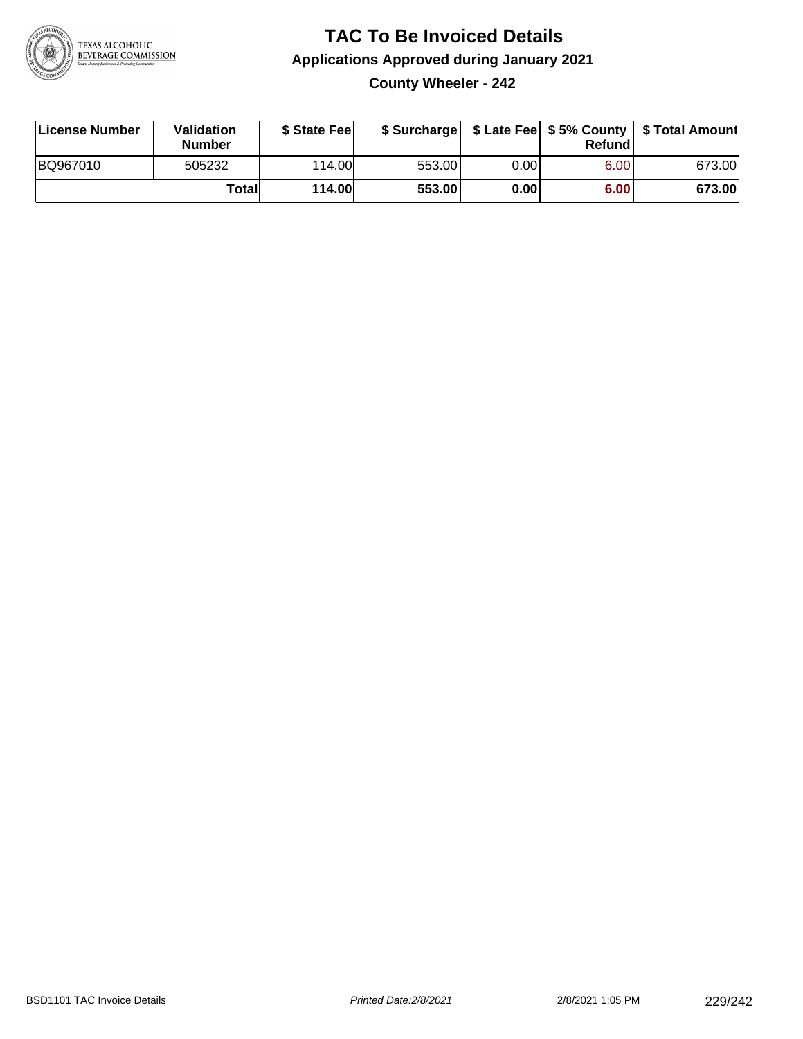# TAC To Be Invoiced Details

## Applications Approved during January 2021

### County Wheeler - 242

| License Number | Validation Number | $ State Fee | $ Surcharge | $ Late Fee | $ 5% County Refund | $ Total Amount |
|---|---|---|---|---|---|---|
| BQ967010 | 505232 | 114.00 | 553.00 | 0.00 | 6.00 | 673.00 |
| | **Total** | **114.00** | **553.00** | **0.00** | **6.00** | **673.00** |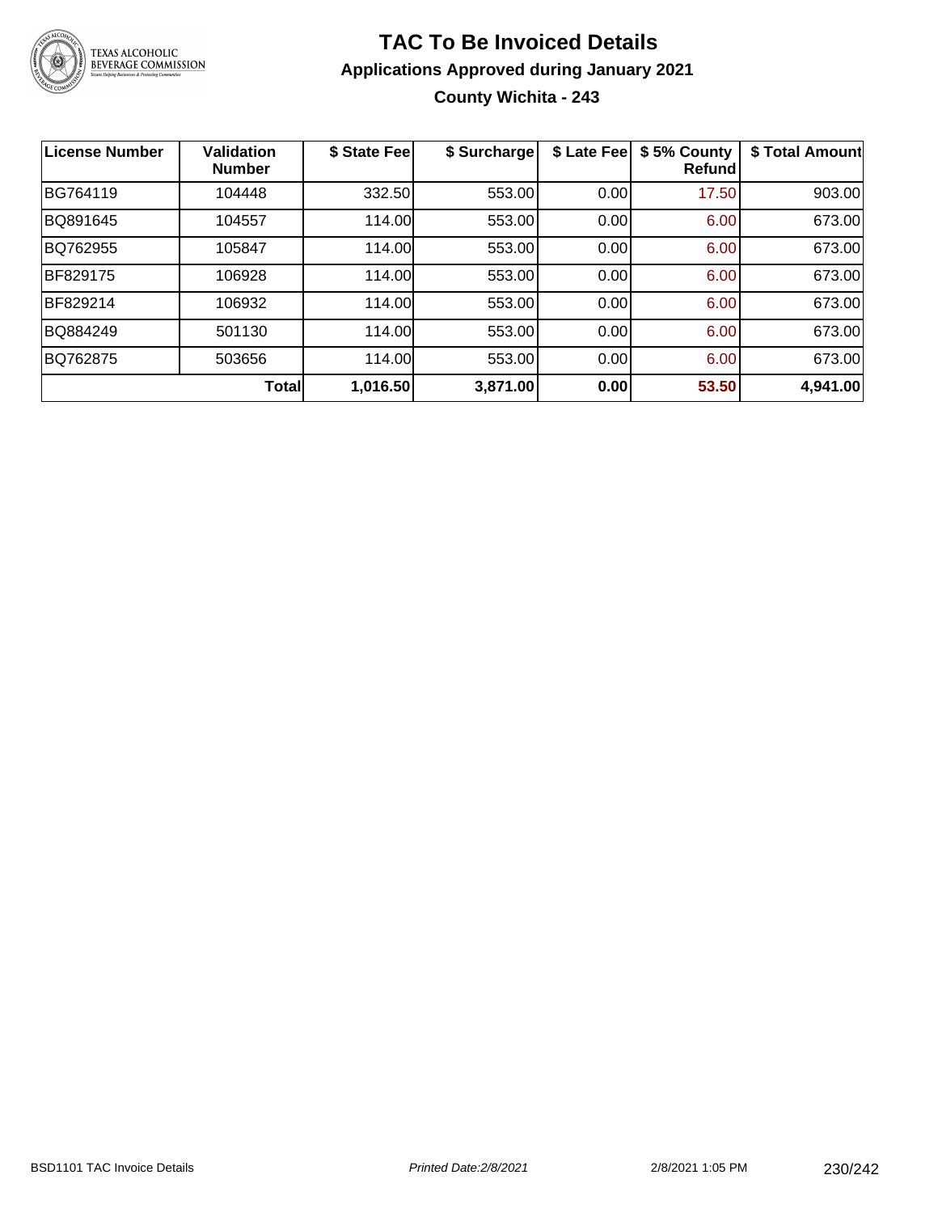# TAC To Be Invoiced Details

## Applications Approved during January 2021

### County Wichita - 243

| License Number | Validation Number | $ State Fee | $ Surcharge | $ Late Fee | $ 5% County Refund | $ Total Amount |
|---|---|---|---|---|---|---|
| BG764119 | 104448 | 332.50 | 553.00 | 0.00 | 17.50 | 903.00 |
| BQ891645 | 104557 | 114.00 | 553.00 | 0.00 | 6.00 | 673.00 |
| BQ762955 | 105847 | 114.00 | 553.00 | 0.00 | 6.00 | 673.00 |
| BF829175 | 106928 | 114.00 | 553.00 | 0.00 | 6.00 | 673.00 |
| BF829214 | 106932 | 114.00 | 553.00 | 0.00 | 6.00 | 673.00 |
| BQ884249 | 501130 | 114.00 | 553.00 | 0.00 | 6.00 | 673.00 |
| BQ762875 | 503656 | 114.00 | 553.00 | 0.00 | 6.00 | 673.00 |
| | **Total** | **1,016.50** | **3,871.00** | **0.00** | **53.50** | **4,941.00** |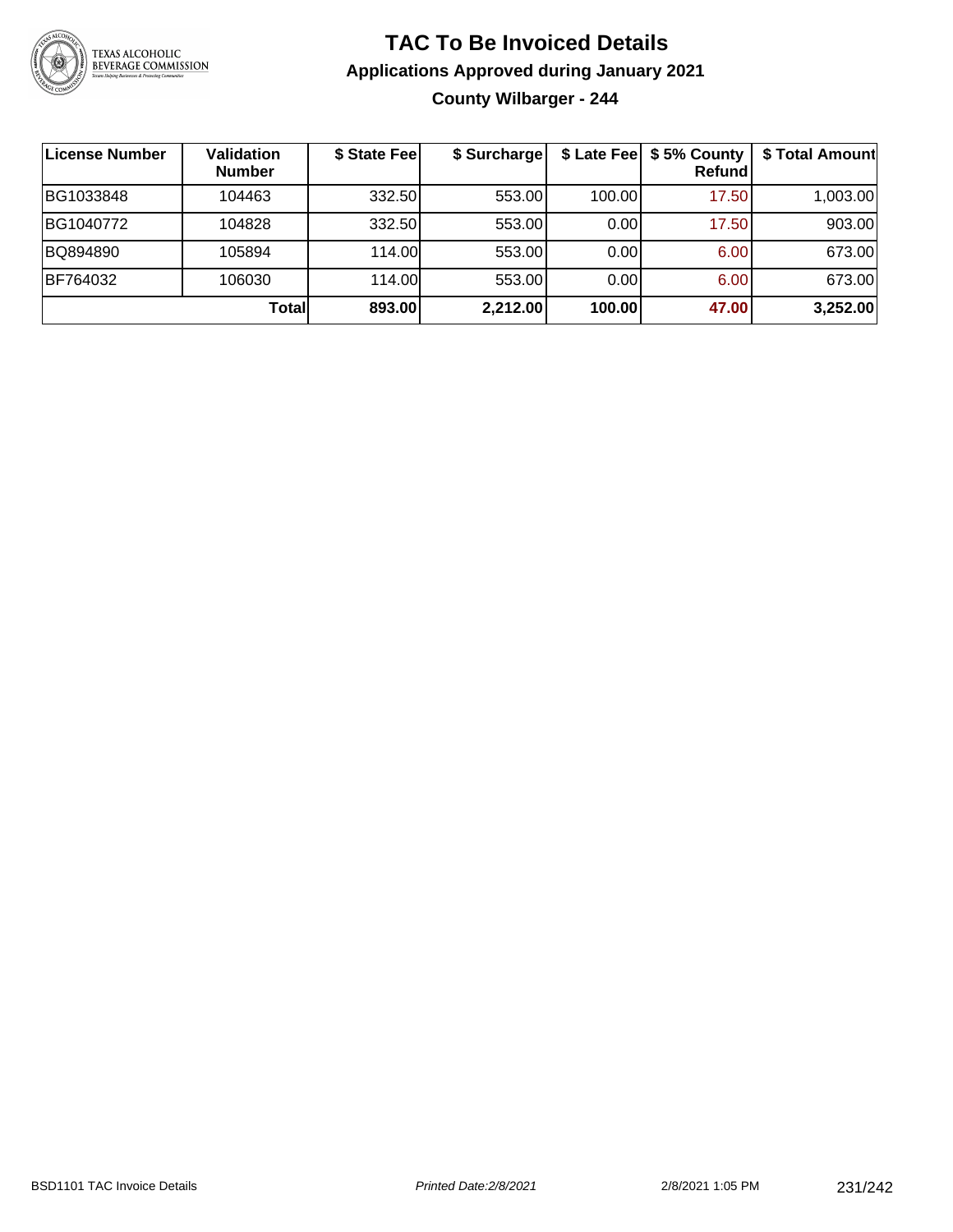# TAC To Be Invoiced Details

## Applications Approved during January 2021

### County Wilbarger - 244

| License Number | Validation Number | $ State Fee | $ Surcharge | $ Late Fee | $ 5% County Refund | $ Total Amount |
|---|---|---|---|---|---|---|
| BG1033848 | 104463 | 332.50 | 553.00 | 100.00 | 17.50 | 1,003.00 |
| BG1040772 | 104828 | 332.50 | 553.00 | 0.00 | 17.50 | 903.00 |
| BQ894890 | 105894 | 114.00 | 553.00 | 0.00 | 6.00 | 673.00 |
| BF764032 | 106030 | 114.00 | 553.00 | 0.00 | 6.00 | 673.00 |
| | **Total** | **893.00** | **2,212.00** | **100.00** | **47.00** | **3,252.00** |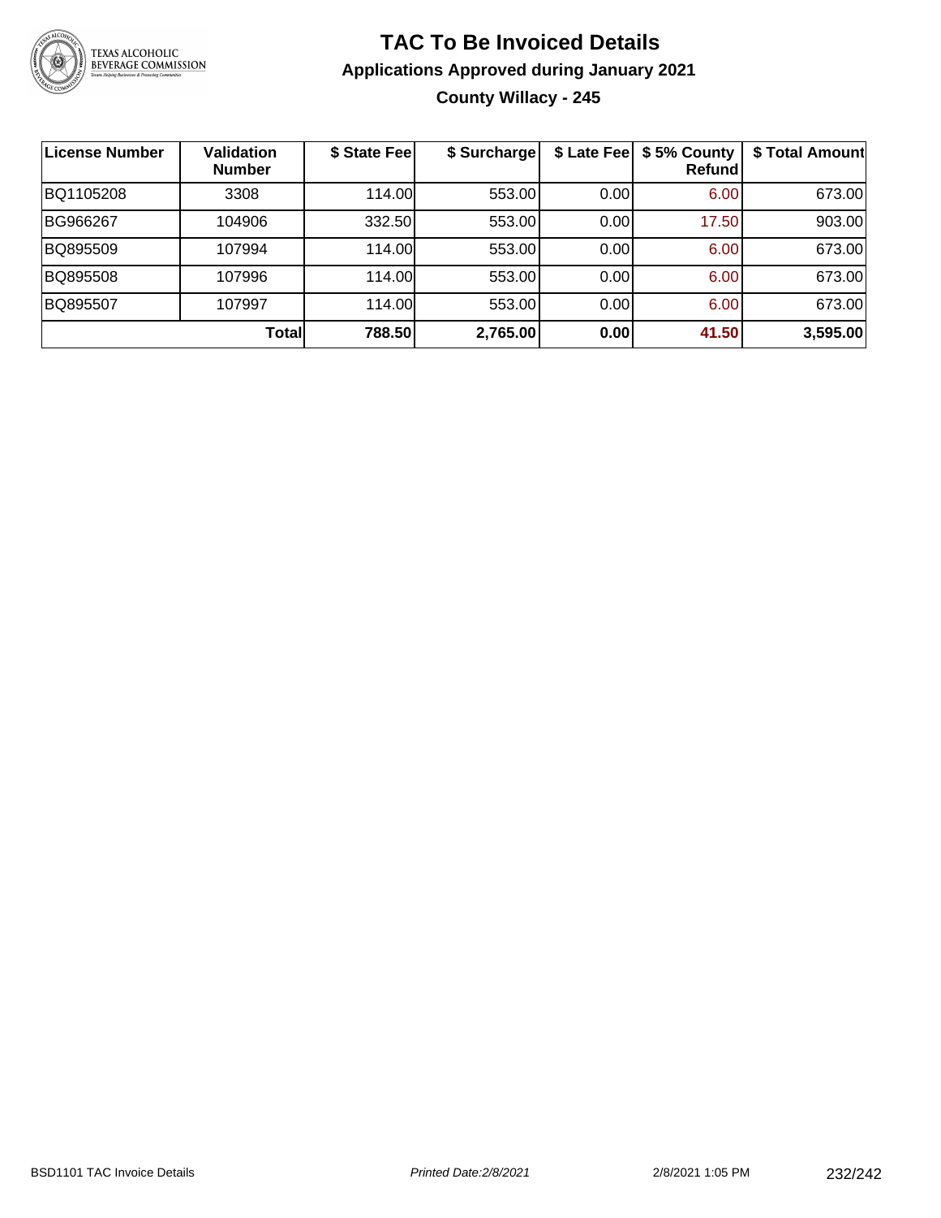# TAC To Be Invoiced Details

## Applications Approved during January 2021

### County Willacy - 245

| License Number | Validation Number | $ State Fee | $ Surcharge | $ Late Fee | $ 5% County Refund | $ Total Amount |
|---|---|---|---|---|---|---|
| BQ1105208 | 3308 | 114.00 | 553.00 | 0.00 | 6.00 | 673.00 |
| BG966267 | 104906 | 332.50 | 553.00 | 0.00 | 17.50 | 903.00 |
| BQ895509 | 107994 | 114.00 | 553.00 | 0.00 | 6.00 | 673.00 |
| BQ895508 | 107996 | 114.00 | 553.00 | 0.00 | 6.00 | 673.00 |
| BQ895507 | 107997 | 114.00 | 553.00 | 0.00 | 6.00 | 673.00 |
| | **Total** | **788.50** | **2,765.00** | **0.00** | **41.50** | **3,595.00** |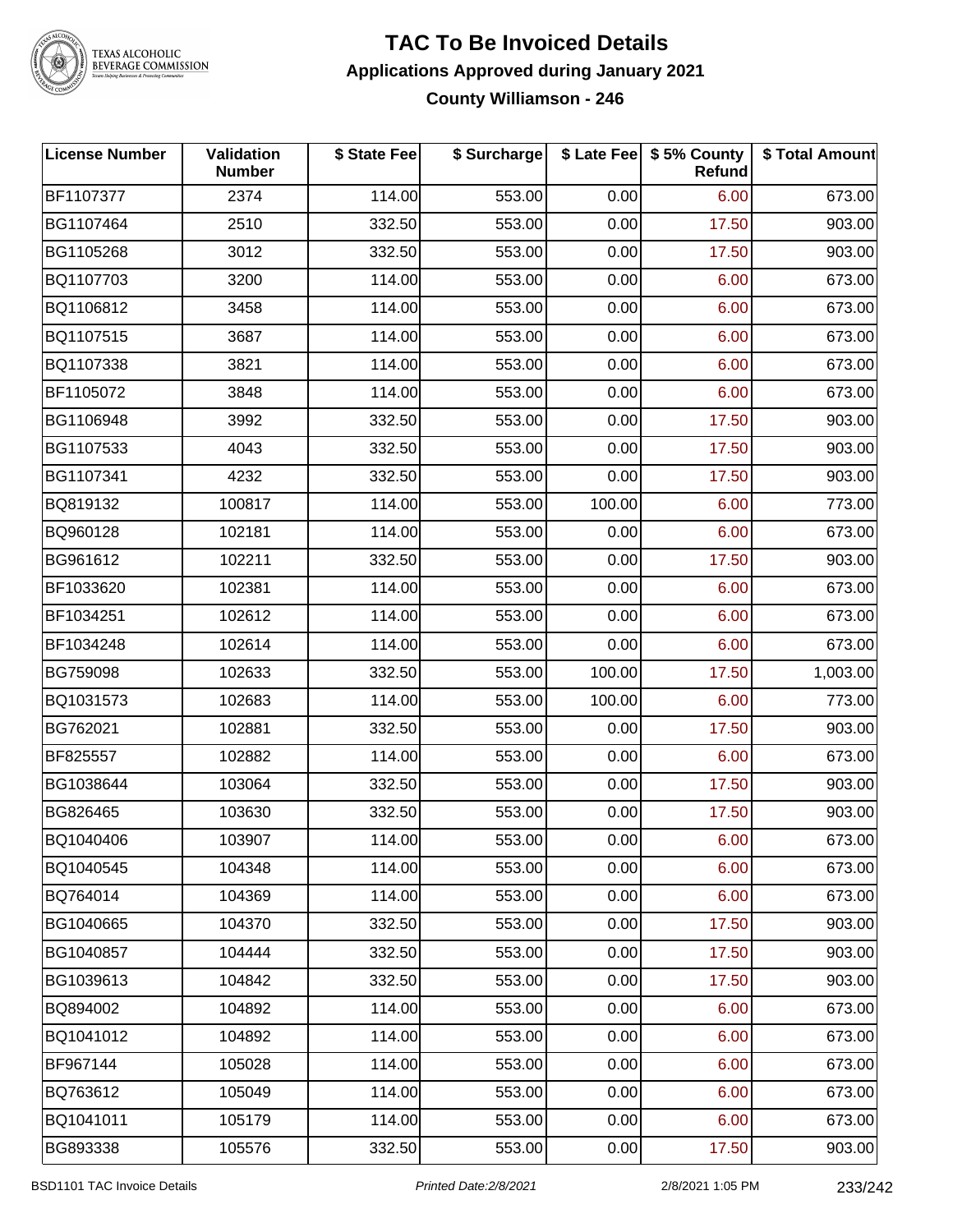# TAC To Be Invoiced Details

## Applications Approved during January 2021

### County Williamson - 246

| License Number | Validation Number | $ State Fee | $ Surcharge | $ Late Fee | $ 5% County Refund | $ Total Amount |
|---|---|---|---|---|---|---|
| BF1107377 | 2374 | 114.00 | 553.00 | 0.00 | 6.00 | 673.00 |
| BG1107464 | 2510 | 332.50 | 553.00 | 0.00 | 17.50 | 903.00 |
| BG1105268 | 3012 | 332.50 | 553.00 | 0.00 | 17.50 | 903.00 |
| BQ1107703 | 3200 | 114.00 | 553.00 | 0.00 | 6.00 | 673.00 |
| BQ1106812 | 3458 | 114.00 | 553.00 | 0.00 | 6.00 | 673.00 |
| BQ1107515 | 3687 | 114.00 | 553.00 | 0.00 | 6.00 | 673.00 |
| BQ1107338 | 3821 | 114.00 | 553.00 | 0.00 | 6.00 | 673.00 |
| BF1105072 | 3848 | 114.00 | 553.00 | 0.00 | 6.00 | 673.00 |
| BG1106948 | 3992 | 332.50 | 553.00 | 0.00 | 17.50 | 903.00 |
| BG1107533 | 4043 | 332.50 | 553.00 | 0.00 | 17.50 | 903.00 |
| BG1107341 | 4232 | 332.50 | 553.00 | 0.00 | 17.50 | 903.00 |
| BQ819132 | 100817 | 114.00 | 553.00 | 100.00 | 6.00 | 773.00 |
| BQ960128 | 102181 | 114.00 | 553.00 | 0.00 | 6.00 | 673.00 |
| BG961612 | 102211 | 332.50 | 553.00 | 0.00 | 17.50 | 903.00 |
| BF1033620 | 102381 | 114.00 | 553.00 | 0.00 | 6.00 | 673.00 |
| BF1034251 | 102612 | 114.00 | 553.00 | 0.00 | 6.00 | 673.00 |
| BF1034248 | 102614 | 114.00 | 553.00 | 0.00 | 6.00 | 673.00 |
| BG759098 | 102633 | 332.50 | 553.00 | 100.00 | 17.50 | 1,003.00 |
| BQ1031573 | 102683 | 114.00 | 553.00 | 100.00 | 6.00 | 773.00 |
| BG762021 | 102881 | 332.50 | 553.00 | 0.00 | 17.50 | 903.00 |
| BF825557 | 102882 | 114.00 | 553.00 | 0.00 | 6.00 | 673.00 |
| BG1038644 | 103064 | 332.50 | 553.00 | 0.00 | 17.50 | 903.00 |
| BG826465 | 103630 | 332.50 | 553.00 | 0.00 | 17.50 | 903.00 |
| BQ1040406 | 103907 | 114.00 | 553.00 | 0.00 | 6.00 | 673.00 |
| BQ1040545 | 104348 | 114.00 | 553.00 | 0.00 | 6.00 | 673.00 |
| BQ764014 | 104369 | 114.00 | 553.00 | 0.00 | 6.00 | 673.00 |
| BG1040665 | 104370 | 332.50 | 553.00 | 0.00 | 17.50 | 903.00 |
| BG1040857 | 104444 | 332.50 | 553.00 | 0.00 | 17.50 | 903.00 |
| BG1039613 | 104842 | 332.50 | 553.00 | 0.00 | 17.50 | 903.00 |
| BQ894002 | 104892 | 114.00 | 553.00 | 0.00 | 6.00 | 673.00 |
| BQ1041012 | 104892 | 114.00 | 553.00 | 0.00 | 6.00 | 673.00 |
| BF967144 | 105028 | 114.00 | 553.00 | 0.00 | 6.00 | 673.00 |
| BQ763612 | 105049 | 114.00 | 553.00 | 0.00 | 6.00 | 673.00 |
| BQ1041011 | 105179 | 114.00 | 553.00 | 0.00 | 6.00 | 673.00 |
| BG893338 | 105576 | 332.50 | 553.00 | 0.00 | 17.50 | 903.00 |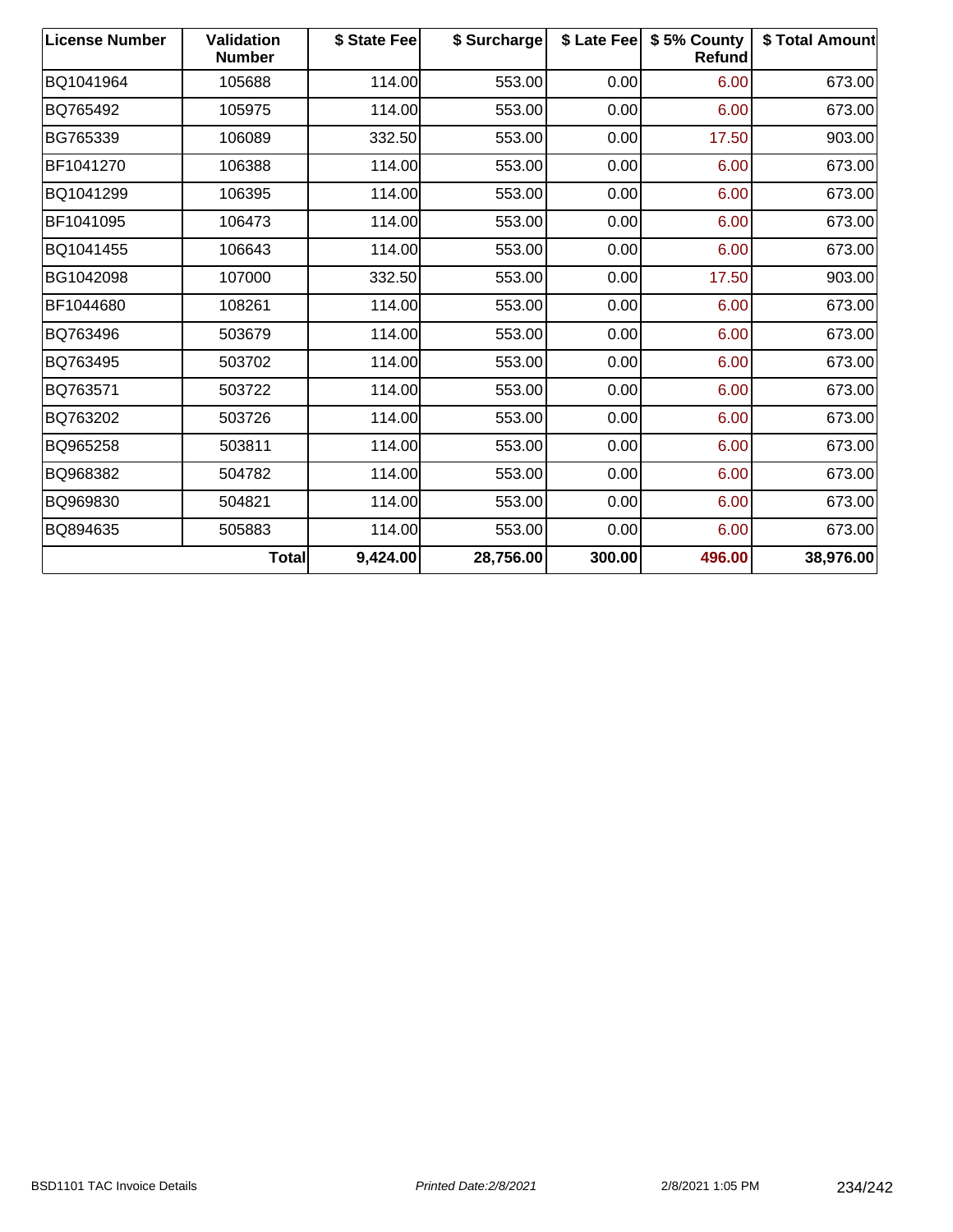| License Number | Validation Number | $ State Fee | $ Surcharge | $ Late Fee | $ 5% County Refund | $ Total Amount |
| --- | --- | --- | --- | --- | --- | --- |
| BQ1041964 | 105688 | 114.00 | 553.00 | 0.00 | 6.00 | 673.00 |
| BQ765492 | 105975 | 114.00 | 553.00 | 0.00 | 6.00 | 673.00 |
| BG765339 | 106089 | 332.50 | 553.00 | 0.00 | 17.50 | 903.00 |
| BF1041270 | 106388 | 114.00 | 553.00 | 0.00 | 6.00 | 673.00 |
| BQ1041299 | 106395 | 114.00 | 553.00 | 0.00 | 6.00 | 673.00 |
| BF1041095 | 106473 | 114.00 | 553.00 | 0.00 | 6.00 | 673.00 |
| BQ1041455 | 106643 | 114.00 | 553.00 | 0.00 | 6.00 | 673.00 |
| BG1042098 | 107000 | 332.50 | 553.00 | 0.00 | 17.50 | 903.00 |
| BF1044680 | 108261 | 114.00 | 553.00 | 0.00 | 6.00 | 673.00 |
| BQ763496 | 503679 | 114.00 | 553.00 | 0.00 | 6.00 | 673.00 |
| BQ763495 | 503702 | 114.00 | 553.00 | 0.00 | 6.00 | 673.00 |
| BQ763571 | 503722 | 114.00 | 553.00 | 0.00 | 6.00 | 673.00 |
| BQ763202 | 503726 | 114.00 | 553.00 | 0.00 | 6.00 | 673.00 |
| BQ965258 | 503811 | 114.00 | 553.00 | 0.00 | 6.00 | 673.00 |
| BQ968382 | 504782 | 114.00 | 553.00 | 0.00 | 6.00 | 673.00 |
| BQ969830 | 504821 | 114.00 | 553.00 | 0.00 | 6.00 | 673.00 |
| BQ894635 | 505883 | 114.00 | 553.00 | 0.00 | 6.00 | 673.00 |
| | **Total** | **9,424.00** | **28,756.00** | **300.00** | **496.00** | **38,976.00** |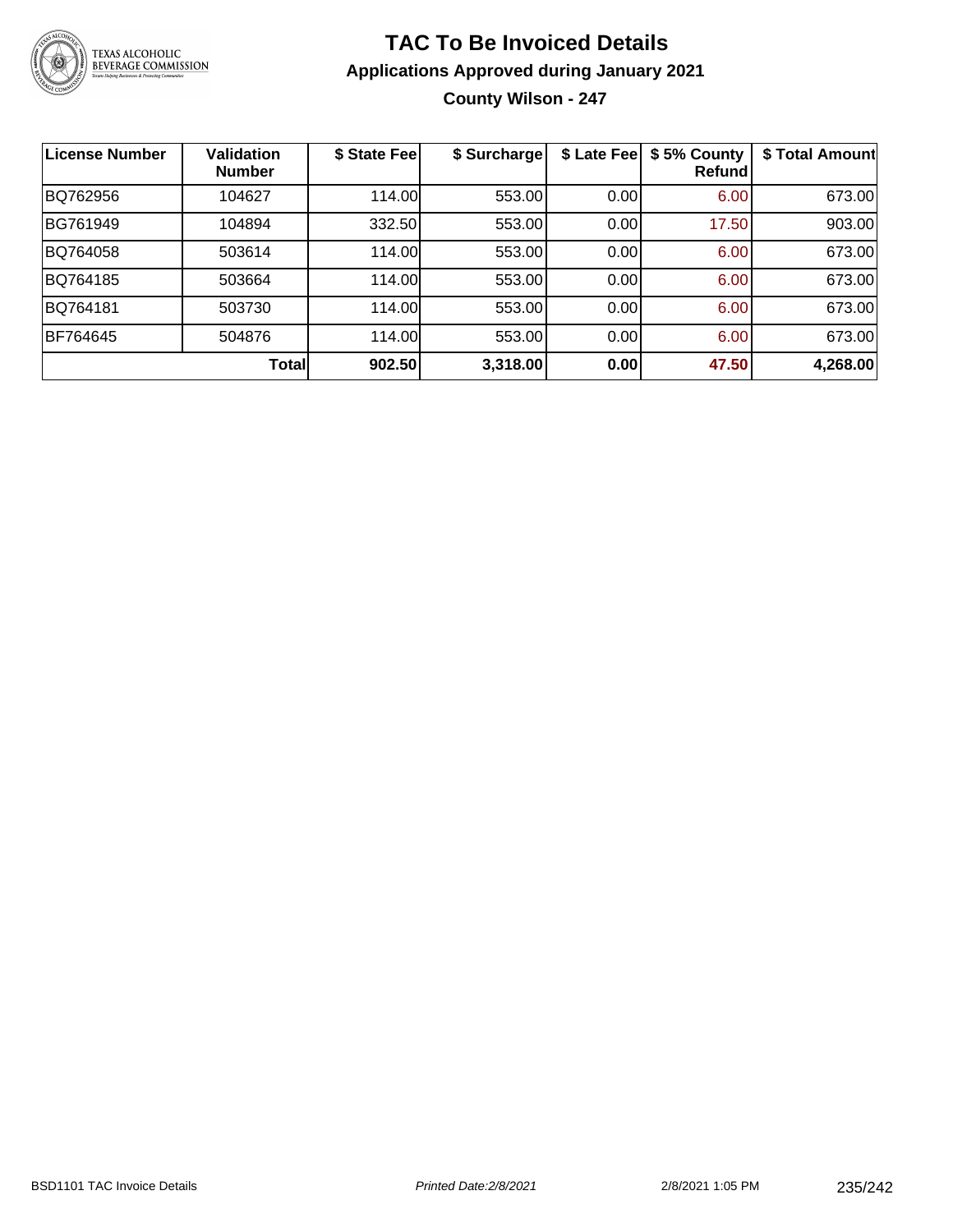# TAC To Be Invoiced Details

## Applications Approved during January 2021

### County Wilson - 247

| License Number | Validation Number | $ State Fee | $ Surcharge | $ Late Fee | $ 5% County Refund | $ Total Amount |
|---|---|---|---|---|---|---|
| BQ762956 | 104627 | 114.00 | 553.00 | 0.00 | 6.00 | 673.00 |
| BG761949 | 104894 | 332.50 | 553.00 | 0.00 | 17.50 | 903.00 |
| BQ764058 | 503614 | 114.00 | 553.00 | 0.00 | 6.00 | 673.00 |
| BQ764185 | 503664 | 114.00 | 553.00 | 0.00 | 6.00 | 673.00 |
| BQ764181 | 503730 | 114.00 | 553.00 | 0.00 | 6.00 | 673.00 |
| BF764645 | 504876 | 114.00 | 553.00 | 0.00 | 6.00 | 673.00 |
| | **Total** | **902.50** | **3,318.00** | **0.00** | **47.50** | **4,268.00** |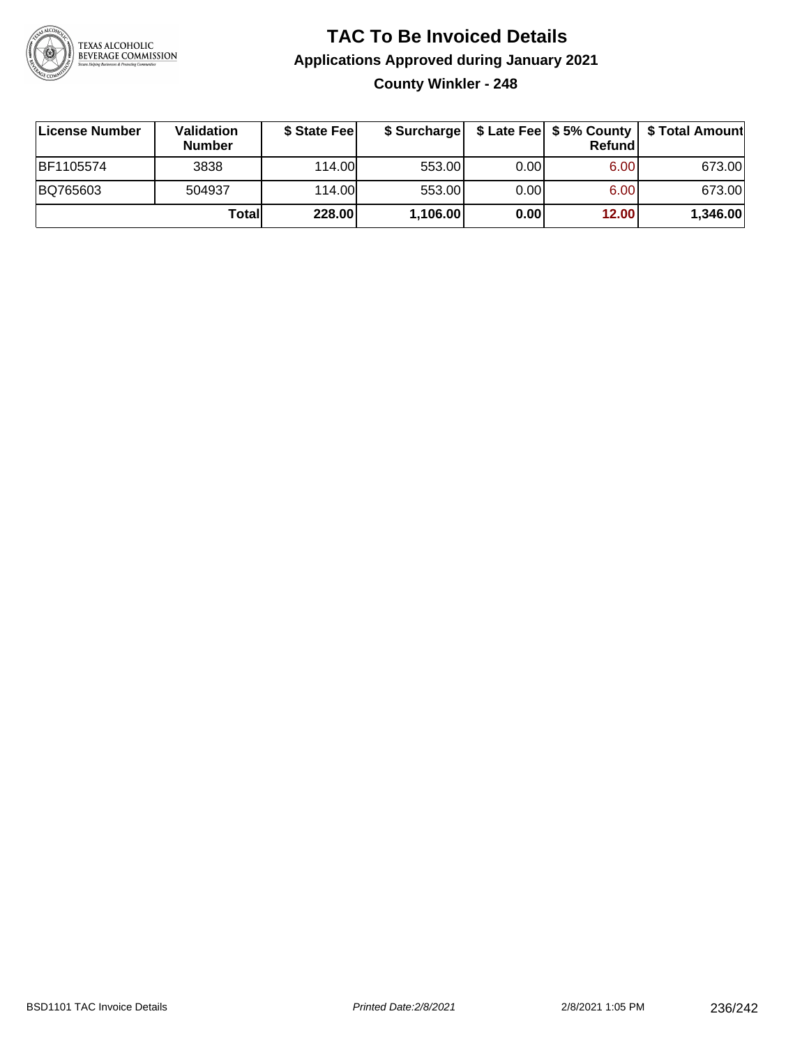# TAC To Be Invoiced Details

## Applications Approved during January 2021

### County Winkler - 248

| License Number | Validation Number | $ State Fee | $ Surcharge | $ Late Fee | $ 5% County Refund | $ Total Amount |
|---|---|---|---|---|---|---|
| BF1105574 | 3838 | 114.00 | 553.00 | 0.00 | 6.00 | 673.00 |
| BQ765603 | 504937 | 114.00 | 553.00 | 0.00 | 6.00 | 673.00 |
| | **Total** | **228.00** | **1,106.00** | **0.00** | **12.00** | **1,346.00** |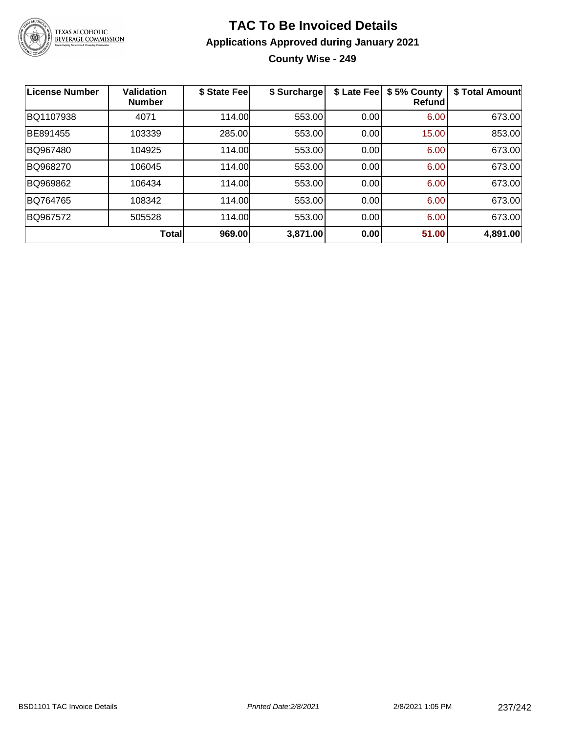# TAC To Be Invoiced Details

## Applications Approved during January 2021

### County Wise - 249

| License Number | Validation Number | $ State Fee | $ Surcharge | $ Late Fee | $ 5% County Refund | $ Total Amount |
|---|---|---|---|---|---|---|
| BQ1107938 | 4071 | 114.00 | 553.00 | 0.00 | 6.00 | 673.00 |
| BE891455 | 103339 | 285.00 | 553.00 | 0.00 | 15.00 | 853.00 |
| BQ967480 | 104925 | 114.00 | 553.00 | 0.00 | 6.00 | 673.00 |
| BQ968270 | 106045 | 114.00 | 553.00 | 0.00 | 6.00 | 673.00 |
| BQ969862 | 106434 | 114.00 | 553.00 | 0.00 | 6.00 | 673.00 |
| BQ764765 | 108342 | 114.00 | 553.00 | 0.00 | 6.00 | 673.00 |
| BQ967572 | 505528 | 114.00 | 553.00 | 0.00 | 6.00 | 673.00 |
| | **Total** | **969.00** | **3,871.00** | **0.00** | **51.00** | **4,891.00** |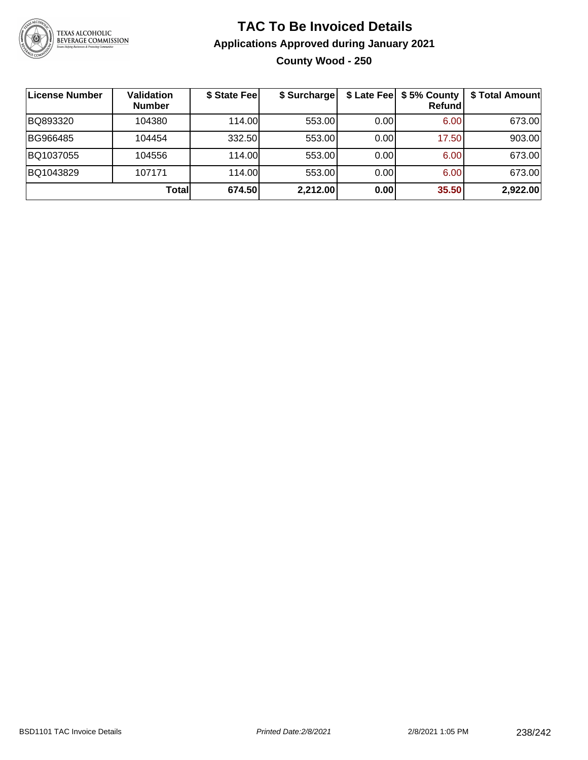# TAC To Be Invoiced Details

## Applications Approved during January 2021

### County Wood - 250

| License Number | Validation Number | $ State Fee | $ Surcharge | $ Late Fee | $ 5% County Refund | $ Total Amount |
|---|---|---|---|---|---|---|
| BQ893320 | 104380 | 114.00 | 553.00 | 0.00 | 6.00 | 673.00 |
| BG966485 | 104454 | 332.50 | 553.00 | 0.00 | 17.50 | 903.00 |
| BQ1037055 | 104556 | 114.00 | 553.00 | 0.00 | 6.00 | 673.00 |
| BQ1043829 | 107171 | 114.00 | 553.00 | 0.00 | 6.00 | 673.00 |
| | **Total** | **674.50** | **2,212.00** | **0.00** | **35.50** | **2,922.00** |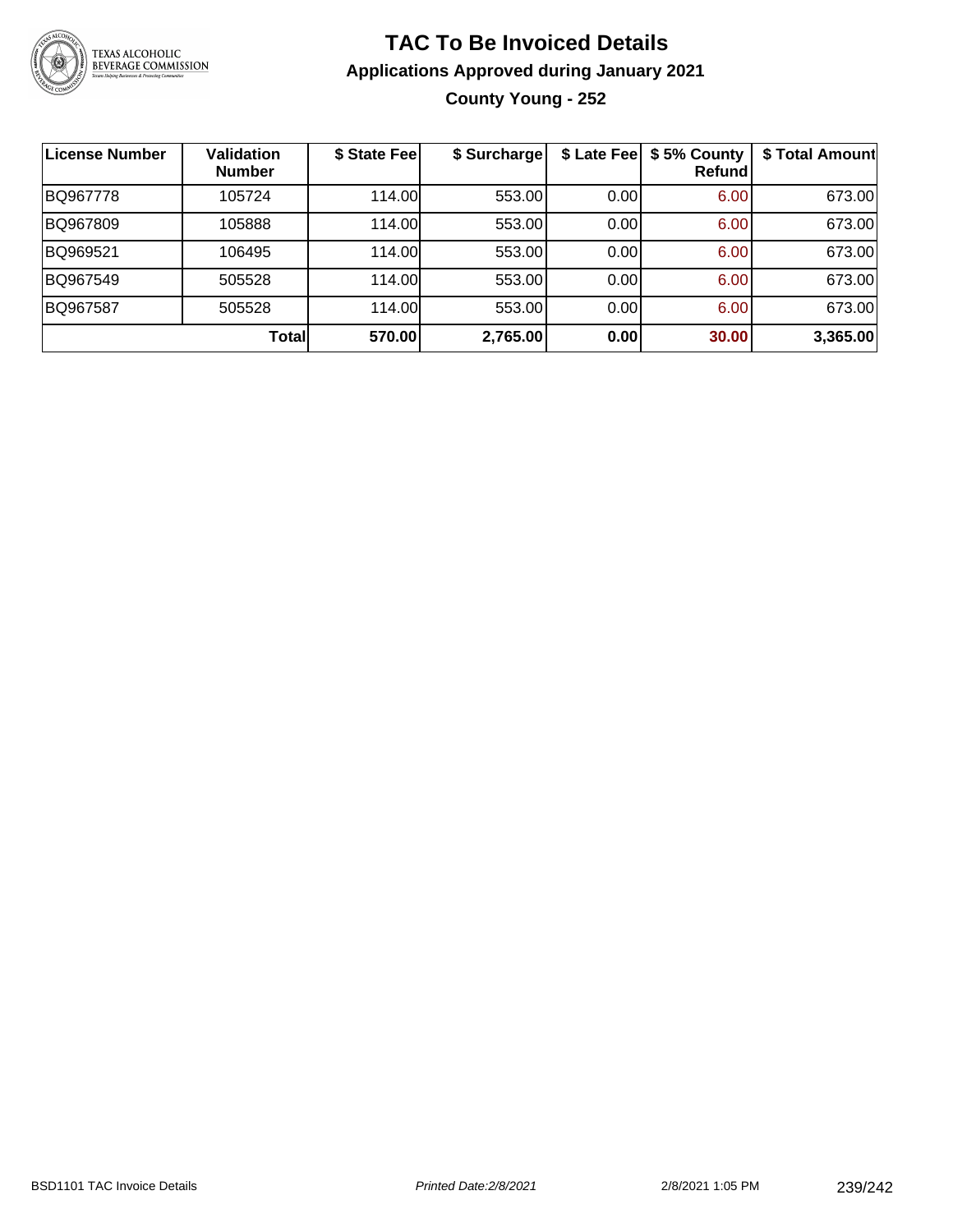# TAC To Be Invoiced Details

## Applications Approved during January 2021

### County Young - 252

| License Number | Validation Number | $ State Fee | $ Surcharge | $ Late Fee | $ 5% County Refund | $ Total Amount |
|---|---|---|---|---|---|---|
| BQ967778 | 105724 | 114.00 | 553.00 | 0.00 | 6.00 | 673.00 |
| BQ967809 | 105888 | 114.00 | 553.00 | 0.00 | 6.00 | 673.00 |
| BQ969521 | 106495 | 114.00 | 553.00 | 0.00 | 6.00 | 673.00 |
| BQ967549 | 505528 | 114.00 | 553.00 | 0.00 | 6.00 | 673.00 |
| BQ967587 | 505528 | 114.00 | 553.00 | 0.00 | 6.00 | 673.00 |
| | **Total** | **570.00** | **2,765.00** | **0.00** | **30.00** | **3,365.00** |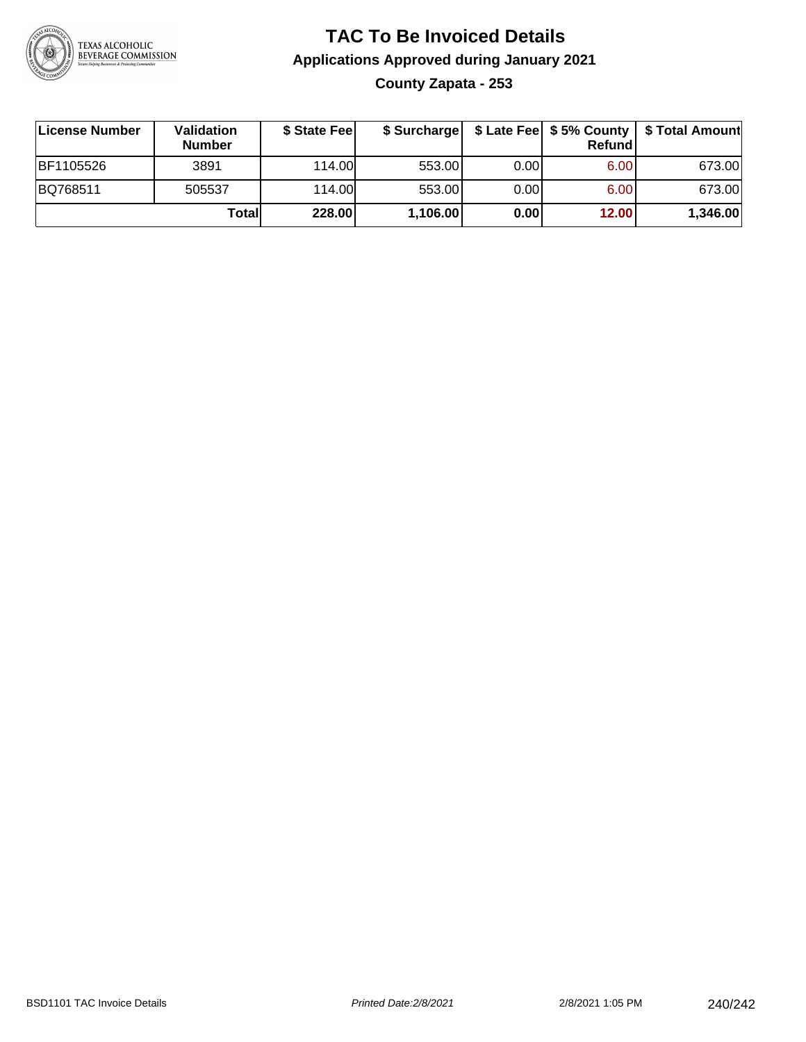# TAC To Be Invoiced Details

## Applications Approved during January 2021

### County Zapata - 253

| License Number | Validation Number | $ State Fee | $ Surcharge | $ Late Fee | $ 5% County Refund | $ Total Amount |
|---|---|---|---|---|---|---|
| BF1105526 | 3891 | 114.00 | 553.00 | 0.00 | 6.00 | 673.00 |
| BQ768511 | 505537 | 114.00 | 553.00 | 0.00 | 6.00 | 673.00 |
| | **Total** | **228.00** | **1,106.00** | **0.00** | **12.00** | **1,346.00** |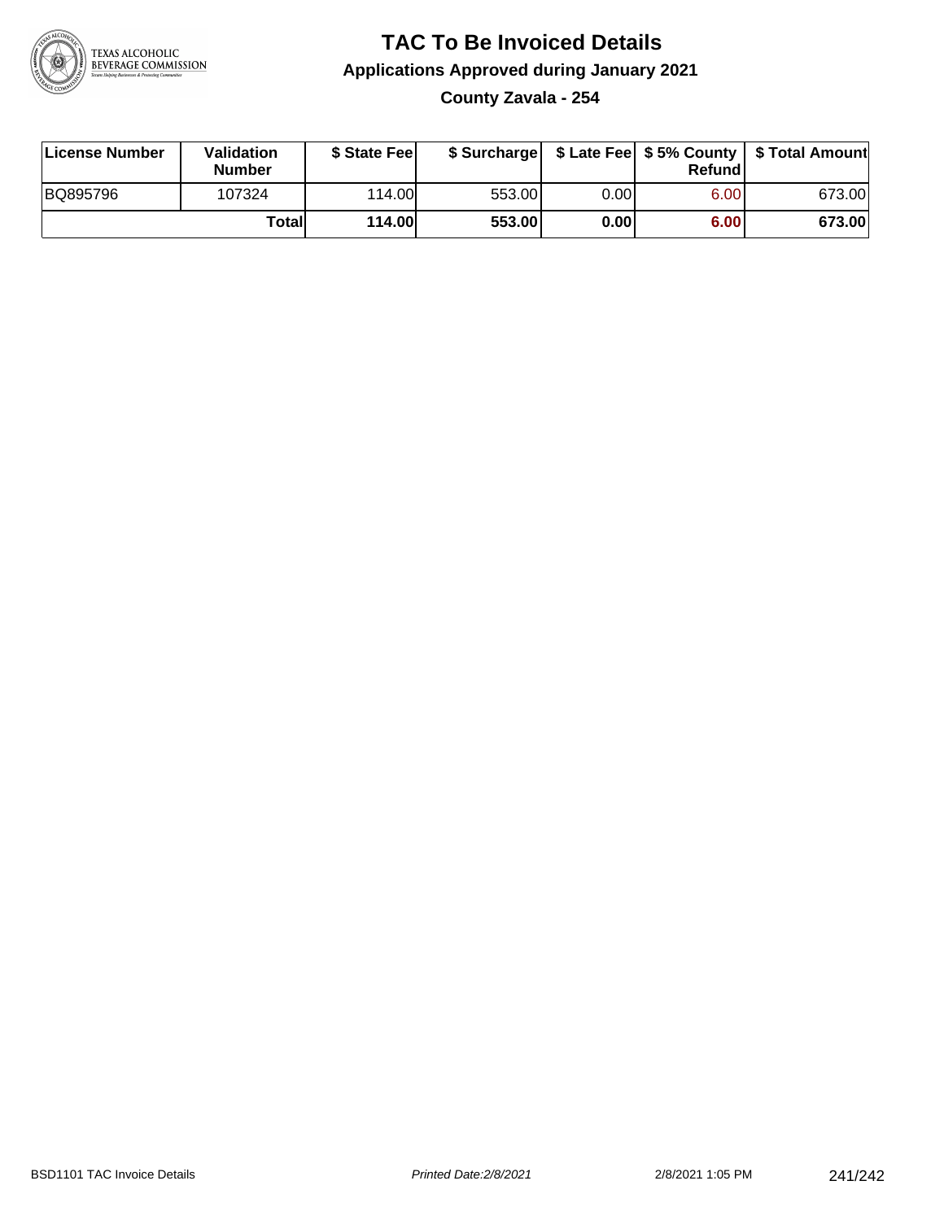# TAC To Be Invoiced Details

## Applications Approved during January 2021

### County Zavala - 254

| License Number | Validation Number | $ State Fee | $ Surcharge | $ Late Fee | $ 5% County Refund | $ Total Amount |
|---|---|---|---|---|---|---|
| BQ895796 | 107324 | 114.00 | 553.00 | 0.00 | 6.00 | 673.00 |
| | **Total** | **114.00** | **553.00** | **0.00** | **6.00** | **673.00** |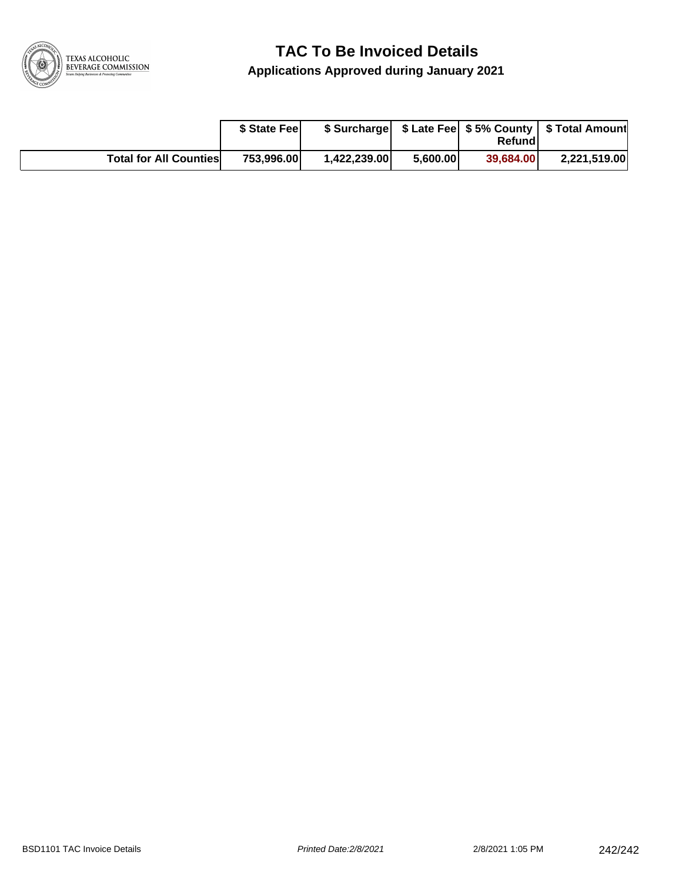# TAC To Be Invoiced Details

## Applications Approved during January 2021

| | \$ State Fee | \$ Surcharge | \$ Late Fee | \$ 5% County Refund | \$ Total Amount |
|---|---|---|---|---|---|
| **Total for All Counties** | 753,996.00 | 1,422,239.00 | 5,600.00 | 39,684.00 | 2,221,519.00 |